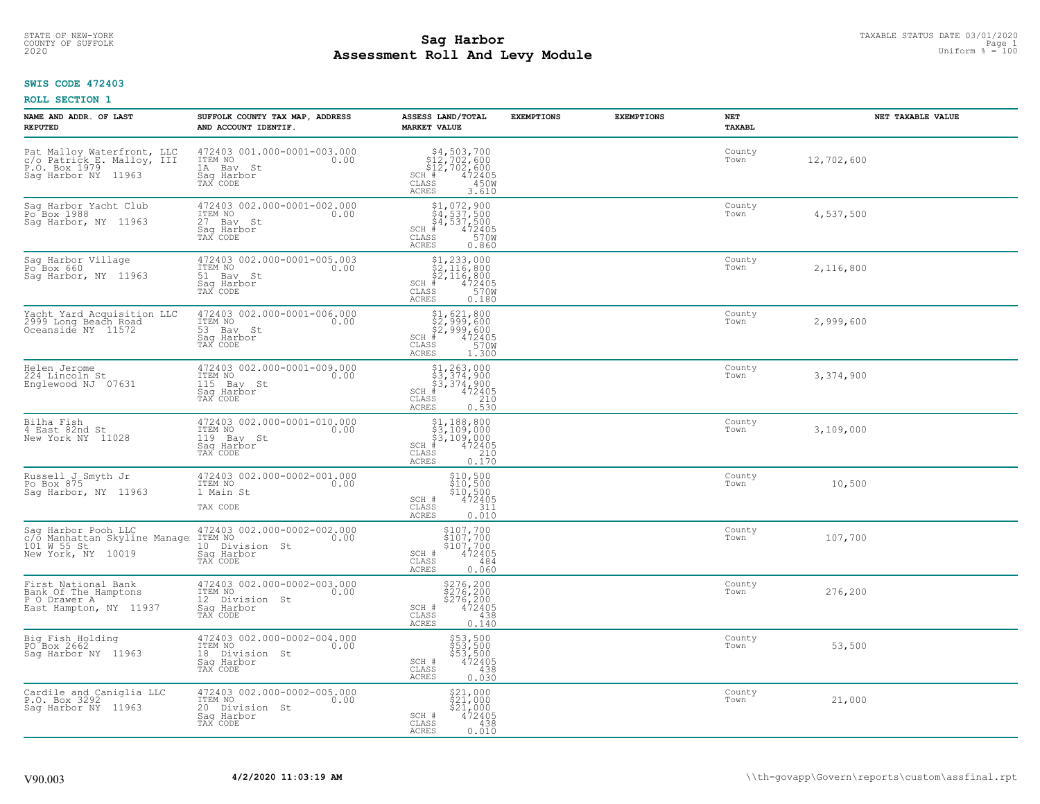STATE OF NEW-YORK
COUNTY OF SUFFOLK
2020

# Sag Harbor
## Assessment Roll And Levy Module

TAXABLE STATUS DATE 03/01/2020
Uniform % = 100

**SWIS CODE 472403**

**ROLL SECTION 1**

| NAME AND ADDR. OF LAST REPUTED | SUFFOLK COUNTY TAX MAP, ADDRESS AND ACCOUNT IDENTIF. | ASSESS LAND/TOTAL MARKET VALUE | EXEMPTIONS | EXEMPTIONS | NET TAXABL | NET TAXABLE VALUE |
|---|---|---|---|---|---|---|
| Pat Malloy Waterfront, LLC<br>c/o Patrick E. Malloy, III<br>P.O. Box 1979<br>Sag Harbor NY 11963 | 472403 001.000-0001-003.000<br>ITEM NO 0.00<br>1A Bay St<br>Sag Harbor<br>TAX CODE | $4,503,700<br>$12,702,600<br>$12,702,600<br>SCH # 472405<br>CLASS 450W<br>ACRES 3.610 | | | County<br>Town | 12,702,600 |
| Sag Harbor Yacht Club<br>Po Box 1988<br>Sag Harbor, NY 11963 | 472403 002.000-0001-002.000<br>ITEM NO 0.00<br>27 Bay St<br>Sag Harbor<br>TAX CODE | $1,072,900<br>$4,537,500<br>$4,537,500<br>SCH # 472405<br>CLASS 570W<br>ACRES 0.860 | | | County<br>Town | 4,537,500 |
| Sag Harbor Village<br>Po Box 660<br>Sag Harbor, NY 11963 | 472403 002.000-0001-005.003<br>ITEM NO 0.00<br>51 Bay St<br>Sag Harbor<br>TAX CODE | $1,233,000<br>$2,116,800<br>$2,116,800<br>SCH # 472405<br>CLASS 570W<br>ACRES 0.180 | | | County<br>Town | 2,116,800 |
| Yacht Yard Acquisition LLC<br>2999 Long Beach Road<br>Oceanside NY 11572 | 472403 002.000-0001-006.000<br>ITEM NO 0.00<br>53 Bay St<br>Sag Harbor<br>TAX CODE | $1,621,800<br>$2,999,600<br>$2,999,600<br>SCH # 472405<br>CLASS 570W<br>ACRES 1.300 | | | County<br>Town | 2,999,600 |
| Helen Jerome<br>224 Lincoln St<br>Englewood NJ 07631 | 472403 002.000-0001-009.000<br>ITEM NO 0.00<br>115 Bay St<br>Sag Harbor<br>TAX CODE | $1,263,000<br>$3,374,900<br>$3,374,900<br>SCH # 472405<br>CLASS 210<br>ACRES 0.530 | | | County<br>Town | 3,374,900 |
| Bilha Fish<br>4 East 82nd St<br>New York NY 11028 | 472403 002.000-0001-010.000<br>ITEM NO 0.00<br>119 Bay St<br>Sag Harbor<br>TAX CODE | $1,188,800<br>$3,109,000<br>$3,109,000<br>SCH # 472405<br>CLASS 210<br>ACRES 0.170 | | | County<br>Town | 3,109,000 |
| Russell J Smyth Jr<br>Po Box 875<br>Sag Harbor, NY 11963 | 472403 002.000-0002-001.000<br>ITEM NO 0.00<br>1 Main St<br>TAX CODE | $10,500<br>$10,500<br>$10,500<br>SCH # 472405<br>CLASS 311<br>ACRES 0.010 | | | County<br>Town | 10,500 |
| Sag Harbor Pooh LLC<br>c/o Manhattan Skyline Manage<br>101 W 55 St<br>New York, NY 10019 | 472403 002.000-0002-002.000<br>ITEM NO 0.00<br>10 Division St<br>Sag Harbor<br>TAX CODE | $107,700<br>$107,700<br>$107,700<br>SCH # 472405<br>CLASS 484<br>ACRES 0.060 | | | County<br>Town | 107,700 |
| First National Bank<br>Bank Of The Hamptons<br>P O Drawer A<br>East Hampton, NY 11937 | 472403 002.000-0002-003.000<br>ITEM NO 0.00<br>12 Division St<br>Sag Harbor<br>TAX CODE | $276,200<br>$276,200<br>$276,200<br>SCH # 472405<br>CLASS 438<br>ACRES 0.140 | | | County<br>Town | 276,200 |
| Big Fish Holding<br>PO Box 2662<br>Sag Harbor NY 11963 | 472403 002.000-0002-004.000<br>ITEM NO 0.00<br>18 Division St<br>Sag Harbor<br>TAX CODE | $53,500<br>$53,500<br>$53,500<br>SCH # 472405<br>CLASS 438<br>ACRES 0.030 | | | County<br>Town | 53,500 |
| Cardile and Caniglia LLC<br>P.O. Box 3292<br>Sag Harbor NY 11963 | 472403 002.000-0002-005.000<br>ITEM NO 0.00<br>20 Division St<br>Sag Harbor<br>TAX CODE | $21,000<br>$21,000<br>$21,000<br>SCH # 472405<br>CLASS 438<br>ACRES 0.010 | | | County<br>Town | 21,000 |

V90.003 4/2/2020 11:03:19 AM \\th-govapp\Govern\reports\custom\assfinal.rpt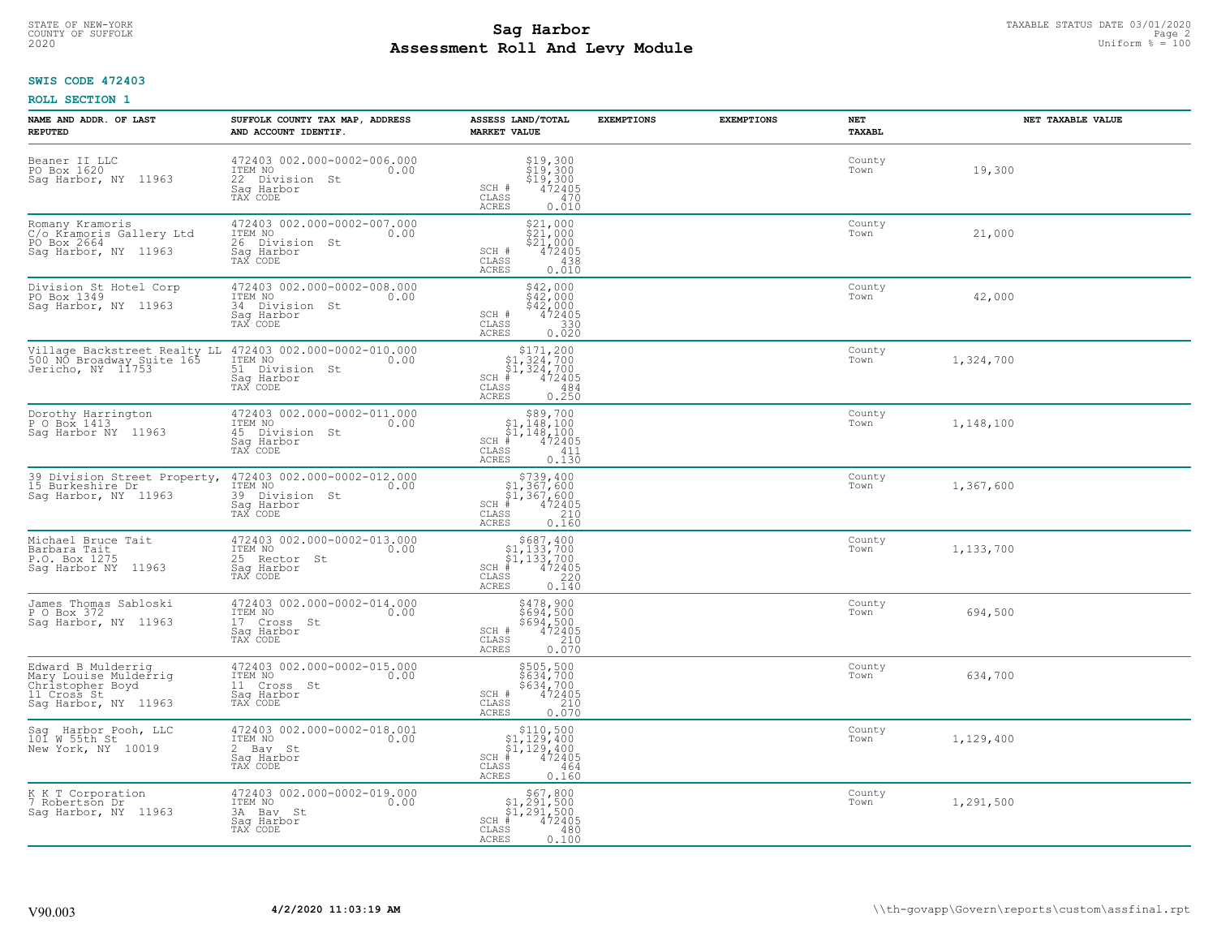STATE OF NEW-YORK
COUNTY OF SUFFOLK
2020

# Sag Harbor
## Assessment Roll And Levy Module

TAXABLE STATUS DATE 03/01/2020
Uniform % = 100

**SWIS CODE 472403**

**ROLL SECTION 1**

| NAME AND ADDR. OF LAST REPUTED | SUFFOLK COUNTY TAX MAP, ADDRESS AND ACCOUNT IDENTIF. | ASSESS LAND/TOTAL MARKET VALUE | EXEMPTIONS | EXEMPTIONS | NET TAXABL | NET TAXABLE VALUE |
|---|---|---|---|---|---|---|
| Beaner II LLC<br>PO Box 1620<br>Sag Harbor, NY 11963 | 472403 002.000-0002-006.000<br>ITEM NO 0.00<br>22 Division St<br>Sag Harbor<br>TAX CODE | $19,300<br>$19,300<br>$19,300<br>SCH # 472405<br>CLASS 470<br>ACRES 0.010 | | | County<br>Town | 19,300 |
| Romany Kramoris<br>C/o Kramoris Gallery Ltd<br>PO Box 2664<br>Sag Harbor, NY 11963 | 472403 002.000-0002-007.000<br>ITEM NO 0.00<br>26 Division St<br>Sag Harbor<br>TAX CODE | $21,000<br>$21,000<br>$21,000<br>SCH # 472405<br>CLASS 438<br>ACRES 0.010 | | | County<br>Town | 21,000 |
| Division St Hotel Corp<br>PO Box 1349<br>Sag Harbor, NY 11963 | 472403 002.000-0002-008.000<br>ITEM NO 0.00<br>34 Division St<br>Sag Harbor<br>TAX CODE | $42,000<br>$42,000<br>$42,000<br>SCH # 472405<br>CLASS 330<br>ACRES 0.020 | | | County<br>Town | 42,000 |
| Village Backstreet Realty LL<br>500 NO Broadway Suite 165<br>Jericho, NY 11753 | 472403 002.000-0002-010.000<br>ITEM NO 0.00<br>51 Division St<br>Sag Harbor<br>TAX CODE | $171,200<br>$1,324,700<br>$1,324,700<br>SCH # 472405<br>CLASS 484<br>ACRES 0.250 | | | County<br>Town | 1,324,700 |
| Dorothy Harrington<br>P O Box 1413<br>Sag Harbor NY 11963 | 472403 002.000-0002-011.000<br>ITEM NO 0.00<br>45 Division St<br>Sag Harbor<br>TAX CODE | $89,700<br>$1,148,100<br>$1,148,100<br>SCH # 472405<br>CLASS 411<br>ACRES 0.130 | | | County<br>Town | 1,148,100 |
| 39 Division Street Property,<br>15 Burkeshire Dr<br>Sag Harbor, NY 11963 | 472403 002.000-0002-012.000<br>ITEM NO 0.00<br>39 Division St<br>Sag Harbor<br>TAX CODE | $739,400<br>$1,367,600<br>$1,367,600<br>SCH # 472405<br>CLASS 210<br>ACRES 0.160 | | | County<br>Town | 1,367,600 |
| Michael Bruce Tait<br>Barbara Tait<br>P.O. Box 1275<br>Sag Harbor NY 11963 | 472403 002.000-0002-013.000<br>ITEM NO 0.00<br>25 Rector St<br>Sag Harbor<br>TAX CODE | $687,400<br>$1,133,700<br>$1,133,700<br>SCH # 472405<br>CLASS 220<br>ACRES 0.140 | | | County<br>Town | 1,133,700 |
| James Thomas Sabloski<br>P O Box 372<br>Sag Harbor, NY 11963 | 472403 002.000-0002-014.000<br>ITEM NO 0.00<br>17 Cross St<br>Sag Harbor<br>TAX CODE | $478,900<br>$694,500<br>$694,500<br>SCH # 472405<br>CLASS 210<br>ACRES 0.070 | | | County<br>Town | 694,500 |
| Edward B Mulderrig<br>Mary Louise Mulderrig<br>Christopher Boyd<br>11 Cross St<br>Sag Harbor, NY 11963 | 472403 002.000-0002-015.000<br>ITEM NO 0.00<br>11 Cross St<br>Sag Harbor<br>TAX CODE | $505,500<br>$634,700<br>$634,700<br>SCH # 472405<br>CLASS 210<br>ACRES 0.070 | | | County<br>Town | 634,700 |
| Sag Harbor Pooh, LLC<br>101 W 55th St<br>New York, NY 10019 | 472403 002.000-0002-018.001<br>ITEM NO 0.00<br>2 Bay St<br>Sag Harbor<br>TAX CODE | $110,500<br>$1,129,400<br>$1,129,400<br>SCH # 472405<br>CLASS 464<br>ACRES 0.160 | | | County<br>Town | 1,129,400 |
| K K T Corporation<br>7 Robertson Dr<br>Sag Harbor, NY 11963 | 472403 002.000-0002-019.000<br>ITEM NO 0.00<br>3A Bay St<br>Sag Harbor<br>TAX CODE | $67,800<br>$1,291,500<br>$1,291,500<br>SCH # 472405<br>CLASS 480<br>ACRES 0.100 | | | County<br>Town | 1,291,500 |

V90.003 **4/2/2020 11:03:19 AM** \\th-govapp\Govern\reports\custom\assfinal.rpt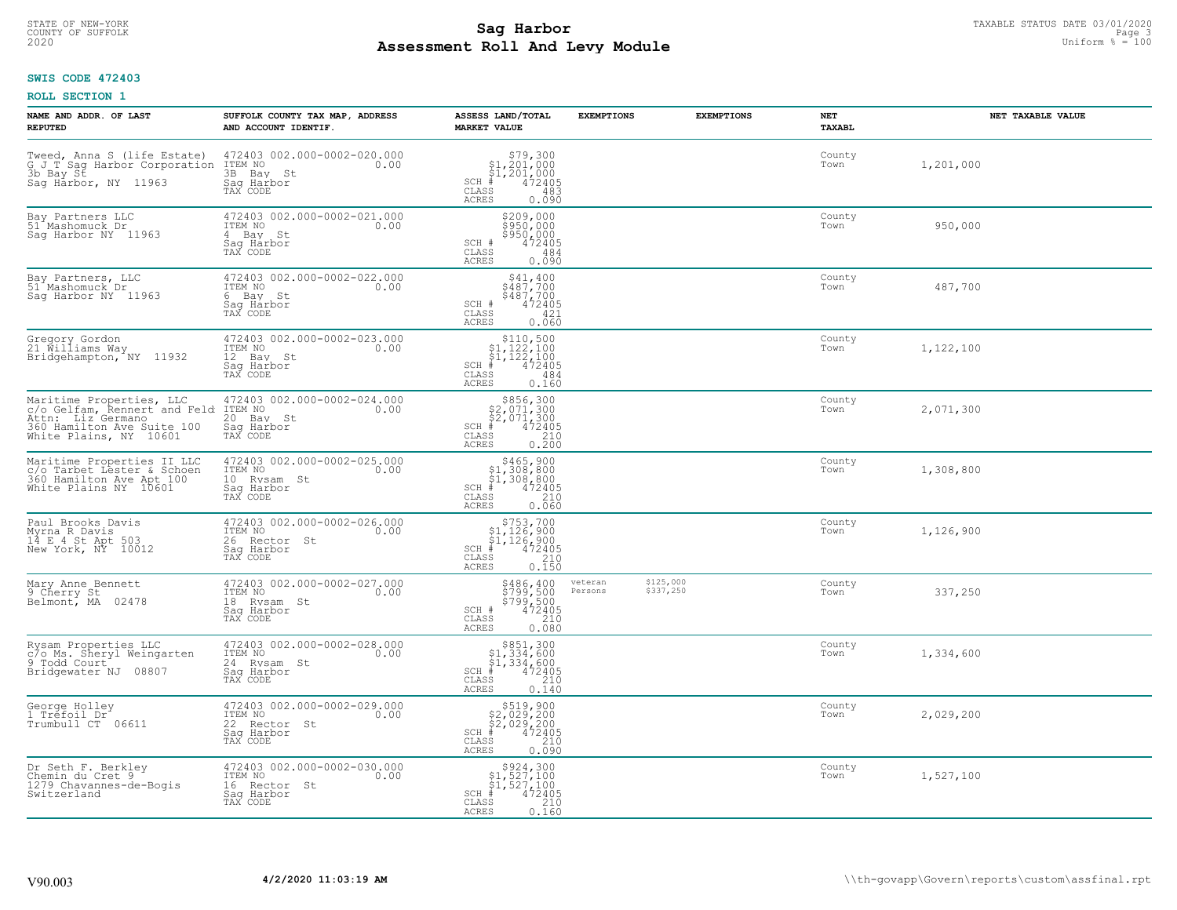STATE OF NEW-YORK
COUNTY OF SUFFOLK
2020

# Sag Harbor
# Assessment Roll And Levy Module

TAXABLE STATUS DATE 03/01/2020
Uniform % = 100

**SWIS CODE 472403**

**ROLL SECTION 1**

| NAME AND ADDR. OF LAST REPUTED | SUFFOLK COUNTY TAX MAP, ADDRESS AND ACCOUNT IDENTIF. | ASSESS LAND/TOTAL MARKET VALUE | EXEMPTIONS | EXEMPTIONS | NET TAXABL | NET TAXABLE VALUE |
|---|---|---|---|---|---|---|
| Tweed, Anna S (life Estate)<br>G J T Sag Harbor Corporation<br>3b Bay St<br>Sag Harbor, NY 11963 | 472403 002.000-0002-020.000<br>ITEM NO 0.00<br>3B Bay St<br>Sag Harbor<br>TAX CODE | $79,300<br>$1,201,000<br>$1,201,000<br>SCH # 472405<br>CLASS 483<br>ACRES 0.090 | | | County<br>Town | 1,201,000 |
| Bay Partners LLC<br>51 Mashomuck Dr<br>Sag Harbor NY 11963 | 472403 002.000-0002-021.000<br>ITEM NO 0.00<br>4 Bay St<br>Sag Harbor<br>TAX CODE | $209,000<br>$950,000<br>$950,000<br>SCH # 472405<br>CLASS 484<br>ACRES 0.090 | | | County<br>Town | 950,000 |
| Bay Partners, LLC<br>51 Mashomuck Dr<br>Sag Harbor NY 11963 | 472403 002.000-0002-022.000<br>ITEM NO 0.00<br>6 Bay St<br>Sag Harbor<br>TAX CODE | $41,400<br>$487,700<br>$487,700<br>SCH # 472405<br>CLASS 421<br>ACRES 0.060 | | | County<br>Town | 487,700 |
| Gregory Gordon<br>21 Williams Way<br>Bridgehampton, NY 11932 | 472403 002.000-0002-023.000<br>ITEM NO 0.00<br>12 Bay St<br>Sag Harbor<br>TAX CODE | $110,500<br>$1,122,100<br>$1,122,100<br>SCH # 472405<br>CLASS 484<br>ACRES 0.160 | | | County<br>Town | 1,122,100 |
| Maritime Properties, LLC<br>c/o Gelfam, Rennert and Feld<br>Attn: Liz Germano<br>360 Hamilton Ave Suite 100<br>White Plains, NY 10601 | 472403 002.000-0002-024.000<br>ITEM NO 0.00<br>20 Bay St<br>Sag Harbor<br>TAX CODE | $856,300<br>$2,071,300<br>$2,071,300<br>SCH # 472405<br>CLASS 210<br>ACRES 0.200 | | | County<br>Town | 2,071,300 |
| Maritime Properties II LLC<br>c/o Tarbet Lester & Schoen<br>360 Hamilton Ave Apt 100<br>White Plains NY 10601 | 472403 002.000-0002-025.000<br>ITEM NO 0.00<br>10 Rysam St<br>Sag Harbor<br>TAX CODE | $465,900<br>$1,308,800<br>$1,308,800<br>SCH # 472405<br>CLASS 210<br>ACRES 0.060 | | | County<br>Town | 1,308,800 |
| Paul Brooks Davis<br>Myrna R Davis<br>14 E 4 St Apt 503<br>New York, NY 10012 | 472403 002.000-0002-026.000<br>ITEM NO 0.00<br>26 Rector St<br>Sag Harbor<br>TAX CODE | $753,700<br>$1,126,900<br>$1,126,900<br>SCH # 472405<br>CLASS 210<br>ACRES 0.150 | | | County<br>Town | 1,126,900 |
| Mary Anne Bennett<br>9 Cherry St<br>Belmont, MA 02478 | 472403 002.000-0002-027.000<br>ITEM NO 0.00<br>18 Rysam St<br>Sag Harbor<br>TAX CODE | $486,400<br>$799,500<br>$799,500<br>SCH # 472405<br>CLASS 210<br>ACRES 0.080 | veteran<br>Persons | $125,000<br>$337,250 | County<br>Town | 337,250 |
| Rysam Properties LLC<br>c/o Ms. Sheryl Weingarten<br>9 Todd Court<br>Bridgewater NJ 08807 | 472403 002.000-0002-028.000<br>ITEM NO 0.00<br>24 Rysam St<br>Sag Harbor<br>TAX CODE | $851,300<br>$1,334,600<br>$1,334,600<br>SCH # 472405<br>CLASS 210<br>ACRES 0.140 | | | County<br>Town | 1,334,600 |
| George Holley<br>1 Trefoil Dr<br>Trumbull CT 06611 | 472403 002.000-0002-029.000<br>ITEM NO 0.00<br>22 Rector St<br>Sag Harbor<br>TAX CODE | $519,900<br>$2,029,200<br>$2,029,200<br>SCH # 472405<br>CLASS 210<br>ACRES 0.090 | | | County<br>Town | 2,029,200 |
| Dr Seth F. Berkley<br>Chemin du Cret 9<br>1279 Chavannes-de-Bogis<br>Switzerland | 472403 002.000-0002-030.000<br>ITEM NO 0.00<br>16 Rector St<br>Sag Harbor<br>TAX CODE | $924,300<br>$1,527,100<br>$1,527,100<br>SCH # 472405<br>CLASS 210<br>ACRES 0.160 | | | County<br>Town | 1,527,100 |

V90.003 **4/2/2020 11:03:19 AM** \\th-govapp\Govern\reports\custom\assfinal.rpt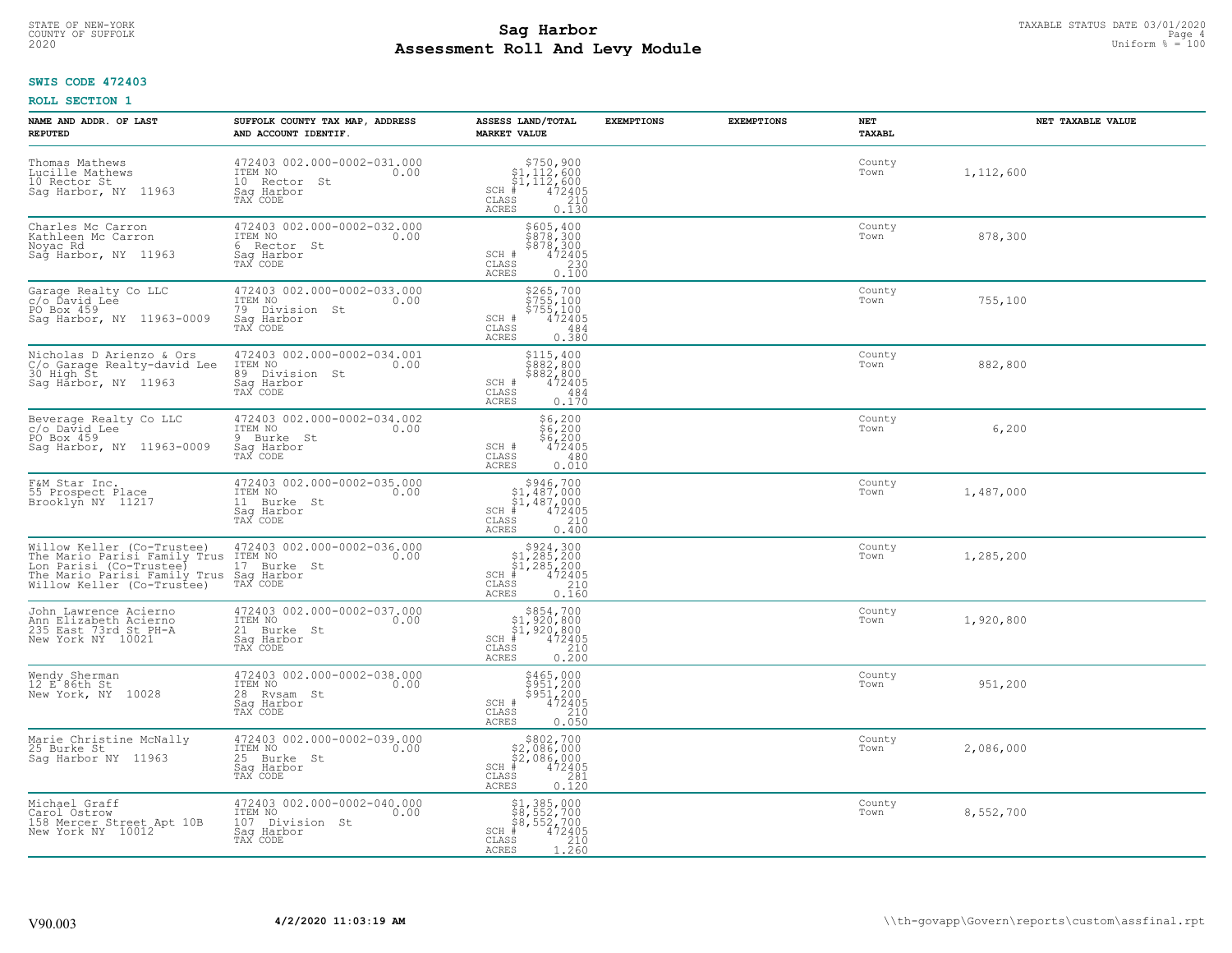STATE OF NEW-YORK
COUNTY OF SUFFOLK
2020

# Sag Harbor
## Assessment Roll And Levy Module

TAXABLE STATUS DATE 03/01/2020
Uniform % = 100

**SWIS CODE 472403**

**ROLL SECTION 1**

| NAME AND ADDR. OF LAST REPUTED | SUFFOLK COUNTY TAX MAP, ADDRESS AND ACCOUNT IDENTIF. | ASSESS LAND/TOTAL MARKET VALUE | EXEMPTIONS | EXEMPTIONS | NET TAXABL | NET TAXABLE VALUE |
|---|---|---|---|---|---|---|
| Thomas Mathews<br>Lucille Mathews<br>10 Rector St<br>Sag Harbor, NY 11963 | 472403 002.000-0002-031.000<br>ITEM NO 0.00<br>10 Rector St<br>Sag Harbor<br>TAX CODE | $750,900<br>$1,112,600<br>$1,112,600<br>SCH # 472405<br>CLASS 210<br>ACRES 0.130 | | | County<br>Town | 1,112,600 |
| Charles Mc Carron<br>Kathleen Mc Carron<br>Noyac Rd<br>Sag Harbor, NY 11963 | 472403 002.000-0002-032.000<br>ITEM NO 0.00<br>6 Rector St<br>Sag Harbor<br>TAX CODE | $605,400<br>$878,300<br>$878,300<br>SCH # 472405<br>CLASS 230<br>ACRES 0.100 | | | County<br>Town | 878,300 |
| Garage Realty Co LLC<br>c/o David Lee<br>PO Box 459<br>Sag Harbor, NY 11963-0009 | 472403 002.000-0002-033.000<br>ITEM NO 0.00<br>79 Division St<br>Sag Harbor<br>TAX CODE | $265,700<br>$755,100<br>$755,100<br>SCH # 472405<br>CLASS 484<br>ACRES 0.380 | | | County<br>Town | 755,100 |
| Nicholas D Arienzo & Ors<br>C/o Garage Realty-david Lee<br>30 High St<br>Sag Harbor, NY 11963 | 472403 002.000-0002-034.001<br>ITEM NO 0.00<br>89 Division St<br>Sag Harbor<br>TAX CODE | $115,400<br>$882,800<br>$882,800<br>SCH # 472405<br>CLASS 484<br>ACRES 0.170 | | | County<br>Town | 882,800 |
| Beverage Realty Co LLC<br>c/o David Lee<br>PO Box 459<br>Sag Harbor, NY 11963-0009 | 472403 002.000-0002-034.002<br>ITEM NO 0.00<br>9 Burke St<br>Sag Harbor<br>TAX CODE | $6,200<br>$6,200<br>$6,200<br>SCH # 472405<br>CLASS 480<br>ACRES 0.010 | | | County<br>Town | 6,200 |
| F&M Star Inc.<br>55 Prospect Place<br>Brooklyn NY 11217 | 472403 002.000-0002-035.000<br>ITEM NO 0.00<br>11 Burke St<br>Sag Harbor<br>TAX CODE | $946,700<br>$1,487,000<br>$1,487,000<br>SCH # 472405<br>CLASS 210<br>ACRES 0.400 | | | County<br>Town | 1,487,000 |
| Willow Keller (Co-Trustee)<br>The Mario Parisi Family Trus<br>Lon Parisi (Co-Trustee)<br>The Mario Parisi Family Trus<br>Willow Keller (Co-Trustee) | 472403 002.000-0002-036.000<br>ITEM NO 0.00<br>17 Burke St<br>Sag Harbor<br>TAX CODE | $924,300<br>$1,285,200<br>$1,285,200<br>SCH # 472405<br>CLASS 210<br>ACRES 0.160 | | | County<br>Town | 1,285,200 |
| John Lawrence Acierno<br>Ann Elizabeth Acierno<br>235 East 73rd St PH-A<br>New York NY 10021 | 472403 002.000-0002-037.000<br>ITEM NO 0.00<br>21 Burke St<br>Sag Harbor<br>TAX CODE | $854,700<br>$1,920,800<br>$1,920,800<br>SCH # 472405<br>CLASS 210<br>ACRES 0.200 | | | County<br>Town | 1,920,800 |
| Wendy Sherman<br>12 E 86th St<br>New York, NY 10028 | 472403 002.000-0002-038.000<br>ITEM NO 0.00<br>28 Rysam St<br>Sag Harbor<br>TAX CODE | $465,000<br>$951,200<br>$951,200<br>SCH # 472405<br>CLASS 210<br>ACRES 0.050 | | | County<br>Town | 951,200 |
| Marie Christine McNally<br>25 Burke St<br>Sag Harbor NY 11963 | 472403 002.000-0002-039.000<br>ITEM NO 0.00<br>25 Burke St<br>Sag Harbor<br>TAX CODE | $802,700<br>$2,086,000<br>$2,086,000<br>SCH # 472405<br>CLASS 281<br>ACRES 0.120 | | | County<br>Town | 2,086,000 |
| Michael Graff<br>Carol Ostrow<br>158 Mercer Street Apt 10B<br>New York NY 10012 | 472403 002.000-0002-040.000<br>ITEM NO 0.00<br>107 Division St<br>Sag Harbor<br>TAX CODE | $1,385,000<br>$8,552,700<br>$8,552,700<br>SCH # 472405<br>CLASS 210<br>ACRES 1.260 | | | County<br>Town | 8,552,700 |

V90.003 **4/2/2020 11:03:19 AM** \\th-govapp\Govern\reports\custom\assfinal.rpt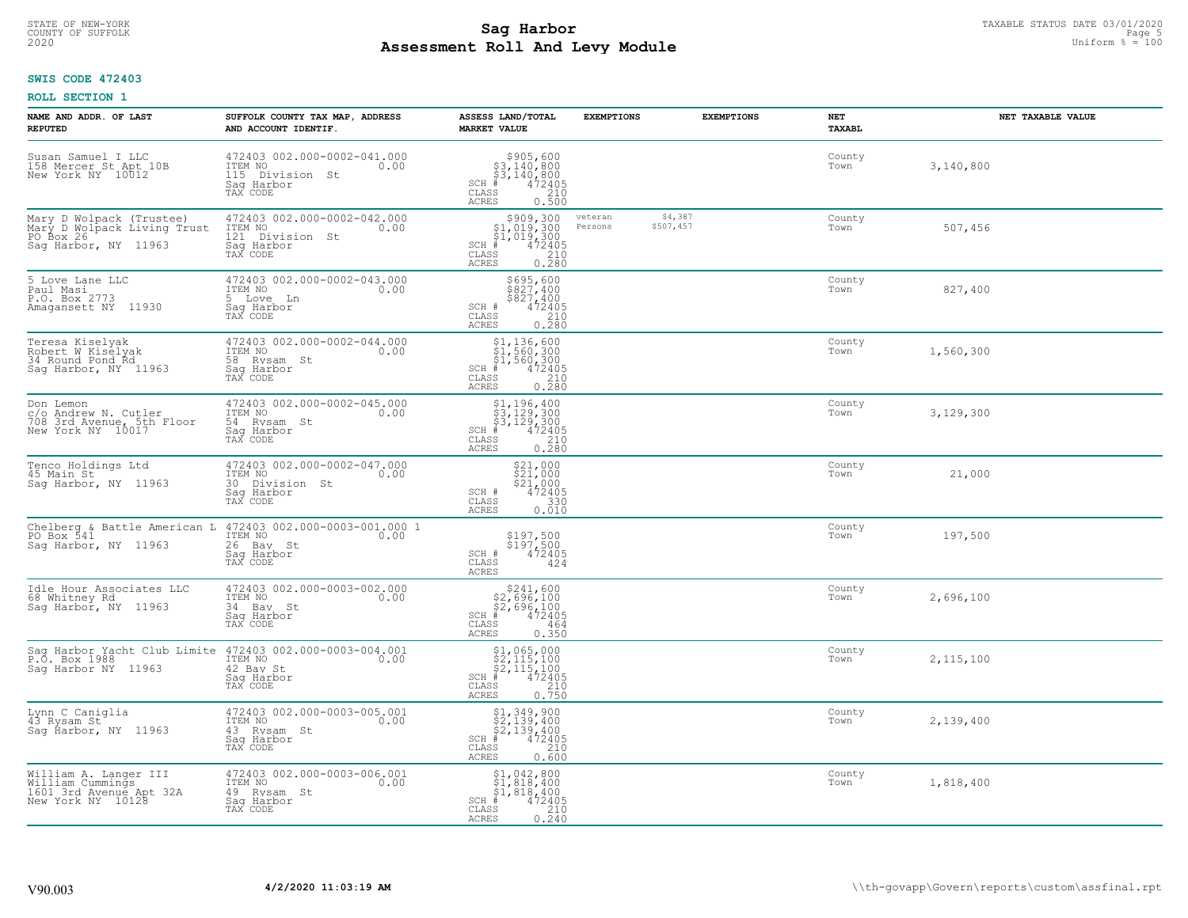**SWIS CODE 472403**

**ROLL SECTION 1**

| NAME AND ADDR. OF LAST REPUTED | SUFFOLK COUNTY TAX MAP, ADDRESS AND ACCOUNT IDENTIF. | ASSESS LAND/TOTAL MARKET VALUE | EXEMPTIONS | EXEMPTIONS | NET TAXABL | NET TAXABLE VALUE |
|---|---|---|---|---|---|---|
| Susan Samuel I LLC<br>158 Mercer St Apt 10B<br>New York NY 10012 | 472403 002.000-0002-041.000<br>ITEM NO 0.00<br>115 Division St<br>Sag Harbor<br>TAX CODE | $905,600<br>$3,140,800<br>$3,140,800<br>SCH # 472405<br>CLASS 210<br>ACRES 0.500 | | | County<br>Town | 3,140,800 |
| Mary D Wolpack (Trustee)<br>Mary D Wolpack Living Trust<br>PO Box 26<br>Sag Harbor, NY 11963 | 472403 002.000-0002-042.000<br>ITEM NO 0.00<br>121 Division St<br>Sag Harbor<br>TAX CODE | $909,300<br>$1,019,300<br>$1,019,300<br>SCH # 472405<br>CLASS 210<br>ACRES 0.280 | veteran $4,387<br>Persons $507,457 | | County<br>Town | 507,456 |
| 5 Love Lane LLC<br>Paul Masi<br>P.O. Box 2773<br>Amagansett NY 11930 | 472403 002.000-0002-043.000<br>ITEM NO 0.00<br>5 Love Ln<br>Sag Harbor<br>TAX CODE | $695,600<br>$827,400<br>$827,400<br>SCH # 472405<br>CLASS 210<br>ACRES 0.280 | | | County<br>Town | 827,400 |
| Teresa Kiselyak<br>Robert W Kiselyak<br>34 Round Pond Rd<br>Sag Harbor, NY 11963 | 472403 002.000-0002-044.000<br>ITEM NO 0.00<br>58 Rysam St<br>Sag Harbor<br>TAX CODE | $1,136,600<br>$1,560,300<br>$1,560,300<br>SCH # 472405<br>CLASS 210<br>ACRES 0.280 | | | County<br>Town | 1,560,300 |
| Don Lemon<br>c/o Andrew N. Cutler<br>708 3rd Avenue, 5th Floor<br>New York NY 10017 | 472403 002.000-0002-045.000<br>ITEM NO 0.00<br>54 Rysam St<br>Sag Harbor<br>TAX CODE | $1,196,400<br>$3,129,300<br>$3,129,300<br>SCH # 472405<br>CLASS 210<br>ACRES 0.280 | | | County<br>Town | 3,129,300 |
| Tenco Holdings Ltd<br>45 Main St<br>Sag Harbor, NY 11963 | 472403 002.000-0002-047.000<br>ITEM NO 0.00<br>30 Division St<br>Sag Harbor<br>TAX CODE | $21,000<br>$21,000<br>$21,000<br>SCH # 472405<br>CLASS 330<br>ACRES 0.010 | | | County<br>Town | 21,000 |
| Chelberg & Battle American L<br>PO Box 541<br>Sag Harbor, NY 11963 | 472403 002.000-0003-001.000 1<br>ITEM NO 0.00<br>26 Bay St<br>Sag Harbor<br>TAX CODE | $197,500<br>$197,500<br>SCH # 472405<br>CLASS 424<br>ACRES | | | County<br>Town | 197,500 |
| Idle Hour Associates LLC<br>68 Whitney Rd<br>Sag Harbor, NY 11963 | 472403 002.000-0003-002.000<br>ITEM NO 0.00<br>34 Bay St<br>Sag Harbor<br>TAX CODE | $241,600<br>$2,696,100<br>$2,696,100<br>SCH # 472405<br>CLASS 464<br>ACRES 0.350 | | | County<br>Town | 2,696,100 |
| Sag Harbor Yacht Club Limite<br>P.O. Box 1988<br>Sag Harbor NY 11963 | 472403 002.000-0003-004.001<br>ITEM NO 0.00<br>42 Bay St<br>Sag Harbor<br>TAX CODE | $1,065,000<br>$2,115,100<br>$2,115,100<br>SCH # 472405<br>CLASS 210<br>ACRES 0.750 | | | County<br>Town | 2,115,100 |
| Lynn C Caniglia<br>43 Rysam St<br>Sag Harbor, NY 11963 | 472403 002.000-0003-005.001<br>ITEM NO 0.00<br>43 Rysam St<br>Sag Harbor<br>TAX CODE | $1,349,900<br>$2,139,400<br>$2,139,400<br>SCH # 472405<br>CLASS 210<br>ACRES 0.600 | | | County<br>Town | 2,139,400 |
| William A. Langer III<br>William Cummings<br>1601 3rd Avenue Apt 32A<br>New York NY 10128 | 472403 002.000-0003-006.001<br>ITEM NO 0.00<br>49 Rysam St<br>Sag Harbor<br>TAX CODE | $1,042,800<br>$1,818,400<br>$1,818,400<br>SCH # 472405<br>CLASS 210<br>ACRES 0.240 | | | County<br>Town | 1,818,400 |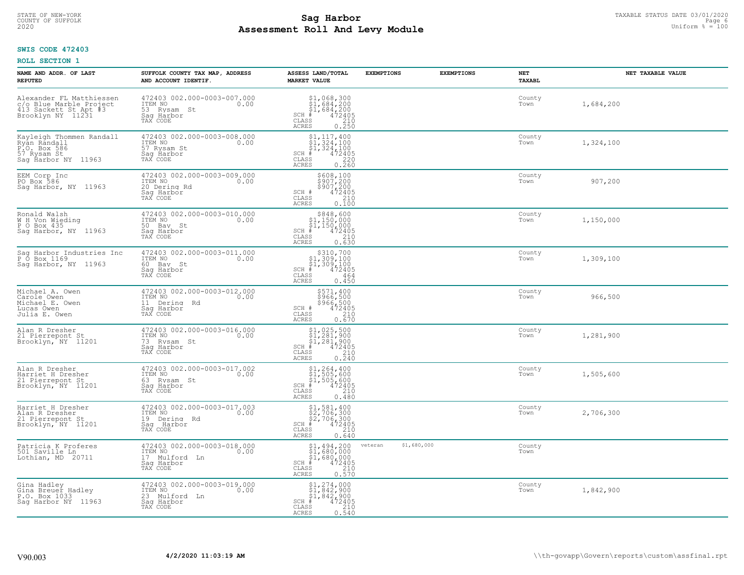STATE OF NEW-YORK
COUNTY OF SUFFOLK
2020

# Sag Harbor
# Assessment Roll And Levy Module

TAXABLE STATUS DATE 03/01/2020
Uniform % = 100

**SWIS CODE 472403**

**ROLL SECTION 1**

| NAME AND ADDR. OF LAST REPUTED | SUFFOLK COUNTY TAX MAP, ADDRESS AND ACCOUNT IDENTIF. | ASSESS LAND/TOTAL MARKET VALUE | EXEMPTIONS | EXEMPTIONS | NET TAXABL | NET TAXABLE VALUE |
|---|---|---|---|---|---|---|
| Alexander FL Matthiessen<br>c/o Blue Marble Project<br>413 Sackett St Apt #3<br>Brooklyn NY 11231 | 472403 002.000-0003-007.000<br>ITEM NO 0.00<br>53 Rysam St<br>Sag Harbor<br>TAX CODE | $1,068,300<br>$1,684,200<br>$1,684,200<br>SCH # 472405<br>CLASS 210<br>ACRES 0.250 | | | County<br>Town | 1,684,200 |
| Kayleigh Thommen Randall<br>Ryan Randall<br>P.O. Box 586<br>57 Rysam St<br>Sag Harbor NY 11963 | 472403 002.000-0003-008.000<br>ITEM NO 0.00<br>57 Rysam St<br>Sag Harbor<br>TAX CODE | $1,117,400<br>$1,324,100<br>$1,324,100<br>SCH # 472405<br>CLASS 220<br>ACRES 0.260 | | | County<br>Town | 1,324,100 |
| EEM Corp Inc<br>PO Box 586<br>Sag Harbor, NY 11963 | 472403 002.000-0003-009.000<br>ITEM NO 0.00<br>20 Dering Rd<br>Sag Harbor<br>TAX CODE | $608,100<br>$907,200<br>$907,200<br>SCH # 472405<br>CLASS 210<br>ACRES 0.100 | | | County<br>Town | 907,200 |
| Ronald Walsh<br>W H Von Wieding<br>P O Box 435<br>Sag Harbor, NY 11963 | 472403 002.000-0003-010.000<br>ITEM NO 0.00<br>50 Bay St<br>Sag Harbor<br>TAX CODE | $848,600<br>$1,150,000<br>$1,150,000<br>SCH # 472405<br>CLASS 210<br>ACRES 0.630 | | | County<br>Town | 1,150,000 |
| Sag Harbor Industries Inc<br>P O Box 1169<br>Sag Harbor, NY 11963 | 472403 002.000-0003-011.000<br>ITEM NO 0.00<br>60 Bay St<br>Sag Harbor<br>TAX CODE | $310,700<br>$1,309,100<br>$1,309,100<br>SCH # 472405<br>CLASS 464<br>ACRES 0.450 | | | County<br>Town | 1,309,100 |
| Michael A. Owen<br>Carole Owen<br>Michael E. Owen<br>Lucas Owen<br>Julia E. Owen | 472403 002.000-0003-012.000<br>ITEM NO 0.00<br>11 Dering Rd<br>Sag Harbor<br>TAX CODE | $571,400<br>$966,500<br>$966,500<br>SCH # 472405<br>CLASS 210<br>ACRES 0.670 | | | County<br>Town | 966,500 |
| Alan R Dresher<br>21 Pierrepont St<br>Brooklyn, NY 11201 | 472403 002.000-0003-016.000<br>ITEM NO 0.00<br>73 Rysam St<br>Sag Harbor<br>TAX CODE | $1,025,500<br>$1,281,900<br>$1,281,900<br>SCH # 472405<br>CLASS 210<br>ACRES 0.240 | | | County<br>Town | 1,281,900 |
| Alan R Dresher<br>Harriet H Dresher<br>21 Pierrepont St<br>Brooklyn, NY 11201 | 472403 002.000-0003-017.002<br>ITEM NO 0.00<br>63 Rysam St<br>Sag Harbor<br>TAX CODE | $1,264,400<br>$1,505,600<br>$1,505,600<br>SCH # 472405<br>CLASS 210<br>ACRES 0.480 | | | County<br>Town | 1,505,600 |
| Harriet H Dresher<br>Alan R Dresher<br>21 Pierrepont St<br>Brooklyn, NY 11201 | 472403 002.000-0003-017.003<br>ITEM NO 0.00<br>19 Dering Rd<br>Sag Harbor<br>TAX CODE | $1,581,400<br>$2,706,300<br>$2,706,300<br>SCH # 472405<br>CLASS 210<br>ACRES 0.640 | | | County<br>Town | 2,706,300 |
| Patricia K Proferes<br>501 Saville Ln<br>Lothian, MD 20711 | 472403 002.000-0003-018.000<br>ITEM NO 0.00<br>17 Mulford Ln<br>Sag Harbor<br>TAX CODE | $1,494,200<br>$1,680,000<br>$1,680,000<br>SCH # 472405<br>CLASS 210<br>ACRES 0.570 | veteran $1,680,000 | | County<br>Town | |
| Gina Hadley<br>Gina Breuer Hadley<br>P.O. Box 1033<br>Sag Harbor NY 11963 | 472403 002.000-0003-019.000<br>ITEM NO 0.00<br>23 Mulford Ln<br>Sag Harbor<br>TAX CODE | $1,274,000<br>$1,842,900<br>$1,842,900<br>SCH # 472405<br>CLASS 210<br>ACRES 0.540 | | | County<br>Town | 1,842,900 |

V90.003 4/2/2020 11:03:19 AM \\th-govapp\Govern\reports\custom\assfinal.rpt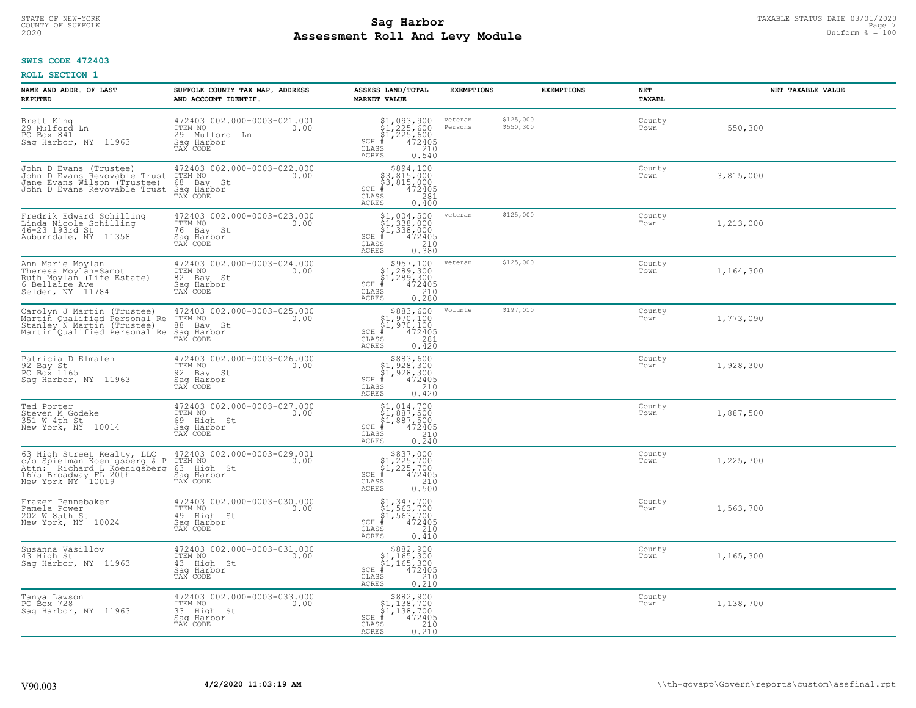STATE OF NEW-YORK
COUNTY OF SUFFOLK
2020

# Sag Harbor
# Assessment Roll And Levy Module

TAXABLE STATUS DATE 03/01/2020
Uniform % = 100

**SWIS CODE 472403**

**ROLL SECTION 1**

| NAME AND ADDR. OF LAST REPUTED | SUFFOLK COUNTY TAX MAP, ADDRESS AND ACCOUNT IDENTIF. | ASSESS LAND/TOTAL MARKET VALUE | EXEMPTIONS | EXEMPTIONS | NET TAXABL | NET TAXABLE VALUE |
|---|---|---|---|---|---|---|
| Brett King<br>29 Mulford Ln<br>PO Box 841<br>Sag Harbor, NY 11963 | 472403 002.000-0003-021.001<br>ITEM NO 0.00<br>29 Mulford Ln<br>Sag Harbor<br>TAX CODE | $1,093,900<br>$1,225,600<br>$1,225,600<br>SCH # 472405<br>CLASS 210<br>ACRES 0.540 | veteran<br>Persons | $125,000<br>$550,300 | County<br>Town | 550,300 |
| John D Evans (Trustee)<br>John D Evans Revovable Trust<br>Jane Evans Wilson (Trustee)<br>John D Evans Revovable Trust | 472403 002.000-0003-022.000<br>ITEM NO 0.00<br>68 Bay St<br>Sag Harbor<br>TAX CODE | $894,100<br>$3,815,000<br>$3,815,000<br>SCH # 472405<br>CLASS 281<br>ACRES 0.400 | | | County<br>Town | 3,815,000 |
| Fredrik Edward Schilling<br>Linda Nicole Schilling<br>46-23 193rd St<br>Auburndale, NY 11358 | 472403 002.000-0003-023.000<br>ITEM NO 0.00<br>76 Bay St<br>Sag Harbor<br>TAX CODE | $1,004,500<br>$1,338,000<br>$1,338,000<br>SCH # 472405<br>CLASS 210<br>ACRES 0.380 | veteran | $125,000 | County<br>Town | 1,213,000 |
| Ann Marie Moylan<br>Theresa Moylan-Samot<br>Ruth Moylan (Life Estate)<br>6 Bellaire Ave<br>Selden, NY 11784 | 472403 002.000-0003-024.000<br>ITEM NO 0.00<br>82 Bay St<br>Sag Harbor<br>TAX CODE | $957,100<br>$1,289,300<br>$1,289,300<br>SCH # 472405<br>CLASS 210<br>ACRES 0.280 | veteran | $125,000 | County<br>Town | 1,164,300 |
| Carolyn J Martin (Trustee)<br>Martin Qualified Personal Re<br>Stanley N Martin (Trustee)<br>Martin Qualified Personal Re | 472403 002.000-0003-025.000<br>ITEM NO 0.00<br>88 Bay St<br>Sag Harbor<br>TAX CODE | $883,600<br>$1,970,100<br>$1,970,100<br>SCH # 472405<br>CLASS 281<br>ACRES 0.420 | Volunte | $197,010 | County<br>Town | 1,773,090 |
| Patricia D Elmaleh<br>92 Bay St<br>PO Box 1165<br>Sag Harbor, NY 11963 | 472403 002.000-0003-026.000<br>ITEM NO 0.00<br>92 Bay St<br>Sag Harbor<br>TAX CODE | $883,600<br>$1,928,300<br>$1,928,300<br>SCH # 472405<br>CLASS 210<br>ACRES 0.420 | | | County<br>Town | 1,928,300 |
| Ted Porter<br>Steven M Godeke<br>351 W 4th St<br>New York, NY 10014 | 472403 002.000-0003-027.000<br>ITEM NO 0.00<br>69 High St<br>Sag Harbor<br>TAX CODE | $1,014,700<br>$1,887,500<br>$1,887,500<br>SCH # 472405<br>CLASS 210<br>ACRES 0.240 | | | County<br>Town | 1,887,500 |
| 63 High Street Realty, LLC<br>c/o Spielman Koenigsberg & P<br>Attn: Richard L Koenigsberg<br>1675 Broadway FL 20th<br>New York NY 10019 | 472403 002.000-0003-029.001<br>ITEM NO 0.00<br>63 High St<br>Sag Harbor<br>TAX CODE | $837,000<br>$1,225,700<br>$1,225,700<br>SCH # 472405<br>CLASS 210<br>ACRES 0.500 | | | County<br>Town | 1,225,700 |
| Frazer Pennebaker<br>Pamela Power<br>202 W 85th St<br>New York, NY 10024 | 472403 002.000-0003-030.000<br>ITEM NO 0.00<br>49 High St<br>Sag Harbor<br>TAX CODE | $1,347,700<br>$1,563,700<br>$1,563,700<br>SCH # 472405<br>CLASS 210<br>ACRES 0.410 | | | County<br>Town | 1,563,700 |
| Susanna Vasillov<br>43 High St<br>Sag Harbor, NY 11963 | 472403 002.000-0003-031.000<br>ITEM NO 0.00<br>43 High St<br>Sag Harbor<br>TAX CODE | $882,900<br>$1,165,300<br>$1,165,300<br>SCH # 472405<br>CLASS 210<br>ACRES 0.210 | | | County<br>Town | 1,165,300 |
| Tanya Lawson<br>PO Box 728<br>Sag Harbor, NY 11963 | 472403 002.000-0003-033.000<br>ITEM NO 0.00<br>33 High St<br>Sag Harbor<br>TAX CODE | $882,900<br>$1,138,700<br>$1,138,700<br>SCH # 472405<br>CLASS 210<br>ACRES 0.210 | | | County<br>Town | 1,138,700 |

V90.003 4/2/2020 11:03:19 AM \\th-govapp\Govern\reports\custom\assfinal.rpt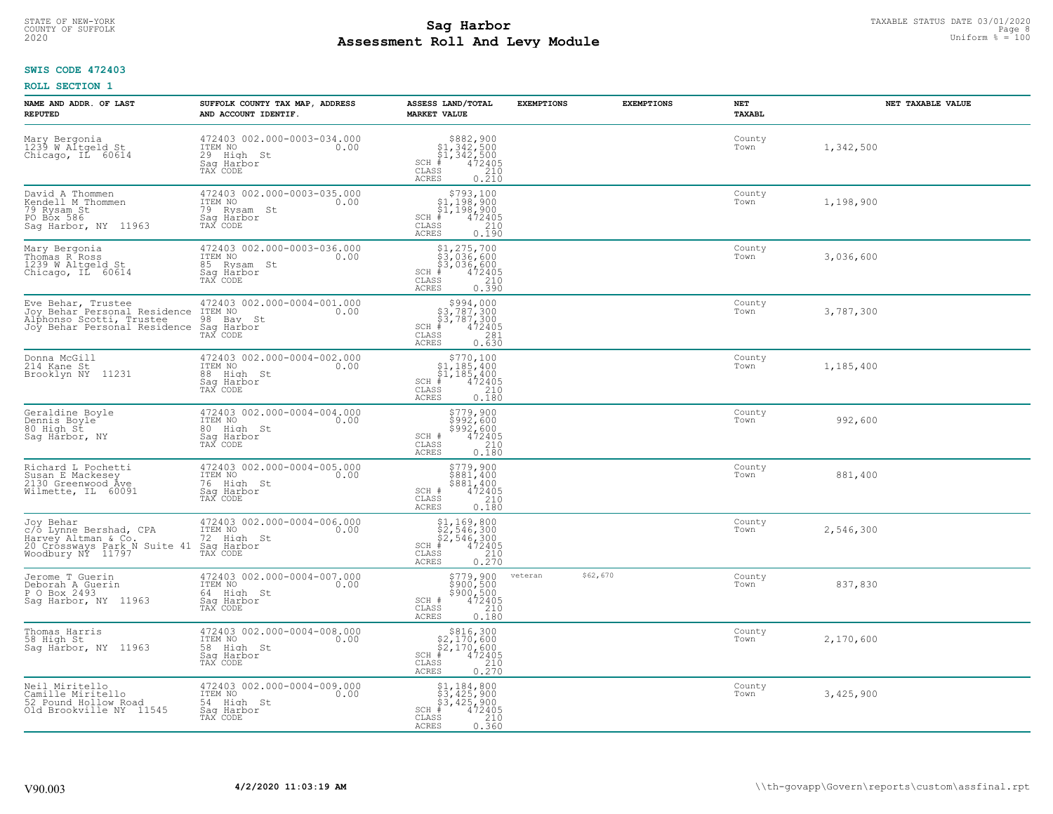**SWIS CODE 472403**

**ROLL SECTION 1**

| NAME AND ADDR. OF LAST REPUTED | SUFFOLK COUNTY TAX MAP, ADDRESS AND ACCOUNT IDENTIF. | ASSESS LAND/TOTAL MARKET VALUE | EXEMPTIONS | EXEMPTIONS | NET TAXABL | NET TAXABLE VALUE |
|---|---|---|---|---|---|---|
| Mary Bergonia<br>1239 W Altgeld St<br>Chicago, IL 60614 | 472403 002.000-0003-034.000<br>ITEM NO 0.00<br>29 High St<br>Sag Harbor<br>TAX CODE | $882,900<br>$1,342,500<br>$1,342,500<br>SCH # 472405<br>CLASS 210<br>ACRES 0.210 | | | County<br>Town | 1,342,500 |
| David A Thommen<br>Kendell M Thommen<br>79 Rysam St<br>PO Box 586<br>Sag Harbor, NY 11963 | 472403 002.000-0003-035.000<br>ITEM NO 0.00<br>79 Rysam St<br>Sag Harbor<br>TAX CODE | $793,100<br>$1,198,900<br>$1,198,900<br>SCH # 472405<br>CLASS 210<br>ACRES 0.190 | | | County<br>Town | 1,198,900 |
| Mary Bergonia<br>Thomas R Ross<br>1239 W Altgeld St<br>Chicago, IL 60614 | 472403 002.000-0003-036.000<br>ITEM NO 0.00<br>85 Rysam St<br>Sag Harbor<br>TAX CODE | $1,275,700<br>$3,036,600<br>$3,036,600<br>SCH # 472405<br>CLASS 210<br>ACRES 0.390 | | | County<br>Town | 3,036,600 |
| Eve Behar, Trustee<br>Joy Behar Personal Residence<br>Alphonso Scotti, Trustee<br>Joy Behar Personal Residence | 472403 002.000-0004-001.000<br>ITEM NO 0.00<br>98 Bay St<br>Sag Harbor<br>TAX CODE | $994,000<br>$3,787,300<br>$3,787,300<br>SCH # 472405<br>CLASS 281<br>ACRES 0.630 | | | County<br>Town | 3,787,300 |
| Donna McGill<br>214 Kane St<br>Brooklyn NY 11231 | 472403 002.000-0004-002.000<br>ITEM NO 0.00<br>88 High St<br>Sag Harbor<br>TAX CODE | $770,100<br>$1,185,400<br>$1,185,400<br>SCH # 472405<br>CLASS 210<br>ACRES 0.180 | | | County<br>Town | 1,185,400 |
| Geraldine Boyle<br>Dennis Boyle<br>80 High St<br>Sag Harbor, NY | 472403 002.000-0004-004.000<br>ITEM NO 0.00<br>80 High St<br>Sag Harbor<br>TAX CODE | $779,900<br>$992,600<br>$992,600<br>SCH # 472405<br>CLASS 210<br>ACRES 0.180 | | | County<br>Town | 992,600 |
| Richard L Pochetti<br>Susan E Mackesey<br>2130 Greenwood Ave<br>Wilmette, IL 60091 | 472403 002.000-0004-005.000<br>ITEM NO 0.00<br>76 High St<br>Sag Harbor<br>TAX CODE | $779,900<br>$881,400<br>$881,400<br>SCH # 472405<br>CLASS 210<br>ACRES 0.180 | | | County<br>Town | 881,400 |
| Joy Behar<br>c/o Lynne Bershad, CPA<br>Harvey Altman & Co.<br>20 Crossways Park N Suite 41<br>Woodbury NY 11797 | 472403 002.000-0004-006.000<br>ITEM NO 0.00<br>72 High St<br>Sag Harbor<br>TAX CODE | $1,169,800<br>$2,546,300<br>$2,546,300<br>SCH # 472405<br>CLASS 210<br>ACRES 0.270 | | | County<br>Town | 2,546,300 |
| Jerome T Guerin<br>Deborah A Guerin<br>P O Box 2493<br>Sag Harbor, NY 11963 | 472403 002.000-0004-007.000<br>ITEM NO 0.00<br>64 High St<br>Sag Harbor<br>TAX CODE | $779,900<br>$900,500<br>$900,500<br>SCH # 472405<br>CLASS 210<br>ACRES 0.180 | veteran | $62,670 | County<br>Town | 837,830 |
| Thomas Harris<br>58 High St<br>Sag Harbor, NY 11963 | 472403 002.000-0004-008.000<br>ITEM NO 0.00<br>58 High St<br>Sag Harbor<br>TAX CODE | $816,300<br>$2,170,600<br>$2,170,600<br>SCH # 472405<br>CLASS 210<br>ACRES 0.270 | | | County<br>Town | 2,170,600 |
| Neil Miritello<br>Camille Miritello<br>52 Pound Hollow Road<br>Old Brookville NY 11545 | 472403 002.000-0004-009.000<br>ITEM NO 0.00<br>54 High St<br>Sag Harbor<br>TAX CODE | $1,184,800<br>$3,425,900<br>$3,425,900<br>SCH # 472405<br>CLASS 210<br>ACRES 0.360 | | | County<br>Town | 3,425,900 |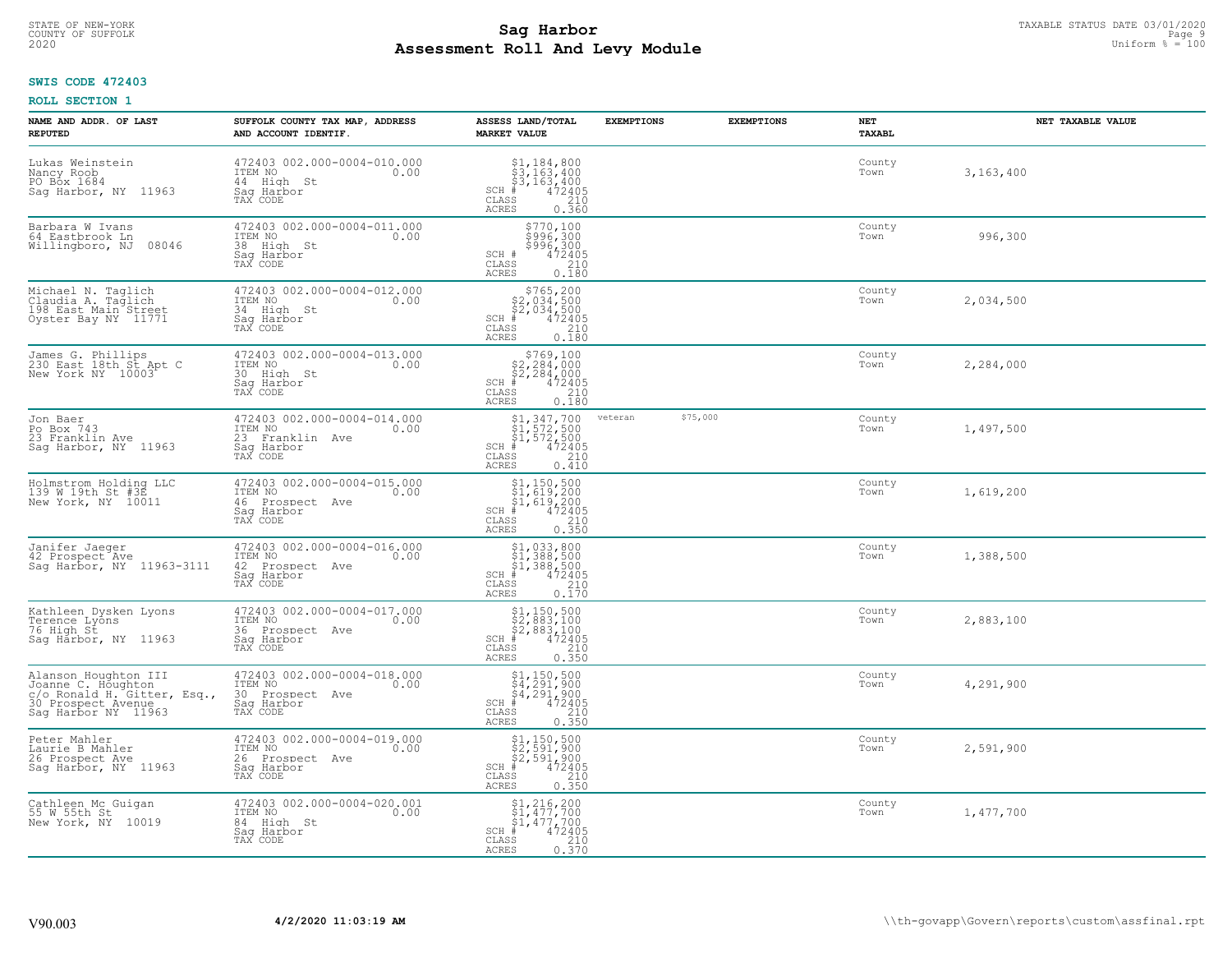STATE OF NEW-YORK
COUNTY OF SUFFOLK
2020

# Sag Harbor
# Assessment Roll And Levy Module

TAXABLE STATUS DATE 03/01/2020
Uniform % = 100

**SWIS CODE 472403**

**ROLL SECTION 1**

| NAME AND ADDR. OF LAST REPUTED | SUFFOLK COUNTY TAX MAP, ADDRESS AND ACCOUNT IDENTIF. | ASSESS LAND/TOTAL MARKET VALUE | EXEMPTIONS | EXEMPTIONS | NET TAXABL | NET TAXABLE VALUE |
|---|---|---|---|---|---|---|
| Lukas Weinstein<br>Nancy Roob<br>PO Box 1684<br>Sag Harbor, NY 11963 | 472403 002.000-0004-010.000<br>ITEM NO 0.00<br>44 High St<br>Sag Harbor<br>TAX CODE | $1,184,800<br>$3,163,400<br>$3,163,400<br>SCH # 472405<br>CLASS 210<br>ACRES 0.360 | | | County<br>Town | 3,163,400 |
| Barbara W Ivans<br>64 Eastbrook Ln<br>Willingboro, NJ 08046 | 472403 002.000-0004-011.000<br>ITEM NO 0.00<br>38 High St<br>Sag Harbor<br>TAX CODE | $770,100<br>$996,300<br>$996,300<br>SCH # 472405<br>CLASS 210<br>ACRES 0.180 | | | County<br>Town | 996,300 |
| Michael N. Taglich<br>Claudia A. Taglich<br>198 East Main Street<br>Oyster Bay NY 11771 | 472403 002.000-0004-012.000<br>ITEM NO 0.00<br>34 High St<br>Sag Harbor<br>TAX CODE | $765,200<br>$2,034,500<br>$2,034,500<br>SCH # 472405<br>CLASS 210<br>ACRES 0.180 | | | County<br>Town | 2,034,500 |
| James G. Phillips<br>230 East 18th St Apt C<br>New York NY 10003 | 472403 002.000-0004-013.000<br>ITEM NO 0.00<br>30 High St<br>Sag Harbor<br>TAX CODE | $769,100<br>$2,284,000<br>$2,284,000<br>SCH # 472405<br>CLASS 210<br>ACRES 0.180 | | | County<br>Town | 2,284,000 |
| Jon Baer<br>Po Box 743<br>23 Franklin Ave<br>Sag Harbor, NY 11963 | 472403 002.000-0004-014.000<br>ITEM NO 0.00<br>23 Franklin Ave<br>Sag Harbor<br>TAX CODE | $1,347,700<br>$1,572,500<br>$1,572,500<br>SCH # 472405<br>CLASS 210<br>ACRES 0.410 | veteran $75,000 | | County<br>Town | 1,497,500 |
| Holmstrom Holding LLC<br>139 W 19th St #3E<br>New York, NY 10011 | 472403 002.000-0004-015.000<br>ITEM NO 0.00<br>46 Prospect Ave<br>Sag Harbor<br>TAX CODE | $1,150,500<br>$1,619,200<br>$1,619,200<br>SCH # 472405<br>CLASS 210<br>ACRES 0.350 | | | County<br>Town | 1,619,200 |
| Janifer Jaeger<br>42 Prospect Ave<br>Sag Harbor, NY 11963-3111 | 472403 002.000-0004-016.000<br>ITEM NO 0.00<br>42 Prospect Ave<br>Sag Harbor<br>TAX CODE | $1,033,800<br>$1,388,500<br>$1,388,500<br>SCH # 472405<br>CLASS 210<br>ACRES 0.170 | | | County<br>Town | 1,388,500 |
| Kathleen Dysken Lyons<br>Terence Lyons<br>76 High St<br>Sag Harbor, NY 11963 | 472403 002.000-0004-017.000<br>ITEM NO 0.00<br>36 Prospect Ave<br>Sag Harbor<br>TAX CODE | $1,150,500<br>$2,883,100<br>$2,883,100<br>SCH # 472405<br>CLASS 210<br>ACRES 0.350 | | | County<br>Town | 2,883,100 |
| Alanson Houghton III<br>Joanne C. Houghton<br>c/o Ronald H. Gitter, Esq.,<br>30 Prospect Avenue<br>Sag Harbor NY 11963 | 472403 002.000-0004-018.000<br>ITEM NO 0.00<br>30 Prospect Ave<br>Sag Harbor<br>TAX CODE | $1,150,500<br>$4,291,900<br>$4,291,900<br>SCH # 472405<br>CLASS 210<br>ACRES 0.350 | | | County<br>Town | 4,291,900 |
| Peter Mahler<br>Laurie B Mahler<br>26 Prospect Ave<br>Sag Harbor, NY 11963 | 472403 002.000-0004-019.000<br>ITEM NO 0.00<br>26 Prospect Ave<br>Sag Harbor<br>TAX CODE | $1,150,500<br>$2,591,900<br>$2,591,900<br>SCH # 472405<br>CLASS 210<br>ACRES 0.350 | | | County<br>Town | 2,591,900 |
| Cathleen Mc Guigan<br>55 W 55th St<br>New York, NY 10019 | 472403 002.000-0004-020.001<br>ITEM NO 0.00<br>84 High St<br>Sag Harbor<br>TAX CODE | $1,216,200<br>$1,477,700<br>$1,477,700<br>SCH # 472405<br>CLASS 210<br>ACRES 0.370 | | | County<br>Town | 1,477,700 |

V90.003 **4/2/2020 11:03:19 AM** \\th-govapp\Govern\reports\custom\assfinal.rpt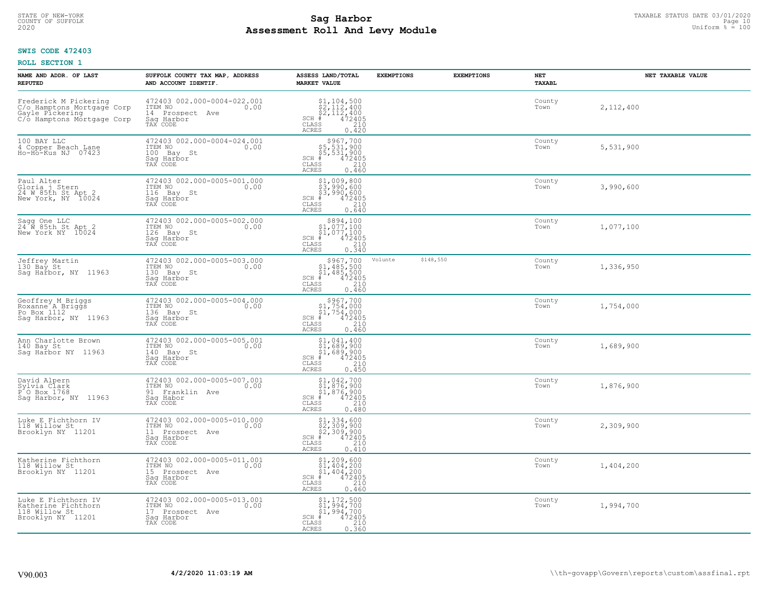**SWIS CODE 472403**

**ROLL SECTION 1**

| NAME AND ADDR. OF LAST REPUTED | SUFFOLK COUNTY TAX MAP, ADDRESS AND ACCOUNT IDENTIF. | ASSESS LAND/TOTAL MARKET VALUE | EXEMPTIONS | EXEMPTIONS | NET TAXABL | NET TAXABLE VALUE |
|---|---|---|---|---|---|---|
| Frederick M Pickering<br>C/o Hamptons Mortgage Corp<br>Gayle Pickering<br>C/o Hamptons Mortgage Corp | 472403 002.000-0004-022.001<br>ITEM NO 0.00<br>14 Prospect Ave<br>Sag Harbor<br>TAX CODE | $1,104,500<br>$2,112,400<br>$2,112,400<br>SCH # 472405<br>CLASS 210<br>ACRES 0.420 | | | County<br>Town | 2,112,400 |
| 100 BAY LLC<br>4 Copper Beach Lane<br>Ho-Ho-Kus NJ 07423 | 472403 002.000-0004-024.001<br>ITEM NO 0.00<br>100 Bay St<br>Sag Harbor<br>TAX CODE | $967,700<br>$5,531,900<br>$5,531,900<br>SCH # 472405<br>CLASS 210<br>ACRES 0.460 | | | County<br>Town | 5,531,900 |
| Paul Alter<br>Gloria j Stern<br>24 W 85th St Apt 2<br>New York, NY 10024 | 472403 002.000-0005-001.000<br>ITEM NO 0.00<br>116 Bay St<br>Sag Harbor<br>TAX CODE | $1,009,800<br>$3,990,600<br>$3,990,600<br>SCH # 472405<br>CLASS 210<br>ACRES 0.640 | | | County<br>Town | 3,990,600 |
| Sagg One LLC<br>24 W 85th St Apt 2<br>New York NY 10024 | 472403 002.000-0005-002.000<br>ITEM NO 0.00<br>126 Bay St<br>Sag Harbor<br>TAX CODE | $894,100<br>$1,077,100<br>$1,077,100<br>SCH # 472405<br>CLASS 210<br>ACRES 0.340 | | | County<br>Town | 1,077,100 |
| Jeffrey Martin<br>130 Bay St<br>Sag Harbor, NY 11963 | 472403 002.000-0005-003.000<br>ITEM NO 0.00<br>130 Bay St<br>Sag Harbor<br>TAX CODE | $967,700<br>$1,485,500<br>$1,485,500<br>SCH # 472405<br>CLASS 210<br>ACRES 0.460 | Volunte | $148,550 | County<br>Town | 1,336,950 |
| Geoffrey M Briggs<br>Roxanne A Briggs<br>Po Box 1112<br>Sag Harbor, NY 11963 | 472403 002.000-0005-004.000<br>ITEM NO 0.00<br>136 Bay St<br>Sag Harbor<br>TAX CODE | $967,700<br>$1,754,000<br>$1,754,000<br>SCH # 472405<br>CLASS 210<br>ACRES 0.460 | | | County<br>Town | 1,754,000 |
| Ann Charlotte Brown<br>140 Bay St<br>Sag Harbor NY 11963 | 472403 002.000-0005-005.001<br>ITEM NO 0.00<br>140 Bay St<br>Sag Harbor<br>TAX CODE | $1,041,400<br>$1,689,900<br>$1,689,900<br>SCH # 472405<br>CLASS 210<br>ACRES 0.450 | | | County<br>Town | 1,689,900 |
| David Alpern<br>Sylvia Clark<br>P O Box 1768<br>Sag Harbor, NY 11963 | 472403 002.000-0005-007.001<br>ITEM NO 0.00<br>91 Franklin Ave<br>Sag Habor<br>TAX CODE | $1,042,700<br>$1,876,900<br>$1,876,900<br>SCH # 472405<br>CLASS 210<br>ACRES 0.480 | | | County<br>Town | 1,876,900 |
| Luke E Fichthorn IV<br>118 Willow St<br>Brooklyn NY 11201 | 472403 002.000-0005-010.000<br>ITEM NO 0.00<br>11 Prospect Ave<br>Sag Harbor<br>TAX CODE | $1,334,600<br>$2,309,900<br>$2,309,900<br>SCH # 472405<br>CLASS 210<br>ACRES 0.410 | | | County<br>Town | 2,309,900 |
| Katherine Fichthorn<br>118 Willow St<br>Brooklyn NY 11201 | 472403 002.000-0005-011.001<br>ITEM NO 0.00<br>15 Prospect Ave<br>Sag Harbor<br>TAX CODE | $1,209,600<br>$1,404,200<br>$1,404,200<br>SCH # 472405<br>CLASS 210<br>ACRES 0.460 | | | County<br>Town | 1,404,200 |
| Luke E Fichthorn IV<br>Katherine Fichthorn<br>118 Willow St<br>Brooklyn NY 11201 | 472403 002.000-0005-013.001<br>ITEM NO 0.00<br>17 Prospect Ave<br>Sag Harbor<br>TAX CODE | $1,172,500<br>$1,994,700<br>$1,994,700<br>SCH # 472405<br>CLASS 210<br>ACRES 0.360 | | | County<br>Town | 1,994,700 |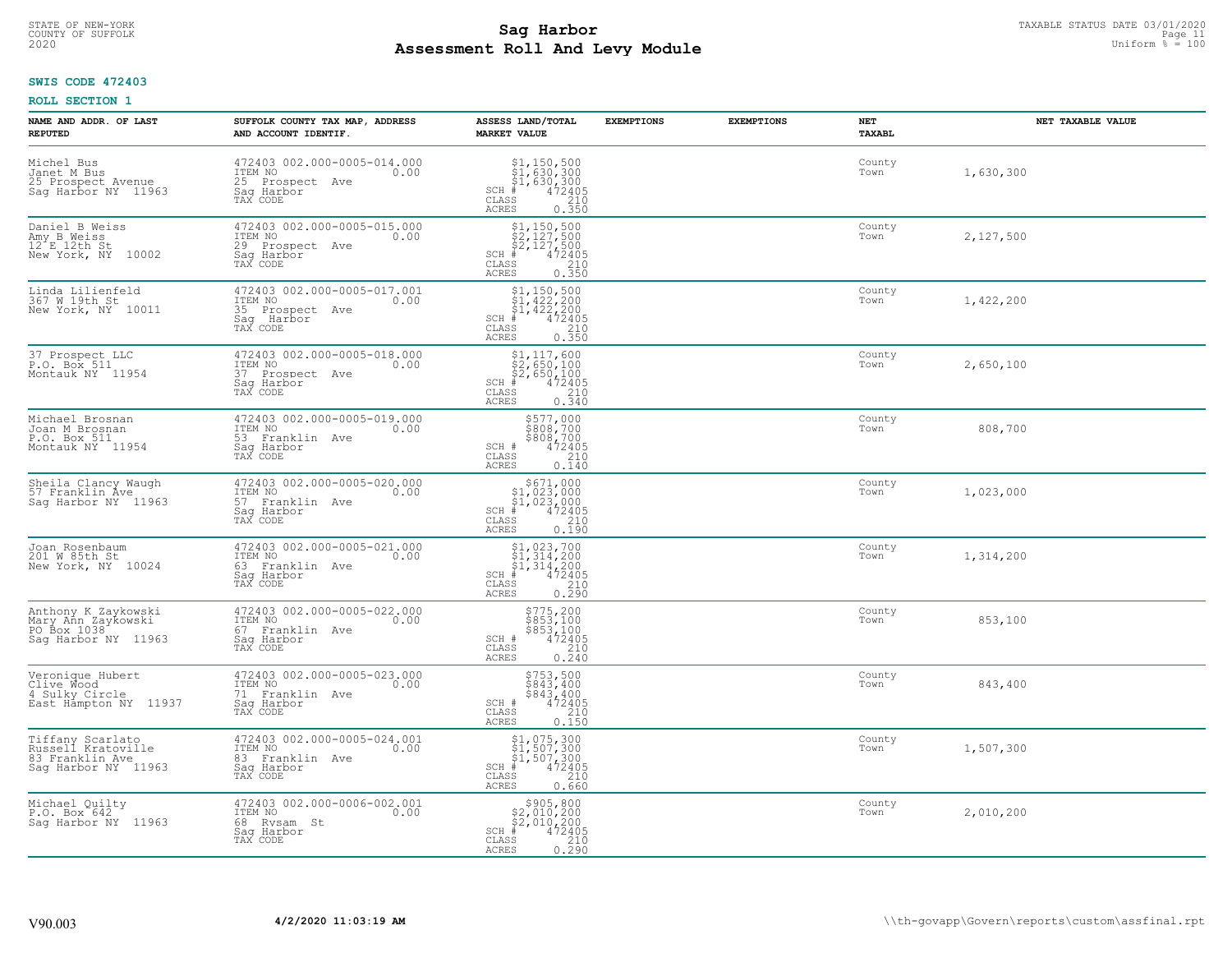STATE OF NEW-YORK
COUNTY OF SUFFOLK
2020

# Sag Harbor
# Assessment Roll And Levy Module

TAXABLE STATUS DATE 03/01/2020
Uniform % = 100

**SWIS CODE 472403**

**ROLL SECTION 1**

| NAME AND ADDR. OF LAST REPUTED | SUFFOLK COUNTY TAX MAP, ADDRESS AND ACCOUNT IDENTIF. | ASSESS LAND/TOTAL MARKET VALUE | EXEMPTIONS | EXEMPTIONS | NET TAXABL | NET TAXABLE VALUE |
|---|---|---|---|---|---|---|
| Michel Bus<br>Janet M Bus<br>25 Prospect Avenue<br>Sag Harbor NY 11963 | 472403 002.000-0005-014.000<br>ITEM NO 0.00<br>25 Prospect Ave<br>Sag Harbor<br>TAX CODE | $1,150,500<br>$1,630,300<br>$1,630,300<br>SCH # 472405<br>CLASS 210<br>ACRES 0.350 | | | County<br>Town | 1,630,300 |
| Daniel B Weiss<br>Amy B Weiss<br>12 E 12th St<br>New York, NY 10002 | 472403 002.000-0005-015.000<br>ITEM NO 0.00<br>29 Prospect Ave<br>Sag Harbor<br>TAX CODE | $1,150,500<br>$2,127,500<br>$2,127,500<br>SCH # 472405<br>CLASS 210<br>ACRES 0.350 | | | County<br>Town | 2,127,500 |
| Linda Lilienfeld<br>367 W 19th St<br>New York, NY 10011 | 472403 002.000-0005-017.001<br>ITEM NO 0.00<br>35 Prospect Ave<br>Sag Harbor<br>TAX CODE | $1,150,500<br>$1,422,200<br>$1,422,200<br>SCH # 472405<br>CLASS 210<br>ACRES 0.350 | | | County<br>Town | 1,422,200 |
| 37 Prospect LLC<br>P.O. Box 511<br>Montauk NY 11954 | 472403 002.000-0005-018.000<br>ITEM NO 0.00<br>37 Prospect Ave<br>Sag Harbor<br>TAX CODE | $1,117,600<br>$2,650,100<br>$2,650,100<br>SCH # 472405<br>CLASS 210<br>ACRES 0.340 | | | County<br>Town | 2,650,100 |
| Michael Brosnan<br>Joan M Brosnan<br>P.O. Box 511<br>Montauk NY 11954 | 472403 002.000-0005-019.000<br>ITEM NO 0.00<br>53 Franklin Ave<br>Sag Harbor<br>TAX CODE | $577,000<br>$808,700<br>$808,700<br>SCH # 472405<br>CLASS 210<br>ACRES 0.140 | | | County<br>Town | 808,700 |
| Sheila Clancy Waugh<br>57 Franklin Ave<br>Sag Harbor NY 11963 | 472403 002.000-0005-020.000<br>ITEM NO 0.00<br>57 Franklin Ave<br>Sag Harbor<br>TAX CODE | $671,000<br>$1,023,000<br>$1,023,000<br>SCH # 472405<br>CLASS 210<br>ACRES 0.190 | | | County<br>Town | 1,023,000 |
| Joan Rosenbaum<br>201 W 85th St<br>New York, NY 10024 | 472403 002.000-0005-021.000<br>ITEM NO 0.00<br>63 Franklin Ave<br>Sag Harbor<br>TAX CODE | $1,023,700<br>$1,314,200<br>$1,314,200<br>SCH # 472405<br>CLASS 210<br>ACRES 0.290 | | | County<br>Town | 1,314,200 |
| Anthony K Zaykowski<br>Mary Ann Zaykowski<br>PO Box 1038<br>Sag Harbor NY 11963 | 472403 002.000-0005-022.000<br>ITEM NO 0.00<br>67 Franklin Ave<br>Sag Harbor<br>TAX CODE | $775,200<br>$853,100<br>$853,100<br>SCH # 472405<br>CLASS 210<br>ACRES 0.240 | | | County<br>Town | 853,100 |
| Veronique Hubert<br>Clive Wood<br>4 Sulky Circle<br>East Hampton NY 11937 | 472403 002.000-0005-023.000<br>ITEM NO 0.00<br>71 Franklin Ave<br>Sag Harbor<br>TAX CODE | $753,500<br>$843,400<br>$843,400<br>SCH # 472405<br>CLASS 210<br>ACRES 0.150 | | | County<br>Town | 843,400 |
| Tiffany Scarlato<br>Russell Kratoville<br>83 Franklin Ave<br>Sag Harbor NY 11963 | 472403 002.000-0005-024.001<br>ITEM NO 0.00<br>83 Franklin Ave<br>Sag Harbor<br>TAX CODE | $1,075,300<br>$1,507,300<br>$1,507,300<br>SCH # 472405<br>CLASS 210<br>ACRES 0.660 | | | County<br>Town | 1,507,300 |
| Michael Quilty<br>P.O. Box 642<br>Sag Harbor NY 11963 | 472403 002.000-0006-002.001<br>ITEM NO 0.00<br>68 Rysam St<br>Sag Harbor<br>TAX CODE | $905,800<br>$2,010,200<br>$2,010,200<br>SCH # 472405<br>CLASS 210<br>ACRES 0.290 | | | County<br>Town | 2,010,200 |

V90.003 **4/2/2020 11:03:19 AM** \\th-govapp\Govern\reports\custom\assfinal.rpt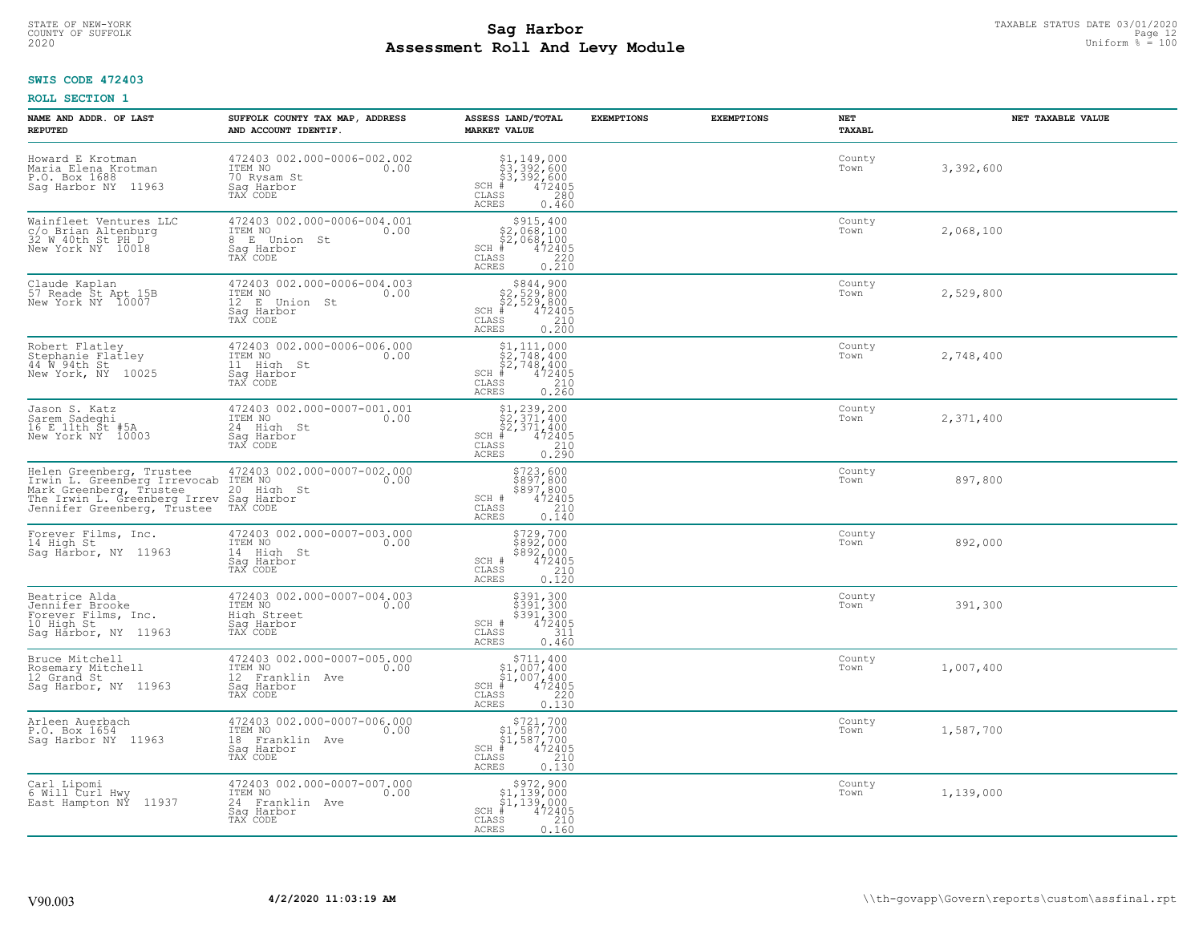**SWIS CODE 472403**

**ROLL SECTION 1**

| NAME AND ADDR. OF LAST REPUTED | SUFFOLK COUNTY TAX MAP, ADDRESS AND ACCOUNT IDENTIF. | ASSESS LAND/TOTAL MARKET VALUE | EXEMPTIONS | EXEMPTIONS | NET TAXABL | NET TAXABLE VALUE |
|---|---|---|---|---|---|---|
| Howard E Krotman<br>Maria Elena Krotman<br>P.O. Box 1688<br>Sag Harbor NY 11963 | 472403 002.000-0006-002.002<br>ITEM NO 0.00<br>70 Rysam St<br>Sag Harbor<br>TAX CODE | $1,149,000<br>$3,392,600<br>$3,392,600<br>SCH # 472405<br>CLASS 280<br>ACRES 0.460 | | | County<br>Town | 3,392,600 |
| Wainfleet Ventures LLC<br>c/o Brian Altenburg<br>32 W 40th St PH D<br>New York NY 10018 | 472403 002.000-0006-004.001<br>ITEM NO 0.00<br>8 E Union St<br>Sag Harbor<br>TAX CODE | $915,400<br>$2,068,100<br>$2,068,100<br>SCH # 472405<br>CLASS 220<br>ACRES 0.210 | | | County<br>Town | 2,068,100 |
| Claude Kaplan<br>57 Reade St Apt 15B<br>New York NY 10007 | 472403 002.000-0006-004.003<br>ITEM NO 0.00<br>12 E Union St<br>Sag Harbor<br>TAX CODE | $844,900<br>$2,529,800<br>$2,529,800<br>SCH # 472405<br>CLASS 210<br>ACRES 0.200 | | | County<br>Town | 2,529,800 |
| Robert Flatley<br>Stephanie Flatley<br>44 W 94th St<br>New York, NY 10025 | 472403 002.000-0006-006.000<br>ITEM NO 0.00<br>11 High St<br>Sag Harbor<br>TAX CODE | $1,111,000<br>$2,748,400<br>$2,748,400<br>SCH # 472405<br>CLASS 210<br>ACRES 0.260 | | | County<br>Town | 2,748,400 |
| Jason S. Katz<br>Sarem Sadeghi<br>16 E 11th St #5A<br>New York NY 10003 | 472403 002.000-0007-001.001<br>ITEM NO 0.00<br>24 High St<br>Sag Harbor<br>TAX CODE | $1,239,200<br>$2,371,400<br>$2,371,400<br>SCH # 472405<br>CLASS 210<br>ACRES 0.290 | | | County<br>Town | 2,371,400 |
| Helen Greenberg, Trustee<br>Irwin L. Greenberg Irrevocab<br>Mark Greenberg, Trustee<br>The Irwin L. Greenberg Irrev<br>Jennifer Greenberg, Trustee | 472403 002.000-0007-002.000<br>ITEM NO 0.00<br>20 High St<br>Sag Harbor<br>TAX CODE | $723,600<br>$897,800<br>$897,800<br>SCH # 472405<br>CLASS 210<br>ACRES 0.140 | | | County<br>Town | 897,800 |
| Forever Films, Inc.<br>14 High St<br>Sag Harbor, NY 11963 | 472403 002.000-0007-003.000<br>ITEM NO 0.00<br>14 High St<br>Sag Harbor<br>TAX CODE | $729,700<br>$892,000<br>$892,000<br>SCH # 472405<br>CLASS 210<br>ACRES 0.120 | | | County<br>Town | 892,000 |
| Beatrice Alda<br>Jennifer Brooke<br>Forever Films, Inc.<br>10 High St<br>Sag Harbor, NY 11963 | 472403 002.000-0007-004.003<br>ITEM NO 0.00<br>High Street<br>Sag Harbor<br>TAX CODE | $391,300<br>$391,300<br>$391,300<br>SCH # 472405<br>CLASS 311<br>ACRES 0.460 | | | County<br>Town | 391,300 |
| Bruce Mitchell<br>Rosemary Mitchell<br>12 Grand St<br>Sag Harbor, NY 11963 | 472403 002.000-0007-005.000<br>ITEM NO 0.00<br>12 Franklin Ave<br>Sag Harbor<br>TAX CODE | $711,400<br>$1,007,400<br>$1,007,400<br>SCH # 472405<br>CLASS 220<br>ACRES 0.130 | | | County<br>Town | 1,007,400 |
| Arleen Auerbach<br>P.O. Box 1654<br>Sag Harbor NY 11963 | 472403 002.000-0007-006.000<br>ITEM NO 0.00<br>18 Franklin Ave<br>Sag Harbor<br>TAX CODE | $721,700<br>$1,587,700<br>$1,587,700<br>SCH # 472405<br>CLASS 210<br>ACRES 0.130 | | | County<br>Town | 1,587,700 |
| Carl Lipomi<br>6 Will Curl Hwy<br>East Hampton NY 11937 | 472403 002.000-0007-007.000<br>ITEM NO 0.00<br>24 Franklin Ave<br>Sag Harbor<br>TAX CODE | $972,900<br>$1,139,000<br>$1,139,000<br>SCH # 472405<br>CLASS 210<br>ACRES 0.160 | | | County<br>Town | 1,139,000 |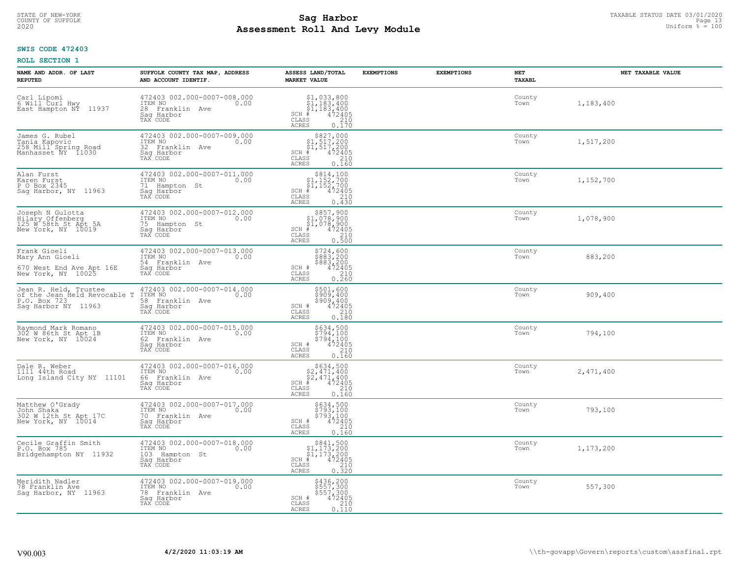STATE OF NEW-YORK
COUNTY OF SUFFOLK
2020

# Sag Harbor
## Assessment Roll And Levy Module

TAXABLE STATUS DATE 03/01/2020
Uniform % = 100

**SWIS CODE 472403**

**ROLL SECTION 1**

| NAME AND ADDR. OF LAST REPUTED | SUFFOLK COUNTY TAX MAP, ADDRESS AND ACCOUNT IDENTIF. | ASSESS LAND/TOTAL MARKET VALUE | EXEMPTIONS | EXEMPTIONS | NET TAXABL | NET TAXABLE VALUE |
|---|---|---|---|---|---|---|
| Carl Lipomi<br>6 Will Curl Hwy<br>East Hampton NY 11937 | 472403 002.000-0007-008.000<br>ITEM NO 0.00<br>28 Franklin Ave<br>Sag Harbor<br>TAX CODE | $1,033,800<br>$1,183,400<br>$1,183,400<br>SCH # 472405<br>CLASS 210<br>ACRES 0.170 | | | County<br>Town | 1,183,400 |
| James G. Rubel<br>Tania Kapovic<br>258 Mill Spring Road<br>Manhasset NY 11030 | 472403 002.000-0007-009.000<br>ITEM NO 0.00<br>32 Franklin Ave<br>Sag Harbor<br>TAX CODE | $827,000<br>$1,517,200<br>$1,517,200<br>SCH # 472405<br>CLASS 210<br>ACRES 0.160 | | | County<br>Town | 1,517,200 |
| Alan Furst<br>Karen Furst<br>P O Box 2345<br>Sag Harbor, NY 11963 | 472403 002.000-0007-011.000<br>ITEM NO 0.00<br>71 Hampton St<br>Sag Harbor<br>TAX CODE | $814,100<br>$1,152,700<br>$1,152,700<br>SCH # 472405<br>CLASS 210<br>ACRES 0.430 | | | County<br>Town | 1,152,700 |
| Joseph N Gulotta<br>Hilary Offenberg<br>125 W 58th St Apt 5A<br>New York, NY 10019 | 472403 002.000-0007-012.000<br>ITEM NO 0.00<br>75 Hampton St<br>Sag Harbor<br>TAX CODE | $857,900<br>$1,078,900<br>$1,078,900<br>SCH # 472405<br>CLASS 210<br>ACRES 0.500 | | | County<br>Town | 1,078,900 |
| Frank Gioeli<br>Mary Ann Gioeli<br><br>670 West End Ave Apt 16E<br>New York, NY 10025 | 472403 002.000-0007-013.000<br>ITEM NO 0.00<br>54 Franklin Ave<br>Sag Harbor<br>TAX CODE | $724,600<br>$883,200<br>$883,200<br>SCH # 472405<br>CLASS 210<br>ACRES 0.260 | | | County<br>Town | 883,200 |
| Jean R. Held, Trustee<br>of the Jean Held Revocable T<br>P.O. Box 723<br>Sag Harbor NY 11963 | 472403 002.000-0007-014.000<br>ITEM NO 0.00<br>58 Franklin Ave<br>Sag Harbor<br>TAX CODE | $501,600<br>$909,400<br>$909,400<br>SCH # 472405<br>CLASS 210<br>ACRES 0.180 | | | County<br>Town | 909,400 |
| Raymond Mark Romano<br>302 W 86th St Apt 1B<br>New York, NY 10024 | 472403 002.000-0007-015.000<br>ITEM NO 0.00<br>62 Franklin Ave<br>Sag Harbor<br>TAX CODE | $634,500<br>$794,100<br>$794,100<br>SCH # 472405<br>CLASS 210<br>ACRES 0.160 | | | County<br>Town | 794,100 |
| Dale R. Weber<br>1111 44th Road<br>Long Island City NY 11101 | 472403 002.000-0007-016.000<br>ITEM NO 0.00<br>66 Franklin Ave<br>Sag Harbor<br>TAX CODE | $634,500<br>$2,471,400<br>$2,471,400<br>SCH # 472405<br>CLASS 210<br>ACRES 0.160 | | | County<br>Town | 2,471,400 |
| Matthew O'Grady<br>John Shaka<br>302 W 12th St Apt 17C<br>New York, NY 10014 | 472403 002.000-0007-017.000<br>ITEM NO 0.00<br>70 Franklin Ave<br>Sag Harbor<br>TAX CODE | $634,500<br>$793,100<br>$793,100<br>SCH # 472405<br>CLASS 210<br>ACRES 0.160 | | | County<br>Town | 793,100 |
| Cecile Graffin Smith<br>P.O. Box 785<br>Bridgehampton NY 11932 | 472403 002.000-0007-018.000<br>ITEM NO 0.00<br>103 Hampton St<br>Sag Harbor<br>TAX CODE | $841,500<br>$1,173,200<br>$1,173,200<br>SCH # 472405<br>CLASS 210<br>ACRES 0.320 | | | County<br>Town | 1,173,200 |
| Meridith Nadler<br>78 Franklin Ave<br>Sag Harbor, NY 11963 | 472403 002.000-0007-019.000<br>ITEM NO 0.00<br>78 Franklin Ave<br>Sag Harbor<br>TAX CODE | $436,200<br>$557,300<br>$557,300<br>SCH # 472405<br>CLASS 210<br>ACRES 0.110 | | | County<br>Town | 557,300 |

V90.003 | 4/2/2020 11:03:19 AM | \\th-govapp\Govern\reports\custom\assfinal.rpt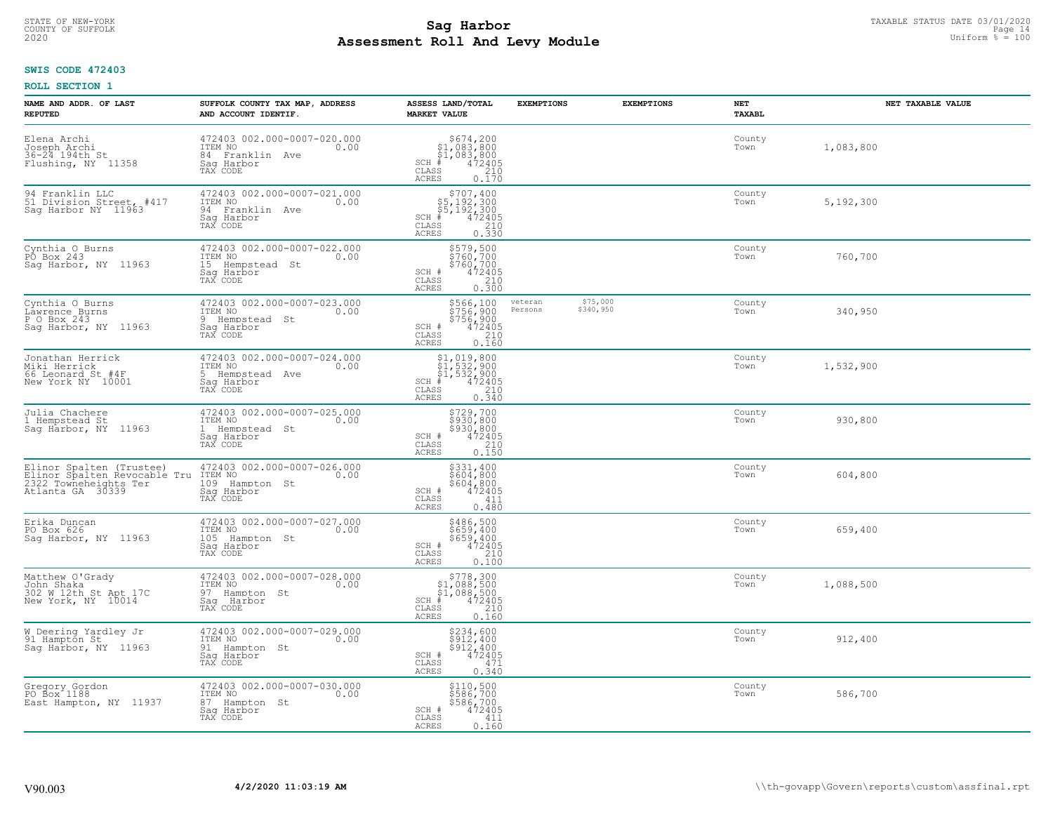# Sag Harbor
# Assessment Roll And Levy Module

STATE OF NEW-YORK
COUNTY OF SUFFOLK
2020

TAXABLE STATUS DATE 03/01/2020
Uniform % = 100

**SWIS CODE 472403**

**ROLL SECTION 1**

| NAME AND ADDR. OF LAST REPUTED | SUFFOLK COUNTY TAX MAP, ADDRESS AND ACCOUNT IDENTIF. | ASSESS LAND/TOTAL MARKET VALUE | EXEMPTIONS | EXEMPTIONS | NET TAXABL | NET TAXABLE VALUE |
|---|---|---|---|---|---|---|
| Elena Archi<br>Joseph Archi<br>36-24 194th St<br>Flushing, NY 11358 | 472403 002.000-0007-020.000<br>ITEM NO 0.00<br>84 Franklin Ave<br>Sag Harbor<br>TAX CODE | $674,200<br>$1,083,800<br>$1,083,800<br>SCH # 472405<br>CLASS 210<br>ACRES 0.170 | | | County<br>Town | 1,083,800 |
| 94 Franklin LLC<br>51 Division Street, #417<br>Sag Harbor NY 11963 | 472403 002.000-0007-021.000<br>ITEM NO 0.00<br>94 Franklin Ave<br>Sag Harbor<br>TAX CODE | $707,400<br>$5,192,300<br>$5,192,300<br>SCH # 472405<br>CLASS 210<br>ACRES 0.330 | | | County<br>Town | 5,192,300 |
| Cynthia O Burns<br>PO Box 243<br>Sag Harbor, NY 11963 | 472403 002.000-0007-022.000<br>ITEM NO 0.00<br>15 Hempstead St<br>Sag Harbor<br>TAX CODE | $579,500<br>$760,700<br>$760,700<br>SCH # 472405<br>CLASS 210<br>ACRES 0.300 | | | County<br>Town | 760,700 |
| Cynthia O Burns<br>Lawrence Burns<br>P O Box 243<br>Sag Harbor, NY 11963 | 472403 002.000-0007-023.000<br>ITEM NO 0.00<br>9 Hempstead St<br>Sag Harbor<br>TAX CODE | $566,100<br>$756,900<br>$756,900<br>SCH # 472405<br>CLASS 210<br>ACRES 0.160 | veteran<br>Persons | $75,000<br>$340,950 | County<br>Town | 340,950 |
| Jonathan Herrick<br>Miki Herrick<br>66 Leonard St #4F<br>New York NY 10001 | 472403 002.000-0007-024.000<br>ITEM NO 0.00<br>5 Hempstead Ave<br>Sag Harbor<br>TAX CODE | $1,019,800<br>$1,532,900<br>$1,532,900<br>SCH # 472405<br>CLASS 210<br>ACRES 0.340 | | | County<br>Town | 1,532,900 |
| Julia Chachere<br>1 Hempstead St<br>Sag Harbor, NY 11963 | 472403 002.000-0007-025.000<br>ITEM NO 0.00<br>1 Hempstead St<br>Sag Harbor<br>TAX CODE | $729,700<br>$930,800<br>$930,800<br>SCH # 472405<br>CLASS 210<br>ACRES 0.150 | | | County<br>Town | 930,800 |
| Elinor Spalten (Trustee)<br>Elinor Spalten Revocable Tru<br>2322 Towneheights Ter<br>Atlanta GA 30339 | 472403 002.000-0007-026.000<br>ITEM NO 0.00<br>109 Hampton St<br>Sag Harbor<br>TAX CODE | $331,400<br>$604,800<br>$604,800<br>SCH # 472405<br>CLASS 411<br>ACRES 0.480 | | | County<br>Town | 604,800 |
| Erika Duncan<br>PO Box 626<br>Sag Harbor, NY 11963 | 472403 002.000-0007-027.000<br>ITEM NO 0.00<br>105 Hampton St<br>Sag Harbor<br>TAX CODE | $486,500<br>$659,400<br>$659,400<br>SCH # 472405<br>CLASS 210<br>ACRES 0.100 | | | County<br>Town | 659,400 |
| Matthew O'Grady<br>John Shaka<br>302 W 12th St Apt 17C<br>New York, NY 10014 | 472403 002.000-0007-028.000<br>ITEM NO 0.00<br>97 Hampton St<br>Sag Harbor<br>TAX CODE | $778,300<br>$1,088,500<br>$1,088,500<br>SCH # 472405<br>CLASS 210<br>ACRES 0.160 | | | County<br>Town | 1,088,500 |
| W Deering Yardley Jr<br>91 Hampton St<br>Sag Harbor, NY 11963 | 472403 002.000-0007-029.000<br>ITEM NO 0.00<br>91 Hampton St<br>Sag Harbor<br>TAX CODE | $234,600<br>$912,400<br>$912,400<br>SCH # 472405<br>CLASS 471<br>ACRES 0.340 | | | County<br>Town | 912,400 |
| Gregory Gordon<br>PO Box 1188<br>East Hampton, NY 11937 | 472403 002.000-0007-030.000<br>ITEM NO 0.00<br>87 Hampton St<br>Sag Harbor<br>TAX CODE | $110,500<br>$586,700<br>$586,700<br>SCH # 472405<br>CLASS 411<br>ACRES 0.160 | | | County<br>Town | 586,700 |

V90.003 4/2/2020 11:03:19 AM \\th-govapp\Govern\reports\custom\assfinal.rpt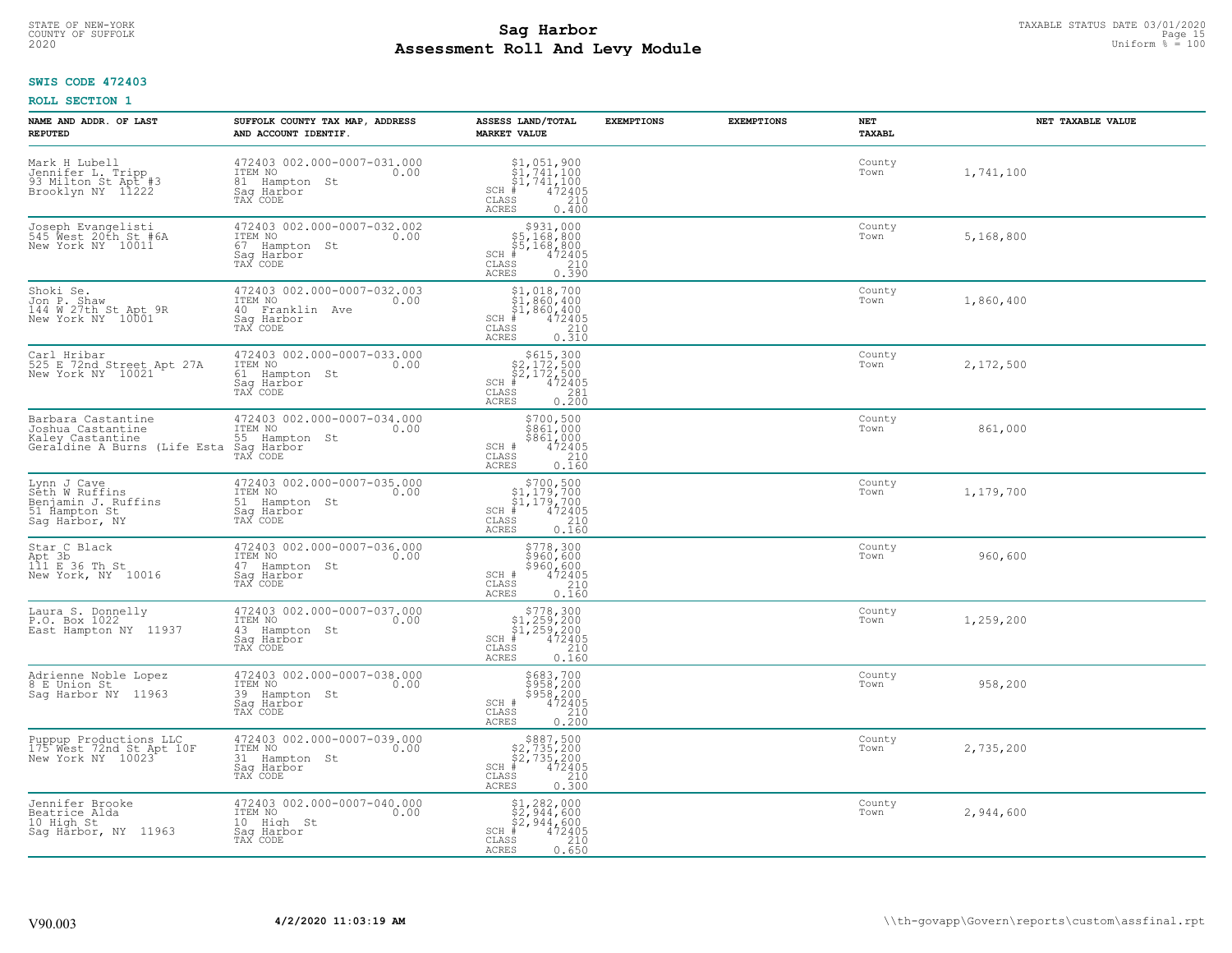STATE OF NEW-YORK
COUNTY OF SUFFOLK
2020

# Sag Harbor
# Assessment Roll And Levy Module

TAXABLE STATUS DATE 03/01/2020
Uniform % = 100

**SWIS CODE 472403**

**ROLL SECTION 1**

| NAME AND ADDR. OF LAST REPUTED | SUFFOLK COUNTY TAX MAP, ADDRESS AND ACCOUNT IDENTIF. | ASSESS LAND/TOTAL MARKET VALUE | EXEMPTIONS | EXEMPTIONS | NET TAXABL | NET TAXABLE VALUE |
|---|---|---|---|---|---|---|
| Mark H Lubell<br>Jennifer L. Tripp<br>93 Milton St Apt #3<br>Brooklyn NY 11222 | 472403 002.000-0007-031.000<br>ITEM NO 0.00<br>81 Hampton St<br>Sag Harbor<br>TAX CODE | $1,051,900<br>$1,741,100<br>$1,741,100<br>SCH # 472405<br>CLASS 210<br>ACRES 0.400 | | | County<br>Town | 1,741,100 |
| Joseph Evangelisti<br>545 West 20th St #6A<br>New York NY 10011 | 472403 002.000-0007-032.002<br>ITEM NO 0.00<br>67 Hampton St<br>Sag Harbor<br>TAX CODE | $931,000<br>$5,168,800<br>$5,168,800<br>SCH # 472405<br>CLASS 210<br>ACRES 0.390 | | | County<br>Town | 5,168,800 |
| Shoki Se.<br>Jon P. Shaw<br>144 W 27th St Apt 9R<br>New York NY 10001 | 472403 002.000-0007-032.003<br>ITEM NO 0.00<br>40 Franklin Ave<br>Sag Harbor<br>TAX CODE | $1,018,700<br>$1,860,400<br>$1,860,400<br>SCH # 472405<br>CLASS 210<br>ACRES 0.310 | | | County<br>Town | 1,860,400 |
| Carl Hribar<br>525 E 72nd Street Apt 27A<br>New York NY 10021 | 472403 002.000-0007-033.000<br>ITEM NO 0.00<br>61 Hampton St<br>Sag Harbor<br>TAX CODE | $615,300<br>$2,172,500<br>$2,172,500<br>SCH # 472405<br>CLASS 281<br>ACRES 0.200 | | | County<br>Town | 2,172,500 |
| Barbara Castantine<br>Joshua Castantine<br>Kaley Castantine<br>Geraldine A Burns (Life Esta | 472403 002.000-0007-034.000<br>ITEM NO 0.00<br>55 Hampton St<br>Sag Harbor<br>TAX CODE | $700,500<br>$861,000<br>$861,000<br>SCH # 472405<br>CLASS 210<br>ACRES 0.160 | | | County<br>Town | 861,000 |
| Lynn J Cave<br>Seth W Ruffins<br>Benjamin J. Ruffins<br>51 Hampton St<br>Sag Harbor, NY | 472403 002.000-0007-035.000<br>ITEM NO 0.00<br>51 Hampton St<br>Sag Harbor<br>TAX CODE | $700,500<br>$1,179,700<br>$1,179,700<br>SCH # 472405<br>CLASS 210<br>ACRES 0.160 | | | County<br>Town | 1,179,700 |
| Star C Black<br>Apt 3b<br>111 E 36 Th St<br>New York, NY 10016 | 472403 002.000-0007-036.000<br>ITEM NO 0.00<br>47 Hampton St<br>Sag Harbor<br>TAX CODE | $778,300<br>$960,600<br>$960,600<br>SCH # 472405<br>CLASS 210<br>ACRES 0.160 | | | County<br>Town | 960,600 |
| Laura S. Donnelly<br>P.O. Box 1022<br>East Hampton NY 11937 | 472403 002.000-0007-037.000<br>ITEM NO 0.00<br>43 Hampton St<br>Sag Harbor<br>TAX CODE | $778,300<br>$1,259,200<br>$1,259,200<br>SCH # 472405<br>CLASS 210<br>ACRES 0.160 | | | County<br>Town | 1,259,200 |
| Adrienne Noble Lopez<br>8 E Union St<br>Sag Harbor NY 11963 | 472403 002.000-0007-038.000<br>ITEM NO 0.00<br>39 Hampton St<br>Sag Harbor<br>TAX CODE | $683,700<br>$958,200<br>$958,200<br>SCH # 472405<br>CLASS 210<br>ACRES 0.200 | | | County<br>Town | 958,200 |
| Puppup Productions LLC<br>175 West 72nd St Apt 10F<br>New York NY 10023 | 472403 002.000-0007-039.000<br>ITEM NO 0.00<br>31 Hampton St<br>Sag Harbor<br>TAX CODE | $887,500<br>$2,735,200<br>$2,735,200<br>SCH # 472405<br>CLASS 210<br>ACRES 0.300 | | | County<br>Town | 2,735,200 |
| Jennifer Brooke<br>Beatrice Alda<br>10 High St<br>Sag Harbor, NY 11963 | 472403 002.000-0007-040.000<br>ITEM NO 0.00<br>10 High St<br>Sag Harbor<br>TAX CODE | $1,282,000<br>$2,944,600<br>$2,944,600<br>SCH # 472405<br>CLASS 210<br>ACRES 0.650 | | | County<br>Town | 2,944,600 |

V90.003 4/2/2020 11:03:19 AM \\th-govapp\Govern\reports\custom\assfinal.rpt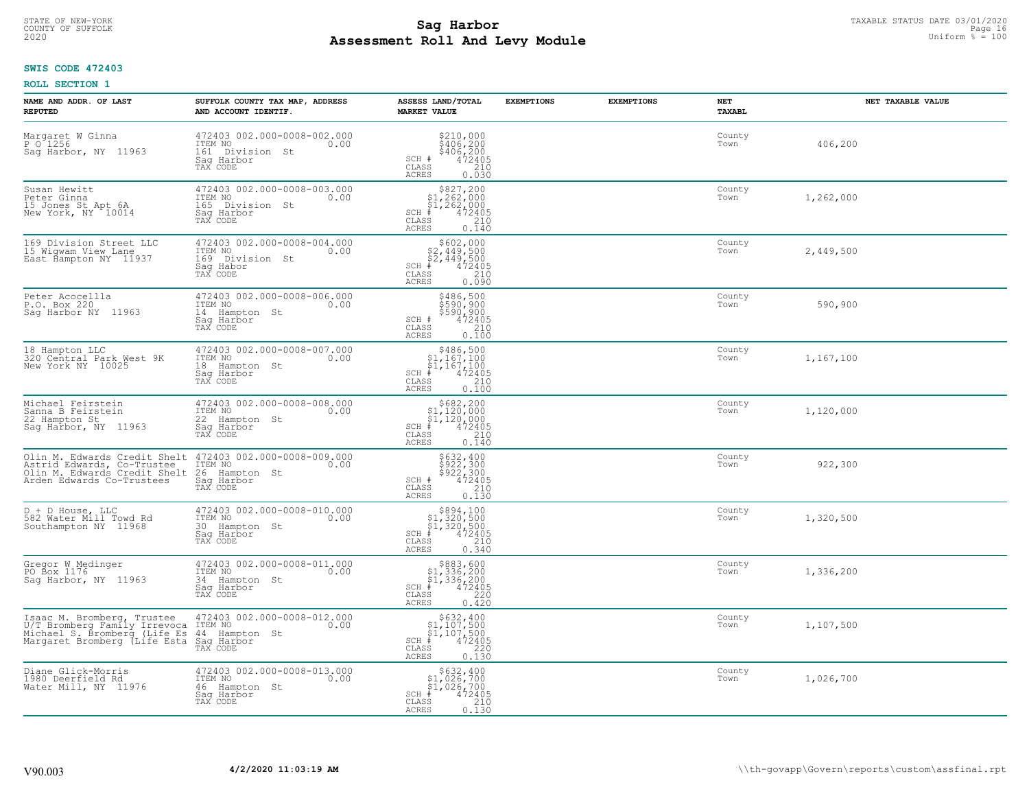STATE OF NEW-YORK
COUNTY OF SUFFOLK
2020

# Sag Harbor
# Assessment Roll And Levy Module

TAXABLE STATUS DATE 03/01/2020
Uniform % = 100

**SWIS CODE 472403**

**ROLL SECTION 1**

| NAME AND ADDR. OF LAST REPUTED | SUFFOLK COUNTY TAX MAP, ADDRESS AND ACCOUNT IDENTIF. | ASSESS LAND/TOTAL MARKET VALUE | EXEMPTIONS | EXEMPTIONS | NET TAXABL | NET TAXABLE VALUE |
|---|---|---|---|---|---|---|
| Margaret W Ginna<br>P O 1256<br>Sag Harbor, NY 11963 | 472403 002.000-0008-002.000<br>ITEM NO 0.00<br>161 Division St<br>Sag Harbor<br>TAX CODE | $210,000<br>$406,200<br>$406,200<br>SCH # 472405<br>CLASS 210<br>ACRES 0.030 | | | County<br>Town | 406,200 |
| Susan Hewitt<br>Peter Ginna<br>15 Jones St Apt 6A<br>New York, NY 10014 | 472403 002.000-0008-003.000<br>ITEM NO 0.00<br>165 Division St<br>Sag Harbor<br>TAX CODE | $827,200<br>$1,262,000<br>$1,262,000<br>SCH # 472405<br>CLASS 210<br>ACRES 0.140 | | | County<br>Town | 1,262,000 |
| 169 Division Street LLC<br>15 Wigwam View Lane<br>East Hampton NY 11937 | 472403 002.000-0008-004.000<br>ITEM NO 0.00<br>169 Division St<br>Sag Habor<br>TAX CODE | $602,000<br>$2,449,500<br>$2,449,500<br>SCH # 472405<br>CLASS 210<br>ACRES 0.090 | | | County<br>Town | 2,449,500 |
| Peter Acocellla<br>P.O. Box 220<br>Sag Harbor NY 11963 | 472403 002.000-0008-006.000<br>ITEM NO 0.00<br>14 Hampton St<br>Sag Harbor<br>TAX CODE | $486,500<br>$590,900<br>$590,900<br>SCH # 472405<br>CLASS 210<br>ACRES 0.100 | | | County<br>Town | 590,900 |
| 18 Hampton LLC<br>320 Central Park West 9K<br>New York NY 10025 | 472403 002.000-0008-007.000<br>ITEM NO 0.00<br>18 Hampton St<br>Sag Harbor<br>TAX CODE | $486,500<br>$1,167,100<br>$1,167,100<br>SCH # 472405<br>CLASS 210<br>ACRES 0.100 | | | County<br>Town | 1,167,100 |
| Michael Feirstein<br>Sanna B Feirstein<br>22 Hampton St<br>Sag Harbor, NY 11963 | 472403 002.000-0008-008.000<br>ITEM NO 0.00<br>22 Hampton St<br>Sag Harbor<br>TAX CODE | $682,200<br>$1,120,000<br>$1,120,000<br>SCH # 472405<br>CLASS 210<br>ACRES 0.140 | | | County<br>Town | 1,120,000 |
| Olin M. Edwards Credit Shelt<br>Astrid Edwards, Co-Trustee<br>Olin M. Edwards Credit Shelt<br>Arden Edwards Co-Trustees | 472403 002.000-0008-009.000<br>ITEM NO 0.00<br>26 Hampton St<br>Sag Harbor<br>TAX CODE | $632,400<br>$922,300<br>$922,300<br>SCH # 472405<br>CLASS 210<br>ACRES 0.130 | | | County<br>Town | 922,300 |
| D + D House, LLC<br>582 Water Mill Towd Rd<br>Southampton NY 11968 | 472403 002.000-0008-010.000<br>ITEM NO 0.00<br>30 Hampton St<br>Sag Harbor<br>TAX CODE | $894,100<br>$1,320,500<br>$1,320,500<br>SCH # 472405<br>CLASS 210<br>ACRES 0.340 | | | County<br>Town | 1,320,500 |
| Gregor W Medinger<br>PO Box 1176<br>Sag Harbor, NY 11963 | 472403 002.000-0008-011.000<br>ITEM NO 0.00<br>34 Hampton St<br>Sag Harbor<br>TAX CODE | $883,600<br>$1,336,200<br>$1,336,200<br>SCH # 472405<br>CLASS 220<br>ACRES 0.420 | | | County<br>Town | 1,336,200 |
| Isaac M. Bromberg, Trustee<br>U/T Bromberg Family Irrevoca<br>Michael S. Bromberg (Life Es<br>Margaret Bromberg (Life Esta | 472403 002.000-0008-012.000<br>ITEM NO 0.00<br>44 Hampton St<br>Sag Harbor<br>TAX CODE | $632,400<br>$1,107,500<br>$1,107,500<br>SCH # 472405<br>CLASS 220<br>ACRES 0.130 | | | County<br>Town | 1,107,500 |
| Diane Glick-Morris<br>1980 Deerfield Rd<br>Water Mill, NY 11976 | 472403 002.000-0008-013.000<br>ITEM NO 0.00<br>46 Hampton St<br>Sag Harbor<br>TAX CODE | $632,400<br>$1,026,700<br>$1,026,700<br>SCH # 472405<br>CLASS 210<br>ACRES 0.130 | | | County<br>Town | 1,026,700 |

V90.003 4/2/2020 11:03:19 AM \\th-govapp\Govern\reports\custom\assfinal.rpt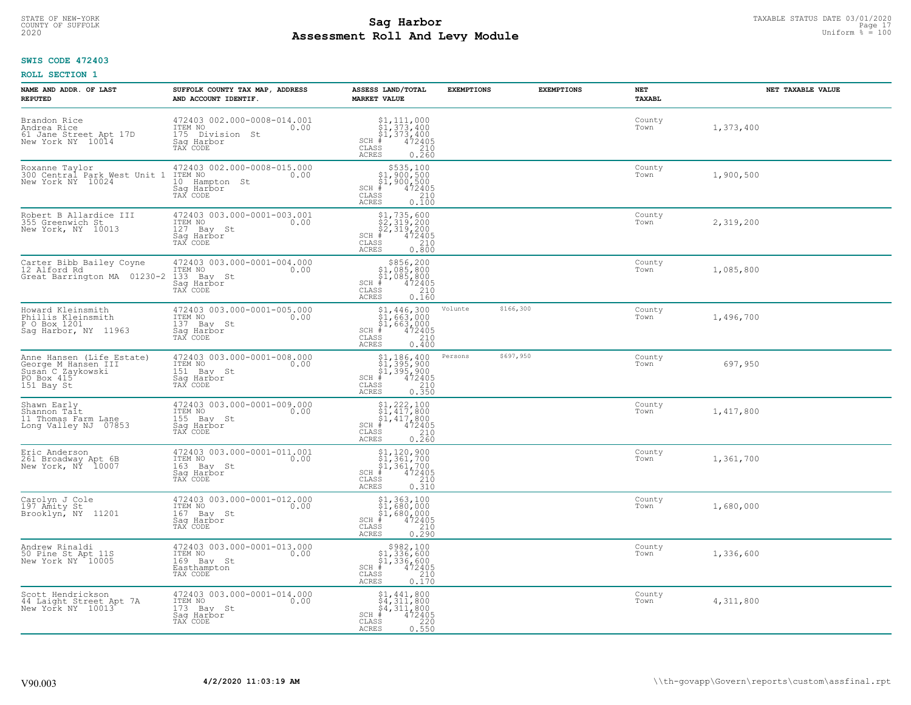STATE OF NEW-YORK
COUNTY OF SUFFOLK
2020

# Sag Harbor
# Assessment Roll And Levy Module

TAXABLE STATUS DATE 03/01/2020
Uniform % = 100

**SWIS CODE 472403**

**ROLL SECTION 1**

| NAME AND ADDR. OF LAST REPUTED | SUFFOLK COUNTY TAX MAP, ADDRESS AND ACCOUNT IDENTIF. | ASSESS LAND/TOTAL MARKET VALUE | EXEMPTIONS | EXEMPTIONS | NET TAXABL | NET TAXABLE VALUE |
|---|---|---|---|---|---|---|
| Brandon Rice<br>Andrea Rice<br>61 Jane Street Apt 17D<br>New York NY 10014 | 472403 002.000-0008-014.001<br>ITEM NO 0.00<br>175 Division St<br>Sag Harbor<br>TAX CODE | $1,111,000<br>$1,373,400<br>$1,373,400<br>SCH # 472405<br>CLASS 210<br>ACRES 0.260 | | | County<br>Town | 1,373,400 |
| Roxanne Taylor<br>300 Central Park West Unit 1<br>New York NY 10024 | 472403 002.000-0008-015.000<br>ITEM NO 0.00<br>10 Hampton St<br>Sag Harbor<br>TAX CODE | $535,100<br>$1,900,500<br>$1,900,500<br>SCH # 472405<br>CLASS 210<br>ACRES 0.100 | | | County<br>Town | 1,900,500 |
| Robert B Allardice III<br>355 Greenwich St<br>New York, NY 10013 | 472403 003.000-0001-003.001<br>ITEM NO 0.00<br>127 Bay St<br>Sag Harbor<br>TAX CODE | $1,735,600<br>$2,319,200<br>$2,319,200<br>SCH # 472405<br>CLASS 210<br>ACRES 0.800 | | | County<br>Town | 2,319,200 |
| Carter Bibb Bailey Coyne<br>12 Alford Rd<br>Great Barrington MA 01230-2 | 472403 003.000-0001-004.000<br>ITEM NO 0.00<br>133 Bay St<br>Sag Harbor<br>TAX CODE | $856,200<br>$1,085,800<br>$1,085,800<br>SCH # 472405<br>CLASS 210<br>ACRES 0.160 | | | County<br>Town | 1,085,800 |
| Howard Kleinsmith<br>Phillis Kleinsmith<br>P O Box 1201<br>Sag Harbor, NY 11963 | 472403 003.000-0001-005.000<br>ITEM NO 0.00<br>137 Bay St<br>Sag Harbor<br>TAX CODE | $1,446,300<br>$1,663,000<br>$1,663,000<br>SCH # 472405<br>CLASS 210<br>ACRES 0.400 | Volunte $166,300 | | County<br>Town | 1,496,700 |
| Anne Hansen (Life Estate)<br>George M Hansen III<br>Susan C Zaykowski<br>PO Box 415<br>151 Bay St | 472403 003.000-0001-008.000<br>ITEM NO 0.00<br>151 Bay St<br>Sag Harbor<br>TAX CODE | $1,186,400<br>$1,395,900<br>$1,395,900<br>SCH # 472405<br>CLASS 210<br>ACRES 0.350 | Persons $697,950 | | County<br>Town | 697,950 |
| Shawn Early<br>Shannon Tait<br>11 Thomas Farm Lane<br>Long Valley NJ 07853 | 472403 003.000-0001-009.000<br>ITEM NO 0.00<br>155 Bay St<br>Sag Harbor<br>TAX CODE | $1,222,100<br>$1,417,800<br>$1,417,800<br>SCH # 472405<br>CLASS 210<br>ACRES 0.260 | | | County<br>Town | 1,417,800 |
| Eric Anderson<br>261 Broadway Apt 6B<br>New York, NY 10007 | 472403 003.000-0001-011.001<br>ITEM NO 0.00<br>163 Bay St<br>Sag Harbor<br>TAX CODE | $1,120,900<br>$1,361,700<br>$1,361,700<br>SCH # 472405<br>CLASS 210<br>ACRES 0.310 | | | County<br>Town | 1,361,700 |
| Carolyn J Cole<br>197 Amity St<br>Brooklyn, NY 11201 | 472403 003.000-0001-012.000<br>ITEM NO 0.00<br>167 Bay St<br>Sag Harbor<br>TAX CODE | $1,363,100<br>$1,680,000<br>$1,680,000<br>SCH # 472405<br>CLASS 210<br>ACRES 0.290 | | | County<br>Town | 1,680,000 |
| Andrew Rinaldi<br>50 Pine St Apt 11S<br>New York NY 10005 | 472403 003.000-0001-013.000<br>ITEM NO 0.00<br>169 Bay St<br>Easthampton<br>TAX CODE | $982,100<br>$1,336,600<br>$1,336,600<br>SCH # 472405<br>CLASS 210<br>ACRES 0.170 | | | County<br>Town | 1,336,600 |
| Scott Hendrickson<br>44 Laight Street Apt 7A<br>New York NY 10013 | 472403 003.000-0001-014.000<br>ITEM NO 0.00<br>173 Bay St<br>Sag Harbor<br>TAX CODE | $1,441,800<br>$4,311,800<br>$4,311,800<br>SCH # 472405<br>CLASS 220<br>ACRES 0.550 | | | County<br>Town | 4,311,800 |

V90.003 **4/2/2020 11:03:19 AM** \\th-govapp\Govern\reports\custom\assfinal.rpt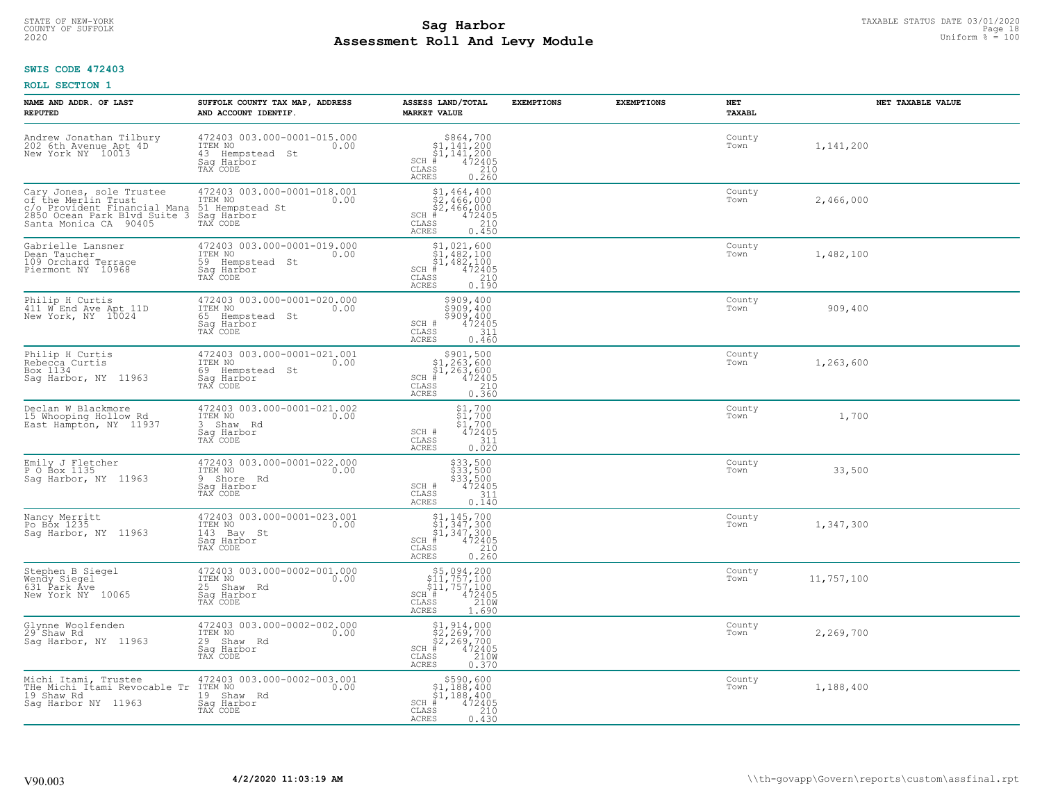STATE OF NEW-YORK
COUNTY OF SUFFOLK
2020

# Sag Harbor
# Assessment Roll And Levy Module

TAXABLE STATUS DATE 03/01/2020
Uniform % = 100

**SWIS CODE 472403**

**ROLL SECTION 1**

| NAME AND ADDR. OF LAST REPUTED | SUFFOLK COUNTY TAX MAP, ADDRESS AND ACCOUNT IDENTIF. | ASSESS LAND/TOTAL MARKET VALUE | EXEMPTIONS | EXEMPTIONS | NET TAXABL | NET TAXABLE VALUE |
|---|---|---|---|---|---|---|
| Andrew Jonathan Tilbury<br>202 6th Avenue Apt 4D<br>New York NY 10013 | 472403 003.000-0001-015.000<br>ITEM NO 0.00<br>43 Hempstead St<br>Sag Harbor<br>TAX CODE | $864,700<br>$1,141,200<br>$1,141,200<br>SCH # 472405<br>CLASS 210<br>ACRES 0.260 | | | County<br>Town | 1,141,200 |
| Cary Jones, sole Trustee<br>of the Merlin Trust<br>c/o Provident Financial Mana<br>2850 Ocean Park Blvd Suite 3<br>Santa Monica CA 90405 | 472403 003.000-0001-018.001<br>ITEM NO 0.00<br>51 Hempstead St<br>Sag Harbor<br>TAX CODE | $1,464,400<br>$2,466,000<br>$2,466,000<br>SCH # 472405<br>CLASS 210<br>ACRES 0.450 | | | County<br>Town | 2,466,000 |
| Gabrielle Lansner<br>Dean Taucher<br>109 Orchard Terrace<br>Piermont NY 10968 | 472403 003.000-0001-019.000<br>ITEM NO 0.00<br>59 Hempstead St<br>Sag Harbor<br>TAX CODE | $1,021,600<br>$1,482,100<br>$1,482,100<br>SCH # 472405<br>CLASS 210<br>ACRES 0.190 | | | County<br>Town | 1,482,100 |
| Philip H Curtis<br>411 W End Ave Apt 11D<br>New York, NY 10024 | 472403 003.000-0001-020.000<br>ITEM NO 0.00<br>65 Hempstead St<br>Sag Harbor<br>TAX CODE | $909,400<br>$909,400<br>$909,400<br>SCH # 472405<br>CLASS 311<br>ACRES 0.460 | | | County<br>Town | 909,400 |
| Philip H Curtis<br>Rebecca Curtis<br>Box 1134<br>Sag Harbor, NY 11963 | 472403 003.000-0001-021.001<br>ITEM NO 0.00<br>69 Hempstead St<br>Sag Harbor<br>TAX CODE | $901,500<br>$1,263,600<br>$1,263,600<br>SCH # 472405<br>CLASS 210<br>ACRES 0.360 | | | County<br>Town | 1,263,600 |
| Declan W Blackmore<br>15 Whooping Hollow Rd<br>East Hampton, NY 11937 | 472403 003.000-0001-021.002<br>ITEM NO 0.00<br>3 Shaw Rd<br>Sag Harbor<br>TAX CODE | $1,700<br>$1,700<br>$1,700<br>SCH # 472405<br>CLASS 311<br>ACRES 0.020 | | | County<br>Town | 1,700 |
| Emily J Fletcher<br>P O Box 1135<br>Sag Harbor, NY 11963 | 472403 003.000-0001-022.000<br>ITEM NO 0.00<br>9 Shore Rd<br>Sag Harbor<br>TAX CODE | $33,500<br>$33,500<br>$33,500<br>SCH # 472405<br>CLASS 311<br>ACRES 0.140 | | | County<br>Town | 33,500 |
| Nancy Merritt<br>Po Box 1235<br>Sag Harbor, NY 11963 | 472403 003.000-0001-023.001<br>ITEM NO 0.00<br>143 Bay St<br>Sag Harbor<br>TAX CODE | $1,145,700<br>$1,347,300<br>$1,347,300<br>SCH # 472405<br>CLASS 210<br>ACRES 0.260 | | | County<br>Town | 1,347,300 |
| Stephen B Siegel<br>Wendy Siegel<br>631 Park Ave<br>New York NY 10065 | 472403 003.000-0002-001.000<br>ITEM NO 0.00<br>25 Shaw Rd<br>Sag Harbor<br>TAX CODE | $5,094,200<br>$11,757,100<br>$11,757,100<br>SCH # 472405<br>CLASS 210W<br>ACRES 1.690 | | | County<br>Town | 11,757,100 |
| Glynne Woolfenden<br>29 Shaw Rd<br>Sag Harbor, NY 11963 | 472403 003.000-0002-002.000<br>ITEM NO 0.00<br>29 Shaw Rd<br>Sag Harbor<br>TAX CODE | $1,914,000<br>$2,269,700<br>$2,269,700<br>SCH # 472405<br>CLASS 210W<br>ACRES 0.370 | | | County<br>Town | 2,269,700 |
| Michi Itami, Trustee<br>THe Michi Itami Revocable Tr<br>19 Shaw Rd<br>Sag Harbor NY 11963 | 472403 003.000-0002-003.001<br>ITEM NO 0.00<br>19 Shaw Rd<br>Sag Harbor<br>TAX CODE | $590,600<br>$1,188,400<br>$1,188,400<br>SCH # 472405<br>CLASS 210<br>ACRES 0.430 | | | County<br>Town | 1,188,400 |

V90.003 4/2/2020 11:03:19 AM \\th-govapp\Govern\reports\custom\assfinal.rpt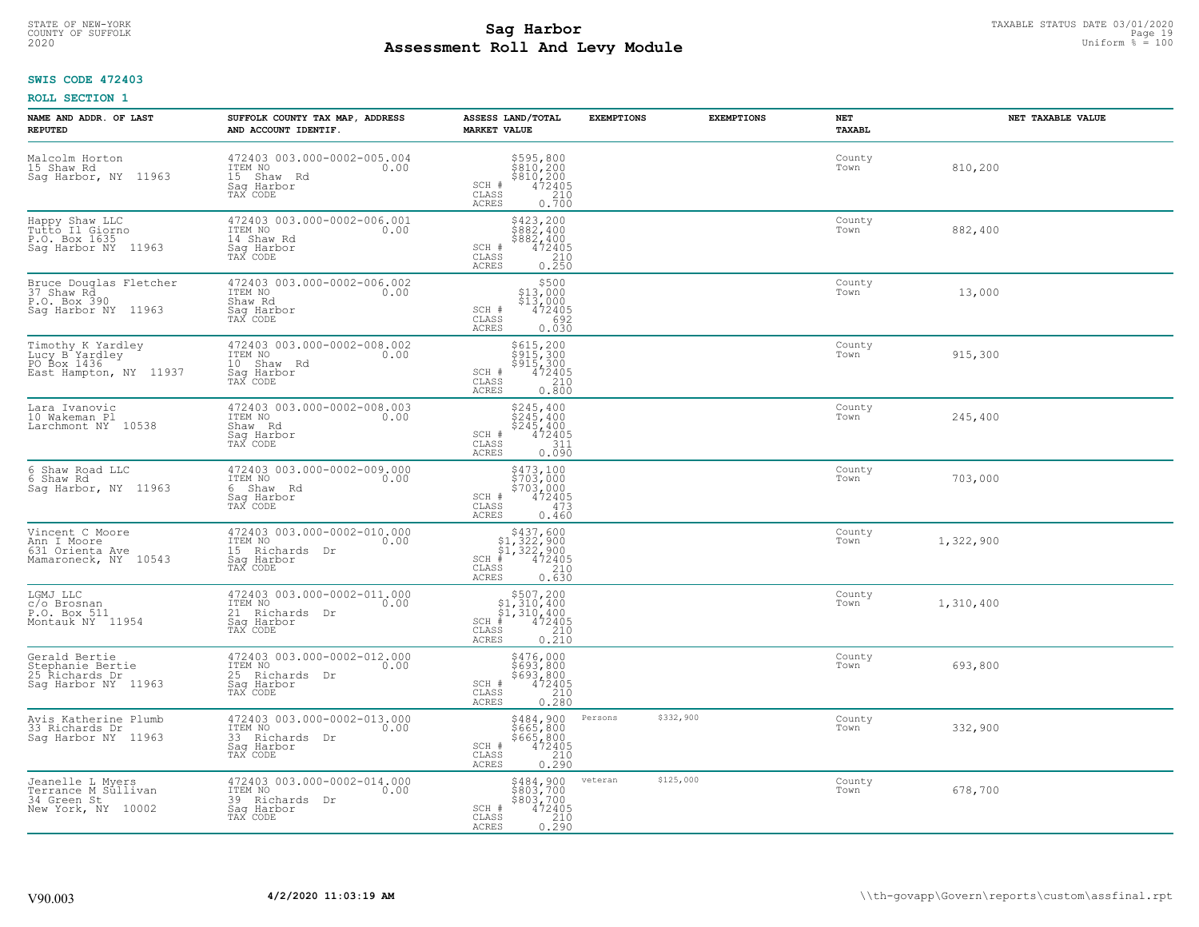STATE OF NEW-YORK
COUNTY OF SUFFOLK
2020

# Sag Harbor
# Assessment Roll And Levy Module

TAXABLE STATUS DATE 03/01/2020
Uniform % = 100

**SWIS CODE 472403**

**ROLL SECTION 1**

| NAME AND ADDR. OF LAST REPUTED | SUFFOLK COUNTY TAX MAP, ADDRESS AND ACCOUNT IDENTIF. | ASSESS LAND/TOTAL MARKET VALUE | EXEMPTIONS | EXEMPTIONS | NET TAXABL | NET TAXABLE VALUE |
|---|---|---|---|---|---|---|
| Malcolm Horton<br>15 Shaw Rd<br>Sag Harbor, NY 11963 | 472403 003.000-0002-005.004<br>ITEM NO 0.00<br>15 Shaw Rd<br>Sag Harbor<br>TAX CODE | $595,800<br>$810,200<br>$810,200<br>SCH # 472405<br>CLASS 210<br>ACRES 0.700 | | | County<br>Town | 810,200 |
| Happy Shaw LLC<br>Tutto Il Giorno<br>P.O. Box 1635<br>Sag Harbor NY 11963 | 472403 003.000-0002-006.001<br>ITEM NO 0.00<br>14 Shaw Rd<br>Sag Harbor<br>TAX CODE | $423,200<br>$882,400<br>$882,400<br>SCH # 472405<br>CLASS 210<br>ACRES 0.250 | | | County<br>Town | 882,400 |
| Bruce Douglas Fletcher<br>37 Shaw Rd<br>P.O. Box 390<br>Sag Harbor NY 11963 | 472403 003.000-0002-006.002<br>ITEM NO 0.00<br>Shaw Rd<br>Sag Harbor<br>TAX CODE | $500<br>$13,000<br>$13,000<br>SCH # 472405<br>CLASS 692<br>ACRES 0.030 | | | County<br>Town | 13,000 |
| Timothy K Yardley<br>Lucy B Yardley<br>PO Box 1436<br>East Hampton, NY 11937 | 472403 003.000-0002-008.002<br>ITEM NO 0.00<br>10 Shaw Rd<br>Sag Harbor<br>TAX CODE | $615,200<br>$915,300<br>$915,300<br>SCH # 472405<br>CLASS 210<br>ACRES 0.800 | | | County<br>Town | 915,300 |
| Lara Ivanovic<br>10 Wakeman Pl<br>Larchmont NY 10538 | 472403 003.000-0002-008.003<br>ITEM NO 0.00<br>Shaw Rd<br>Sag Harbor<br>TAX CODE | $245,400<br>$245,400<br>$245,400<br>SCH # 472405<br>CLASS 311<br>ACRES 0.090 | | | County<br>Town | 245,400 |
| 6 Shaw Road LLC<br>6 Shaw Rd<br>Sag Harbor, NY 11963 | 472403 003.000-0002-009.000<br>ITEM NO 0.00<br>6 Shaw Rd<br>Sag Harbor<br>TAX CODE | $473,100<br>$703,000<br>$703,000<br>SCH # 472405<br>CLASS 473<br>ACRES 0.460 | | | County<br>Town | 703,000 |
| Vincent C Moore<br>Ann I Moore<br>631 Orienta Ave<br>Mamaroneck, NY 10543 | 472403 003.000-0002-010.000<br>ITEM NO 0.00<br>15 Richards Dr<br>Sag Harbor<br>TAX CODE | $437,600<br>$1,322,900<br>$1,322,900<br>SCH # 472405<br>CLASS 210<br>ACRES 0.630 | | | County<br>Town | 1,322,900 |
| LGMJ LLC<br>c/o Brosnan<br>P.O. Box 511<br>Montauk NY 11954 | 472403 003.000-0002-011.000<br>ITEM NO 0.00<br>21 Richards Dr<br>Sag Harbor<br>TAX CODE | $507,200<br>$1,310,400<br>$1,310,400<br>SCH # 472405<br>CLASS 210<br>ACRES 0.210 | | | County<br>Town | 1,310,400 |
| Gerald Bertie<br>Stephanie Bertie<br>25 Richards Dr<br>Sag Harbor NY 11963 | 472403 003.000-0002-012.000<br>ITEM NO 0.00<br>25 Richards Dr<br>Sag Harbor<br>TAX CODE | $476,000<br>$693,800<br>$693,800<br>SCH # 472405<br>CLASS 210<br>ACRES 0.280 | | | County<br>Town | 693,800 |
| Avis Katherine Plumb<br>33 Richards Dr<br>Sag Harbor NY 11963 | 472403 003.000-0002-013.000<br>ITEM NO 0.00<br>33 Richards Dr<br>Sag Harbor<br>TAX CODE | $484,900<br>$665,800<br>$665,800<br>SCH # 472405<br>CLASS 210<br>ACRES 0.290 | Persons $332,900 | | County<br>Town | 332,900 |
| Jeanelle L Myers<br>Terrance M Sullivan<br>34 Green St<br>New York, NY 10002 | 472403 003.000-0002-014.000<br>ITEM NO 0.00<br>39 Richards Dr<br>Sag Harbor<br>TAX CODE | $484,900<br>$803,700<br>$803,700<br>SCH # 472405<br>CLASS 210<br>ACRES 0.290 | veteran $125,000 | | County<br>Town | 678,700 |

V90.003 **4/2/2020 11:03:19 AM** \\th-govapp\Govern\reports\custom\assfinal.rpt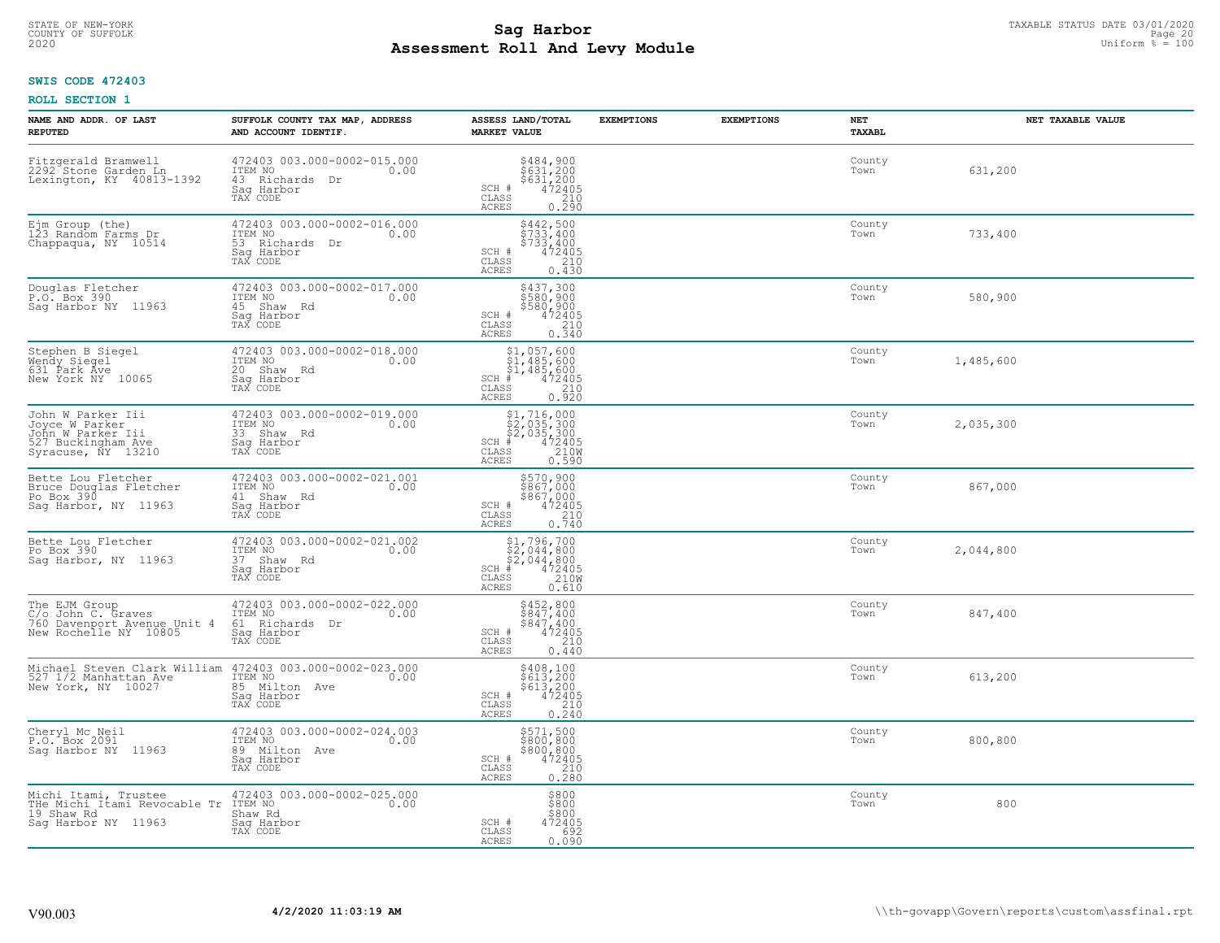STATE OF NEW-YORK
COUNTY OF SUFFOLK
2020

# Sag Harbor
## Assessment Roll And Levy Module

TAXABLE STATUS DATE 03/01/2020
Uniform % = 100

**SWIS CODE 472403**

**ROLL SECTION 1**

| NAME AND ADDR. OF LAST REPUTED | SUFFOLK COUNTY TAX MAP, ADDRESS AND ACCOUNT IDENTIF. | ASSESS LAND/TOTAL MARKET VALUE | EXEMPTIONS | EXEMPTIONS | NET TAXABL | NET TAXABLE VALUE |
|---|---|---|---|---|---|---|
| Fitzgerald Bramwell<br>2292 Stone Garden Ln<br>Lexington, KY 40813-1392 | 472403 003.000-0002-015.000<br>ITEM NO 0.00<br>43 Richards Dr<br>Sag Harbor<br>TAX CODE | $484,900<br>$631,200<br>$631,200<br>SCH # 472405<br>CLASS 210<br>ACRES 0.290 | | | County<br>Town | 631,200 |
| Ejm Group (the)<br>123 Random Farms Dr<br>Chappaqua, NY 10514 | 472403 003.000-0002-016.000<br>ITEM NO 0.00<br>53 Richards Dr<br>Sag Harbor<br>TAX CODE | $442,500<br>$733,400<br>$733,400<br>SCH # 472405<br>CLASS 210<br>ACRES 0.430 | | | County<br>Town | 733,400 |
| Douglas Fletcher<br>P.O. Box 390<br>Sag Harbor NY 11963 | 472403 003.000-0002-017.000<br>ITEM NO 0.00<br>45 Shaw Rd<br>Sag Harbor<br>TAX CODE | $437,300<br>$580,900<br>$580,900<br>SCH # 472405<br>CLASS 210<br>ACRES 0.340 | | | County<br>Town | 580,900 |
| Stephen B Siegel<br>Wendy Siegel<br>631 Park Ave<br>New York NY 10065 | 472403 003.000-0002-018.000<br>ITEM NO 0.00<br>20 Shaw Rd<br>Sag Harbor<br>TAX CODE | $1,057,600<br>$1,485,600<br>$1,485,600<br>SCH # 472405<br>CLASS 210<br>ACRES 0.920 | | | County<br>Town | 1,485,600 |
| John W Parker Iii<br>Joyce W Parker<br>John W Parker Iii<br>527 Buckingham Ave<br>Syracuse, NY 13210 | 472403 003.000-0002-019.000<br>ITEM NO 0.00<br>33 Shaw Rd<br>Sag Harbor<br>TAX CODE | $1,716,000<br>$2,035,300<br>$2,035,300<br>SCH # 472405<br>CLASS 210W<br>ACRES 0.590 | | | County<br>Town | 2,035,300 |
| Bette Lou Fletcher<br>Bruce Douglas Fletcher<br>Po Box 390<br>Sag Harbor, NY 11963 | 472403 003.000-0002-021.001<br>ITEM NO 0.00<br>41 Shaw Rd<br>Sag Harbor<br>TAX CODE | $570,900<br>$867,000<br>$867,000<br>SCH # 472405<br>CLASS 210<br>ACRES 0.740 | | | County<br>Town | 867,000 |
| Bette Lou Fletcher<br>Po Box 390<br>Sag Harbor, NY 11963 | 472403 003.000-0002-021.002<br>ITEM NO 0.00<br>37 Shaw Rd<br>Sag Harbor<br>TAX CODE | $1,796,700<br>$2,044,800<br>$2,044,800<br>SCH # 472405<br>CLASS 210W<br>ACRES 0.610 | | | County<br>Town | 2,044,800 |
| The EJM Group<br>C/o John C. Graves<br>760 Davenport Avenue Unit 4<br>New Rochelle NY 10805 | 472403 003.000-0002-022.000<br>ITEM NO 0.00<br>61 Richards Dr<br>Sag Harbor<br>TAX CODE | $452,800<br>$847,400<br>$847,400<br>SCH # 472405<br>CLASS 210<br>ACRES 0.440 | | | County<br>Town | 847,400 |
| Michael Steven Clark William<br>527 1/2 Manhattan Ave<br>New York, NY 10027 | 472403 003.000-0002-023.000<br>ITEM NO 0.00<br>85 Milton Ave<br>Sag Harbor<br>TAX CODE | $408,100<br>$613,200<br>$613,200<br>SCH # 472405<br>CLASS 210<br>ACRES 0.240 | | | County<br>Town | 613,200 |
| Cheryl Mc Neil<br>P.O. Box 2091<br>Sag Harbor NY 11963 | 472403 003.000-0002-024.003<br>ITEM NO 0.00<br>89 Milton Ave<br>Sag Harbor<br>TAX CODE | $571,500<br>$800,800<br>$800,800<br>SCH # 472405<br>CLASS 210<br>ACRES 0.280 | | | County<br>Town | 800,800 |
| Michi Itami, Trustee<br>THe Michi Itami Revocable Tr<br>19 Shaw Rd<br>Sag Harbor NY 11963 | 472403 003.000-0002-025.000<br>ITEM NO 0.00<br>Shaw Rd<br>Sag Harbor<br>TAX CODE | $800<br>$800<br>$800<br>SCH # 472405<br>CLASS 692<br>ACRES 0.090 | | | County<br>Town | 800 |

V90.003 **4/2/2020 11:03:19 AM** \\th-govapp\Govern\reports\custom\assfinal.rpt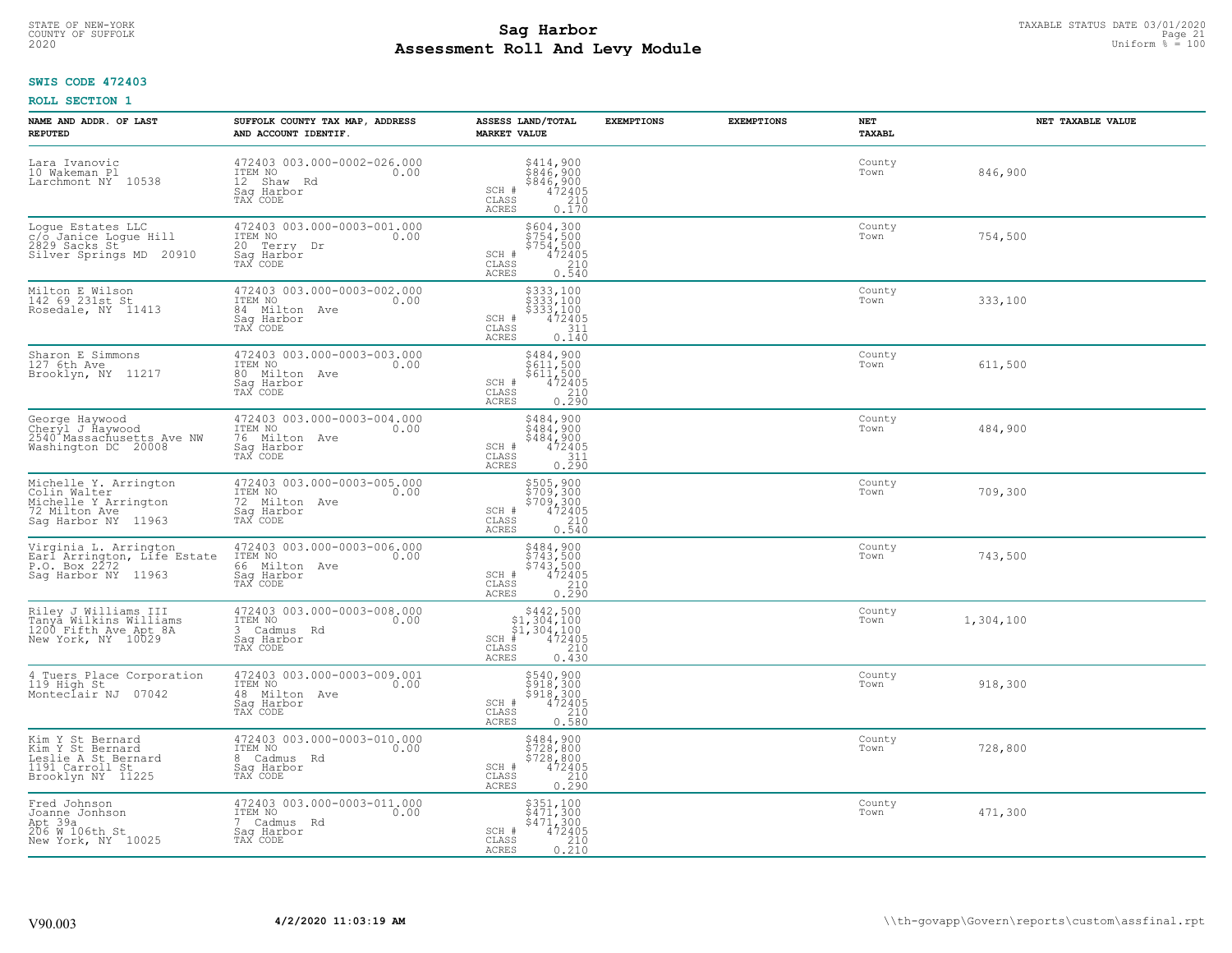STATE OF NEW-YORK
COUNTY OF SUFFOLK
2020

# Sag Harbor
# Assessment Roll And Levy Module

TAXABLE STATUS DATE 03/01/2020
Uniform % = 100

**SWIS CODE 472403**

**ROLL SECTION 1**

| NAME AND ADDR. OF LAST REPUTED | SUFFOLK COUNTY TAX MAP, ADDRESS AND ACCOUNT IDENTIF. | ASSESS LAND/TOTAL MARKET VALUE | EXEMPTIONS | EXEMPTIONS | NET TAXABL | NET TAXABLE VALUE |
|---|---|---|---|---|---|---|
| Lara Ivanovic<br>10 Wakeman Pl<br>Larchmont NY 10538 | 472403 003.000-0002-026.000<br>ITEM NO 0.00<br>12 Shaw Rd<br>Sag Harbor<br>TAX CODE | $414,900<br>$846,900<br>$846,900<br>SCH # 472405<br>CLASS 210<br>ACRES 0.170 | | | County<br>Town | 846,900 |
| Logue Estates LLC<br>c/o Janice Logue Hill<br>2829 Sacks St<br>Silver Springs MD 20910 | 472403 003.000-0003-001.000<br>ITEM NO 0.00<br>20 Terry Dr<br>Sag Harbor<br>TAX CODE | $604,300<br>$754,500<br>$754,500<br>SCH # 472405<br>CLASS 210<br>ACRES 0.540 | | | County<br>Town | 754,500 |
| Milton E Wilson<br>142 69 231st St<br>Rosedale, NY 11413 | 472403 003.000-0003-002.000<br>ITEM NO 0.00<br>84 Milton Ave<br>Sag Harbor<br>TAX CODE | $333,100<br>$333,100<br>$333,100<br>SCH # 472405<br>CLASS 311<br>ACRES 0.140 | | | County<br>Town | 333,100 |
| Sharon E Simmons<br>127 6th Ave<br>Brooklyn, NY 11217 | 472403 003.000-0003-003.000<br>ITEM NO 0.00<br>80 Milton Ave<br>Sag Harbor<br>TAX CODE | $484,900<br>$611,500<br>$611,500<br>SCH # 472405<br>CLASS 210<br>ACRES 0.290 | | | County<br>Town | 611,500 |
| George Haywood<br>Cheryl J Haywood<br>2540 Massachusetts Ave NW<br>Washington DC 20008 | 472403 003.000-0003-004.000<br>ITEM NO 0.00<br>76 Milton Ave<br>Sag Harbor<br>TAX CODE | $484,900<br>$484,900<br>$484,900<br>SCH # 472405<br>CLASS 311<br>ACRES 0.290 | | | County<br>Town | 484,900 |
| Michelle Y. Arrington<br>Colin Walter<br>Michelle Y Arrington<br>72 Milton Ave<br>Sag Harbor NY 11963 | 472403 003.000-0003-005.000<br>ITEM NO 0.00<br>72 Milton Ave<br>Sag Harbor<br>TAX CODE | $505,900<br>$709,300<br>$709,300<br>SCH # 472405<br>CLASS 210<br>ACRES 0.540 | | | County<br>Town | 709,300 |
| Virginia L. Arrington<br>Earl Arrington, Life Estate<br>P.O. Box 2272<br>Sag Harbor NY 11963 | 472403 003.000-0003-006.000<br>ITEM NO 0.00<br>66 Milton Ave<br>Sag Harbor<br>TAX CODE | $484,900<br>$743,500<br>$743,500<br>SCH # 472405<br>CLASS 210<br>ACRES 0.290 | | | County<br>Town | 743,500 |
| Riley J Williams III<br>Tanya Wilkins Williams<br>1200 Fifth Ave Apt 8A<br>New York, NY 10029 | 472403 003.000-0003-008.000<br>ITEM NO 0.00<br>3 Cadmus Rd<br>Sag Harbor<br>TAX CODE | $442,500<br>$1,304,100<br>$1,304,100<br>SCH # 472405<br>CLASS 210<br>ACRES 0.430 | | | County<br>Town | 1,304,100 |
| 4 Tuers Place Corporation<br>119 High St<br>Monteclair NJ 07042 | 472403 003.000-0003-009.001<br>ITEM NO 0.00<br>48 Milton Ave<br>Sag Harbor<br>TAX CODE | $540,900<br>$918,300<br>$918,300<br>SCH # 472405<br>CLASS 210<br>ACRES 0.580 | | | County<br>Town | 918,300 |
| Kim Y St Bernard<br>Kim Y St Bernard<br>Leslie A St Bernard<br>1191 Carroll St<br>Brooklyn NY 11225 | 472403 003.000-0003-010.000<br>ITEM NO 0.00<br>8 Cadmus Rd<br>Sag Harbor<br>TAX CODE | $484,900<br>$728,800<br>$728,800<br>SCH # 472405<br>CLASS 210<br>ACRES 0.290 | | | County<br>Town | 728,800 |
| Fred Johnson<br>Joanne Jonhson<br>Apt 39a<br>206 W 106th St<br>New York, NY 10025 | 472403 003.000-0003-011.000<br>ITEM NO 0.00<br>7 Cadmus Rd<br>Sag Harbor<br>TAX CODE | $351,100<br>$471,300<br>$471,300<br>SCH # 472405<br>CLASS 210<br>ACRES 0.210 | | | County<br>Town | 471,300 |

V90.003 **4/2/2020 11:03:19 AM** \\th-govapp\Govern\reports\custom\assfinal.rpt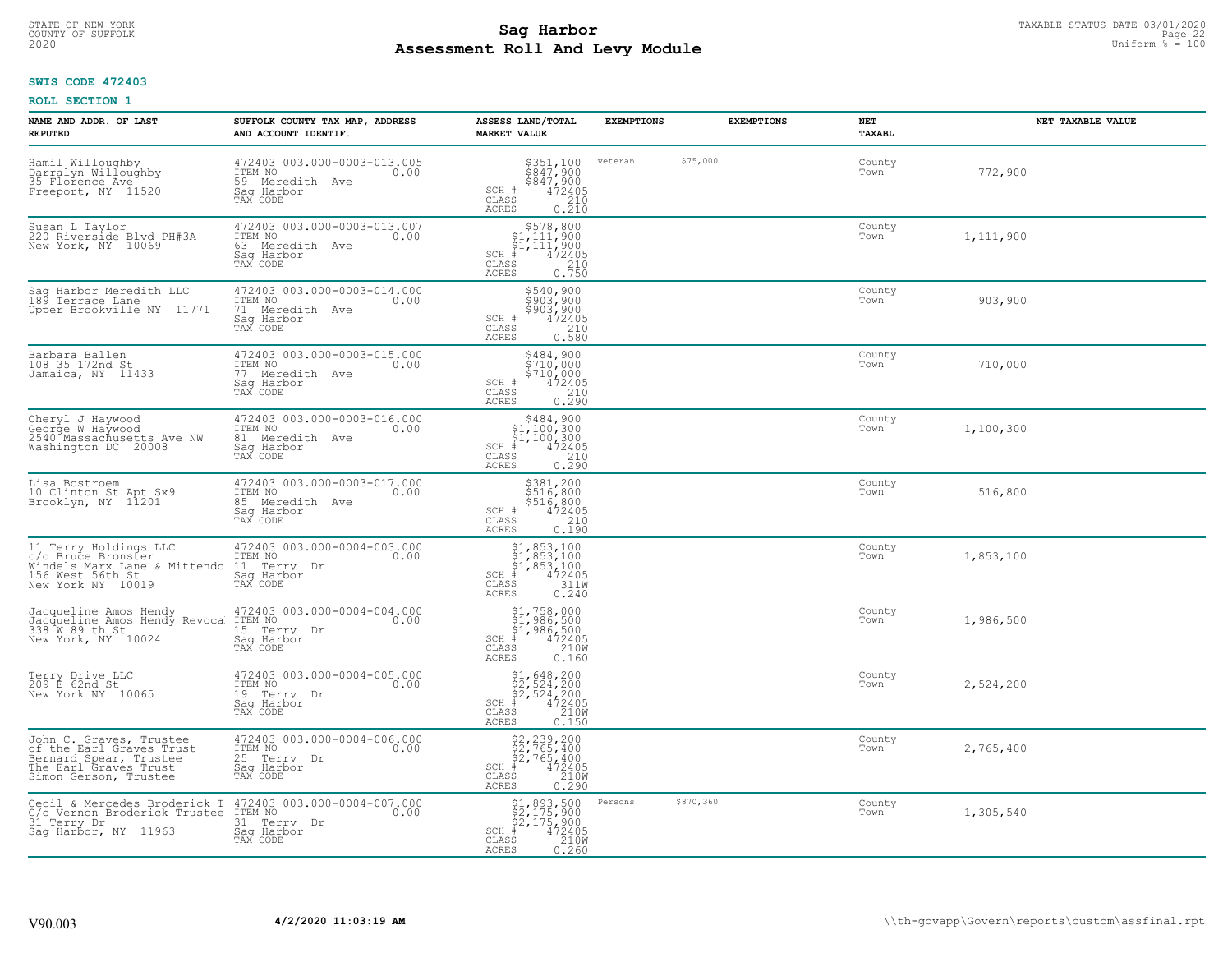STATE OF NEW-YORK
COUNTY OF SUFFOLK
2020

# Sag Harbor
# Assessment Roll And Levy Module

TAXABLE STATUS DATE 03/01/2020
Uniform % = 100

**SWIS CODE 472403**

**ROLL SECTION 1**

| NAME AND ADDR. OF LAST REPUTED | SUFFOLK COUNTY TAX MAP, ADDRESS AND ACCOUNT IDENTIF. | ASSESS LAND/TOTAL MARKET VALUE | EXEMPTIONS | EXEMPTIONS | NET TAXABL | NET TAXABLE VALUE |
|---|---|---|---|---|---|---|
| Hamil Willoughby<br>Darralyn Willoughby<br>35 Florence Ave<br>Freeport, NY 11520 | 472403 003.000-0003-013.005<br>ITEM NO 0.00<br>59 Meredith Ave<br>Sag Harbor<br>TAX CODE | $351,100<br>$847,900<br>$847,900<br>SCH # 472405<br>CLASS 210<br>ACRES 0.210 | veteran $75,000 | | County<br>Town | 772,900 |
| Susan L Taylor<br>220 Riverside Blvd PH#3A<br>New York, NY 10069 | 472403 003.000-0003-013.007<br>ITEM NO 0.00<br>63 Meredith Ave<br>Sag Harbor<br>TAX CODE | $578,800<br>$1,111,900<br>$1,111,900<br>SCH # 472405<br>CLASS 210<br>ACRES 0.750 | | | County<br>Town | 1,111,900 |
| Sag Harbor Meredith LLC<br>189 Terrace Lane<br>Upper Brookville NY 11771 | 472403 003.000-0003-014.000<br>ITEM NO 0.00<br>71 Meredith Ave<br>Sag Harbor<br>TAX CODE | $540,900<br>$903,900<br>$903,900<br>SCH # 472405<br>CLASS 210<br>ACRES 0.580 | | | County<br>Town | 903,900 |
| Barbara Ballen<br>108 35 172nd St<br>Jamaica, NY 11433 | 472403 003.000-0003-015.000<br>ITEM NO 0.00<br>77 Meredith Ave<br>Sag Harbor<br>TAX CODE | $484,900<br>$710,000<br>$710,000<br>SCH # 472405<br>CLASS 210<br>ACRES 0.290 | | | County<br>Town | 710,000 |
| Cheryl J Haywood<br>George W Haywood<br>2540 Massachusetts Ave NW<br>Washington DC 20008 | 472403 003.000-0003-016.000<br>ITEM NO 0.00<br>81 Meredith Ave<br>Sag Harbor<br>TAX CODE | $484,900<br>$1,100,300<br>$1,100,300<br>SCH # 472405<br>CLASS 210<br>ACRES 0.290 | | | County<br>Town | 1,100,300 |
| Lisa Bostroem<br>10 Clinton St Apt Sx9<br>Brooklyn, NY 11201 | 472403 003.000-0003-017.000<br>ITEM NO 0.00<br>85 Meredith Ave<br>Sag Harbor<br>TAX CODE | $381,200<br>$516,800<br>$516,800<br>SCH # 472405<br>CLASS 210<br>ACRES 0.190 | | | County<br>Town | 516,800 |
| 11 Terry Holdings LLC<br>c/o Bruce Bronster<br>Windels Marx Lane & Mittendo<br>156 West 56th St<br>New York NY 10019 | 472403 003.000-0004-003.000<br>ITEM NO 0.00<br>11 Terry Dr<br>Sag Harbor<br>TAX CODE | $1,853,100<br>$1,853,100<br>$1,853,100<br>SCH # 472405<br>CLASS 311W<br>ACRES 0.240 | | | County<br>Town | 1,853,100 |
| Jacqueline Amos Hendy<br>Jacqueline Amos Hendy Revoca<br>338 W 89 th St<br>New York, NY 10024 | 472403 003.000-0004-004.000<br>ITEM NO 0.00<br>15 Terry Dr<br>Sag Harbor<br>TAX CODE | $1,758,000<br>$1,986,500<br>$1,986,500<br>SCH # 472405<br>CLASS 210W<br>ACRES 0.160 | | | County<br>Town | 1,986,500 |
| Terry Drive LLC<br>209 E 62nd St<br>New York NY 10065 | 472403 003.000-0004-005.000<br>ITEM NO 0.00<br>19 Terry Dr<br>Sag Harbor<br>TAX CODE | $1,648,200<br>$2,524,200<br>$2,524,200<br>SCH # 472405<br>CLASS 210W<br>ACRES 0.150 | | | County<br>Town | 2,524,200 |
| John C. Graves, Trustee<br>of the Earl Graves Trust<br>Bernard Spear, Trustee<br>The Earl Graves Trust<br>Simon Gerson, Trustee | 472403 003.000-0004-006.000<br>ITEM NO 0.00<br>25 Terry Dr<br>Sag Harbor<br>TAX CODE | $2,239,200<br>$2,765,400<br>$2,765,400<br>SCH # 472405<br>CLASS 210W<br>ACRES 0.290 | | | County<br>Town | 2,765,400 |
| Cecil & Mercedes Broderick T<br>C/o Vernon Broderick Trustee<br>31 Terry Dr<br>Sag Harbor, NY 11963 | 472403 003.000-0004-007.000<br>ITEM NO 0.00<br>31 Terry Dr<br>Sag Harbor<br>TAX CODE | $1,893,500<br>$2,175,900<br>$2,175,900<br>SCH # 472405<br>CLASS 210W<br>ACRES 0.260 | Persons $870,360 | | County<br>Town | 1,305,540 |

V90.003 **4/2/2020 11:03:19 AM** \\th-govapp\Govern\reports\custom\assfinal.rpt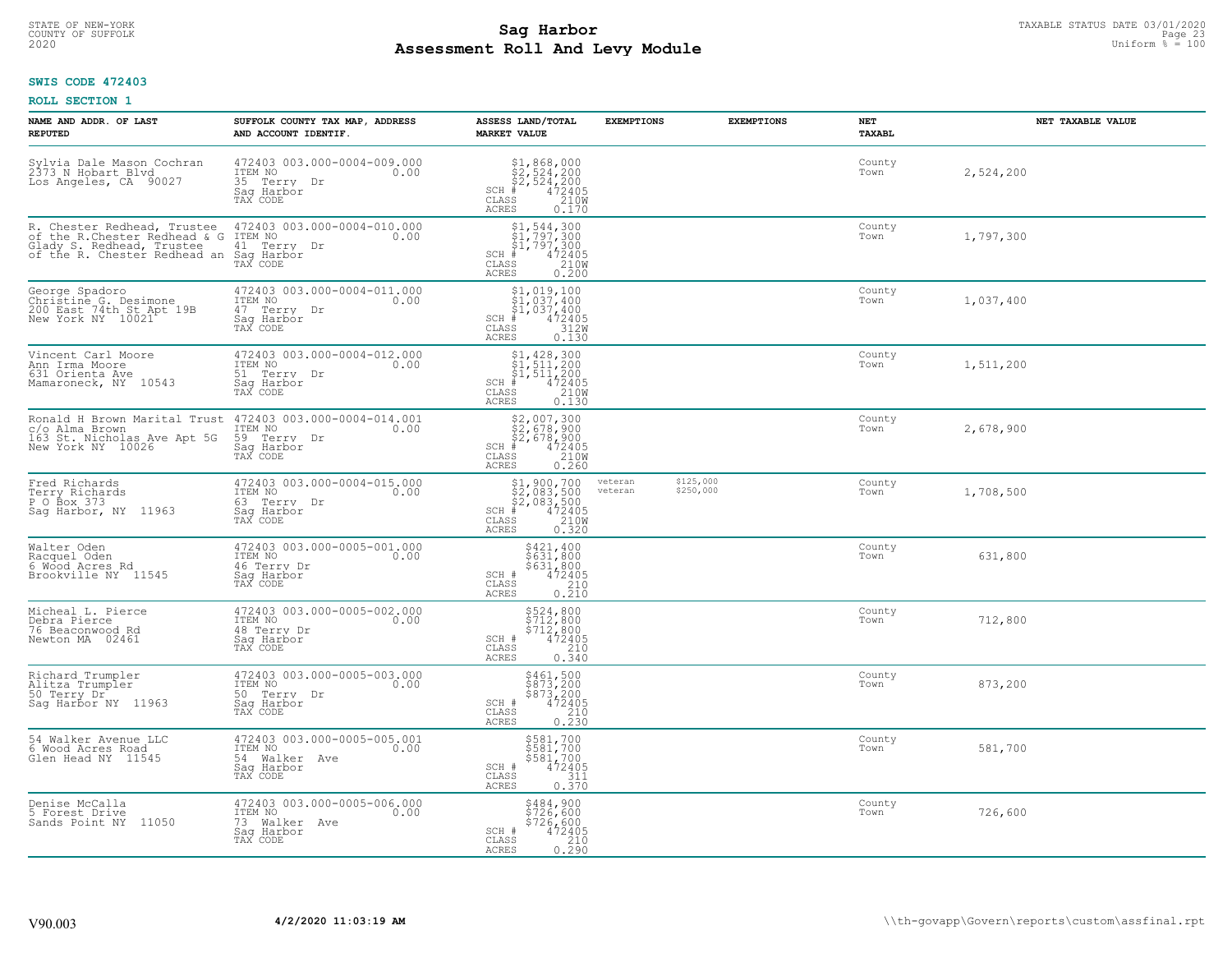# Sag Harbor
# Assessment Roll And Levy Module

STATE OF NEW-YORK
COUNTY OF SUFFOLK
2020

TAXABLE STATUS DATE 03/01/2020
Uniform % = 100

**SWIS CODE 472403**

**ROLL SECTION 1**

| NAME AND ADDR. OF LAST REPUTED | SUFFOLK COUNTY TAX MAP, ADDRESS AND ACCOUNT IDENTIF. | ASSESS LAND/TOTAL MARKET VALUE | EXEMPTIONS | EXEMPTIONS | NET TAXABL | NET TAXABLE VALUE |
|---|---|---|---|---|---|---|
| Sylvia Dale Mason Cochran<br>2373 N Hobart Blvd<br>Los Angeles, CA 90027 | 472403 003.000-0004-009.000<br>ITEM NO 0.00<br>35 Terry Dr<br>Sag Harbor<br>TAX CODE | $1,868,000<br>$2,524,200<br>$2,524,200<br>SCH # 472405<br>CLASS 210W<br>ACRES 0.170 | | | County<br>Town | 2,524,200 |
| R. Chester Redhead, Trustee<br>of the R.Chester Redhead & G<br>Glady S. Redhead, Trustee<br>of the R. Chester Redhead an | 472403 003.000-0004-010.000<br>ITEM NO 0.00<br>41 Terry Dr<br>Sag Harbor<br>TAX CODE | $1,544,300<br>$1,797,300<br>$1,797,300<br>SCH # 472405<br>CLASS 210W<br>ACRES 0.200 | | | County<br>Town | 1,797,300 |
| George Spadoro<br>Christine G. Desimone<br>200 East 74th St Apt 19B<br>New York NY 10021 | 472403 003.000-0004-011.000<br>ITEM NO 0.00<br>47 Terry Dr<br>Sag Harbor<br>TAX CODE | $1,019,100<br>$1,037,400<br>$1,037,400<br>SCH # 472405<br>CLASS 312W<br>ACRES 0.130 | | | County<br>Town | 1,037,400 |
| Vincent Carl Moore<br>Ann Irma Moore<br>631 Orienta Ave<br>Mamaroneck, NY 10543 | 472403 003.000-0004-012.000<br>ITEM NO 0.00<br>51 Terry Dr<br>Sag Harbor<br>TAX CODE | $1,428,300<br>$1,511,200<br>$1,511,200<br>SCH # 472405<br>CLASS 210W<br>ACRES 0.130 | | | County<br>Town | 1,511,200 |
| Ronald H Brown Marital Trust<br>c/o Alma Brown<br>163 St. Nicholas Ave Apt 5G<br>New York NY 10026 | 472403 003.000-0004-014.001<br>ITEM NO 0.00<br>59 Terry Dr<br>Sag Harbor<br>TAX CODE | $2,007,300<br>$2,678,900<br>$2,678,900<br>SCH # 472405<br>CLASS 210W<br>ACRES 0.260 | | | County<br>Town | 2,678,900 |
| Fred Richards<br>Terry Richards<br>P O Box 373<br>Sag Harbor, NY 11963 | 472403 003.000-0004-015.000<br>ITEM NO 0.00<br>63 Terry Dr<br>Sag Harbor<br>TAX CODE | $1,900,700<br>$2,083,500<br>$2,083,500<br>SCH # 472405<br>CLASS 210W<br>ACRES 0.320 | veteran<br>veteran | $125,000<br>$250,000 | County<br>Town | 1,708,500 |
| Walter Oden<br>Racquel Oden<br>6 Wood Acres Rd<br>Brookville NY 11545 | 472403 003.000-0005-001.000<br>ITEM NO 0.00<br>46 Terry Dr<br>Sag Harbor<br>TAX CODE | $421,400<br>$631,800<br>$631,800<br>SCH # 472405<br>CLASS 210<br>ACRES 0.210 | | | County<br>Town | 631,800 |
| Micheal L. Pierce<br>Debra Pierce<br>76 Beaconwood Rd<br>Newton MA 02461 | 472403 003.000-0005-002.000<br>ITEM NO 0.00<br>48 Terry Dr<br>Sag Harbor<br>TAX CODE | $524,800<br>$712,800<br>$712,800<br>SCH # 472405<br>CLASS 210<br>ACRES 0.340 | | | County<br>Town | 712,800 |
| Richard Trumpler<br>Alitza Trumpler<br>50 Terry Dr<br>Sag Harbor NY 11963 | 472403 003.000-0005-003.000<br>ITEM NO 0.00<br>50 Terry Dr<br>Sag Harbor<br>TAX CODE | $461,500<br>$873,200<br>$873,200<br>SCH # 472405<br>CLASS 210<br>ACRES 0.230 | | | County<br>Town | 873,200 |
| 54 Walker Avenue LLC<br>6 Wood Acres Road<br>Glen Head NY 11545 | 472403 003.000-0005-005.001<br>ITEM NO 0.00<br>54 Walker Ave<br>Sag Harbor<br>TAX CODE | $581,700<br>$581,700<br>$581,700<br>SCH # 472405<br>CLASS 311<br>ACRES 0.370 | | | County<br>Town | 581,700 |
| Denise McCalla<br>5 Forest Drive<br>Sands Point NY 11050 | 472403 003.000-0005-006.000<br>ITEM NO 0.00<br>73 Walker Ave<br>Sag Harbor<br>TAX CODE | $484,900<br>$726,600<br>$726,600<br>SCH # 472405<br>CLASS 210<br>ACRES 0.290 | | | County<br>Town | 726,600 |

V90.003 4/2/2020 11:03:19 AM \\th-govapp\Govern\reports\custom\assfinal.rpt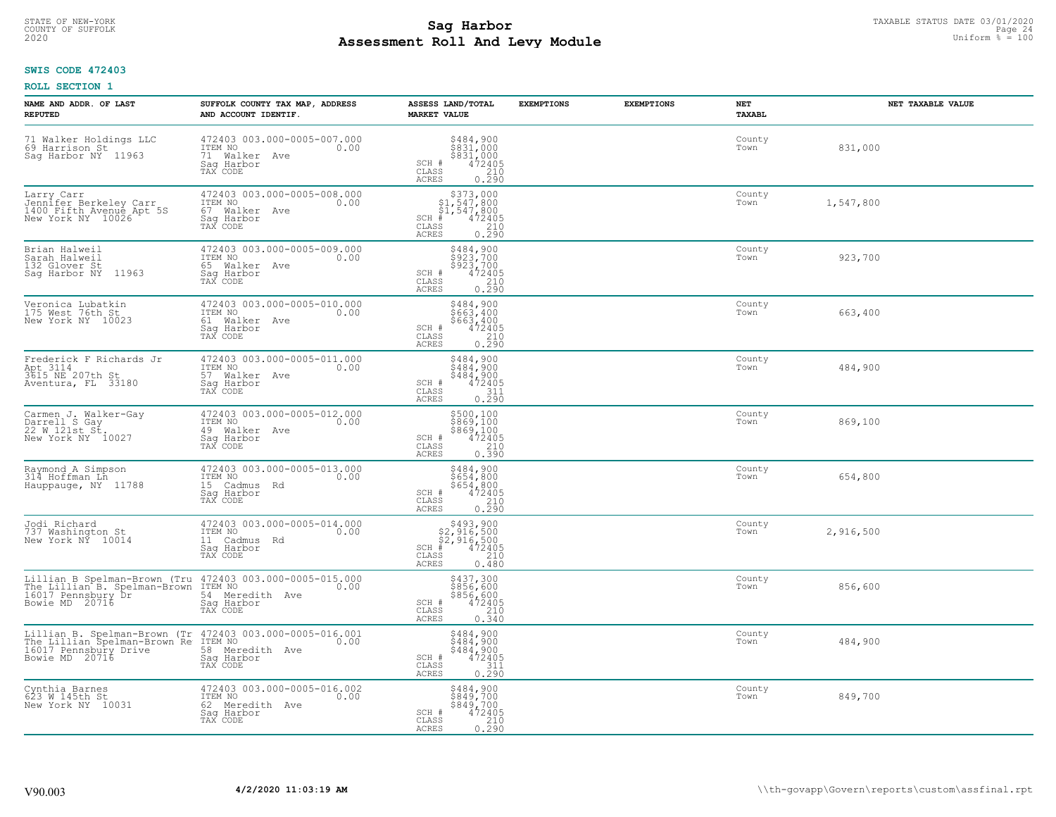STATE OF NEW-YORK
COUNTY OF SUFFOLK
2020

# Sag Harbor
# Assessment Roll And Levy Module

TAXABLE STATUS DATE 03/01/2020
Uniform % = 100

**SWIS CODE 472403**

**ROLL SECTION 1**

| NAME AND ADDR. OF LAST REPUTED | SUFFOLK COUNTY TAX MAP, ADDRESS AND ACCOUNT IDENTIF. | ASSESS LAND/TOTAL MARKET VALUE | EXEMPTIONS | EXEMPTIONS | NET TAXABL | NET TAXABLE VALUE |
|---|---|---|---|---|---|---|
| 71 Walker Holdings LLC<br>69 Harrison St<br>Sag Harbor NY 11963 | 472403 003.000-0005-007.000<br>ITEM NO 0.00<br>71 Walker Ave<br>Sag Harbor<br>TAX CODE | $484,900<br>$831,000<br>$831,000<br>SCH # 472405<br>CLASS 210<br>ACRES 0.290 | | | County<br>Town | 831,000 |
| Larry Carr<br>Jennifer Berkeley Carr<br>1400 Fifth Avenue Apt 5S<br>New York NY 10026 | 472403 003.000-0005-008.000<br>ITEM NO 0.00<br>67 Walker Ave<br>Sag Harbor<br>TAX CODE | $373,000<br>$1,547,800<br>$1,547,800<br>SCH # 472405<br>CLASS 210<br>ACRES 0.290 | | | County<br>Town | 1,547,800 |
| Brian Halweil<br>Sarah Halweil<br>132 Glover St<br>Sag Harbor NY 11963 | 472403 003.000-0005-009.000<br>ITEM NO 0.00<br>65 Walker Ave<br>Sag Harbor<br>TAX CODE | $484,900<br>$923,700<br>$923,700<br>SCH # 472405<br>CLASS 210<br>ACRES 0.290 | | | County<br>Town | 923,700 |
| Veronica Lubatkin<br>175 West 76th St<br>New York NY 10023 | 472403 003.000-0005-010.000<br>ITEM NO 0.00<br>61 Walker Ave<br>Sag Harbor<br>TAX CODE | $484,900<br>$663,400<br>$663,400<br>SCH # 472405<br>CLASS 210<br>ACRES 0.290 | | | County<br>Town | 663,400 |
| Frederick F Richards Jr<br>Apt 3114<br>3615 NE 207th St<br>Aventura, FL 33180 | 472403 003.000-0005-011.000<br>ITEM NO 0.00<br>57 Walker Ave<br>Sag Harbor<br>TAX CODE | $484,900<br>$484,900<br>$484,900<br>SCH # 472405<br>CLASS 311<br>ACRES 0.290 | | | County<br>Town | 484,900 |
| Carmen J. Walker-Gay<br>Darrell S Gay<br>22 W 121st St.<br>New York NY 10027 | 472403 003.000-0005-012.000<br>ITEM NO 0.00<br>49 Walker Ave<br>Sag Harbor<br>TAX CODE | $500,100<br>$869,100<br>$869,100<br>SCH # 472405<br>CLASS 210<br>ACRES 0.390 | | | County<br>Town | 869,100 |
| Raymond A Simpson<br>314 Hoffman Ln<br>Hauppauge, NY 11788 | 472403 003.000-0005-013.000<br>ITEM NO 0.00<br>15 Cadmus Rd<br>Sag Harbor<br>TAX CODE | $484,900<br>$654,800<br>$654,800<br>SCH # 472405<br>CLASS 210<br>ACRES 0.290 | | | County<br>Town | 654,800 |
| Jodi Richard<br>737 Washington St<br>New York NY 10014 | 472403 003.000-0005-014.000<br>ITEM NO 0.00<br>11 Cadmus Rd<br>Sag Harbor<br>TAX CODE | $493,900<br>$2,916,500<br>$2,916,500<br>SCH # 472405<br>CLASS 210<br>ACRES 0.480 | | | County<br>Town | 2,916,500 |
| Lillian B Spelman-Brown (Tru<br>The Lillian B. Spelman-Brown<br>16017 Pennsbury Dr<br>Bowie MD 20716 | 472403 003.000-0005-015.000<br>ITEM NO 0.00<br>54 Meredith Ave<br>Sag Harbor<br>TAX CODE | $437,300<br>$856,600<br>$856,600<br>SCH # 472405<br>CLASS 210<br>ACRES 0.340 | | | County<br>Town | 856,600 |
| Lillian B. Spelman-Brown (Tr<br>The Lillian Spelman-Brown Re<br>16017 Pennsbury Drive<br>Bowie MD 20716 | 472403 003.000-0005-016.001<br>ITEM NO 0.00<br>58 Meredith Ave<br>Sag Harbor<br>TAX CODE | $484,900<br>$484,900<br>$484,900<br>SCH # 472405<br>CLASS 311<br>ACRES 0.290 | | | County<br>Town | 484,900 |
| Cynthia Barnes<br>623 W 145th St<br>New York NY 10031 | 472403 003.000-0005-016.002<br>ITEM NO 0.00<br>62 Meredith Ave<br>Sag Harbor<br>TAX CODE | $484,900<br>$849,700<br>$849,700<br>SCH # 472405<br>CLASS 210<br>ACRES 0.290 | | | County<br>Town | 849,700 |

V90.003 **4/2/2020 11:03:19 AM** \\th-govapp\Govern\reports\custom\assfinal.rpt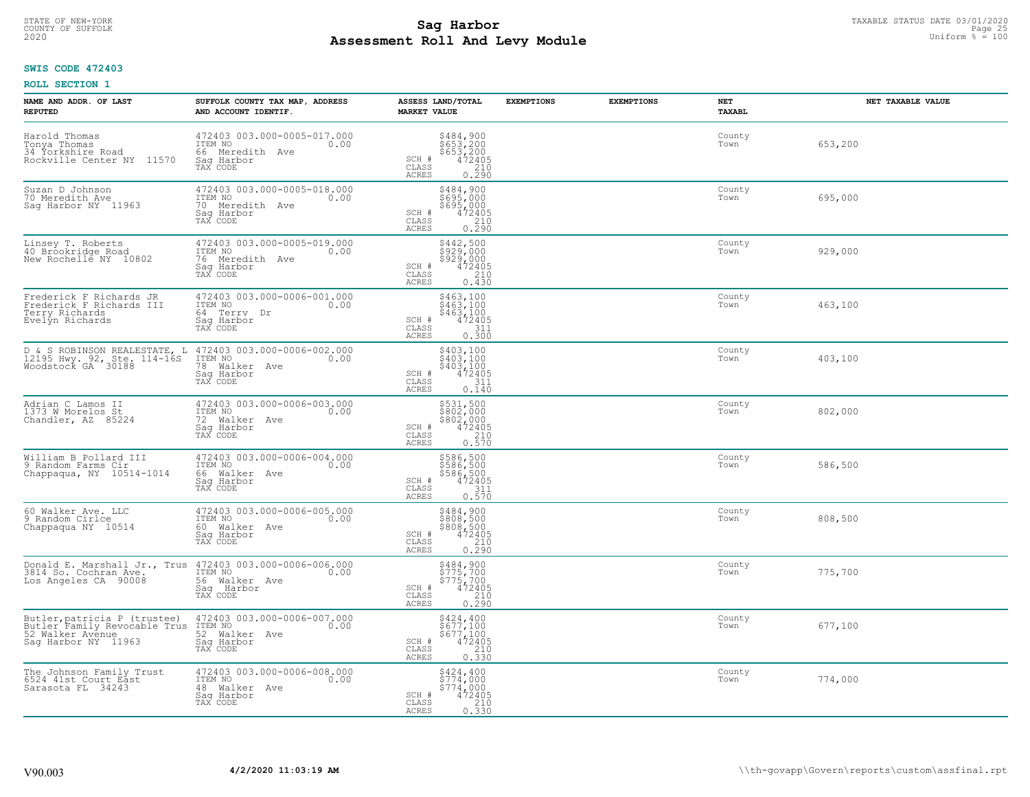STATE OF NEW-YORK
COUNTY OF SUFFOLK
2020

# Sag Harbor
## Assessment Roll And Levy Module

TAXABLE STATUS DATE 03/01/2020
Uniform % = 100

**SWIS CODE 472403**

**ROLL SECTION 1**

| NAME AND ADDR. OF LAST REPUTED | SUFFOLK COUNTY TAX MAP, ADDRESS AND ACCOUNT IDENTIF. | ASSESS LAND/TOTAL MARKET VALUE | EXEMPTIONS | EXEMPTIONS | NET TAXABL | NET TAXABLE VALUE |
|---|---|---|---|---|---|---|
| Harold Thomas<br>Tonya Thomas<br>34 Yorkshire Road<br>Rockville Center NY 11570 | 472403 003.000-0005-017.000<br>ITEM NO 0.00<br>66 Meredith Ave<br>Sag Harbor<br>TAX CODE | $484,900<br>$653,200<br>$653,200<br>SCH # 472405<br>CLASS 210<br>ACRES 0.290 | | | County<br>Town | 653,200 |
| Suzan D Johnson<br>70 Meredith Ave<br>Sag Harbor NY 11963 | 472403 003.000-0005-018.000<br>ITEM NO 0.00<br>70 Meredith Ave<br>Sag Harbor<br>TAX CODE | $484,900<br>$695,000<br>$695,000<br>SCH # 472405<br>CLASS 210<br>ACRES 0.290 | | | County<br>Town | 695,000 |
| Linsey T. Roberts<br>40 Brookridge Road<br>New Rochelle NY 10802 | 472403 003.000-0005-019.000<br>ITEM NO 0.00<br>76 Meredith Ave<br>Sag Harbor<br>TAX CODE | $442,500<br>$929,000<br>$929,000<br>SCH # 472405<br>CLASS 210<br>ACRES 0.430 | | | County<br>Town | 929,000 |
| Frederick F Richards JR<br>Frederick F Richards III<br>Terry Richards<br>Evelyn Richards | 472403 003.000-0006-001.000<br>ITEM NO 0.00<br>64 Terry Dr<br>Sag Harbor<br>TAX CODE | $463,100<br>$463,100<br>$463,100<br>SCH # 472405<br>CLASS 311<br>ACRES 0.300 | | | County<br>Town | 463,100 |
| D & S ROBINSON REALESTATE, L<br>12195 Hwy. 92, Ste. 114-16S<br>Woodstock GA 30188 | 472403 003.000-0006-002.000<br>ITEM NO 0.00<br>78 Walker Ave<br>Sag Harbor<br>TAX CODE | $403,100<br>$403,100<br>$403,100<br>SCH # 472405<br>CLASS 311<br>ACRES 0.140 | | | County<br>Town | 403,100 |
| Adrian C Lamos II<br>1373 W Morelos St<br>Chandler, AZ 85224 | 472403 003.000-0006-003.000<br>ITEM NO 0.00<br>72 Walker Ave<br>Sag Harbor<br>TAX CODE | $531,500<br>$802,000<br>$802,000<br>SCH # 472405<br>CLASS 210<br>ACRES 0.570 | | | County<br>Town | 802,000 |
| William B Pollard III<br>9 Random Farms Cir<br>Chappaqua, NY 10514-1014 | 472403 003.000-0006-004.000<br>ITEM NO 0.00<br>66 Walker Ave<br>Sag Harbor<br>TAX CODE | $586,500<br>$586,500<br>$586,500<br>SCH # 472405<br>CLASS 311<br>ACRES 0.570 | | | County<br>Town | 586,500 |
| 60 Walker Ave. LLC<br>9 Random Cirlce<br>Chappaqua NY 10514 | 472403 003.000-0006-005.000<br>ITEM NO 0.00<br>60 Walker Ave<br>Sag Harbor<br>TAX CODE | $484,900<br>$808,500<br>$808,500<br>SCH # 472405<br>CLASS 210<br>ACRES 0.290 | | | County<br>Town | 808,500 |
| Donald E. Marshall Jr., Trus<br>3814 So. Cochran Ave.<br>Los Angeles CA 90008 | 472403 003.000-0006-006.000<br>ITEM NO 0.00<br>56 Walker Ave<br>Sag Harbor<br>TAX CODE | $484,900<br>$775,700<br>$775,700<br>SCH # 472405<br>CLASS 210<br>ACRES 0.290 | | | County<br>Town | 775,700 |
| Butler,patricia P (trustee)<br>Butler Family Revocable Trus<br>52 Walker Avenue<br>Sag Harbor NY 11963 | 472403 003.000-0006-007.000<br>ITEM NO 0.00<br>52 Walker Ave<br>Sag Harbor<br>TAX CODE | $424,400<br>$677,100<br>$677,100<br>SCH # 472405<br>CLASS 210<br>ACRES 0.330 | | | County<br>Town | 677,100 |
| The Johnson Family Trust<br>6524 41st Court East<br>Sarasota FL 34243 | 472403 003.000-0006-008.000<br>ITEM NO 0.00<br>48 Walker Ave<br>Sag Harbor<br>TAX CODE | $424,400<br>$774,000<br>$774,000<br>SCH # 472405<br>CLASS 210<br>ACRES 0.330 | | | County<br>Town | 774,000 |

V90.003 **4/2/2020 11:03:19 AM** \\th-govapp\Govern\reports\custom\assfinal.rpt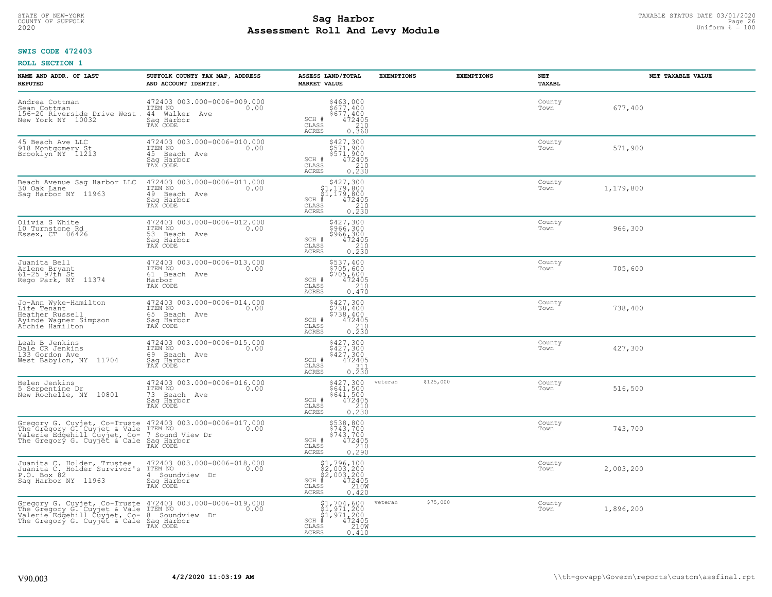STATE OF NEW-YORK
COUNTY OF SUFFOLK
2020

# Sag Harbor
# Assessment Roll And Levy Module

TAXABLE STATUS DATE 03/01/2020
Uniform % = 100

**SWIS CODE 472403**

**ROLL SECTION 1**

| NAME AND ADDR. OF LAST REPUTED | SUFFOLK COUNTY TAX MAP, ADDRESS AND ACCOUNT IDENTIF. | ASSESS LAND/TOTAL MARKET VALUE | EXEMPTIONS | EXEMPTIONS | NET TAXABL | NET TAXABLE VALUE |
|---|---|---|---|---|---|---|
| Andrea Cottman<br>Sean Cottman<br>156-20 Riverside Drive West<br>New York NY 10032 | 472403 003.000-0006-009.000<br>ITEM NO 0.00<br>44 Walker Ave<br>Sag Harbor<br>TAX CODE | $463,000<br>$677,400<br>$677,400<br>SCH # 472405<br>CLASS 210<br>ACRES 0.360 | | | County<br>Town | 677,400 |
| 45 Beach Ave LLC<br>918 Montgomery St<br>Brooklyn NY 11213 | 472403 003.000-0006-010.000<br>ITEM NO 0.00<br>45 Beach Ave<br>Sag Harbor<br>TAX CODE | $427,300<br>$571,900<br>$571,900<br>SCH # 472405<br>CLASS 210<br>ACRES 0.230 | | | County<br>Town | 571,900 |
| Beach Avenue Sag Harbor LLC<br>30 Oak Lane<br>Sag Harbor NY 11963 | 472403 003.000-0006-011.000<br>ITEM NO 0.00<br>49 Beach Ave<br>Sag Harbor<br>TAX CODE | $427,300<br>$1,179,800<br>$1,179,800<br>SCH # 472405<br>CLASS 210<br>ACRES 0.230 | | | County<br>Town | 1,179,800 |
| Olivia S White<br>10 Turnstone Rd<br>Essex, CT 06426 | 472403 003.000-0006-012.000<br>ITEM NO 0.00<br>53 Beach Ave<br>Sag Harbor<br>TAX CODE | $427,300<br>$966,300<br>$966,300<br>SCH # 472405<br>CLASS 210<br>ACRES 0.230 | | | County<br>Town | 966,300 |
| Juanita Bell<br>Arlene Bryant<br>61-25 97th St<br>Rego Park, NY 11374 | 472403 003.000-0006-013.000<br>ITEM NO 0.00<br>61 Beach Ave<br>Harbor<br>TAX CODE | $537,400<br>$705,600<br>$705,600<br>SCH # 472405<br>CLASS 210<br>ACRES 0.470 | | | County<br>Town | 705,600 |
| Jo-Ann Wyke-Hamilton<br>Life Tenant<br>Heather Russell<br>Ayinde Wagner Simpson<br>Archie Hamilton | 472403 003.000-0006-014.000<br>ITEM NO 0.00<br>65 Beach Ave<br>Sag Harbor<br>TAX CODE | $427,300<br>$738,400<br>$738,400<br>SCH # 472405<br>CLASS 210<br>ACRES 0.230 | | | County<br>Town | 738,400 |
| Leah B Jenkins<br>Dale CR Jenkins<br>133 Gordon Ave<br>West Babylon, NY 11704 | 472403 003.000-0006-015.000<br>ITEM NO 0.00<br>69 Beach Ave<br>Sag Harbor<br>TAX CODE | $427,300<br>$427,300<br>$427,300<br>SCH # 472405<br>CLASS 311<br>ACRES 0.230 | | | County<br>Town | 427,300 |
| Helen Jenkins<br>5 Serpentine Dr<br>New Rochelle, NY 10801 | 472403 003.000-0006-016.000<br>ITEM NO 0.00<br>73 Beach Ave<br>Sag Harbor<br>TAX CODE | $427,300<br>$641,500<br>$641,500<br>SCH # 472405<br>CLASS 210<br>ACRES 0.230 | veteran | $125,000 | County<br>Town | 516,500 |
| Gregory G. Cuyjet, Co-Truste<br>The Gregory G. Cuyjet & Vale<br>Valerie Edgehill Cuyjet, Co-<br>The Gregory G. Cuyjet & Cale | 472403 003.000-0006-017.000<br>ITEM NO 0.00<br>7 Sound View Dr<br>Sag Harbor<br>TAX CODE | $538,800<br>$743,700<br>$743,700<br>SCH # 472405<br>CLASS 210<br>ACRES 0.290 | | | County<br>Town | 743,700 |
| Juanita C. Holder, Trustee<br>Juanita C. Holder Survivor's<br>P.O. Box 82<br>Sag Harbor NY 11963 | 472403 003.000-0006-018.000<br>ITEM NO 0.00<br>4 Soundview Dr<br>Sag Harbor<br>TAX CODE | $1,796,100<br>$2,003,200<br>$2,003,200<br>SCH # 472405<br>CLASS 210W<br>ACRES 0.420 | | | County<br>Town | 2,003,200 |
| Gregory G. Cuyjet, Co-Truste<br>The Gregory G. Cuyjet & Vale<br>Valerie Edgehill Cuyjet, Co-<br>The Gregory G. Cuyjet & Cale | 472403 003.000-0006-019.000<br>ITEM NO 0.00<br>8 Soundview Dr<br>Sag Harbor<br>TAX CODE | $1,704,600<br>$1,971,200<br>$1,971,200<br>SCH # 472405<br>CLASS 210W<br>ACRES 0.410 | veteran | $75,000 | County<br>Town | 1,896,200 |

V90.003 4/2/2020 11:03:19 AM \\th-govapp\Govern\reports\custom\assfinal.rpt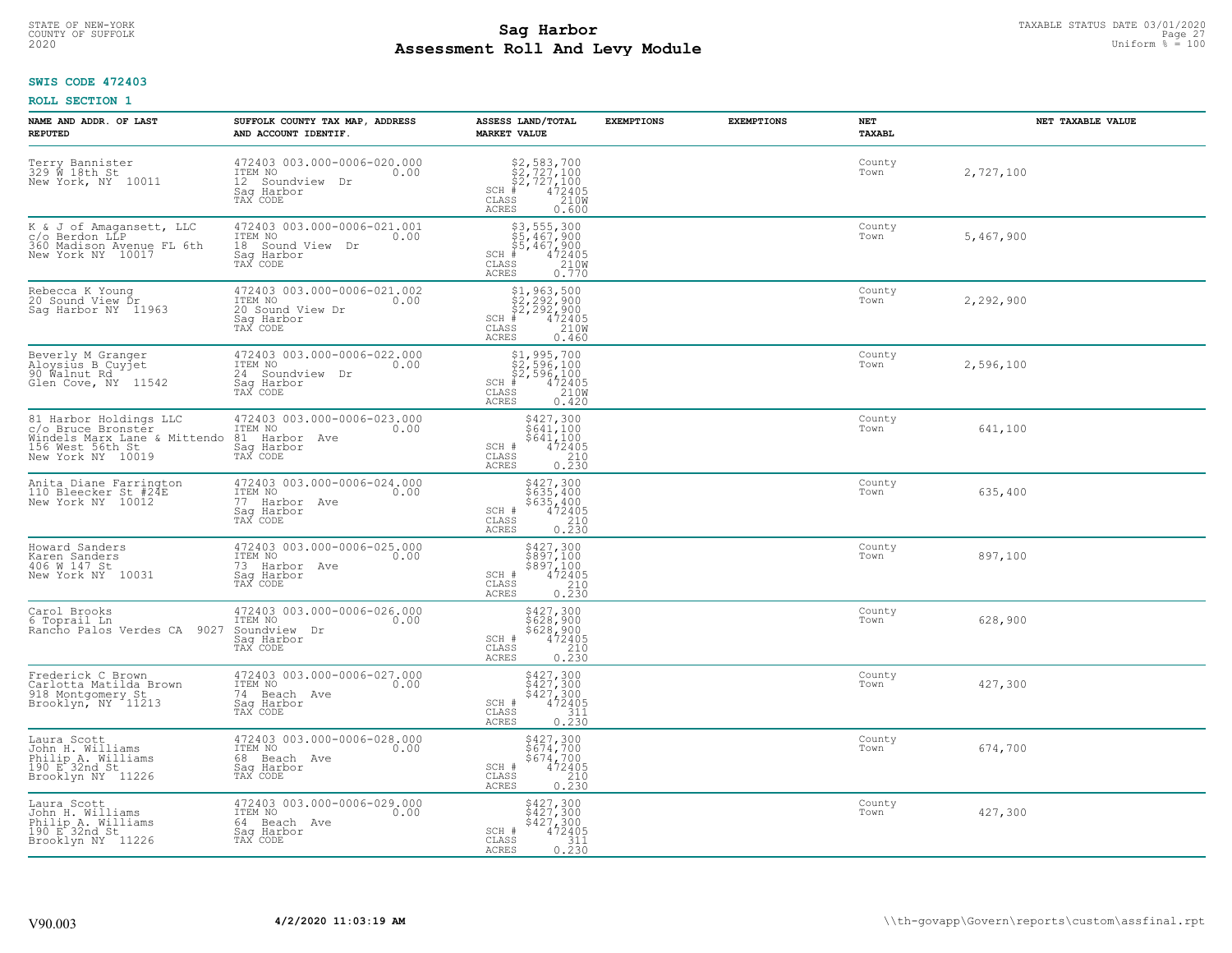STATE OF NEW-YORK
COUNTY OF SUFFOLK
2020

# Sag Harbor
## Assessment Roll And Levy Module

TAXABLE STATUS DATE 03/01/2020
Uniform % = 100

**SWIS CODE 472403**

**ROLL SECTION 1**

| NAME AND ADDR. OF LAST REPUTED | SUFFOLK COUNTY TAX MAP, ADDRESS AND ACCOUNT IDENTIF. | ASSESS LAND/TOTAL MARKET VALUE | EXEMPTIONS | EXEMPTIONS | NET TAXABL | NET TAXABLE VALUE |
|---|---|---|---|---|---|---|
| Terry Bannister<br>329 W 18th St<br>New York, NY 10011 | 472403 003.000-0006-020.000<br>ITEM NO 0.00<br>12 Soundview Dr<br>Sag Harbor<br>TAX CODE | $2,583,700<br>$2,727,100<br>$2,727,100<br>SCH # 472405<br>CLASS 210W<br>ACRES 0.600 | | | County<br>Town | 2,727,100 |
| K & J of Amagansett, LLC<br>c/o Berdon LLP<br>360 Madison Avenue FL 6th<br>New York NY 10017 | 472403 003.000-0006-021.001<br>ITEM NO 0.00<br>18 Sound View Dr<br>Sag Harbor<br>TAX CODE | $3,555,300<br>$5,467,900<br>$5,467,900<br>SCH # 472405<br>CLASS 210W<br>ACRES 0.770 | | | County<br>Town | 5,467,900 |
| Rebecca K Young<br>20 Sound View Dr<br>Sag Harbor NY 11963 | 472403 003.000-0006-021.002<br>ITEM NO 0.00<br>20 Sound View Dr<br>Sag Harbor<br>TAX CODE | $1,963,500<br>$2,292,900<br>$2,292,900<br>SCH # 472405<br>CLASS 210W<br>ACRES 0.460 | | | County<br>Town | 2,292,900 |
| Beverly M Granger<br>Aloysius B Cuyjet<br>90 Walnut Rd<br>Glen Cove, NY 11542 | 472403 003.000-0006-022.000<br>ITEM NO 0.00<br>24 Soundview Dr<br>Sag Harbor<br>TAX CODE | $1,995,700<br>$2,596,100<br>$2,596,100<br>SCH # 472405<br>CLASS 210W<br>ACRES 0.420 | | | County<br>Town | 2,596,100 |
| 81 Harbor Holdings LLC<br>c/o Bruce Bronster<br>Windels Marx Lane & Mittendo<br>156 West 56th St<br>New York NY 10019 | 472403 003.000-0006-023.000<br>ITEM NO 0.00<br>81 Harbor Ave<br>Sag Harbor<br>TAX CODE | $427,300<br>$641,100<br>$641,100<br>SCH # 472405<br>CLASS 210<br>ACRES 0.230 | | | County<br>Town | 641,100 |
| Anita Diane Farrington<br>110 Bleecker St #24E<br>New York NY 10012 | 472403 003.000-0006-024.000<br>ITEM NO 0.00<br>77 Harbor Ave<br>Sag Harbor<br>TAX CODE | $427,300<br>$635,400<br>$635,400<br>SCH # 472405<br>CLASS 210<br>ACRES 0.230 | | | County<br>Town | 635,400 |
| Howard Sanders<br>Karen Sanders<br>406 W 147 St<br>New York NY 10031 | 472403 003.000-0006-025.000<br>ITEM NO 0.00<br>73 Harbor Ave<br>Sag Harbor<br>TAX CODE | $427,300<br>$897,100<br>$897,100<br>SCH # 472405<br>CLASS 210<br>ACRES 0.230 | | | County<br>Town | 897,100 |
| Carol Brooks<br>6 Toprail Ln<br>Rancho Palos Verdes CA 9027 | 472403 003.000-0006-026.000<br>ITEM NO 0.00<br>Soundview Dr<br>Sag Harbor<br>TAX CODE | $427,300<br>$628,900<br>$628,900<br>SCH # 472405<br>CLASS 210<br>ACRES 0.230 | | | County<br>Town | 628,900 |
| Frederick C Brown<br>Carlotta Matilda Brown<br>918 Montgomery St<br>Brooklyn, NY 11213 | 472403 003.000-0006-027.000<br>ITEM NO 0.00<br>74 Beach Ave<br>Sag Harbor<br>TAX CODE | $427,300<br>$427,300<br>$427,300<br>SCH # 472405<br>CLASS 311<br>ACRES 0.230 | | | County<br>Town | 427,300 |
| Laura Scott<br>John H. Williams<br>Philip A. Williams<br>190 E 32nd St<br>Brooklyn NY 11226 | 472403 003.000-0006-028.000<br>ITEM NO 0.00<br>68 Beach Ave<br>Sag Harbor<br>TAX CODE | $427,300<br>$674,700<br>$674,700<br>SCH # 472405<br>CLASS 210<br>ACRES 0.230 | | | County<br>Town | 674,700 |
| Laura Scott<br>John H. Williams<br>Philip A. Williams<br>190 E 32nd St<br>Brooklyn NY 11226 | 472403 003.000-0006-029.000<br>ITEM NO 0.00<br>64 Beach Ave<br>Sag Harbor<br>TAX CODE | $427,300<br>$427,300<br>$427,300<br>SCH # 472405<br>CLASS 311<br>ACRES 0.230 | | | County<br>Town | 427,300 |

V90.003 4/2/2020 11:03:19 AM \\th-govapp\Govern\reports\custom\assfinal.rpt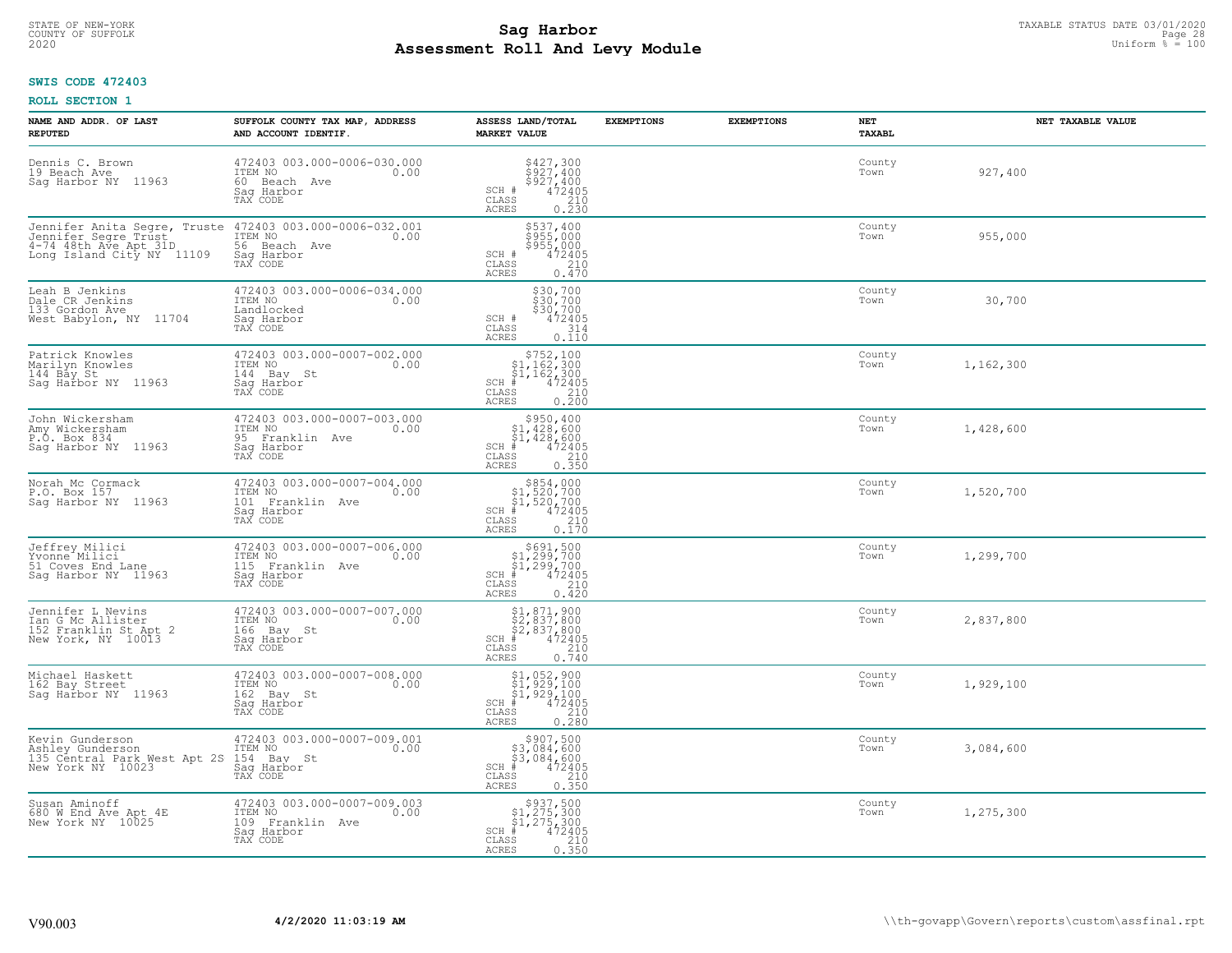**SWIS CODE 472403**

**ROLL SECTION 1**

| NAME AND ADDR. OF LAST REPUTED | SUFFOLK COUNTY TAX MAP, ADDRESS AND ACCOUNT IDENTIF. | ASSESS LAND/TOTAL MARKET VALUE | EXEMPTIONS | EXEMPTIONS | NET TAXABL | NET TAXABLE VALUE |
|---|---|---|---|---|---|---|
| Dennis C. Brown<br>19 Beach Ave<br>Sag Harbor NY 11963 | 472403 003.000-0006-030.000<br>ITEM NO 0.00<br>60 Beach Ave<br>Sag Harbor<br>TAX CODE | $427,300<br>$927,400<br>$927,400<br>SCH # 472405<br>CLASS 210<br>ACRES 0.230 | | | County<br>Town | 927,400 |
| Jennifer Anita Segre, Truste<br>Jennifer Segre Trust<br>4-74 48th Ave Apt 31D<br>Long Island City NY 11109 | 472403 003.000-0006-032.001<br>ITEM NO 0.00<br>56 Beach Ave<br>Sag Harbor<br>TAX CODE | $537,400<br>$955,000<br>$955,000<br>SCH # 472405<br>CLASS 210<br>ACRES 0.470 | | | County<br>Town | 955,000 |
| Leah B Jenkins<br>Dale CR Jenkins<br>133 Gordon Ave<br>West Babylon, NY 11704 | 472403 003.000-0006-034.000<br>ITEM NO 0.00<br>Landlocked<br>Sag Harbor<br>TAX CODE | $30,700<br>$30,700<br>$30,700<br>SCH # 472405<br>CLASS 314<br>ACRES 0.110 | | | County<br>Town | 30,700 |
| Patrick Knowles<br>Marilyn Knowles<br>144 Bay St<br>Sag Harbor NY 11963 | 472403 003.000-0007-002.000<br>ITEM NO 0.00<br>144 Bay St<br>Sag Harbor<br>TAX CODE | $752,100<br>$1,162,300<br>$1,162,300<br>SCH # 472405<br>CLASS 210<br>ACRES 0.200 | | | County<br>Town | 1,162,300 |
| John Wickersham<br>Amy Wickersham<br>P.O. Box 834<br>Sag Harbor NY 11963 | 472403 003.000-0007-003.000<br>ITEM NO 0.00<br>95 Franklin Ave<br>Sag Harbor<br>TAX CODE | $950,400<br>$1,428,600<br>$1,428,600<br>SCH # 472405<br>CLASS 210<br>ACRES 0.350 | | | County<br>Town | 1,428,600 |
| Norah Mc Cormack<br>P.O. Box 157<br>Sag Harbor NY 11963 | 472403 003.000-0007-004.000<br>ITEM NO 0.00<br>101 Franklin Ave<br>Sag Harbor<br>TAX CODE | $854,000<br>$1,520,700<br>$1,520,700<br>SCH # 472405<br>CLASS 210<br>ACRES 0.170 | | | County<br>Town | 1,520,700 |
| Jeffrey Milici<br>Yvonne Milici<br>51 Coves End Lane<br>Sag Harbor NY 11963 | 472403 003.000-0007-006.000<br>ITEM NO 0.00<br>115 Franklin Ave<br>Sag Harbor<br>TAX CODE | $691,500<br>$1,299,700<br>$1,299,700<br>SCH # 472405<br>CLASS 210<br>ACRES 0.420 | | | County<br>Town | 1,299,700 |
| Jennifer L Nevins<br>Ian G Mc Allister<br>152 Franklin St Apt 2<br>New York, NY 10013 | 472403 003.000-0007-007.000<br>ITEM NO 0.00<br>166 Bay St<br>Sag Harbor<br>TAX CODE | $1,871,900<br>$2,837,800<br>$2,837,800<br>SCH # 472405<br>CLASS 210<br>ACRES 0.740 | | | County<br>Town | 2,837,800 |
| Michael Haskett<br>162 Bay Street<br>Sag Harbor NY 11963 | 472403 003.000-0007-008.000<br>ITEM NO 0.00<br>162 Bay St<br>Sag Harbor<br>TAX CODE | $1,052,900<br>$1,929,100<br>$1,929,100<br>SCH # 472405<br>CLASS 210<br>ACRES 0.280 | | | County<br>Town | 1,929,100 |
| Kevin Gunderson<br>Ashley Gunderson<br>135 Central Park West Apt 2S<br>New York NY 10023 | 472403 003.000-0007-009.001<br>ITEM NO 0.00<br>154 Bay St<br>Sag Harbor<br>TAX CODE | $907,500<br>$3,084,600<br>$3,084,600<br>SCH # 472405<br>CLASS 210<br>ACRES 0.350 | | | County<br>Town | 3,084,600 |
| Susan Aminoff<br>680 W End Ave Apt 4E<br>New York NY 10025 | 472403 003.000-0007-009.003<br>ITEM NO 0.00<br>109 Franklin Ave<br>Sag Harbor<br>TAX CODE | $937,500<br>$1,275,300<br>$1,275,300<br>SCH # 472405<br>CLASS 210<br>ACRES 0.350 | | | County<br>Town | 1,275,300 |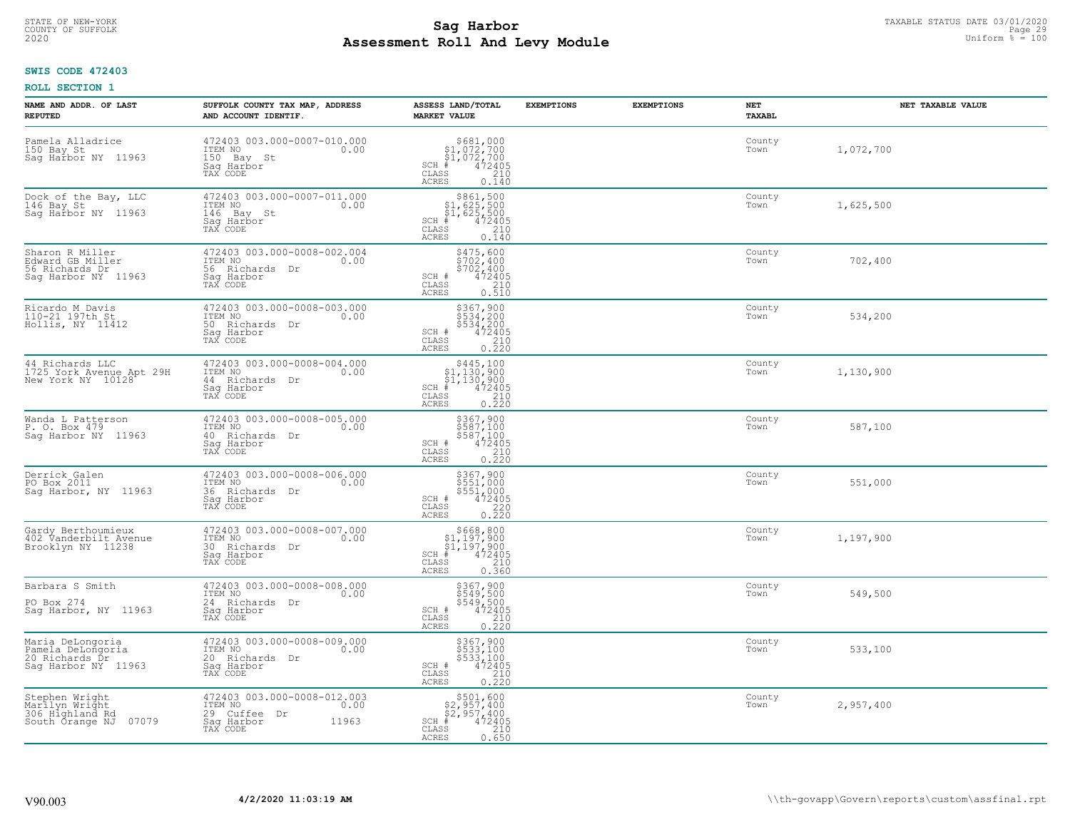**SWIS CODE 472403**

**ROLL SECTION 1**

| NAME AND ADDR. OF LAST REPUTED | SUFFOLK COUNTY TAX MAP, ADDRESS AND ACCOUNT IDENTIF. | ASSESS LAND/TOTAL MARKET VALUE | EXEMPTIONS | EXEMPTIONS | NET TAXABL | NET TAXABLE VALUE |
|---|---|---|---|---|---|---|
| Pamela Alladrice<br>150 Bay St<br>Sag Harbor NY 11963 | 472403 003.000-0007-010.000<br>ITEM NO 0.00<br>150 Bay St<br>Sag Harbor<br>TAX CODE | $681,000<br>$1,072,700<br>$1,072,700<br>SCH # 472405<br>CLASS 210<br>ACRES 0.140 | | | County<br>Town | 1,072,700 |
| Dock of the Bay, LLC<br>146 Bay St<br>Sag Harbor NY 11963 | 472403 003.000-0007-011.000<br>ITEM NO 0.00<br>146 Bay St<br>Sag Harbor<br>TAX CODE | $861,500<br>$1,625,500<br>$1,625,500<br>SCH # 472405<br>CLASS 210<br>ACRES 0.140 | | | County<br>Town | 1,625,500 |
| Sharon R Miller<br>Edward GB Miller<br>56 Richards Dr<br>Sag Harbor NY 11963 | 472403 003.000-0008-002.004<br>ITEM NO 0.00<br>56 Richards Dr<br>Sag Harbor<br>TAX CODE | $475,600<br>$702,400<br>$702,400<br>SCH # 472405<br>CLASS 210<br>ACRES 0.510 | | | County<br>Town | 702,400 |
| Ricardo M Davis<br>110-21 197th St<br>Hollis, NY 11412 | 472403 003.000-0008-003.000<br>ITEM NO 0.00<br>50 Richards Dr<br>Sag Harbor<br>TAX CODE | $367,900<br>$534,200<br>$534,200<br>SCH # 472405<br>CLASS 210<br>ACRES 0.220 | | | County<br>Town | 534,200 |
| 44 Richards LLC<br>1725 York Avenue Apt 29H<br>New York NY 10128 | 472403 003.000-0008-004.000<br>ITEM NO 0.00<br>44 Richards Dr<br>Sag Harbor<br>TAX CODE | $445,100<br>$1,130,900<br>$1,130,900<br>SCH # 472405<br>CLASS 210<br>ACRES 0.220 | | | County<br>Town | 1,130,900 |
| Wanda L Patterson<br>P. O. Box 479<br>Sag Harbor NY 11963 | 472403 003.000-0008-005.000<br>ITEM NO 0.00<br>40 Richards Dr<br>Sag Harbor<br>TAX CODE | $367,900<br>$587,100<br>$587,100<br>SCH # 472405<br>CLASS 210<br>ACRES 0.220 | | | County<br>Town | 587,100 |
| Derrick Galen<br>PO Box 2011<br>Sag Harbor, NY 11963 | 472403 003.000-0008-006.000<br>ITEM NO 0.00<br>36 Richards Dr<br>Sag Harbor<br>TAX CODE | $367,900<br>$551,000<br>$551,000<br>SCH # 472405<br>CLASS 220<br>ACRES 0.220 | | | County<br>Town | 551,000 |
| Gardy Berthoumieux<br>402 Vanderbilt Avenue<br>Brooklyn NY 11238 | 472403 003.000-0008-007.000<br>ITEM NO 0.00<br>30 Richards Dr<br>Sag Harbor<br>TAX CODE | $668,800<br>$1,197,900<br>$1,197,900<br>SCH # 472405<br>CLASS 210<br>ACRES 0.360 | | | County<br>Town | 1,197,900 |
| Barbara S Smith<br><br>PO Box 274<br>Sag Harbor, NY 11963 | 472403 003.000-0008-008.000<br>ITEM NO 0.00<br>24 Richards Dr<br>Sag Harbor<br>TAX CODE | $367,900<br>$549,500<br>$549,500<br>SCH # 472405<br>CLASS 210<br>ACRES 0.220 | | | County<br>Town | 549,500 |
| Maria DeLongoria<br>Pamela DeLongoria<br>20 Richards Dr<br>Sag Harbor NY 11963 | 472403 003.000-0008-009.000<br>ITEM NO 0.00<br>20 Richards Dr<br>Sag Harbor<br>TAX CODE | $367,900<br>$533,100<br>$533,100<br>SCH # 472405<br>CLASS 210<br>ACRES 0.220 | | | County<br>Town | 533,100 |
| Stephen Wright<br>Marilyn Wright<br>306 Highland Rd<br>South Orange NJ 07079 | 472403 003.000-0008-012.003<br>ITEM NO 0.00<br>29 Cuffee Dr<br>Sag Harbor 11963<br>TAX CODE | $501,600<br>$2,957,400<br>$2,957,400<br>SCH # 472405<br>CLASS 210<br>ACRES 0.650 | | | County<br>Town | 2,957,400 |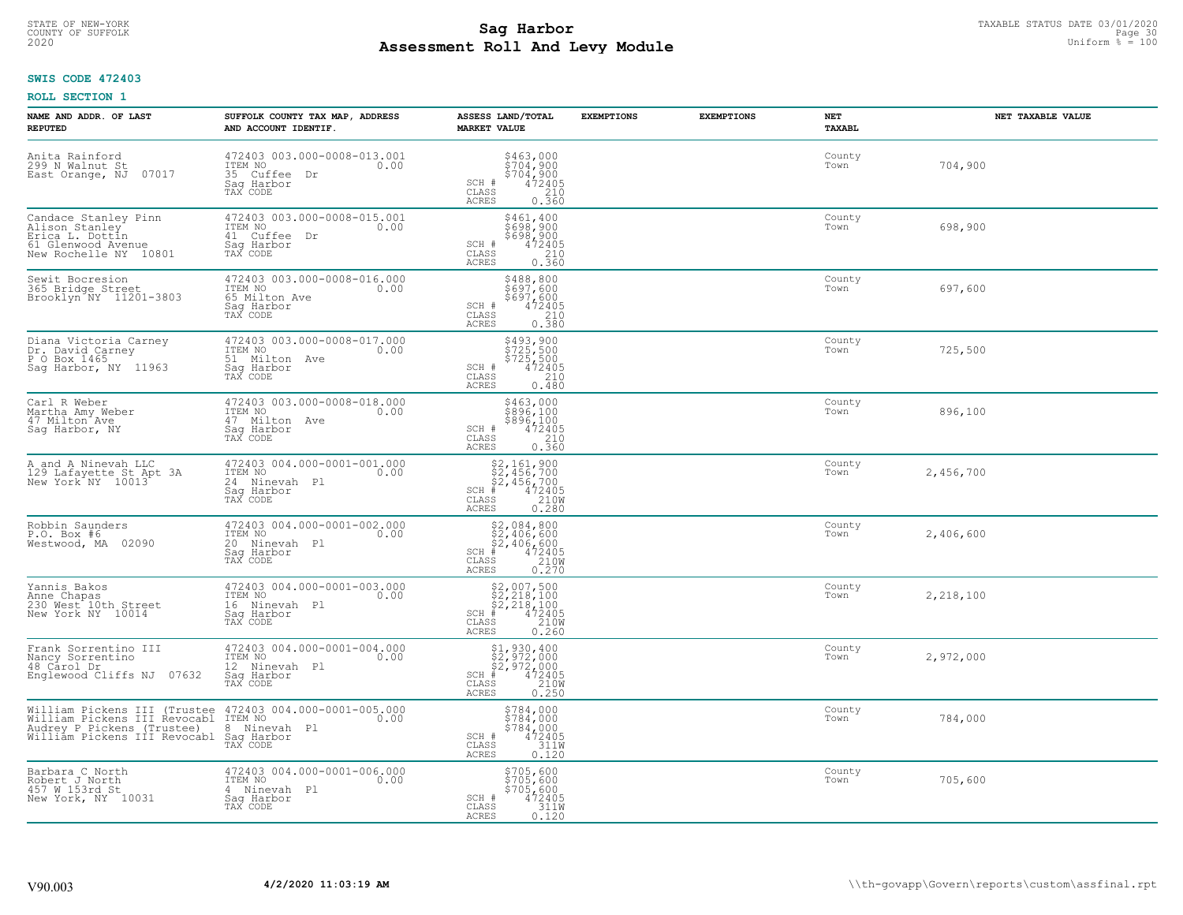STATE OF NEW-YORK
COUNTY OF SUFFOLK
2020

# Sag Harbor
# Assessment Roll And Levy Module

TAXABLE STATUS DATE 03/01/2020
Uniform % = 100

**SWIS CODE 472403**

**ROLL SECTION 1**

| NAME AND ADDR. OF LAST REPUTED | SUFFOLK COUNTY TAX MAP, ADDRESS AND ACCOUNT IDENTIF. | ASSESS LAND/TOTAL MARKET VALUE | EXEMPTIONS | EXEMPTIONS | NET TAXABL | NET TAXABLE VALUE |
|---|---|---|---|---|---|---|
| Anita Rainford<br>299 N Walnut St<br>East Orange, NJ 07017 | 472403 003.000-0008-013.001<br>ITEM NO 0.00<br>35 Cuffee Dr<br>Sag Harbor<br>TAX CODE | $463,000<br>$704,900<br>$704,900<br>SCH # 472405<br>CLASS 210<br>ACRES 0.360 | | | County<br>Town | 704,900 |
| Candace Stanley Pinn<br>Alison Stanley<br>Erica L. Dottin<br>61 Glenwood Avenue<br>New Rochelle NY 10801 | 472403 003.000-0008-015.001<br>ITEM NO 0.00<br>41 Cuffee Dr<br>Sag Harbor<br>TAX CODE | $461,400<br>$698,900<br>$698,900<br>SCH # 472405<br>CLASS 210<br>ACRES 0.360 | | | County<br>Town | 698,900 |
| Sewit Bocresion<br>365 Bridge Street<br>Brooklyn NY 11201-3803 | 472403 003.000-0008-016.000<br>ITEM NO 0.00<br>65 Milton Ave<br>Sag Harbor<br>TAX CODE | $488,800<br>$697,600<br>$697,600<br>SCH # 472405<br>CLASS 210<br>ACRES 0.380 | | | County<br>Town | 697,600 |
| Diana Victoria Carney<br>Dr. David Carney<br>P O Box 1465<br>Sag Harbor, NY 11963 | 472403 003.000-0008-017.000<br>ITEM NO 0.00<br>51 Milton Ave<br>Sag Harbor<br>TAX CODE | $493,900<br>$725,500<br>$725,500<br>SCH # 472405<br>CLASS 210<br>ACRES 0.480 | | | County<br>Town | 725,500 |
| Carl R Weber<br>Martha Amy Weber<br>47 Milton Ave<br>Sag Harbor, NY | 472403 003.000-0008-018.000<br>ITEM NO 0.00<br>47 Milton Ave<br>Sag Harbor<br>TAX CODE | $463,000<br>$896,100<br>$896,100<br>SCH # 472405<br>CLASS 210<br>ACRES 0.360 | | | County<br>Town | 896,100 |
| A and A Ninevah LLC<br>129 Lafayette St Apt 3A<br>New York NY 10013 | 472403 004.000-0001-001.000<br>ITEM NO 0.00<br>24 Ninevah Pl<br>Sag Harbor<br>TAX CODE | $2,161,900<br>$2,456,700<br>$2,456,700<br>SCH # 472405<br>CLASS 210W<br>ACRES 0.280 | | | County<br>Town | 2,456,700 |
| Robbin Saunders<br>P.O. Box #6<br>Westwood, MA 02090 | 472403 004.000-0001-002.000<br>ITEM NO 0.00<br>20 Ninevah Pl<br>Sag Harbor<br>TAX CODE | $2,084,800<br>$2,406,600<br>$2,406,600<br>SCH # 472405<br>CLASS 210W<br>ACRES 0.270 | | | County<br>Town | 2,406,600 |
| Yannis Bakos<br>Anne Chapas<br>230 West 10th Street<br>New York NY 10014 | 472403 004.000-0001-003.000<br>ITEM NO 0.00<br>16 Ninevah Pl<br>Sag Harbor<br>TAX CODE | $2,007,500<br>$2,218,100<br>$2,218,100<br>SCH # 472405<br>CLASS 210W<br>ACRES 0.260 | | | County<br>Town | 2,218,100 |
| Frank Sorrentino III<br>Nancy Sorrentino<br>48 Carol Dr<br>Englewood Cliffs NJ 07632 | 472403 004.000-0001-004.000<br>ITEM NO 0.00<br>12 Ninevah Pl<br>Sag Harbor<br>TAX CODE | $1,930,400<br>$2,972,000<br>$2,972,000<br>SCH # 472405<br>CLASS 210W<br>ACRES 0.250 | | | County<br>Town | 2,972,000 |
| William Pickens III (Trustee<br>William Pickens III Revocabl<br>Audrey P Pickens (Trustee)<br>William Pickens III Revocabl | 472403 004.000-0001-005.000<br>ITEM NO 0.00<br>8 Ninevah Pl<br>Sag Harbor<br>TAX CODE | $784,000<br>$784,000<br>$784,000<br>SCH # 472405<br>CLASS 311W<br>ACRES 0.120 | | | County<br>Town | 784,000 |
| Barbara C North<br>Robert J North<br>457 W 153rd St<br>New York, NY 10031 | 472403 004.000-0001-006.000<br>ITEM NO 0.00<br>4 Ninevah Pl<br>Sag Harbor<br>TAX CODE | $705,600<br>$705,600<br>$705,600<br>SCH # 472405<br>CLASS 311W<br>ACRES 0.120 | | | County<br>Town | 705,600 |

V90.003 4/2/2020 11:03:19 AM \\th-govapp\Govern\reports\custom\assfinal.rpt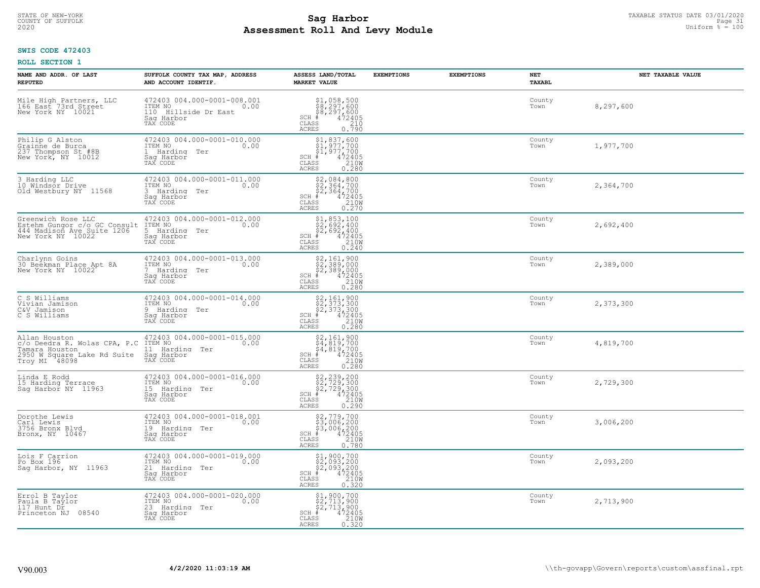STATE OF NEW-YORK
COUNTY OF SUFFOLK
2020

# Sag Harbor
# Assessment Roll And Levy Module

TAXABLE STATUS DATE 03/01/2020
Uniform % = 100

**SWIS CODE 472403**

**ROLL SECTION 1**

| NAME AND ADDR. OF LAST REPUTED | SUFFOLK COUNTY TAX MAP, ADDRESS AND ACCOUNT IDENTIF. | ASSESS LAND/TOTAL MARKET VALUE | EXEMPTIONS | EXEMPTIONS | NET TAXABL | NET TAXABLE VALUE |
|---|---|---|---|---|---|---|
| Mile High Partners, LLC<br>166 East 73rd Street<br>New York NY 10021 | 472403 004.000-0001-008.001<br>ITEM NO 0.00<br>110 Hillside Dr East<br>Sag Harbor<br>TAX CODE | $1,058,500<br>$8,297,600<br>$8,297,600<br>SCH # 472405<br>CLASS 210<br>ACRES 0.790 | | | County<br>Town | 8,297,600 |
| Philip G Alston<br>Grainne de Burca<br>237 Thompson St #8B<br>New York, NY 10012 | 472403 004.000-0001-010.000<br>ITEM NO 0.00<br>1 Harding Ter<br>Sag Harbor<br>TAX CODE | $1,837,600<br>$1,977,700<br>$1,977,700<br>SCH # 472405<br>CLASS 210W<br>ACRES 0.280 | | | County<br>Town | 1,977,700 |
| 3 Harding LLC<br>10 Windsor Drive<br>Old Westbury NY 11568 | 472403 004.000-0001-011.000<br>ITEM NO 0.00<br>3 Harding Ter<br>Sag Harbor<br>TAX CODE | $2,084,800<br>$2,364,700<br>$2,364,700<br>SCH # 472405<br>CLASS 210W<br>ACRES 0.270 | | | County<br>Town | 2,364,700 |
| Greenwich Rose LLC<br>Estehm Gungor c/o GC Consult<br>444 Madison Ave Suite 1206<br>New York NY 10022 | 472403 004.000-0001-012.000<br>ITEM NO 0.00<br>5 Harding Ter<br>Sag Harbor<br>TAX CODE | $1,853,100<br>$2,692,400<br>$2,692,400<br>SCH # 472405<br>CLASS 210W<br>ACRES 0.240 | | | County<br>Town | 2,692,400 |
| Charlynn Goins<br>30 Beekman Place Apt 8A<br>New York NY 10022 | 472403 004.000-0001-013.000<br>ITEM NO 0.00<br>7 Harding Ter<br>Sag Harbor<br>TAX CODE | $2,161,900<br>$2,389,000<br>$2,389,000<br>SCH # 472405<br>CLASS 210W<br>ACRES 0.280 | | | County<br>Town | 2,389,000 |
| C S Williams<br>Vivian Jamison<br>C&V Jamison<br>C S Williams | 472403 004.000-0001-014.000<br>ITEM NO 0.00<br>9 Harding Ter<br>Sag Harbor<br>TAX CODE | $2,161,900<br>$2,373,300<br>$2,373,300<br>SCH # 472405<br>CLASS 210W<br>ACRES 0.280 | | | County<br>Town | 2,373,300 |
| Allan Houston<br>c/o Deedra R. Wolas CPA, P.C<br>Tamara Houston<br>2950 W Square Lake Rd Suite<br>Troy MI 48098 | 472403 004.000-0001-015.000<br>ITEM NO 0.00<br>11 Harding Ter<br>Sag Harbor<br>TAX CODE | $2,161,900<br>$4,819,700<br>$4,819,700<br>SCH # 472405<br>CLASS 210W<br>ACRES 0.280 | | | County<br>Town | 4,819,700 |
| Linda E Rodd<br>15 Harding Terrace<br>Sag Harbor NY 11963 | 472403 004.000-0001-016.000<br>ITEM NO 0.00<br>15 Harding Ter<br>Sag Harbor<br>TAX CODE | $2,239,200<br>$2,729,300<br>$2,729,300<br>SCH # 472405<br>CLASS 210W<br>ACRES 0.290 | | | County<br>Town | 2,729,300 |
| Dorothe Lewis<br>Carl Lewis<br>3756 Bronx Blvd<br>Bronx, NY 10467 | 472403 004.000-0001-018.001<br>ITEM NO 0.00<br>19 Harding Ter<br>Sag Harbor<br>TAX CODE | $2,779,700<br>$3,006,200<br>$3,006,200<br>SCH # 472405<br>CLASS 210W<br>ACRES 0.780 | | | County<br>Town | 3,006,200 |
| Lois F Carrion<br>Po Box 196<br>Sag Harbor, NY 11963 | 472403 004.000-0001-019.000<br>ITEM NO 0.00<br>21 Harding Ter<br>Sag Harbor<br>TAX CODE | $1,900,700<br>$2,093,200<br>$2,093,200<br>SCH # 472405<br>CLASS 210W<br>ACRES 0.320 | | | County<br>Town | 2,093,200 |
| Errol B Taylor<br>Paula B Taylor<br>117 Hunt Dr<br>Princeton NJ 08540 | 472403 004.000-0001-020.000<br>ITEM NO 0.00<br>23 Harding Ter<br>Sag Harbor<br>TAX CODE | $1,900,700<br>$2,713,900<br>$2,713,900<br>SCH # 472405<br>CLASS 210W<br>ACRES 0.320 | | | County<br>Town | 2,713,900 |

V90.003 4/2/2020 11:03:19 AM \\th-govapp\Govern\reports\custom\assfinal.rpt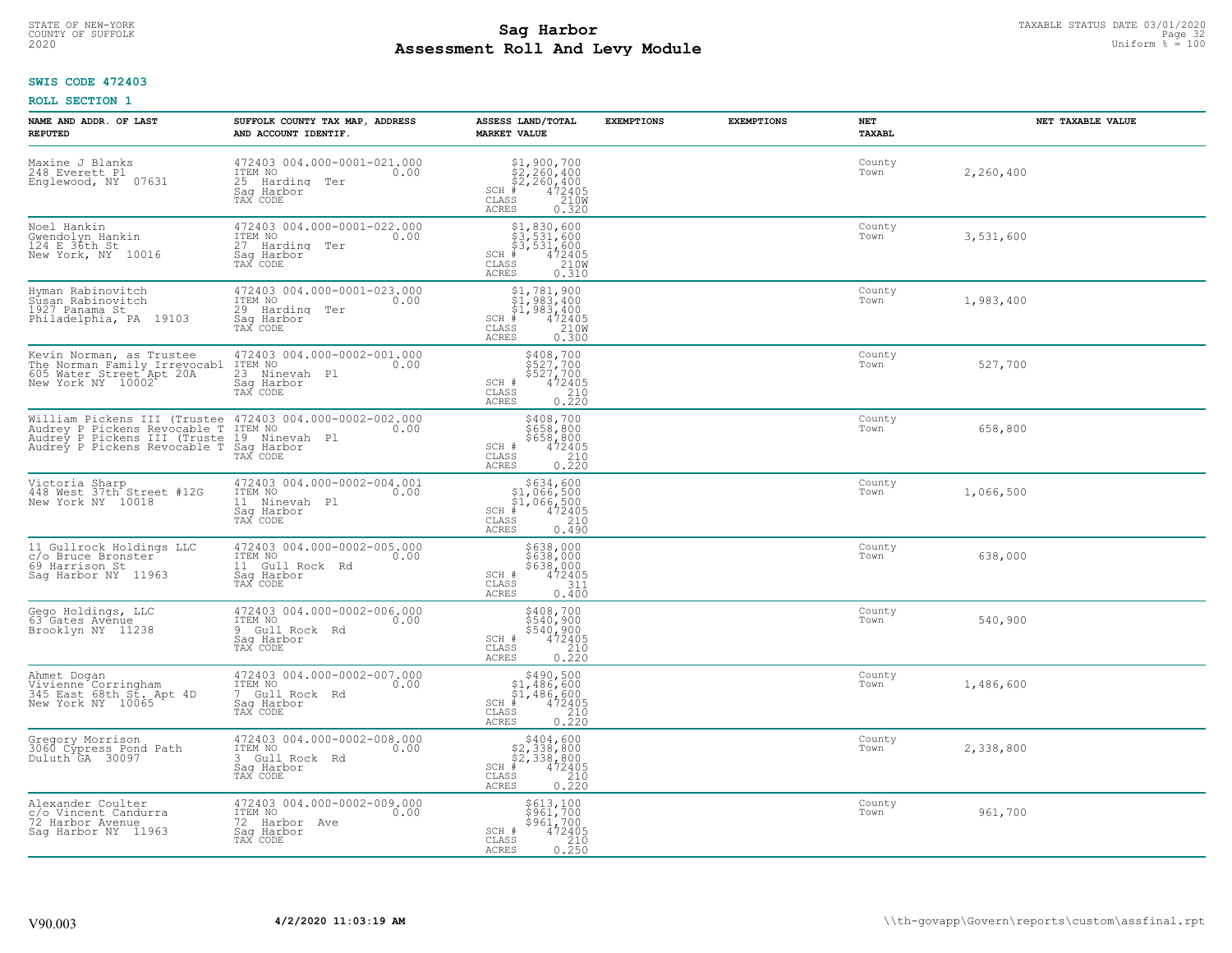STATE OF NEW-YORK
COUNTY OF SUFFOLK
2020

# Sag Harbor
# Assessment Roll And Levy Module

TAXABLE STATUS DATE 03/01/2020
Uniform % = 100

**SWIS CODE 472403**

**ROLL SECTION 1**

| NAME AND ADDR. OF LAST REPUTED | SUFFOLK COUNTY TAX MAP, ADDRESS AND ACCOUNT IDENTIF. | ASSESS LAND/TOTAL MARKET VALUE | EXEMPTIONS | EXEMPTIONS | NET TAXABL | NET TAXABLE VALUE |
|---|---|---|---|---|---|---|
| Maxine J Blanks<br>248 Everett Pl<br>Englewood, NY 07631 | 472403 004.000-0001-021.000<br>ITEM NO 0.00<br>25 Harding Ter<br>Sag Harbor<br>TAX CODE | $1,900,700<br>$2,260,400<br>$2,260,400<br>SCH # 472405<br>CLASS 210W<br>ACRES 0.320 | | | County<br>Town | 2,260,400 |
| Noel Hankin<br>Gwendolyn Hankin<br>124 E 36th St<br>New York, NY 10016 | 472403 004.000-0001-022.000<br>ITEM NO 0.00<br>27 Harding Ter<br>Sag Harbor<br>TAX CODE | $1,830,600<br>$3,531,600<br>$3,531,600<br>SCH # 472405<br>CLASS 210W<br>ACRES 0.310 | | | County<br>Town | 3,531,600 |
| Hyman Rabinovitch<br>Susan Rabinovitch<br>1927 Panama St<br>Philadelphia, PA 19103 | 472403 004.000-0001-023.000<br>ITEM NO 0.00<br>29 Harding Ter<br>Sag Harbor<br>TAX CODE | $1,781,900<br>$1,983,400<br>$1,983,400<br>SCH # 472405<br>CLASS 210W<br>ACRES 0.300 | | | County<br>Town | 1,983,400 |
| Kevin Norman, as Trustee<br>The Norman Family Irrevocabl<br>605 Water Street Apt 20A<br>New York NY 10002 | 472403 004.000-0002-001.000<br>ITEM NO 0.00<br>23 Ninevah Pl<br>Sag Harbor<br>TAX CODE | $408,700<br>$527,700<br>$527,700<br>SCH # 472405<br>CLASS 210<br>ACRES 0.220 | | | County<br>Town | 527,700 |
| William Pickens III (Trustee<br>Audrey P Pickens Revocable T<br>Audrey P Pickens III (Truste<br>Audrey P Pickens Revocable T | 472403 004.000-0002-002.000<br>ITEM NO 0.00<br>19 Ninevah Pl<br>Sag Harbor<br>TAX CODE | $408,700<br>$658,800<br>$658,800<br>SCH # 472405<br>CLASS 210<br>ACRES 0.220 | | | County<br>Town | 658,800 |
| Victoria Sharp<br>448 West 37th Street #12G<br>New York NY 10018 | 472403 004.000-0002-004.001<br>ITEM NO 0.00<br>11 Ninevah Pl<br>Sag Harbor<br>TAX CODE | $634,600<br>$1,066,500<br>$1,066,500<br>SCH # 472405<br>CLASS 210<br>ACRES 0.490 | | | County<br>Town | 1,066,500 |
| 11 Gullrock Holdings LLC<br>c/o Bruce Bronster<br>69 Harrison St<br>Sag Harbor NY 11963 | 472403 004.000-0002-005.000<br>ITEM NO 0.00<br>11 Gull Rock Rd<br>Sag Harbor<br>TAX CODE | $638,000<br>$638,000<br>$638,000<br>SCH # 472405<br>CLASS 311<br>ACRES 0.400 | | | County<br>Town | 638,000 |
| Gego Holdings, LLC<br>63 Gates Avenue<br>Brooklyn NY 11238 | 472403 004.000-0002-006.000<br>ITEM NO 0.00<br>9 Gull Rock Rd<br>Sag Harbor<br>TAX CODE | $408,700<br>$540,900<br>$540,900<br>SCH # 472405<br>CLASS 210<br>ACRES 0.220 | | | County<br>Town | 540,900 |
| Ahmet Dogan<br>Vivienne Corringham<br>345 East 68th St. Apt 4D<br>New York NY 10065 | 472403 004.000-0002-007.000<br>ITEM NO 0.00<br>7 Gull Rock Rd<br>Sag Harbor<br>TAX CODE | $490,500<br>$1,486,600<br>$1,486,600<br>SCH # 472405<br>CLASS 210<br>ACRES 0.220 | | | County<br>Town | 1,486,600 |
| Gregory Morrison<br>3060 Cypress Pond Path<br>Duluth GA 30097 | 472403 004.000-0002-008.000<br>ITEM NO 0.00<br>3 Gull Rock Rd<br>Sag Harbor<br>TAX CODE | $404,600<br>$2,338,800<br>$2,338,800<br>SCH # 472405<br>CLASS 210<br>ACRES 0.220 | | | County<br>Town | 2,338,800 |
| Alexander Coulter<br>c/o Vincent Candurra<br>72 Harbor Avenue<br>Sag Harbor NY 11963 | 472403 004.000-0002-009.000<br>ITEM NO 0.00<br>72 Harbor Ave<br>Sag Harbor<br>TAX CODE | $613,100<br>$961,700<br>$961,700<br>SCH # 472405<br>CLASS 210<br>ACRES 0.250 | | | County<br>Town | 961,700 |

V90.003 **4/2/2020 11:03:19 AM** \\th-govapp\Govern\reports\custom\assfinal.rpt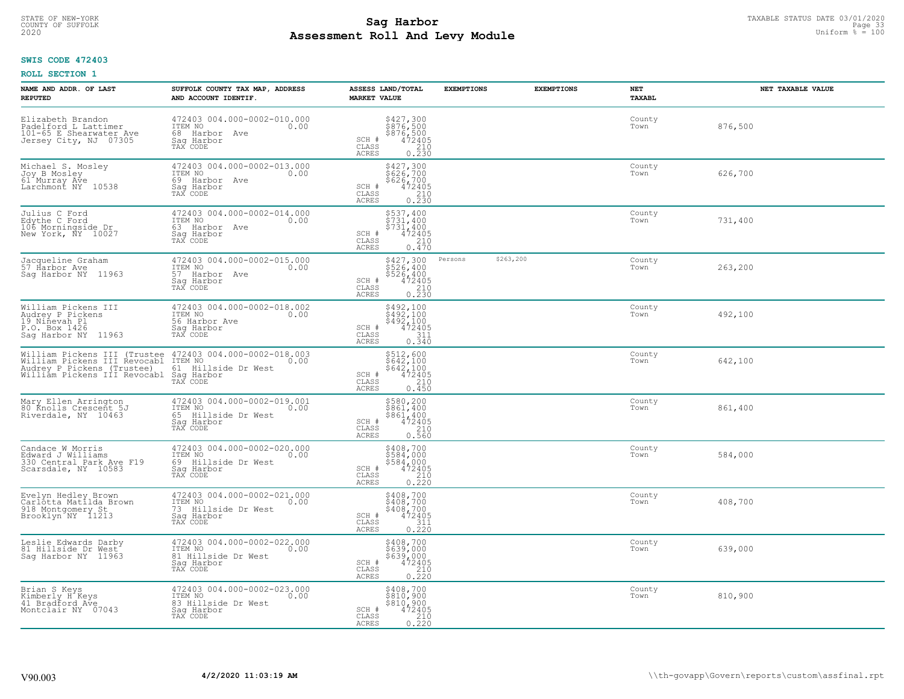STATE OF NEW-YORK
COUNTY OF SUFFOLK
2020

# Sag Harbor
## Assessment Roll And Levy Module

TAXABLE STATUS DATE 03/01/2020
Uniform % = 100

**SWIS CODE 472403**

**ROLL SECTION 1**

| NAME AND ADDR. OF LAST REPUTED | SUFFOLK COUNTY TAX MAP, ADDRESS AND ACCOUNT IDENTIF. | ASSESS LAND/TOTAL MARKET VALUE | EXEMPTIONS | EXEMPTIONS | NET TAXABL | NET TAXABLE VALUE |
|---|---|---|---|---|---|---|
| Elizabeth Brandon<br>Padelford L Lattimer<br>101-65 E Shearwater Ave<br>Jersey City, NJ 07305 | 472403 004.000-0002-010.000<br>ITEM NO 0.00<br>68 Harbor Ave<br>Sag Harbor<br>TAX CODE | $427,300<br>$876,500<br>$876,500<br>SCH # 472405<br>CLASS 210<br>ACRES 0.230 | | | County<br>Town | 876,500 |
| Michael S. Mosley<br>Joy B Mosley<br>61 Murray Ave<br>Larchmont NY 10538 | 472403 004.000-0002-013.000<br>ITEM NO 0.00<br>69 Harbor Ave<br>Sag Harbor<br>TAX CODE | $427,300<br>$626,700<br>$626,700<br>SCH # 472405<br>CLASS 210<br>ACRES 0.230 | | | County<br>Town | 626,700 |
| Julius C Ford<br>Edythe C Ford<br>106 Morningside Dr<br>New York, NY 10027 | 472403 004.000-0002-014.000<br>ITEM NO 0.00<br>63 Harbor Ave<br>Sag Harbor<br>TAX CODE | $537,400<br>$731,400<br>$731,400<br>SCH # 472405<br>CLASS 210<br>ACRES 0.470 | | | County<br>Town | 731,400 |
| Jacqueline Graham<br>57 Harbor Ave<br>Sag Harbor NY 11963 | 472403 004.000-0002-015.000<br>ITEM NO 0.00<br>57 Harbor Ave<br>Sag Harbor<br>TAX CODE | $427,300<br>$526,400<br>$526,400<br>SCH # 472405<br>CLASS 210<br>ACRES 0.230 | Persons $263,200 | | County<br>Town | 263,200 |
| William Pickens III<br>Audrey P Pickens<br>19 Ninevah Pl<br>P.O. Box 1426<br>Sag Harbor NY 11963 | 472403 004.000-0002-018.002<br>ITEM NO 0.00<br>56 Harbor Ave<br>Sag Harbor<br>TAX CODE | $492,100<br>$492,100<br>$492,100<br>SCH # 472405<br>CLASS 311<br>ACRES 0.340 | | | County<br>Town | 492,100 |
| William Pickens III (Trustee<br>William Pickens III Revocabl<br>Audrey P Pickens (Trustee)<br>William Pickens III Revocabl | 472403 004.000-0002-018.003<br>ITEM NO 0.00<br>61 Hillside Dr West<br>Sag Harbor<br>TAX CODE | $512,600<br>$642,100<br>$642,100<br>SCH # 472405<br>CLASS 210<br>ACRES 0.450 | | | County<br>Town | 642,100 |
| Mary Ellen Arrington<br>80 Knolls Crescent 5J<br>Riverdale, NY 10463 | 472403 004.000-0002-019.001<br>ITEM NO 0.00<br>65 Hillside Dr West<br>Sag Harbor<br>TAX CODE | $580,200<br>$861,400<br>$861,400<br>SCH # 472405<br>CLASS 210<br>ACRES 0.560 | | | County<br>Town | 861,400 |
| Candace W Morris<br>Edward J Williams<br>330 Central Park Ave F19<br>Scarsdale, NY 10583 | 472403 004.000-0002-020.000<br>ITEM NO 0.00<br>69 Hillside Dr West<br>Sag Harbor<br>TAX CODE | $408,700<br>$584,000<br>$584,000<br>SCH # 472405<br>CLASS 210<br>ACRES 0.220 | | | County<br>Town | 584,000 |
| Evelyn Hedley Brown<br>Carlotta Matilda Brown<br>918 Montgomery St<br>Brooklyn NY 11213 | 472403 004.000-0002-021.000<br>ITEM NO 0.00<br>73 Hillside Dr West<br>Sag Harbor<br>TAX CODE | $408,700<br>$408,700<br>$408,700<br>SCH # 472405<br>CLASS 311<br>ACRES 0.220 | | | County<br>Town | 408,700 |
| Leslie Edwards Darby<br>81 Hillside Dr West<br>Sag Harbor NY 11963 | 472403 004.000-0002-022.000<br>ITEM NO 0.00<br>81 Hillside Dr West<br>Sag Harbor<br>TAX CODE | $408,700<br>$639,000<br>$639,000<br>SCH # 472405<br>CLASS 210<br>ACRES 0.220 | | | County<br>Town | 639,000 |
| Brian S Keys<br>Kimberly H Keys<br>41 Bradford Ave<br>Montclair NY 07043 | 472403 004.000-0002-023.000<br>ITEM NO 0.00<br>83 Hillside Dr West<br>Sag Harbor<br>TAX CODE | $408,700<br>$810,900<br>$810,900<br>SCH # 472405<br>CLASS 210<br>ACRES 0.220 | | | County<br>Town | 810,900 |

V90.003 4/2/2020 11:03:19 AM \\th-govapp\Govern\reports\custom\assfinal.rpt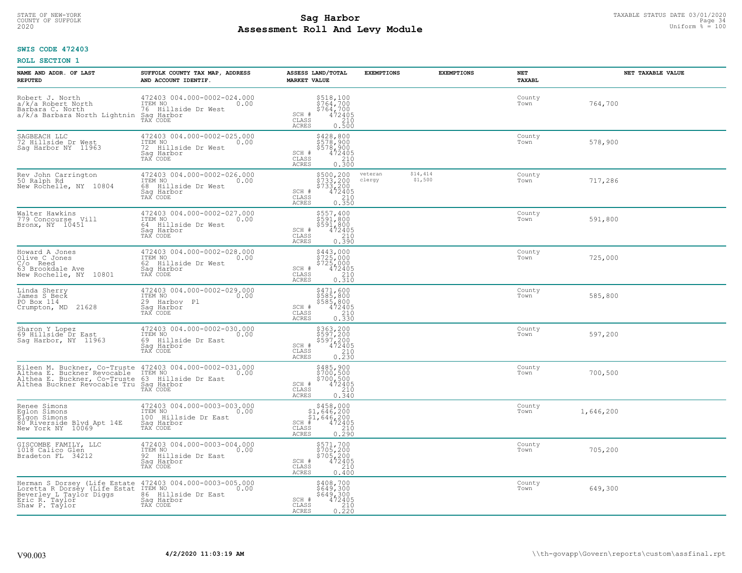STATE OF NEW-YORK
COUNTY OF SUFFOLK
2020

# Sag Harbor
# Assessment Roll And Levy Module

TAXABLE STATUS DATE 03/01/2020
Uniform % = 100

**SWIS CODE 472403**

**ROLL SECTION 1**

| NAME AND ADDR. OF LAST REPUTED | SUFFOLK COUNTY TAX MAP, ADDRESS AND ACCOUNT IDENTIF. | ASSESS LAND/TOTAL MARKET VALUE | EXEMPTIONS | EXEMPTIONS | NET TAXABL | NET TAXABLE VALUE |
|---|---|---|---|---|---|---|
| Robert J. North<br>a/k/a Robert North<br>Barbara C. North<br>a/k/a Barbara North Lightnin | 472403 004.000-0002-024.000<br>ITEM NO 0.00<br>76 Hillside Dr West<br>Sag Harbor<br>TAX CODE | $518,100<br>$764,700<br>$764,700<br>SCH # 472405<br>CLASS 210<br>ACRES 0.500 | | | County<br>Town | 764,700 |
| SAGBEACH LLC<br>72 Hillside Dr West<br>Sag Harbor NY 11963 | 472403 004.000-0002-025.000<br>ITEM NO 0.00<br>72 Hillside Dr West<br>Sag Harbor<br>TAX CODE | $428,800<br>$578,900<br>$578,900<br>SCH # 472405<br>CLASS 210<br>ACRES 0.300 | | | County<br>Town | 578,900 |
| Rev John Carrington<br>50 Ralph Rd<br>New Rochelle, NY 10804 | 472403 004.000-0002-026.000<br>ITEM NO 0.00<br>68 Hillside Dr West<br>Sag Harbor<br>TAX CODE | $500,200<br>$733,200<br>$733,200<br>SCH # 472405<br>CLASS 210<br>ACRES 0.350 | veteran $14,414<br>clergy $1,500 | | County<br>Town | 717,286 |
| Walter Hawkins<br>779 Concourse Vill<br>Bronx, NY 10451 | 472403 004.000-0002-027.000<br>ITEM NO 0.00<br>64 Hillside Dr West<br>Sag Harbor<br>TAX CODE | $557,400<br>$591,800<br>$591,800<br>SCH # 472405<br>CLASS 210<br>ACRES 0.390 | | | County<br>Town | 591,800 |
| Howard A Jones<br>Olive C Jones<br>C/o Reed<br>63 Brookdale Ave<br>New Rochelle, NY 10801 | 472403 004.000-0002-028.000<br>ITEM NO 0.00<br>62 Hillside Dr West<br>Sag Harbor<br>TAX CODE | $443,000<br>$725,000<br>$725,000<br>SCH # 472405<br>CLASS 210<br>ACRES 0.310 | | | County<br>Town | 725,000 |
| Linda Sherry<br>James S Beck<br>PO Box 114<br>Crumpton, MD 21628 | 472403 004.000-0002-029.000<br>ITEM NO 0.00<br>29 Harbov Pl<br>Sag Harbor<br>TAX CODE | $471,600<br>$585,800<br>$585,800<br>SCH # 472405<br>CLASS 210<br>ACRES 0.330 | | | County<br>Town | 585,800 |
| Sharon Y Lopez<br>69 Hillside Dr East<br>Sag Harbor, NY 11963 | 472403 004.000-0002-030.000<br>ITEM NO 0.00<br>69 Hillside Dr East<br>Sag Harbor<br>TAX CODE | $363,200<br>$597,200<br>$597,200<br>SCH # 472405<br>CLASS 210<br>ACRES 0.230 | | | County<br>Town | 597,200 |
| Eileen M. Buckner, Co-Truste<br>Althea E. Buckner Revocable<br>Althea E. Buckner, Co-Truste<br>Althea Buckner Revocable Tru | 472403 004.000-0002-031.000<br>ITEM NO 0.00<br>63 Hillside Dr East<br>Sag Harbor<br>TAX CODE | $485,900<br>$700,500<br>$700,500<br>SCH # 472405<br>CLASS 210<br>ACRES 0.340 | | | County<br>Town | 700,500 |
| Renee Simons<br>Eglon Simons<br>Elgon Simons<br>80 Riverside Blvd Apt 14E<br>New York NY 10069 | 472403 004.000-0003-003.000<br>ITEM NO 0.00<br>100 Hillside Dr East<br>Sag Harbor<br>TAX CODE | $458,000<br>$1,646,200<br>$1,646,200<br>SCH # 472405<br>CLASS 210<br>ACRES 0.290 | | | County<br>Town | 1,646,200 |
| GISCOMBE FAMILY, LLC<br>1018 Calico Glen<br>Bradeton FL 34212 | 472403 004.000-0003-004.000<br>ITEM NO 0.00<br>92 Hillside Dr East<br>Sag Harbor<br>TAX CODE | $571,700<br>$705,200<br>$705,200<br>SCH # 472405<br>CLASS 210<br>ACRES 0.400 | | | County<br>Town | 705,200 |
| Herman S Dorsey (Life Estate<br>Loretta R Dorsey (Life Estat<br>Beverley L Taylor Diggs<br>Eric R. Taylor<br>Shaw P. Taylor | 472403 004.000-0003-005.000<br>ITEM NO 0.00<br>86 Hillside Dr East<br>Sag Harbor<br>TAX CODE | $408,700<br>$649,300<br>$649,300<br>SCH # 472405<br>CLASS 210<br>ACRES 0.220 | | | County<br>Town | 649,300 |

V90.003 **4/2/2020 11:03:19 AM** \\th-govapp\Govern\reports\custom\assfinal.rpt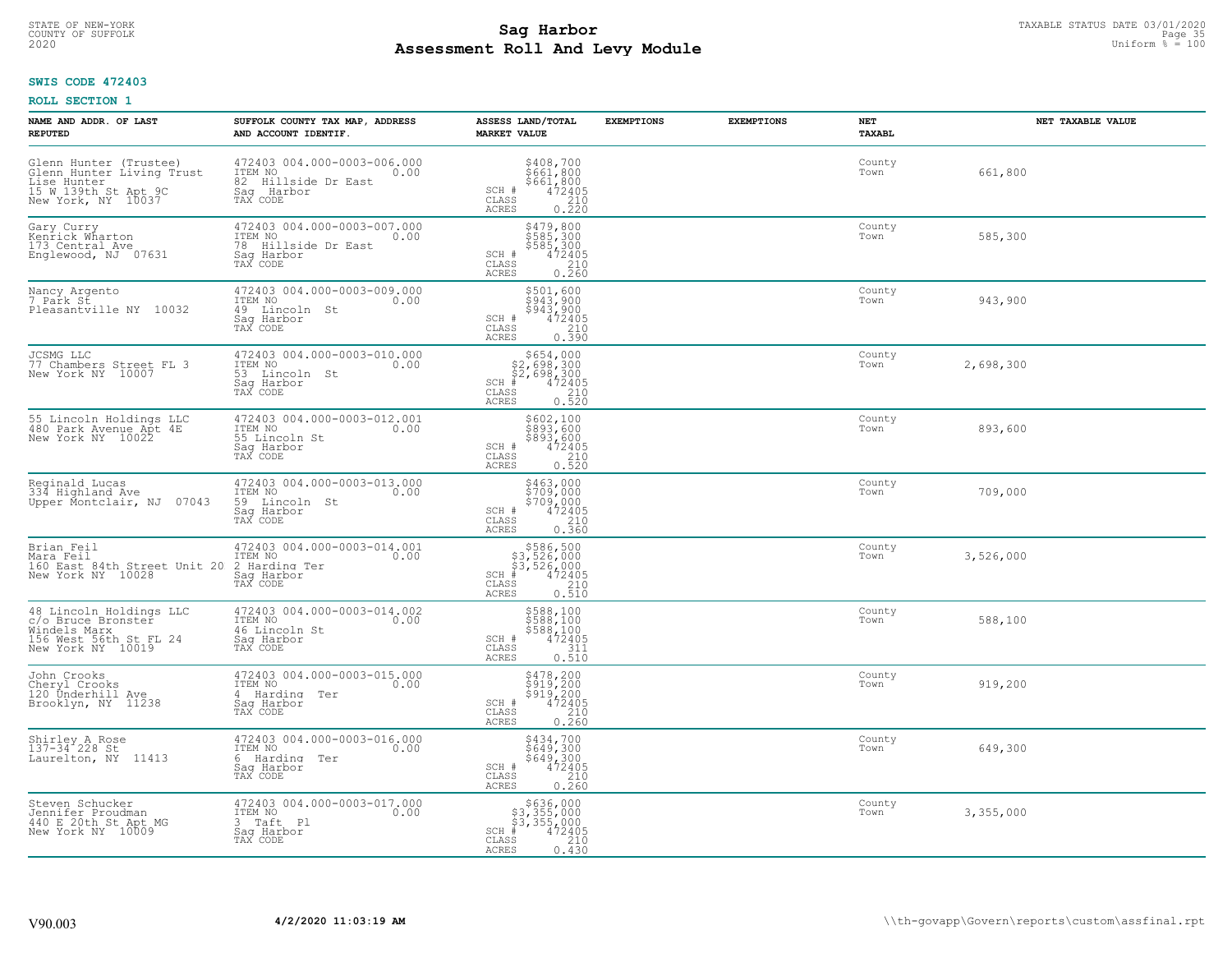STATE OF NEW-YORK
COUNTY OF SUFFOLK
2020

# Sag Harbor
# Assessment Roll And Levy Module

TAXABLE STATUS DATE 03/01/2020
Uniform % = 100

**SWIS CODE 472403**

**ROLL SECTION 1**

| NAME AND ADDR. OF LAST REPUTED | SUFFOLK COUNTY TAX MAP, ADDRESS AND ACCOUNT IDENTIF. | ASSESS LAND/TOTAL MARKET VALUE | EXEMPTIONS | EXEMPTIONS | NET TAXABL | NET TAXABLE VALUE |
|---|---|---|---|---|---|---|
| Glenn Hunter (Trustee)<br>Glenn Hunter Living Trust<br>Lise Hunter<br>15 W 139th St Apt 9C<br>New York, NY 10037 | 472403 004.000-0003-006.000<br>ITEM NO 0.00<br>82 Hillside Dr East<br>Sag Harbor<br>TAX CODE | $408,700<br>$661,800<br>$661,800<br>SCH # 472405<br>CLASS 210<br>ACRES 0.220 | | | County<br>Town | 661,800 |
| Gary Curry<br>Kenrick Wharton<br>173 Central Ave<br>Englewood, NJ 07631 | 472403 004.000-0003-007.000<br>ITEM NO 0.00<br>78 Hillside Dr East<br>Sag Harbor<br>TAX CODE | $479,800<br>$585,300<br>$585,300<br>SCH # 472405<br>CLASS 210<br>ACRES 0.260 | | | County<br>Town | 585,300 |
| Nancy Argento<br>7 Park St<br>Pleasantville NY 10032 | 472403 004.000-0003-009.000<br>ITEM NO 0.00<br>49 Lincoln St<br>Sag Harbor<br>TAX CODE | $501,600<br>$943,900<br>$943,900<br>SCH # 472405<br>CLASS 210<br>ACRES 0.390 | | | County<br>Town | 943,900 |
| JCSMG LLC<br>77 Chambers Street FL 3<br>New York NY 10007 | 472403 004.000-0003-010.000<br>ITEM NO 0.00<br>53 Lincoln St<br>Sag Harbor<br>TAX CODE | $654,000<br>$2,698,300<br>$2,698,300<br>SCH # 472405<br>CLASS 210<br>ACRES 0.520 | | | County<br>Town | 2,698,300 |
| 55 Lincoln Holdings LLC<br>480 Park Avenue Apt 4E<br>New York NY 10022 | 472403 004.000-0003-012.001<br>ITEM NO 0.00<br>55 Lincoln St<br>Sag Harbor<br>TAX CODE | $602,100<br>$893,600<br>$893,600<br>SCH # 472405<br>CLASS 210<br>ACRES 0.520 | | | County<br>Town | 893,600 |
| Reginald Lucas<br>334 Highland Ave<br>Upper Montclair, NJ 07043 | 472403 004.000-0003-013.000<br>ITEM NO 0.00<br>59 Lincoln St<br>Sag Harbor<br>TAX CODE | $463,000<br>$709,000<br>$709,000<br>SCH # 472405<br>CLASS 210<br>ACRES 0.360 | | | County<br>Town | 709,000 |
| Brian Feil<br>Mara Feil<br>160 East 84th Street Unit 20<br>New York NY 10028 | 472403 004.000-0003-014.001<br>ITEM NO 0.00<br>2 Harding Ter<br>Sag Harbor<br>TAX CODE | $586,500<br>$3,526,000<br>$3,526,000<br>SCH # 472405<br>CLASS 210<br>ACRES 0.510 | | | County<br>Town | 3,526,000 |
| 48 Lincoln Holdings LLC<br>c/o Bruce Bronster<br>Windels Marx<br>156 West 56th St FL 24<br>New York NY 10019 | 472403 004.000-0003-014.002<br>ITEM NO 0.00<br>46 Lincoln St<br>Sag Harbor<br>TAX CODE | $588,100<br>$588,100<br>$588,100<br>SCH # 472405<br>CLASS 311<br>ACRES 0.510 | | | County<br>Town | 588,100 |
| John Crooks<br>Cheryl Crooks<br>120 Underhill Ave<br>Brooklyn, NY 11238 | 472403 004.000-0003-015.000<br>ITEM NO 0.00<br>4 Harding Ter<br>Sag Harbor<br>TAX CODE | $478,200<br>$919,200<br>$919,200<br>SCH # 472405<br>CLASS 210<br>ACRES 0.260 | | | County<br>Town | 919,200 |
| Shirley A Rose<br>137-34 228 St<br>Laurelton, NY 11413 | 472403 004.000-0003-016.000<br>ITEM NO 0.00<br>6 Harding Ter<br>Sag Harbor<br>TAX CODE | $434,700<br>$649,300<br>$649,300<br>SCH # 472405<br>CLASS 210<br>ACRES 0.260 | | | County<br>Town | 649,300 |
| Steven Schucker<br>Jennifer Proudman<br>440 E 20th St Apt MG<br>New York NY 10009 | 472403 004.000-0003-017.000<br>ITEM NO 0.00<br>3 Taft Pl<br>Sag Harbor<br>TAX CODE | $636,000<br>$3,355,000<br>$3,355,000<br>SCH # 472405<br>CLASS 210<br>ACRES 0.430 | | | County<br>Town | 3,355,000 |

V90.003 4/2/2020 11:03:19 AM \\th-govapp\Govern\reports\custom\assfinal.rpt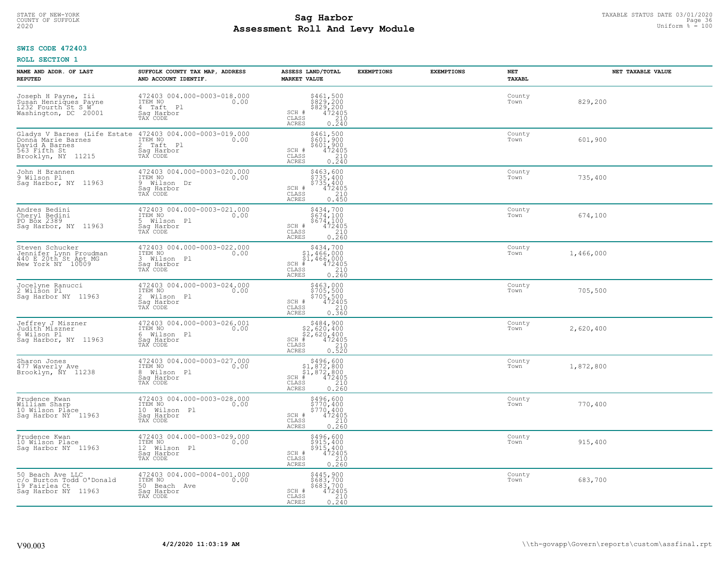STATE OF NEW-YORK
COUNTY OF SUFFOLK
2020

# Sag Harbor
# Assessment Roll And Levy Module

TAXABLE STATUS DATE 03/01/2020
Uniform % = 100

**SWIS CODE 472403**

**ROLL SECTION 1**

| NAME AND ADDR. OF LAST REPUTED | SUFFOLK COUNTY TAX MAP, ADDRESS AND ACCOUNT IDENTIF. | ASSESS LAND/TOTAL MARKET VALUE | EXEMPTIONS | EXEMPTIONS | NET TAXABL | NET TAXABLE VALUE |
|---|---|---|---|---|---|---|
| Joseph H Payne, Iii<br>Susan Henriques Payne<br>1232 Fourth St S W<br>Washington, DC 20001 | 472403 004.000-0003-018.000<br>ITEM NO 0.00<br>4 Taft Pl<br>Sag Harbor<br>TAX CODE | $461,500<br>$829,200<br>$829,200<br>SCH # 472405<br>CLASS 210<br>ACRES 0.240 | | | County<br>Town | 829,200 |
| Gladys V Barnes (Life Estate<br>Donna Marie Barnes<br>David A Barnes<br>563 Fifth St<br>Brooklyn, NY 11215 | 472403 004.000-0003-019.000<br>ITEM NO 0.00<br>2 Taft Pl<br>Sag Harbor<br>TAX CODE | $461,500<br>$601,900<br>$601,900<br>SCH # 472405<br>CLASS 210<br>ACRES 0.240 | | | County<br>Town | 601,900 |
| John H Brannen<br>9 Wilson Pl<br>Sag Harbor, NY 11963 | 472403 004.000-0003-020.000<br>ITEM NO 0.00<br>9 Wilson Dr<br>Sag Harbor<br>TAX CODE | $463,600<br>$735,400<br>$735,400<br>SCH # 472405<br>CLASS 210<br>ACRES 0.450 | | | County<br>Town | 735,400 |
| Andres Bedini<br>Cheryl Bedini<br>PO Box 2389<br>Sag Harbor, NY 11963 | 472403 004.000-0003-021.000<br>ITEM NO 0.00<br>5 Wilson Pl<br>Sag Harbor<br>TAX CODE | $434,700<br>$674,100<br>$674,100<br>SCH # 472405<br>CLASS 210<br>ACRES 0.260 | | | County<br>Town | 674,100 |
| Steven Schucker<br>Jennifer Lynn Proudman<br>440 E 20th St Apt MG<br>New York NY 10009 | 472403 004.000-0003-022.000<br>ITEM NO 0.00<br>3 Wilson Pl<br>Sag Harbor<br>TAX CODE | $434,700<br>$1,466,000<br>$1,466,000<br>SCH # 472405<br>CLASS 210<br>ACRES 0.260 | | | County<br>Town | 1,466,000 |
| Jocelyne Ranucci<br>2 Wilson Pl<br>Sag Harbor NY 11963 | 472403 004.000-0003-024.000<br>ITEM NO 0.00<br>2 Wilson Pl<br>Sag Harbor<br>TAX CODE | $463,000<br>$705,500<br>$705,500<br>SCH # 472405<br>CLASS 210<br>ACRES 0.360 | | | County<br>Town | 705,500 |
| Jeffrey J Miszner<br>Judith Miszner<br>6 Wilson Pl<br>Sag Harbor, NY 11963 | 472403 004.000-0003-026.001<br>ITEM NO 0.00<br>6 Wilson Pl<br>Sag Harbor<br>TAX CODE | $484,900<br>$2,620,400<br>$2,620,400<br>SCH # 472405<br>CLASS 210<br>ACRES 0.520 | | | County<br>Town | 2,620,400 |
| Sharon Jones<br>477 Waverly Ave<br>Brooklyn, NY 11238 | 472403 004.000-0003-027.000<br>ITEM NO 0.00<br>8 Wilson Pl<br>Sag Harbor<br>TAX CODE | $496,600<br>$1,872,800<br>$1,872,800<br>SCH # 472405<br>CLASS 210<br>ACRES 0.260 | | | County<br>Town | 1,872,800 |
| Prudence Kwan<br>William Sharp<br>10 Wilson Place<br>Sag Harbor NY 11963 | 472403 004.000-0003-028.000<br>ITEM NO 0.00<br>10 Wilson Pl<br>Sag Harbor<br>TAX CODE | $496,600<br>$770,400<br>$770,400<br>SCH # 472405<br>CLASS 210<br>ACRES 0.260 | | | County<br>Town | 770,400 |
| Prudence Kwan<br>10 Wilson Place<br>Sag Harbor NY 11963 | 472403 004.000-0003-029.000<br>ITEM NO 0.00<br>12 Wilson Pl<br>Sag Harbor<br>TAX CODE | $496,600<br>$915,400<br>$915,400<br>SCH # 472405<br>CLASS 210<br>ACRES 0.260 | | | County<br>Town | 915,400 |
| 50 Beach Ave LLC<br>c/o Burton Todd O'Donald<br>19 Fairlea Ct<br>Sag Harbor NY 11963 | 472403 004.000-0004-001.000<br>ITEM NO 0.00<br>50 Beach Ave<br>Sag Harbor<br>TAX CODE | $445,900<br>$683,700<br>$683,700<br>SCH # 472405<br>CLASS 210<br>ACRES 0.240 | | | County<br>Town | 683,700 |

V90.003 **4/2/2020 11:03:19 AM** \\th-govapp\Govern\reports\custom\assfinal.rpt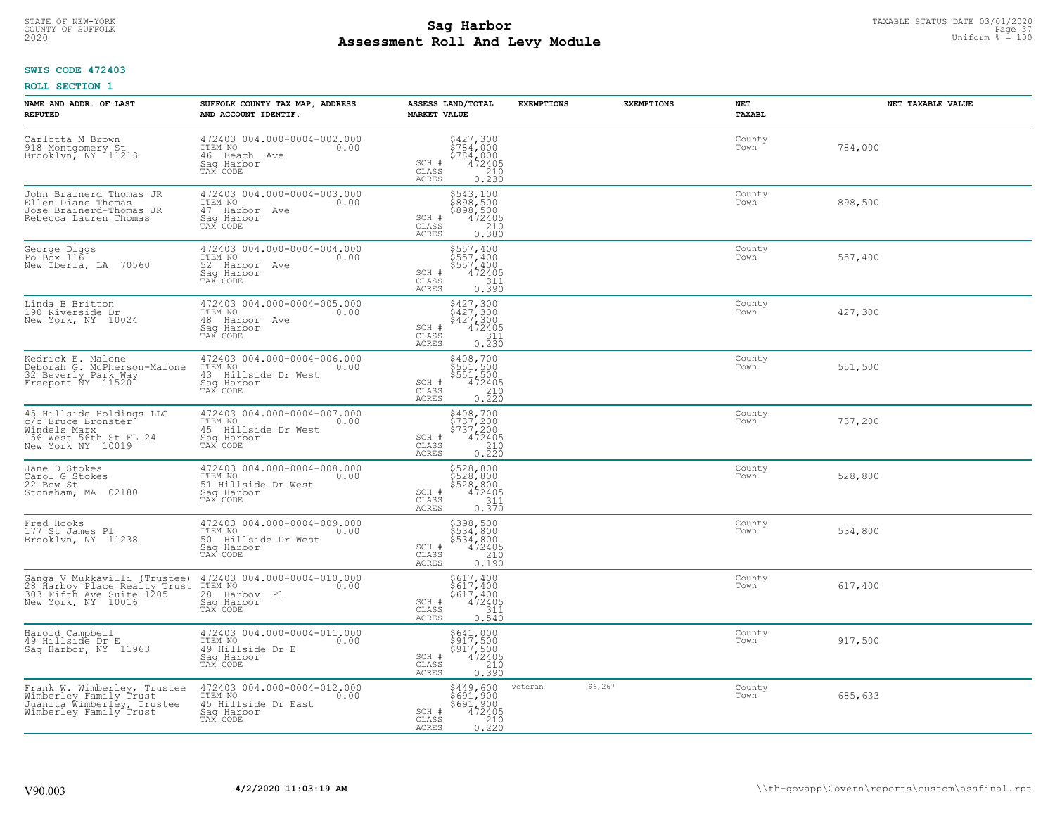STATE OF NEW-YORK
COUNTY OF SUFFOLK
2020

# Sag Harbor
## Assessment Roll And Levy Module

TAXABLE STATUS DATE 03/01/2020
Uniform % = 100

**SWIS CODE 472403**

**ROLL SECTION 1**

| NAME AND ADDR. OF LAST REPUTED | SUFFOLK COUNTY TAX MAP, ADDRESS AND ACCOUNT IDENTIF. | ASSESS LAND/TOTAL MARKET VALUE | EXEMPTIONS | EXEMPTIONS | NET TAXABL | NET TAXABLE VALUE |
|---|---|---|---|---|---|---|
| Carlotta M Brown<br>918 Montgomery St<br>Brooklyn, NY 11213 | 472403 004.000-0004-002.000<br>ITEM NO 0.00<br>46 Beach Ave<br>Sag Harbor<br>TAX CODE | $427,300<br>$784,000<br>$784,000<br>SCH # 472405<br>CLASS 210<br>ACRES 0.230 | | | County<br>Town | 784,000 |
| John Brainerd Thomas JR<br>Ellen Diane Thomas<br>Jose Brainerd-Thomas JR<br>Rebecca Lauren Thomas | 472403 004.000-0004-003.000<br>ITEM NO 0.00<br>47 Harbor Ave<br>Sag Harbor<br>TAX CODE | $543,100<br>$898,500<br>$898,500<br>SCH # 472405<br>CLASS 210<br>ACRES 0.380 | | | County<br>Town | 898,500 |
| George Diggs<br>Po Box 116<br>New Iberia, LA 70560 | 472403 004.000-0004-004.000<br>ITEM NO 0.00<br>52 Harbor Ave<br>Sag Harbor<br>TAX CODE | $557,400<br>$557,400<br>$557,400<br>SCH # 472405<br>CLASS 311<br>ACRES 0.390 | | | County<br>Town | 557,400 |
| Linda B Britton<br>190 Riverside Dr<br>New York, NY 10024 | 472403 004.000-0004-005.000<br>ITEM NO 0.00<br>48 Harbor Ave<br>Sag Harbor<br>TAX CODE | $427,300<br>$427,300<br>$427,300<br>SCH # 472405<br>CLASS 311<br>ACRES 0.230 | | | County<br>Town | 427,300 |
| Kedrick E. Malone<br>Deborah G. McPherson-Malone<br>32 Beverly Park Way<br>Freeport NY 11520 | 472403 004.000-0004-006.000<br>ITEM NO 0.00<br>43 Hillside Dr West<br>Sag Harbor<br>TAX CODE | $408,700<br>$551,500<br>$551,500<br>SCH # 472405<br>CLASS 210<br>ACRES 0.220 | | | County<br>Town | 551,500 |
| 45 Hillside Holdings LLC<br>c/o Bruce Bronster<br>Windels Marx<br>156 West 56th St FL 24<br>New York NY 10019 | 472403 004.000-0004-007.000<br>ITEM NO 0.00<br>45 Hillside Dr West<br>Sag Harbor<br>TAX CODE | $408,700<br>$737,200<br>$737,200<br>SCH # 472405<br>CLASS 210<br>ACRES 0.220 | | | County<br>Town | 737,200 |
| Jane D Stokes<br>Carol G Stokes<br>22 Bow St<br>Stoneham, MA 02180 | 472403 004.000-0004-008.000<br>ITEM NO 0.00<br>51 Hillside Dr West<br>Sag Harbor<br>TAX CODE | $528,800<br>$528,800<br>$528,800<br>SCH # 472405<br>CLASS 311<br>ACRES 0.370 | | | County<br>Town | 528,800 |
| Fred Hooks<br>177 St James Pl<br>Brooklyn, NY 11238 | 472403 004.000-0004-009.000<br>ITEM NO 0.00<br>50 Hillside Dr West<br>Sag Harbor<br>TAX CODE | $398,500<br>$534,800<br>$534,800<br>SCH # 472405<br>CLASS 210<br>ACRES 0.190 | | | County<br>Town | 534,800 |
| Ganga V Mukkavilli (Trustee)<br>28 Harboy Place Realty Trust<br>303 Fifth Ave Suite 1205<br>New York, NY 10016 | 472403 004.000-0004-010.000<br>ITEM NO 0.00<br>28 Harboy Pl<br>Sag Harbor<br>TAX CODE | $617,400<br>$617,400<br>$617,400<br>SCH # 472405<br>CLASS 311<br>ACRES 0.540 | | | County<br>Town | 617,400 |
| Harold Campbell<br>49 Hillside Dr E<br>Sag Harbor, NY 11963 | 472403 004.000-0004-011.000<br>ITEM NO 0.00<br>49 Hillside Dr E<br>Sag Harbor<br>TAX CODE | $641,000<br>$917,500<br>$917,500<br>SCH # 472405<br>CLASS 210<br>ACRES 0.390 | | | County<br>Town | 917,500 |
| Frank W. Wimberley, Trustee<br>Wimberley Family Trust<br>Juanita Wimberley, Trustee<br>Wimberley Family Trust | 472403 004.000-0004-012.000<br>ITEM NO 0.00<br>45 Hillside Dr East<br>Sag Harbor<br>TAX CODE | $449,600<br>$691,900<br>$691,900<br>SCH # 472405<br>CLASS 210<br>ACRES 0.220 | veteran | $6,267 | County<br>Town | 685,633 |

V90.003 4/2/2020 11:03:19 AM \\th-govapp\Govern\reports\custom\assfinal.rpt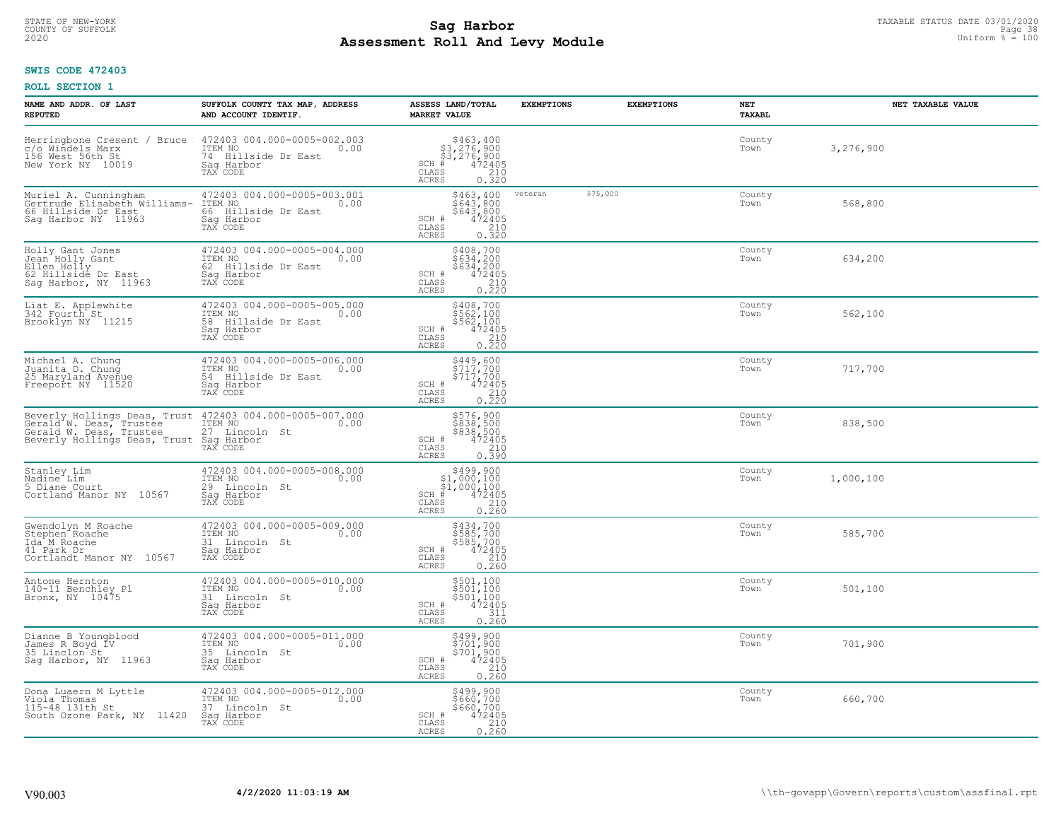STATE OF NEW-YORK
COUNTY OF SUFFOLK
2020

# Sag Harbor
# Assessment Roll And Levy Module

TAXABLE STATUS DATE 03/01/2020
Uniform % = 100

**SWIS CODE 472403**

**ROLL SECTION 1**

| NAME AND ADDR. OF LAST REPUTED | SUFFOLK COUNTY TAX MAP, ADDRESS AND ACCOUNT IDENTIF. | ASSESS LAND/TOTAL MARKET VALUE | EXEMPTIONS | EXEMPTIONS | NET TAXABL | NET TAXABLE VALUE |
|---|---|---|---|---|---|---|
| Herringbone Cresent / Bruce<br>c/o Windels Marx<br>156 West 56th St<br>New York NY 10019 | 472403 004.000-0005-002.003<br>ITEM NO 0.00<br>74 Hillside Dr East<br>Sag Harbor<br>TAX CODE | $463,400<br>$3,276,900<br>$3,276,900<br>SCH # 472405<br>CLASS 210<br>ACRES 0.320 | | | County<br>Town | 3,276,900 |
| Muriel A. Cunningham<br>Gertrude Elisabeth Williams-<br>66 Hillside Dr East<br>Sag Harbor NY 11963 | 472403 004.000-0005-003.001<br>ITEM NO 0.00<br>66 Hillside Dr East<br>Sag Harbor<br>TAX CODE | $463,400<br>$643,800<br>$643,800<br>SCH # 472405<br>CLASS 210<br>ACRES 0.320 | veteran $75,000 | | County<br>Town | 568,800 |
| Holly Gant Jones<br>Jean Holly Gant<br>Ellen Holly<br>62 Hillside Dr East<br>Sag Harbor, NY 11963 | 472403 004.000-0005-004.000<br>ITEM NO 0.00<br>62 Hillside Dr East<br>Sag Harbor<br>TAX CODE | $408,700<br>$634,200<br>$634,200<br>SCH # 472405<br>CLASS 210<br>ACRES 0.220 | | | County<br>Town | 634,200 |
| Liat E. Applewhite<br>342 Fourth St<br>Brooklyn NY 11215 | 472403 004.000-0005-005.000<br>ITEM NO 0.00<br>58 Hillside Dr East<br>Sag Harbor<br>TAX CODE | $408,700<br>$562,100<br>$562,100<br>SCH # 472405<br>CLASS 210<br>ACRES 0.220 | | | County<br>Town | 562,100 |
| Michael A. Chung<br>Juanita D. Chung<br>25 Maryland Avenue<br>Freeport NY 11520 | 472403 004.000-0005-006.000<br>ITEM NO 0.00<br>54 Hillside Dr East<br>Sag Harbor<br>TAX CODE | $449,600<br>$717,700<br>$717,700<br>SCH # 472405<br>CLASS 210<br>ACRES 0.220 | | | County<br>Town | 717,700 |
| Beverly Hollings Deas, Trust<br>Gerald W. Deas, Trustee<br>Gerald W. Deas, Trustee<br>Beverly Hollings Deas, Trust | 472403 004.000-0005-007.000<br>ITEM NO 0.00<br>27 Lincoln St<br>Sag Harbor<br>TAX CODE | $576,900<br>$838,500<br>$838,500<br>SCH # 472405<br>CLASS 210<br>ACRES 0.390 | | | County<br>Town | 838,500 |
| Stanley Lim<br>Nadine Lim<br>5 Diane Court<br>Cortland Manor NY 10567 | 472403 004.000-0005-008.000<br>ITEM NO 0.00<br>29 Lincoln St<br>Sag Harbor<br>TAX CODE | $499,900<br>$1,000,100<br>$1,000,100<br>SCH # 472405<br>CLASS 210<br>ACRES 0.260 | | | County<br>Town | 1,000,100 |
| Gwendolyn M Roache<br>Stephen Roache<br>Ida M Roache<br>41 Park Dr<br>Cortlandt Manor NY 10567 | 472403 004.000-0005-009.000<br>ITEM NO 0.00<br>31 Lincoln St<br>Sag Harbor<br>TAX CODE | $434,700<br>$585,700<br>$585,700<br>SCH # 472405<br>CLASS 210<br>ACRES 0.260 | | | County<br>Town | 585,700 |
| Antone Hernton<br>140-11 Benchley Pl<br>Bronx, NY 10475 | 472403 004.000-0005-010.000<br>ITEM NO 0.00<br>31 Lincoln St<br>Sag Harbor<br>TAX CODE | $501,100<br>$501,100<br>$501,100<br>SCH # 472405<br>CLASS 311<br>ACRES 0.260 | | | County<br>Town | 501,100 |
| Dianne B Youngblood<br>James R Boyd IV<br>35 Linclon St<br>Sag Harbor, NY 11963 | 472403 004.000-0005-011.000<br>ITEM NO 0.00<br>35 Lincoln St<br>Sag Harbor<br>TAX CODE | $499,900<br>$701,900<br>$701,900<br>SCH # 472405<br>CLASS 210<br>ACRES 0.260 | | | County<br>Town | 701,900 |
| Dona Luaern M Lyttle<br>Viola Thomas<br>115-48 131th St<br>South Ozone Park, NY 11420 | 472403 004.000-0005-012.000<br>ITEM NO 0.00<br>37 Lincoln St<br>Sag Harbor<br>TAX CODE | $499,900<br>$660,700<br>$660,700<br>SCH # 472405<br>CLASS 210<br>ACRES 0.260 | | | County<br>Town | 660,700 |

V90.003 **4/2/2020 11:03:19 AM** \\th-govapp\Govern\reports\custom\assfinal.rpt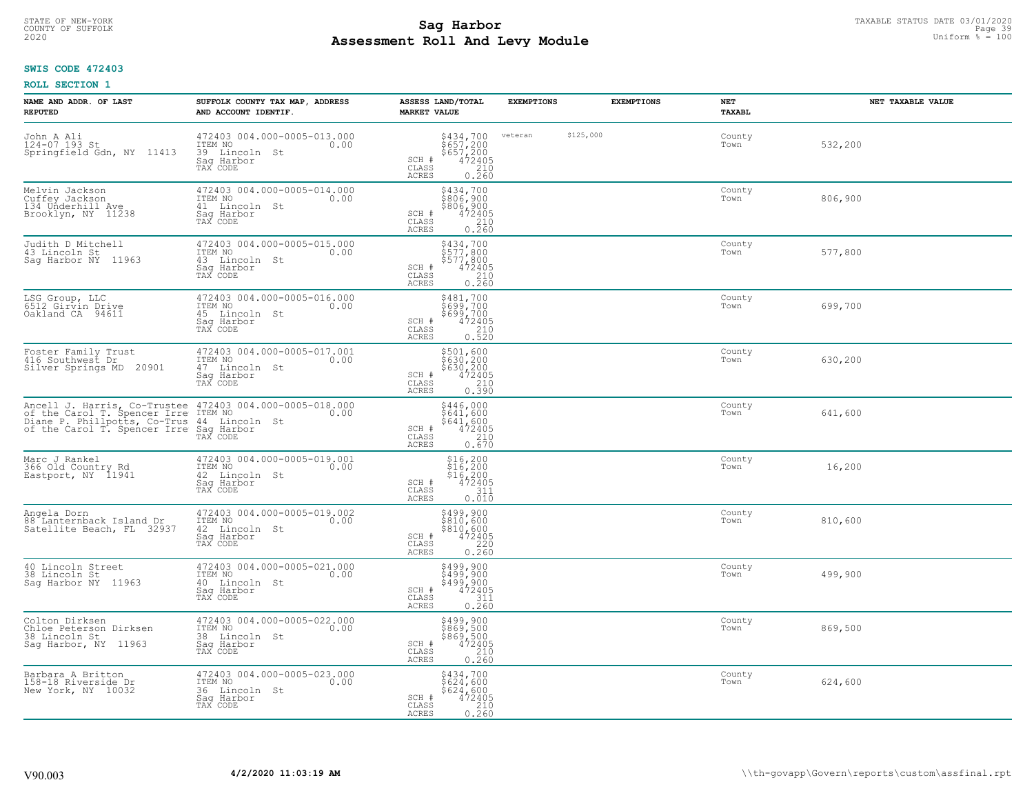STATE OF NEW-YORK
COUNTY OF SUFFOLK
2020

# Sag Harbor
# Assessment Roll And Levy Module

TAXABLE STATUS DATE 03/01/2020
Uniform % = 100

**SWIS CODE 472403**

**ROLL SECTION 1**

| NAME AND ADDR. OF LAST REPUTED | SUFFOLK COUNTY TAX MAP, ADDRESS AND ACCOUNT IDENTIF. | ASSESS LAND/TOTAL MARKET VALUE | EXEMPTIONS | EXEMPTIONS | NET TAXABL | NET TAXABLE VALUE |
|---|---|---|---|---|---|---|
| John A Ali<br>124-07 193 St<br>Springfield Gdn, NY 11413 | 472403 004.000-0005-013.000<br>ITEM NO 0.00<br>39 Lincoln St<br>Sag Harbor<br>TAX CODE | $434,700<br>$657,200<br>$657,200<br>SCH # 472405<br>CLASS 210<br>ACRES 0.260 | veteran $125,000 | | County<br>Town | 532,200 |
| Melvin Jackson<br>Cuffey Jackson<br>134 Underhill Ave<br>Brooklyn, NY 11238 | 472403 004.000-0005-014.000<br>ITEM NO 0.00<br>41 Lincoln St<br>Sag Harbor<br>TAX CODE | $434,700<br>$806,900<br>$806,900<br>SCH # 472405<br>CLASS 210<br>ACRES 0.260 | | | County<br>Town | 806,900 |
| Judith D Mitchell<br>43 Lincoln St<br>Sag Harbor NY 11963 | 472403 004.000-0005-015.000<br>ITEM NO 0.00<br>43 Lincoln St<br>Sag Harbor<br>TAX CODE | $434,700<br>$577,800<br>$577,800<br>SCH # 472405<br>CLASS 210<br>ACRES 0.260 | | | County<br>Town | 577,800 |
| LSG Group, LLC<br>6512 Girvin Drive<br>Oakland CA 94611 | 472403 004.000-0005-016.000<br>ITEM NO 0.00<br>45 Lincoln St<br>Sag Harbor<br>TAX CODE | $481,700<br>$699,700<br>$699,700<br>SCH # 472405<br>CLASS 210<br>ACRES 0.520 | | | County<br>Town | 699,700 |
| Foster Family Trust<br>416 Southwest Dr<br>Silver Springs MD 20901 | 472403 004.000-0005-017.001<br>ITEM NO 0.00<br>47 Lincoln St<br>Sag Harbor<br>TAX CODE | $501,600<br>$630,200<br>$630,200<br>SCH # 472405<br>CLASS 210<br>ACRES 0.390 | | | County<br>Town | 630,200 |
| Ancell J. Harris, Co-Trustee<br>of the Carol T. Spencer Irre<br>Diane P. Phillpotts, Co-Trus<br>of the Carol T. Spencer Irre | 472403 004.000-0005-018.000<br>ITEM NO 0.00<br>44 Lincoln St<br>Sag Harbor<br>TAX CODE | $446,000<br>$641,600<br>$641,600<br>SCH # 472405<br>CLASS 210<br>ACRES 0.670 | | | County<br>Town | 641,600 |
| Marc J Rankel<br>366 Old Country Rd<br>Eastport, NY 11941 | 472403 004.000-0005-019.001<br>ITEM NO 0.00<br>42 Lincoln St<br>Sag Harbor<br>TAX CODE | $16,200<br>$16,200<br>$16,200<br>SCH # 472405<br>CLASS 311<br>ACRES 0.010 | | | County<br>Town | 16,200 |
| Angela Dorn<br>88 Lanternback Island Dr<br>Satellite Beach, FL 32937 | 472403 004.000-0005-019.002<br>ITEM NO 0.00<br>42 Lincoln St<br>Sag Harbor<br>TAX CODE | $499,900<br>$810,600<br>$810,600<br>SCH # 472405<br>CLASS 220<br>ACRES 0.260 | | | County<br>Town | 810,600 |
| 40 Lincoln Street<br>38 Lincoln St<br>Sag Harbor NY 11963 | 472403 004.000-0005-021.000<br>ITEM NO 0.00<br>40 Lincoln St<br>Sag Harbor<br>TAX CODE | $499,900<br>$499,900<br>$499,900<br>SCH # 472405<br>CLASS 311<br>ACRES 0.260 | | | County<br>Town | 499,900 |
| Colton Dirksen<br>Chloe Peterson Dirksen<br>38 Lincoln St<br>Sag Harbor, NY 11963 | 472403 004.000-0005-022.000<br>ITEM NO 0.00<br>38 Lincoln St<br>Sag Harbor<br>TAX CODE | $499,900<br>$869,500<br>$869,500<br>SCH # 472405<br>CLASS 210<br>ACRES 0.260 | | | County<br>Town | 869,500 |
| Barbara A Britton<br>158-18 Riverside Dr<br>New York, NY 10032 | 472403 004.000-0005-023.000<br>ITEM NO 0.00<br>36 Lincoln St<br>Sag Harbor<br>TAX CODE | $434,700<br>$624,600<br>$624,600<br>SCH # 472405<br>CLASS 210<br>ACRES 0.260 | | | County<br>Town | 624,600 |

V90.003 **4/2/2020 11:03:19 AM** \\th-govapp\Govern\reports\custom\assfinal.rpt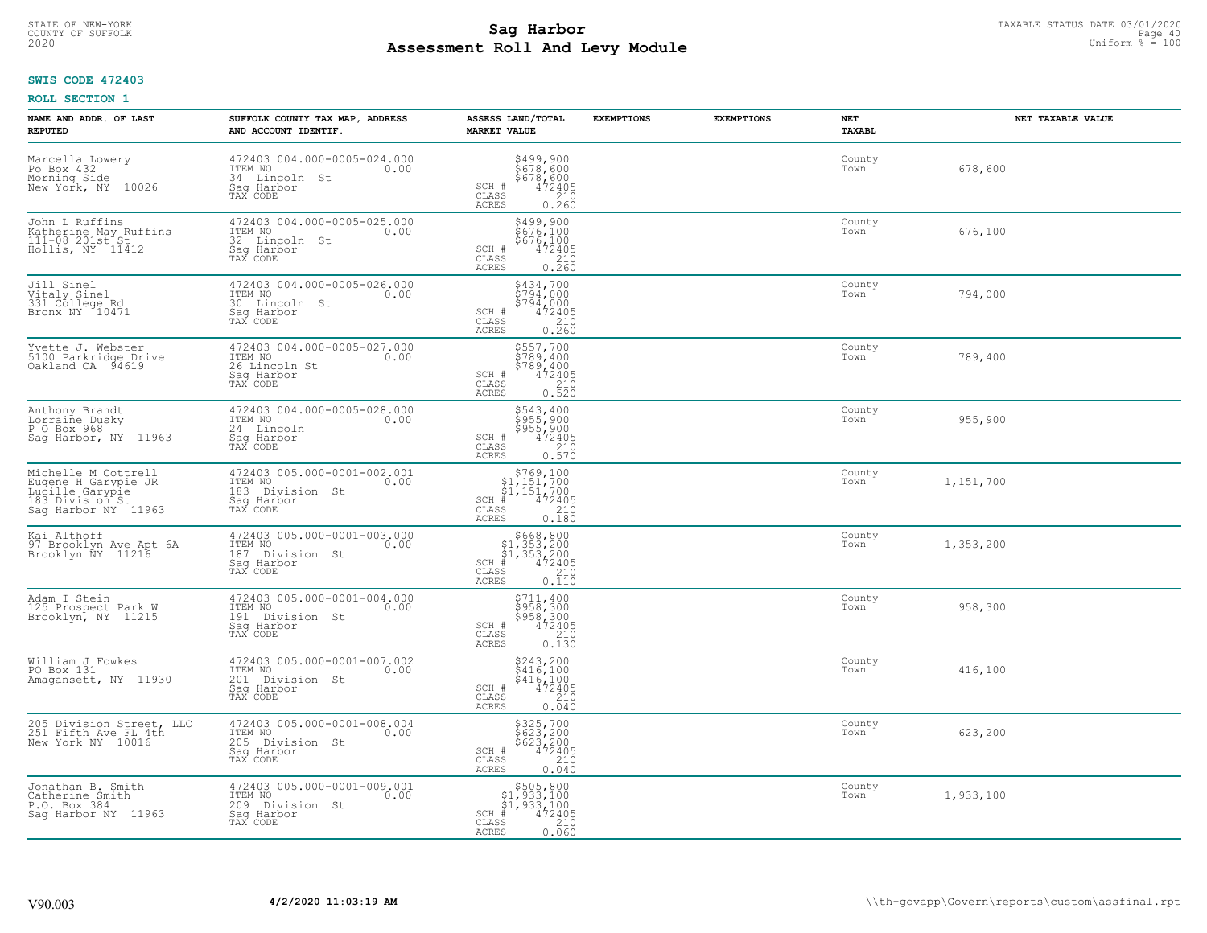STATE OF NEW-YORK
COUNTY OF SUFFOLK
2020

# Sag Harbor
# Assessment Roll And Levy Module

TAXABLE STATUS DATE 03/01/2020
Uniform % = 100

**SWIS CODE 472403**

**ROLL SECTION 1**

| NAME AND ADDR. OF LAST REPUTED | SUFFOLK COUNTY TAX MAP, ADDRESS AND ACCOUNT IDENTIF. | ASSESS LAND/TOTAL MARKET VALUE | EXEMPTIONS | EXEMPTIONS | NET TAXABL | NET TAXABLE VALUE |
|---|---|---|---|---|---|---|
| Marcella Lowery<br>Po Box 432<br>Morning Side<br>New York, NY 10026 | 472403 004.000-0005-024.000<br>ITEM NO 0.00<br>34 Lincoln St<br>Sag Harbor<br>TAX CODE | $499,900<br>$678,600<br>$678,600<br>SCH # 472405<br>CLASS 210<br>ACRES 0.260 | | | County<br>Town | 678,600 |
| John L Ruffins<br>Katherine May Ruffins<br>111-08 201st St<br>Hollis, NY 11412 | 472403 004.000-0005-025.000<br>ITEM NO 0.00<br>32 Lincoln St<br>Sag Harbor<br>TAX CODE | $499,900<br>$676,100<br>$676,100<br>SCH # 472405<br>CLASS 210<br>ACRES 0.260 | | | County<br>Town | 676,100 |
| Jill Sinel<br>Vitaly Sinel<br>331 College Rd<br>Bronx NY 10471 | 472403 004.000-0005-026.000<br>ITEM NO 0.00<br>30 Lincoln St<br>Sag Harbor<br>TAX CODE | $434,700<br>$794,000<br>$794,000<br>SCH # 472405<br>CLASS 210<br>ACRES 0.260 | | | County<br>Town | 794,000 |
| Yvette J. Webster<br>5100 Parkridge Drive<br>Oakland CA 94619 | 472403 004.000-0005-027.000<br>ITEM NO 0.00<br>26 Lincoln St<br>Sag Harbor<br>TAX CODE | $557,700<br>$789,400<br>$789,400<br>SCH # 472405<br>CLASS 210<br>ACRES 0.520 | | | County<br>Town | 789,400 |
| Anthony Brandt<br>Lorraine Dusky<br>P O Box 968<br>Sag Harbor, NY 11963 | 472403 004.000-0005-028.000<br>ITEM NO 0.00<br>24 Lincoln<br>Sag Harbor<br>TAX CODE | $543,400<br>$955,900<br>$955,900<br>SCH # 472405<br>CLASS 210<br>ACRES 0.570 | | | County<br>Town | 955,900 |
| Michelle M Cottrell<br>Eugene H Garypie JR<br>Lucille Garypie<br>183 Division St<br>Sag Harbor NY 11963 | 472403 005.000-0001-002.001<br>ITEM NO 0.00<br>183 Division St<br>Sag Harbor<br>TAX CODE | $769,100<br>$1,151,700<br>$1,151,700<br>SCH # 472405<br>CLASS 210<br>ACRES 0.180 | | | County<br>Town | 1,151,700 |
| Kai Althoff<br>97 Brooklyn Ave Apt 6A<br>Brooklyn NY 11216 | 472403 005.000-0001-003.000<br>ITEM NO 0.00<br>187 Division St<br>Sag Harbor<br>TAX CODE | $668,800<br>$1,353,200<br>$1,353,200<br>SCH # 472405<br>CLASS 210<br>ACRES 0.110 | | | County<br>Town | 1,353,200 |
| Adam I Stein<br>125 Prospect Park W<br>Brooklyn, NY 11215 | 472403 005.000-0001-004.000<br>ITEM NO 0.00<br>191 Division St<br>Sag Harbor<br>TAX CODE | $711,400<br>$958,300<br>$958,300<br>SCH # 472405<br>CLASS 210<br>ACRES 0.130 | | | County<br>Town | 958,300 |
| William J Fowkes<br>PO Box 131<br>Amagansett, NY 11930 | 472403 005.000-0001-007.002<br>ITEM NO 0.00<br>201 Division St<br>Sag Harbor<br>TAX CODE | $243,200<br>$416,100<br>$416,100<br>SCH # 472405<br>CLASS 210<br>ACRES 0.040 | | | County<br>Town | 416,100 |
| 205 Division Street, LLC<br>251 Fifth Ave FL 4th<br>New York NY 10016 | 472403 005.000-0001-008.004<br>ITEM NO 0.00<br>205 Division St<br>Sag Harbor<br>TAX CODE | $325,700<br>$623,200<br>$623,200<br>SCH # 472405<br>CLASS 210<br>ACRES 0.040 | | | County<br>Town | 623,200 |
| Jonathan B. Smith<br>Catherine Smith<br>P.O. Box 384<br>Sag Harbor NY 11963 | 472403 005.000-0001-009.001<br>ITEM NO 0.00<br>209 Division St<br>Sag Harbor<br>TAX CODE | $505,800<br>$1,933,100<br>$1,933,100<br>SCH # 472405<br>CLASS 210<br>ACRES 0.060 | | | County<br>Town | 1,933,100 |

V90.003 **4/2/2020 11:03:19 AM** \\th-govapp\Govern\reports\custom\assfinal.rpt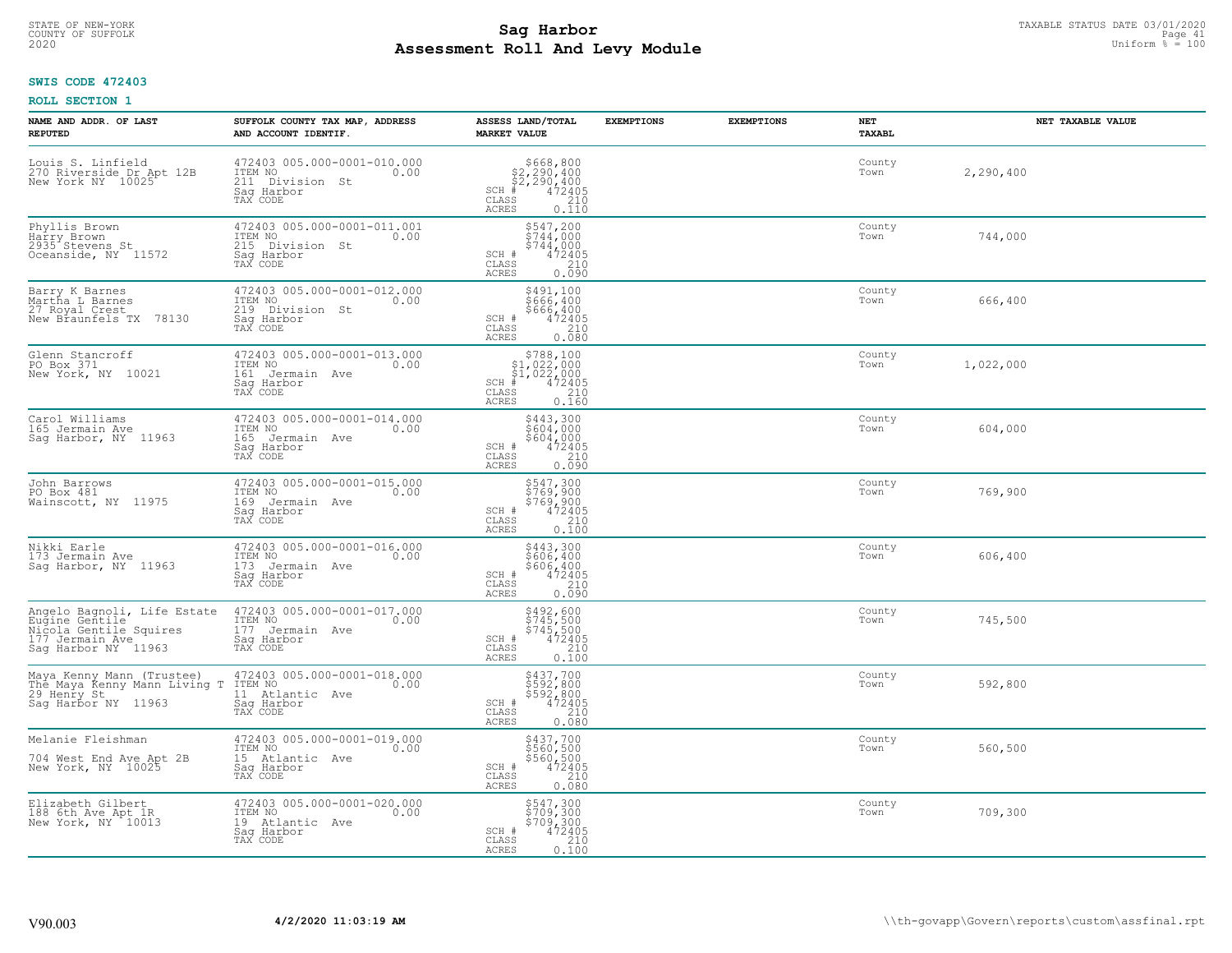STATE OF NEW-YORK
COUNTY OF SUFFOLK
2020

# Sag Harbor
# Assessment Roll And Levy Module

TAXABLE STATUS DATE 03/01/2020
Uniform % = 100

**SWIS CODE 472403**

**ROLL SECTION 1**

| NAME AND ADDR. OF LAST REPUTED | SUFFOLK COUNTY TAX MAP, ADDRESS AND ACCOUNT IDENTIF. | ASSESS LAND/TOTAL MARKET VALUE | EXEMPTIONS | EXEMPTIONS | NET TAXABL | NET TAXABLE VALUE |
|---|---|---|---|---|---|---|
| Louis S. Linfield<br>270 Riverside Dr Apt 12B<br>New York NY 10025 | 472403 005.000-0001-010.000<br>ITEM NO 0.00<br>211 Division St<br>Sag Harbor<br>TAX CODE | $668,800<br>$2,290,400<br>$2,290,400<br>SCH # 472405<br>CLASS 210<br>ACRES 0.110 | | | County<br>Town | 2,290,400 |
| Phyllis Brown<br>Harry Brown<br>2935 Stevens St<br>Oceanside, NY 11572 | 472403 005.000-0001-011.001<br>ITEM NO 0.00<br>215 Division St<br>Sag Harbor<br>TAX CODE | $547,200<br>$744,000<br>$744,000<br>SCH # 472405<br>CLASS 210<br>ACRES 0.090 | | | County<br>Town | 744,000 |
| Barry K Barnes<br>Martha L Barnes<br>27 Royal Crest<br>New Braunfels TX 78130 | 472403 005.000-0001-012.000<br>ITEM NO 0.00<br>219 Division St<br>Sag Harbor<br>TAX CODE | $491,100<br>$666,400<br>$666,400<br>SCH # 472405<br>CLASS 210<br>ACRES 0.080 | | | County<br>Town | 666,400 |
| Glenn Stancroff<br>PO Box 371<br>New York, NY 10021 | 472403 005.000-0001-013.000<br>ITEM NO 0.00<br>161 Jermain Ave<br>Sag Harbor<br>TAX CODE | $788,100<br>$1,022,000<br>$1,022,000<br>SCH # 472405<br>CLASS 210<br>ACRES 0.160 | | | County<br>Town | 1,022,000 |
| Carol Williams<br>165 Jermain Ave<br>Sag Harbor, NY 11963 | 472403 005.000-0001-014.000<br>ITEM NO 0.00<br>165 Jermain Ave<br>Sag Harbor<br>TAX CODE | $443,300<br>$604,000<br>$604,000<br>SCH # 472405<br>CLASS 210<br>ACRES 0.090 | | | County<br>Town | 604,000 |
| John Barrows<br>PO Box 481<br>Wainscott, NY 11975 | 472403 005.000-0001-015.000<br>ITEM NO 0.00<br>169 Jermain Ave<br>Sag Harbor<br>TAX CODE | $547,300<br>$769,900<br>$769,900<br>SCH # 472405<br>CLASS 210<br>ACRES 0.100 | | | County<br>Town | 769,900 |
| Nikki Earle<br>173 Jermain Ave<br>Sag Harbor, NY 11963 | 472403 005.000-0001-016.000<br>ITEM NO 0.00<br>173 Jermain Ave<br>Sag Harbor<br>TAX CODE | $443,300<br>$606,400<br>$606,400<br>SCH # 472405<br>CLASS 210<br>ACRES 0.090 | | | County<br>Town | 606,400 |
| Angelo Bagnoli, Life Estate<br>Eugine Gentile<br>Nicola Gentile Squires<br>177 Jermain Ave<br>Sag Harbor NY 11963 | 472403 005.000-0001-017.000<br>ITEM NO 0.00<br>177 Jermain Ave<br>Sag Harbor<br>TAX CODE | $492,600<br>$745,500<br>$745,500<br>SCH # 472405<br>CLASS 210<br>ACRES 0.100 | | | County<br>Town | 745,500 |
| Maya Kenny Mann (Trustee)<br>The Maya Kenny Mann Living T<br>29 Henry St<br>Sag Harbor NY 11963 | 472403 005.000-0001-018.000<br>ITEM NO 0.00<br>11 Atlantic Ave<br>Sag Harbor<br>TAX CODE | $437,700<br>$592,800<br>$592,800<br>SCH # 472405<br>CLASS 210<br>ACRES 0.080 | | | County<br>Town | 592,800 |
| Melanie Fleishman<br><br>704 West End Ave Apt 2B<br>New York, NY 10025 | 472403 005.000-0001-019.000<br>ITEM NO 0.00<br>15 Atlantic Ave<br>Sag Harbor<br>TAX CODE | $437,700<br>$560,500<br>$560,500<br>SCH # 472405<br>CLASS 210<br>ACRES 0.080 | | | County<br>Town | 560,500 |
| Elizabeth Gilbert<br>188 6th Ave Apt 1R<br>New York, NY 10013 | 472403 005.000-0001-020.000<br>ITEM NO 0.00<br>19 Atlantic Ave<br>Sag Harbor<br>TAX CODE | $547,300<br>$709,300<br>$709,300<br>SCH # 472405<br>CLASS 210<br>ACRES 0.100 | | | County<br>Town | 709,300 |

V90.003 4/2/2020 11:03:19 AM \\th-govapp\Govern\reports\custom\assfinal.rpt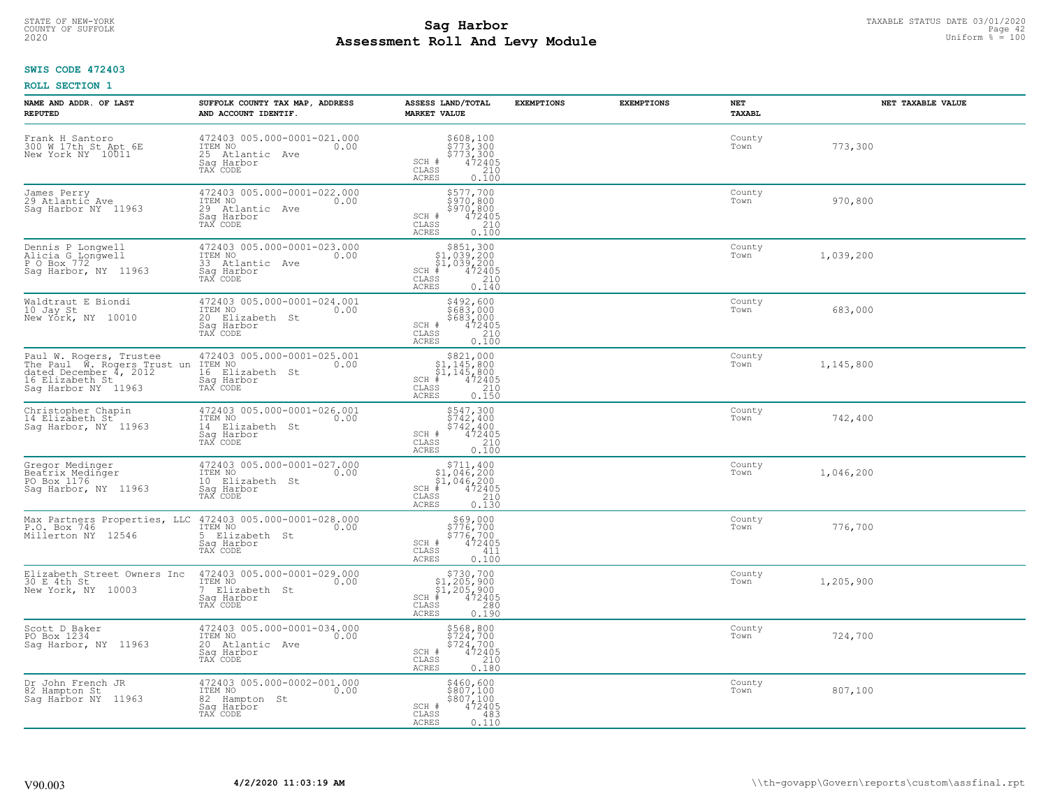STATE OF NEW-YORK
COUNTY OF SUFFOLK
2020

# Sag Harbor
## Assessment Roll And Levy Module

TAXABLE STATUS DATE 03/01/2020
Uniform % = 100

**SWIS CODE 472403**

**ROLL SECTION 1**

| NAME AND ADDR. OF LAST REPUTED | SUFFOLK COUNTY TAX MAP, ADDRESS AND ACCOUNT IDENTIF. | ASSESS LAND/TOTAL MARKET VALUE | EXEMPTIONS | EXEMPTIONS | NET TAXABL | NET TAXABLE VALUE |
|---|---|---|---|---|---|---|
| Frank H Santoro<br>300 W 17th St Apt 6E<br>New York NY 10011 | 472403 005.000-0001-021.000<br>ITEM NO 0.00<br>25 Atlantic Ave<br>Sag Harbor<br>TAX CODE | $608,100<br>$773,300<br>$773,300<br>SCH # 472405<br>CLASS 210<br>ACRES 0.100 | | | County<br>Town | 773,300 |
| James Perry<br>29 Atlantic Ave<br>Sag Harbor NY 11963 | 472403 005.000-0001-022.000<br>ITEM NO 0.00<br>29 Atlantic Ave<br>Sag Harbor<br>TAX CODE | $577,700<br>$970,800<br>$970,800<br>SCH # 472405<br>CLASS 210<br>ACRES 0.100 | | | County<br>Town | 970,800 |
| Dennis P Longwell<br>Alicia G Longwell<br>P O Box 772<br>Sag Harbor, NY 11963 | 472403 005.000-0001-023.000<br>ITEM NO 0.00<br>33 Atlantic Ave<br>Sag Harbor<br>TAX CODE | $851,300<br>$1,039,200<br>$1,039,200<br>SCH # 472405<br>CLASS 210<br>ACRES 0.140 | | | County<br>Town | 1,039,200 |
| Waldtraut E Biondi<br>10 Jay St<br>New York, NY 10010 | 472403 005.000-0001-024.001<br>ITEM NO 0.00<br>20 Elizabeth St<br>Sag Harbor<br>TAX CODE | $492,600<br>$683,000<br>$683,000<br>SCH # 472405<br>CLASS 210<br>ACRES 0.100 | | | County<br>Town | 683,000 |
| Paul W. Rogers, Trustee<br>The Paul W. Rogers Trust un<br>dated December 4, 2012<br>16 Elizabeth St<br>Sag Harbor NY 11963 | 472403 005.000-0001-025.001<br>ITEM NO 0.00<br>16 Elizabeth St<br>Sag Harbor<br>TAX CODE | $821,000<br>$1,145,800<br>$1,145,800<br>SCH # 472405<br>CLASS 210<br>ACRES 0.150 | | | County<br>Town | 1,145,800 |
| Christopher Chapin<br>14 Elizabeth St<br>Sag Harbor, NY 11963 | 472403 005.000-0001-026.001<br>ITEM NO 0.00<br>14 Elizabeth St<br>Sag Harbor<br>TAX CODE | $547,300<br>$742,400<br>$742,400<br>SCH # 472405<br>CLASS 210<br>ACRES 0.100 | | | County<br>Town | 742,400 |
| Gregor Medinger<br>Beatrix Medinger<br>PO Box 1176<br>Sag Harbor, NY 11963 | 472403 005.000-0001-027.000<br>ITEM NO 0.00<br>10 Elizabeth St<br>Sag Harbor<br>TAX CODE | $711,400<br>$1,046,200<br>$1,046,200<br>SCH # 472405<br>CLASS 210<br>ACRES 0.130 | | | County<br>Town | 1,046,200 |
| Max Partners Properties, LLC<br>P.O. Box 746<br>Millerton NY 12546 | 472403 005.000-0001-028.000<br>ITEM NO 0.00<br>5 Elizabeth St<br>Sag Harbor<br>TAX CODE | $69,000<br>$776,700<br>$776,700<br>SCH # 472405<br>CLASS 411<br>ACRES 0.100 | | | County<br>Town | 776,700 |
| Elizabeth Street Owners Inc<br>30 E 4th St<br>New York, NY 10003 | 472403 005.000-0001-029.000<br>ITEM NO 0.00<br>7 Elizabeth St<br>Sag Harbor<br>TAX CODE | $730,700<br>$1,205,900<br>$1,205,900<br>SCH # 472405<br>CLASS 280<br>ACRES 0.190 | | | County<br>Town | 1,205,900 |
| Scott D Baker<br>PO Box 1234<br>Sag Harbor, NY 11963 | 472403 005.000-0001-034.000<br>ITEM NO 0.00<br>20 Atlantic Ave<br>Sag Harbor<br>TAX CODE | $568,800<br>$724,700<br>$724,700<br>SCH # 472405<br>CLASS 210<br>ACRES 0.180 | | | County<br>Town | 724,700 |
| Dr John French JR<br>82 Hampton St<br>Sag Harbor NY 11963 | 472403 005.000-0002-001.000<br>ITEM NO 0.00<br>82 Hampton St<br>Sag Harbor<br>TAX CODE | $460,600<br>$807,100<br>$807,100<br>SCH # 472405<br>CLASS 483<br>ACRES 0.110 | | | County<br>Town | 807,100 |

V90.003 | 4/2/2020 11:03:19 AM | \\th-govapp\Govern\reports\custom\assfinal.rpt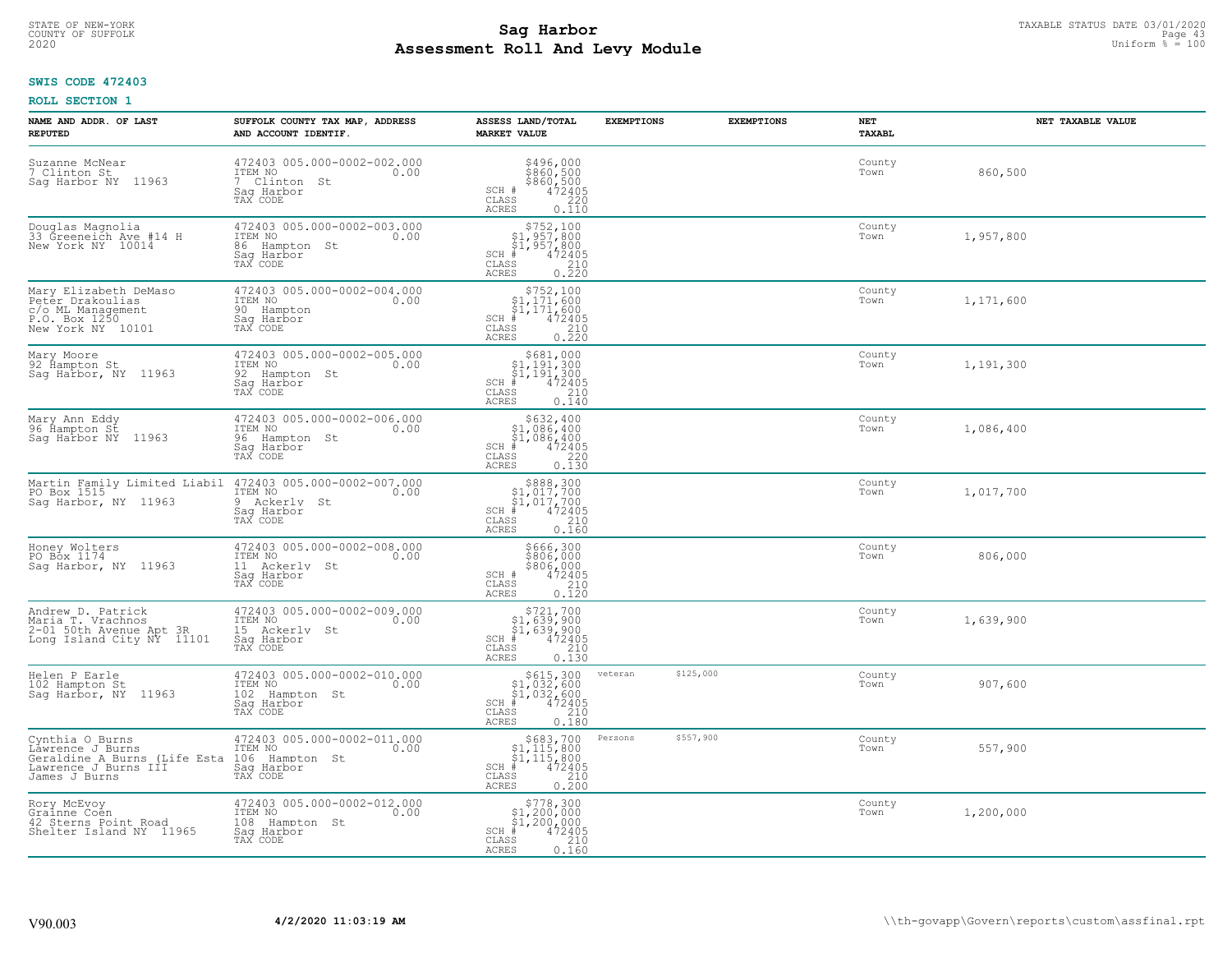STATE OF NEW-YORK
COUNTY OF SUFFOLK
2020

# Sag Harbor
# Assessment Roll And Levy Module

TAXABLE STATUS DATE 03/01/2020
Uniform % = 100

**SWIS CODE 472403**

**ROLL SECTION 1**

| NAME AND ADDR. OF LAST REPUTED | SUFFOLK COUNTY TAX MAP, ADDRESS AND ACCOUNT IDENTIF. | ASSESS LAND/TOTAL MARKET VALUE | EXEMPTIONS | EXEMPTIONS | NET TAXABL | NET TAXABLE VALUE |
|---|---|---|---|---|---|---|
| Suzanne McNear<br>7 Clinton St<br>Sag Harbor NY 11963 | 472403 005.000-0002-002.000<br>ITEM NO 0.00<br>7 Clinton St<br>Sag Harbor<br>TAX CODE | $496,000<br>$860,500<br>$860,500<br>SCH # 472405<br>CLASS 220<br>ACRES 0.110 | | | County<br>Town | 860,500 |
| Douglas Magnolia<br>33 Greeneich Ave #14 H<br>New York NY 10014 | 472403 005.000-0002-003.000<br>ITEM NO 0.00<br>86 Hampton St<br>Sag Harbor<br>TAX CODE | $752,100<br>$1,957,800<br>$1,957,800<br>SCH # 472405<br>CLASS 210<br>ACRES 0.220 | | | County<br>Town | 1,957,800 |
| Mary Elizabeth DeMaso<br>Peter Drakoulias<br>c/o ML Management<br>P.O. Box 1250<br>New York NY 10101 | 472403 005.000-0002-004.000<br>ITEM NO 0.00<br>90 Hampton<br>Sag Harbor<br>TAX CODE | $752,100<br>$1,171,600<br>$1,171,600<br>SCH # 472405<br>CLASS 210<br>ACRES 0.220 | | | County<br>Town | 1,171,600 |
| Mary Moore<br>92 Hampton St<br>Sag Harbor, NY 11963 | 472403 005.000-0002-005.000<br>ITEM NO 0.00<br>92 Hampton St<br>Sag Harbor<br>TAX CODE | $681,000<br>$1,191,300<br>$1,191,300<br>SCH # 472405<br>CLASS 210<br>ACRES 0.140 | | | County<br>Town | 1,191,300 |
| Mary Ann Eddy<br>96 Hampton St<br>Sag Harbor NY 11963 | 472403 005.000-0002-006.000<br>ITEM NO 0.00<br>96 Hampton St<br>Sag Harbor<br>TAX CODE | $632,400<br>$1,086,400<br>$1,086,400<br>SCH # 472405<br>CLASS 220<br>ACRES 0.130 | | | County<br>Town | 1,086,400 |
| Martin Family Limited Liabil<br>PO Box 1515<br>Sag Harbor, NY 11963 | 472403 005.000-0002-007.000<br>ITEM NO 0.00<br>9 Ackerly St<br>Sag Harbor<br>TAX CODE | $888,300<br>$1,017,700<br>$1,017,700<br>SCH # 472405<br>CLASS 210<br>ACRES 0.160 | | | County<br>Town | 1,017,700 |
| Honey Wolters<br>PO Box 1174<br>Sag Harbor, NY 11963 | 472403 005.000-0002-008.000<br>ITEM NO 0.00<br>11 Ackerly St<br>Sag Harbor<br>TAX CODE | $666,300<br>$806,000<br>$806,000<br>SCH # 472405<br>CLASS 210<br>ACRES 0.120 | | | County<br>Town | 806,000 |
| Andrew D. Patrick<br>Maria T. Vrachnos<br>2-01 50th Avenue Apt 3R<br>Long Island City NY 11101 | 472403 005.000-0002-009.000<br>ITEM NO 0.00<br>15 Ackerly St<br>Sag Harbor<br>TAX CODE | $721,700<br>$1,639,900<br>$1,639,900<br>SCH # 472405<br>CLASS 210<br>ACRES 0.130 | | | County<br>Town | 1,639,900 |
| Helen P Earle<br>102 Hampton St<br>Sag Harbor, NY 11963 | 472403 005.000-0002-010.000<br>ITEM NO 0.00<br>102 Hampton St<br>Sag Harbor<br>TAX CODE | $615,300<br>$1,032,600<br>$1,032,600<br>SCH # 472405<br>CLASS 210<br>ACRES 0.180 | veteran $125,000 | | County<br>Town | 907,600 |
| Cynthia O Burns<br>Lawrence J Burns<br>Geraldine A Burns (Life Esta<br>Lawrence J Burns III<br>James J Burns | 472403 005.000-0002-011.000<br>ITEM NO 0.00<br>106 Hampton St<br>Sag Harbor<br>TAX CODE | $683,700<br>$1,115,800<br>$1,115,800<br>SCH # 472405<br>CLASS 210<br>ACRES 0.200 | Persons $557,900 | | County<br>Town | 557,900 |
| Rory McEvoy<br>Grainne Coen<br>42 Sterns Point Road<br>Shelter Island NY 11965 | 472403 005.000-0002-012.000<br>ITEM NO 0.00<br>108 Hampton St<br>Sag Harbor<br>TAX CODE | $778,300<br>$1,200,000<br>$1,200,000<br>SCH # 472405<br>CLASS 210<br>ACRES 0.160 | | | County<br>Town | 1,200,000 |

V90.003 4/2/2020 11:03:19 AM \\th-govapp\Govern\reports\custom\assfinal.rpt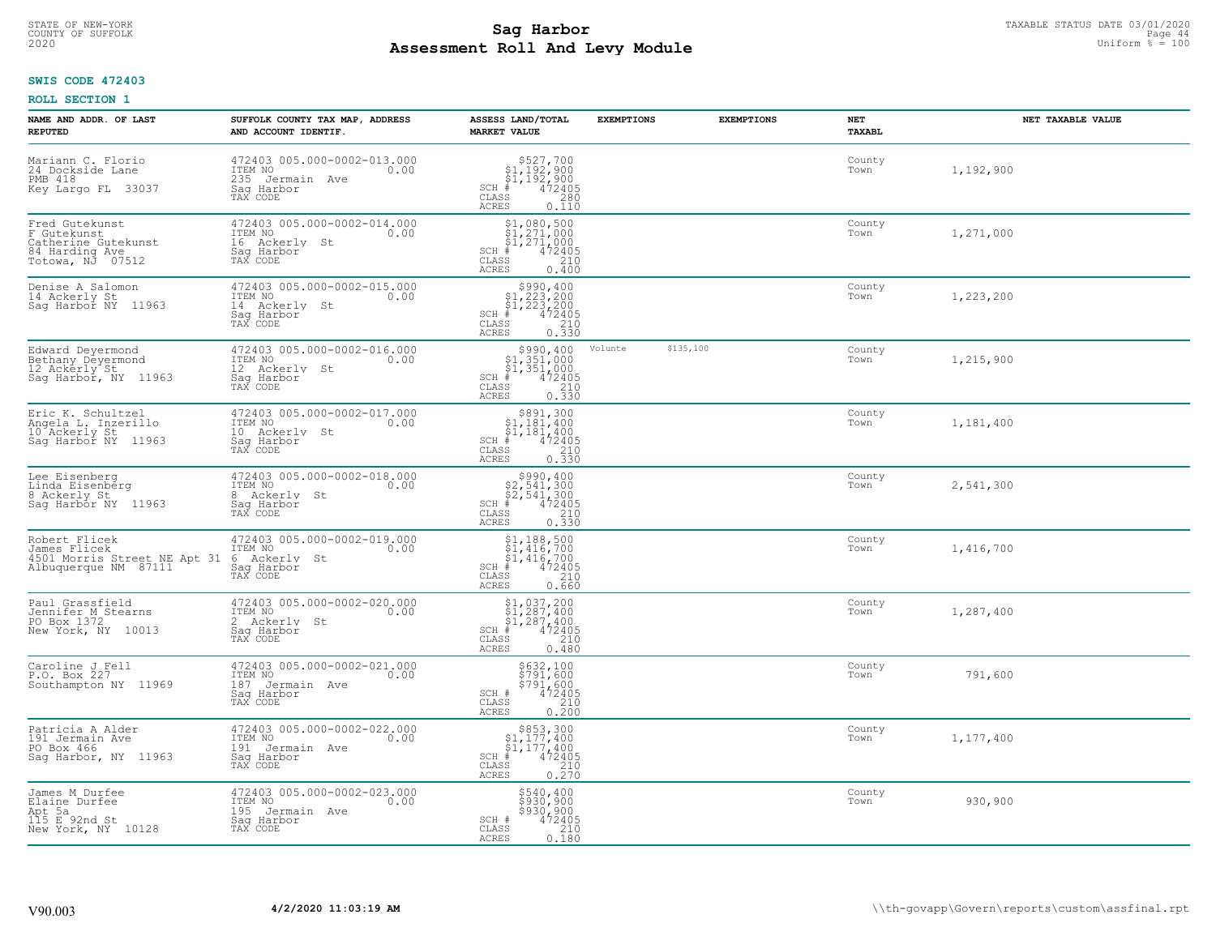STATE OF NEW-YORK
COUNTY OF SUFFOLK
2020

# Sag Harbor
# Assessment Roll And Levy Module

TAXABLE STATUS DATE 03/01/2020
Uniform % = 100

**SWIS CODE 472403**

**ROLL SECTION 1**

| NAME AND ADDR. OF LAST REPUTED | SUFFOLK COUNTY TAX MAP, ADDRESS AND ACCOUNT IDENTIF. | ASSESS LAND/TOTAL MARKET VALUE | EXEMPTIONS | EXEMPTIONS | NET TAXABL | NET TAXABLE VALUE |
|---|---|---|---|---|---|---|
| Mariann C. Florio<br>24 Dockside Lane<br>PMB 418<br>Key Largo FL 33037 | 472403 005.000-0002-013.000<br>ITEM NO 0.00<br>235 Jermain Ave<br>Sag Harbor<br>TAX CODE | $527,700<br>$1,192,900<br>$1,192,900<br>SCH # 472405<br>CLASS 280<br>ACRES 0.110 | | | County<br>Town | 1,192,900 |
| Fred Gutekunst<br>F Gutekunst<br>Catherine Gutekunst<br>84 Harding Ave<br>Totowa, NJ 07512 | 472403 005.000-0002-014.000<br>ITEM NO 0.00<br>16 Ackerly St<br>Sag Harbor<br>TAX CODE | $1,080,500<br>$1,271,000<br>$1,271,000<br>SCH # 472405<br>CLASS 210<br>ACRES 0.400 | | | County<br>Town | 1,271,000 |
| Denise A Salomon<br>14 Ackerly St<br>Sag Harbor NY 11963 | 472403 005.000-0002-015.000<br>ITEM NO 0.00<br>14 Ackerly St<br>Sag Harbor<br>TAX CODE | $990,400<br>$1,223,200<br>$1,223,200<br>SCH # 472405<br>CLASS 210<br>ACRES 0.330 | | | County<br>Town | 1,223,200 |
| Edward Deyermond<br>Bethany Deyermond<br>12 Ackerly St<br>Sag Harbor, NY 11963 | 472403 005.000-0002-016.000<br>ITEM NO 0.00<br>12 Ackerly St<br>Sag Harbor<br>TAX CODE | $990,400<br>$1,351,000<br>$1,351,000<br>SCH # 472405<br>CLASS 210<br>ACRES 0.330 | Volunte $135,100 | | County<br>Town | 1,215,900 |
| Eric K. Schultzel<br>Angela L. Inzerillo<br>10 Ackerly St<br>Sag Harbor NY 11963 | 472403 005.000-0002-017.000<br>ITEM NO 0.00<br>10 Ackerly St<br>Sag Harbor<br>TAX CODE | $891,300<br>$1,181,400<br>$1,181,400<br>SCH # 472405<br>CLASS 210<br>ACRES 0.330 | | | County<br>Town | 1,181,400 |
| Lee Eisenberg<br>Linda Eisenberg<br>8 Ackerly St<br>Sag Harbor NY 11963 | 472403 005.000-0002-018.000<br>ITEM NO 0.00<br>8 Ackerly St<br>Sag Harbor<br>TAX CODE | $990,400<br>$2,541,300<br>$2,541,300<br>SCH # 472405<br>CLASS 210<br>ACRES 0.330 | | | County<br>Town | 2,541,300 |
| Robert Flicek<br>James Flicek<br>4501 Morris Street NE Apt 31<br>Albuquerque NM 87111 | 472403 005.000-0002-019.000<br>ITEM NO 0.00<br>6 Ackerly St<br>Sag Harbor<br>TAX CODE | $1,188,500<br>$1,416,700<br>$1,416,700<br>SCH # 472405<br>CLASS 210<br>ACRES 0.660 | | | County<br>Town | 1,416,700 |
| Paul Grassfield<br>Jennifer M Stearns<br>PO Box 1372<br>New York, NY 10013 | 472403 005.000-0002-020.000<br>ITEM NO 0.00<br>2 Ackerly St<br>Sag Harbor<br>TAX CODE | $1,037,200<br>$1,287,400<br>$1,287,400<br>SCH # 472405<br>CLASS 210<br>ACRES 0.480 | | | County<br>Town | 1,287,400 |
| Caroline J Fell<br>P.O. Box 227<br>Southampton NY 11969 | 472403 005.000-0002-021.000<br>ITEM NO 0.00<br>187 Jermain Ave<br>Sag Harbor<br>TAX CODE | $632,100<br>$791,600<br>$791,600<br>SCH # 472405<br>CLASS 210<br>ACRES 0.200 | | | County<br>Town | 791,600 |
| Patricia A Alder<br>191 Jermain Ave<br>PO Box 466<br>Sag Harbor, NY 11963 | 472403 005.000-0002-022.000<br>ITEM NO 0.00<br>191 Jermain Ave<br>Sag Harbor<br>TAX CODE | $853,300<br>$1,177,400<br>$1,177,400<br>SCH # 472405<br>CLASS 210<br>ACRES 0.270 | | | County<br>Town | 1,177,400 |
| James M Durfee<br>Elaine Durfee<br>Apt 5a<br>115 E 92nd St<br>New York, NY 10128 | 472403 005.000-0002-023.000<br>ITEM NO 0.00<br>195 Jermain Ave<br>Sag Harbor<br>TAX CODE | $540,400<br>$930,900<br>$930,900<br>SCH # 472405<br>CLASS 210<br>ACRES 0.180 | | | County<br>Town | 930,900 |

V90.003 **4/2/2020 11:03:19 AM** \\th-govapp\Govern\reports\custom\assfinal.rpt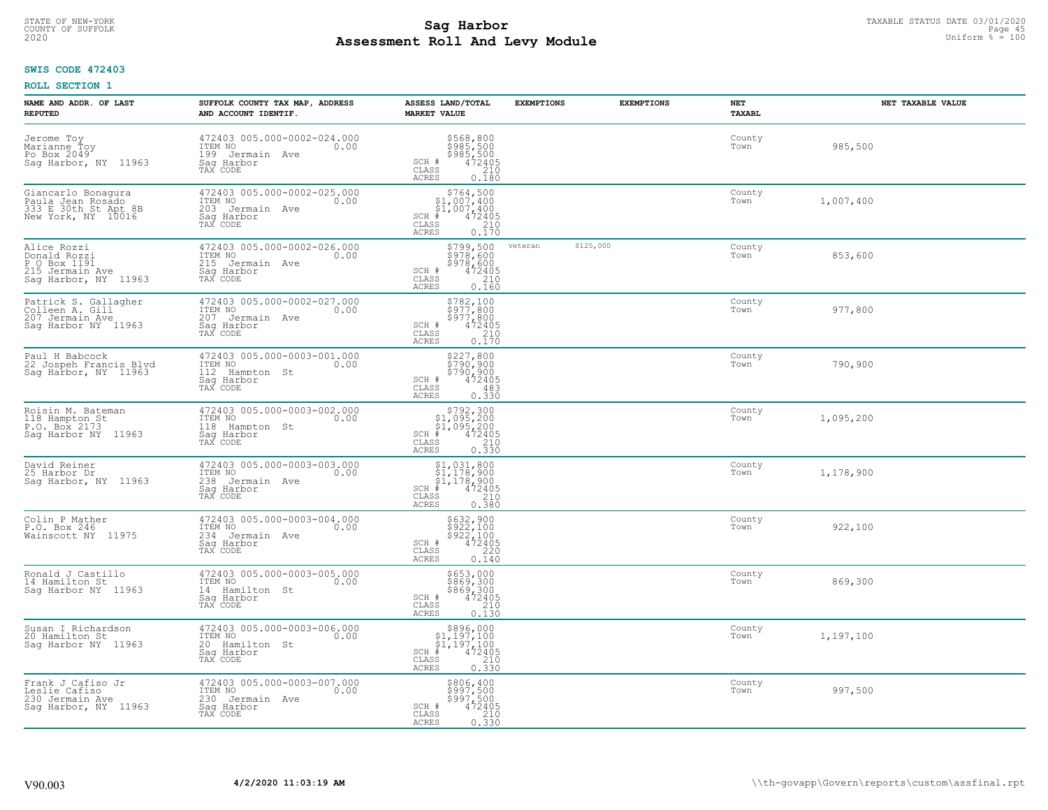STATE OF NEW-YORK
COUNTY OF SUFFOLK
2020

# Sag Harbor
# Assessment Roll And Levy Module

TAXABLE STATUS DATE 03/01/2020
Uniform % = 100

**SWIS CODE 472403**

**ROLL SECTION 1**

| NAME AND ADDR. OF LAST REPUTED | SUFFOLK COUNTY TAX MAP, ADDRESS AND ACCOUNT IDENTIF. | ASSESS LAND/TOTAL MARKET VALUE | EXEMPTIONS | EXEMPTIONS | NET TAXABL | NET TAXABLE VALUE |
|---|---|---|---|---|---|---|
| Jerome Toy<br>Marianne Toy<br>Po Box 2049<br>Sag Harbor, NY 11963 | 472403 005.000-0002-024.000<br>ITEM NO 0.00<br>199 Jermain Ave<br>Sag Harbor<br>TAX CODE | $568,800<br>$985,500<br>$985,500<br>SCH # 472405<br>CLASS 210<br>ACRES 0.180 | | | County<br>Town | 985,500 |
| Giancarlo Bonagura<br>Paula Jean Rosado<br>333 E 30th St Apt 8B<br>New York, NY 10016 | 472403 005.000-0002-025.000<br>ITEM NO 0.00<br>203 Jermain Ave<br>Sag Harbor<br>TAX CODE | $764,500<br>$1,007,400<br>$1,007,400<br>SCH # 472405<br>CLASS 210<br>ACRES 0.170 | | | County<br>Town | 1,007,400 |
| Alice Rozzi<br>Donald Rozzi<br>P O Box 1191<br>215 Jermain Ave<br>Sag Harbor, NY 11963 | 472403 005.000-0002-026.000<br>ITEM NO 0.00<br>215 Jermain Ave<br>Sag Harbor<br>TAX CODE | $799,500<br>$978,600<br>$978,600<br>SCH # 472405<br>CLASS 210<br>ACRES 0.160 | veteran | $125,000 | County<br>Town | 853,600 |
| Patrick S. Gallagher<br>Colleen A. Gill<br>207 Jermain Ave<br>Sag Harbor NY 11963 | 472403 005.000-0002-027.000<br>ITEM NO 0.00<br>207 Jermain Ave<br>Sag Harbor<br>TAX CODE | $782,100<br>$977,800<br>$977,800<br>SCH # 472405<br>CLASS 210<br>ACRES 0.170 | | | County<br>Town | 977,800 |
| Paul H Babcock<br>22 Jospeh Francis Blvd<br>Sag Harbor, NY 11963 | 472403 005.000-0003-001.000<br>ITEM NO 0.00<br>112 Hampton St<br>Sag Harbor<br>TAX CODE | $227,800<br>$790,900<br>$790,900<br>SCH # 472405<br>CLASS 483<br>ACRES 0.330 | | | County<br>Town | 790,900 |
| Roisin M. Bateman<br>118 Hampton St<br>P.O. Box 2173<br>Sag Harbor NY 11963 | 472403 005.000-0003-002.000<br>ITEM NO 0.00<br>118 Hampton St<br>Sag Harbor<br>TAX CODE | $792,300<br>$1,095,200<br>$1,095,200<br>SCH # 472405<br>CLASS 210<br>ACRES 0.330 | | | County<br>Town | 1,095,200 |
| David Reiner<br>25 Harbor Dr<br>Sag Harbor, NY 11963 | 472403 005.000-0003-003.000<br>ITEM NO 0.00<br>238 Jermain Ave<br>Sag Harbor<br>TAX CODE | $1,031,800<br>$1,178,900<br>$1,178,900<br>SCH # 472405<br>CLASS 210<br>ACRES 0.380 | | | County<br>Town | 1,178,900 |
| Colin P Mather<br>P.O. Box 246<br>Wainscott NY 11975 | 472403 005.000-0003-004.000<br>ITEM NO 0.00<br>234 Jermain Ave<br>Sag Harbor<br>TAX CODE | $632,900<br>$922,100<br>$922,100<br>SCH # 472405<br>CLASS 220<br>ACRES 0.140 | | | County<br>Town | 922,100 |
| Ronald J Castillo<br>14 Hamilton St<br>Sag Harbor NY 11963 | 472403 005.000-0003-005.000<br>ITEM NO 0.00<br>14 Hamilton St<br>Sag Harbor<br>TAX CODE | $653,000<br>$869,300<br>$869,300<br>SCH # 472405<br>CLASS 210<br>ACRES 0.130 | | | County<br>Town | 869,300 |
| Susan I Richardson<br>20 Hamilton St<br>Sag Harbor NY 11963 | 472403 005.000-0003-006.000<br>ITEM NO 0.00<br>20 Hamilton St<br>Sag Harbor<br>TAX CODE | $896,000<br>$1,197,100<br>$1,197,100<br>SCH # 472405<br>CLASS 210<br>ACRES 0.330 | | | County<br>Town | 1,197,100 |
| Frank J Cafiso Jr<br>Leslie Cafiso<br>230 Jermain Ave<br>Sag Harbor, NY 11963 | 472403 005.000-0003-007.000<br>ITEM NO 0.00<br>230 Jermain Ave<br>Sag Harbor<br>TAX CODE | $806,400<br>$997,500<br>$997,500<br>SCH # 472405<br>CLASS 210<br>ACRES 0.330 | | | County<br>Town | 997,500 |

V90.003 **4/2/2020 11:03:19 AM** \\th-govapp\Govern\reports\custom\assfinal.rpt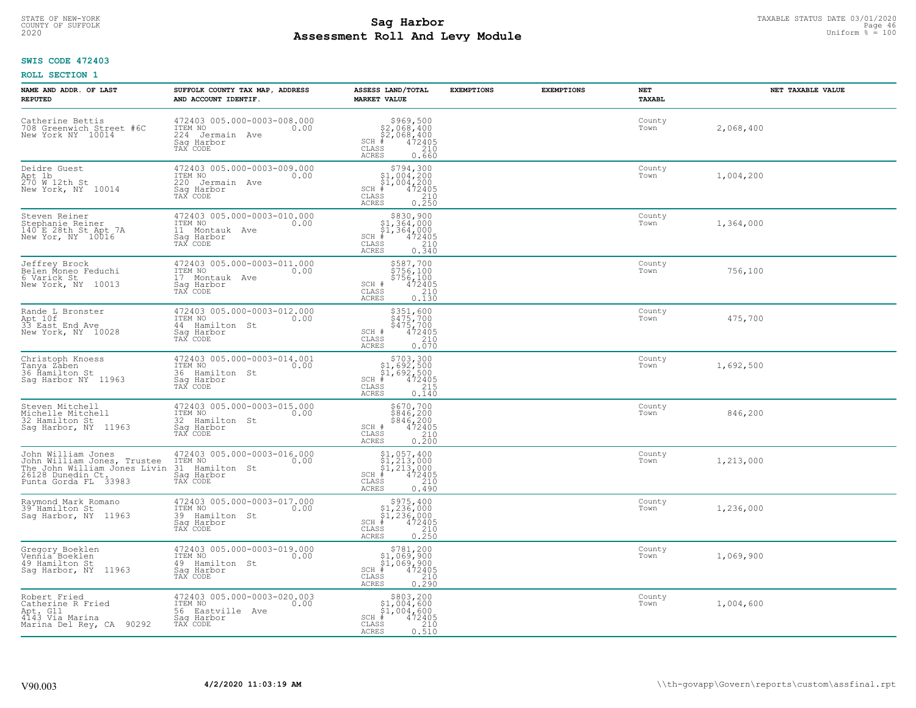STATE OF NEW-YORK
COUNTY OF SUFFOLK
2020

# Sag Harbor
## Assessment Roll And Levy Module

TAXABLE STATUS DATE 03/01/2020
Uniform % = 100

**SWIS CODE 472403**

**ROLL SECTION 1**

| NAME AND ADDR. OF LAST REPUTED | SUFFOLK COUNTY TAX MAP, ADDRESS AND ACCOUNT IDENTIF. | ASSESS LAND/TOTAL MARKET VALUE | EXEMPTIONS | EXEMPTIONS | NET TAXABL | NET TAXABLE VALUE |
|---|---|---|---|---|---|---|
| Catherine Bettis<br>708 Greenwich Street #6C<br>New York NY 10014 | 472403 005.000-0003-008.000<br>ITEM NO 0.00<br>224 Jermain Ave<br>Sag Harbor<br>TAX CODE | $969,500<br>$2,068,400<br>$2,068,400<br>SCH # 472405<br>CLASS 210<br>ACRES 0.660 | | | County<br>Town | 2,068,400 |
| Deidre Guest<br>Apt 1b<br>270 W 12th St<br>New York, NY 10014 | 472403 005.000-0003-009.000<br>ITEM NO 0.00<br>220 Jermain Ave<br>Sag Harbor<br>TAX CODE | $794,300<br>$1,004,200<br>$1,004,200<br>SCH # 472405<br>CLASS 210<br>ACRES 0.250 | | | County<br>Town | 1,004,200 |
| Steven Reiner<br>Stephanie Reiner<br>140 E 28th St Apt 7A<br>New Yor, NY 10016 | 472403 005.000-0003-010.000<br>ITEM NO 0.00<br>11 Montauk Ave<br>Sag Harbor<br>TAX CODE | $830,900<br>$1,364,000<br>$1,364,000<br>SCH # 472405<br>CLASS 210<br>ACRES 0.340 | | | County<br>Town | 1,364,000 |
| Jeffrey Brock<br>Belen Moneo Feduchi<br>6 Varick St<br>New York, NY 10013 | 472403 005.000-0003-011.000<br>ITEM NO 0.00<br>17 Montauk Ave<br>Sag Harbor<br>TAX CODE | $587,700<br>$756,100<br>$756,100<br>SCH # 472405<br>CLASS 210<br>ACRES 0.130 | | | County<br>Town | 756,100 |
| Rande L Bronster<br>Apt 10f<br>33 East End Ave<br>New York, NY 10028 | 472403 005.000-0003-012.000<br>ITEM NO 0.00<br>44 Hamilton St<br>Sag Harbor<br>TAX CODE | $351,600<br>$475,700<br>$475,700<br>SCH # 472405<br>CLASS 210<br>ACRES 0.070 | | | County<br>Town | 475,700 |
| Christoph Knoess<br>Tanya Zaben<br>36 Hamilton St<br>Sag Harbor NY 11963 | 472403 005.000-0003-014.001<br>ITEM NO 0.00<br>36 Hamilton St<br>Sag Harbor<br>TAX CODE | $703,300<br>$1,692,500<br>$1,692,500<br>SCH # 472405<br>CLASS 215<br>ACRES 0.140 | | | County<br>Town | 1,692,500 |
| Steven Mitchell<br>Michelle Mitchell<br>32 Hamilton St<br>Sag Harbor, NY 11963 | 472403 005.000-0003-015.000<br>ITEM NO 0.00<br>32 Hamilton St<br>Sag Harbor<br>TAX CODE | $670,700<br>$846,200<br>$846,200<br>SCH # 472405<br>CLASS 210<br>ACRES 0.200 | | | County<br>Town | 846,200 |
| John William Jones<br>John William Jones, Trustee<br>The John William Jones Livin<br>26128 Dunedin Ct.<br>Punta Gorda FL 33983 | 472403 005.000-0003-016.000<br>ITEM NO 0.00<br>31 Hamilton St<br>Sag Harbor<br>TAX CODE | $1,057,400<br>$1,213,000<br>$1,213,000<br>SCH # 472405<br>CLASS 210<br>ACRES 0.490 | | | County<br>Town | 1,213,000 |
| Raymond Mark Romano<br>39 Hamilton St<br>Sag Harbor, NY 11963 | 472403 005.000-0003-017.000<br>ITEM NO 0.00<br>39 Hamilton St<br>Sag Harbor<br>TAX CODE | $975,400<br>$1,236,000<br>$1,236,000<br>SCH # 472405<br>CLASS 210<br>ACRES 0.250 | | | County<br>Town | 1,236,000 |
| Gregory Boeklen<br>Vennia Boeklen<br>49 Hamilton St<br>Sag Harbor, NY 11963 | 472403 005.000-0003-019.000<br>ITEM NO 0.00<br>49 Hamilton St<br>Sag Harbor<br>TAX CODE | $781,200<br>$1,069,900<br>$1,069,900<br>SCH # 472405<br>CLASS 210<br>ACRES 0.290 | | | County<br>Town | 1,069,900 |
| Robert Fried<br>Catherine R Fried<br>Apt. G11<br>4143 Via Marina<br>Marina Del Rey, CA 90292 | 472403 005.000-0003-020.003<br>ITEM NO 0.00<br>56 Eastville Ave<br>Sag Harbor<br>TAX CODE | $803,200<br>$1,004,600<br>$1,004,600<br>SCH # 472405<br>CLASS 210<br>ACRES 0.510 | | | County<br>Town | 1,004,600 |

V90.003 **4/2/2020 11:03:19 AM** \\th-govapp\Govern\reports\custom\assfinal.rpt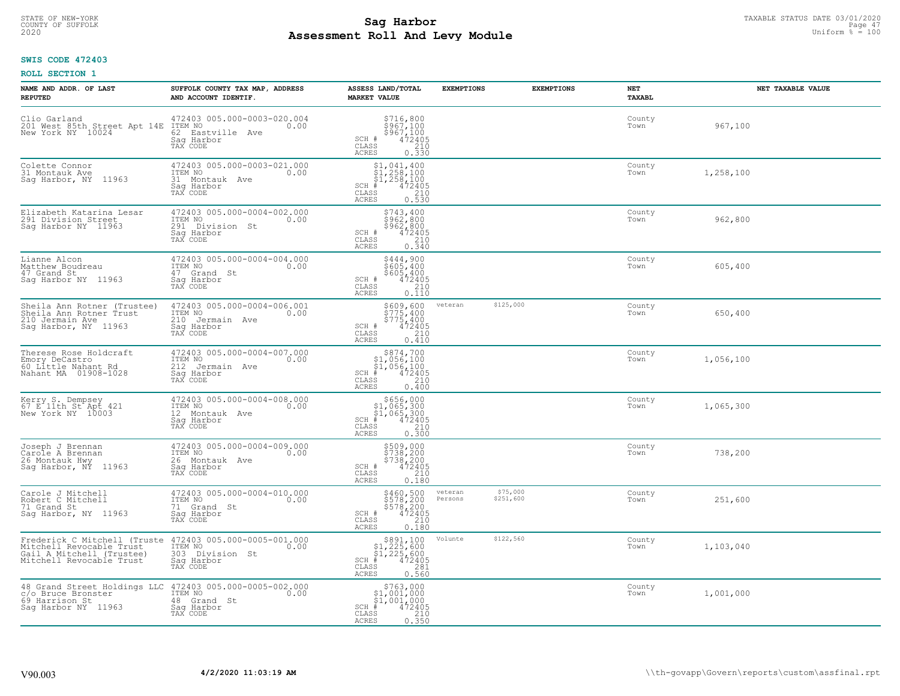# Sag Harbor
## Assessment Roll And Levy Module

STATE OF NEW-YORK
COUNTY OF SUFFOLK
2020

TAXABLE STATUS DATE 03/01/2020
Uniform % = 100

**SWIS CODE 472403**

**ROLL SECTION 1**

| NAME AND ADDR. OF LAST REPUTED | SUFFOLK COUNTY TAX MAP, ADDRESS AND ACCOUNT IDENTIF. | ASSESS LAND/TOTAL MARKET VALUE | EXEMPTIONS | EXEMPTIONS | NET TAXABL | NET TAXABLE VALUE |
|---|---|---|---|---|---|---|
| Clio Garland<br>201 West 85th Street Apt 14E<br>New York NY 10024 | 472403 005.000-0003-020.004<br>ITEM NO 0.00<br>62 Eastville Ave<br>Sag Harbor<br>TAX CODE | $716,800<br>$967,100<br>$967,100<br>SCH # 472405<br>CLASS 210<br>ACRES 0.330 | | | County<br>Town | 967,100 |
| Colette Connor<br>31 Montauk Ave<br>Sag Harbor, NY 11963 | 472403 005.000-0003-021.000<br>ITEM NO 0.00<br>31 Montauk Ave<br>Sag Harbor<br>TAX CODE | $1,041,400<br>$1,258,100<br>$1,258,100<br>SCH # 472405<br>CLASS 210<br>ACRES 0.530 | | | County<br>Town | 1,258,100 |
| Elizabeth Katarina Lesar<br>291 Division Street<br>Sag Harbor NY 11963 | 472403 005.000-0004-002.000<br>ITEM NO 0.00<br>291 Division St<br>Sag Harbor<br>TAX CODE | $743,400<br>$962,800<br>$962,800<br>SCH # 472405<br>CLASS 210<br>ACRES 0.340 | | | County<br>Town | 962,800 |
| Lianne Alcon<br>Matthew Boudreau<br>47 Grand St<br>Sag Harbor NY 11963 | 472403 005.000-0004-004.000<br>ITEM NO 0.00<br>47 Grand St<br>Sag Harbor<br>TAX CODE | $444,900<br>$605,400<br>$605,400<br>SCH # 472405<br>CLASS 210<br>ACRES 0.110 | | | County<br>Town | 605,400 |
| Sheila Ann Rotner (Trustee)<br>Sheila Ann Rotner Trust<br>210 Jermain Ave<br>Sag Harbor, NY 11963 | 472403 005.000-0004-006.001<br>ITEM NO 0.00<br>210 Jermain Ave<br>Sag Harbor<br>TAX CODE | $609,600<br>$775,400<br>$775,400<br>SCH # 472405<br>CLASS 210<br>ACRES 0.410 | veteran | $125,000 | County<br>Town | 650,400 |
| Therese Rose Holdcraft<br>Emory DeCastro<br>60 Little Nahant Rd<br>Nahant MA 01908-1028 | 472403 005.000-0004-007.000<br>ITEM NO 0.00<br>212 Jermain Ave<br>Sag Harbor<br>TAX CODE | $874,700<br>$1,056,100<br>$1,056,100<br>SCH # 472405<br>CLASS 210<br>ACRES 0.400 | | | County<br>Town | 1,056,100 |
| Kerry S. Dempsey<br>67 E 11th St Apt 421<br>New York NY 10003 | 472403 005.000-0004-008.000<br>ITEM NO 0.00<br>12 Montauk Ave<br>Sag Harbor<br>TAX CODE | $656,000<br>$1,065,300<br>$1,065,300<br>SCH # 472405<br>CLASS 210<br>ACRES 0.300 | | | County<br>Town | 1,065,300 |
| Joseph J Brennan<br>Carole A Brennan<br>26 Montauk Hwy<br>Sag Harbor, NY 11963 | 472403 005.000-0004-009.000<br>ITEM NO 0.00<br>26 Montauk Ave<br>Sag Harbor<br>TAX CODE | $509,000<br>$738,200<br>$738,200<br>SCH # 472405<br>CLASS 210<br>ACRES 0.180 | | | County<br>Town | 738,200 |
| Carole J Mitchell<br>Robert C Mitchell<br>71 Grand St<br>Sag Harbor, NY 11963 | 472403 005.000-0004-010.000<br>ITEM NO 0.00<br>71 Grand St<br>Sag Harbor<br>TAX CODE | $460,500<br>$578,200<br>$578,200<br>SCH # 472405<br>CLASS 210<br>ACRES 0.180 | veteran<br>Persons | $75,000<br>$251,600 | County<br>Town | 251,600 |
| Frederick C Mitchell (Truste<br>Mitchell Revocable Trust<br>Gail A Mitchell (Trustee)<br>Mitchell Revocable Trust | 472403 005.000-0005-001.000<br>ITEM NO 0.00<br>303 Division St<br>Sag Harbor<br>TAX CODE | $891,100<br>$1,225,600<br>$1,225,600<br>SCH # 472405<br>CLASS 281<br>ACRES 0.560 | Volunte | $122,560 | County<br>Town | 1,103,040 |
| 48 Grand Street Holdings LLC<br>c/o Bruce Bronster<br>69 Harrison St<br>Sag Harbor NY 11963 | 472403 005.000-0005-002.000<br>ITEM NO 0.00<br>48 Grand St<br>Sag Harbor<br>TAX CODE | $763,000<br>$1,001,000<br>$1,001,000<br>SCH # 472405<br>CLASS 210<br>ACRES 0.350 | | | County<br>Town | 1,001,000 |

V90.003 4/2/2020 11:03:19 AM \\th-govapp\Govern\reports\custom\assfinal.rpt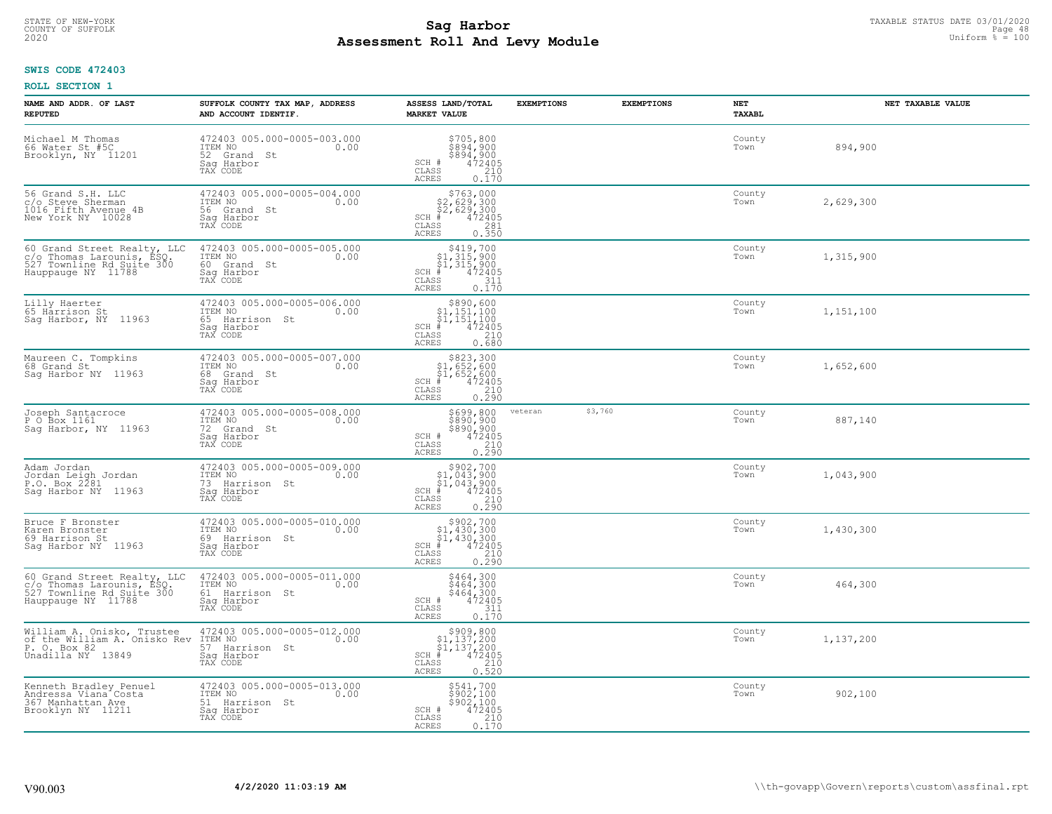STATE OF NEW-YORK
COUNTY OF SUFFOLK
2020

# Sag Harbor
# Assessment Roll And Levy Module

TAXABLE STATUS DATE 03/01/2020
Uniform % = 100

**SWIS CODE 472403**

**ROLL SECTION 1**

| NAME AND ADDR. OF LAST REPUTED | SUFFOLK COUNTY TAX MAP, ADDRESS AND ACCOUNT IDENTIF. | ASSESS LAND/TOTAL MARKET VALUE | EXEMPTIONS | EXEMPTIONS | NET TAXABL | NET TAXABLE VALUE |
|---|---|---|---|---|---|---|
| Michael M Thomas<br>66 Water St #5C<br>Brooklyn, NY 11201 | 472403 005.000-0005-003.000<br>ITEM NO 0.00<br>52 Grand St<br>Sag Harbor<br>TAX CODE | $705,800<br>$894,900<br>$894,900<br>SCH # 472405<br>CLASS 210<br>ACRES 0.170 | | | County<br>Town | 894,900 |
| 56 Grand S.H. LLC<br>c/o Steve Sherman<br>1016 Fifth Avenue 4B<br>New York NY 10028 | 472403 005.000-0005-004.000<br>ITEM NO 0.00<br>56 Grand St<br>Sag Harbor<br>TAX CODE | $763,000<br>$2,629,300<br>$2,629,300<br>SCH # 472405<br>CLASS 281<br>ACRES 0.350 | | | County<br>Town | 2,629,300 |
| 60 Grand Street Realty, LLC<br>c/o Thomas Larounis, ESQ.<br>527 Townline Rd Suite 300<br>Hauppauge NY 11788 | 472403 005.000-0005-005.000<br>ITEM NO 0.00<br>60 Grand St<br>Sag Harbor<br>TAX CODE | $419,700<br>$1,315,900<br>$1,315,900<br>SCH # 472405<br>CLASS 311<br>ACRES 0.170 | | | County<br>Town | 1,315,900 |
| Lilly Haerter<br>65 Harrison St<br>Sag Harbor, NY 11963 | 472403 005.000-0005-006.000<br>ITEM NO 0.00<br>65 Harrison St<br>Sag Harbor<br>TAX CODE | $890,600<br>$1,151,100<br>$1,151,100<br>SCH # 472405<br>CLASS 210<br>ACRES 0.680 | | | County<br>Town | 1,151,100 |
| Maureen C. Tompkins<br>68 Grand St<br>Sag Harbor NY 11963 | 472403 005.000-0005-007.000<br>ITEM NO 0.00<br>68 Grand St<br>Sag Harbor<br>TAX CODE | $823,300<br>$1,652,600<br>$1,652,600<br>SCH # 472405<br>CLASS 210<br>ACRES 0.290 | | | County<br>Town | 1,652,600 |
| Joseph Santacroce<br>P O Box 1161<br>Sag Harbor, NY 11963 | 472403 005.000-0005-008.000<br>ITEM NO 0.00<br>72 Grand St<br>Sag Harbor<br>TAX CODE | $699,800<br>$890,900<br>$890,900<br>SCH # 472405<br>CLASS 210<br>ACRES 0.290 | veteran $3,760 | | County<br>Town | 887,140 |
| Adam Jordan<br>Jordan Leigh Jordan<br>P.O. Box 2281<br>Sag Harbor NY 11963 | 472403 005.000-0005-009.000<br>ITEM NO 0.00<br>73 Harrison St<br>Sag Harbor<br>TAX CODE | $902,700<br>$1,043,900<br>$1,043,900<br>SCH # 472405<br>CLASS 210<br>ACRES 0.290 | | | County<br>Town | 1,043,900 |
| Bruce F Bronster<br>Karen Bronster<br>69 Harrison St<br>Sag Harbor NY 11963 | 472403 005.000-0005-010.000<br>ITEM NO 0.00<br>69 Harrison St<br>Sag Harbor<br>TAX CODE | $902,700<br>$1,430,300<br>$1,430,300<br>SCH # 472405<br>CLASS 210<br>ACRES 0.290 | | | County<br>Town | 1,430,300 |
| 60 Grand Street Realty, LLC<br>c/o Thomas Larounis, ESQ.<br>527 Townline Rd Suite 300<br>Hauppauge NY 11788 | 472403 005.000-0005-011.000<br>ITEM NO 0.00<br>61 Harrison St<br>Sag Harbor<br>TAX CODE | $464,300<br>$464,300<br>$464,300<br>SCH # 472405<br>CLASS 311<br>ACRES 0.170 | | | County<br>Town | 464,300 |
| William A. Onisko, Trustee<br>of the William A. Onisko Rev<br>P. O. Box 82<br>Unadilla NY 13849 | 472403 005.000-0005-012.000<br>ITEM NO 0.00<br>57 Harrison St<br>Sag Harbor<br>TAX CODE | $909,800<br>$1,137,200<br>$1,137,200<br>SCH # 472405<br>CLASS 210<br>ACRES 0.520 | | | County<br>Town | 1,137,200 |
| Kenneth Bradley Penuel<br>Andressa Viana Costa<br>367 Manhattan Ave<br>Brooklyn NY 11211 | 472403 005.000-0005-013.000<br>ITEM NO 0.00<br>51 Harrison St<br>Sag Harbor<br>TAX CODE | $541,700<br>$902,100<br>$902,100<br>SCH # 472405<br>CLASS 210<br>ACRES 0.170 | | | County<br>Town | 902,100 |

V90.003 **4/2/2020 11:03:19 AM** \\th-govapp\Govern\reports\custom\assfinal.rpt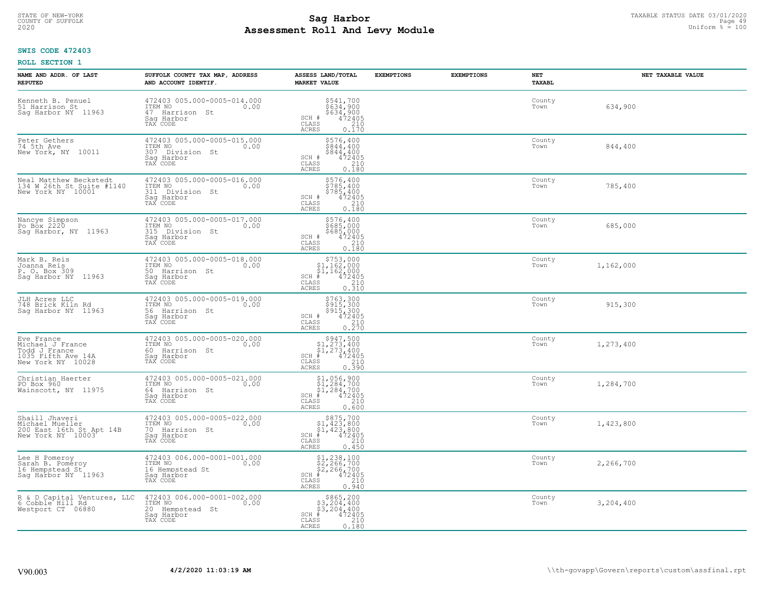STATE OF NEW-YORK
COUNTY OF SUFFOLK
2020

# Sag Harbor
# Assessment Roll And Levy Module

TAXABLE STATUS DATE 03/01/2020
Uniform % = 100

**SWIS CODE 472403**

**ROLL SECTION 1**

| NAME AND ADDR. OF LAST REPUTED | SUFFOLK COUNTY TAX MAP, ADDRESS AND ACCOUNT IDENTIF. | ASSESS LAND/TOTAL MARKET VALUE | EXEMPTIONS | EXEMPTIONS | NET TAXABL | NET TAXABLE VALUE |
|---|---|---|---|---|---|---|
| Kenneth B. Penuel<br>51 Harrison St<br>Sag Harbor NY 11963 | 472403 005.000-0005-014.000<br>ITEM NO 0.00<br>47 Harrison St<br>Sag Harbor<br>TAX CODE | $541,700<br>$634,900<br>$634,900<br>SCH # 472405<br>CLASS 210<br>ACRES 0.170 | | | County<br>Town | 634,900 |
| Peter Gethers<br>74 5th Ave<br>New York, NY 10011 | 472403 005.000-0005-015.000<br>ITEM NO 0.00<br>307 Division St<br>Sag Harbor<br>TAX CODE | $576,400<br>$844,400<br>$844,400<br>SCH # 472405<br>CLASS 210<br>ACRES 0.180 | | | County<br>Town | 844,400 |
| Neal Matthew Beckstedt<br>134 W 26th St Suite #1140<br>New York NY 10001 | 472403 005.000-0005-016.000<br>ITEM NO 0.00<br>311 Division St<br>Sag Harbor<br>TAX CODE | $576,400<br>$785,400<br>$785,400<br>SCH # 472405<br>CLASS 210<br>ACRES 0.180 | | | County<br>Town | 785,400 |
| Nancye Simpson<br>Po Box 2220<br>Sag Harbor, NY 11963 | 472403 005.000-0005-017.000<br>ITEM NO 0.00<br>315 Division St<br>Sag Harbor<br>TAX CODE | $576,400<br>$685,000<br>$685,000<br>SCH # 472405<br>CLASS 210<br>ACRES 0.180 | | | County<br>Town | 685,000 |
| Mark B. Reis<br>Joanna Reis<br>P. O. Box 309<br>Sag Harbor NY 11963 | 472403 005.000-0005-018.000<br>ITEM NO 0.00<br>50 Harrison St<br>Sag Harbor<br>TAX CODE | $753,000<br>$1,162,000<br>$1,162,000<br>SCH # 472405<br>CLASS 210<br>ACRES 0.310 | | | County<br>Town | 1,162,000 |
| JLH Acres LLC<br>748 Brick Kiln Rd<br>Sag Harbor NY 11963 | 472403 005.000-0005-019.000<br>ITEM NO 0.00<br>56 Harrison St<br>Sag Harbor<br>TAX CODE | $763,300<br>$915,300<br>$915,300<br>SCH # 472405<br>CLASS 210<br>ACRES 0.270 | | | County<br>Town | 915,300 |
| Eve France<br>Michael J France<br>Todd J France<br>1035 Fifth Ave 14A<br>New York NY 10028 | 472403 005.000-0005-020.000<br>ITEM NO 0.00<br>60 Harrison St<br>Sag Harbor<br>TAX CODE | $947,500<br>$1,273,400<br>$1,273,400<br>SCH # 472405<br>CLASS 210<br>ACRES 0.390 | | | County<br>Town | 1,273,400 |
| Christian Haerter<br>PO Box 960<br>Wainscott, NY 11975 | 472403 005.000-0005-021.000<br>ITEM NO 0.00<br>64 Harrison St<br>Sag Harbor<br>TAX CODE | $1,056,900<br>$1,284,700<br>$1,284,700<br>SCH # 472405<br>CLASS 210<br>ACRES 0.600 | | | County<br>Town | 1,284,700 |
| Shaill Jhaveri<br>Michael Mueller<br>200 East 16th St Apt 14B<br>New York NY 10003 | 472403 005.000-0005-022.000<br>ITEM NO 0.00<br>70 Harrison St<br>Sag Harbor<br>TAX CODE | $875,700<br>$1,423,800<br>$1,423,800<br>SCH # 472405<br>CLASS 210<br>ACRES 0.450 | | | County<br>Town | 1,423,800 |
| Lee H Pomeroy<br>Sarah B. Pomeroy<br>16 Hempstead St<br>Sag Harbor NY 11963 | 472403 006.000-0001-001.000<br>ITEM NO 0.00<br>16 Hempstead St<br>Sag Harbor<br>TAX CODE | $1,238,100<br>$2,266,700<br>$2,266,700<br>SCH # 472405<br>CLASS 210<br>ACRES 0.940 | | | County<br>Town | 2,266,700 |
| R & D Capital Ventures, LLC<br>6 Cobble Hill Rd<br>Westport CT 06880 | 472403 006.000-0001-002.000<br>ITEM NO 0.00<br>20 Hempstead St<br>Sag Harbor<br>TAX CODE | $865,200<br>$3,204,400<br>$3,204,400<br>SCH # 472405<br>CLASS 210<br>ACRES 0.180 | | | County<br>Town | 3,204,400 |

V90.003 4/2/2020 11:03:19 AM \\th-govapp\Govern\reports\custom\assfinal.rpt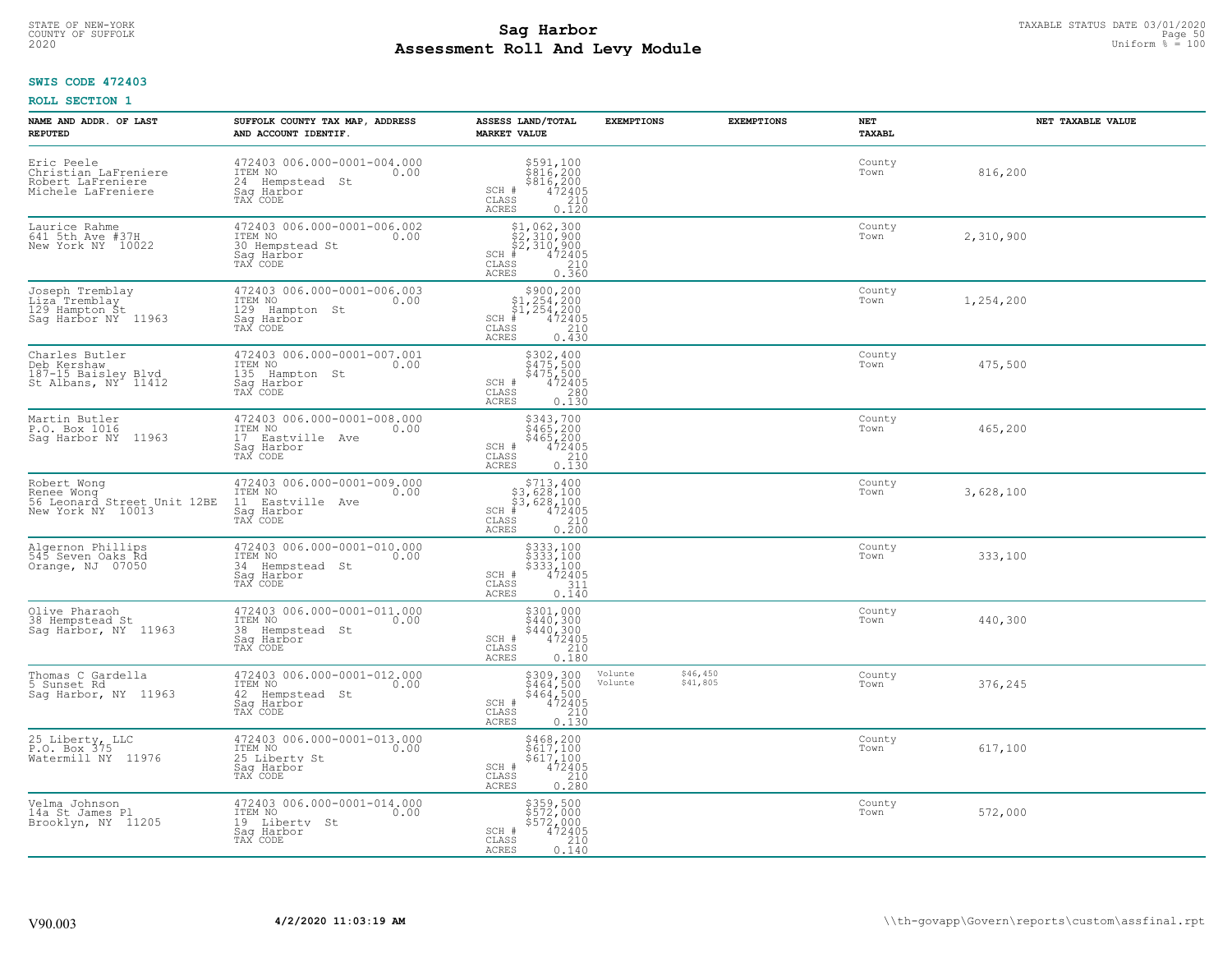STATE OF NEW-YORK
COUNTY OF SUFFOLK
2020

# Sag Harbor
# Assessment Roll And Levy Module

TAXABLE STATUS DATE 03/01/2020
Uniform % = 100

**SWIS CODE 472403**

**ROLL SECTION 1**

| NAME AND ADDR. OF LAST REPUTED | SUFFOLK COUNTY TAX MAP, ADDRESS AND ACCOUNT IDENTIF. | ASSESS LAND/TOTAL MARKET VALUE | EXEMPTIONS | EXEMPTIONS | NET TAXABL | NET TAXABLE VALUE |
|---|---|---|---|---|---|---|
| Eric Peele<br>Christian LaFreniere<br>Robert LaFreniere<br>Michele LaFreniere | 472403 006.000-0001-004.000<br>ITEM NO 0.00<br>24 Hempstead St<br>Sag Harbor<br>TAX CODE | $591,100<br>$816,200<br>$816,200<br>SCH # 472405<br>CLASS 210<br>ACRES 0.120 | | | County<br>Town | 816,200 |
| Laurice Rahme<br>641 5th Ave #37H<br>New York NY 10022 | 472403 006.000-0001-006.002<br>ITEM NO 0.00<br>30 Hempstead St<br>Sag Harbor<br>TAX CODE | $1,062,300<br>$2,310,900<br>$2,310,900<br>SCH # 472405<br>CLASS 210<br>ACRES 0.360 | | | County<br>Town | 2,310,900 |
| Joseph Tremblay<br>Liza Tremblay<br>129 Hampton St<br>Sag Harbor NY 11963 | 472403 006.000-0001-006.003<br>ITEM NO 0.00<br>129 Hampton St<br>Sag Harbor<br>TAX CODE | $900,200<br>$1,254,200<br>$1,254,200<br>SCH # 472405<br>CLASS 210<br>ACRES 0.430 | | | County<br>Town | 1,254,200 |
| Charles Butler<br>Deb Kershaw<br>187-15 Baisley Blvd<br>St Albans, NY 11412 | 472403 006.000-0001-007.001<br>ITEM NO 0.00<br>135 Hampton St<br>Sag Harbor<br>TAX CODE | $302,400<br>$475,500<br>$475,500<br>SCH # 472405<br>CLASS 280<br>ACRES 0.130 | | | County<br>Town | 475,500 |
| Martin Butler<br>P.O. Box 1016<br>Sag Harbor NY 11963 | 472403 006.000-0001-008.000<br>ITEM NO 0.00<br>17 Eastville Ave<br>Sag Harbor<br>TAX CODE | $343,700<br>$465,200<br>$465,200<br>SCH # 472405<br>CLASS 210<br>ACRES 0.130 | | | County<br>Town | 465,200 |
| Robert Wong<br>Renee Wong<br>56 Leonard Street Unit 12BE<br>New York NY 10013 | 472403 006.000-0001-009.000<br>ITEM NO 0.00<br>11 Eastville Ave<br>Sag Harbor<br>TAX CODE | $713,400<br>$3,628,100<br>$3,628,100<br>SCH # 472405<br>CLASS 210<br>ACRES 0.200 | | | County<br>Town | 3,628,100 |
| Algernon Phillips<br>545 Seven Oaks Rd<br>Orange, NJ 07050 | 472403 006.000-0001-010.000<br>ITEM NO 0.00<br>34 Hempstead St<br>Sag Harbor<br>TAX CODE | $333,100<br>$333,100<br>$333,100<br>SCH # 472405<br>CLASS 311<br>ACRES 0.140 | | | County<br>Town | 333,100 |
| Olive Pharaoh<br>38 Hempstead St<br>Sag Harbor, NY 11963 | 472403 006.000-0001-011.000<br>ITEM NO 0.00<br>38 Hempstead St<br>Sag Harbor<br>TAX CODE | $301,000<br>$440,300<br>$440,300<br>SCH # 472405<br>CLASS 210<br>ACRES 0.180 | | | County<br>Town | 440,300 |
| Thomas C Gardella<br>5 Sunset Rd<br>Sag Harbor, NY 11963 | 472403 006.000-0001-012.000<br>ITEM NO 0.00<br>42 Hempstead St<br>Sag Harbor<br>TAX CODE | $309,300<br>$464,500<br>$464,500<br>SCH # 472405<br>CLASS 210<br>ACRES 0.130 | Volunte<br>Volunte | $46,450<br>$41,805 | County<br>Town | 376,245 |
| 25 Liberty, LLC<br>P.O. Box 375<br>Watermill NY 11976 | 472403 006.000-0001-013.000<br>ITEM NO 0.00<br>25 Liberty St<br>Sag Harbor<br>TAX CODE | $468,200<br>$617,100<br>$617,100<br>SCH # 472405<br>CLASS 210<br>ACRES 0.280 | | | County<br>Town | 617,100 |
| Velma Johnson<br>14a St James Pl<br>Brooklyn, NY 11205 | 472403 006.000-0001-014.000<br>ITEM NO 0.00<br>19 Liberty St<br>Sag Harbor<br>TAX CODE | $359,500<br>$572,000<br>$572,000<br>SCH # 472405<br>CLASS 210<br>ACRES 0.140 | | | County<br>Town | 572,000 |

V90.003 **4/2/2020 11:03:19 AM** \\th-govapp\Govern\reports\custom\assfinal.rpt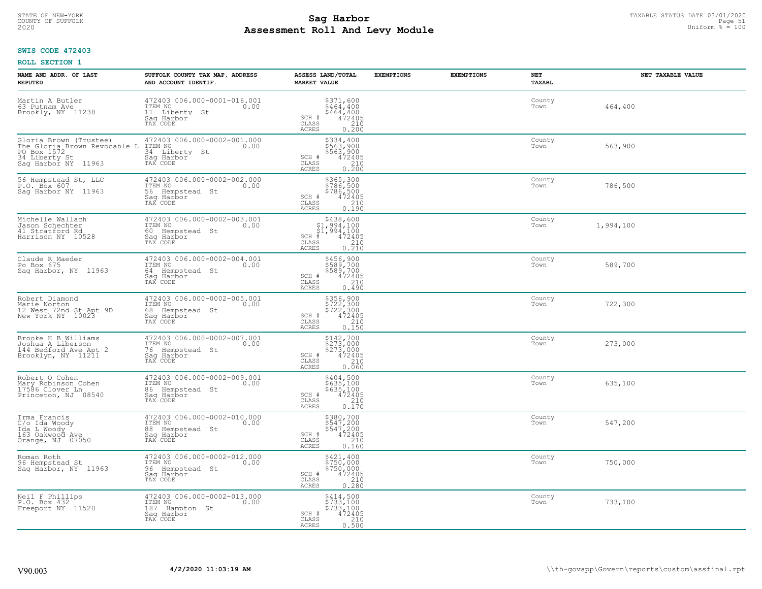STATE OF NEW-YORK
COUNTY OF SUFFOLK
2020

# Sag Harbor
## Assessment Roll And Levy Module

TAXABLE STATUS DATE 03/01/2020
Uniform % = 100

**SWIS CODE 472403**

**ROLL SECTION 1**

| NAME AND ADDR. OF LAST REPUTED | SUFFOLK COUNTY TAX MAP, ADDRESS AND ACCOUNT IDENTIF. | ASSESS LAND/TOTAL MARKET VALUE | EXEMPTIONS | EXEMPTIONS | NET TAXABL | NET TAXABLE VALUE |
|---|---|---|---|---|---|---|
| Martin A Butler<br>63 Putnam Ave<br>Brookly, NY 11238 | 472403 006.000-0001-016.001<br>ITEM NO 0.00<br>11 Liberty St<br>Sag Harbor<br>TAX CODE | $371,600<br>$464,400<br>$464,400<br>SCH # 472405<br>CLASS 210<br>ACRES 0.200 | | | County<br>Town | 464,400 |
| Gloria Brown (Trustee)<br>The Gloria Brown Revocable L<br>PO Box 1572<br>34 Liberty St<br>Sag Harbor NY 11963 | 472403 006.000-0002-001.000<br>ITEM NO 0.00<br>34 Liberty St<br>Sag Harbor<br>TAX CODE | $334,400<br>$563,900<br>$563,900<br>SCH # 472405<br>CLASS 210<br>ACRES 0.200 | | | County<br>Town | 563,900 |
| 56 Hempstead St, LLC<br>P.O. Box 607<br>Sag Harbor NY 11963 | 472403 006.000-0002-002.000<br>ITEM NO 0.00<br>56 Hempstead St<br>Sag Harbor<br>TAX CODE | $365,300<br>$786,500<br>$786,500<br>SCH # 472405<br>CLASS 210<br>ACRES 0.190 | | | County<br>Town | 786,500 |
| Michelle Wallach<br>Jason Schechter<br>41 Stratford Rd<br>Harrison NY 10528 | 472403 006.000-0002-003.001<br>ITEM NO 0.00<br>60 Hempstead St<br>Sag Harbor<br>TAX CODE | $438,600<br>$1,994,100<br>$1,994,100<br>SCH # 472405<br>CLASS 210<br>ACRES 0.210 | | | County<br>Town | 1,994,100 |
| Claude R Maeder<br>Po Box 675<br>Sag Harbor, NY 11963 | 472403 006.000-0002-004.001<br>ITEM NO 0.00<br>64 Hempstead St<br>Sag Harbor<br>TAX CODE | $456,900<br>$589,700<br>$589,700<br>SCH # 472405<br>CLASS 210<br>ACRES 0.490 | | | County<br>Town | 589,700 |
| Robert Diamond<br>Marie Norton<br>12 West 72nd St Apt 9D<br>New York NY 10023 | 472403 006.000-0002-005.001<br>ITEM NO 0.00<br>68 Hempstead St<br>Sag Harbor<br>TAX CODE | $356,900<br>$722,300<br>$722,300<br>SCH # 472405<br>CLASS 210<br>ACRES 0.150 | | | County<br>Town | 722,300 |
| Brooke H B Williams<br>Joshua A Liberson<br>144 Bedford Ave Apt 2<br>Brooklyn, NY 11211 | 472403 006.000-0002-007.001<br>ITEM NO 0.00<br>76 Hempstead St<br>Sag Harbor<br>TAX CODE | $142,700<br>$273,000<br>$273,000<br>SCH # 472405<br>CLASS 210<br>ACRES 0.060 | | | County<br>Town | 273,000 |
| Robert O Cohen<br>Mary Robinson Cohen<br>17586 Clover Ln<br>Princeton, NJ 08540 | 472403 006.000-0002-009.001<br>ITEM NO 0.00<br>86 Hempstead St<br>Sag Harbor<br>TAX CODE | $404,500<br>$635,100<br>$635,100<br>SCH # 472405<br>CLASS 210<br>ACRES 0.170 | | | County<br>Town | 635,100 |
| Irma Francis<br>C/o Ida Woody<br>Ida L Woody<br>163 Oakwood Ave<br>Orange, NJ 07050 | 472403 006.000-0002-010.000<br>ITEM NO 0.00<br>88 Hempstead St<br>Sag Harbor<br>TAX CODE | $380,700<br>$547,200<br>$547,200<br>SCH # 472405<br>CLASS 210<br>ACRES 0.160 | | | County<br>Town | 547,200 |
| Roman Roth<br>96 Hempstead St<br>Sag Harbor, NY 11963 | 472403 006.000-0002-012.000<br>ITEM NO 0.00<br>96 Hempstead St<br>Sag Harbor<br>TAX CODE | $421,400<br>$750,000<br>$750,000<br>SCH # 472405<br>CLASS 210<br>ACRES 0.280 | | | County<br>Town | 750,000 |
| Neil F Phillips<br>P.O. Box 432<br>Freeport NY 11520 | 472403 006.000-0002-013.000<br>ITEM NO 0.00<br>187 Hampton St<br>Sag Harbor<br>TAX CODE | $414,500<br>$733,100<br>$733,100<br>SCH # 472405<br>CLASS 210<br>ACRES 0.500 | | | County<br>Town | 733,100 |

V90.003 | **4/2/2020 11:03:19 AM** | \\th-govapp\Govern\reports\custom\assfinal.rpt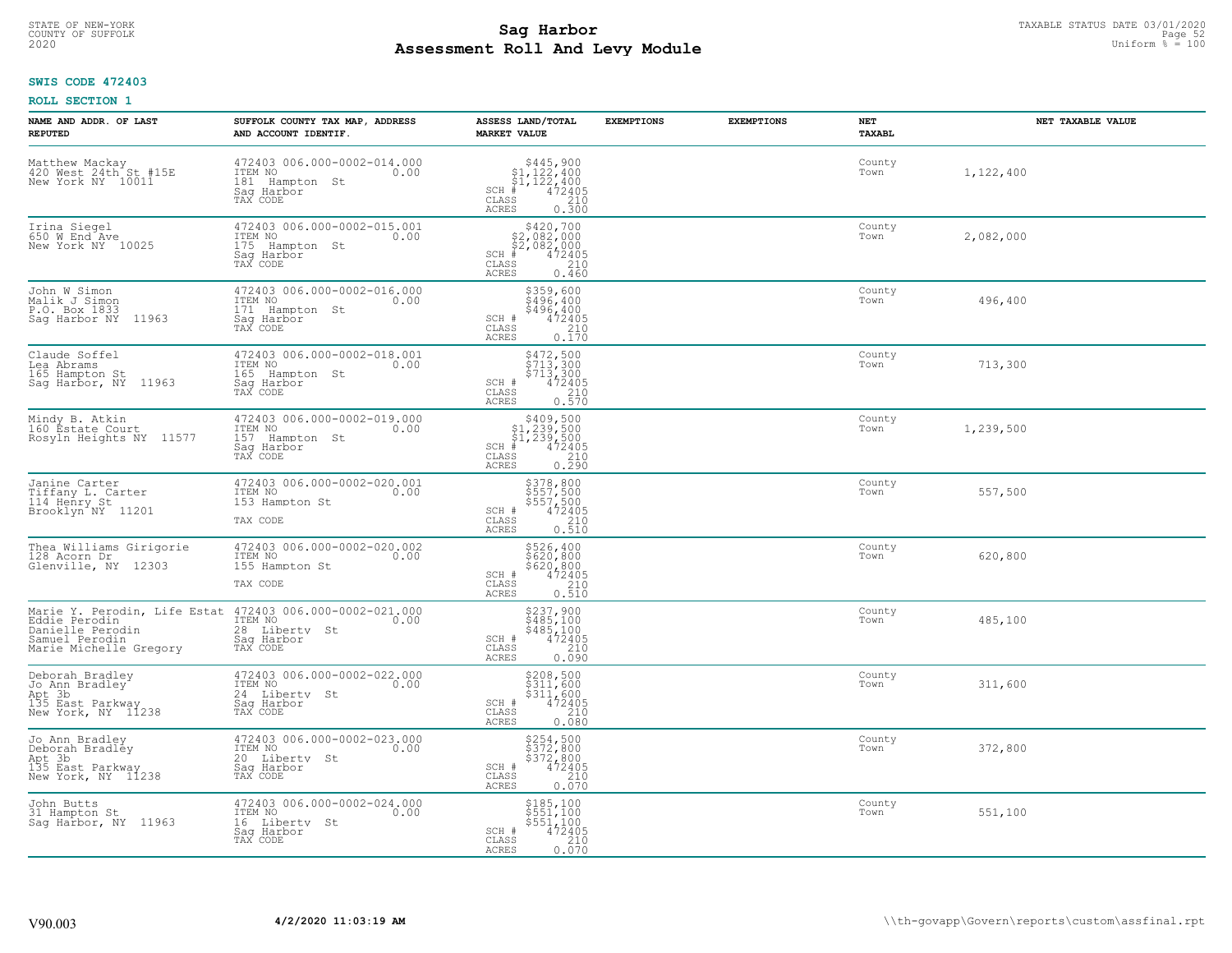STATE OF NEW-YORK
COUNTY OF SUFFOLK
2020

# Sag Harbor
## Assessment Roll And Levy Module

TAXABLE STATUS DATE 03/01/2020
Uniform % = 100

**SWIS CODE 472403**

**ROLL SECTION 1**

| NAME AND ADDR. OF LAST REPUTED | SUFFOLK COUNTY TAX MAP, ADDRESS AND ACCOUNT IDENTIF. | ASSESS LAND/TOTAL MARKET VALUE | EXEMPTIONS | EXEMPTIONS | NET TAXABL | NET TAXABLE VALUE |
|---|---|---|---|---|---|---|
| Matthew Mackay<br>420 West 24th St #15E<br>New York NY 10011 | 472403 006.000-0002-014.000<br>ITEM NO 0.00<br>181 Hampton St<br>Sag Harbor<br>TAX CODE | $445,900<br>$1,122,400<br>$1,122,400<br>SCH # 472405<br>CLASS 210<br>ACRES 0.300 | | | County<br>Town | 1,122,400 |
| Irina Siegel<br>650 W End Ave<br>New York NY 10025 | 472403 006.000-0002-015.001<br>ITEM NO 0.00<br>175 Hampton St<br>Sag Harbor<br>TAX CODE | $420,700<br>$2,082,000<br>$2,082,000<br>SCH # 472405<br>CLASS 210<br>ACRES 0.460 | | | County<br>Town | 2,082,000 |
| John W Simon<br>Malik J Simon<br>P.O. Box 1833<br>Sag Harbor NY 11963 | 472403 006.000-0002-016.000<br>ITEM NO 0.00<br>171 Hampton St<br>Sag Harbor<br>TAX CODE | $359,600<br>$496,400<br>$496,400<br>SCH # 472405<br>CLASS 210<br>ACRES 0.170 | | | County<br>Town | 496,400 |
| Claude Soffel<br>Lea Abrams<br>165 Hampton St<br>Sag Harbor, NY 11963 | 472403 006.000-0002-018.001<br>ITEM NO 0.00<br>165 Hampton St<br>Sag Harbor<br>TAX CODE | $472,500<br>$713,300<br>$713,300<br>SCH # 472405<br>CLASS 210<br>ACRES 0.570 | | | County<br>Town | 713,300 |
| Mindy B. Atkin<br>160 Estate Court<br>Rosyln Heights NY 11577 | 472403 006.000-0002-019.000<br>ITEM NO 0.00<br>157 Hampton St<br>Sag Harbor<br>TAX CODE | $409,500<br>$1,239,500<br>$1,239,500<br>SCH # 472405<br>CLASS 210<br>ACRES 0.290 | | | County<br>Town | 1,239,500 |
| Janine Carter<br>Tiffany L. Carter<br>114 Henry St<br>Brooklyn NY 11201 | 472403 006.000-0002-020.001<br>ITEM NO 0.00<br>153 Hampton St<br>TAX CODE | $378,800<br>$557,500<br>$557,500<br>SCH # 472405<br>CLASS 210<br>ACRES 0.510 | | | County<br>Town | 557,500 |
| Thea Williams Girigorie<br>128 Acorn Dr<br>Glenville, NY 12303 | 472403 006.000-0002-020.002<br>ITEM NO 0.00<br>155 Hampton St<br>TAX CODE | $526,400<br>$620,800<br>$620,800<br>SCH # 472405<br>CLASS 210<br>ACRES 0.510 | | | County<br>Town | 620,800 |
| Marie Y. Perodin, Life Estat<br>Eddie Perodin<br>Danielle Perodin<br>Samuel Perodin<br>Marie Michelle Gregory | 472403 006.000-0002-021.000<br>ITEM NO 0.00<br>28 Liberty St<br>Sag Harbor<br>TAX CODE | $237,900<br>$485,100<br>$485,100<br>SCH # 472405<br>CLASS 210<br>ACRES 0.090 | | | County<br>Town | 485,100 |
| Deborah Bradley<br>Jo Ann Bradley<br>Apt 3b<br>135 East Parkway<br>New York, NY 11238 | 472403 006.000-0002-022.000<br>ITEM NO 0.00<br>24 Liberty St<br>Sag Harbor<br>TAX CODE | $208,500<br>$311,600<br>$311,600<br>SCH # 472405<br>CLASS 210<br>ACRES 0.080 | | | County<br>Town | 311,600 |
| Jo Ann Bradley<br>Deborah Bradley<br>Apt 3b<br>135 East Parkway<br>New York, NY 11238 | 472403 006.000-0002-023.000<br>ITEM NO 0.00<br>20 Liberty St<br>Sag Harbor<br>TAX CODE | $254,500<br>$372,800<br>$372,800<br>SCH # 472405<br>CLASS 210<br>ACRES 0.070 | | | County<br>Town | 372,800 |
| John Butts<br>31 Hampton St<br>Sag Harbor, NY 11963 | 472403 006.000-0002-024.000<br>ITEM NO 0.00<br>16 Liberty St<br>Sag Harbor<br>TAX CODE | $185,100<br>$551,100<br>$551,100<br>SCH # 472405<br>CLASS 210<br>ACRES 0.070 | | | County<br>Town | 551,100 |

V90.003 4/2/2020 11:03:19 AM \\th-govapp\Govern\reports\custom\assfinal.rpt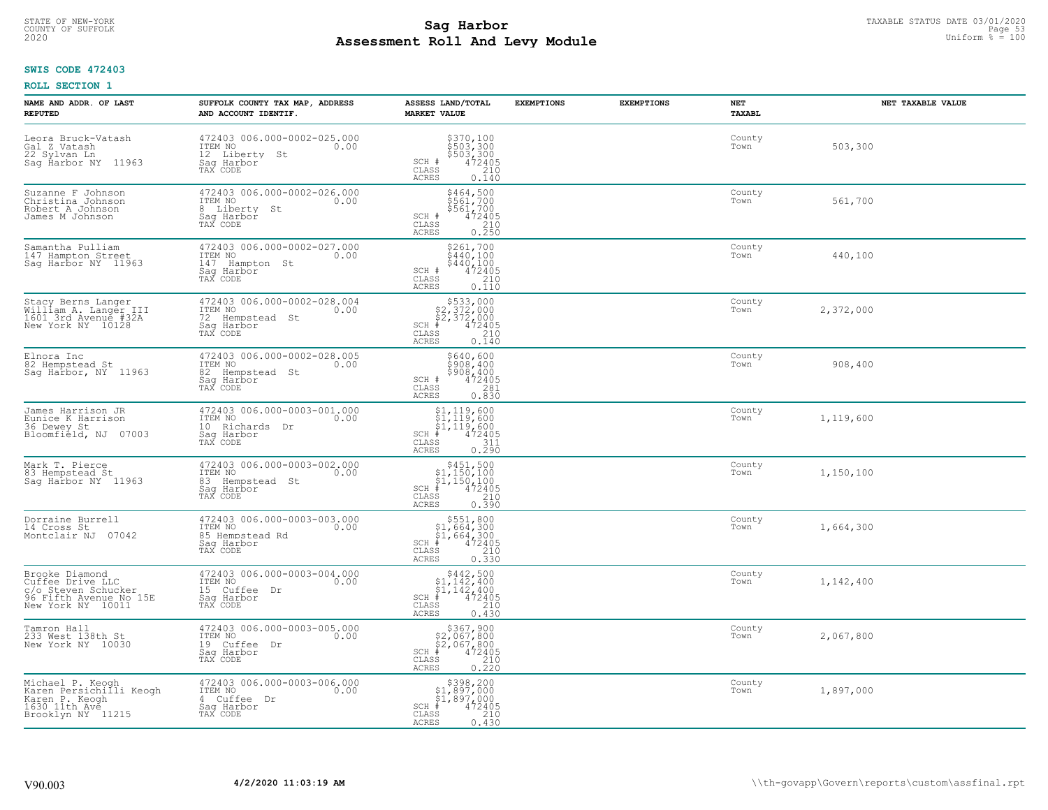STATE OF NEW-YORK
COUNTY OF SUFFOLK
2020

# Sag Harbor
# Assessment Roll And Levy Module

TAXABLE STATUS DATE 03/01/2020
Uniform % = 100

**SWIS CODE 472403**

**ROLL SECTION 1**

| NAME AND ADDR. OF LAST REPUTED | SUFFOLK COUNTY TAX MAP, ADDRESS AND ACCOUNT IDENTIF. | ASSESS LAND/TOTAL MARKET VALUE | EXEMPTIONS | EXEMPTIONS | NET TAXABL | NET TAXABLE VALUE |
|---|---|---|---|---|---|---|
| Leora Bruck-Vatash<br>Gal Z Vatash<br>22 Sylvan Ln<br>Sag Harbor NY 11963 | 472403 006.000-0002-025.000<br>ITEM NO 0.00<br>12 Liberty St<br>Sag Harbor<br>TAX CODE | $370,100<br>$503,300<br>$503,300<br>SCH # 472405<br>CLASS 210<br>ACRES 0.140 | | | County<br>Town | 503,300 |
| Suzanne F Johnson<br>Christina Johnson<br>Robert A Johnson<br>James M Johnson | 472403 006.000-0002-026.000<br>ITEM NO 0.00<br>8 Liberty St<br>Sag Harbor<br>TAX CODE | $464,500<br>$561,700<br>$561,700<br>SCH # 472405<br>CLASS 210<br>ACRES 0.250 | | | County<br>Town | 561,700 |
| Samantha Pulliam<br>147 Hampton Street<br>Sag Harbor NY 11963 | 472403 006.000-0002-027.000<br>ITEM NO 0.00<br>147 Hampton St<br>Sag Harbor<br>TAX CODE | $261,700<br>$440,100<br>$440,100<br>SCH # 472405<br>CLASS 210<br>ACRES 0.110 | | | County<br>Town | 440,100 |
| Stacy Berns Langer<br>William A. Langer III<br>1601 3rd Avenue #32A<br>New York NY 10128 | 472403 006.000-0002-028.004<br>ITEM NO 0.00<br>72 Hempstead St<br>Sag Harbor<br>TAX CODE | $533,000<br>$2,372,000<br>$2,372,000<br>SCH # 472405<br>CLASS 210<br>ACRES 0.140 | | | County<br>Town | 2,372,000 |
| Elnora Inc<br>82 Hempstead St<br>Sag Harbor, NY 11963 | 472403 006.000-0002-028.005<br>ITEM NO 0.00<br>82 Hempstead St<br>Sag Harbor<br>TAX CODE | $640,600<br>$908,400<br>$908,400<br>SCH # 472405<br>CLASS 281<br>ACRES 0.830 | | | County<br>Town | 908,400 |
| James Harrison JR<br>Eunice K Harrison<br>36 Dewey St<br>Bloomfield, NJ 07003 | 472403 006.000-0003-001.000<br>ITEM NO 0.00<br>10 Richards Dr<br>Sag Harbor<br>TAX CODE | $1,119,600<br>$1,119,600<br>$1,119,600<br>SCH # 472405<br>CLASS 311<br>ACRES 0.290 | | | County<br>Town | 1,119,600 |
| Mark T. Pierce<br>83 Hempstead St<br>Sag Harbor NY 11963 | 472403 006.000-0003-002.000<br>ITEM NO 0.00<br>83 Hempstead St<br>Sag Harbor<br>TAX CODE | $451,500<br>$1,150,100<br>$1,150,100<br>SCH # 472405<br>CLASS 210<br>ACRES 0.390 | | | County<br>Town | 1,150,100 |
| Dorraine Burrell<br>14 Cross St<br>Montclair NJ 07042 | 472403 006.000-0003-003.000<br>ITEM NO 0.00<br>85 Hempstead Rd<br>Sag Harbor<br>TAX CODE | $551,800<br>$1,664,300<br>$1,664,300<br>SCH # 472405<br>CLASS 210<br>ACRES 0.330 | | | County<br>Town | 1,664,300 |
| Brooke Diamond<br>Cuffee Drive LLC<br>c/o Steven Schucker<br>96 Fifth Avenue No 15E<br>New York NY 10011 | 472403 006.000-0003-004.000<br>ITEM NO 0.00<br>15 Cuffee Dr<br>Sag Harbor<br>TAX CODE | $442,500<br>$1,142,400<br>$1,142,400<br>SCH # 472405<br>CLASS 210<br>ACRES 0.430 | | | County<br>Town | 1,142,400 |
| Tamron Hall<br>233 West 138th St<br>New York NY 10030 | 472403 006.000-0003-005.000<br>ITEM NO 0.00<br>19 Cuffee Dr<br>Sag Harbor<br>TAX CODE | $367,900<br>$2,067,800<br>$2,067,800<br>SCH # 472405<br>CLASS 210<br>ACRES 0.220 | | | County<br>Town | 2,067,800 |
| Michael P. Keogh<br>Karen Persichilli Keogh<br>Karen P. Keogh<br>1630 11th Ave<br>Brooklyn NY 11215 | 472403 006.000-0003-006.000<br>ITEM NO 0.00<br>4 Cuffee Dr<br>Sag Harbor<br>TAX CODE | $398,200<br>$1,897,000<br>$1,897,000<br>SCH # 472405<br>CLASS 210<br>ACRES 0.430 | | | County<br>Town | 1,897,000 |

V90.003 4/2/2020 11:03:19 AM \\th-govapp\Govern\reports\custom\assfinal.rpt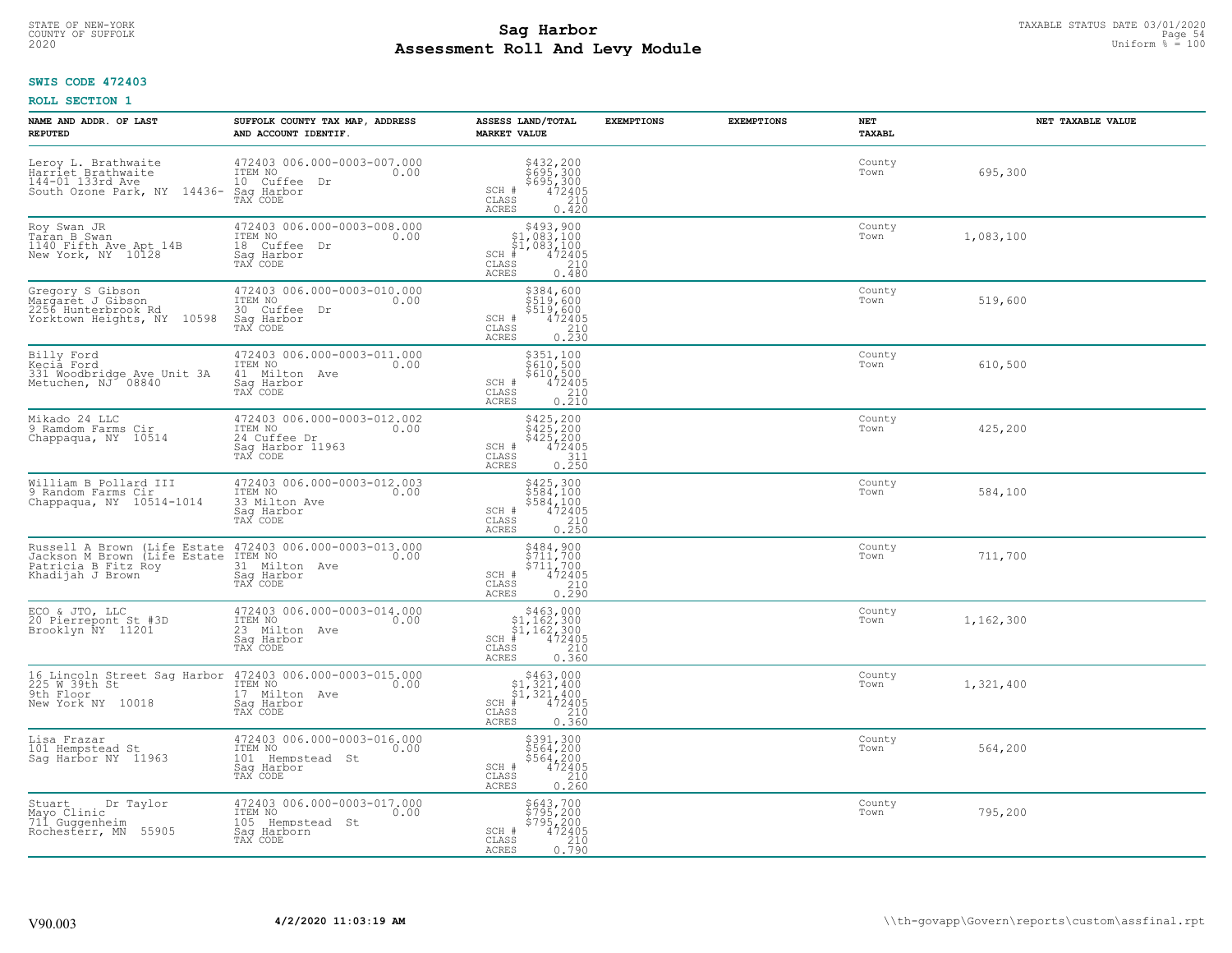**SWIS CODE 472403**

**ROLL SECTION 1**

| NAME AND ADDR. OF LAST REPUTED | SUFFOLK COUNTY TAX MAP, ADDRESS AND ACCOUNT IDENTIF. | ASSESS LAND/TOTAL MARKET VALUE | EXEMPTIONS | EXEMPTIONS | NET TAXABL | NET TAXABLE VALUE |
|---|---|---|---|---|---|---|
| Leroy L. Brathwaite<br>Harriet Brathwaite<br>144-01 133rd Ave<br>South Ozone Park, NY 14436- | 472403 006.000-0003-007.000<br>ITEM NO 0.00<br>10 Cuffee Dr<br>Sag Harbor<br>TAX CODE | $432,200<br>$695,300<br>$695,300<br>SCH # 472405<br>CLASS 210<br>ACRES 0.420 | | | County<br>Town | 695,300 |
| Roy Swan JR<br>Taran B Swan<br>1140 Fifth Ave Apt 14B<br>New York, NY 10128 | 472403 006.000-0003-008.000<br>ITEM NO 0.00<br>18 Cuffee Dr<br>Sag Harbor<br>TAX CODE | $493,900<br>$1,083,100<br>$1,083,100<br>SCH # 472405<br>CLASS 210<br>ACRES 0.480 | | | County<br>Town | 1,083,100 |
| Gregory S Gibson<br>Margaret J Gibson<br>2256 Hunterbrook Rd<br>Yorktown Heights, NY 10598 | 472403 006.000-0003-010.000<br>ITEM NO 0.00<br>30 Cuffee Dr<br>Sag Harbor<br>TAX CODE | $384,600<br>$519,600<br>$519,600<br>SCH # 472405<br>CLASS 210<br>ACRES 0.230 | | | County<br>Town | 519,600 |
| Billy Ford<br>Kecia Ford<br>331 Woodbridge Ave Unit 3A<br>Metuchen, NJ 08840 | 472403 006.000-0003-011.000<br>ITEM NO 0.00<br>41 Milton Ave<br>Sag Harbor<br>TAX CODE | $351,100<br>$610,500<br>$610,500<br>SCH # 472405<br>CLASS 210<br>ACRES 0.210 | | | County<br>Town | 610,500 |
| Mikado 24 LLC<br>9 Ramdom Farms Cir<br>Chappaqua, NY 10514 | 472403 006.000-0003-012.002<br>ITEM NO 0.00<br>24 Cuffee Dr<br>Sag Harbor 11963<br>TAX CODE | $425,200<br>$425,200<br>$425,200<br>SCH # 472405<br>CLASS 311<br>ACRES 0.250 | | | County<br>Town | 425,200 |
| William B Pollard III<br>9 Random Farms Cir<br>Chappaqua, NY 10514-1014 | 472403 006.000-0003-012.003<br>ITEM NO 0.00<br>33 Milton Ave<br>Sag Harbor<br>TAX CODE | $425,300<br>$584,100<br>$584,100<br>SCH # 472405<br>CLASS 210<br>ACRES 0.250 | | | County<br>Town | 584,100 |
| Russell A Brown (Life Estate<br>Jackson M Brown (Life Estate<br>Patricia B Fitz Roy<br>Khadijah J Brown | 472403 006.000-0003-013.000<br>ITEM NO 0.00<br>31 Milton Ave<br>Sag Harbor<br>TAX CODE | $484,900<br>$711,700<br>$711,700<br>SCH # 472405<br>CLASS 210<br>ACRES 0.290 | | | County<br>Town | 711,700 |
| ECO & JTO, LLC<br>20 Pierrepont St #3D<br>Brooklyn NY 11201 | 472403 006.000-0003-014.000<br>ITEM NO 0.00<br>23 Milton Ave<br>Sag Harbor<br>TAX CODE | $463,000<br>$1,162,300<br>$1,162,300<br>SCH # 472405<br>CLASS 210<br>ACRES 0.360 | | | County<br>Town | 1,162,300 |
| 16 Lincoln Street Sag Harbor<br>225 W 39th St<br>9th Floor<br>New York NY 10018 | 472403 006.000-0003-015.000<br>ITEM NO 0.00<br>17 Milton Ave<br>Sag Harbor<br>TAX CODE | $463,000<br>$1,321,400<br>$1,321,400<br>SCH # 472405<br>CLASS 210<br>ACRES 0.360 | | | County<br>Town | 1,321,400 |
| Lisa Frazar<br>101 Hempstead St<br>Sag Harbor NY 11963 | 472403 006.000-0003-016.000<br>ITEM NO 0.00<br>101 Hempstead St<br>Sag Harbor<br>TAX CODE | $391,300<br>$564,200<br>$564,200<br>SCH # 472405<br>CLASS 210<br>ACRES 0.260 | | | County<br>Town | 564,200 |
| Stuart Dr Taylor<br>Mayo Clinic<br>711 Guggenheim<br>Rochesterr, MN 55905 | 472403 006.000-0003-017.000<br>ITEM NO 0.00<br>105 Hempstead St<br>Sag Harborn<br>TAX CODE | $643,700<br>$795,200<br>$795,200<br>SCH # 472405<br>CLASS 210<br>ACRES 0.790 | | | County<br>Town | 795,200 |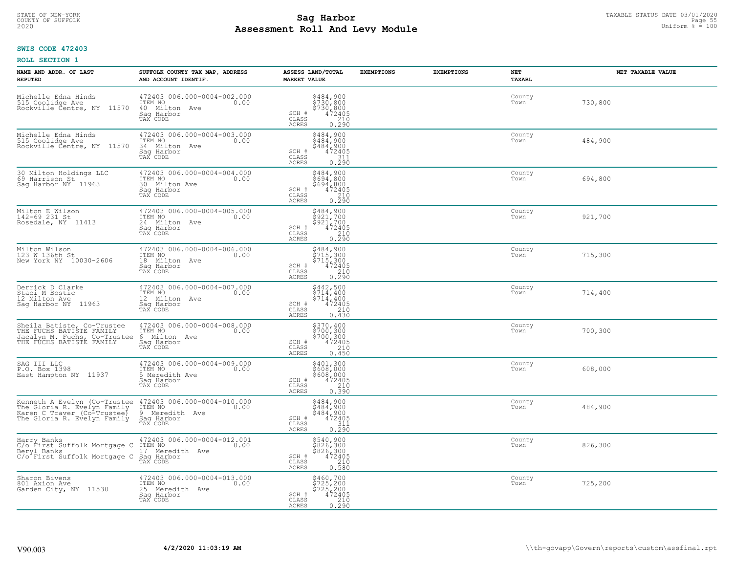**SWIS CODE 472403**

**ROLL SECTION 1**

| NAME AND ADDR. OF LAST REPUTED | SUFFOLK COUNTY TAX MAP, ADDRESS AND ACCOUNT IDENTIF. | ASSESS LAND/TOTAL MARKET VALUE | EXEMPTIONS | EXEMPTIONS | NET TAXABL | NET TAXABLE VALUE |
|---|---|---|---|---|---|---|
| Michelle Edna Hinds<br>515 Coolidge Ave<br>Rockville Centre, NY 11570 | 472403 006.000-0004-002.000<br>ITEM NO 0.00<br>40 Milton Ave<br>Sag Harbor<br>TAX CODE | $484,900<br>$730,800<br>$730,800<br>SCH # 472405<br>CLASS 210<br>ACRES 0.290 | | | County<br>Town | 730,800 |
| Michelle Edna Hinds<br>515 Coolidge Ave<br>Rockville Centre, NY 11570 | 472403 006.000-0004-003.000<br>ITEM NO 0.00<br>34 Milton Ave<br>Sag Harbor<br>TAX CODE | $484,900<br>$484,900<br>$484,900<br>SCH # 472405<br>CLASS 311<br>ACRES 0.290 | | | County<br>Town | 484,900 |
| 30 Milton Holdings LLC<br>69 Harrison St<br>Sag Harbor NY 11963 | 472403 006.000-0004-004.000<br>ITEM NO 0.00<br>30 Milton Ave<br>Sag Harbor<br>TAX CODE | $484,900<br>$694,800<br>$694,800<br>SCH # 472405<br>CLASS 210<br>ACRES 0.290 | | | County<br>Town | 694,800 |
| Milton E Wilson<br>142-69 231 St<br>Rosedale, NY 11413 | 472403 006.000-0004-005.000<br>ITEM NO 0.00<br>24 Milton Ave<br>Sag Harbor<br>TAX CODE | $484,900<br>$921,700<br>$921,700<br>SCH # 472405<br>CLASS 210<br>ACRES 0.290 | | | County<br>Town | 921,700 |
| Milton Wilson<br>123 W 136th St<br>New York NY 10030-2606 | 472403 006.000-0004-006.000<br>ITEM NO 0.00<br>18 Milton Ave<br>Sag Harbor<br>TAX CODE | $484,900<br>$715,300<br>$715,300<br>SCH # 472405<br>CLASS 210<br>ACRES 0.290 | | | County<br>Town | 715,300 |
| Derrick D Clarke<br>Staci M Bostic<br>12 Milton Ave<br>Sag Harbor NY 11963 | 472403 006.000-0004-007.000<br>ITEM NO 0.00<br>12 Milton Ave<br>Sag Harbor<br>TAX CODE | $442,500<br>$714,400<br>$714,400<br>SCH # 472405<br>CLASS 210<br>ACRES 0.430 | | | County<br>Town | 714,400 |
| Sheila Batiste, Co-Trustee<br>THE FUCHS BATISTE FAMILY<br>Jacalyn M. Fuchs, Co-Trustee<br>THE FUCHS BATISTE FAMILY | 472403 006.000-0004-008.000<br>ITEM NO 0.00<br>6 Milton Ave<br>Sag Harbor<br>TAX CODE | $370,400<br>$700,300<br>$700,300<br>SCH # 472405<br>CLASS 210<br>ACRES 0.450 | | | County<br>Town | 700,300 |
| SAG III LLC<br>P.O. Box 1398<br>East Hampton NY 11937 | 472403 006.000-0004-009.000<br>ITEM NO 0.00<br>5 Meredith Ave<br>Sag Harbor<br>TAX CODE | $401,300<br>$608,000<br>$608,000<br>SCH # 472405<br>CLASS 210<br>ACRES 0.390 | | | County<br>Town | 608,000 |
| Kenneth A Evelyn (Co-Trustee<br>The Gloria R. Evelyn Family<br>Karen C Traver (Co-Trustee)<br>The Gloria R. Evelyn Family | 472403 006.000-0004-010.000<br>ITEM NO 0.00<br>9 Meredith Ave<br>Sag Harbor<br>TAX CODE | $484,900<br>$484,900<br>$484,900<br>SCH # 472405<br>CLASS 311<br>ACRES 0.290 | | | County<br>Town | 484,900 |
| Harry Banks<br>C/o First Suffolk Mortgage C<br>Beryl Banks<br>C/o First Suffolk Mortgage C | 472403 006.000-0004-012.001<br>ITEM NO 0.00<br>17 Meredith Ave<br>Sag Harbor<br>TAX CODE | $540,900<br>$826,300<br>$826,300<br>SCH # 472405<br>CLASS 210<br>ACRES 0.580 | | | County<br>Town | 826,300 |
| Sharon Bivens<br>801 Axion Ave<br>Garden City, NY 11530 | 472403 006.000-0004-013.000<br>ITEM NO 0.00<br>25 Meredith Ave<br>Sag Harbor<br>TAX CODE | $460,700<br>$725,200<br>$725,200<br>SCH # 472405<br>CLASS 210<br>ACRES 0.290 | | | County<br>Town | 725,200 |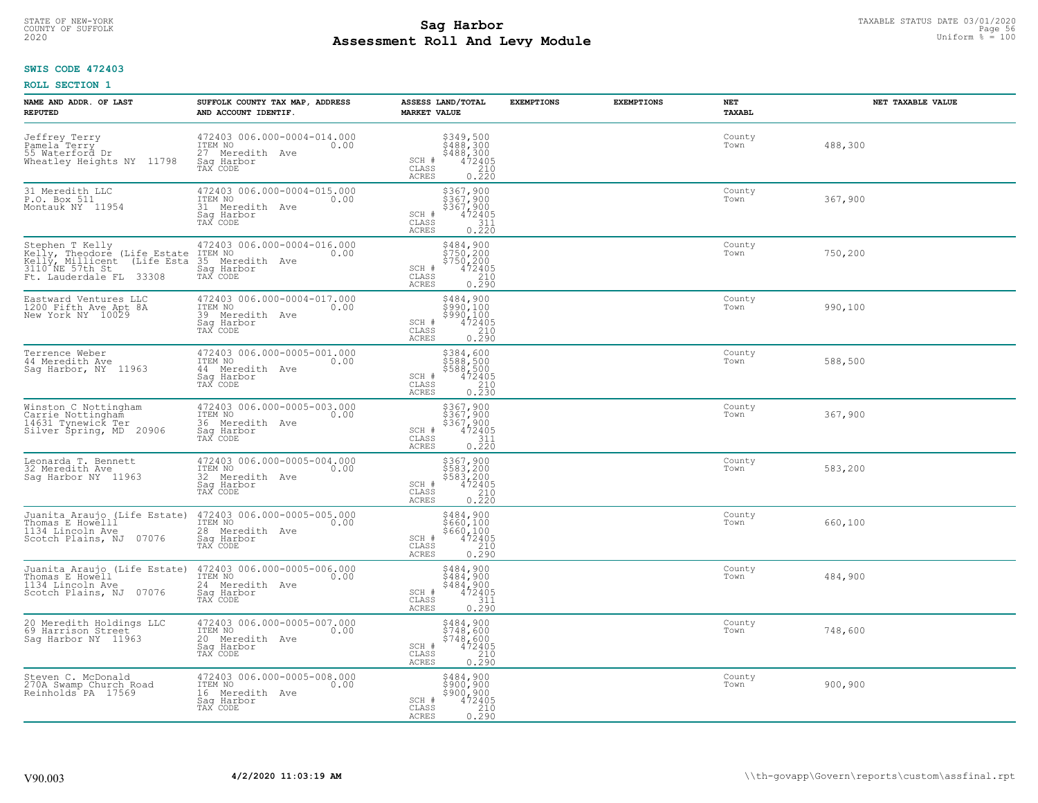STATE OF NEW-YORK
COUNTY OF SUFFOLK
2020

# Sag Harbor
## Assessment Roll And Levy Module

TAXABLE STATUS DATE 03/01/2020
Uniform % = 100

**SWIS CODE 472403**

**ROLL SECTION 1**

| NAME AND ADDR. OF LAST REPUTED | SUFFOLK COUNTY TAX MAP, ADDRESS AND ACCOUNT IDENTIF. | ASSESS LAND/TOTAL MARKET VALUE | EXEMPTIONS | EXEMPTIONS | NET TAXABL | NET TAXABLE VALUE |
|---|---|---|---|---|---|---|
| Jeffrey Terry<br>Pamela Terry<br>55 Waterford Dr<br>Wheatley Heights NY 11798 | 472403 006.000-0004-014.000<br>ITEM NO 0.00<br>27 Meredith Ave<br>Sag Harbor<br>TAX CODE | $349,500<br>$488,300<br>$488,300<br>SCH # 472405<br>CLASS 210<br>ACRES 0.220 | | | County<br>Town | 488,300 |
| 31 Meredith LLC<br>P.O. Box 511<br>Montauk NY 11954 | 472403 006.000-0004-015.000<br>ITEM NO 0.00<br>31 Meredith Ave<br>Sag Harbor<br>TAX CODE | $367,900<br>$367,900<br>$367,900<br>SCH # 472405<br>CLASS 311<br>ACRES 0.220 | | | County<br>Town | 367,900 |
| Stephen T Kelly<br>Kelly, Theodore (Life Estate<br>Kelly, Millicent (Life Esta<br>3110 NE 57th St<br>Ft. Lauderdale FL 33308 | 472403 006.000-0004-016.000<br>ITEM NO 0.00<br>35 Meredith Ave<br>Sag Harbor<br>TAX CODE | $484,900<br>$750,200<br>$750,200<br>SCH # 472405<br>CLASS 210<br>ACRES 0.290 | | | County<br>Town | 750,200 |
| Eastward Ventures LLC<br>1200 Fifth Ave Apt 8A<br>New York NY 10029 | 472403 006.000-0004-017.000<br>ITEM NO 0.00<br>39 Meredith Ave<br>Sag Harbor<br>TAX CODE | $484,900<br>$990,100<br>$990,100<br>SCH # 472405<br>CLASS 210<br>ACRES 0.290 | | | County<br>Town | 990,100 |
| Terrence Weber<br>44 Meredith Ave<br>Sag Harbor, NY 11963 | 472403 006.000-0005-001.000<br>ITEM NO 0.00<br>44 Meredith Ave<br>Sag Harbor<br>TAX CODE | $384,600<br>$588,500<br>$588,500<br>SCH # 472405<br>CLASS 210<br>ACRES 0.230 | | | County<br>Town | 588,500 |
| Winston C Nottingham<br>Carrie Nottingham<br>14631 Tynewick Ter<br>Silver Spring, MD 20906 | 472403 006.000-0005-003.000<br>ITEM NO 0.00<br>36 Meredith Ave<br>Sag Harbor<br>TAX CODE | $367,900<br>$367,900<br>$367,900<br>SCH # 472405<br>CLASS 311<br>ACRES 0.220 | | | County<br>Town | 367,900 |
| Leonarda T. Bennett<br>32 Meredith Ave<br>Sag Harbor NY 11963 | 472403 006.000-0005-004.000<br>ITEM NO 0.00<br>32 Meredith Ave<br>Sag Harbor<br>TAX CODE | $367,900<br>$583,200<br>$583,200<br>SCH # 472405<br>CLASS 210<br>ACRES 0.220 | | | County<br>Town | 583,200 |
| Juanita Araujo (Life Estate)<br>Thomas E Howell<br>1134 Lincoln Ave<br>Scotch Plains, NJ 07076 | 472403 006.000-0005-005.000<br>ITEM NO 0.00<br>28 Meredith Ave<br>Sag Harbor<br>TAX CODE | $484,900<br>$660,100<br>$660,100<br>SCH # 472405<br>CLASS 210<br>ACRES 0.290 | | | County<br>Town | 660,100 |
| Juanita Araujo (Life Estate)<br>Thomas E Howell<br>1134 Lincoln Ave<br>Scotch Plains, NJ 07076 | 472403 006.000-0005-006.000<br>ITEM NO 0.00<br>24 Meredith Ave<br>Sag Harbor<br>TAX CODE | $484,900<br>$484,900<br>$484,900<br>SCH # 472405<br>CLASS 311<br>ACRES 0.290 | | | County<br>Town | 484,900 |
| 20 Meredith Holdings LLC<br>69 Harrison Street<br>Sag Harbor NY 11963 | 472403 006.000-0005-007.000<br>ITEM NO 0.00<br>20 Meredith Ave<br>Sag Harbor<br>TAX CODE | $484,900<br>$748,600<br>$748,600<br>SCH # 472405<br>CLASS 210<br>ACRES 0.290 | | | County<br>Town | 748,600 |
| Steven C. McDonald<br>270A Swamp Church Road<br>Reinholds PA 17569 | 472403 006.000-0005-008.000<br>ITEM NO 0.00<br>16 Meredith Ave<br>Sag Harbor<br>TAX CODE | $484,900<br>$900,900<br>$900,900<br>SCH # 472405<br>CLASS 210<br>ACRES 0.290 | | | County<br>Town | 900,900 |

V90.003 4/2/2020 11:03:19 AM \\th-govapp\Govern\reports\custom\assfinal.rpt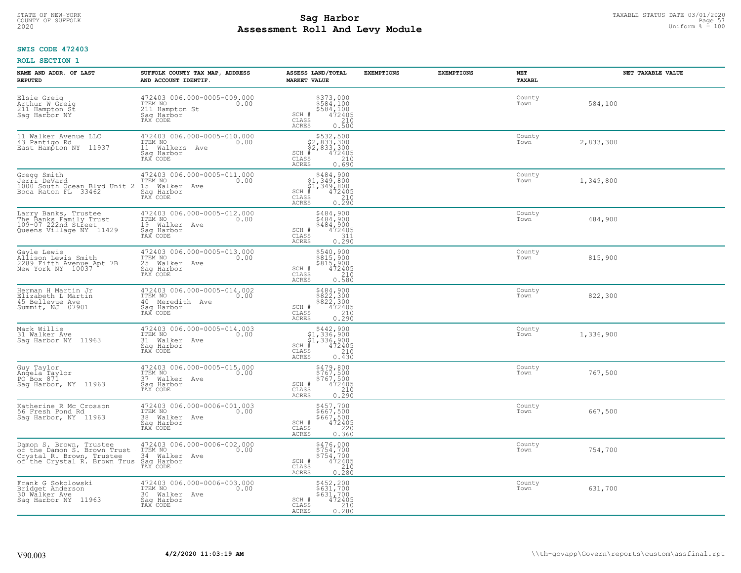STATE OF NEW-YORK
COUNTY OF SUFFOLK
2020

# Sag Harbor
## Assessment Roll And Levy Module

TAXABLE STATUS DATE 03/01/2020
Uniform % = 100

**SWIS CODE 472403**

**ROLL SECTION 1**

| NAME AND ADDR. OF LAST REPUTED | SUFFOLK COUNTY TAX MAP, ADDRESS AND ACCOUNT IDENTIF. | ASSESS LAND/TOTAL MARKET VALUE | EXEMPTIONS | EXEMPTIONS | NET TAXABL | NET TAXABLE VALUE |
|---|---|---|---|---|---|---|
| Elsie Greig<br>Arthur W Greig<br>211 Hampton St<br>Sag Harbor NY | 472403 006.000-0005-009.000<br>ITEM NO 0.00<br>211 Hampton St<br>Sag Harbor<br>TAX CODE | $373,000<br>$584,100<br>$584,100<br>SCH # 472405<br>CLASS 210<br>ACRES 0.500 | | | County<br>Town | 584,100 |
| 11 Walker Avenue LLC<br>43 Pantigo Rd<br>East Hampton NY 11937 | 472403 006.000-0005-010.000<br>ITEM NO 0.00<br>11 Walkers Ave<br>Sag Harbor<br>TAX CODE | $532,500<br>$2,833,300<br>$2,833,300<br>SCH # 472405<br>CLASS 210<br>ACRES 0.690 | | | County<br>Town | 2,833,300 |
| Gregg Smith<br>Jerri DeVard<br>1000 South Ocean Blvd Unit 2<br>Boca Raton FL 33462 | 472403 006.000-0005-011.000<br>ITEM NO 0.00<br>15 Walker Ave<br>Sag Harbor<br>TAX CODE | $484,900<br>$1,349,800<br>$1,349,800<br>SCH # 472405<br>CLASS 210<br>ACRES 0.290 | | | County<br>Town | 1,349,800 |
| Larry Banks, Trustee<br>The Banks Family Trust<br>109-07 222nd Street<br>Queens Village NY 11429 | 472403 006.000-0005-012.000<br>ITEM NO 0.00<br>19 Walker Ave<br>Sag Harbor<br>TAX CODE | $484,900<br>$484,900<br>$484,900<br>SCH # 472405<br>CLASS 311<br>ACRES 0.290 | | | County<br>Town | 484,900 |
| Gayle Lewis<br>Allison Lewis Smith<br>2289 Fifth Avenue Apt 7B<br>New York NY 10037 | 472403 006.000-0005-013.000<br>ITEM NO 0.00<br>25 Walker Ave<br>Sag Harbor<br>TAX CODE | $540,900<br>$815,900<br>$815,900<br>SCH # 472405<br>CLASS 210<br>ACRES 0.580 | | | County<br>Town | 815,900 |
| Herman H Martin Jr<br>Elizabeth L Martin<br>45 Bellevue Ave<br>Summit, NJ 07901 | 472403 006.000-0005-014.002<br>ITEM NO 0.00<br>40 Meredith Ave<br>Sag Harbor<br>TAX CODE | $484,900<br>$822,300<br>$822,300<br>SCH # 472405<br>CLASS 210<br>ACRES 0.290 | | | County<br>Town | 822,300 |
| Mark Willis<br>31 Walker Ave<br>Sag Harbor NY 11963 | 472403 006.000-0005-014.003<br>ITEM NO 0.00<br>31 Walker Ave<br>Sag Harbor<br>TAX CODE | $442,900<br>$1,336,900<br>$1,336,900<br>SCH # 472405<br>CLASS 210<br>ACRES 0.430 | | | County<br>Town | 1,336,900 |
| Guy Taylor<br>Angela Taylor<br>PO Box 871<br>Sag Harbor, NY 11963 | 472403 006.000-0005-015.000<br>ITEM NO 0.00<br>37 Walker Ave<br>Sag Harbor<br>TAX CODE | $479,800<br>$767,500<br>$767,500<br>SCH # 472405<br>CLASS 210<br>ACRES 0.290 | | | County<br>Town | 767,500 |
| Katherine R Mc Crosson<br>56 Fresh Pond Rd<br>Sag Harbor, NY 11963 | 472403 006.000-0006-001.003<br>ITEM NO 0.00<br>38 Walker Ave<br>Sag Harbor<br>TAX CODE | $457,700<br>$667,500<br>$667,500<br>SCH # 472405<br>CLASS 220<br>ACRES 0.360 | | | County<br>Town | 667,500 |
| Damon S. Brown, Trustee<br>of the Damon S. Brown Trust<br>Crystal R. Brown, Trustee<br>of the Crystal R. Brown Trus | 472403 006.000-0006-002.000<br>ITEM NO 0.00<br>34 Walker Ave<br>Sag Harbor<br>TAX CODE | $476,000<br>$754,700<br>$754,700<br>SCH # 472405<br>CLASS 210<br>ACRES 0.280 | | | County<br>Town | 754,700 |
| Frank G Sokolowski<br>Bridget Anderson<br>30 Walker Ave<br>Sag Harbor NY 11963 | 472403 006.000-0006-003.000<br>ITEM NO 0.00<br>30 Walker Ave<br>Sag Harbor<br>TAX CODE | $452,200<br>$631,700<br>$631,700<br>SCH # 472405<br>CLASS 210<br>ACRES 0.280 | | | County<br>Town | 631,700 |

V90.003 4/2/2020 11:03:19 AM \\th-govapp\Govern\reports\custom\assfinal.rpt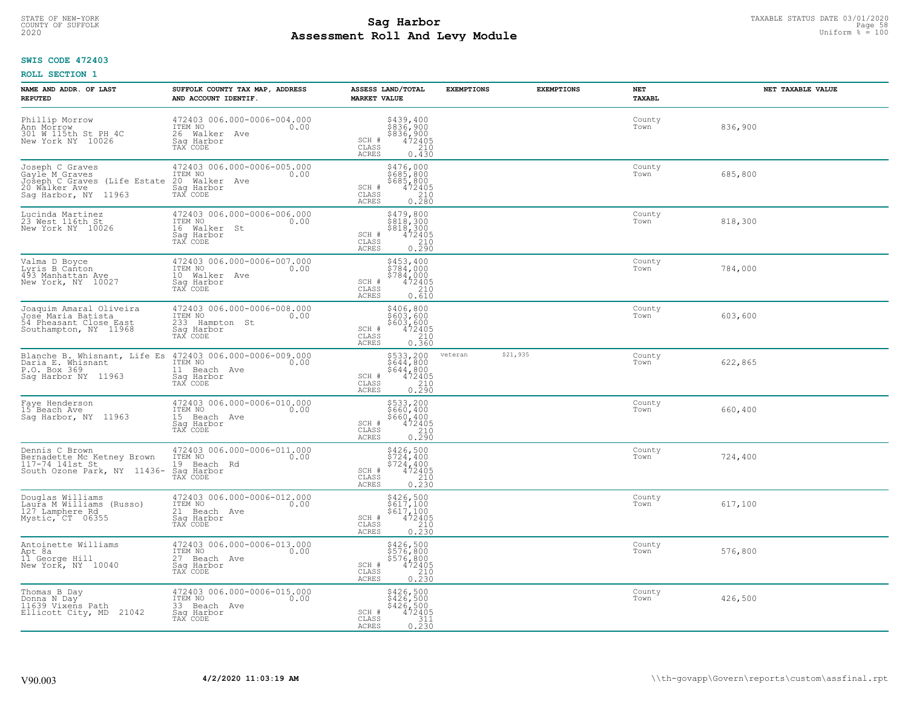**SWIS CODE 472403**

**ROLL SECTION 1**

| NAME AND ADDR. OF LAST REPUTED | SUFFOLK COUNTY TAX MAP, ADDRESS AND ACCOUNT IDENTIF. | ASSESS LAND/TOTAL MARKET VALUE | EXEMPTIONS | EXEMPTIONS | NET TAXABL | NET TAXABLE VALUE |
|---|---|---|---|---|---|---|
| Phillip Morrow<br>Ann Morrow<br>301 W 115th St PH 4C<br>New York NY 10026 | 472403 006.000-0006-004.000<br>ITEM NO 0.00<br>26 Walker Ave<br>Sag Harbor<br>TAX CODE | $439,400<br>$836,900<br>$836,900<br>SCH # 472405<br>CLASS 210<br>ACRES 0.430 | | | County<br>Town | 836,900 |
| Joseph C Graves<br>Gayle M Graves<br>Joseph C Graves (Life Estate<br>20 Walker Ave<br>Sag Harbor, NY 11963 | 472403 006.000-0006-005.000<br>ITEM NO 0.00<br>20 Walker Ave<br>Sag Harbor<br>TAX CODE | $476,000<br>$685,800<br>$685,800<br>SCH # 472405<br>CLASS 210<br>ACRES 0.280 | | | County<br>Town | 685,800 |
| Lucinda Martinez<br>23 West 116th St<br>New York NY 10026 | 472403 006.000-0006-006.000<br>ITEM NO 0.00<br>16 Walker St<br>Sag Harbor<br>TAX CODE | $479,800<br>$818,300<br>$818,300<br>SCH # 472405<br>CLASS 210<br>ACRES 0.290 | | | County<br>Town | 818,300 |
| Valma D Boyce<br>Lyris B Canton<br>493 Manhattan Ave<br>New York, NY 10027 | 472403 006.000-0006-007.000<br>ITEM NO 0.00<br>10 Walker Ave<br>Sag Harbor<br>TAX CODE | $453,400<br>$784,000<br>$784,000<br>SCH # 472405<br>CLASS 210<br>ACRES 0.610 | | | County<br>Town | 784,000 |
| Joaquim Amaral Oliveira<br>Jose Maria Batista<br>54 Pheasant Close East<br>Southampton, NY 11968 | 472403 006.000-0006-008.000<br>ITEM NO 0.00<br>233 Hampton St<br>Sag Harbor<br>TAX CODE | $406,800<br>$603,600<br>$603,600<br>SCH # 472405<br>CLASS 210<br>ACRES 0.360 | | | County<br>Town | 603,600 |
| Blanche B. Whisnant, Life Es<br>Daria E. Whisnant<br>P.O. Box 369<br>Sag Harbor NY 11963 | 472403 006.000-0006-009.000<br>ITEM NO 0.00<br>11 Beach Ave<br>Sag Harbor<br>TAX CODE | $533,200<br>$644,800<br>$644,800<br>SCH # 472405<br>CLASS 210<br>ACRES 0.290 | veteran $21,935 | | County<br>Town | 622,865 |
| Faye Henderson<br>15 Beach Ave<br>Sag Harbor, NY 11963 | 472403 006.000-0006-010.000<br>ITEM NO 0.00<br>15 Beach Ave<br>Sag Harbor<br>TAX CODE | $533,200<br>$660,400<br>$660,400<br>SCH # 472405<br>CLASS 210<br>ACRES 0.290 | | | County<br>Town | 660,400 |
| Dennis C Brown<br>Bernadette Mc Ketney Brown<br>117-74 141st St<br>South Ozone Park, NY 11436- | 472403 006.000-0006-011.000<br>ITEM NO 0.00<br>19 Beach Rd<br>Sag Harbor<br>TAX CODE | $426,500<br>$724,400<br>$724,400<br>SCH # 472405<br>CLASS 210<br>ACRES 0.230 | | | County<br>Town | 724,400 |
| Douglas Williams<br>Laura M Williams (Russo)<br>127 Lamphere Rd<br>Mystic, CT 06355 | 472403 006.000-0006-012.000<br>ITEM NO 0.00<br>21 Beach Ave<br>Sag Harbor<br>TAX CODE | $426,500<br>$617,100<br>$617,100<br>SCH # 472405<br>CLASS 210<br>ACRES 0.230 | | | County<br>Town | 617,100 |
| Antoinette Williams<br>Apt 8a<br>11 George Hill<br>New York, NY 10040 | 472403 006.000-0006-013.000<br>ITEM NO 0.00<br>27 Beach Ave<br>Sag Harbor<br>TAX CODE | $426,500<br>$576,800<br>$576,800<br>SCH # 472405<br>CLASS 210<br>ACRES 0.230 | | | County<br>Town | 576,800 |
| Thomas B Day<br>Donna N Day<br>11639 Vixens Path<br>Ellicott City, MD 21042 | 472403 006.000-0006-015.000<br>ITEM NO 0.00<br>33 Beach Ave<br>Sag Harbor<br>TAX CODE | $426,500<br>$426,500<br>$426,500<br>SCH # 472405<br>CLASS 311<br>ACRES 0.230 | | | County<br>Town | 426,500 |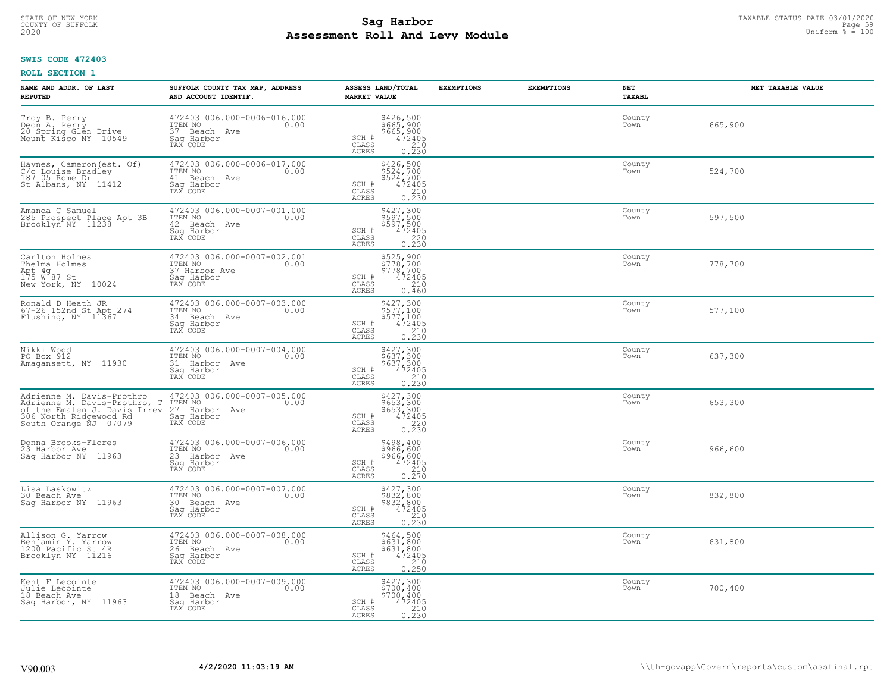STATE OF NEW-YORK
COUNTY OF SUFFOLK
2020

# Sag Harbor
# Assessment Roll And Levy Module

TAXABLE STATUS DATE 03/01/2020
Uniform % = 100

**SWIS CODE 472403**

**ROLL SECTION 1**

| NAME AND ADDR. OF LAST REPUTED | SUFFOLK COUNTY TAX MAP, ADDRESS AND ACCOUNT IDENTIF. | ASSESS LAND/TOTAL MARKET VALUE | EXEMPTIONS | EXEMPTIONS | NET TAXABL | NET TAXABLE VALUE |
|---|---|---|---|---|---|---|
| Troy B. Perry<br>Deon A. Perry<br>20 Spring Glen Drive<br>Mount Kisco NY 10549 | 472403 006.000-0006-016.000<br>ITEM NO 0.00<br>37 Beach Ave<br>Sag Harbor<br>TAX CODE | $426,500<br>$665,900<br>$665,900<br>SCH # 472405<br>CLASS 210<br>ACRES 0.230 | | | County<br>Town | 665,900 |
| Haynes, Cameron(est. Of)<br>C/o Louise Bradley<br>187 05 Rome Dr<br>St Albans, NY 11412 | 472403 006.000-0006-017.000<br>ITEM NO 0.00<br>41 Beach Ave<br>Sag Harbor<br>TAX CODE | $426,500<br>$524,700<br>$524,700<br>SCH # 472405<br>CLASS 210<br>ACRES 0.230 | | | County<br>Town | 524,700 |
| Amanda C Samuel<br>285 Prospect Place Apt 3B<br>Brooklyn NY 11238 | 472403 006.000-0007-001.000<br>ITEM NO 0.00<br>42 Beach Ave<br>Sag Harbor<br>TAX CODE | $427,300<br>$597,500<br>$597,500<br>SCH # 472405<br>CLASS 220<br>ACRES 0.230 | | | County<br>Town | 597,500 |
| Carlton Holmes<br>Thelma Holmes<br>Apt 4g<br>175 W 87 St<br>New York, NY 10024 | 472403 006.000-0007-002.001<br>ITEM NO 0.00<br>37 Harbor Ave<br>Sag Harbor<br>TAX CODE | $525,900<br>$778,700<br>$778,700<br>SCH # 472405<br>CLASS 210<br>ACRES 0.460 | | | County<br>Town | 778,700 |
| Ronald D Heath JR<br>67-26 152nd St Apt 274<br>Flushing, NY 11367 | 472403 006.000-0007-003.000<br>ITEM NO 0.00<br>34 Beach Ave<br>Sag Harbor<br>TAX CODE | $427,300<br>$577,100<br>$577,100<br>SCH # 472405<br>CLASS 210<br>ACRES 0.230 | | | County<br>Town | 577,100 |
| Nikki Wood<br>PO Box 912<br>Amagansett, NY 11930 | 472403 006.000-0007-004.000<br>ITEM NO 0.00<br>31 Harbor Ave<br>Sag Harbor<br>TAX CODE | $427,300<br>$637,300<br>$637,300<br>SCH # 472405<br>CLASS 210<br>ACRES 0.230 | | | County<br>Town | 637,300 |
| Adrienne M. Davis-Prothro<br>Adrienne M. Davis-Prothro, T<br>of the Emalen J. Davis Irrev<br>306 North Ridgewood Rd<br>South Orange NJ 07079 | 472403 006.000-0007-005.000<br>ITEM NO 0.00<br>27 Harbor Ave<br>Sag Harbor<br>TAX CODE | $427,300<br>$653,300<br>$653,300<br>SCH # 472405<br>CLASS 220<br>ACRES 0.230 | | | County<br>Town | 653,300 |
| Donna Brooks-Flores<br>23 Harbor Ave<br>Sag Harbor NY 11963 | 472403 006.000-0007-006.000<br>ITEM NO 0.00<br>23 Harbor Ave<br>Sag Harbor<br>TAX CODE | $498,400<br>$966,600<br>$966,600<br>SCH # 472405<br>CLASS 210<br>ACRES 0.270 | | | County<br>Town | 966,600 |
| Lisa Laskowitz<br>30 Beach Ave<br>Sag Harbor NY 11963 | 472403 006.000-0007-007.000<br>ITEM NO 0.00<br>30 Beach Ave<br>Sag Harbor<br>TAX CODE | $427,300<br>$832,800<br>$832,800<br>SCH # 472405<br>CLASS 210<br>ACRES 0.230 | | | County<br>Town | 832,800 |
| Allison G. Yarrow<br>Benjamin Y. Yarrow<br>1200 Pacific St 4R<br>Brooklyn NY 11216 | 472403 006.000-0007-008.000<br>ITEM NO 0.00<br>26 Beach Ave<br>Sag Harbor<br>TAX CODE | $464,500<br>$631,800<br>$631,800<br>SCH # 472405<br>CLASS 210<br>ACRES 0.250 | | | County<br>Town | 631,800 |
| Kent F Lecointe<br>Julie Lecointe<br>18 Beach Ave<br>Sag Harbor, NY 11963 | 472403 006.000-0007-009.000<br>ITEM NO 0.00<br>18 Beach Ave<br>Sag Harbor<br>TAX CODE | $427,300<br>$700,400<br>$700,400<br>SCH # 472405<br>CLASS 210<br>ACRES 0.230 | | | County<br>Town | 700,400 |

V90.003 **4/2/2020 11:03:19 AM** \\th-govapp\Govern\reports\custom\assfinal.rpt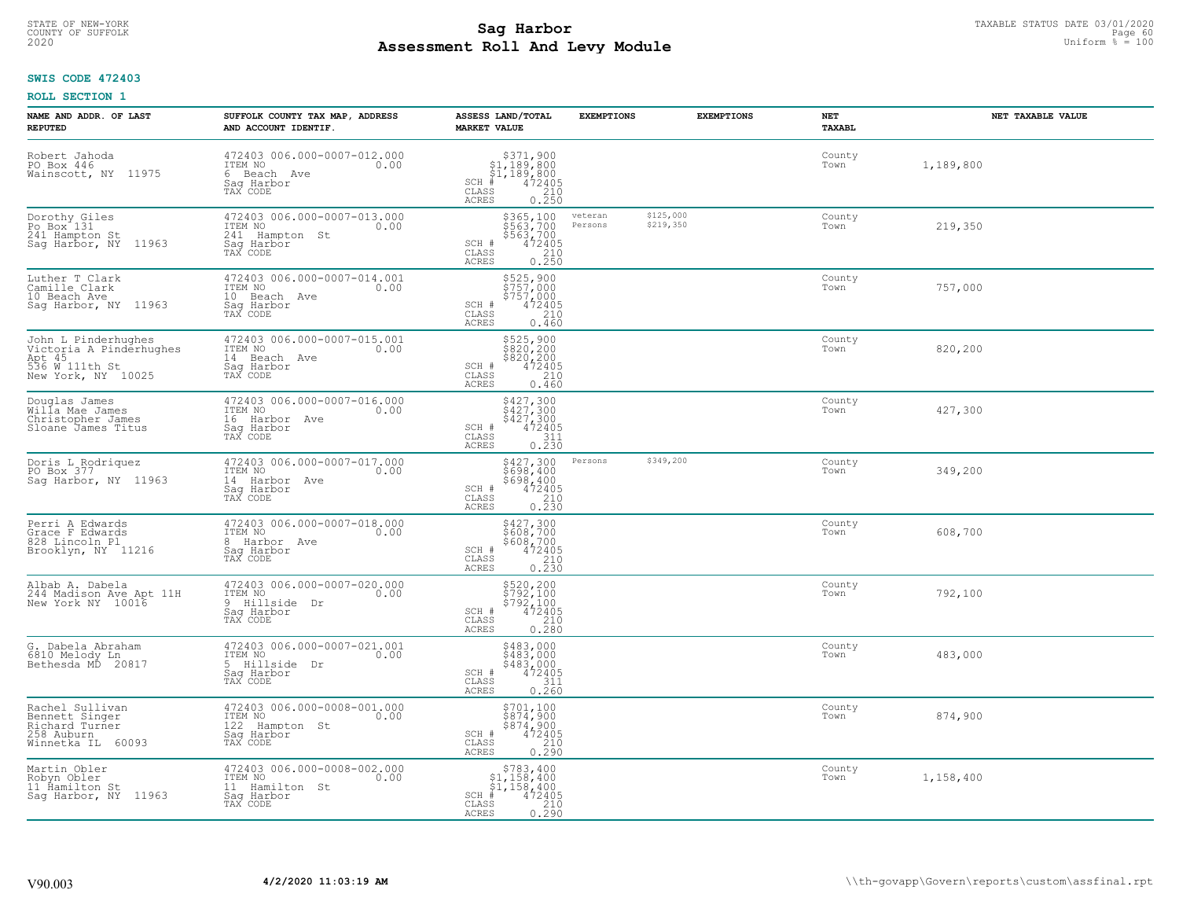**SWIS CODE 472403**

**ROLL SECTION 1**

| NAME AND ADDR. OF LAST REPUTED | SUFFOLK COUNTY TAX MAP, ADDRESS AND ACCOUNT IDENTIF. | ASSESS LAND/TOTAL MARKET VALUE | EXEMPTIONS | EXEMPTIONS | NET TAXABL | NET TAXABLE VALUE |
|---|---|---|---|---|---|---|
| Robert Jahoda<br>PO Box 446<br>Wainscott, NY 11975 | 472403 006.000-0007-012.000<br>ITEM NO 0.00<br>6 Beach Ave<br>Sag Harbor<br>TAX CODE | $371,900<br>$1,189,800<br>$1,189,800<br>SCH # 472405<br>CLASS 210<br>ACRES 0.250 | | | County<br>Town | 1,189,800 |
| Dorothy Giles<br>Po Box 131<br>241 Hampton St<br>Sag Harbor, NY 11963 | 472403 006.000-0007-013.000<br>ITEM NO 0.00<br>241 Hampton St<br>Sag Harbor<br>TAX CODE | $365,100<br>$563,700<br>$563,700<br>SCH # 472405<br>CLASS 210<br>ACRES 0.250 | veteran<br>Persons | $125,000<br>$219,350 | County<br>Town | 219,350 |
| Luther T Clark<br>Camille Clark<br>10 Beach Ave<br>Sag Harbor, NY 11963 | 472403 006.000-0007-014.001<br>ITEM NO 0.00<br>10 Beach Ave<br>Sag Harbor<br>TAX CODE | $525,900<br>$757,000<br>$757,000<br>SCH # 472405<br>CLASS 210<br>ACRES 0.460 | | | County<br>Town | 757,000 |
| John L Pinderhughes<br>Victoria A Pinderhughes<br>Apt 45<br>536 W 111th St<br>New York, NY 10025 | 472403 006.000-0007-015.001<br>ITEM NO 0.00<br>14 Beach Ave<br>Sag Harbor<br>TAX CODE | $525,900<br>$820,200<br>$820,200<br>SCH # 472405<br>CLASS 210<br>ACRES 0.460 | | | County<br>Town | 820,200 |
| Douglas James<br>Willa Mae James<br>Christopher James<br>Sloane James Titus | 472403 006.000-0007-016.000<br>ITEM NO 0.00<br>16 Harbor Ave<br>Sag Harbor<br>TAX CODE | $427,300<br>$427,300<br>$427,300<br>SCH # 472405<br>CLASS 311<br>ACRES 0.230 | | | County<br>Town | 427,300 |
| Doris L Rodriquez<br>PO Box 377<br>Sag Harbor, NY 11963 | 472403 006.000-0007-017.000<br>ITEM NO 0.00<br>14 Harbor Ave<br>Sag Harbor<br>TAX CODE | $427,300<br>$698,400<br>$698,400<br>SCH # 472405<br>CLASS 210<br>ACRES 0.230 | Persons | $349,200 | County<br>Town | 349,200 |
| Perri A Edwards<br>Grace F Edwards<br>828 Lincoln Pl<br>Brooklyn, NY 11216 | 472403 006.000-0007-018.000<br>ITEM NO 0.00<br>8 Harbor Ave<br>Sag Harbor<br>TAX CODE | $427,300<br>$608,700<br>$608,700<br>SCH # 472405<br>CLASS 210<br>ACRES 0.230 | | | County<br>Town | 608,700 |
| Albab A. Dabela<br>244 Madison Ave Apt 11H<br>New York NY 10016 | 472403 006.000-0007-020.000<br>ITEM NO 0.00<br>9 Hillside Dr<br>Sag Harbor<br>TAX CODE | $520,200<br>$792,100<br>$792,100<br>SCH # 472405<br>CLASS 210<br>ACRES 0.280 | | | County<br>Town | 792,100 |
| G. Dabela Abraham<br>6810 Melody Ln<br>Bethesda MD 20817 | 472403 006.000-0007-021.001<br>ITEM NO 0.00<br>5 Hillside Dr<br>Sag Harbor<br>TAX CODE | $483,000<br>$483,000<br>$483,000<br>SCH # 472405<br>CLASS 311<br>ACRES 0.260 | | | County<br>Town | 483,000 |
| Rachel Sullivan<br>Bennett Singer<br>Richard Turner<br>258 Auburn<br>Winnetka IL 60093 | 472403 006.000-0008-001.000<br>ITEM NO 0.00<br>122 Hampton St<br>Sag Harbor<br>TAX CODE | $701,100<br>$874,900<br>$874,900<br>SCH # 472405<br>CLASS 210<br>ACRES 0.290 | | | County<br>Town | 874,900 |
| Martin Obler<br>Robyn Obler<br>11 Hamilton St<br>Sag Harbor, NY 11963 | 472403 006.000-0008-002.000<br>ITEM NO 0.00<br>11 Hamilton St<br>Sag Harbor<br>TAX CODE | $783,400<br>$1,158,400<br>$1,158,400<br>SCH # 472405<br>CLASS 210<br>ACRES 0.290 | | | County<br>Town | 1,158,400 |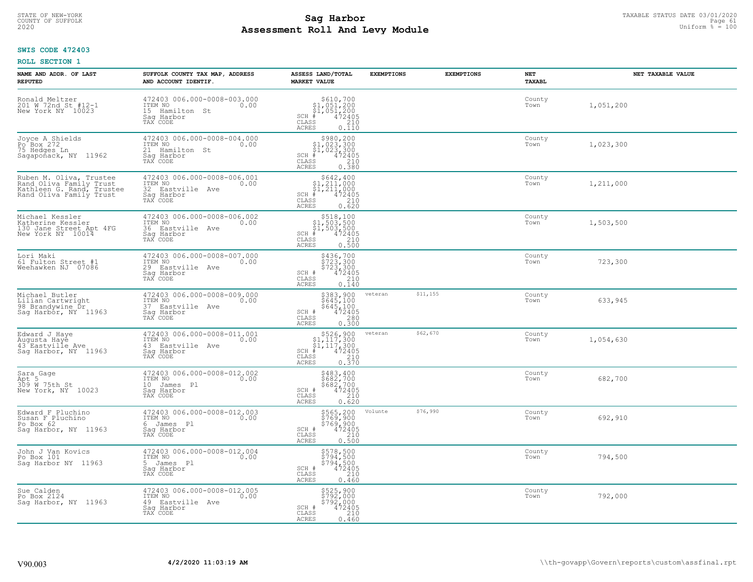**SWIS CODE 472403**

**ROLL SECTION 1**

| NAME AND ADDR. OF LAST REPUTED | SUFFOLK COUNTY TAX MAP, ADDRESS AND ACCOUNT IDENTIF. | ASSESS LAND/TOTAL MARKET VALUE | EXEMPTIONS | EXEMPTIONS | NET TAXABL | NET TAXABLE VALUE |
|---|---|---|---|---|---|---|
| Ronald Meltzer<br>201 W 72nd St #12-1<br>New York NY 10023 | 472403 006.000-0008-003.000<br>ITEM NO 0.00<br>15 Hamilton St<br>Sag Harbor<br>TAX CODE | $610,700<br>$1,051,200<br>$1,051,200<br>SCH # 472405<br>CLASS 210<br>ACRES 0.110 | | | County<br>Town | 1,051,200 |
| Joyce A Shields<br>Po Box 272<br>75 Hedges Ln<br>Sagaponack, NY 11962 | 472403 006.000-0008-004.000<br>ITEM NO 0.00<br>21 Hamilton St<br>Sag Harbor<br>TAX CODE | $980,200<br>$1,023,300<br>$1,023,300<br>SCH # 472405<br>CLASS 210<br>ACRES 0.380 | | | County<br>Town | 1,023,300 |
| Ruben M. Oliva, Trustee<br>Rand Oliva Family Trust<br>Kathleen G. Rand, Trustee<br>Rand Oliva Family Trust | 472403 006.000-0008-006.001<br>ITEM NO 0.00<br>32 Eastville Ave<br>Sag Harbor<br>TAX CODE | $642,400<br>$1,211,000<br>$1,211,000<br>SCH # 472405<br>CLASS 210<br>ACRES 0.620 | | | County<br>Town | 1,211,000 |
| Michael Kessler<br>Katherine Kessler<br>130 Jane Street Apt 4FG<br>New York NY 10014 | 472403 006.000-0008-006.002<br>ITEM NO 0.00<br>36 Eastville Ave<br>Sag Harbor<br>TAX CODE | $518,100<br>$1,503,500<br>$1,503,500<br>SCH # 472405<br>CLASS 210<br>ACRES 0.500 | | | County<br>Town | 1,503,500 |
| Lori Maki<br>61 Fulton Street #1<br>Weehawken NJ 07086 | 472403 006.000-0008-007.000<br>ITEM NO 0.00<br>29 Eastville Ave<br>Sag Harbor<br>TAX CODE | $436,700<br>$723,300<br>$723,300<br>SCH # 472405<br>CLASS 210<br>ACRES 0.140 | | | County<br>Town | 723,300 |
| Michael Butler<br>Lilian Cartwright<br>98 Brandywine Dr<br>Sag Harbor, NY 11963 | 472403 006.000-0008-009.000<br>ITEM NO 0.00<br>37 Eastville Ave<br>Sag Harbor<br>TAX CODE | $383,900<br>$645,100<br>$645,100<br>SCH # 472405<br>CLASS 280<br>ACRES 0.300 | veteran | $11,155 | County<br>Town | 633,945 |
| Edward J Haye<br>Augusta Haye<br>43 Eastville Ave<br>Sag Harbor, NY 11963 | 472403 006.000-0008-011.001<br>ITEM NO 0.00<br>43 Eastville Ave<br>Sag Harbor<br>TAX CODE | $526,900<br>$1,117,300<br>$1,117,300<br>SCH # 472405<br>CLASS 210<br>ACRES 0.370 | veteran | $62,670 | County<br>Town | 1,054,630 |
| Sara Gage<br>Apt 5<br>309 W 75th St<br>New York, NY 10023 | 472403 006.000-0008-012.002<br>ITEM NO 0.00<br>10 James Pl<br>Sag Harbor<br>TAX CODE | $483,400<br>$682,700<br>$682,700<br>SCH # 472405<br>CLASS 210<br>ACRES 0.620 | | | County<br>Town | 682,700 |
| Edward F Pluchino<br>Susan F Pluchino<br>Po Box 62<br>Sag Harbor, NY 11963 | 472403 006.000-0008-012.003<br>ITEM NO 0.00<br>6 James Pl<br>Sag Harbor<br>TAX CODE | $565,200<br>$769,900<br>$769,900<br>SCH # 472405<br>CLASS 210<br>ACRES 0.500 | Volunte | $76,990 | County<br>Town | 692,910 |
| John J Van Kovics<br>Po Box 101<br>Sag Harbor NY 11963 | 472403 006.000-0008-012.004<br>ITEM NO 0.00<br>5 James Pl<br>Sag Harbor<br>TAX CODE | $578,500<br>$794,500<br>$794,500<br>SCH # 472405<br>CLASS 210<br>ACRES 0.460 | | | County<br>Town | 794,500 |
| Sue Calden<br>Po Box 2124<br>Sag Harbor, NY 11963 | 472403 006.000-0008-012.005<br>ITEM NO 0.00<br>49 Eastville Ave<br>Sag Harbor<br>TAX CODE | $525,900<br>$792,000<br>$792,000<br>SCH # 472405<br>CLASS 210<br>ACRES 0.460 | | | County<br>Town | 792,000 |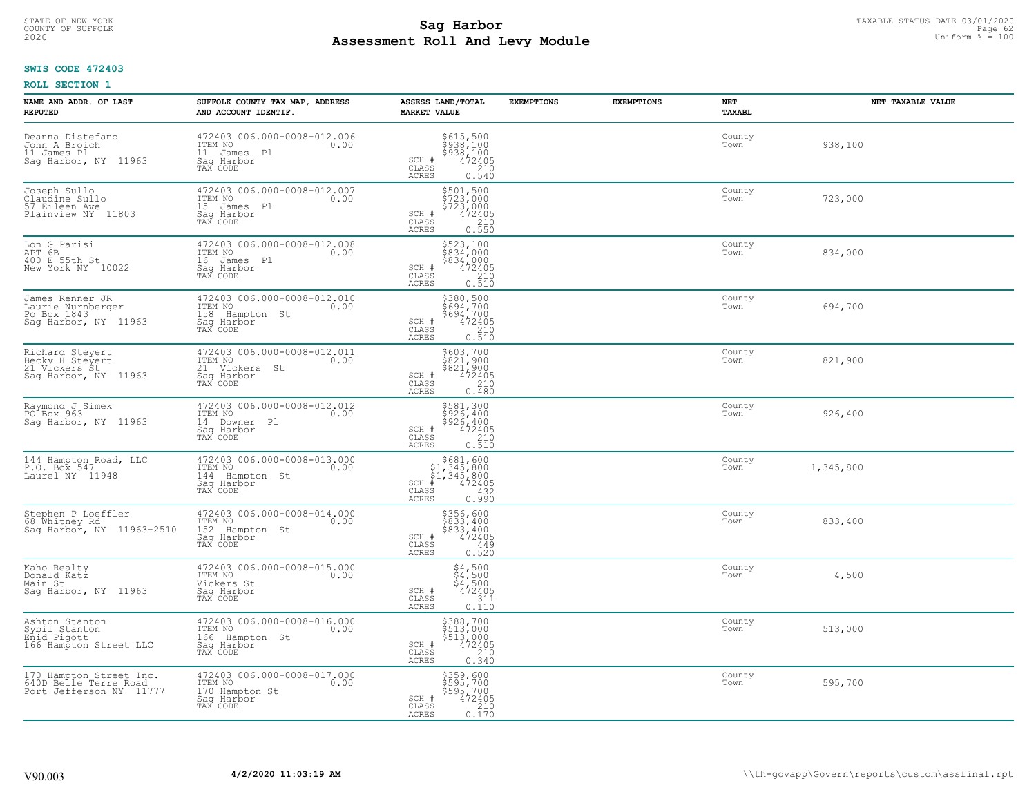STATE OF NEW-YORK
COUNTY OF SUFFOLK
2020

# Sag Harbor
## Assessment Roll And Levy Module

TAXABLE STATUS DATE 03/01/2020
Uniform % = 100

**SWIS CODE 472403**

**ROLL SECTION 1**

| NAME AND ADDR. OF LAST REPUTED | SUFFOLK COUNTY TAX MAP, ADDRESS AND ACCOUNT IDENTIF. | ASSESS LAND/TOTAL MARKET VALUE | EXEMPTIONS | EXEMPTIONS | NET TAXABL | NET TAXABLE VALUE |
|---|---|---|---|---|---|---|
| Deanna Distefano<br>John A Broich<br>11 James Pl<br>Sag Harbor, NY 11963 | 472403 006.000-0008-012.006<br>ITEM NO 0.00<br>11 James Pl<br>Sag Harbor<br>TAX CODE | $615,500<br>$938,100<br>$938,100<br>SCH # 472405<br>CLASS 210<br>ACRES 0.540 | | | County<br>Town | 938,100 |
| Joseph Sullo<br>Claudine Sullo<br>57 Eileen Ave<br>Plainview NY 11803 | 472403 006.000-0008-012.007<br>ITEM NO 0.00<br>15 James Pl<br>Sag Harbor<br>TAX CODE | $501,500<br>$723,000<br>$723,000<br>SCH # 472405<br>CLASS 210<br>ACRES 0.550 | | | County<br>Town | 723,000 |
| Lon G Parisi<br>APT 6B<br>400 E 55th St<br>New York NY 10022 | 472403 006.000-0008-012.008<br>ITEM NO 0.00<br>16 James Pl<br>Sag Harbor<br>TAX CODE | $523,100<br>$834,000<br>$834,000<br>SCH # 472405<br>CLASS 210<br>ACRES 0.510 | | | County<br>Town | 834,000 |
| James Renner JR<br>Laurie Nurnberger<br>Po Box 1843<br>Sag Harbor, NY 11963 | 472403 006.000-0008-012.010<br>ITEM NO 0.00<br>158 Hampton St<br>Sag Harbor<br>TAX CODE | $380,500<br>$694,700<br>$694,700<br>SCH # 472405<br>CLASS 210<br>ACRES 0.510 | | | County<br>Town | 694,700 |
| Richard Steyert<br>Becky H Steyert<br>21 Vickers St<br>Sag Harbor, NY 11963 | 472403 006.000-0008-012.011<br>ITEM NO 0.00<br>21 Vickers St<br>Sag Harbor<br>TAX CODE | $603,700<br>$821,900<br>$821,900<br>SCH # 472405<br>CLASS 210<br>ACRES 0.480 | | | County<br>Town | 821,900 |
| Raymond J Simek<br>PO Box 963<br>Sag Harbor, NY 11963 | 472403 006.000-0008-012.012<br>ITEM NO 0.00<br>14 Downer Pl<br>Sag Harbor<br>TAX CODE | $581,300<br>$926,400<br>$926,400<br>SCH # 472405<br>CLASS 210<br>ACRES 0.510 | | | County<br>Town | 926,400 |
| 144 Hampton Road, LLC<br>P.O. Box 547<br>Laurel NY 11948 | 472403 006.000-0008-013.000<br>ITEM NO 0.00<br>144 Hampton St<br>Sag Harbor<br>TAX CODE | $681,600<br>$1,345,800<br>$1,345,800<br>SCH # 472405<br>CLASS 432<br>ACRES 0.990 | | | County<br>Town | 1,345,800 |
| Stephen P Loeffler<br>68 Whitney Rd<br>Sag Harbor, NY 11963-2510 | 472403 006.000-0008-014.000<br>ITEM NO 0.00<br>152 Hampton St<br>Sag Harbor<br>TAX CODE | $356,600<br>$833,400<br>$833,400<br>SCH # 472405<br>CLASS 449<br>ACRES 0.520 | | | County<br>Town | 833,400 |
| Kaho Realty<br>Donald Katz<br>Main St<br>Sag Harbor, NY 11963 | 472403 006.000-0008-015.000<br>ITEM NO 0.00<br>Vickers St<br>Sag Harbor<br>TAX CODE | $4,500<br>$4,500<br>$4,500<br>SCH # 472405<br>CLASS 311<br>ACRES 0.110 | | | County<br>Town | 4,500 |
| Ashton Stanton<br>Sybil Stanton<br>Enid Pigott<br>166 Hampton Street LLC | 472403 006.000-0008-016.000<br>ITEM NO 0.00<br>166 Hampton St<br>Sag Harbor<br>TAX CODE | $388,700<br>$513,000<br>$513,000<br>SCH # 472405<br>CLASS 210<br>ACRES 0.340 | | | County<br>Town | 513,000 |
| 170 Hampton Street Inc.<br>640D Belle Terre Road<br>Port Jefferson NY 11777 | 472403 006.000-0008-017.000<br>ITEM NO 0.00<br>170 Hampton St<br>Sag Harbor<br>TAX CODE | $359,600<br>$595,700<br>$595,700<br>SCH # 472405<br>CLASS 210<br>ACRES 0.170 | | | County<br>Town | 595,700 |

V90.003 4/2/2020 11:03:19 AM \\th-govapp\Govern\reports\custom\assfinal.rpt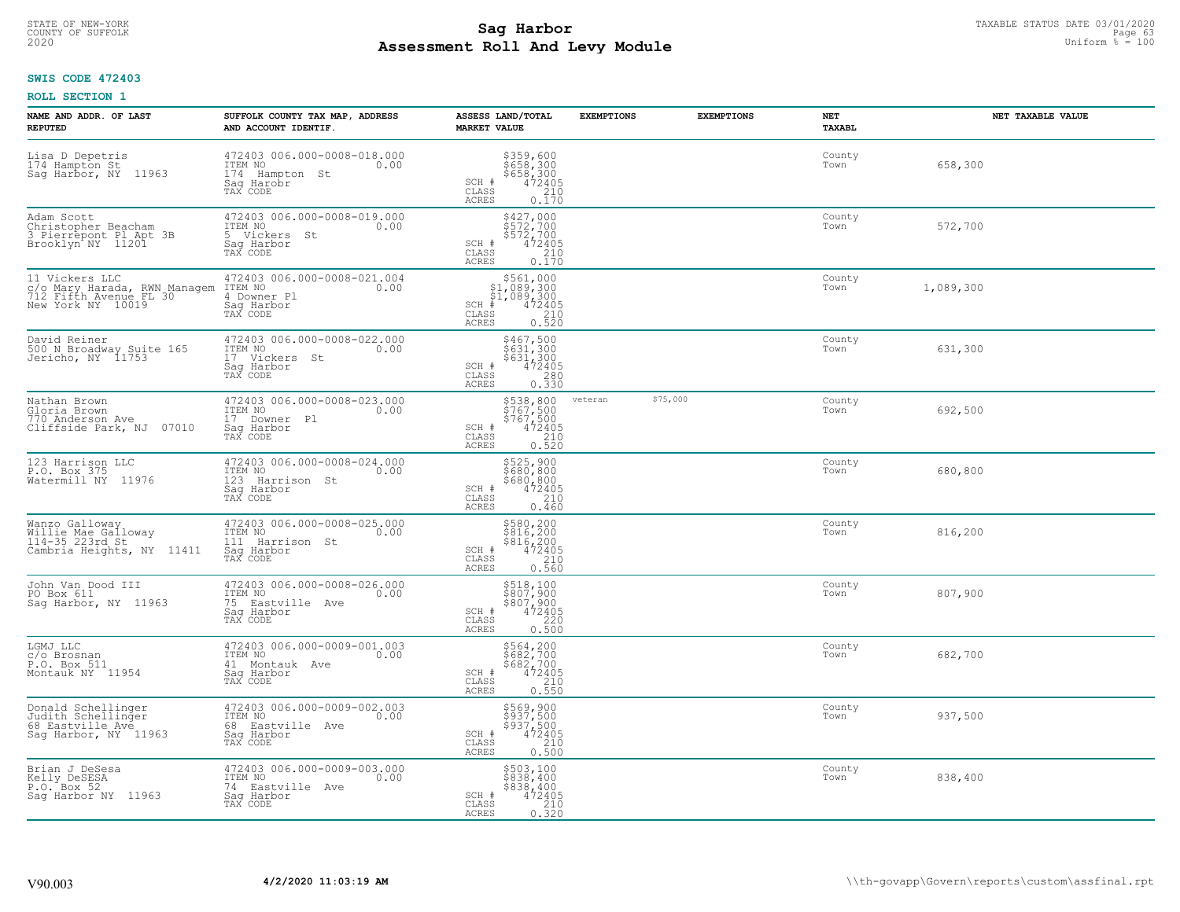STATE OF NEW-YORK
COUNTY OF SUFFOLK
2020

# Sag Harbor
# Assessment Roll And Levy Module

TAXABLE STATUS DATE 03/01/2020
Uniform % = 100

**SWIS CODE 472403**

**ROLL SECTION 1**

| NAME AND ADDR. OF LAST REPUTED | SUFFOLK COUNTY TAX MAP, ADDRESS AND ACCOUNT IDENTIF. | ASSESS LAND/TOTAL MARKET VALUE | EXEMPTIONS | EXEMPTIONS | NET TAXABL | NET TAXABLE VALUE |
|---|---|---|---|---|---|---|
| Lisa D Depetris<br>174 Hampton St<br>Sag Harbor, NY 11963 | 472403 006.000-0008-018.000<br>ITEM NO 0.00<br>174 Hampton St<br>Sag Harobr<br>TAX CODE | $359,600<br>$658,300<br>$658,300<br>SCH # 472405<br>CLASS 210<br>ACRES 0.170 | | | County<br>Town | 658,300 |
| Adam Scott<br>Christopher Beacham<br>3 Pierrepont Pl Apt 3B<br>Brooklyn NY 11201 | 472403 006.000-0008-019.000<br>ITEM NO 0.00<br>5 Vickers St<br>Sag Harbor<br>TAX CODE | $427,000<br>$572,700<br>$572,700<br>SCH # 472405<br>CLASS 210<br>ACRES 0.170 | | | County<br>Town | 572,700 |
| 11 Vickers LLC<br>c/o Mary Harada, RWN Managem<br>712 Fifth Avenue FL 30<br>New York NY 10019 | 472403 006.000-0008-021.004<br>ITEM NO 0.00<br>4 Downer Pl<br>Sag Harbor<br>TAX CODE | $561,000<br>$1,089,300<br>$1,089,300<br>SCH # 472405<br>CLASS 210<br>ACRES 0.520 | | | County<br>Town | 1,089,300 |
| David Reiner<br>500 N Broadway Suite 165<br>Jericho, NY 11753 | 472403 006.000-0008-022.000<br>ITEM NO 0.00<br>17 Vickers St<br>Sag Harbor<br>TAX CODE | $467,500<br>$631,300<br>$631,300<br>SCH # 472405<br>CLASS 280<br>ACRES 0.330 | | | County<br>Town | 631,300 |
| Nathan Brown<br>Gloria Brown<br>770 Anderson Ave<br>Cliffside Park, NJ 07010 | 472403 006.000-0008-023.000<br>ITEM NO 0.00<br>17 Downer Pl<br>Sag Harbor<br>TAX CODE | $538,800<br>$767,500<br>$767,500<br>SCH # 472405<br>CLASS 210<br>ACRES 0.520 | veteran | $75,000 | County<br>Town | 692,500 |
| 123 Harrison LLC<br>P.O. Box 375<br>Watermill NY 11976 | 472403 006.000-0008-024.000<br>ITEM NO 0.00<br>123 Harrison St<br>Sag Harbor<br>TAX CODE | $525,900<br>$680,800<br>$680,800<br>SCH # 472405<br>CLASS 210<br>ACRES 0.460 | | | County<br>Town | 680,800 |
| Wanzo Galloway<br>Willie Mae Galloway<br>114-35 223rd St<br>Cambria Heights, NY 11411 | 472403 006.000-0008-025.000<br>ITEM NO 0.00<br>111 Harrison St<br>Sag Harbor<br>TAX CODE | $580,200<br>$816,200<br>$816,200<br>SCH # 472405<br>CLASS 210<br>ACRES 0.560 | | | County<br>Town | 816,200 |
| John Van Dood III<br>PO Box 611<br>Sag Harbor, NY 11963 | 472403 006.000-0008-026.000<br>ITEM NO 0.00<br>75 Eastville Ave<br>Sag Harbor<br>TAX CODE | $518,100<br>$807,900<br>$807,900<br>SCH # 472405<br>CLASS 220<br>ACRES 0.500 | | | County<br>Town | 807,900 |
| LGMJ LLC<br>c/o Brosnan<br>P.O. Box 511<br>Montauk NY 11954 | 472403 006.000-0009-001.003<br>ITEM NO 0.00<br>41 Montauk Ave<br>Sag Harbor<br>TAX CODE | $564,200<br>$682,700<br>$682,700<br>SCH # 472405<br>CLASS 210<br>ACRES 0.550 | | | County<br>Town | 682,700 |
| Donald Schellinger<br>Judith Schellinger<br>68 Eastville Ave<br>Sag Harbor, NY 11963 | 472403 006.000-0009-002.003<br>ITEM NO 0.00<br>68 Eastville Ave<br>Sag Harbor<br>TAX CODE | $569,900<br>$937,500<br>$937,500<br>SCH # 472405<br>CLASS 210<br>ACRES 0.500 | | | County<br>Town | 937,500 |
| Brian J DeSesa<br>Kelly DeSESA<br>P.O. Box 52<br>Sag Harbor NY 11963 | 472403 006.000-0009-003.000<br>ITEM NO 0.00<br>74 Eastville Ave<br>Sag Harbor<br>TAX CODE | $503,100<br>$838,400<br>$838,400<br>SCH # 472405<br>CLASS 210<br>ACRES 0.320 | | | County<br>Town | 838,400 |

V90.003 4/2/2020 11:03:19 AM \\th-govapp\Govern\reports\custom\assfinal.rpt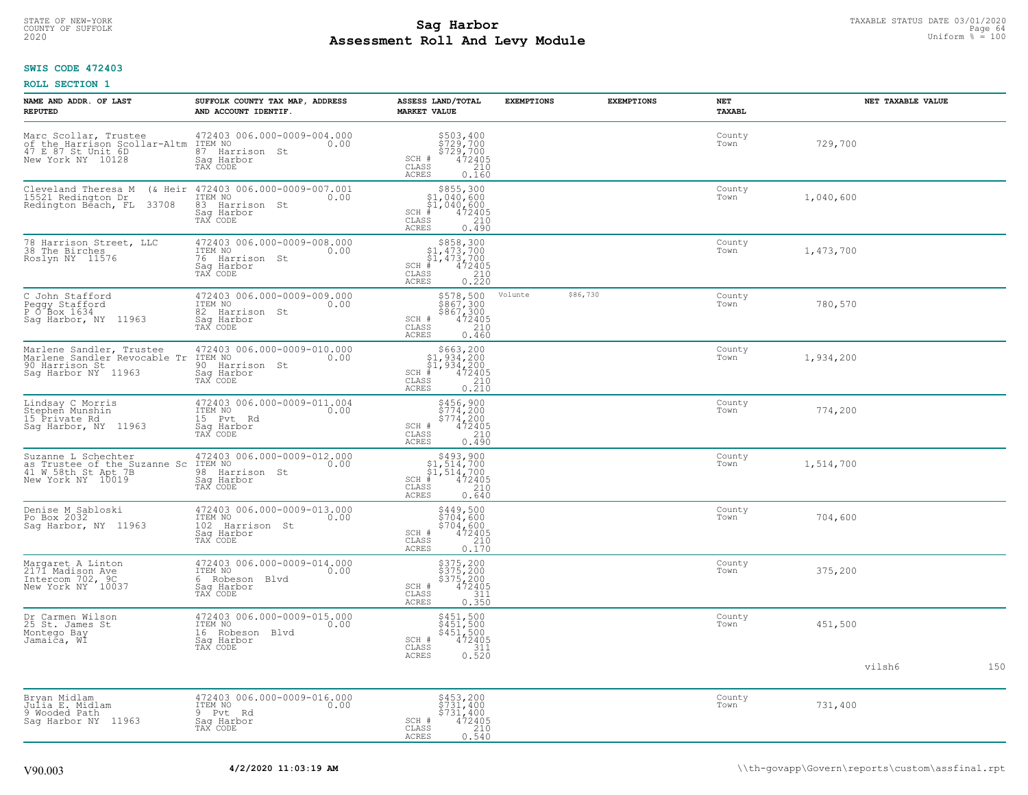**SWIS CODE 472403**

**ROLL SECTION 1**

| NAME AND ADDR. OF LAST REPUTED | SUFFOLK COUNTY TAX MAP, ADDRESS AND ACCOUNT IDENTIF. | ASSESS LAND/TOTAL MARKET VALUE | EXEMPTIONS | | EXEMPTIONS | NET TAXABL | NET TAXABLE VALUE |
|---|---|---|---|---|---|---|---|
| Marc Scollar, Trustee<br>of the Harrison Scollar-Altm<br>47 E 87 St Unit 6D<br>New York NY 10128 | 472403 006.000-0009-004.000<br>ITEM NO 0.00<br>87 Harrison St<br>Sag Harbor<br>TAX CODE | $503,400<br>$729,700<br>$729,700<br>SCH # 472405<br>CLASS 210<br>ACRES 0.160 | | | | County<br>Town | 729,700 |
| Cleveland Theresa M (& Heir<br>15521 Redington Dr<br>Redington Beach, FL 33708 | 472403 006.000-0009-007.001<br>ITEM NO 0.00<br>83 Harrison St<br>Sag Harbor<br>TAX CODE | $855,300<br>$1,040,600<br>$1,040,600<br>SCH # 472405<br>CLASS 210<br>ACRES 0.490 | | | | County<br>Town | 1,040,600 |
| 78 Harrison Street, LLC<br>38 The Birches<br>Roslyn NY 11576 | 472403 006.000-0009-008.000<br>ITEM NO 0.00<br>76 Harrison St<br>Sag Harbor<br>TAX CODE | $858,300<br>$1,473,700<br>$1,473,700<br>SCH # 472405<br>CLASS 210<br>ACRES 0.220 | | | | County<br>Town | 1,473,700 |
| C John Stafford<br>Peggy Stafford<br>P O Box 1634<br>Sag Harbor, NY 11963 | 472403 006.000-0009-009.000<br>ITEM NO 0.00<br>82 Harrison St<br>Sag Harbor<br>TAX CODE | $578,500<br>$867,300<br>$867,300<br>SCH # 472405<br>CLASS 210<br>ACRES 0.460 | Volunte | $86,730 | | County<br>Town | 780,570 |
| Marlene Sandler, Trustee<br>Marlene Sandler Revocable Tr<br>90 Harrison St<br>Sag Harbor NY 11963 | 472403 006.000-0009-010.000<br>ITEM NO 0.00<br>90 Harrison St<br>Sag Harbor<br>TAX CODE | $663,200<br>$1,934,200<br>$1,934,200<br>SCH # 472405<br>CLASS 210<br>ACRES 0.210 | | | | County<br>Town | 1,934,200 |
| Lindsay C Morris<br>Stephen Munshin<br>15 Private Rd<br>Sag Harbor, NY 11963 | 472403 006.000-0009-011.004<br>ITEM NO 0.00<br>15 Pvt Rd<br>Sag Harbor<br>TAX CODE | $456,900<br>$774,200<br>$774,200<br>SCH # 472405<br>CLASS 210<br>ACRES 0.490 | | | | County<br>Town | 774,200 |
| Suzanne L Schechter<br>as Trustee of the Suzanne Sc<br>41 W 58th St Apt 7B<br>New York NY 10019 | 472403 006.000-0009-012.000<br>ITEM NO 0.00<br>98 Harrison St<br>Sag Harbor<br>TAX CODE | $493,900<br>$1,514,700<br>$1,514,700<br>SCH # 472405<br>CLASS 210<br>ACRES 0.640 | | | | County<br>Town | 1,514,700 |
| Denise M Sabloski<br>Po Box 2032<br>Sag Harbor, NY 11963 | 472403 006.000-0009-013.000<br>ITEM NO 0.00<br>102 Harrison St<br>Sag Harbor<br>TAX CODE | $449,500<br>$704,600<br>$704,600<br>SCH # 472405<br>CLASS 210<br>ACRES 0.170 | | | | County<br>Town | 704,600 |
| Margaret A Linton<br>2171 Madison Ave<br>Intercom 702, 9C<br>New York NY 10037 | 472403 006.000-0009-014.000<br>ITEM NO 0.00<br>6 Robeson Blvd<br>Sag Harbor<br>TAX CODE | $375,200<br>$375,200<br>$375,200<br>SCH # 472405<br>CLASS 311<br>ACRES 0.350 | | | | County<br>Town | 375,200 |
| Dr Carmen Wilson<br>25 St. James St<br>Montego Bay<br>Jamaica, WI | 472403 006.000-0009-015.000<br>ITEM NO 0.00<br>16 Robeson Blvd<br>Sag Harbor<br>TAX CODE | $451,500<br>$451,500<br>$451,500<br>SCH # 472405<br>CLASS 311<br>ACRES 0.520 | | | | County<br>Town | 451,500 |
| | | | | | | | vilsh6 150 |
| Bryan Midlam<br>Julia E. Midlam<br>9 Wooded Path<br>Sag Harbor NY 11963 | 472403 006.000-0009-016.000<br>ITEM NO 0.00<br>9 Pvt Rd<br>Sag Harbor<br>TAX CODE | $453,200<br>$731,400<br>$731,400<br>SCH # 472405<br>CLASS 210<br>ACRES 0.540 | | | | County<br>Town | 731,400 |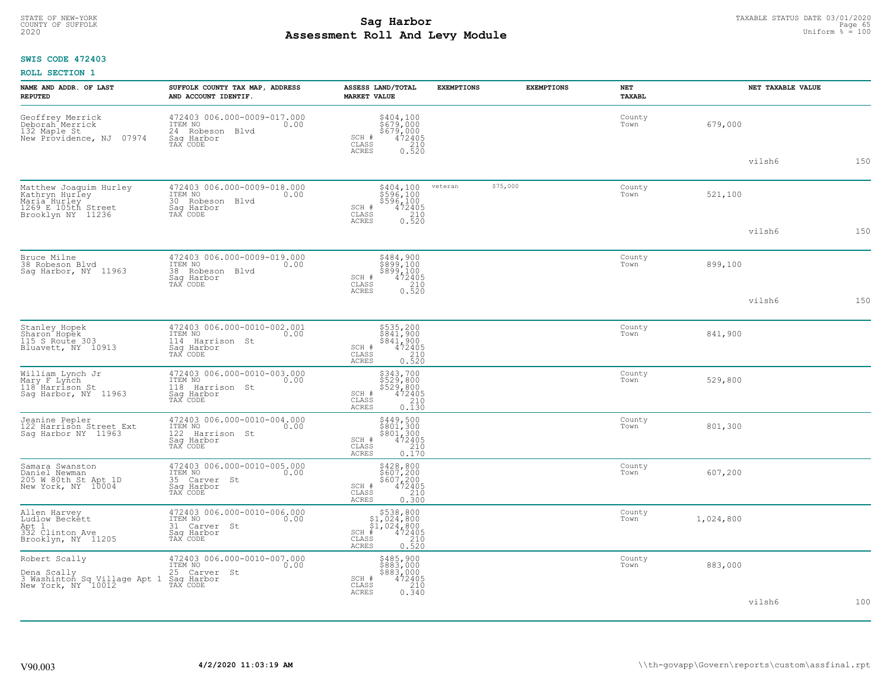STATE OF NEW-YORK
COUNTY OF SUFFOLK
2020

# Sag Harbor
# Assessment Roll And Levy Module

TAXABLE STATUS DATE 03/01/2020
Uniform % = 100

**SWIS CODE 472403**

**ROLL SECTION 1**

| NAME AND ADDR. OF LAST REPUTED | SUFFOLK COUNTY TAX MAP, ADDRESS AND ACCOUNT IDENTIF. | ASSESS LAND/TOTAL MARKET VALUE | EXEMPTIONS | EXEMPTIONS | NET TAXABL | NET TAXABLE VALUE | | |
|---|---|---|---|---|---|---|---|---|
| Geoffrey Merrick<br>Deborah Merrick<br>132 Maple St<br>New Providence, NJ 07974 | 472403 006.000-0009-017.000<br>ITEM NO 0.00<br>24 Robeson Blvd<br>Sag Harbor<br>TAX CODE | $404,100<br>$679,000<br>$679,000<br>SCH # 472405<br>CLASS 210<br>ACRES 0.520 | | | County<br>Town | 679,000 | vilsh6 | 150 |
| Matthew Joaquim Hurley<br>Kathryn Hurley<br>Maria Hurley<br>1269 E 105th Street<br>Brooklyn NY 11236 | 472403 006.000-0009-018.000<br>ITEM NO 0.00<br>30 Robeson Blvd<br>Sag Harbor<br>TAX CODE | $404,100<br>$596,100<br>$596,100<br>SCH # 472405<br>CLASS 210<br>ACRES 0.520 | veteran | $75,000 | County<br>Town | 521,100 | vilsh6 | 150 |
| Bruce Milne<br>38 Robeson Blvd<br>Sag Harbor, NY 11963 | 472403 006.000-0009-019.000<br>ITEM NO 0.00<br>38 Robeson Blvd<br>Sag Harbor<br>TAX CODE | $484,900<br>$899,100<br>$899,100<br>SCH # 472405<br>CLASS 210<br>ACRES 0.520 | | | County<br>Town | 899,100 | vilsh6 | 150 |
| Stanley Hopek<br>Sharon Hopek<br>115 S Route 303<br>Bluavett, NY 10913 | 472403 006.000-0010-002.001<br>ITEM NO 0.00<br>114 Harrison St<br>Sag Harbor<br>TAX CODE | $535,200<br>$841,900<br>$841,900<br>SCH # 472405<br>CLASS 210<br>ACRES 0.520 | | | County<br>Town | 841,900 | | |
| William Lynch Jr<br>Mary F Lynch<br>118 Harrison St<br>Sag Harbor, NY 11963 | 472403 006.000-0010-003.000<br>ITEM NO 0.00<br>118 Harrison St<br>Sag Harbor<br>TAX CODE | $343,700<br>$529,800<br>$529,800<br>SCH # 472405<br>CLASS 210<br>ACRES 0.130 | | | County<br>Town | 529,800 | | |
| Jeanine Pepler<br>122 Harrison Street Ext<br>Sag Harbor NY 11963 | 472403 006.000-0010-004.000<br>ITEM NO 0.00<br>122 Harrison St<br>Sag Harbor<br>TAX CODE | $449,500<br>$801,300<br>$801,300<br>SCH # 472405<br>CLASS 210<br>ACRES 0.170 | | | County<br>Town | 801,300 | | |
| Samara Swanston<br>Daniel Newman<br>205 W 80th St Apt 1D<br>New York, NY 10004 | 472403 006.000-0010-005.000<br>ITEM NO 0.00<br>35 Carver St<br>Sag Harbor<br>TAX CODE | $428,800<br>$607,200<br>$607,200<br>SCH # 472405<br>CLASS 210<br>ACRES 0.300 | | | County<br>Town | 607,200 | | |
| Allen Harvey<br>Ludlow Beckett<br>Apt 1<br>332 Clinton Ave<br>Brooklyn, NY 11205 | 472403 006.000-0010-006.000<br>ITEM NO 0.00<br>31 Carver St<br>Sag Harbor<br>TAX CODE | $538,800<br>$1,024,800<br>$1,024,800<br>SCH # 472405<br>CLASS 210<br>ACRES 0.520 | | | County<br>Town | 1,024,800 | | |
| Robert Scally<br><br>Dena Scally<br>3 Washinton Sq Village Apt 1<br>New York, NY 10012 | 472403 006.000-0010-007.000<br>ITEM NO 0.00<br>25 Carver St<br>Sag Harbor<br>TAX CODE | $485,900<br>$883,000<br>$883,000<br>SCH # 472405<br>CLASS 210<br>ACRES 0.340 | | | County<br>Town | 883,000 | vilsh6 | 100 |

V90.003 4/2/2020 11:03:19 AM \\th-govapp\Govern\reports\custom\assfinal.rpt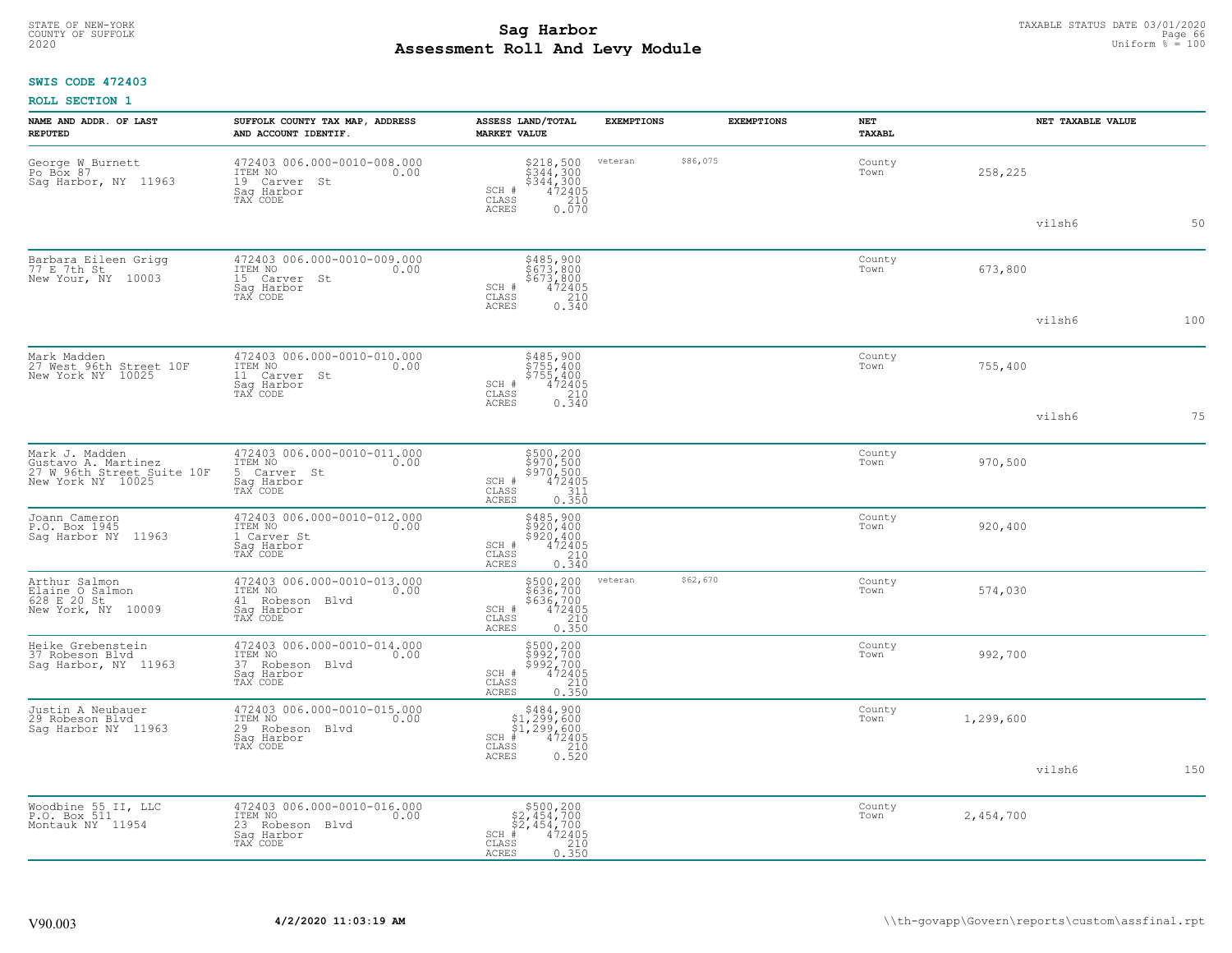**SWIS CODE 472403**

**ROLL SECTION 1**

| NAME AND ADDR. OF LAST REPUTED | SUFFOLK COUNTY TAX MAP, ADDRESS AND ACCOUNT IDENTIF. | ASSESS LAND/TOTAL MARKET VALUE | EXEMPTIONS | | EXEMPTIONS | NET TAXABL | | NET TAXABLE VALUE | |
|---|---|---|---|---|---|---|---|---|---|
| George W Burnett<br>Po Box 87<br>Sag Harbor, NY 11963 | 472403 006.000-0010-008.000<br>ITEM NO 0.00<br>19 Carver St<br>Sag Harbor<br>TAX CODE | $218,500<br>$344,300<br>$344,300<br>SCH # 472405<br>CLASS 210<br>ACRES 0.070 | veteran | $86,075 | | County<br>Town | 258,225 | vilsh6 | 50 |
| Barbara Eileen Grigg<br>77 E 7th St<br>New Your, NY 10003 | 472403 006.000-0010-009.000<br>ITEM NO 0.00<br>15 Carver St<br>Sag Harbor<br>TAX CODE | $485,900<br>$673,800<br>$673,800<br>SCH # 472405<br>CLASS 210<br>ACRES 0.340 | | | | County<br>Town | 673,800 | vilsh6 | 100 |
| Mark Madden<br>27 West 96th Street 10F<br>New York NY 10025 | 472403 006.000-0010-010.000<br>ITEM NO 0.00<br>11 Carver St<br>Sag Harbor<br>TAX CODE | $485,900<br>$755,400<br>$755,400<br>SCH # 472405<br>CLASS 210<br>ACRES 0.340 | | | | County<br>Town | 755,400 | vilsh6 | 75 |
| Mark J. Madden<br>Gustavo A. Martinez<br>27 W 96th Street Suite 10F<br>New York NY 10025 | 472403 006.000-0010-011.000<br>ITEM NO 0.00<br>5 Carver St<br>Sag Harbor<br>TAX CODE | $500,200<br>$970,500<br>$970,500<br>SCH # 472405<br>CLASS 311<br>ACRES 0.350 | | | | County<br>Town | 970,500 | | |
| Joann Cameron<br>P.O. Box 1945<br>Sag Harbor NY 11963 | 472403 006.000-0010-012.000<br>ITEM NO 0.00<br>1 Carver St<br>Sag Harbor<br>TAX CODE | $485,900<br>$920,400<br>$920,400<br>SCH # 472405<br>CLASS 210<br>ACRES 0.340 | | | | County<br>Town | 920,400 | | |
| Arthur Salmon<br>Elaine O Salmon<br>628 E 20 St<br>New York, NY 10009 | 472403 006.000-0010-013.000<br>ITEM NO 0.00<br>41 Robeson Blvd<br>Sag Harbor<br>TAX CODE | $500,200<br>$636,700<br>$636,700<br>SCH # 472405<br>CLASS 210<br>ACRES 0.350 | veteran | $62,670 | | County<br>Town | 574,030 | | |
| Heike Grebenstein<br>37 Robeson Blvd<br>Sag Harbor, NY 11963 | 472403 006.000-0010-014.000<br>ITEM NO 0.00<br>37 Robeson Blvd<br>Sag Harbor<br>TAX CODE | $500,200<br>$992,700<br>$992,700<br>SCH # 472405<br>CLASS 210<br>ACRES 0.350 | | | | County<br>Town | 992,700 | | |
| Justin A Neubauer<br>29 Robeson Blvd<br>Sag Harbor NY 11963 | 472403 006.000-0010-015.000<br>ITEM NO 0.00<br>29 Robeson Blvd<br>Sag Harbor<br>TAX CODE | $484,900<br>$1,299,600<br>$1,299,600<br>SCH # 472405<br>CLASS 210<br>ACRES 0.520 | | | | County<br>Town | 1,299,600 | vilsh6 | 150 |
| Woodbine 55 II, LLC<br>P.O. Box 511<br>Montauk NY 11954 | 472403 006.000-0010-016.000<br>ITEM NO 0.00<br>23 Robeson Blvd<br>Sag Harbor<br>TAX CODE | $500,200<br>$2,454,700<br>$2,454,700<br>SCH # 472405<br>CLASS 210<br>ACRES 0.350 | | | | County<br>Town | 2,454,700 | | |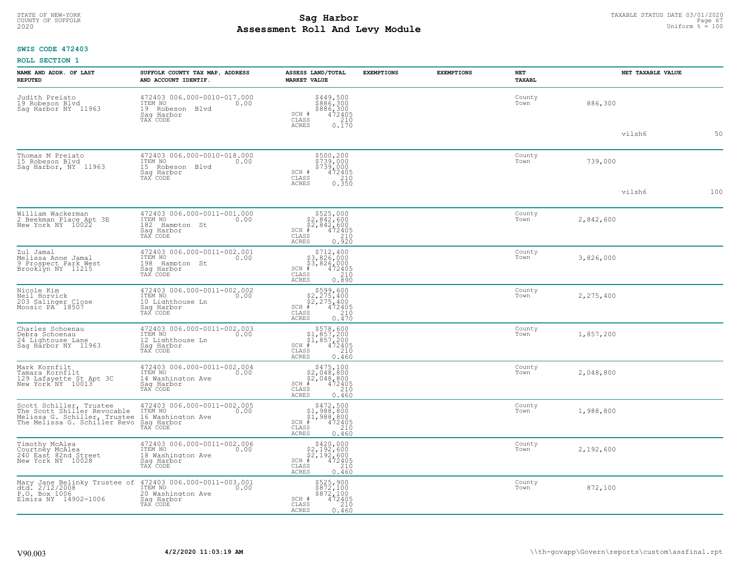STATE OF NEW-YORK
COUNTY OF SUFFOLK
2020

# Sag Harbor
# Assessment Roll And Levy Module

TAXABLE STATUS DATE 03/01/2020
Uniform % = 100

**SWIS CODE 472403**

**ROLL SECTION 1**

| NAME AND ADDR. OF LAST REPUTED | SUFFOLK COUNTY TAX MAP, ADDRESS AND ACCOUNT IDENTIF. | ASSESS LAND/TOTAL MARKET VALUE | EXEMPTIONS | EXEMPTIONS | NET TAXABL | | NET TAXABLE VALUE | |
|---|---|---|---|---|---|---|---|---|
| Judith Preiato<br>19 Robeson Blvd<br>Sag Harbor NY 11963 | 472403 006.000-0010-017.000<br>ITEM NO 0.00<br>19 Robeson Blvd<br>Sag Harbor<br>TAX CODE | $449,500<br>$886,300<br>$886,300<br>SCH # 472405<br>CLASS 210<br>ACRES 0.170 | | | County<br>Town | 886,300 | vilsh6 | 50 |
| Thomas M Preiato<br>15 Robeson Blvd<br>Sag Harbor, NY 11963 | 472403 006.000-0010-018.000<br>ITEM NO 0.00<br>15 Robeson Blvd<br>Sag Harbor<br>TAX CODE | $500,200<br>$739,000<br>$739,000<br>SCH # 472405<br>CLASS 210<br>ACRES 0.350 | | | County<br>Town | 739,000 | vilsh6 | 100 |
| William Wackerman<br>2 Beekman Place Apt 3E<br>New York NY 10022 | 472403 006.000-0011-001.000<br>ITEM NO 0.00<br>182 Hampton St<br>Sag Harbor<br>TAX CODE | $525,000<br>$2,842,600<br>$2,842,600<br>SCH # 472405<br>CLASS 210<br>ACRES 0.920 | | | County<br>Town | 2,842,600 | | |
| Zul Jamal<br>Melissa Anne Jamal<br>9 Prospect Park West<br>Brooklyn NY 11215 | 472403 006.000-0011-002.001<br>ITEM NO 0.00<br>198 Hampton St<br>Sag Harbor<br>TAX CODE | $712,400<br>$3,826,000<br>$3,826,000<br>SCH # 472405<br>CLASS 210<br>ACRES 0.890 | | | County<br>Town | 3,826,000 | | |
| Nicole Kim<br>Neil Horvick<br>203 Salinger Close<br>Moosic PA 18507 | 472403 006.000-0011-002.002<br>ITEM NO 0.00<br>10 Lighthouse Ln<br>Sag Harbor<br>TAX CODE | $599,600<br>$2,275,400<br>$2,275,400<br>SCH # 472405<br>CLASS 210<br>ACRES 0.470 | | | County<br>Town | 2,275,400 | | |
| Charles Schoenau<br>Debra Schoenau<br>24 Lightouse Lane<br>Sag Harbor NY 11963 | 472403 006.000-0011-002.003<br>ITEM NO 0.00<br>12 Lighthouse Ln<br>Sag Harbor<br>TAX CODE | $578,600<br>$1,857,200<br>$1,857,200<br>SCH # 472405<br>CLASS 210<br>ACRES 0.460 | | | County<br>Town | 1,857,200 | | |
| Mark Kornfilt<br>Tamara Kornfilt<br>129 Lafayette St Apt 3C<br>New York NY 10013 | 472403 006.000-0011-002.004<br>ITEM NO 0.00<br>14 Washington Ave<br>Sag Harbor<br>TAX CODE | $475,100<br>$2,048,800<br>$2,048,800<br>SCH # 472405<br>CLASS 210<br>ACRES 0.460 | | | County<br>Town | 2,048,800 | | |
| Scott Schiller, Trustee<br>The Scott Shiller Revocable<br>Melissa G. Schiller, Trustee<br>The Melissa G. Schiller Revo | 472403 006.000-0011-002.005<br>ITEM NO 0.00<br>16 Washington Ave<br>Sag Harbor<br>TAX CODE | $472,500<br>$1,988,800<br>$1,988,800<br>SCH # 472405<br>CLASS 210<br>ACRES 0.460 | | | County<br>Town | 1,988,800 | | |
| Timothy McAlea<br>Courtney McAlea<br>240 East 82nd Street<br>New York NY 10028 | 472403 006.000-0011-002.006<br>ITEM NO 0.00<br>18 Washington Ave<br>Sag Harbor<br>TAX CODE | $420,000<br>$2,192,600<br>$2,192,600<br>SCH # 472405<br>CLASS 210<br>ACRES 0.460 | | | County<br>Town | 2,192,600 | | |
| Mary Jane Belinky Trustee of<br>dtd. 2/12/2008<br>P.O. Box 1006<br>Elmira NY 14902-1006 | 472403 006.000-0011-003.001<br>ITEM NO 0.00<br>20 Washington Ave<br>Sag Harbor<br>TAX CODE | $525,900<br>$872,100<br>$872,100<br>SCH # 472405<br>CLASS 210<br>ACRES 0.460 | | | County<br>Town | 872,100 | | |

V90.003 **4/2/2020 11:03:19 AM** \\th-govapp\Govern\reports\custom\assfinal.rpt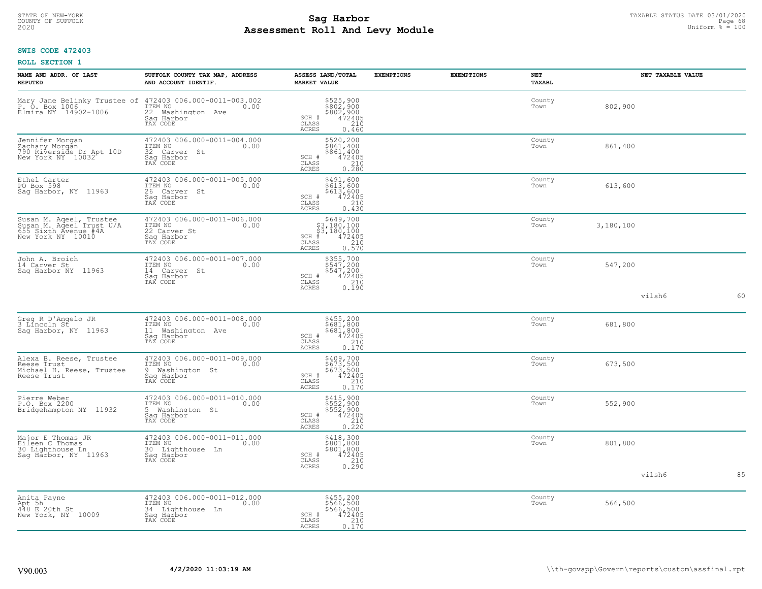**SWIS CODE 472403**

**ROLL SECTION 1**

| NAME AND ADDR. OF LAST REPUTED | SUFFOLK COUNTY TAX MAP, ADDRESS AND ACCOUNT IDENTIF. | ASSESS LAND/TOTAL MARKET VALUE | EXEMPTIONS | EXEMPTIONS | NET TAXABL | NET TAXABLE VALUE |
|---|---|---|---|---|---|---|
| Mary Jane Belinky Trustee of<br>P. O. Box 1006<br>Elmira NY 14902-1006 | 472403 006.000-0011-003.002<br>ITEM NO 0.00<br>22 Washington Ave<br>Sag Harbor<br>TAX CODE | $525,900<br>$802,900<br>$802,900<br>SCH # 472405<br>CLASS 210<br>ACRES 0.460 | | | County<br>Town | 802,900 |
| Jennifer Morgan<br>Zachary Morgan<br>790 Riverside Dr Apt 10D<br>New York NY 10032 | 472403 006.000-0011-004.000<br>ITEM NO 0.00<br>32 Carver St<br>Sag Harbor<br>TAX CODE | $520,200<br>$861,400<br>$861,400<br>SCH # 472405<br>CLASS 210<br>ACRES 0.280 | | | County<br>Town | 861,400 |
| Ethel Carter<br>PO Box 598<br>Sag Harbor, NY 11963 | 472403 006.000-0011-005.000<br>ITEM NO 0.00<br>26 Carver St<br>Sag Harbor<br>TAX CODE | $491,600<br>$613,600<br>$613,600<br>SCH # 472405<br>CLASS 210<br>ACRES 0.430 | | | County<br>Town | 613,600 |
| Susan M. Ageel, Trustee<br>Susan M. Ageel Trust U/A<br>655 Sixth Avenue #4A<br>New York NY 10010 | 472403 006.000-0011-006.000<br>ITEM NO 0.00<br>22 Carver St<br>Sag Harbor<br>TAX CODE | $649,700<br>$3,180,100<br>$3,180,100<br>SCH # 472405<br>CLASS 210<br>ACRES 0.570 | | | County<br>Town | 3,180,100 |
| John A. Broich<br>14 Carver St<br>Sag Harbor NY 11963 | 472403 006.000-0011-007.000<br>ITEM NO 0.00<br>14 Carver St<br>Sag Harbor<br>TAX CODE | $355,700<br>$547,200<br>$547,200<br>SCH # 472405<br>CLASS 210<br>ACRES 0.190 | | | County<br>Town | 547,200<br>vilsh6 60 |
| Greg R D'Angelo JR<br>3 Lincoln St<br>Sag Harbor, NY 11963 | 472403 006.000-0011-008.000<br>ITEM NO 0.00<br>11 Washington Ave<br>Sag Harbor<br>TAX CODE | $455,200<br>$681,800<br>$681,800<br>SCH # 472405<br>CLASS 210<br>ACRES 0.170 | | | County<br>Town | 681,800 |
| Alexa B. Reese, Trustee<br>Reese Trust<br>Michael H. Reese, Trustee<br>Reese Trust | 472403 006.000-0011-009.000<br>ITEM NO 0.00<br>9 Washington St<br>Sag Harbor<br>TAX CODE | $409,700<br>$673,500<br>$673,500<br>SCH # 472405<br>CLASS 210<br>ACRES 0.170 | | | County<br>Town | 673,500 |
| Pierre Weber<br>P.O. Box 2200<br>Bridgehampton NY 11932 | 472403 006.000-0011-010.000<br>ITEM NO 0.00<br>5 Washington St<br>Sag Harbor<br>TAX CODE | $415,900<br>$552,900<br>$552,900<br>SCH # 472405<br>CLASS 210<br>ACRES 0.220 | | | County<br>Town | 552,900 |
| Major E Thomas JR<br>Eileen C Thomas<br>30 Lighthouse Ln<br>Sag Harbor, NY 11963 | 472403 006.000-0011-011.000<br>ITEM NO 0.00<br>30 Lighthouse Ln<br>Sag Harbor<br>TAX CODE | $418,300<br>$801,800<br>$801,800<br>SCH # 472405<br>CLASS 210<br>ACRES 0.290 | | | County<br>Town | 801,800<br>vilsh6 85 |
| Anita Payne<br>Apt 5h<br>448 E 20th St<br>New York, NY 10009 | 472403 006.000-0011-012.000<br>ITEM NO 0.00<br>34 Lighthouse Ln<br>Sag Harbor<br>TAX CODE | $455,200<br>$566,500<br>$566,500<br>SCH # 472405<br>CLASS 210<br>ACRES 0.170 | | | County<br>Town | 566,500 |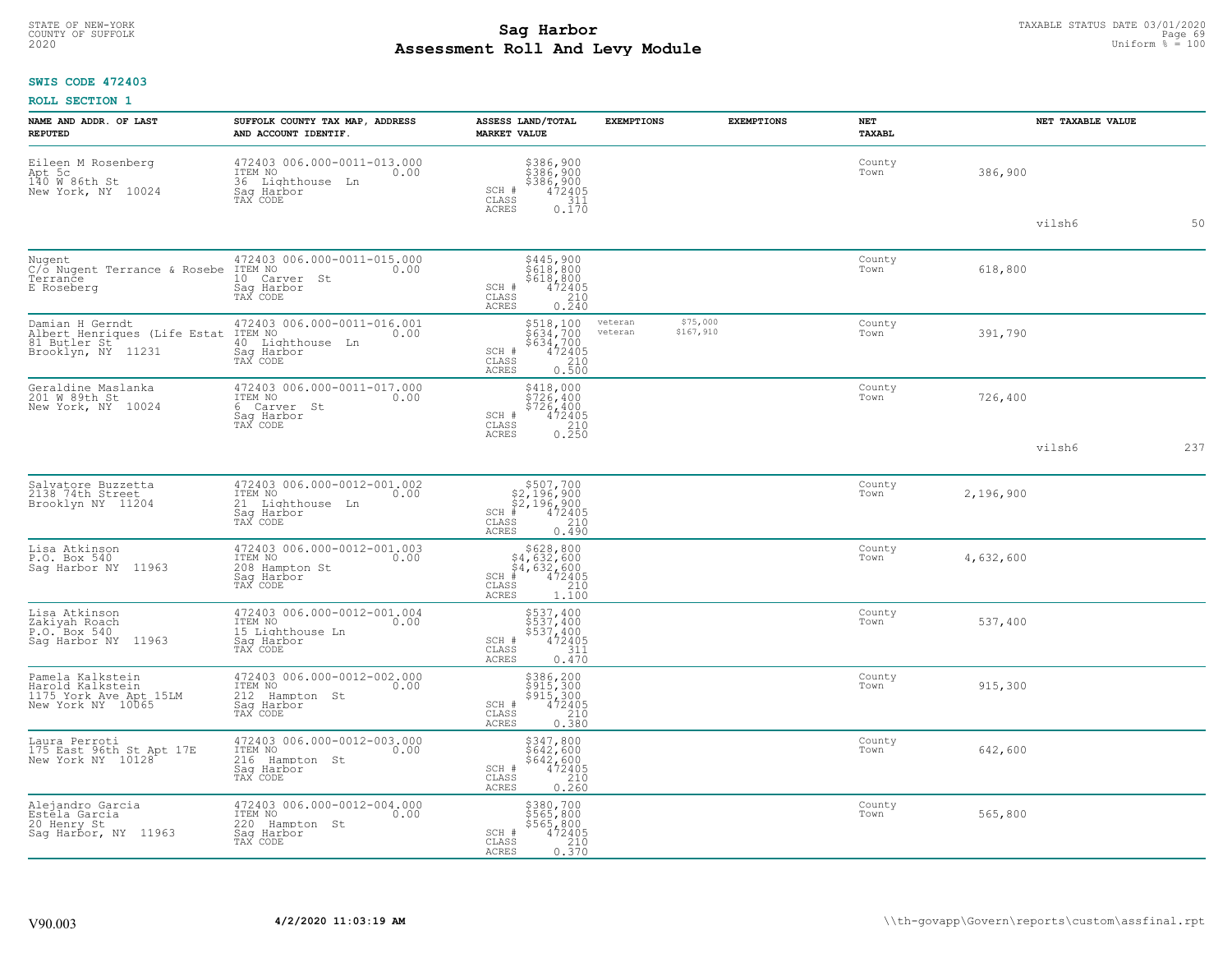STATE OF NEW-YORK
COUNTY OF SUFFOLK
2020

# Sag Harbor
## Assessment Roll And Levy Module

TAXABLE STATUS DATE 03/01/2020
Uniform % = 100

**SWIS CODE 472403**

**ROLL SECTION 1**

| NAME AND ADDR. OF LAST REPUTED | SUFFOLK COUNTY TAX MAP, ADDRESS AND ACCOUNT IDENTIF. | ASSESS LAND/TOTAL MARKET VALUE | EXEMPTIONS | EXEMPTIONS | NET TAXABL | NET TAXABLE VALUE | |
|---|---|---|---|---|---|---|---|
| Eileen M Rosenberg<br>Apt 5c<br>140 W 86th St<br>New York, NY 10024 | 472403 006.000-0011-013.000<br>ITEM NO 0.00<br>36 Lighthouse Ln<br>Sag Harbor<br>TAX CODE | $386,900<br>$386,900<br>$386,900<br>SCH # 472405<br>CLASS 311<br>ACRES 0.170 | | | County<br>Town | 386,900 | |
| | | | | | | vilsh6 | 50 |
| Nugent<br>C/o Nugent Terrance & Rosebe<br>Terrance<br>E Roseberg | 472403 006.000-0011-015.000<br>ITEM NO 0.00<br>10 Carver St<br>Sag Harbor<br>TAX CODE | $445,900<br>$618,800<br>$618,800<br>SCH # 472405<br>CLASS 210<br>ACRES 0.240 | | | County<br>Town | 618,800 | |
| Damian H Gerndt<br>Albert Henriques (Life Estat<br>81 Butler St<br>Brooklyn, NY 11231 | 472403 006.000-0011-016.001<br>ITEM NO 0.00<br>40 Lighthouse Ln<br>Sag Harbor<br>TAX CODE | $518,100<br>$634,700<br>$634,700<br>SCH # 472405<br>CLASS 210<br>ACRES 0.500 | veteran $75,000<br>veteran $167,910 | | County<br>Town | 391,790 | |
| Geraldine Maslanka<br>201 W 89th St<br>New York, NY 10024 | 472403 006.000-0011-017.000<br>ITEM NO 0.00<br>6 Carver St<br>Sag Harbor<br>TAX CODE | $418,000<br>$726,400<br>$726,400<br>SCH # 472405<br>CLASS 210<br>ACRES 0.250 | | | County<br>Town | 726,400 | |
| | | | | | | vilsh6 | 237 |
| Salvatore Buzzetta<br>2138 74th Street<br>Brooklyn NY 11204 | 472403 006.000-0012-001.002<br>ITEM NO 0.00<br>21 Lighthouse Ln<br>Sag Harbor<br>TAX CODE | $507,700<br>$2,196,900<br>$2,196,900<br>SCH # 472405<br>CLASS 210<br>ACRES 0.490 | | | County<br>Town | 2,196,900 | |
| Lisa Atkinson<br>P.O. Box 540<br>Sag Harbor NY 11963 | 472403 006.000-0012-001.003<br>ITEM NO 0.00<br>208 Hampton St<br>Sag Harbor<br>TAX CODE | $628,800<br>$4,632,600<br>$4,632,600<br>SCH # 472405<br>CLASS 210<br>ACRES 1.100 | | | County<br>Town | 4,632,600 | |
| Lisa Atkinson<br>Zakiyah Roach<br>P.O. Box 540<br>Sag Harbor NY 11963 | 472403 006.000-0012-001.004<br>ITEM NO 0.00<br>15 Lighthouse Ln<br>Sag Harbor<br>TAX CODE | $537,400<br>$537,400<br>$537,400<br>SCH # 472405<br>CLASS 311<br>ACRES 0.470 | | | County<br>Town | 537,400 | |
| Pamela Kalkstein<br>Harold Kalkstein<br>1175 York Ave Apt 15LM<br>New York NY 10065 | 472403 006.000-0012-002.000<br>ITEM NO 0.00<br>212 Hampton St<br>Sag Harbor<br>TAX CODE | $386,200<br>$915,300<br>$915,300<br>SCH # 472405<br>CLASS 210<br>ACRES 0.380 | | | County<br>Town | 915,300 | |
| Laura Perroti<br>175 East 96th St Apt 17E<br>New York NY 10128 | 472403 006.000-0012-003.000<br>ITEM NO 0.00<br>216 Hampton St<br>Sag Harbor<br>TAX CODE | $347,800<br>$642,600<br>$642,600<br>SCH # 472405<br>CLASS 210<br>ACRES 0.260 | | | County<br>Town | 642,600 | |
| Alejandro Garcia<br>Estela Garcia<br>20 Henry St<br>Sag Harbor, NY 11963 | 472403 006.000-0012-004.000<br>ITEM NO 0.00<br>220 Hampton St<br>Sag Harbor<br>TAX CODE | $380,700<br>$565,800<br>$565,800<br>SCH # 472405<br>CLASS 210<br>ACRES 0.370 | | | County<br>Town | 565,800 | |

V90.003 4/2/2020 11:03:19 AM \\th-govapp\Govern\reports\custom\assfinal.rpt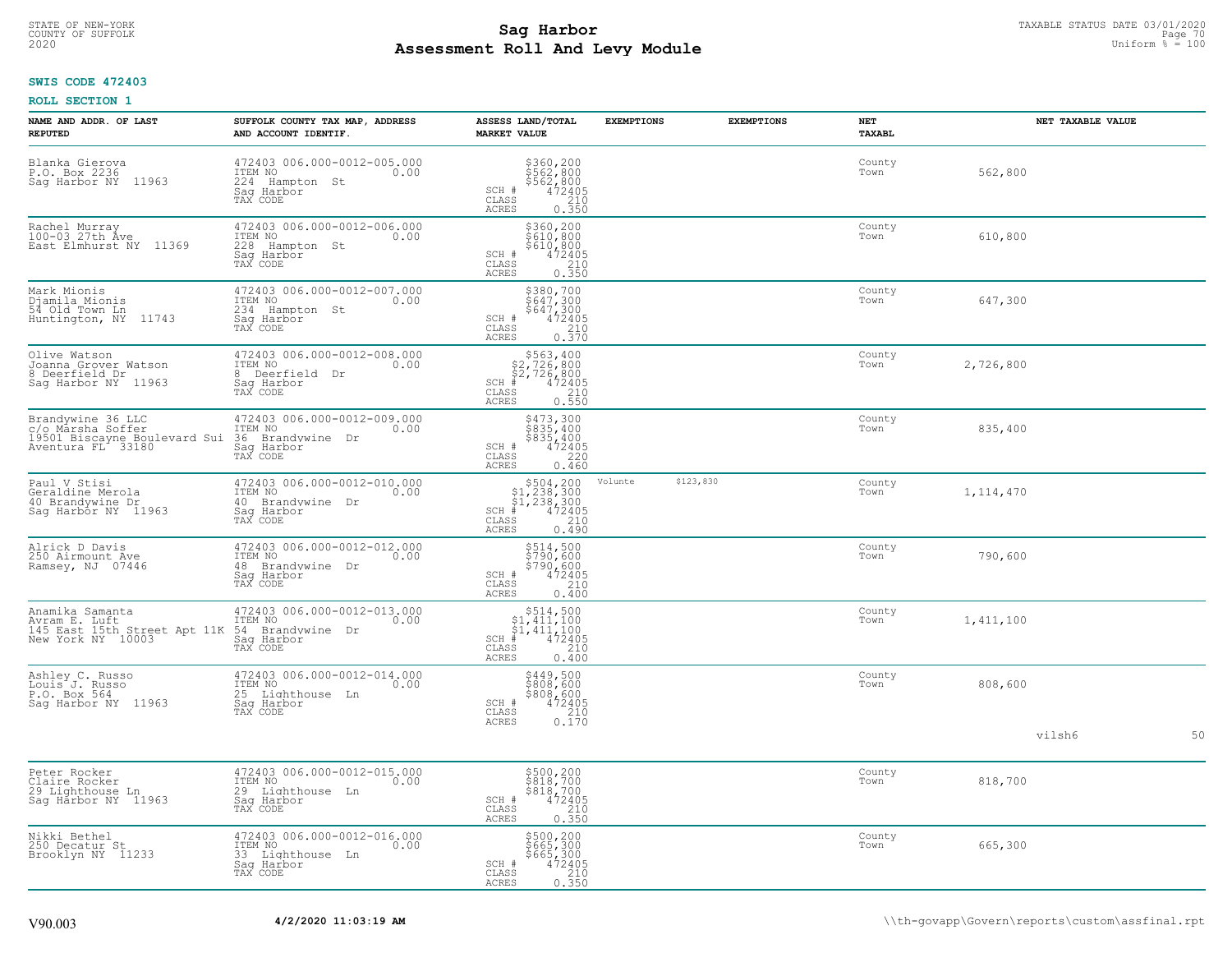STATE OF NEW-YORK
COUNTY OF SUFFOLK
2020

# Sag Harbor
# Assessment Roll And Levy Module

TAXABLE STATUS DATE 03/01/2020
Uniform % = 100

**SWIS CODE 472403**

**ROLL SECTION 1**

| NAME AND ADDR. OF LAST REPUTED | SUFFOLK COUNTY TAX MAP, ADDRESS AND ACCOUNT IDENTIF. | ASSESS LAND/TOTAL MARKET VALUE | EXEMPTIONS | EXEMPTIONS | NET TAXABL | NET TAXABLE VALUE |
|---|---|---|---|---|---|---|
| Blanka Gierova<br>P.O. Box 2236<br>Sag Harbor NY 11963 | 472403 006.000-0012-005.000<br>ITEM NO 0.00<br>224 Hampton St<br>Sag Harbor<br>TAX CODE | $360,200<br>$562,800<br>$562,800<br>SCH # 472405<br>CLASS 210<br>ACRES 0.350 | | | County<br>Town | 562,800 |
| Rachel Murray<br>100-03 27th Ave<br>East Elmhurst NY 11369 | 472403 006.000-0012-006.000<br>ITEM NO 0.00<br>228 Hampton St<br>Sag Harbor<br>TAX CODE | $360,200<br>$610,800<br>$610,800<br>SCH # 472405<br>CLASS 210<br>ACRES 0.350 | | | County<br>Town | 610,800 |
| Mark Mionis<br>Djamila Mionis<br>54 Old Town Ln<br>Huntington, NY 11743 | 472403 006.000-0012-007.000<br>ITEM NO 0.00<br>234 Hampton St<br>Sag Harbor<br>TAX CODE | $380,700<br>$647,300<br>$647,300<br>SCH # 472405<br>CLASS 210<br>ACRES 0.370 | | | County<br>Town | 647,300 |
| Olive Watson<br>Joanna Grover Watson<br>8 Deerfield Dr<br>Sag Harbor NY 11963 | 472403 006.000-0012-008.000<br>ITEM NO 0.00<br>8 Deerfield Dr<br>Sag Harbor<br>TAX CODE | $563,400<br>$2,726,800<br>$2,726,800<br>SCH # 472405<br>CLASS 210<br>ACRES 0.550 | | | County<br>Town | 2,726,800 |
| Brandywine 36 LLC<br>c/o Marsha Soffer<br>19501 Biscayne Boulevard Sui<br>Aventura FL 33180 | 472403 006.000-0012-009.000<br>ITEM NO 0.00<br>36 Brandywine Dr<br>Sag Harbor<br>TAX CODE | $473,300<br>$835,400<br>$835,400<br>SCH # 472405<br>CLASS 220<br>ACRES 0.460 | | | County<br>Town | 835,400 |
| Paul V Stisi<br>Geraldine Merola<br>40 Brandywine Dr<br>Sag Harbor NY 11963 | 472403 006.000-0012-010.000<br>ITEM NO 0.00<br>40 Brandywine Dr<br>Sag Harbor<br>TAX CODE | $504,200<br>$1,238,300<br>$1,238,300<br>SCH # 472405<br>CLASS 210<br>ACRES 0.490 | Volunte $123,830 | | County<br>Town | 1,114,470 |
| Alrick D Davis<br>250 Airmount Ave<br>Ramsey, NJ 07446 | 472403 006.000-0012-012.000<br>ITEM NO 0.00<br>48 Brandywine Dr<br>Sag Harbor<br>TAX CODE | $514,500<br>$790,600<br>$790,600<br>SCH # 472405<br>CLASS 210<br>ACRES 0.400 | | | County<br>Town | 790,600 |
| Anamika Samanta<br>Avram E. Luft<br>145 East 15th Street Apt 11K<br>New York NY 10003 | 472403 006.000-0012-013.000<br>ITEM NO 0.00<br>54 Brandywine Dr<br>Sag Harbor<br>TAX CODE | $514,500<br>$1,411,100<br>$1,411,100<br>SCH # 472405<br>CLASS 210<br>ACRES 0.400 | | | County<br>Town | 1,411,100 |
| Ashley C. Russo<br>Louis J. Russo<br>P.O. Box 564<br>Sag Harbor NY 11963 | 472403 006.000-0012-014.000<br>ITEM NO 0.00<br>25 Lighthouse Ln<br>Sag Harbor<br>TAX CODE | $449,500<br>$808,600<br>$808,600<br>SCH # 472405<br>CLASS 210<br>ACRES 0.170 | | | County<br>Town | 808,600 |

vilsh6 50

| NAME AND ADDR. OF LAST REPUTED | SUFFOLK COUNTY TAX MAP, ADDRESS AND ACCOUNT IDENTIF. | ASSESS LAND/TOTAL MARKET VALUE | EXEMPTIONS | EXEMPTIONS | NET TAXABL | NET TAXABLE VALUE |
|---|---|---|---|---|---|---|
| Peter Rocker<br>Claire Rocker<br>29 Lighthouse Ln<br>Sag Harbor NY 11963 | 472403 006.000-0012-015.000<br>ITEM NO 0.00<br>29 Lighthouse Ln<br>Sag Harbor<br>TAX CODE | $500,200<br>$818,700<br>$818,700<br>SCH # 472405<br>CLASS 210<br>ACRES 0.350 | | | County<br>Town | 818,700 |
| Nikki Bethel<br>250 Decatur St<br>Brooklyn NY 11233 | 472403 006.000-0012-016.000<br>ITEM NO 0.00<br>33 Lighthouse Ln<br>Sag Harbor<br>TAX CODE | $500,200<br>$665,300<br>$665,300<br>SCH # 472405<br>CLASS 210<br>ACRES 0.350 | | | County<br>Town | 665,300 |

V90.003 **4/2/2020 11:03:19 AM** \\th-govapp\Govern\reports\custom\assfinal.rpt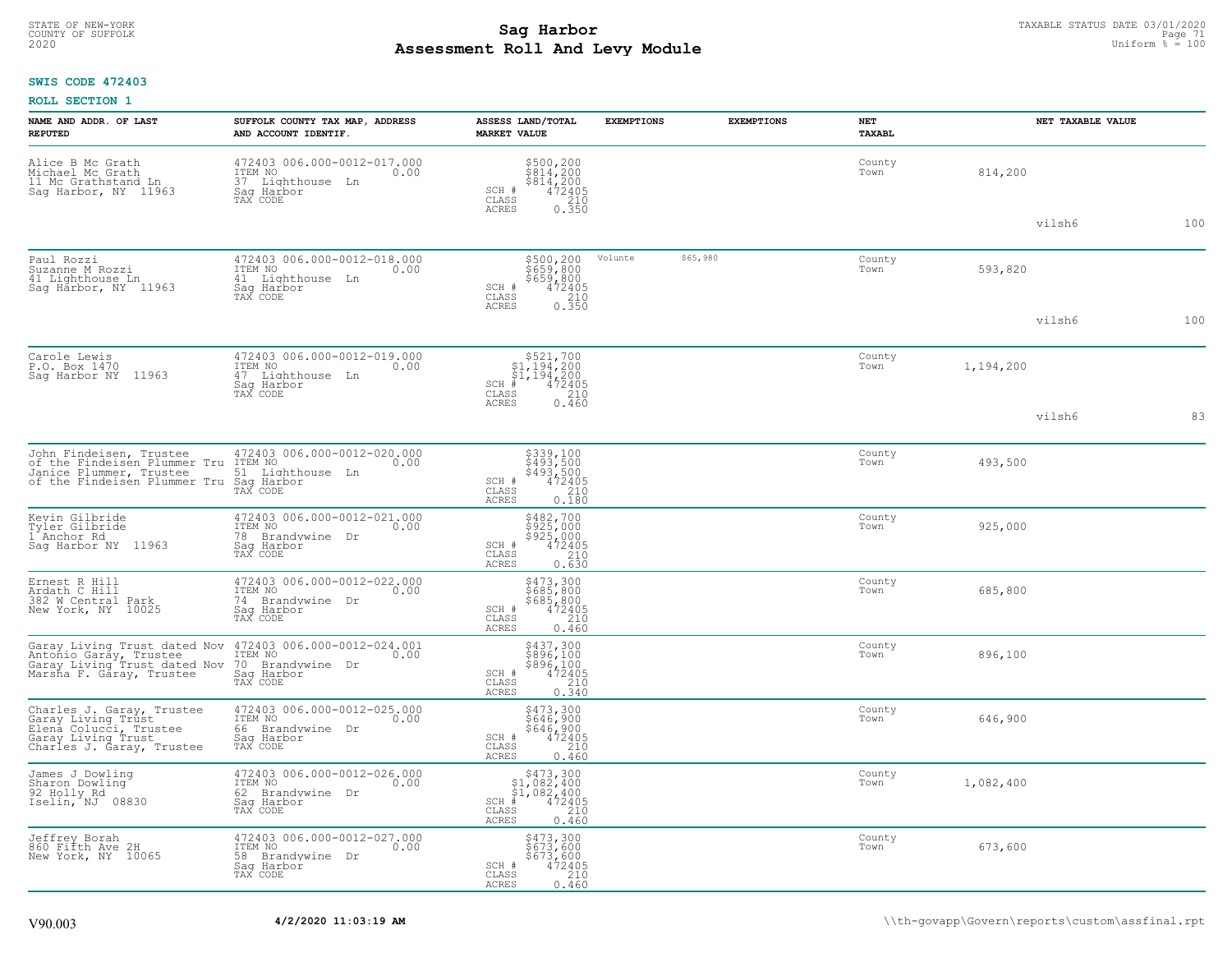STATE OF NEW-YORK
COUNTY OF SUFFOLK
2020

# Sag Harbor
# Assessment Roll And Levy Module

TAXABLE STATUS DATE 03/01/2020
Uniform % = 100

**SWIS CODE 472403**

**ROLL SECTION 1**

| NAME AND ADDR. OF LAST REPUTED | SUFFOLK COUNTY TAX MAP, ADDRESS AND ACCOUNT IDENTIF. | ASSESS LAND/TOTAL MARKET VALUE | EXEMPTIONS | EXEMPTIONS | NET TAXABL | NET TAXABLE VALUE | | |
|---|---|---|---|---|---|---|---|---|
| Alice B Mc Grath<br>Michael Mc Grath<br>11 Mc Grathstand Ln<br>Sag Harbor, NY 11963 | 472403 006.000-0012-017.000<br>ITEM NO 0.00<br>37 Lighthouse Ln<br>Sag Harbor<br>TAX CODE | $500,200<br>$814,200<br>$814,200<br>SCH # 472405<br>CLASS 210<br>ACRES 0.350 | | | County<br>Town | 814,200 | vilsh6 | 100 |
| Paul Rozzi<br>Suzanne M Rozzi<br>41 Lighthouse Ln<br>Sag Harbor, NY 11963 | 472403 006.000-0012-018.000<br>ITEM NO 0.00<br>41 Lighthouse Ln<br>Sag Harbor<br>TAX CODE | $500,200<br>$659,800<br>$659,800<br>SCH # 472405<br>CLASS 210<br>ACRES 0.350 | Volunte | $65,980 | County<br>Town | 593,820 | vilsh6 | 100 |
| Carole Lewis<br>P.O. Box 1470<br>Sag Harbor NY 11963 | 472403 006.000-0012-019.000<br>ITEM NO 0.00<br>47 Lighthouse Ln<br>Sag Harbor<br>TAX CODE | $521,700<br>$1,194,200<br>$1,194,200<br>SCH # 472405<br>CLASS 210<br>ACRES 0.460 | | | County<br>Town | 1,194,200 | vilsh6 | 83 |
| John Findeisen, Trustee<br>of the Findeisen Plummer Tru<br>Janice Plummer, Trustee<br>of the Findeisen Plummer Tru | 472403 006.000-0012-020.000<br>ITEM NO 0.00<br>51 Lighthouse Ln<br>Sag Harbor<br>TAX CODE | $339,100<br>$493,500<br>$493,500<br>SCH # 472405<br>CLASS 210<br>ACRES 0.180 | | | County<br>Town | 493,500 | | |
| Kevin Gilbride<br>Tyler Gilbride<br>1 Anchor Rd<br>Sag Harbor NY 11963 | 472403 006.000-0012-021.000<br>ITEM NO 0.00<br>78 Brandywine Dr<br>Sag Harbor<br>TAX CODE | $482,700<br>$925,000<br>$925,000<br>SCH # 472405<br>CLASS 210<br>ACRES 0.630 | | | County<br>Town | 925,000 | | |
| Ernest R Hill<br>Ardath C Hill<br>382 W Central Park<br>New York, NY 10025 | 472403 006.000-0012-022.000<br>ITEM NO 0.00<br>74 Brandywine Dr<br>Sag Harbor<br>TAX CODE | $473,300<br>$685,800<br>$685,800<br>SCH # 472405<br>CLASS 210<br>ACRES 0.460 | | | County<br>Town | 685,800 | | |
| Garay Living Trust dated Nov<br>Antonio Garay, Trustee<br>Garay Living Trust dated Nov<br>Marsha F. Garay, Trustee | 472403 006.000-0012-024.001<br>ITEM NO 0.00<br>70 Brandywine Dr<br>Sag Harbor<br>TAX CODE | $437,300<br>$896,100<br>$896,100<br>SCH # 472405<br>CLASS 210<br>ACRES 0.340 | | | County<br>Town | 896,100 | | |
| Charles J. Garay, Trustee<br>Garay Living Trust<br>Elena Colucci, Trustee<br>Garay Living Trust<br>Charles J. Garay, Trustee | 472403 006.000-0012-025.000<br>ITEM NO 0.00<br>66 Brandywine Dr<br>Sag Harbor<br>TAX CODE | $473,300<br>$646,900<br>$646,900<br>SCH # 472405<br>CLASS 210<br>ACRES 0.460 | | | County<br>Town | 646,900 | | |
| James J Dowling<br>Sharon Dowling<br>92 Holly Rd<br>Iselin, NJ 08830 | 472403 006.000-0012-026.000<br>ITEM NO 0.00<br>62 Brandywine Dr<br>Sag Harbor<br>TAX CODE | $473,300<br>$1,082,400<br>$1,082,400<br>SCH # 472405<br>CLASS 210<br>ACRES 0.460 | | | County<br>Town | 1,082,400 | | |
| Jeffrey Borah<br>860 Fifth Ave 2H<br>New York, NY 10065 | 472403 006.000-0012-027.000<br>ITEM NO 0.00<br>58 Brandywine Dr<br>Sag Harbor<br>TAX CODE | $473,300<br>$673,600<br>$673,600<br>SCH # 472405<br>CLASS 210<br>ACRES 0.460 | | | County<br>Town | 673,600 | | |

V90.003 **4/2/2020 11:03:19 AM** \\th-govapp\Govern\reports\custom\assfinal.rpt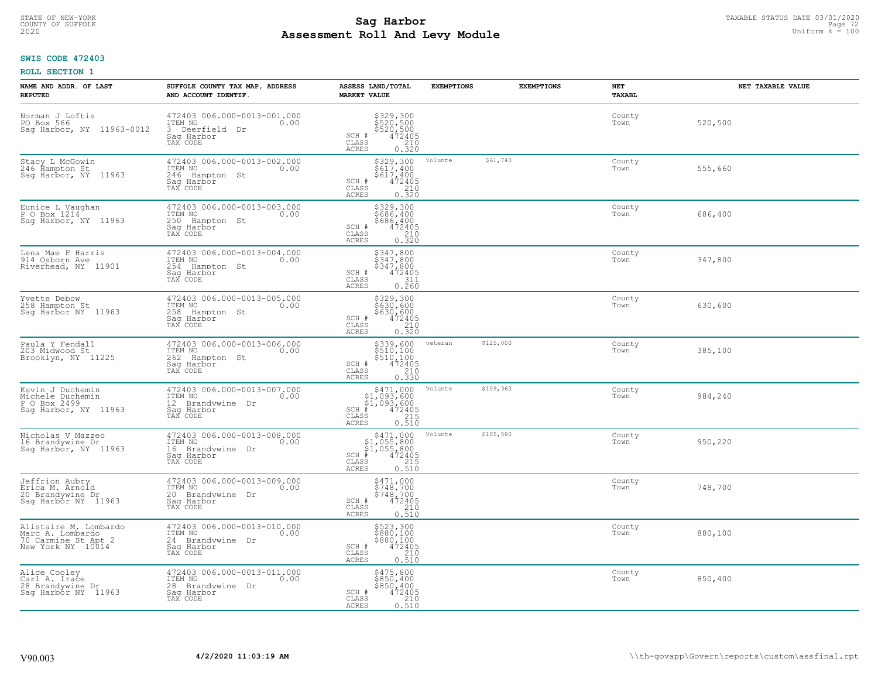STATE OF NEW-YORK
COUNTY OF SUFFOLK
2020

# Sag Harbor
# Assessment Roll And Levy Module

TAXABLE STATUS DATE 03/01/2020
Uniform % = 100

**SWIS CODE 472403**

**ROLL SECTION 1**

| NAME AND ADDR. OF LAST REPUTED | SUFFOLK COUNTY TAX MAP, ADDRESS AND ACCOUNT IDENTIF. | ASSESS LAND/TOTAL MARKET VALUE | EXEMPTIONS | | EXEMPTIONS | NET TAXABL | NET TAXABLE VALUE |
|---|---|---|---|---|---|---|---|
| Norman J Loftis<br>PO Box 566<br>Sag Harbor, NY 11963-0012 | 472403 006.000-0013-001.000<br>ITEM NO 0.00<br>3 Deerfield Dr<br>Sag Harbor<br>TAX CODE | $329,300<br>$520,500<br>$520,500<br>SCH # 472405<br>CLASS 210<br>ACRES 0.320 | | | | County<br>Town | 520,500 |
| Stacy L McGowin<br>246 Hampton St<br>Sag Harbor, NY 11963 | 472403 006.000-0013-002.000<br>ITEM NO 0.00<br>246 Hampton St<br>Sag Harbor<br>TAX CODE | $329,300<br>$617,400<br>$617,400<br>SCH # 472405<br>CLASS 210<br>ACRES 0.320 | Volunte | $61,740 | | County<br>Town | 555,660 |
| Eunice L Vaughan<br>P O Box 1214<br>Sag Harbor, NY 11963 | 472403 006.000-0013-003.000<br>ITEM NO 0.00<br>250 Hampton St<br>Sag Harbor<br>TAX CODE | $329,300<br>$686,400<br>$686,400<br>SCH # 472405<br>CLASS 210<br>ACRES 0.320 | | | | County<br>Town | 686,400 |
| Lena Mae F Harris<br>914 Osborn Ave<br>Riverhead, NY 11901 | 472403 006.000-0013-004.000<br>ITEM NO 0.00<br>254 Hampton St<br>Sag Harbor<br>TAX CODE | $347,800<br>$347,800<br>$347,800<br>SCH # 472405<br>CLASS 311<br>ACRES 0.260 | | | | County<br>Town | 347,800 |
| Yvette Debow<br>258 Hampton St<br>Sag Harbor NY 11963 | 472403 006.000-0013-005.000<br>ITEM NO 0.00<br>258 Hampton St<br>Sag Harbor<br>TAX CODE | $329,300<br>$630,600<br>$630,600<br>SCH # 472405<br>CLASS 210<br>ACRES 0.320 | | | | County<br>Town | 630,600 |
| Paula Y Fendall<br>203 Midwood St<br>Brooklyn, NY 11225 | 472403 006.000-0013-006.000<br>ITEM NO 0.00<br>262 Hampton St<br>Sag Harbor<br>TAX CODE | $339,600<br>$510,100<br>$510,100<br>SCH # 472405<br>CLASS 210<br>ACRES 0.330 | veteran | $125,000 | | County<br>Town | 385,100 |
| Kevin J Duchemin<br>Michele Duchemin<br>P O Box 2499<br>Sag Harbor, NY 11963 | 472403 006.000-0013-007.000<br>ITEM NO 0.00<br>12 Brandywine Dr<br>Sag Harbor<br>TAX CODE | $471,000<br>$1,093,600<br>$1,093,600<br>SCH # 472405<br>CLASS 215<br>ACRES 0.510 | Volunte | $109,360 | | County<br>Town | 984,240 |
| Nicholas V Mazzeo<br>16 Brandywine Dr<br>Sag Harbor, NY 11963 | 472403 006.000-0013-008.000<br>ITEM NO 0.00<br>16 Brandywine Dr<br>Sag Harbor<br>TAX CODE | $471,000<br>$1,055,800<br>$1,055,800<br>SCH # 472405<br>CLASS 215<br>ACRES 0.510 | Volunte | $105,580 | | County<br>Town | 950,220 |
| Jeffrion Aubry<br>Erica M. Arnold<br>20 Brandywine Dr<br>Sag Harbor NY 11963 | 472403 006.000-0013-009.000<br>ITEM NO 0.00<br>20 Brandywine Dr<br>Sag Harbor<br>TAX CODE | $471,000<br>$748,700<br>$748,700<br>SCH # 472405<br>CLASS 210<br>ACRES 0.510 | | | | County<br>Town | 748,700 |
| Alistaire M. Lombardo<br>Marc A. Lombardo<br>70 Carmine St Apt 2<br>New York NY 10014 | 472403 006.000-0013-010.000<br>ITEM NO 0.00<br>24 Brandywine Dr<br>Sag Harbor<br>TAX CODE | $523,300<br>$880,100<br>$880,100<br>SCH # 472405<br>CLASS 210<br>ACRES 0.510 | | | | County<br>Town | 880,100 |
| Alice Cooley<br>Carl A. Irace<br>28 Brandywine Dr<br>Sag Harbor NY 11963 | 472403 006.000-0013-011.000<br>ITEM NO 0.00<br>28 Brandywine Dr<br>Sag Harbor<br>TAX CODE | $475,800<br>$850,400<br>$850,400<br>SCH # 472405<br>CLASS 210<br>ACRES 0.510 | | | | County<br>Town | 850,400 |

V90.003 4/2/2020 11:03:19 AM \\th-govapp\Govern\reports\custom\assfinal.rpt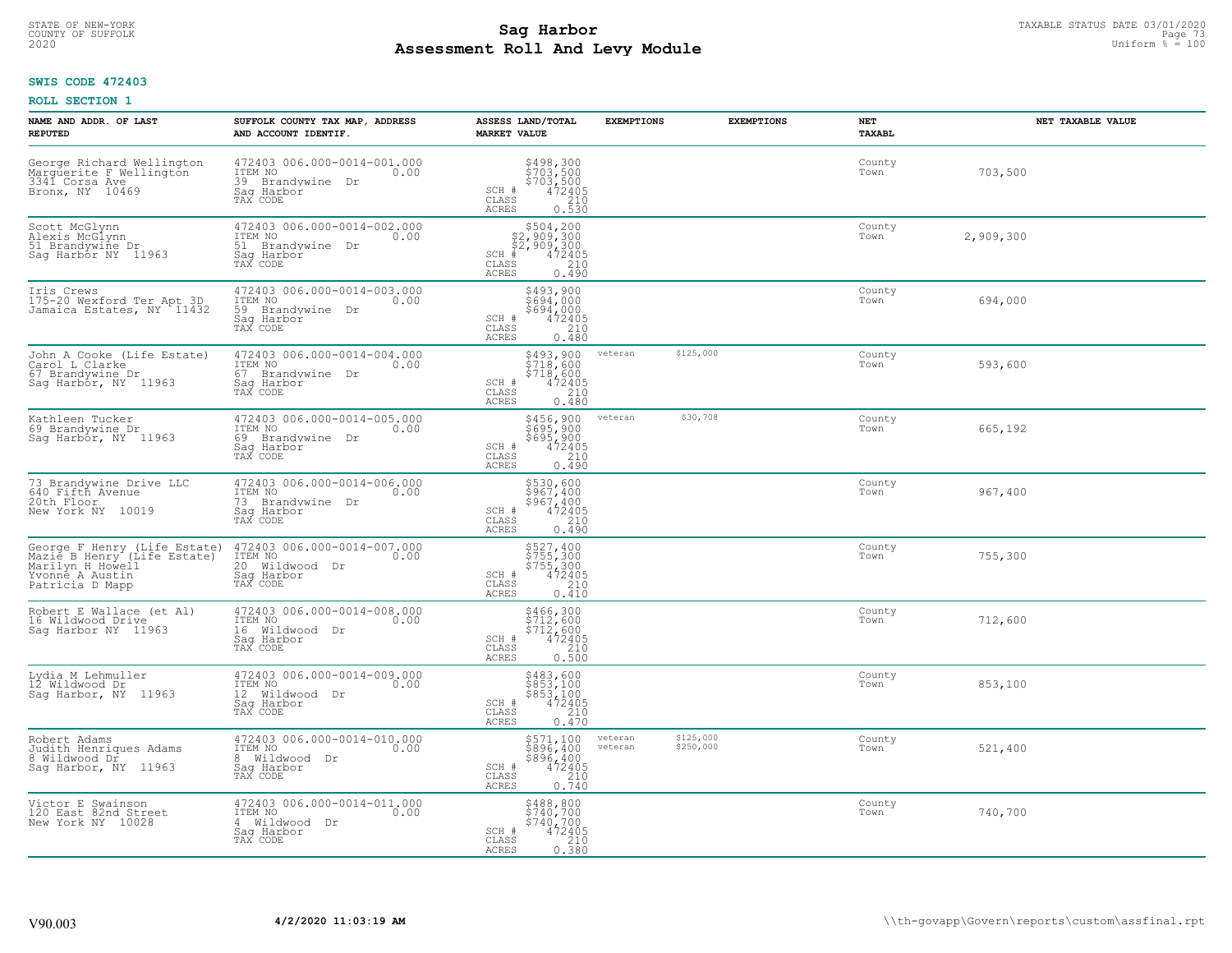STATE OF NEW-YORK
COUNTY OF SUFFOLK
2020

# Sag Harbor
# Assessment Roll And Levy Module

TAXABLE STATUS DATE 03/01/2020
Uniform % = 100

**SWIS CODE 472403**

**ROLL SECTION 1**

| NAME AND ADDR. OF LAST REPUTED | SUFFOLK COUNTY TAX MAP, ADDRESS AND ACCOUNT IDENTIF. | ASSESS LAND/TOTAL MARKET VALUE | EXEMPTIONS | EXEMPTIONS | NET TAXABL | NET TAXABLE VALUE |
|---|---|---|---|---|---|---|
| George Richard Wellington<br>Marguerite F Wellington<br>3341 Corsa Ave<br>Bronx, NY 10469 | 472403 006.000-0014-001.000<br>ITEM NO 0.00<br>39 Brandywine Dr<br>Sag Harbor<br>TAX CODE | $498,300<br>$703,500<br>$703,500<br>SCH # 472405<br>CLASS 210<br>ACRES 0.530 | | | County<br>Town | 703,500 |
| Scott McGlynn<br>Alexis McGlynn<br>51 Brandywine Dr<br>Sag Harbor NY 11963 | 472403 006.000-0014-002.000<br>ITEM NO 0.00<br>51 Brandywine Dr<br>Sag Harbor<br>TAX CODE | $504,200<br>$2,909,300<br>$2,909,300<br>SCH # 472405<br>CLASS 210<br>ACRES 0.490 | | | County<br>Town | 2,909,300 |
| Iris Crews<br>175-20 Wexford Ter Apt 3D<br>Jamaica Estates, NY 11432 | 472403 006.000-0014-003.000<br>ITEM NO 0.00<br>59 Brandywine Dr<br>Sag Harbor<br>TAX CODE | $493,900<br>$694,000<br>$694,000<br>SCH # 472405<br>CLASS 210<br>ACRES 0.480 | | | County<br>Town | 694,000 |
| John A Cooke (Life Estate)<br>Carol L Clarke<br>67 Brandywine Dr<br>Sag Harbor, NY 11963 | 472403 006.000-0014-004.000<br>ITEM NO 0.00<br>67 Brandywine Dr<br>Sag Harbor<br>TAX CODE | $493,900<br>$718,600<br>$718,600<br>SCH # 472405<br>CLASS 210<br>ACRES 0.480 | veteran $125,000 | | County<br>Town | 593,600 |
| Kathleen Tucker<br>69 Brandywine Dr<br>Sag Harbor, NY 11963 | 472403 006.000-0014-005.000<br>ITEM NO 0.00<br>69 Brandywine Dr<br>Sag Harbor<br>TAX CODE | $456,900<br>$695,900<br>$695,900<br>SCH # 472405<br>CLASS 210<br>ACRES 0.490 | veteran $30,708 | | County<br>Town | 665,192 |
| 73 Brandywine Drive LLC<br>640 Fifth Avenue<br>20th Floor<br>New York NY 10019 | 472403 006.000-0014-006.000<br>ITEM NO 0.00<br>73 Brandywine Dr<br>Sag Harbor<br>TAX CODE | $530,600<br>$967,400<br>$967,400<br>SCH # 472405<br>CLASS 210<br>ACRES 0.490 | | | County<br>Town | 967,400 |
| George F Henry (Life Estate)<br>Mazie B Henry (Life Estate)<br>Marilyn H Howell<br>Yvonne A Austin<br>Patricia D Mapp | 472403 006.000-0014-007.000<br>ITEM NO 0.00<br>20 Wildwood Dr<br>Sag Harbor<br>TAX CODE | $527,400<br>$755,300<br>$755,300<br>SCH # 472405<br>CLASS 210<br>ACRES 0.410 | | | County<br>Town | 755,300 |
| Robert E Wallace (et Al)<br>16 Wildwood Drive<br>Sag Harbor NY 11963 | 472403 006.000-0014-008.000<br>ITEM NO 0.00<br>16 Wildwood Dr<br>Sag Harbor<br>TAX CODE | $466,300<br>$712,600<br>$712,600<br>SCH # 472405<br>CLASS 210<br>ACRES 0.500 | | | County<br>Town | 712,600 |
| Lydia M Lehmuller<br>12 Wildwood Dr<br>Sag Harbor, NY 11963 | 472403 006.000-0014-009.000<br>ITEM NO 0.00<br>12 Wildwood Dr<br>Sag Harbor<br>TAX CODE | $483,600<br>$853,100<br>$853,100<br>SCH # 472405<br>CLASS 210<br>ACRES 0.470 | | | County<br>Town | 853,100 |
| Robert Adams<br>Judith Henriques Adams<br>8 Wildwood Dr<br>Sag Harbor, NY 11963 | 472403 006.000-0014-010.000<br>ITEM NO 0.00<br>8 Wildwood Dr<br>Sag Harbor<br>TAX CODE | $571,100<br>$896,400<br>$896,400<br>SCH # 472405<br>CLASS 210<br>ACRES 0.740 | veteran $125,000<br>veteran $250,000 | | County<br>Town | 521,400 |
| Victor E Swainson<br>120 East 82nd Street<br>New York NY 10028 | 472403 006.000-0014-011.000<br>ITEM NO 0.00<br>4 Wildwood Dr<br>Sag Harbor<br>TAX CODE | $488,800<br>$740,700<br>$740,700<br>SCH # 472405<br>CLASS 210<br>ACRES 0.380 | | | County<br>Town | 740,700 |

V90.003 **4/2/2020 11:03:19 AM** \\th-govapp\Govern\reports\custom\assfinal.rpt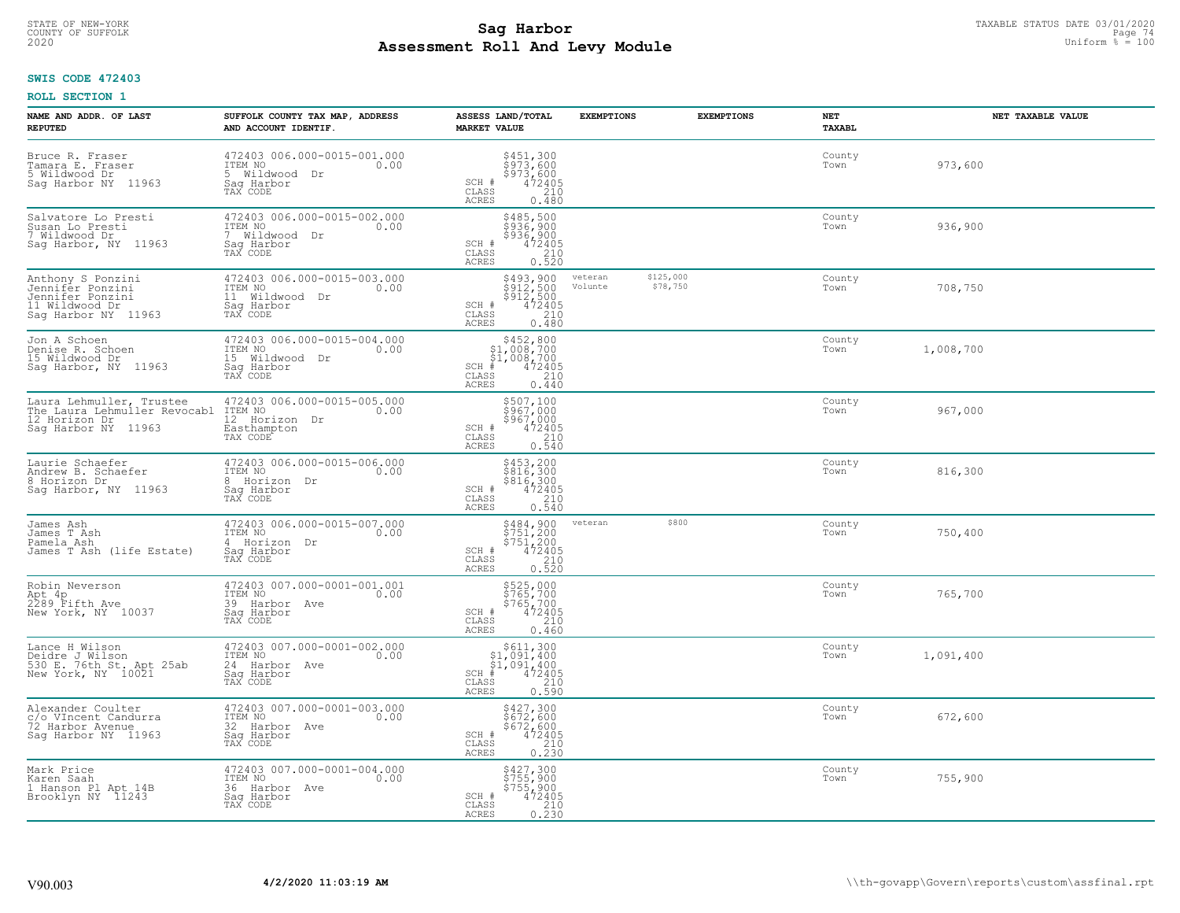STATE OF NEW-YORK
COUNTY OF SUFFOLK
2020

# Sag Harbor
## Assessment Roll And Levy Module

TAXABLE STATUS DATE 03/01/2020
Uniform % = 100

**SWIS CODE 472403**

**ROLL SECTION 1**

| NAME AND ADDR. OF LAST REPUTED | SUFFOLK COUNTY TAX MAP, ADDRESS AND ACCOUNT IDENTIF. | ASSESS LAND/TOTAL MARKET VALUE | EXEMPTIONS | EXEMPTIONS | NET TAXABL | NET TAXABLE VALUE |
|---|---|---|---|---|---|---|
| Bruce R. Fraser<br>Tamara E. Fraser<br>5 Wildwood Dr<br>Sag Harbor NY 11963 | 472403 006.000-0015-001.000<br>ITEM NO 0.00<br>5 Wildwood Dr<br>Sag Harbor<br>TAX CODE | $451,300<br>$973,600<br>$973,600<br>SCH # 472405<br>CLASS 210<br>ACRES 0.480 | | | County<br>Town | 973,600 |
| Salvatore Lo Presti<br>Susan Lo Presti<br>7 Wildwood Dr<br>Sag Harbor, NY 11963 | 472403 006.000-0015-002.000<br>ITEM NO 0.00<br>7 Wildwood Dr<br>Sag Harbor<br>TAX CODE | $485,500<br>$936,900<br>$936,900<br>SCH # 472405<br>CLASS 210<br>ACRES 0.520 | | | County<br>Town | 936,900 |
| Anthony S Ponzini<br>Jennifer Ponzini<br>Jennifer Ponzini<br>11 Wildwood Dr<br>Sag Harbor NY 11963 | 472403 006.000-0015-003.000<br>ITEM NO 0.00<br>11 Wildwood Dr<br>Sag Harbor<br>TAX CODE | $493,900<br>$912,500<br>$912,500<br>SCH # 472405<br>CLASS 210<br>ACRES 0.480 | veteran<br>Volunte | $125,000<br>$78,750 | County<br>Town | 708,750 |
| Jon A Schoen<br>Denise R. Schoen<br>15 Wildwood Dr<br>Sag Harbor, NY 11963 | 472403 006.000-0015-004.000<br>ITEM NO 0.00<br>15 Wildwood Dr<br>Sag Harbor<br>TAX CODE | $452,800<br>$1,008,700<br>$1,008,700<br>SCH # 472405<br>CLASS 210<br>ACRES 0.440 | | | County<br>Town | 1,008,700 |
| Laura Lehmuller, Trustee<br>The Laura Lehmuller Revocabl<br>12 Horizon Dr<br>Sag Harbor NY 11963 | 472403 006.000-0015-005.000<br>ITEM NO 0.00<br>12 Horizon Dr<br>Easthampton<br>TAX CODE | $507,100<br>$967,000<br>$967,000<br>SCH # 472405<br>CLASS 210<br>ACRES 0.540 | | | County<br>Town | 967,000 |
| Laurie Schaefer<br>Andrew B. Schaefer<br>8 Horizon Dr<br>Sag Harbor, NY 11963 | 472403 006.000-0015-006.000<br>ITEM NO 0.00<br>8 Horizon Dr<br>Sag Harbor<br>TAX CODE | $453,200<br>$816,300<br>$816,300<br>SCH # 472405<br>CLASS 210<br>ACRES 0.540 | | | County<br>Town | 816,300 |
| James Ash<br>James T Ash<br>Pamela Ash<br>James T Ash (life Estate) | 472403 006.000-0015-007.000<br>ITEM NO 0.00<br>4 Horizon Dr<br>Sag Harbor<br>TAX CODE | $484,900<br>$751,200<br>$751,200<br>SCH # 472405<br>CLASS 210<br>ACRES 0.520 | veteran | $800 | County<br>Town | 750,400 |
| Robin Neverson<br>Apt 4p<br>2289 Fifth Ave<br>New York, NY 10037 | 472403 007.000-0001-001.001<br>ITEM NO 0.00<br>39 Harbor Ave<br>Sag Harbor<br>TAX CODE | $525,000<br>$765,700<br>$765,700<br>SCH # 472405<br>CLASS 210<br>ACRES 0.460 | | | County<br>Town | 765,700 |
| Lance H Wilson<br>Deidre J Wilson<br>530 E. 76th St. Apt 25ab<br>New York, NY 10021 | 472403 007.000-0001-002.000<br>ITEM NO 0.00<br>24 Harbor Ave<br>Sag Harbor<br>TAX CODE | $611,300<br>$1,091,400<br>$1,091,400<br>SCH # 472405<br>CLASS 210<br>ACRES 0.590 | | | County<br>Town | 1,091,400 |
| Alexander Coulter<br>c/o VIncent Candurra<br>72 Harbor Avenue<br>Sag Harbor NY 11963 | 472403 007.000-0001-003.000<br>ITEM NO 0.00<br>32 Harbor Ave<br>Sag Harbor<br>TAX CODE | $427,300<br>$672,600<br>$672,600<br>SCH # 472405<br>CLASS 210<br>ACRES 0.230 | | | County<br>Town | 672,600 |
| Mark Price<br>Karen Saah<br>1 Hanson Pl Apt 14B<br>Brooklyn NY 11243 | 472403 007.000-0001-004.000<br>ITEM NO 0.00<br>36 Harbor Ave<br>Sag Harbor<br>TAX CODE | $427,300<br>$755,900<br>$755,900<br>SCH # 472405<br>CLASS 210<br>ACRES 0.230 | | | County<br>Town | 755,900 |

V90.003 **4/2/2020 11:03:19 AM** \\th-govapp\Govern\reports\custom\assfinal.rpt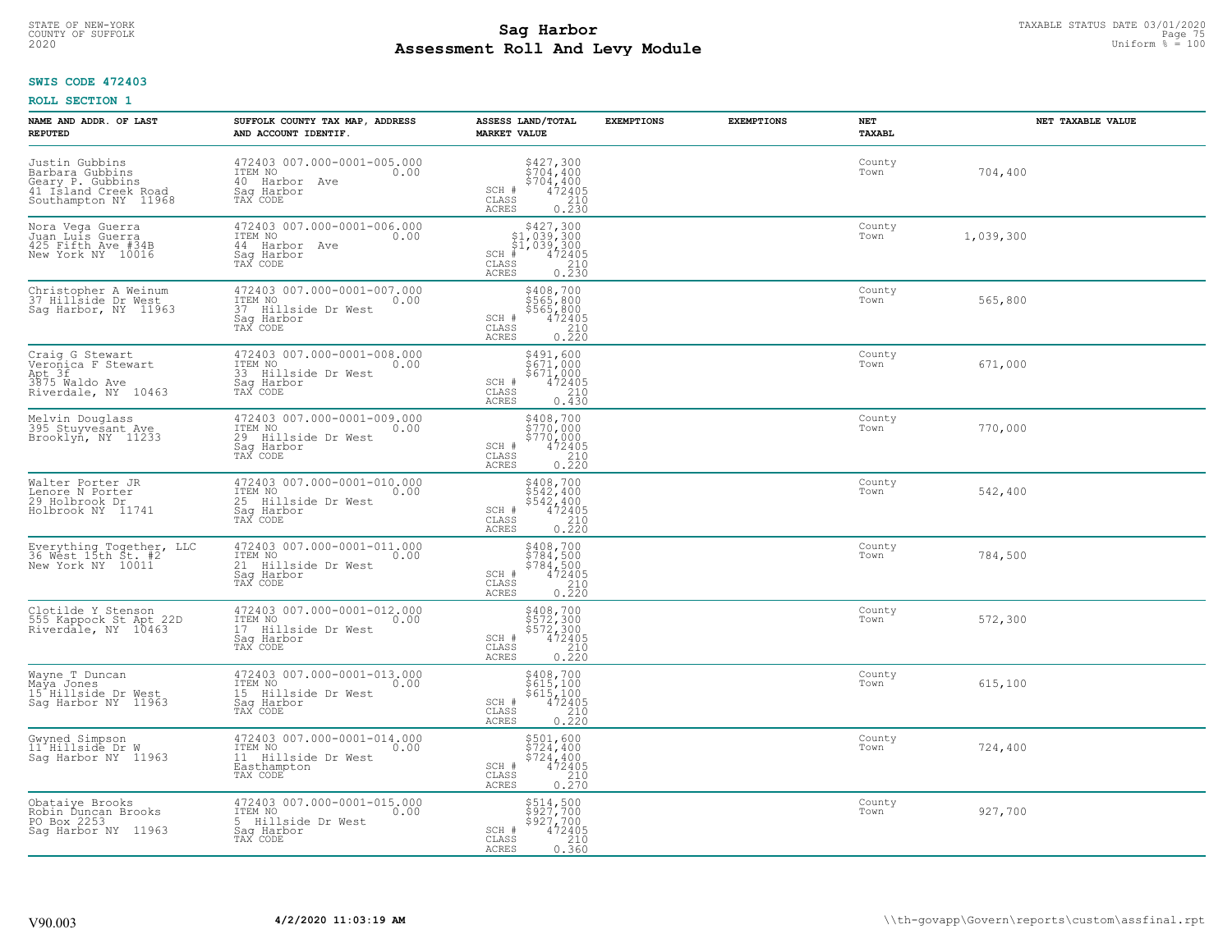STATE OF NEW-YORK
COUNTY OF SUFFOLK
2020

# Sag Harbor
# Assessment Roll And Levy Module

TAXABLE STATUS DATE 03/01/2020
Uniform % = 100

**SWIS CODE 472403**

**ROLL SECTION 1**

| NAME AND ADDR. OF LAST REPUTED | SUFFOLK COUNTY TAX MAP, ADDRESS AND ACCOUNT IDENTIF. | ASSESS LAND/TOTAL MARKET VALUE | EXEMPTIONS | EXEMPTIONS | NET TAXABL | NET TAXABLE VALUE |
|---|---|---|---|---|---|---|
| Justin Gubbins<br>Barbara Gubbins<br>Geary P. Gubbins<br>41 Island Creek Road<br>Southampton NY 11968 | 472403 007.000-0001-005.000<br>ITEM NO 0.00<br>40 Harbor Ave<br>Sag Harbor<br>TAX CODE | $427,300<br>$704,400<br>$704,400<br>SCH # 472405<br>CLASS 210<br>ACRES 0.230 | | | County<br>Town | 704,400 |
| Nora Vega Guerra<br>Juan Luis Guerra<br>425 Fifth Ave #34B<br>New York NY 10016 | 472403 007.000-0001-006.000<br>ITEM NO 0.00<br>44 Harbor Ave<br>Sag Harbor<br>TAX CODE | $427,300<br>$1,039,300<br>$1,039,300<br>SCH # 472405<br>CLASS 210<br>ACRES 0.230 | | | County<br>Town | 1,039,300 |
| Christopher A Weinum<br>37 Hillside Dr West<br>Sag Harbor, NY 11963 | 472403 007.000-0001-007.000<br>ITEM NO 0.00<br>37 Hillside Dr West<br>Sag Harbor<br>TAX CODE | $408,700<br>$565,800<br>$565,800<br>SCH # 472405<br>CLASS 210<br>ACRES 0.220 | | | County<br>Town | 565,800 |
| Craig G Stewart<br>Veronica F Stewart<br>Apt 3f<br>3875 Waldo Ave<br>Riverdale, NY 10463 | 472403 007.000-0001-008.000<br>ITEM NO 0.00<br>33 Hillside Dr West<br>Sag Harbor<br>TAX CODE | $491,600<br>$671,000<br>$671,000<br>SCH # 472405<br>CLASS 210<br>ACRES 0.430 | | | County<br>Town | 671,000 |
| Melvin Douglass<br>395 Stuyvesant Ave<br>Brooklyn, NY 11233 | 472403 007.000-0001-009.000<br>ITEM NO 0.00<br>29 Hillside Dr West<br>Sag Harbor<br>TAX CODE | $408,700<br>$770,000<br>$770,000<br>SCH # 472405<br>CLASS 210<br>ACRES 0.220 | | | County<br>Town | 770,000 |
| Walter Porter JR<br>Lenore N Porter<br>29 Holbrook Dr<br>Holbrook NY 11741 | 472403 007.000-0001-010.000<br>ITEM NO 0.00<br>25 Hillside Dr West<br>Sag Harbor<br>TAX CODE | $408,700<br>$542,400<br>$542,400<br>SCH # 472405<br>CLASS 210<br>ACRES 0.220 | | | County<br>Town | 542,400 |
| Everything Together, LLC<br>36 West 15th St. #2<br>New York NY 10011 | 472403 007.000-0001-011.000<br>ITEM NO 0.00<br>21 Hillside Dr West<br>Sag Harbor<br>TAX CODE | $408,700<br>$784,500<br>$784,500<br>SCH # 472405<br>CLASS 210<br>ACRES 0.220 | | | County<br>Town | 784,500 |
| Clotilde Y Stenson<br>555 Kappock St Apt 22D<br>Riverdale, NY 10463 | 472403 007.000-0001-012.000<br>ITEM NO 0.00<br>17 Hillside Dr West<br>Sag Harbor<br>TAX CODE | $408,700<br>$572,300<br>$572,300<br>SCH # 472405<br>CLASS 210<br>ACRES 0.220 | | | County<br>Town | 572,300 |
| Wayne T Duncan<br>Maya Jones<br>15 Hillside Dr West<br>Sag Harbor NY 11963 | 472403 007.000-0001-013.000<br>ITEM NO 0.00<br>15 Hillside Dr West<br>Sag Harbor<br>TAX CODE | $408,700<br>$615,100<br>$615,100<br>SCH # 472405<br>CLASS 210<br>ACRES 0.220 | | | County<br>Town | 615,100 |
| Gwyned Simpson<br>11 Hillside Dr W<br>Sag Harbor NY 11963 | 472403 007.000-0001-014.000<br>ITEM NO 0.00<br>11 Hillside Dr West<br>Easthampton<br>TAX CODE | $501,600<br>$724,400<br>$724,400<br>SCH # 472405<br>CLASS 210<br>ACRES 0.270 | | | County<br>Town | 724,400 |
| Obataiye Brooks<br>Robin Duncan Brooks<br>PO Box 2253<br>Sag Harbor NY 11963 | 472403 007.000-0001-015.000<br>ITEM NO 0.00<br>5 Hillside Dr West<br>Sag Harbor<br>TAX CODE | $514,500<br>$927,700<br>$927,700<br>SCH # 472405<br>CLASS 210<br>ACRES 0.360 | | | County<br>Town | 927,700 |

V90.003 **4/2/2020 11:03:19 AM** \\th-govapp\Govern\reports\custom\assfinal.rpt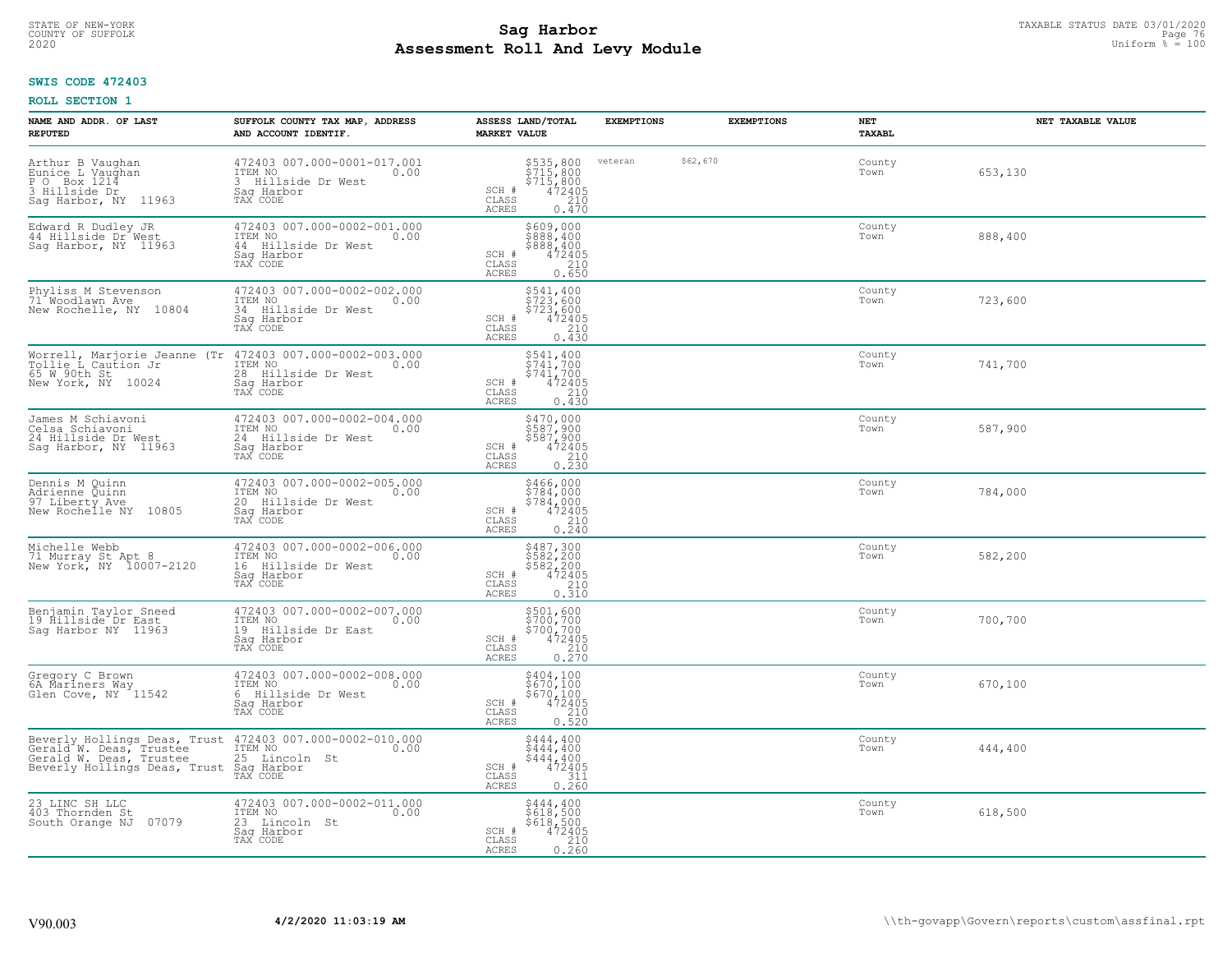STATE OF NEW-YORK
COUNTY OF SUFFOLK
2020

# Sag Harbor
## Assessment Roll And Levy Module

TAXABLE STATUS DATE 03/01/2020
Uniform % = 100

**SWIS CODE 472403**

**ROLL SECTION 1**

| NAME AND ADDR. OF LAST REPUTED | SUFFOLK COUNTY TAX MAP, ADDRESS AND ACCOUNT IDENTIF. | ASSESS LAND/TOTAL MARKET VALUE | EXEMPTIONS | | EXEMPTIONS | NET TAXABL | NET TAXABLE VALUE |
|---|---|---|---|---|---|---|---|
| Arthur B Vaughan<br>Eunice L Vaughan<br>P O Box 1214<br>3 Hillside Dr<br>Sag Harbor, NY 11963 | 472403 007.000-0001-017.001<br>ITEM NO 0.00<br>3 Hillside Dr West<br>Sag Harbor<br>TAX CODE | $535,800<br>$715,800<br>$715,800<br>SCH # 472405<br>CLASS 210<br>ACRES 0.470 | veteran | $62,670 | | County<br>Town | 653,130 |
| Edward R Dudley JR<br>44 Hillside Dr West<br>Sag Harbor, NY 11963 | 472403 007.000-0002-001.000<br>ITEM NO 0.00<br>44 Hillside Dr West<br>Sag Harbor<br>TAX CODE | $609,000<br>$888,400<br>$888,400<br>SCH # 472405<br>CLASS 210<br>ACRES 0.650 | | | | County<br>Town | 888,400 |
| Phyliss M Stevenson<br>71 Woodlawn Ave<br>New Rochelle, NY 10804 | 472403 007.000-0002-002.000<br>ITEM NO 0.00<br>34 Hillside Dr West<br>Sag Harbor<br>TAX CODE | $541,400<br>$723,600<br>$723,600<br>SCH # 472405<br>CLASS 210<br>ACRES 0.430 | | | | County<br>Town | 723,600 |
| Worrell, Marjorie Jeanne (Tr<br>Tollie L Caution Jr<br>65 W 90th St<br>New York, NY 10024 | 472403 007.000-0002-003.000<br>ITEM NO 0.00<br>28 Hillside Dr West<br>Sag Harbor<br>TAX CODE | $541,400<br>$741,700<br>$741,700<br>SCH # 472405<br>CLASS 210<br>ACRES 0.430 | | | | County<br>Town | 741,700 |
| James M Schiavoni<br>Celsa Schiavoni<br>24 Hillside Dr West<br>Sag Harbor, NY 11963 | 472403 007.000-0002-004.000<br>ITEM NO 0.00<br>24 Hillside Dr West<br>Sag Harbor<br>TAX CODE | $470,000<br>$587,900<br>$587,900<br>SCH # 472405<br>CLASS 210<br>ACRES 0.230 | | | | County<br>Town | 587,900 |
| Dennis M Quinn<br>Adrienne Quinn<br>97 Liberty Ave<br>New Rochelle NY 10805 | 472403 007.000-0002-005.000<br>ITEM NO 0.00<br>20 Hillside Dr West<br>Sag Harbor<br>TAX CODE | $466,000<br>$784,000<br>$784,000<br>SCH # 472405<br>CLASS 210<br>ACRES 0.240 | | | | County<br>Town | 784,000 |
| Michelle Webb<br>71 Murray St Apt 8<br>New York, NY 10007-2120 | 472403 007.000-0002-006.000<br>ITEM NO 0.00<br>16 Hillside Dr West<br>Sag Harbor<br>TAX CODE | $487,300<br>$582,200<br>$582,200<br>SCH # 472405<br>CLASS 210<br>ACRES 0.310 | | | | County<br>Town | 582,200 |
| Benjamin Taylor Sneed<br>19 Hillside Dr East<br>Sag Harbor NY 11963 | 472403 007.000-0002-007.000<br>ITEM NO 0.00<br>19 Hillside Dr East<br>Sag Harbor<br>TAX CODE | $501,600<br>$700,700<br>$700,700<br>SCH # 472405<br>CLASS 210<br>ACRES 0.270 | | | | County<br>Town | 700,700 |
| Gregory C Brown<br>6A Mariners Way<br>Glen Cove, NY 11542 | 472403 007.000-0002-008.000<br>ITEM NO 0.00<br>6 Hillside Dr West<br>Sag Harbor<br>TAX CODE | $404,100<br>$670,100<br>$670,100<br>SCH # 472405<br>CLASS 210<br>ACRES 0.520 | | | | County<br>Town | 670,100 |
| Beverly Hollings Deas, Trust<br>Gerald W. Deas, Trustee<br>Gerald W. Deas, Trustee<br>Beverly Hollings Deas, Trust | 472403 007.000-0002-010.000<br>ITEM NO 0.00<br>25 Lincoln St<br>Sag Harbor<br>TAX CODE | $444,400<br>$444,400<br>$444,400<br>SCH # 472405<br>CLASS 311<br>ACRES 0.260 | | | | County<br>Town | 444,400 |
| 23 LINC SH LLC<br>403 Thornden St<br>South Orange NJ 07079 | 472403 007.000-0002-011.000<br>ITEM NO 0.00<br>23 Lincoln St<br>Sag Harbor<br>TAX CODE | $444,400<br>$618,500<br>$618,500<br>SCH # 472405<br>CLASS 210<br>ACRES 0.260 | | | | County<br>Town | 618,500 |

V90.003 **4/2/2020 11:03:19 AM** \\th-govapp\Govern\reports\custom\assfinal.rpt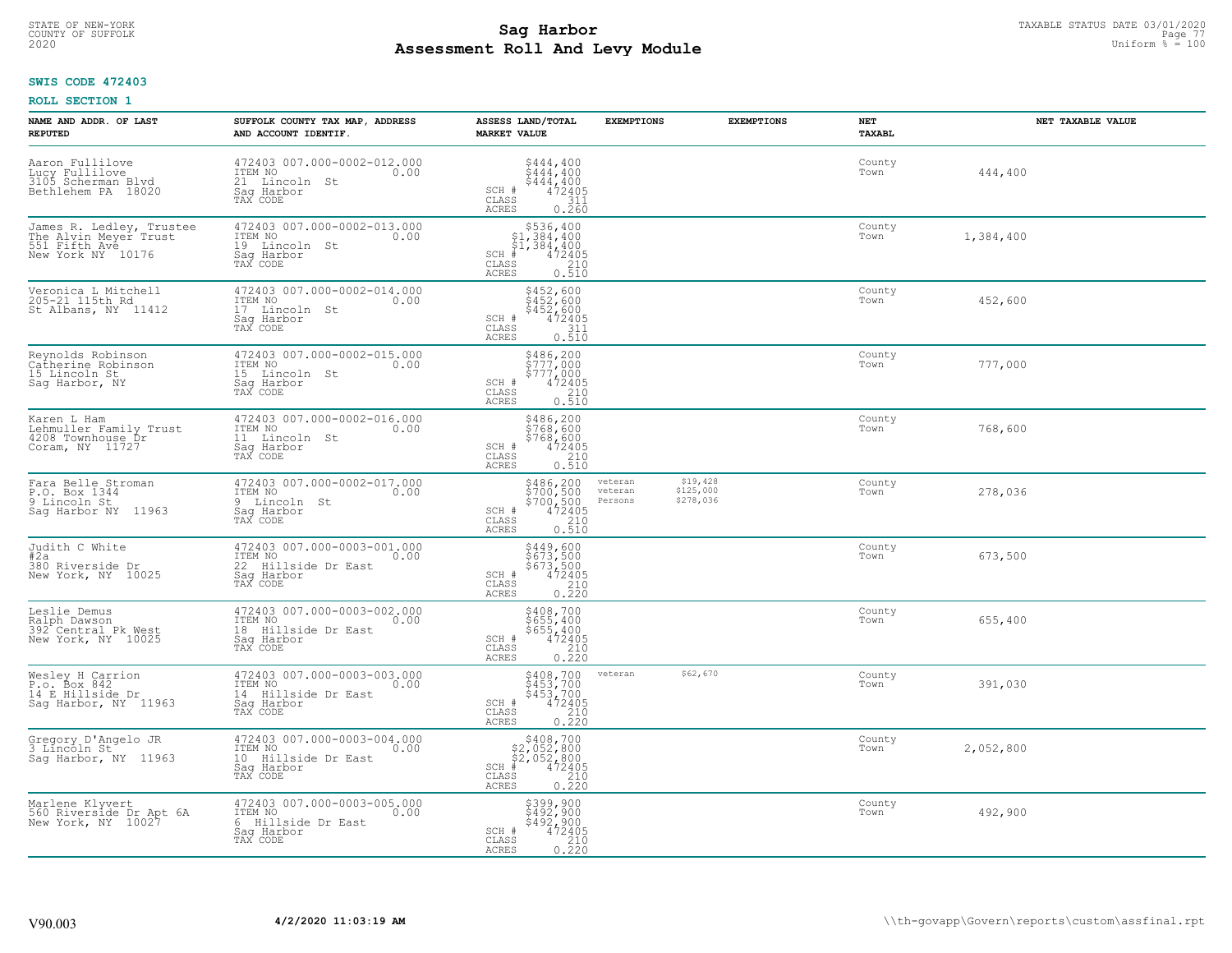STATE OF NEW-YORK
COUNTY OF SUFFOLK
2020

# Sag Harbor
# Assessment Roll And Levy Module

TAXABLE STATUS DATE 03/01/2020
Uniform % = 100

**SWIS CODE 472403**

**ROLL SECTION 1**

| NAME AND ADDR. OF LAST REPUTED | SUFFOLK COUNTY TAX MAP, ADDRESS AND ACCOUNT IDENTIF. | ASSESS LAND/TOTAL MARKET VALUE | EXEMPTIONS | EXEMPTIONS | NET TAXABL | NET TAXABLE VALUE |
|---|---|---|---|---|---|---|
| Aaron Fullilove<br>Lucy Fullilove<br>3105 Scherman Blvd<br>Bethlehem PA 18020 | 472403 007.000-0002-012.000<br>ITEM NO 0.00<br>21 Lincoln St<br>Sag Harbor<br>TAX CODE | $444,400<br>$444,400<br>$444,400<br>SCH # 472405<br>CLASS 311<br>ACRES 0.260 | | | County<br>Town | 444,400 |
| James R. Ledley, Trustee<br>The Alvin Meyer Trust<br>551 Fifth Ave<br>New York NY 10176 | 472403 007.000-0002-013.000<br>ITEM NO 0.00<br>19 Lincoln St<br>Sag Harbor<br>TAX CODE | $536,400<br>$1,384,400<br>$1,384,400<br>SCH # 472405<br>CLASS 210<br>ACRES 0.510 | | | County<br>Town | 1,384,400 |
| Veronica L Mitchell<br>205-21 115th Rd<br>St Albans, NY 11412 | 472403 007.000-0002-014.000<br>ITEM NO 0.00<br>17 Lincoln St<br>Sag Harbor<br>TAX CODE | $452,600<br>$452,600<br>$452,600<br>SCH # 472405<br>CLASS 311<br>ACRES 0.510 | | | County<br>Town | 452,600 |
| Reynolds Robinson<br>Catherine Robinson<br>15 Lincoln St<br>Sag Harbor, NY | 472403 007.000-0002-015.000<br>ITEM NO 0.00<br>15 Lincoln St<br>Sag Harbor<br>TAX CODE | $486,200<br>$777,000<br>$777,000<br>SCH # 472405<br>CLASS 210<br>ACRES 0.510 | | | County<br>Town | 777,000 |
| Karen L Ham<br>Lehmuller Family Trust<br>4208 Townhouse Dr<br>Coram, NY 11727 | 472403 007.000-0002-016.000<br>ITEM NO 0.00<br>11 Lincoln St<br>Sag Harbor<br>TAX CODE | $486,200<br>$768,600<br>$768,600<br>SCH # 472405<br>CLASS 210<br>ACRES 0.510 | | | County<br>Town | 768,600 |
| Fara Belle Stroman<br>P.O. Box 1344<br>9 Lincoln St<br>Sag Harbor NY 11963 | 472403 007.000-0002-017.000<br>ITEM NO 0.00<br>9 Lincoln St<br>Sag Harbor<br>TAX CODE | $486,200<br>$700,500<br>$700,500<br>SCH # 472405<br>CLASS 210<br>ACRES 0.510 | veteran $19,428<br>veteran $125,000<br>Persons $278,036 | | County<br>Town | 278,036 |
| Judith C White<br>#2a<br>380 Riverside Dr<br>New York, NY 10025 | 472403 007.000-0003-001.000<br>ITEM NO 0.00<br>22 Hillside Dr East<br>Sag Harbor<br>TAX CODE | $449,600<br>$673,500<br>$673,500<br>SCH # 472405<br>CLASS 210<br>ACRES 0.220 | | | County<br>Town | 673,500 |
| Leslie Demus<br>Ralph Dawson<br>392 Central Pk West<br>New York, NY 10025 | 472403 007.000-0003-002.000<br>ITEM NO 0.00<br>18 Hillside Dr East<br>Sag Harbor<br>TAX CODE | $408,700<br>$655,400<br>$655,400<br>SCH # 472405<br>CLASS 210<br>ACRES 0.220 | | | County<br>Town | 655,400 |
| Wesley H Carrion<br>P.o. Box 842<br>14 E Hillside Dr<br>Sag Harbor, NY 11963 | 472403 007.000-0003-003.000<br>ITEM NO 0.00<br>14 Hillside Dr East<br>Sag Harbor<br>TAX CODE | $408,700<br>$453,700<br>$453,700<br>SCH # 472405<br>CLASS 210<br>ACRES 0.220 | veteran $62,670 | | County<br>Town | 391,030 |
| Gregory D'Angelo JR<br>3 Lincoln St<br>Sag Harbor, NY 11963 | 472403 007.000-0003-004.000<br>ITEM NO 0.00<br>10 Hillside Dr East<br>Sag Harbor<br>TAX CODE | $408,700<br>$2,052,800<br>$2,052,800<br>SCH # 472405<br>CLASS 210<br>ACRES 0.220 | | | County<br>Town | 2,052,800 |
| Marlene Klyvert<br>560 Riverside Dr Apt 6A<br>New York, NY 10027 | 472403 007.000-0003-005.000<br>ITEM NO 0.00<br>6 Hillside Dr East<br>Sag Harbor<br>TAX CODE | $399,900<br>$492,900<br>$492,900<br>SCH # 472405<br>CLASS 210<br>ACRES 0.220 | | | County<br>Town | 492,900 |

V90.003 **4/2/2020 11:03:19 AM** \\th-govapp\Govern\reports\custom\assfinal.rpt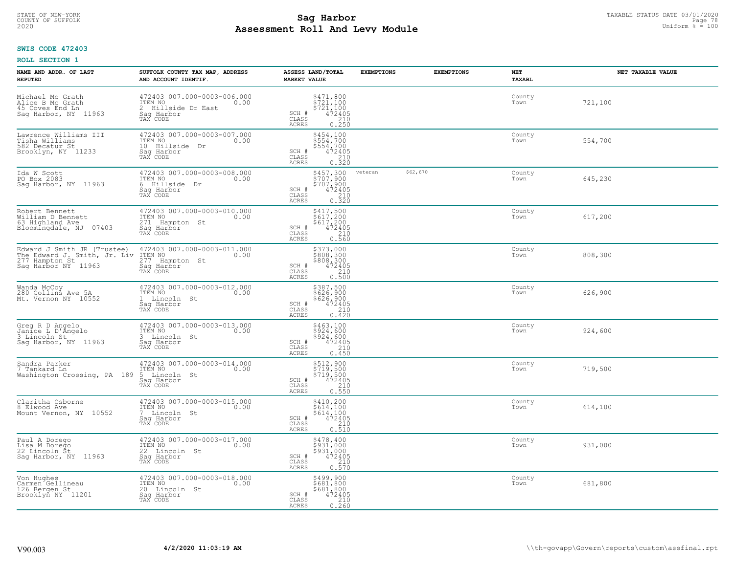**SWIS CODE 472403**

**ROLL SECTION 1**

| NAME AND ADDR. OF LAST REPUTED | SUFFOLK COUNTY TAX MAP, ADDRESS AND ACCOUNT IDENTIF. | ASSESS LAND/TOTAL MARKET VALUE | EXEMPTIONS | EXEMPTIONS | NET TAXABL | NET TAXABLE VALUE |
|---|---|---|---|---|---|---|
| Michael Mc Grath<br>Alice B Mc Grath<br>45 Coves End Ln<br>Sag Harbor, NY 11963 | 472403 007.000-0003-006.000<br>ITEM NO 0.00<br>2 Hillside Dr East<br>Sag Harbor<br>TAX CODE | $471,800<br>$721,100<br>$721,100<br>SCH # 472405<br>CLASS 210<br>ACRES 0.250 | | | County<br>Town | 721,100 |
| Lawrence Williams III<br>Tisha Williams<br>582 Decatur St<br>Brooklyn, NY 11233 | 472403 007.000-0003-007.000<br>ITEM NO 0.00<br>10 Hillside Dr<br>Sag Harbor<br>TAX CODE | $454,100<br>$554,700<br>$554,700<br>SCH # 472405<br>CLASS 210<br>ACRES 0.320 | | | County<br>Town | 554,700 |
| Ida W Scott<br>PO Box 2083<br>Sag Harbor, NY 11963 | 472403 007.000-0003-008.000<br>ITEM NO 0.00<br>6 Hillside Dr<br>Sag Harbor<br>TAX CODE | $457,300<br>$707,900<br>$707,900<br>SCH # 472405<br>CLASS 210<br>ACRES 0.320 | veteran | $62,670 | County<br>Town | 645,230 |
| Robert Bennett<br>William D Bennett<br>63 Highland Ave<br>Bloomingdale, NJ 07403 | 472403 007.000-0003-010.000<br>ITEM NO 0.00<br>271 Hampton St<br>Sag Harbor<br>TAX CODE | $417,500<br>$617,200<br>$617,200<br>SCH # 472405<br>CLASS 210<br>ACRES 0.560 | | | County<br>Town | 617,200 |
| Edward J Smith JR (Trustee)<br>The Edward J. Smith, Jr. Liv<br>277 Hampton St<br>Sag Harbor NY 11963 | 472403 007.000-0003-011.000<br>ITEM NO 0.00<br>277 Hampton St<br>Sag Harbor<br>TAX CODE | $373,000<br>$808,300<br>$808,300<br>SCH # 472405<br>CLASS 210<br>ACRES 0.500 | | | County<br>Town | 808,300 |
| Wanda McCoy<br>280 Collins Ave 5A<br>Mt. Vernon NY 10552 | 472403 007.000-0003-012.000<br>ITEM NO 0.00<br>1 Lincoln St<br>Sag Harbor<br>TAX CODE | $387,500<br>$626,900<br>$626,900<br>SCH # 472405<br>CLASS 210<br>ACRES 0.420 | | | County<br>Town | 626,900 |
| Greg R D Angelo<br>Janice L D'Angelo<br>3 Lincoln St<br>Sag Harbor, NY 11963 | 472403 007.000-0003-013.000<br>ITEM NO 0.00<br>3 Lincoln St<br>Sag Harbor<br>TAX CODE | $463,100<br>$924,600<br>$924,600<br>SCH # 472405<br>CLASS 210<br>ACRES 0.450 | | | County<br>Town | 924,600 |
| Sandra Parker<br>7 Tankard Ln<br>Washington Crossing, PA 189 | 472403 007.000-0003-014.000<br>ITEM NO 0.00<br>5 Lincoln St<br>Sag Harbor<br>TAX CODE | $512,900<br>$719,500<br>$719,500<br>SCH # 472405<br>CLASS 210<br>ACRES 0.550 | | | County<br>Town | 719,500 |
| Claritha Osborne<br>8 Elwood Ave<br>Mount Vernon, NY 10552 | 472403 007.000-0003-015.000<br>ITEM NO 0.00<br>7 Lincoln St<br>Sag Harbor<br>TAX CODE | $410,200<br>$614,100<br>$614,100<br>SCH # 472405<br>CLASS 210<br>ACRES 0.510 | | | County<br>Town | 614,100 |
| Paul A Dorego<br>Lisa M Dorego<br>22 Lincoln St<br>Sag Harbor, NY 11963 | 472403 007.000-0003-017.000<br>ITEM NO 0.00<br>22 Lincoln St<br>Sag Harbor<br>TAX CODE | $478,400<br>$931,000<br>$931,000<br>SCH # 472405<br>CLASS 210<br>ACRES 0.570 | | | County<br>Town | 931,000 |
| Von Hughes<br>Carmen Gellineau<br>126 Bergen St<br>Brooklyn NY 11201 | 472403 007.000-0003-018.000<br>ITEM NO 0.00<br>20 Lincoln St<br>Sag Harbor<br>TAX CODE | $499,900<br>$681,800<br>$681,800<br>SCH # 472405<br>CLASS 210<br>ACRES 0.260 | | | County<br>Town | 681,800 |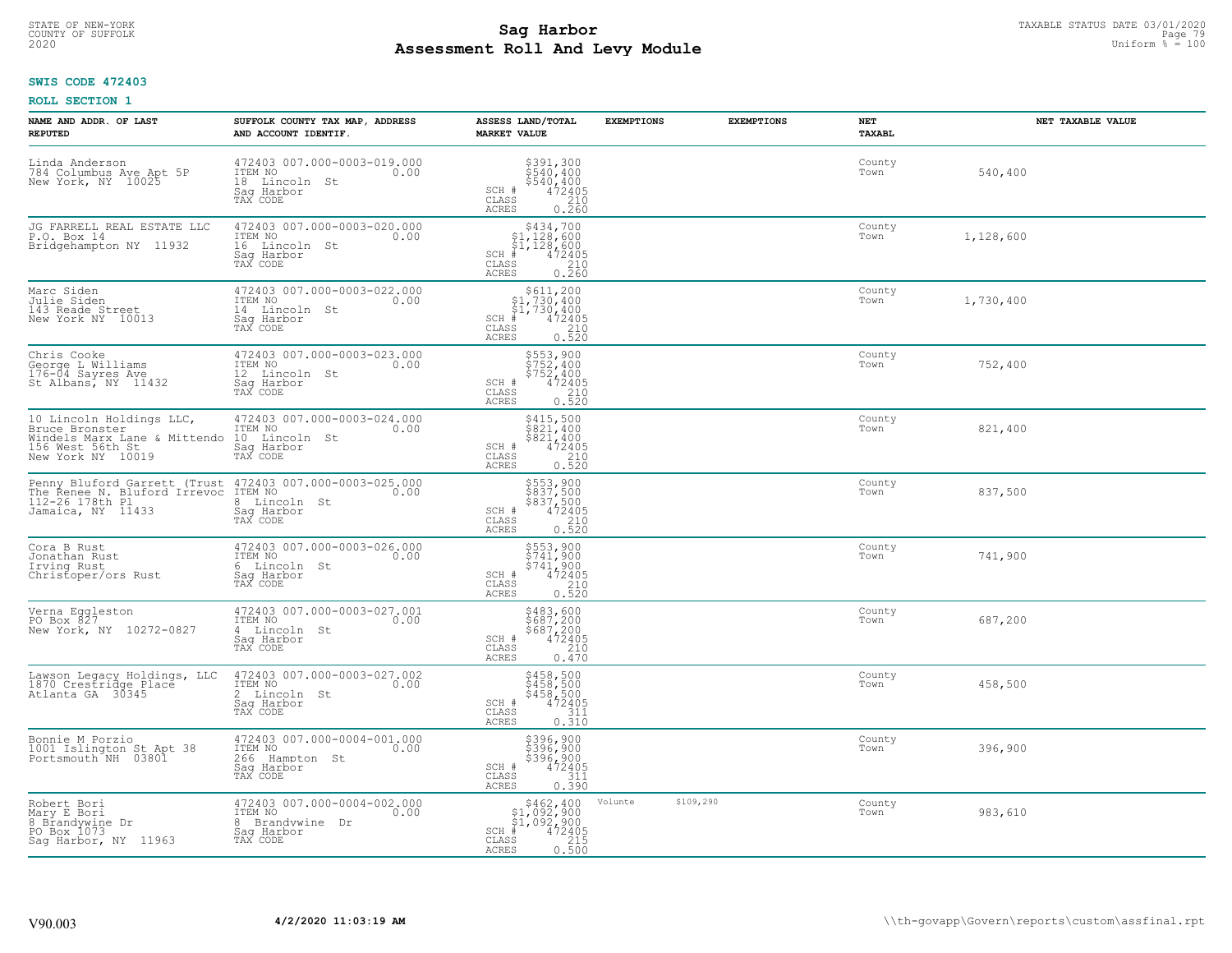**SWIS CODE 472403**

**ROLL SECTION 1**

| NAME AND ADDR. OF LAST REPUTED | SUFFOLK COUNTY TAX MAP, ADDRESS AND ACCOUNT IDENTIF. | ASSESS LAND/TOTAL MARKET VALUE | EXEMPTIONS | EXEMPTIONS | NET TAXABL | NET TAXABLE VALUE |
|---|---|---|---|---|---|---|
| Linda Anderson<br>784 Columbus Ave Apt 5P<br>New York, NY 10025 | 472403 007.000-0003-019.000<br>ITEM NO 0.00<br>18 Lincoln St<br>Sag Harbor<br>TAX CODE | $391,300<br>$540,400<br>$540,400<br>SCH # 472405<br>CLASS 210<br>ACRES 0.260 | | | County<br>Town | 540,400 |
| JG FARRELL REAL ESTATE LLC<br>P.O. Box 14<br>Bridgehampton NY 11932 | 472403 007.000-0003-020.000<br>ITEM NO 0.00<br>16 Lincoln St<br>Sag Harbor<br>TAX CODE | $434,700<br>$1,128,600<br>$1,128,600<br>SCH # 472405<br>CLASS 210<br>ACRES 0.260 | | | County<br>Town | 1,128,600 |
| Marc Siden<br>Julie Siden<br>143 Reade Street<br>New York NY 10013 | 472403 007.000-0003-022.000<br>ITEM NO 0.00<br>14 Lincoln St<br>Sag Harbor<br>TAX CODE | $611,200<br>$1,730,400<br>$1,730,400<br>SCH # 472405<br>CLASS 210<br>ACRES 0.520 | | | County<br>Town | 1,730,400 |
| Chris Cooke<br>George L Williams<br>176-04 Sayres Ave<br>St Albans, NY 11432 | 472403 007.000-0003-023.000<br>ITEM NO 0.00<br>12 Lincoln St<br>Sag Harbor<br>TAX CODE | $553,900<br>$752,400<br>$752,400<br>SCH # 472405<br>CLASS 210<br>ACRES 0.520 | | | County<br>Town | 752,400 |
| 10 Lincoln Holdings LLC,<br>Bruce Bronster<br>Windels Marx Lane & Mittendo<br>156 West 56th St<br>New York NY 10019 | 472403 007.000-0003-024.000<br>ITEM NO 0.00<br>10 Lincoln St<br>Sag Harbor<br>TAX CODE | $415,500<br>$821,400<br>$821,400<br>SCH # 472405<br>CLASS 210<br>ACRES 0.520 | | | County<br>Town | 821,400 |
| Penny Bluford Garrett (Trust<br>The Renee N. Bluford Irrevoc<br>112-26 178th Pl<br>Jamaica, NY 11433 | 472403 007.000-0003-025.000<br>ITEM NO 0.00<br>8 Lincoln St<br>Sag Harbor<br>TAX CODE | $553,900<br>$837,500<br>$837,500<br>SCH # 472405<br>CLASS 210<br>ACRES 0.520 | | | County<br>Town | 837,500 |
| Cora B Rust<br>Jonathan Rust<br>Irving Rust<br>Christoper/ors Rust | 472403 007.000-0003-026.000<br>ITEM NO 0.00<br>6 Lincoln St<br>Sag Harbor<br>TAX CODE | $553,900<br>$741,900<br>$741,900<br>SCH # 472405<br>CLASS 210<br>ACRES 0.520 | | | County<br>Town | 741,900 |
| Verna Eggleston<br>PO Box 827<br>New York, NY 10272-0827 | 472403 007.000-0003-027.001<br>ITEM NO 0.00<br>4 Lincoln St<br>Sag Harbor<br>TAX CODE | $483,600<br>$687,200<br>$687,200<br>SCH # 472405<br>CLASS 210<br>ACRES 0.470 | | | County<br>Town | 687,200 |
| Lawson Legacy Holdings, LLC<br>1870 Crestridge Place<br>Atlanta GA 30345 | 472403 007.000-0003-027.002<br>ITEM NO 0.00<br>2 Lincoln St<br>Sag Harbor<br>TAX CODE | $458,500<br>$458,500<br>$458,500<br>SCH # 472405<br>CLASS 311<br>ACRES 0.310 | | | County<br>Town | 458,500 |
| Bonnie M Porzio<br>1001 Islington St Apt 38<br>Portsmouth NH 03801 | 472403 007.000-0004-001.000<br>ITEM NO 0.00<br>266 Hampton St<br>Sag Harbor<br>TAX CODE | $396,900<br>$396,900<br>$396,900<br>SCH # 472405<br>CLASS 311<br>ACRES 0.390 | | | County<br>Town | 396,900 |
| Robert Bori<br>Mary E Bori<br>8 Brandywine Dr<br>PO Box 1073<br>Sag Harbor, NY 11963 | 472403 007.000-0004-002.000<br>ITEM NO 0.00<br>8 Brandywine Dr<br>Sag Harbor<br>TAX CODE | $462,400<br>$1,092,900<br>$1,092,900<br>SCH # 472405<br>CLASS 215<br>ACRES 0.500 | Volunte | $109,290 | County<br>Town | 983,610 |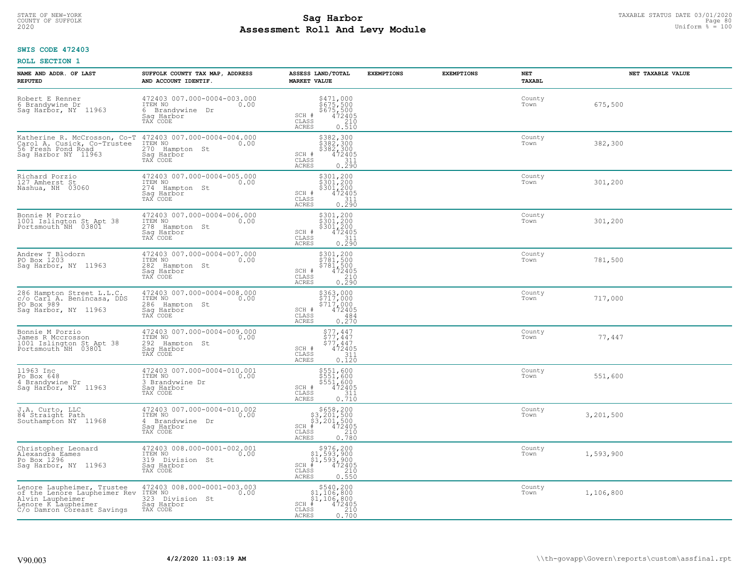STATE OF NEW-YORK
COUNTY OF SUFFOLK
2020

# Sag Harbor
# Assessment Roll And Levy Module

TAXABLE STATUS DATE 03/01/2020
Uniform % = 100

**SWIS CODE 472403**

**ROLL SECTION 1**

| NAME AND ADDR. OF LAST REPUTED | SUFFOLK COUNTY TAX MAP, ADDRESS AND ACCOUNT IDENTIF. | ASSESS LAND/TOTAL MARKET VALUE | EXEMPTIONS | EXEMPTIONS | NET TAXABL | NET TAXABLE VALUE |
|---|---|---|---|---|---|---|
| Robert E Renner<br>6 Brandywine Dr<br>Sag Harbor, NY 11963 | 472403 007.000-0004-003.000<br>ITEM NO 0.00<br>6 Brandywine Dr<br>Sag Harbor<br>TAX CODE | $471,000<br>$675,500<br>$675,500<br>SCH # 472405<br>CLASS 210<br>ACRES 0.510 | | | County<br>Town | 675,500 |
| Katherine R. McCrosson, Co-T<br>Carol A. Cusick, Co-Trustee<br>56 Fresh Pond Road<br>Sag Harbor NY 11963 | 472403 007.000-0004-004.000<br>ITEM NO 0.00<br>270 Hampton St<br>Sag Harbor<br>TAX CODE | $382,300<br>$382,300<br>$382,300<br>SCH # 472405<br>CLASS 311<br>ACRES 0.290 | | | County<br>Town | 382,300 |
| Richard Porzio<br>127 Amherst St<br>Nashua, NH 03060 | 472403 007.000-0004-005.000<br>ITEM NO 0.00<br>274 Hampton St<br>Sag Harbor<br>TAX CODE | $301,200<br>$301,200<br>$301,200<br>SCH # 472405<br>CLASS 311<br>ACRES 0.290 | | | County<br>Town | 301,200 |
| Bonnie M Porzio<br>1001 Islington St Apt 38<br>Portsmouth NH 03801 | 472403 007.000-0004-006.000<br>ITEM NO 0.00<br>278 Hampton St<br>Sag Harbor<br>TAX CODE | $301,200<br>$301,200<br>$301,200<br>SCH # 472405<br>CLASS 311<br>ACRES 0.290 | | | County<br>Town | 301,200 |
| Andrew T Blodorn<br>PO Box 1203<br>Sag Harbor, NY 11963 | 472403 007.000-0004-007.000<br>ITEM NO 0.00<br>282 Hampton St<br>Sag Harbor<br>TAX CODE | $301,200<br>$781,500<br>$781,500<br>SCH # 472405<br>CLASS 210<br>ACRES 0.290 | | | County<br>Town | 781,500 |
| 286 Hampton Street L.L.C.<br>c/o Carl A. Benincasa, DDS<br>PO Box 989<br>Sag Harbor, NY 11963 | 472403 007.000-0004-008.000<br>ITEM NO 0.00<br>286 Hampton St<br>Sag Harbor<br>TAX CODE | $363,000<br>$717,000<br>$717,000<br>SCH # 472405<br>CLASS 484<br>ACRES 0.270 | | | County<br>Town | 717,000 |
| Bonnie M Porzio<br>James R Mccrosson<br>1001 Islington St Apt 38<br>Portsmouth NH 03801 | 472403 007.000-0004-009.000<br>ITEM NO 0.00<br>292 Hampton St<br>Sag Harbor<br>TAX CODE | $77,447<br>$77,447<br>$77,447<br>SCH # 472405<br>CLASS 311<br>ACRES 0.120 | | | County<br>Town | 77,447 |
| 11963 Inc<br>Po Box 648<br>4 Brandywine Dr<br>Sag Harbor, NY 11963 | 472403 007.000-0004-010.001<br>ITEM NO 0.00<br>3 Brandywine Dr<br>Sag Harbor<br>TAX CODE | $551,600<br>$551,600<br>$551,600<br>SCH # 472405<br>CLASS 311<br>ACRES 0.710 | | | County<br>Town | 551,600 |
| J.A. Curto, LLC<br>84 Straight Path<br>Southampton NY 11968 | 472403 007.000-0004-010.002<br>ITEM NO 0.00<br>4 Brandywine Dr<br>Sag Harbor<br>TAX CODE | $658,200<br>$3,201,500<br>$3,201,500<br>SCH # 472405<br>CLASS 210<br>ACRES 0.780 | | | County<br>Town | 3,201,500 |
| Christopher Leonard<br>Alexandra Eames<br>Po Box 1296<br>Sag Harbor, NY 11963 | 472403 008.000-0001-002.001<br>ITEM NO 0.00<br>319 Division St<br>Sag Harbor<br>TAX CODE | $976,200<br>$1,593,900<br>$1,593,900<br>SCH # 472405<br>CLASS 210<br>ACRES 0.550 | | | County<br>Town | 1,593,900 |
| Lenore Laupheimer, Trustee<br>of the Lenore Laupheimer Rev<br>Alvin Laupheimer<br>Lenore K Laupheimer<br>C/o Damron Coreast Savings | 472403 008.000-0001-003.003<br>ITEM NO 0.00<br>323 Division St<br>Sag Harbor<br>TAX CODE | $540,200<br>$1,106,800<br>$1,106,800<br>SCH # 472405<br>CLASS 210<br>ACRES 0.700 | | | County<br>Town | 1,106,800 |

V90.003 **4/2/2020 11:03:19 AM** \\th-govapp\Govern\reports\custom\assfinal.rpt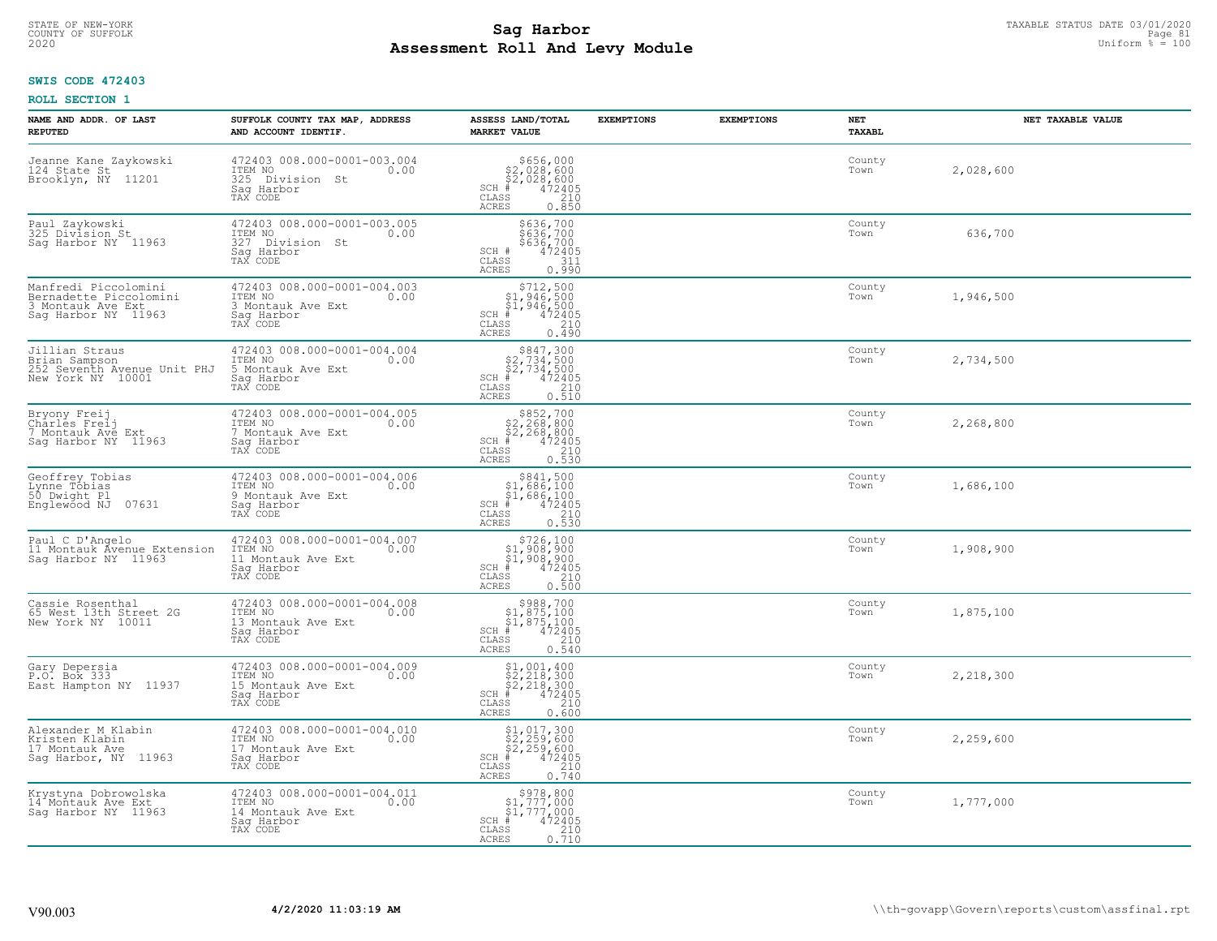**SWIS CODE 472403**

**ROLL SECTION 1**

| NAME AND ADDR. OF LAST REPUTED | SUFFOLK COUNTY TAX MAP, ADDRESS AND ACCOUNT IDENTIF. | ASSESS LAND/TOTAL MARKET VALUE | EXEMPTIONS | EXEMPTIONS | NET TAXABL | NET TAXABLE VALUE |
|---|---|---|---|---|---|---|
| Jeanne Kane Zaykowski<br>124 State St<br>Brooklyn, NY 11201 | 472403 008.000-0001-003.004<br>ITEM NO 0.00<br>325 Division St<br>Sag Harbor<br>TAX CODE | $656,000<br>$2,028,600<br>$2,028,600<br>SCH # 472405<br>CLASS 210<br>ACRES 0.850 | | | County<br>Town | 2,028,600 |
| Paul Zaykowski<br>325 Division St<br>Sag Harbor NY 11963 | 472403 008.000-0001-003.005<br>ITEM NO 0.00<br>327 Division St<br>Sag Harbor<br>TAX CODE | $636,700<br>$636,700<br>$636,700<br>SCH # 472405<br>CLASS 311<br>ACRES 0.990 | | | County<br>Town | 636,700 |
| Manfredi Piccolomini<br>Bernadette Piccolomini<br>3 Montauk Ave Ext<br>Sag Harbor NY 11963 | 472403 008.000-0001-004.003<br>ITEM NO 0.00<br>3 Montauk Ave Ext<br>Sag Harbor<br>TAX CODE | $712,500<br>$1,946,500<br>$1,946,500<br>SCH # 472405<br>CLASS 210<br>ACRES 0.490 | | | County<br>Town | 1,946,500 |
| Jillian Straus<br>Brian Sampson<br>252 Seventh Avenue Unit PHJ<br>New York NY 10001 | 472403 008.000-0001-004.004<br>ITEM NO 0.00<br>5 Montauk Ave Ext<br>Sag Harbor<br>TAX CODE | $847,300<br>$2,734,500<br>$2,734,500<br>SCH # 472405<br>CLASS 210<br>ACRES 0.510 | | | County<br>Town | 2,734,500 |
| Bryony Freij<br>Charles Freij<br>7 Montauk Ave Ext<br>Sag Harbor NY 11963 | 472403 008.000-0001-004.005<br>ITEM NO 0.00<br>7 Montauk Ave Ext<br>Sag Harbor<br>TAX CODE | $852,700<br>$2,268,800<br>$2,268,800<br>SCH # 472405<br>CLASS 210<br>ACRES 0.530 | | | County<br>Town | 2,268,800 |
| Geoffrey Tobias<br>Lynne Tobias<br>50 Dwight Pl<br>Englewood NJ 07631 | 472403 008.000-0001-004.006<br>ITEM NO 0.00<br>9 Montauk Ave Ext<br>Sag Harbor<br>TAX CODE | $841,500<br>$1,686,100<br>$1,686,100<br>SCH # 472405<br>CLASS 210<br>ACRES 0.530 | | | County<br>Town | 1,686,100 |
| Paul C D'Angelo<br>11 Montauk Avenue Extension<br>Sag Harbor NY 11963 | 472403 008.000-0001-004.007<br>ITEM NO 0.00<br>11 Montauk Ave Ext<br>Sag Harbor<br>TAX CODE | $726,100<br>$1,908,900<br>$1,908,900<br>SCH # 472405<br>CLASS 210<br>ACRES 0.500 | | | County<br>Town | 1,908,900 |
| Cassie Rosenthal<br>65 West 13th Street 2G<br>New York NY 10011 | 472403 008.000-0001-004.008<br>ITEM NO 0.00<br>13 Montauk Ave Ext<br>Sag Harbor<br>TAX CODE | $988,700<br>$1,875,100<br>$1,875,100<br>SCH # 472405<br>CLASS 210<br>ACRES 0.540 | | | County<br>Town | 1,875,100 |
| Gary Depersia<br>P.O. Box 333<br>East Hampton NY 11937 | 472403 008.000-0001-004.009<br>ITEM NO 0.00<br>15 Montauk Ave Ext<br>Sag Harbor<br>TAX CODE | $1,001,400<br>$2,218,300<br>$2,218,300<br>SCH # 472405<br>CLASS 210<br>ACRES 0.600 | | | County<br>Town | 2,218,300 |
| Alexander M Klabin<br>Kristen Klabin<br>17 Montauk Ave<br>Sag Harbor, NY 11963 | 472403 008.000-0001-004.010<br>ITEM NO 0.00<br>17 Montauk Ave Ext<br>Sag Harbor<br>TAX CODE | $1,017,300<br>$2,259,600<br>$2,259,600<br>SCH # 472405<br>CLASS 210<br>ACRES 0.740 | | | County<br>Town | 2,259,600 |
| Krystyna Dobrowolska<br>14 Montauk Ave Ext<br>Sag Harbor NY 11963 | 472403 008.000-0001-004.011<br>ITEM NO 0.00<br>14 Montauk Ave Ext<br>Sag Harbor<br>TAX CODE | $978,800<br>$1,777,000<br>$1,777,000<br>SCH # 472405<br>CLASS 210<br>ACRES 0.710 | | | County<br>Town | 1,777,000 |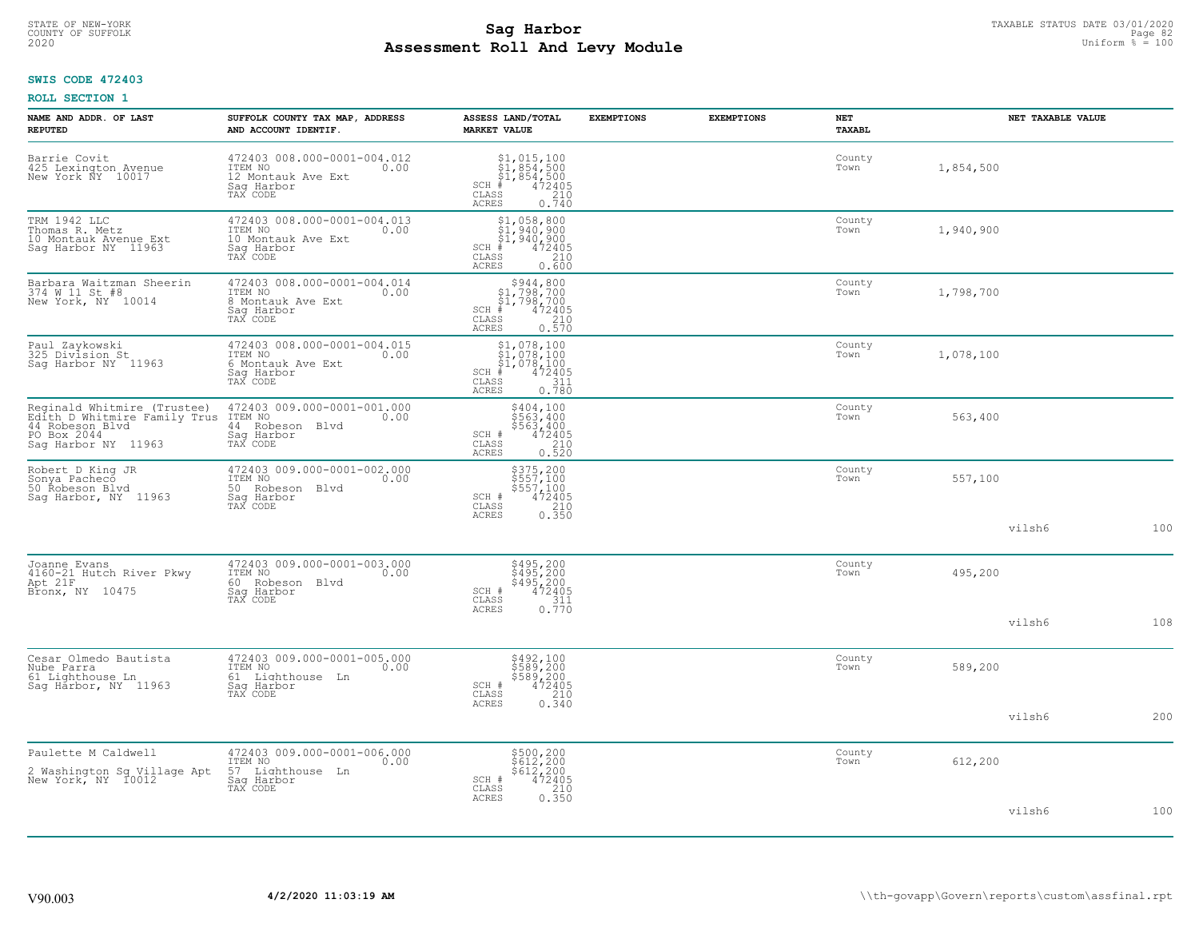STATE OF NEW-YORK
COUNTY OF SUFFOLK
2020

# Sag Harbor
## Assessment Roll And Levy Module

TAXABLE STATUS DATE 03/01/2020
Uniform % = 100

**SWIS CODE 472403**

**ROLL SECTION 1**

| NAME AND ADDR. OF LAST REPUTED | SUFFOLK COUNTY TAX MAP, ADDRESS AND ACCOUNT IDENTIF. | ASSESS LAND/TOTAL MARKET VALUE | EXEMPTIONS | EXEMPTIONS | NET TAXABL | NET TAXABLE VALUE | | |
|---|---|---|---|---|---|---|---|---|
| Barrie Covit<br>425 Lexington Avenue<br>New York NY 10017 | 472403 008.000-0001-004.012<br>ITEM NO 0.00<br>12 Montauk Ave Ext<br>Sag Harbor<br>TAX CODE | $1,015,100<br>$1,854,500<br>$1,854,500<br>SCH # 472405<br>CLASS 210<br>ACRES 0.740 | | | County<br>Town | 1,854,500 | | |
| TRM 1942 LLC<br>Thomas R. Metz<br>10 Montauk Avenue Ext<br>Sag Harbor NY 11963 | 472403 008.000-0001-004.013<br>ITEM NO 0.00<br>10 Montauk Ave Ext<br>Sag Harbor<br>TAX CODE | $1,058,800<br>$1,940,900<br>$1,940,900<br>SCH # 472405<br>CLASS 210<br>ACRES 0.600 | | | County<br>Town | 1,940,900 | | |
| Barbara Waitzman Sheerin<br>374 W 11 St #8<br>New York, NY 10014 | 472403 008.000-0001-004.014<br>ITEM NO 0.00<br>8 Montauk Ave Ext<br>Sag Harbor<br>TAX CODE | $944,800<br>$1,798,700<br>$1,798,700<br>SCH # 472405<br>CLASS 210<br>ACRES 0.570 | | | County<br>Town | 1,798,700 | | |
| Paul Zaykowski<br>325 Division St<br>Sag Harbor NY 11963 | 472403 008.000-0001-004.015<br>ITEM NO 0.00<br>6 Montauk Ave Ext<br>Sag Harbor<br>TAX CODE | $1,078,100<br>$1,078,100<br>$1,078,100<br>SCH # 472405<br>CLASS 311<br>ACRES 0.780 | | | County<br>Town | 1,078,100 | | |
| Reginald Whitmire (Trustee)<br>Edith D Whitmire Family Trus<br>44 Robeson Blvd<br>PO Box 2044<br>Sag Harbor NY 11963 | 472403 009.000-0001-001.000<br>ITEM NO 0.00<br>44 Robeson Blvd<br>Sag Harbor<br>TAX CODE | $404,100<br>$563,400<br>$563,400<br>SCH # 472405<br>CLASS 210<br>ACRES 0.520 | | | County<br>Town | 563,400 | | |
| Robert D King JR<br>Sonya Pacheco<br>50 Robeson Blvd<br>Sag Harbor, NY 11963 | 472403 009.000-0001-002.000<br>ITEM NO 0.00<br>50 Robeson Blvd<br>Sag Harbor<br>TAX CODE | $375,200<br>$557,100<br>$557,100<br>SCH # 472405<br>CLASS 210<br>ACRES 0.350 | | | County<br>Town | 557,100 | vilsh6 | 100 |
| Joanne Evans<br>4160-21 Hutch River Pkwy<br>Apt 21F<br>Bronx, NY 10475 | 472403 009.000-0001-003.000<br>ITEM NO 0.00<br>60 Robeson Blvd<br>Sag Harbor<br>TAX CODE | $495,200<br>$495,200<br>$495,200<br>SCH # 472405<br>CLASS 311<br>ACRES 0.770 | | | County<br>Town | 495,200 | vilsh6 | 108 |
| Cesar Olmedo Bautista<br>Nube Parra<br>61 Lighthouse Ln<br>Sag Harbor, NY 11963 | 472403 009.000-0001-005.000<br>ITEM NO 0.00<br>61 Lighthouse Ln<br>Sag Harbor<br>TAX CODE | $492,100<br>$589,200<br>$589,200<br>SCH # 472405<br>CLASS 210<br>ACRES 0.340 | | | County<br>Town | 589,200 | vilsh6 | 200 |
| Paulette M Caldwell<br><br>2 Washington Sq Village Apt<br>New York, NY 10012 | 472403 009.000-0001-006.000<br>ITEM NO 0.00<br>57 Lighthouse Ln<br>Sag Harbor<br>TAX CODE | $500,200<br>$612,200<br>$612,200<br>SCH # 472405<br>CLASS 210<br>ACRES 0.350 | | | County<br>Town | 612,200 | vilsh6 | 100 |

V90.003 | 4/2/2020 11:03:19 AM | \\th-govapp\Govern\reports\custom\assfinal.rpt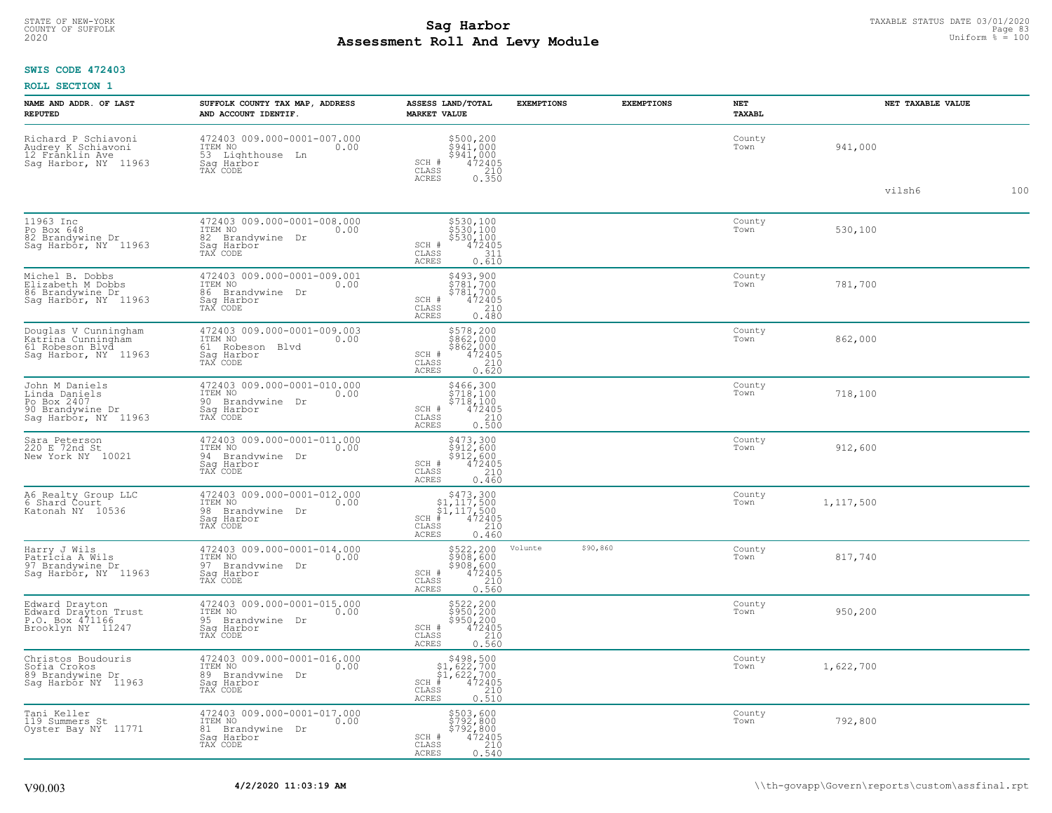STATE OF NEW-YORK
COUNTY OF SUFFOLK
2020

# Sag Harbor
# Assessment Roll And Levy Module

TAXABLE STATUS DATE 03/01/2020
Uniform % = 100

**SWIS CODE 472403**

**ROLL SECTION 1**

| NAME AND ADDR. OF LAST REPUTED | SUFFOLK COUNTY TAX MAP, ADDRESS AND ACCOUNT IDENTIF. | ASSESS LAND/TOTAL MARKET VALUE | EXEMPTIONS | EXEMPTIONS | NET TAXABL | | NET TAXABLE VALUE | |
|---|---|---|---|---|---|---|---|---|
| Richard P Schiavoni<br>Audrey K Schiavoni<br>12 Franklin Ave<br>Sag Harbor, NY 11963 | 472403 009.000-0001-007.000<br>ITEM NO 0.00<br>53 Lighthouse Ln<br>Sag Harbor<br>TAX CODE | $500,200<br>$941,000<br>$941,000<br>SCH # 472405<br>CLASS 210<br>ACRES 0.350 | | | County<br>Town | 941,000 | vilsh6 | 100 |
| 11963 Inc<br>Po Box 648<br>82 Brandywine Dr<br>Sag Harbor, NY 11963 | 472403 009.000-0001-008.000<br>ITEM NO 0.00<br>82 Brandywine Dr<br>Sag Harbor<br>TAX CODE | $530,100<br>$530,100<br>$530,100<br>SCH # 472405<br>CLASS 311<br>ACRES 0.610 | | | County<br>Town | 530,100 | | |
| Michel B. Dobbs<br>Elizabeth M Dobbs<br>86 Brandywine Dr<br>Sag Harbor, NY 11963 | 472403 009.000-0001-009.001<br>ITEM NO 0.00<br>86 Brandywine Dr<br>Sag Harbor<br>TAX CODE | $493,900<br>$781,700<br>$781,700<br>SCH # 472405<br>CLASS 210<br>ACRES 0.480 | | | County<br>Town | 781,700 | | |
| Douglas V Cunningham<br>Katrina Cunningham<br>61 Robeson Blvd<br>Sag Harbor, NY 11963 | 472403 009.000-0001-009.003<br>ITEM NO 0.00<br>61 Robeson Blvd<br>Sag Harbor<br>TAX CODE | $578,200<br>$862,000<br>$862,000<br>SCH # 472405<br>CLASS 210<br>ACRES 0.620 | | | County<br>Town | 862,000 | | |
| John M Daniels<br>Linda Daniels<br>Po Box 2407<br>90 Brandywine Dr<br>Sag Harbor, NY 11963 | 472403 009.000-0001-010.000<br>ITEM NO 0.00<br>90 Brandywine Dr<br>Sag Harbor<br>TAX CODE | $466,300<br>$718,100<br>$718,100<br>SCH # 472405<br>CLASS 210<br>ACRES 0.500 | | | County<br>Town | 718,100 | | |
| Sara Peterson<br>220 E 72nd St<br>New York NY 10021 | 472403 009.000-0001-011.000<br>ITEM NO 0.00<br>94 Brandywine Dr<br>Sag Harbor<br>TAX CODE | $473,300<br>$912,600<br>$912,600<br>SCH # 472405<br>CLASS 210<br>ACRES 0.460 | | | County<br>Town | 912,600 | | |
| A6 Realty Group LLC<br>6 Shard Court<br>Katonah NY 10536 | 472403 009.000-0001-012.000<br>ITEM NO 0.00<br>98 Brandywine Dr<br>Sag Harbor<br>TAX CODE | $473,300<br>$1,117,500<br>$1,117,500<br>SCH # 472405<br>CLASS 210<br>ACRES 0.460 | | | County<br>Town | 1,117,500 | | |
| Harry J Wils<br>Patricia A Wils<br>97 Brandywine Dr<br>Sag Harbor, NY 11963 | 472403 009.000-0001-014.000<br>ITEM NO 0.00<br>97 Brandywine Dr<br>Sag Harbor<br>TAX CODE | $522,200<br>$908,600<br>$908,600<br>SCH # 472405<br>CLASS 210<br>ACRES 0.560 | Volunte $90,860 | | County<br>Town | 817,740 | | |
| Edward Drayton<br>Edward Drayton Trust<br>P.O. Box 471166<br>Brooklyn NY 11247 | 472403 009.000-0001-015.000<br>ITEM NO 0.00<br>95 Brandywine Dr<br>Sag Harbor<br>TAX CODE | $522,200<br>$950,200<br>$950,200<br>SCH # 472405<br>CLASS 210<br>ACRES 0.560 | | | County<br>Town | 950,200 | | |
| Christos Boudouris<br>Sofia Crokos<br>89 Brandywine Dr<br>Sag Harbor NY 11963 | 472403 009.000-0001-016.000<br>ITEM NO 0.00<br>89 Brandywine Dr<br>Sag Harbor<br>TAX CODE | $498,500<br>$1,622,700<br>$1,622,700<br>SCH # 472405<br>CLASS 210<br>ACRES 0.510 | | | County<br>Town | 1,622,700 | | |
| Tani Keller<br>119 Summers St<br>Oyster Bay NY 11771 | 472403 009.000-0001-017.000<br>ITEM NO 0.00<br>81 Brandywine Dr<br>Sag Harbor<br>TAX CODE | $503,600<br>$792,800<br>$792,800<br>SCH # 472405<br>CLASS 210<br>ACRES 0.540 | | | County<br>Town | 792,800 | | |

V90.003 **4/2/2020 11:03:19 AM** \\th-govapp\Govern\reports\custom\assfinal.rpt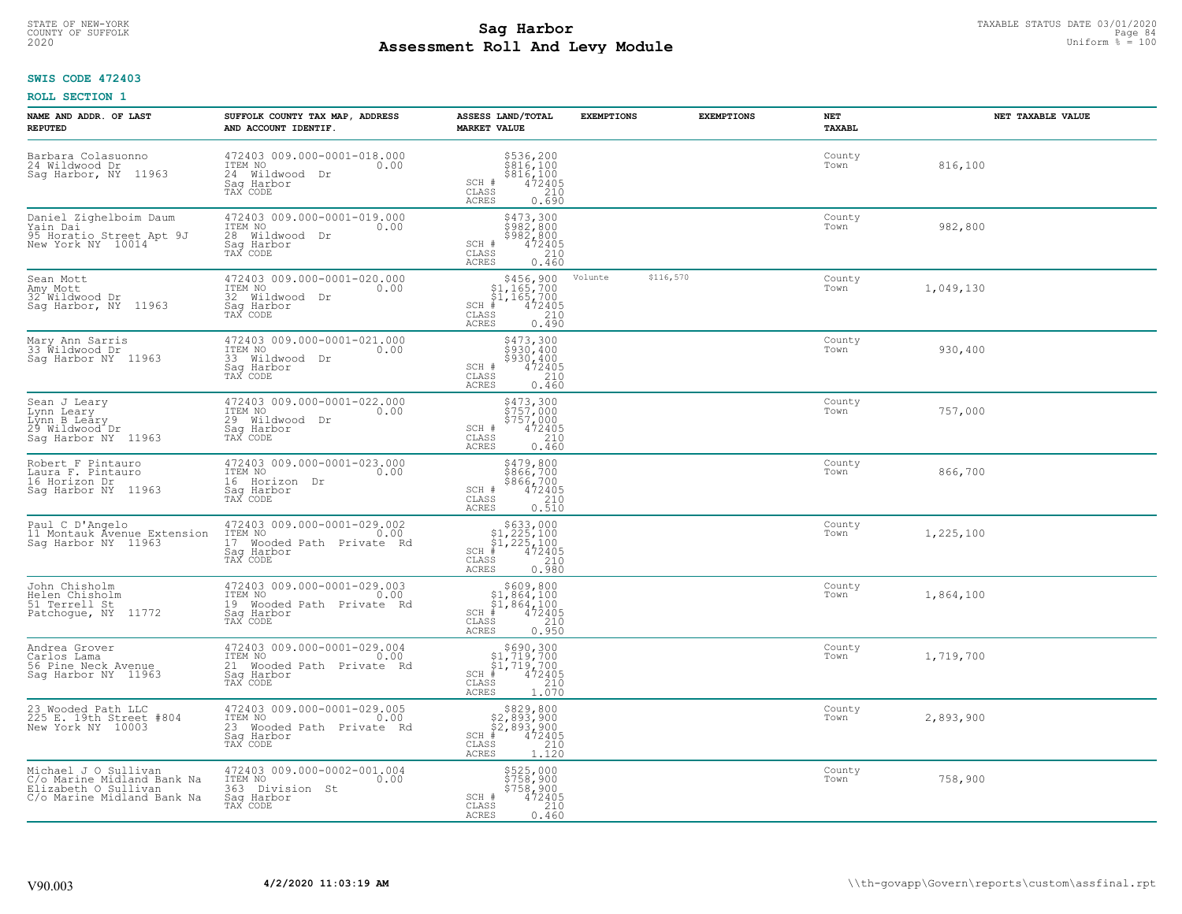STATE OF NEW-YORK
COUNTY OF SUFFOLK
2020

# Sag Harbor
# Assessment Roll And Levy Module

TAXABLE STATUS DATE 03/01/2020
Uniform % = 100

**SWIS CODE 472403**

**ROLL SECTION 1**

| NAME AND ADDR. OF LAST REPUTED | SUFFOLK COUNTY TAX MAP, ADDRESS AND ACCOUNT IDENTIF. | ASSESS LAND/TOTAL MARKET VALUE | EXEMPTIONS | EXEMPTIONS | NET TAXABL | NET TAXABLE VALUE |
|---|---|---|---|---|---|---|
| Barbara Colasuonno<br>24 Wildwood Dr<br>Sag Harbor, NY 11963 | 472403 009.000-0001-018.000<br>ITEM NO 0.00<br>24 Wildwood Dr<br>Sag Harbor<br>TAX CODE | $536,200<br>$816,100<br>$816,100<br>SCH # 472405<br>CLASS 210<br>ACRES 0.690 | | | County<br>Town | 816,100 |
| Daniel Zighelboim Daum<br>Yain Dai<br>95 Horatio Street Apt 9J<br>New York NY 10014 | 472403 009.000-0001-019.000<br>ITEM NO 0.00<br>28 Wildwood Dr<br>Sag Harbor<br>TAX CODE | $473,300<br>$982,800<br>$982,800<br>SCH # 472405<br>CLASS 210<br>ACRES 0.460 | | | County<br>Town | 982,800 |
| Sean Mott<br>Amy Mott<br>32 Wildwood Dr<br>Sag Harbor, NY 11963 | 472403 009.000-0001-020.000<br>ITEM NO 0.00<br>32 Wildwood Dr<br>Sag Harbor<br>TAX CODE | $456,900<br>$1,165,700<br>$1,165,700<br>SCH # 472405<br>CLASS 210<br>ACRES 0.490 | Volunte | $116,570 | County<br>Town | 1,049,130 |
| Mary Ann Sarris<br>33 Wildwood Dr<br>Sag Harbor NY 11963 | 472403 009.000-0001-021.000<br>ITEM NO 0.00<br>33 Wildwood Dr<br>Sag Harbor<br>TAX CODE | $473,300<br>$930,400<br>$930,400<br>SCH # 472405<br>CLASS 210<br>ACRES 0.460 | | | County<br>Town | 930,400 |
| Sean J Leary<br>Lynn Leary<br>Lynn B Leary<br>29 Wildwood Dr<br>Sag Harbor NY 11963 | 472403 009.000-0001-022.000<br>ITEM NO 0.00<br>29 Wildwood Dr<br>Sag Harbor<br>TAX CODE | $473,300<br>$757,000<br>$757,000<br>SCH # 472405<br>CLASS 210<br>ACRES 0.460 | | | County<br>Town | 757,000 |
| Robert F Pintauro<br>Laura F. Pintauro<br>16 Horizon Dr<br>Sag Harbor NY 11963 | 472403 009.000-0001-023.000<br>ITEM NO 0.00<br>16 Horizon Dr<br>Sag Harbor<br>TAX CODE | $479,800<br>$866,700<br>$866,700<br>SCH # 472405<br>CLASS 210<br>ACRES 0.510 | | | County<br>Town | 866,700 |
| Paul C D'Angelo<br>11 Montauk Avenue Extension<br>Sag Harbor NY 11963 | 472403 009.000-0001-029.002<br>ITEM NO 0.00<br>17 Wooded Path Private Rd<br>Sag Harbor<br>TAX CODE | $633,000<br>$1,225,100<br>$1,225,100<br>SCH # 472405<br>CLASS 210<br>ACRES 0.980 | | | County<br>Town | 1,225,100 |
| John Chisholm<br>Helen Chisholm<br>51 Terrell St<br>Patchogue, NY 11772 | 472403 009.000-0001-029.003<br>ITEM NO 0.00<br>19 Wooded Path Private Rd<br>Sag Harbor<br>TAX CODE | $609,800<br>$1,864,100<br>$1,864,100<br>SCH # 472405<br>CLASS 210<br>ACRES 0.950 | | | County<br>Town | 1,864,100 |
| Andrea Grover<br>Carlos Lama<br>56 Pine Neck Avenue<br>Sag Harbor NY 11963 | 472403 009.000-0001-029.004<br>ITEM NO 0.00<br>21 Wooded Path Private Rd<br>Sag Harbor<br>TAX CODE | $690,300<br>$1,719,700<br>$1,719,700<br>SCH # 472405<br>CLASS 210<br>ACRES 1.070 | | | County<br>Town | 1,719,700 |
| 23 Wooded Path LLC<br>225 E. 19th Street #804<br>New York NY 10003 | 472403 009.000-0001-029.005<br>ITEM NO 0.00<br>23 Wooded Path Private Rd<br>Sag Harbor<br>TAX CODE | $829,800<br>$2,893,900<br>$2,893,900<br>SCH # 472405<br>CLASS 210<br>ACRES 1.120 | | | County<br>Town | 2,893,900 |
| Michael J O Sullivan<br>C/o Marine Midland Bank Na<br>Elizabeth O Sullivan<br>C/o Marine Midland Bank Na | 472403 009.000-0002-001.004<br>ITEM NO 0.00<br>363 Division St<br>Sag Harbor<br>TAX CODE | $525,000<br>$758,900<br>$758,900<br>SCH # 472405<br>CLASS 210<br>ACRES 0.460 | | | County<br>Town | 758,900 |

V90.003 **4/2/2020 11:03:19 AM** \\th-govapp\Govern\reports\custom\assfinal.rpt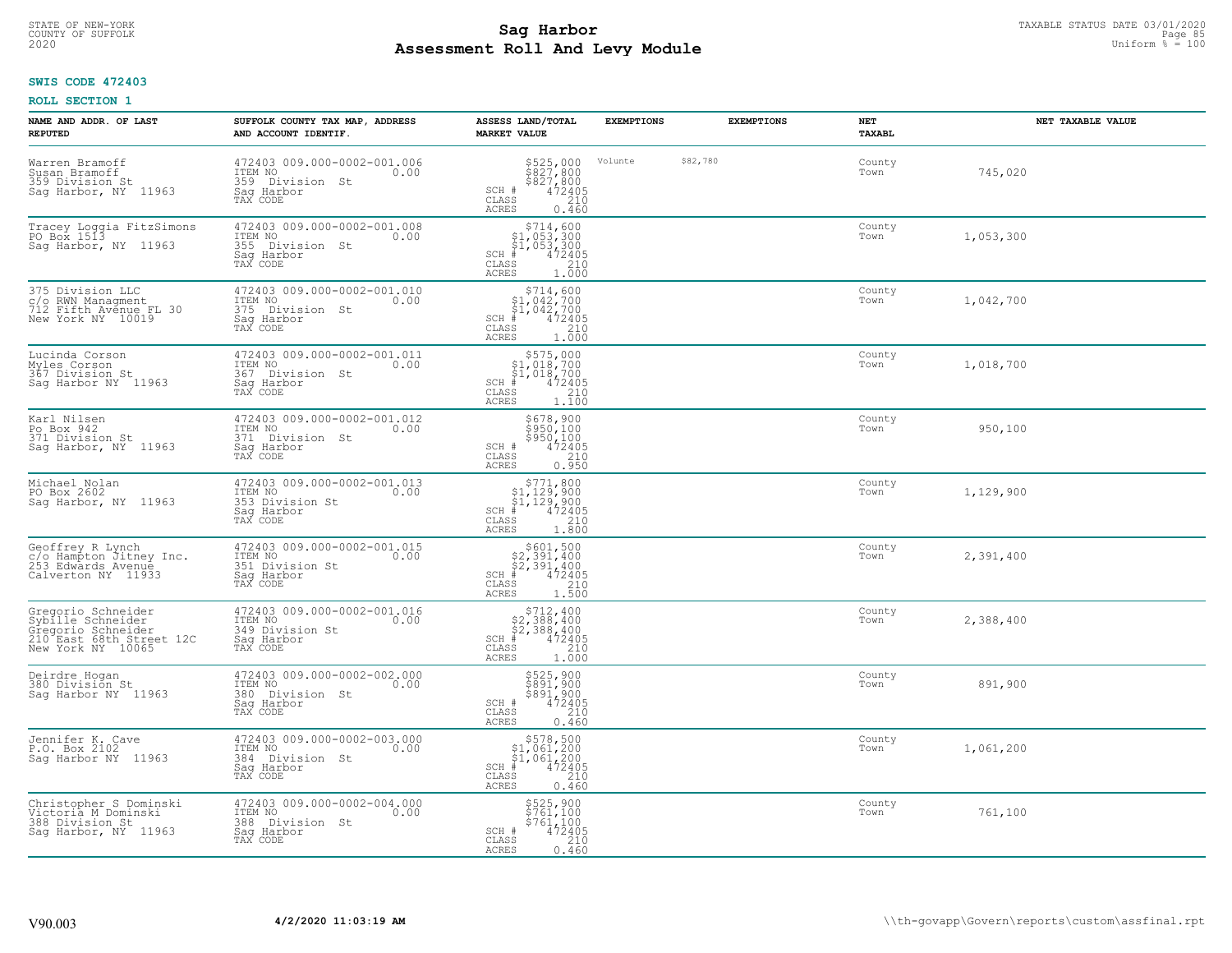STATE OF NEW-YORK
COUNTY OF SUFFOLK
2020

# Sag Harbor
# Assessment Roll And Levy Module

TAXABLE STATUS DATE 03/01/2020
Uniform % = 100

**SWIS CODE 472403**

**ROLL SECTION 1**

| NAME AND ADDR. OF LAST REPUTED | SUFFOLK COUNTY TAX MAP, ADDRESS AND ACCOUNT IDENTIF. | ASSESS LAND/TOTAL MARKET VALUE | EXEMPTIONS | EXEMPTIONS | NET TAXABL | NET TAXABLE VALUE |
|---|---|---|---|---|---|---|
| Warren Bramoff<br>Susan Bramoff<br>359 Division St<br>Sag Harbor, NY 11963 | 472403 009.000-0002-001.006<br>ITEM NO 0.00<br>359 Division St<br>Sag Harbor<br>TAX CODE | $525,000<br>$827,800<br>$827,800<br>SCH # 472405<br>CLASS 210<br>ACRES 0.460 | Volunte $82,780 | | County<br>Town | 745,020 |
| Tracey Loggia FitzSimons<br>PO Box 1513<br>Sag Harbor, NY 11963 | 472403 009.000-0002-001.008<br>ITEM NO 0.00<br>355 Division St<br>Sag Harbor<br>TAX CODE | $714,600<br>$1,053,300<br>$1,053,300<br>SCH # 472405<br>CLASS 210<br>ACRES 1.000 | | | County<br>Town | 1,053,300 |
| 375 Division LLC<br>c/o RWN Managment<br>712 Fifth Avenue FL 30<br>New York NY 10019 | 472403 009.000-0002-001.010<br>ITEM NO 0.00<br>375 Division St<br>Sag Harbor<br>TAX CODE | $714,600<br>$1,042,700<br>$1,042,700<br>SCH # 472405<br>CLASS 210<br>ACRES 1.000 | | | County<br>Town | 1,042,700 |
| Lucinda Corson<br>Myles Corson<br>367 Division St<br>Sag Harbor NY 11963 | 472403 009.000-0002-001.011<br>ITEM NO 0.00<br>367 Division St<br>Sag Harbor<br>TAX CODE | $575,000<br>$1,018,700<br>$1,018,700<br>SCH # 472405<br>CLASS 210<br>ACRES 1.100 | | | County<br>Town | 1,018,700 |
| Karl Nilsen<br>Po Box 942<br>371 Division St<br>Sag Harbor, NY 11963 | 472403 009.000-0002-001.012<br>ITEM NO 0.00<br>371 Division St<br>Sag Harbor<br>TAX CODE | $678,900<br>$950,100<br>$950,100<br>SCH # 472405<br>CLASS 210<br>ACRES 0.950 | | | County<br>Town | 950,100 |
| Michael Nolan<br>PO Box 2602<br>Sag Harbor, NY 11963 | 472403 009.000-0002-001.013<br>ITEM NO 0.00<br>353 Division St<br>Sag Harbor<br>TAX CODE | $771,800<br>$1,129,900<br>$1,129,900<br>SCH # 472405<br>CLASS 210<br>ACRES 1.800 | | | County<br>Town | 1,129,900 |
| Geoffrey R Lynch<br>c/o Hampton Jitney Inc.<br>253 Edwards Avenue<br>Calverton NY 11933 | 472403 009.000-0002-001.015<br>ITEM NO 0.00<br>351 Division St<br>Sag Harbor<br>TAX CODE | $601,500<br>$2,391,400<br>$2,391,400<br>SCH # 472405<br>CLASS 210<br>ACRES 1.500 | | | County<br>Town | 2,391,400 |
| Gregorio Schneider<br>Sybille Schneider<br>Gregorio Schneider<br>210 East 68th Street 12C<br>New York NY 10065 | 472403 009.000-0002-001.016<br>ITEM NO 0.00<br>349 Division St<br>Sag Harbor<br>TAX CODE | $712,400<br>$2,388,400<br>$2,388,400<br>SCH # 472405<br>CLASS 210<br>ACRES 1.000 | | | County<br>Town | 2,388,400 |
| Deirdre Hogan<br>380 Division St<br>Sag Harbor NY 11963 | 472403 009.000-0002-002.000<br>ITEM NO 0.00<br>380 Division St<br>Sag Harbor<br>TAX CODE | $525,900<br>$891,900<br>$891,900<br>SCH # 472405<br>CLASS 210<br>ACRES 0.460 | | | County<br>Town | 891,900 |
| Jennifer K. Cave<br>P.O. Box 2102<br>Sag Harbor NY 11963 | 472403 009.000-0002-003.000<br>ITEM NO 0.00<br>384 Division St<br>Sag Harbor<br>TAX CODE | $578,500<br>$1,061,200<br>$1,061,200<br>SCH # 472405<br>CLASS 210<br>ACRES 0.460 | | | County<br>Town | 1,061,200 |
| Christopher S Dominski<br>Victoria M Dominski<br>388 Division St<br>Sag Harbor, NY 11963 | 472403 009.000-0002-004.000<br>ITEM NO 0.00<br>388 Division St<br>Sag Harbor<br>TAX CODE | $525,900<br>$761,100<br>$761,100<br>SCH # 472405<br>CLASS 210<br>ACRES 0.460 | | | County<br>Town | 761,100 |

V90.003 4/2/2020 11:03:19 AM \\th-govapp\Govern\reports\custom\assfinal.rpt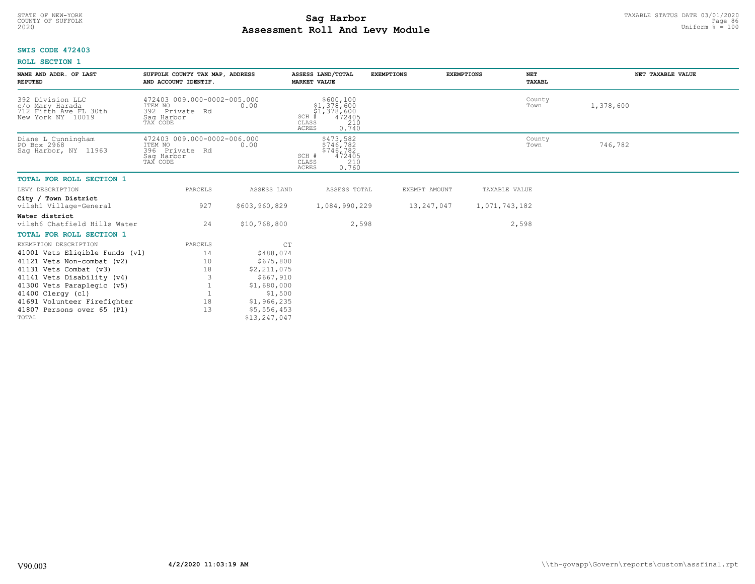STATE OF NEW-YORK
COUNTY OF SUFFOLK
2020

# Sag Harbor
## Assessment Roll And Levy Module

TAXABLE STATUS DATE 03/01/2020
Uniform % = 100

**SWIS CODE 472403**

**ROLL SECTION 1**

| NAME AND ADDR. OF LAST REPUTED | SUFFOLK COUNTY TAX MAP, ADDRESS AND ACCOUNT IDENTIF. | ASSESS LAND/TOTAL MARKET VALUE | EXEMPTIONS | EXEMPTIONS | NET TAXABL | NET TAXABLE VALUE |
|---|---|---|---|---|---|---|
| 392 Division LLC<br>c/o Mary Harada<br>712 Fifth Ave FL 30th<br>New York NY 10019 | 472403 009.000-0002-005.000<br>ITEM NO 0.00<br>392 Private Rd<br>Sag Harbor<br>TAX CODE | $600,100<br>$1,378,600<br>$1,378,600<br>SCH # 472405<br>CLASS 210<br>ACRES 0.740 | | | County<br>Town | 1,378,600 |
| Diane L Cunningham<br>PO Box 2968<br>Sag Harbor, NY 11963 | 472403 009.000-0002-006.000<br>ITEM NO 0.00<br>396 Private Rd<br>Sag Harbor<br>TAX CODE | $473,582<br>$746,782<br>$746,782<br>SCH # 472405<br>CLASS 210<br>ACRES 0.760 | | | County<br>Town | 746,782 |

**TOTAL FOR ROLL SECTION 1**

| LEVY DESCRIPTION | PARCELS | ASSESS LAND | ASSESS TOTAL | EXEMPT AMOUNT | TAXABLE VALUE |
|---|---|---|---|---|---|
| **City / Town District** | | | | | |
| vilsh1 Village-General | 927 | $603,960,829 | 1,084,990,229 | 13,247,047 | 1,071,743,182 |
| **Water district** | | | | | |
| vilsh6 Chatfield Hills Water | 24 | $10,768,800 | 2,598 | | 2,598 |

**TOTAL FOR ROLL SECTION 1**

| EXEMPTION DESCRIPTION | PARCELS | CT |
|---|---|---|
| 41001 Vets Eligible Funds (v1) | 14 | $488,074 |
| 41121 Vets Non-combat (v2) | 10 | $675,800 |
| 41131 Vets Combat (v3) | 18 | $2,211,075 |
| 41141 Vets Disability (v4) | 3 | $667,910 |
| 41300 Vets Paraplegic (v5) | 1 | $1,680,000 |
| 41400 Clergy (c1) | 1 | $1,500 |
| 41691 Volunteer Firefighter | 18 | $1,966,235 |
| 41807 Persons over 65 (P1) | 13 | $5,556,453 |
| TOTAL | | $13,247,047 |

V90.003 **4/2/2020 11:03:19 AM** \\th-govapp\Govern\reports\custom\assfinal.rpt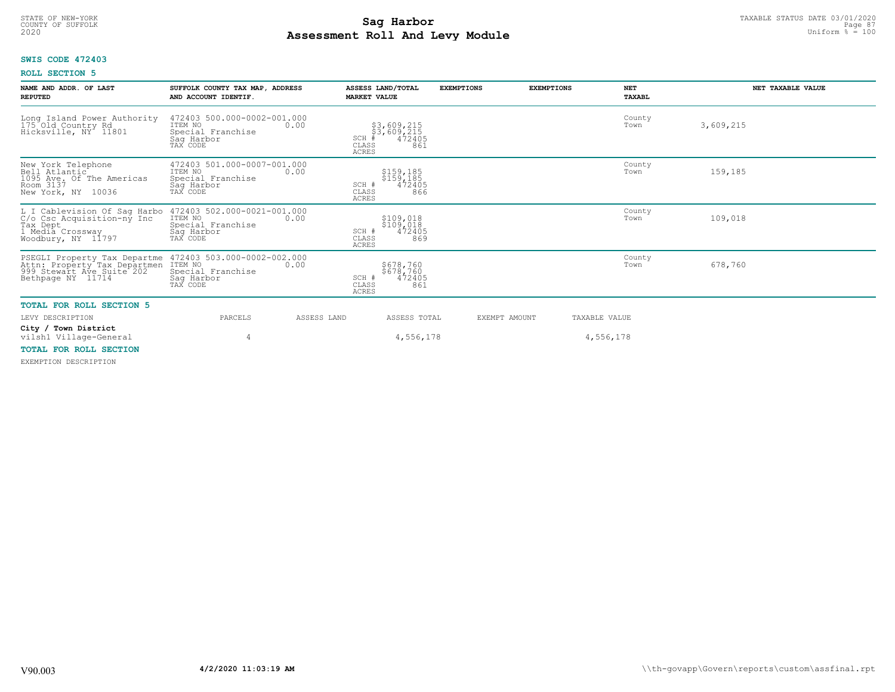STATE OF NEW-YORK
COUNTY OF SUFFOLK
2020

# Sag Harbor
## Assessment Roll And Levy Module

TAXABLE STATUS DATE 03/01/2020
Uniform % = 100

**SWIS CODE 472403**

**ROLL SECTION 5**

| NAME AND ADDR. OF LAST REPUTED | SUFFOLK COUNTY TAX MAP, ADDRESS AND ACCOUNT IDENTIF. | ASSESS LAND/TOTAL MARKET VALUE | EXEMPTIONS | EXEMPTIONS | NET TAXABL | NET TAXABLE VALUE |
|---|---|---|---|---|---|---|
| Long Island Power Authority<br>175 Old Country Rd<br>Hicksville, NY 11801 | 472403 500.000-0002-001.000<br>ITEM NO 0.00<br>Special Franchise<br>Sag Harbor<br>TAX CODE | \$3,609,215<br>\$3,609,215<br>SCH # 472405<br>CLASS 861<br>ACRES | | | County<br>Town | 3,609,215 |
| New York Telephone<br>Bell Atlantic<br>1095 Ave. Of The Americas<br>Room 3137<br>New York, NY 10036 | 472403 501.000-0007-001.000<br>ITEM NO 0.00<br>Special Franchise<br>Sag Harbor<br>TAX CODE | \$159,185<br>\$159,185<br>SCH # 472405<br>CLASS 866<br>ACRES | | | County<br>Town | 159,185 |
| L I Cablevision Of Sag Harbo<br>C/o Csc Acquisition-ny Inc<br>Tax Dept<br>1 Media Crossway<br>Woodbury, NY 11797 | 472403 502.000-0021-001.000<br>ITEM NO 0.00<br>Special Franchise<br>Sag Harbor<br>TAX CODE | \$109,018<br>\$109,018<br>SCH # 472405<br>CLASS 869<br>ACRES | | | County<br>Town | 109,018 |
| PSEGLI Property Tax Departme<br>Attn: Property Tax Departmen<br>999 Stewart Ave Suite 202<br>Bethpage NY 11714 | 472403 503.000-0002-002.000<br>ITEM NO 0.00<br>Special Franchise<br>Sag Harbor<br>TAX CODE | \$678,760<br>\$678,760<br>SCH # 472405<br>CLASS 861<br>ACRES | | | County<br>Town | 678,760 |

**TOTAL FOR ROLL SECTION 5**

| LEVY DESCRIPTION | PARCELS | ASSESS LAND | ASSESS TOTAL | EXEMPT AMOUNT | TAXABLE VALUE |
|---|---|---|---|---|---|
| **City / Town District** | | | | | |
| vilsh1 Village-General | 4 | | 4,556,178 | | 4,556,178 |

**TOTAL FOR ROLL SECTION**

EXEMPTION DESCRIPTION

V90.003 4/2/2020 11:03:19 AM \\th-govapp\Govern\reports\custom\assfinal.rpt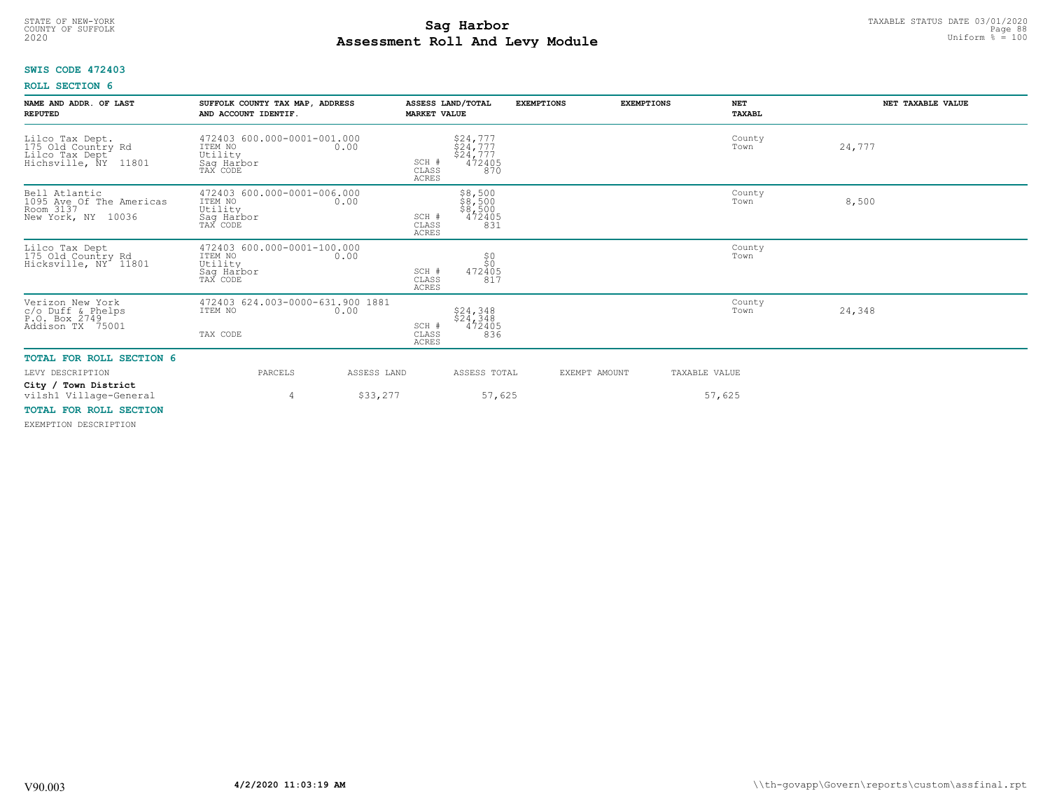STATE OF NEW-YORK
COUNTY OF SUFFOLK
2020

# Sag Harbor
## Assessment Roll And Levy Module

TAXABLE STATUS DATE 03/01/2020
Uniform % = 100

**SWIS CODE 472403**

**ROLL SECTION 6**

| NAME AND ADDR. OF LAST REPUTED | SUFFOLK COUNTY TAX MAP, ADDRESS AND ACCOUNT IDENTIF. | | ASSESS LAND/TOTAL MARKET VALUE | EXEMPTIONS | EXEMPTIONS | NET TAXABL | NET TAXABLE VALUE |
|---|---|---|---|---|---|---|---|
| Lilco Tax Dept.<br>175 Old Country Rd<br>Lilco Tax Dept<br>Hichsville, NY 11801 | 472403 600.000-0001-001.000<br>ITEM NO<br>Utility<br>Sag Harbor<br>TAX CODE | 0.00 | $24,777<br>$24,777<br>$24,777<br>SCH # 472405<br>CLASS 870<br>ACRES | | | County<br>Town | 24,777 |
| Bell Atlantic<br>1095 Ave Of The Americas<br>Room 3137<br>New York, NY 10036 | 472403 600.000-0001-006.000<br>ITEM NO<br>Utility<br>Sag Harbor<br>TAX CODE | 0.00 | $8,500<br>$8,500<br>$8,500<br>SCH # 472405<br>CLASS 831<br>ACRES | | | County<br>Town | 8,500 |
| Lilco Tax Dept<br>175 Old Country Rd<br>Hicksville, NY 11801 | 472403 600.000-0001-100.000<br>ITEM NO<br>Utility<br>Sag Harbor<br>TAX CODE | 0.00 | $0<br>$0<br>SCH # 472405<br>CLASS 817<br>ACRES | | | County<br>Town | |
| Verizon New York<br>c/o Duff & Phelps<br>P.O. Box 2749<br>Addison TX 75001 | 472403 624.003-0000-631.900 1881<br>ITEM NO<br><br>TAX CODE | 0.00 | $24,348<br>$24,348<br>SCH # 472405<br>CLASS 836<br>ACRES | | | County<br>Town | 24,348 |

**TOTAL FOR ROLL SECTION 6**

| LEVY DESCRIPTION | PARCELS | ASSESS LAND | ASSESS TOTAL | EXEMPT AMOUNT | TAXABLE VALUE |
|---|---|---|---|---|---|
| **City / Town District** | | | | | |
| vilsh1 Village-General | 4 | $33,277 | 57,625 | | 57,625 |

**TOTAL FOR ROLL SECTION**

EXEMPTION DESCRIPTION

V90.003 **4/2/2020 11:03:19 AM** \\th-govapp\Govern\reports\custom\assfinal.rpt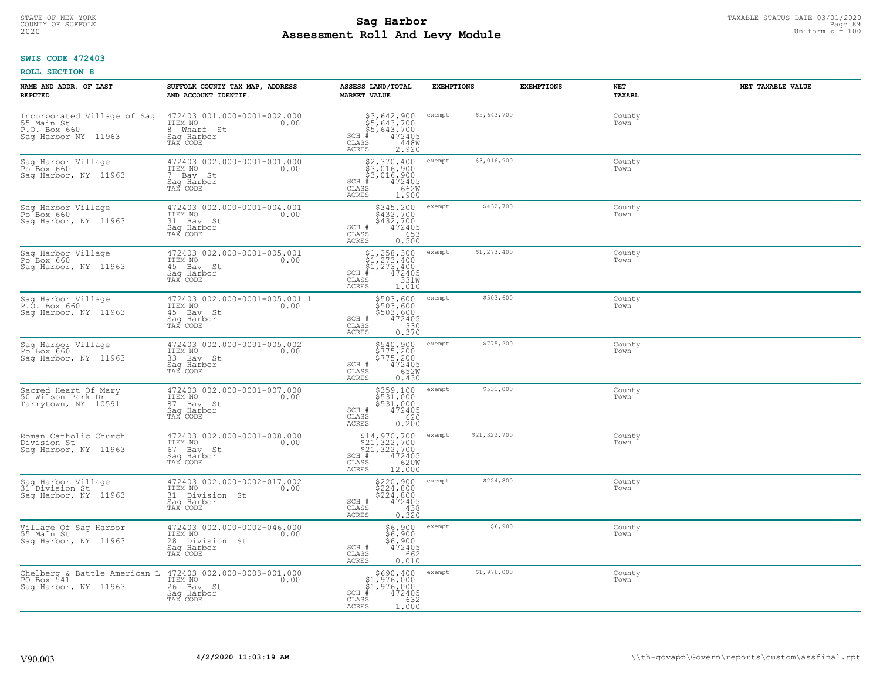STATE OF NEW-YORK
COUNTY OF SUFFOLK
2020

# Sag Harbor
# Assessment Roll And Levy Module

TAXABLE STATUS DATE 03/01/2020
Uniform % = 100

**SWIS CODE 472403**

**ROLL SECTION 8**

| NAME AND ADDR. OF LAST REPUTED | SUFFOLK COUNTY TAX MAP, ADDRESS AND ACCOUNT IDENTIF. | ASSESS LAND/TOTAL MARKET VALUE | EXEMPTIONS | | EXEMPTIONS | NET TAXABL | NET TAXABLE VALUE |
|---|---|---|---|---|---|---|---|
| Incorporated Village of Sag<br>55 Main St<br>P.O. Box 660<br>Sag Harbor NY 11963 | 472403 001.000-0001-002.000<br>ITEM NO 0.00<br>8 Wharf St<br>Sag Harbor<br>TAX CODE | $3,642,900<br>$5,643,700<br>$5,643,700<br>SCH # 472405<br>CLASS 448W<br>ACRES 2.920 | exempt | $5,643,700 | | County<br>Town | |
| Sag Harbor Village<br>Po Box 660<br>Sag Harbor, NY 11963 | 472403 002.000-0001-001.000<br>ITEM NO 0.00<br>7 Bay St<br>Sag Harbor<br>TAX CODE | $2,370,400<br>$3,016,900<br>$3,016,900<br>SCH # 472405<br>CLASS 662W<br>ACRES 1.900 | exempt | $3,016,900 | | County<br>Town | |
| Sag Harbor Village<br>Po Box 660<br>Sag Harbor, NY 11963 | 472403 002.000-0001-004.001<br>ITEM NO 0.00<br>31 Bay St<br>Sag Harbor<br>TAX CODE | $345,200<br>$432,700<br>$432,700<br>SCH # 472405<br>CLASS 653<br>ACRES 0.500 | exempt | $432,700 | | County<br>Town | |
| Sag Harbor Village<br>Po Box 660<br>Sag Harbor, NY 11963 | 472403 002.000-0001-005.001<br>ITEM NO 0.00<br>45 Bay St<br>Sag Harbor<br>TAX CODE | $1,258,300<br>$1,273,400<br>$1,273,400<br>SCH # 472405<br>CLASS 331W<br>ACRES 1.010 | exempt | $1,273,400 | | County<br>Town | |
| Sag Harbor Village<br>P.O. Box 660<br>Sag Harbor, NY 11963 | 472403 002.000-0001-005.001 1<br>ITEM NO 0.00<br>45 Bay St<br>Sag Harbor<br>TAX CODE | $503,600<br>$503,600<br>$503,600<br>SCH # 472405<br>CLASS 330<br>ACRES 0.370 | exempt | $503,600 | | County<br>Town | |
| Sag Harbor Village<br>Po Box 660<br>Sag Harbor, NY 11963 | 472403 002.000-0001-005.002<br>ITEM NO 0.00<br>33 Bay St<br>Sag Harbor<br>TAX CODE | $540,900<br>$775,200<br>$775,200<br>SCH # 472405<br>CLASS 652W<br>ACRES 0.430 | exempt | $775,200 | | County<br>Town | |
| Sacred Heart Of Mary<br>50 Wilson Park Dr<br>Tarrytown, NY 10591 | 472403 002.000-0001-007.000<br>ITEM NO 0.00<br>87 Bay St<br>Sag Harbor<br>TAX CODE | $359,100<br>$531,000<br>$531,000<br>SCH # 472405<br>CLASS 620<br>ACRES 0.200 | exempt | $531,000 | | County<br>Town | |
| Roman Catholic Church<br>Division St<br>Sag Harbor, NY 11963 | 472403 002.000-0001-008.000<br>ITEM NO 0.00<br>67 Bay St<br>Sag Harbor<br>TAX CODE | $14,970,700<br>$21,322,700<br>$21,322,700<br>SCH # 472405<br>CLASS 620W<br>ACRES 12.000 | exempt | $21,322,700 | | County<br>Town | |
| Sag Harbor Village<br>31 Division St<br>Sag Harbor, NY 11963 | 472403 002.000-0002-017.002<br>ITEM NO 0.00<br>31 Division St<br>Sag Harbor<br>TAX CODE | $220,900<br>$224,800<br>$224,800<br>SCH # 472405<br>CLASS 438<br>ACRES 0.320 | exempt | $224,800 | | County<br>Town | |
| Village Of Sag Harbor<br>55 Main St<br>Sag Harbor, NY 11963 | 472403 002.000-0002-046.000<br>ITEM NO 0.00<br>28 Division St<br>Sag Harbor<br>TAX CODE | $6,900<br>$6,900<br>$6,900<br>SCH # 472405<br>CLASS 662<br>ACRES 0.010 | exempt | $6,900 | | County<br>Town | |
| Chelberg & Battle American L<br>PO Box 541<br>Sag Harbor, NY 11963 | 472403 002.000-0003-001.000<br>ITEM NO 0.00<br>26 Bay St<br>Sag Harbor<br>TAX CODE | $690,400<br>$1,976,000<br>$1,976,000<br>SCH # 472405<br>CLASS 632<br>ACRES 1.000 | exempt | $1,976,000 | | County<br>Town | |

V90.003 — 4/2/2020 11:03:19 AM — \\th-govapp\Govern\reports\custom\assfinal.rpt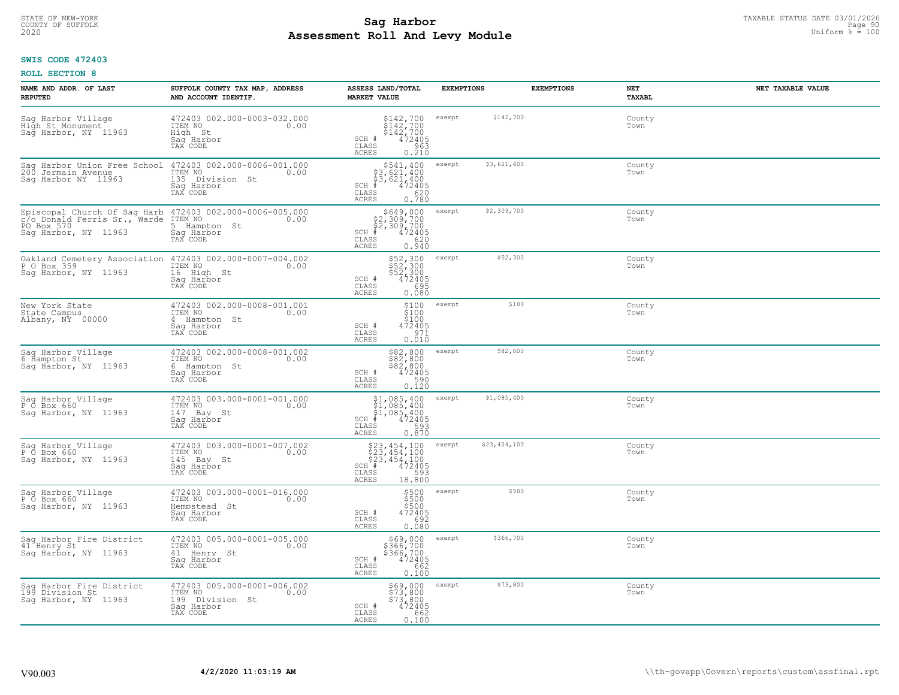STATE OF NEW-YORK
COUNTY OF SUFFOLK
2020

# Sag Harbor
## Assessment Roll And Levy Module

TAXABLE STATUS DATE 03/01/2020
Uniform % = 100

**SWIS CODE 472403**

**ROLL SECTION 8**

| NAME AND ADDR. OF LAST REPUTED | SUFFOLK COUNTY TAX MAP, ADDRESS AND ACCOUNT IDENTIF. | ASSESS LAND/TOTAL MARKET VALUE | EXEMPTIONS | | EXEMPTIONS | NET TAXABL | NET TAXABLE VALUE |
|---|---|---|---|---|---|---|---|
| Sag Harbor Village<br>High St Monument<br>Sag Harbor, NY 11963 | 472403 002.000-0003-032.000<br>ITEM NO 0.00<br>High St<br>Sag Harbor<br>TAX CODE | $142,700<br>$142,700<br>$142,700<br>SCH # 472405<br>CLASS 963<br>ACRES 0.210 | exempt | $142,700 | | County<br>Town | |
| Sag Harbor Union Free School<br>200 Jermain Avenue<br>Sag Harbor NY 11963 | 472403 002.000-0006-001.000<br>ITEM NO 0.00<br>135 Division St<br>Sag Harbor<br>TAX CODE | $541,400<br>$3,621,400<br>$3,621,400<br>SCH # 472405<br>CLASS 620<br>ACRES 0.780 | exempt | $3,621,400 | | County<br>Town | |
| Episcopal Church Of Sag Harb<br>c/o Donald Ferris Sr., Warde<br>PO Box 570<br>Sag Harbor, NY 11963 | 472403 002.000-0006-005.000<br>ITEM NO 0.00<br>5 Hampton St<br>Sag Harbor<br>TAX CODE | $649,000<br>$2,309,700<br>$2,309,700<br>SCH # 472405<br>CLASS 620<br>ACRES 0.940 | exempt | $2,309,700 | | County<br>Town | |
| Oakland Cemetery Association<br>P O Box 359<br>Sag Harbor, NY 11963 | 472403 002.000-0007-004.002<br>ITEM NO 0.00<br>16 High St<br>Sag Harbor<br>TAX CODE | $52,300<br>$52,300<br>$52,300<br>SCH # 472405<br>CLASS 695<br>ACRES 0.080 | exempt | $52,300 | | County<br>Town | |
| New York State<br>State Campus<br>Albany, NY 00000 | 472403 002.000-0008-001.001<br>ITEM NO 0.00<br>4 Hampton St<br>Sag Harbor<br>TAX CODE | $100<br>$100<br>$100<br>SCH # 472405<br>CLASS 971<br>ACRES 0.010 | exempt | $100 | | County<br>Town | |
| Sag Harbor Village<br>6 Hampton St<br>Sag Harbor, NY 11963 | 472403 002.000-0008-001.002<br>ITEM NO 0.00<br>6 Hampton St<br>Sag Harbor<br>TAX CODE | $82,800<br>$82,800<br>$82,800<br>SCH # 472405<br>CLASS 590<br>ACRES 0.120 | exempt | $82,800 | | County<br>Town | |
| Sag Harbor Village<br>P O Box 660<br>Sag Harbor, NY 11963 | 472403 003.000-0001-001.000<br>ITEM NO 0.00<br>147 Bay St<br>Sag Harbor<br>TAX CODE | $1,085,400<br>$1,085,400<br>$1,085,400<br>SCH # 472405<br>CLASS 593<br>ACRES 0.870 | exempt | $1,085,400 | | County<br>Town | |
| Sag Harbor Village<br>P O Box 660<br>Sag Harbor, NY 11963 | 472403 003.000-0001-007.002<br>ITEM NO 0.00<br>145 Bay St<br>Sag Harbor<br>TAX CODE | $23,454,100<br>$23,454,100<br>$23,454,100<br>SCH # 472405<br>CLASS 593<br>ACRES 18.800 | exempt | $23,454,100 | | County<br>Town | |
| Sag Harbor Village<br>P O Box 660<br>Sag Harbor, NY 11963 | 472403 003.000-0001-016.000<br>ITEM NO 0.00<br>Hempstead St<br>Sag Harbor<br>TAX CODE | $500<br>$500<br>$500<br>SCH # 472405<br>CLASS 692<br>ACRES 0.080 | exempt | $500 | | County<br>Town | |
| Sag Harbor Fire District<br>41 Henry St<br>Sag Harbor, NY 11963 | 472403 005.000-0001-005.000<br>ITEM NO 0.00<br>41 Henry St<br>Sag Harbor<br>TAX CODE | $69,000<br>$366,700<br>$366,700<br>SCH # 472405<br>CLASS 662<br>ACRES 0.100 | exempt | $366,700 | | County<br>Town | |
| Sag Harbor Fire District<br>199 Division St<br>Sag Harbor, NY 11963 | 472403 005.000-0001-006.002<br>ITEM NO 0.00<br>199 Division St<br>Sag Harbor<br>TAX CODE | $69,000<br>$73,800<br>$73,800<br>SCH # 472405<br>CLASS 662<br>ACRES 0.100 | exempt | $73,800 | | County<br>Town | |

V90.003 4/2/2020 11:03:19 AM \\th-govapp\Govern\reports\custom\assfinal.rpt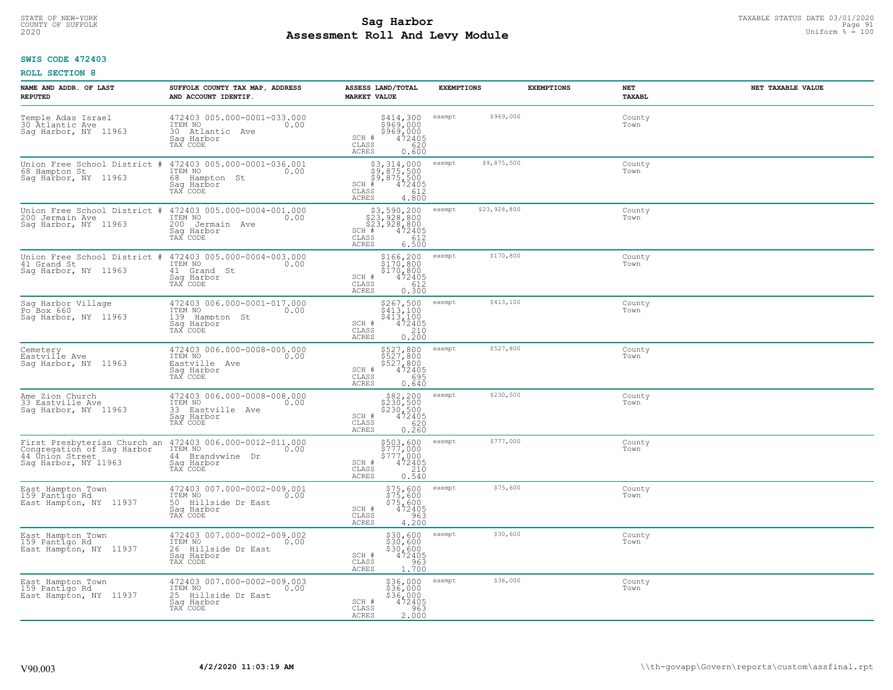STATE OF NEW-YORK
COUNTY OF SUFFOLK
2020

# Sag Harbor
# Assessment Roll And Levy Module

TAXABLE STATUS DATE 03/01/2020
Uniform % = 100

**SWIS CODE 472403**

**ROLL SECTION 8**

| NAME AND ADDR. OF LAST REPUTED | SUFFOLK COUNTY TAX MAP, ADDRESS AND ACCOUNT IDENTIF. | ASSESS LAND/TOTAL MARKET VALUE | EXEMPTIONS | | EXEMPTIONS | NET TAXABL | NET TAXABLE VALUE |
|---|---|---|---|---|---|---|---|
| Temple Adas Israel<br>30 Atlantic Ave<br>Sag Harbor, NY 11963 | 472403 005.000-0001-033.000<br>ITEM NO 0.00<br>30 Atlantic Ave<br>Sag Harbor<br>TAX CODE | $414,300<br>$969,000<br>$969,000<br>SCH # 472405<br>CLASS 620<br>ACRES 0.600 | exempt | $969,000 | | County<br>Town | |
| Union Free School District #<br>68 Hampton St<br>Sag Harbor, NY 11963 | 472403 005.000-0001-036.001<br>ITEM NO 0.00<br>68 Hampton St<br>Sag Harbor<br>TAX CODE | $3,314,000<br>$9,875,500<br>$9,875,500<br>SCH # 472405<br>CLASS 612<br>ACRES 4.800 | exempt | $9,875,500 | | County<br>Town | |
| Union Free School District #<br>200 Jermain Ave<br>Sag Harbor, NY 11963 | 472403 005.000-0004-001.000<br>ITEM NO 0.00<br>200 Jermain Ave<br>Sag Harbor<br>TAX CODE | $3,590,200<br>$23,928,800<br>$23,928,800<br>SCH # 472405<br>CLASS 612<br>ACRES 6.500 | exempt | $23,928,800 | | County<br>Town | |
| Union Free School District #<br>41 Grand St<br>Sag Harbor, NY 11963 | 472403 005.000-0004-003.000<br>ITEM NO 0.00<br>41 Grand St<br>Sag Harbor<br>TAX CODE | $166,200<br>$170,800<br>$170,800<br>SCH # 472405<br>CLASS 612<br>ACRES 0.300 | exempt | $170,800 | | County<br>Town | |
| Sag Harbor Village<br>Po Box 660<br>Sag Harbor, NY 11963 | 472403 006.000-0001-017.000<br>ITEM NO 0.00<br>139 Hampton St<br>Sag Harbor<br>TAX CODE | $267,500<br>$413,100<br>$413,100<br>SCH # 472405<br>CLASS 210<br>ACRES 0.200 | exempt | $413,100 | | County<br>Town | |
| Cemetery<br>Eastville Ave<br>Sag Harbor, NY 11963 | 472403 006.000-0008-005.000<br>ITEM NO 0.00<br>Eastville Ave<br>Sag Harbor<br>TAX CODE | $527,800<br>$527,800<br>$527,800<br>SCH # 472405<br>CLASS 695<br>ACRES 0.640 | exempt | $527,800 | | County<br>Town | |
| Ame Zion Church<br>33 Eastville Ave<br>Sag Harbor, NY 11963 | 472403 006.000-0008-008.000<br>ITEM NO 0.00<br>33 Eastville Ave<br>Sag Harbor<br>TAX CODE | $82,200<br>$230,500<br>$230,500<br>SCH # 472405<br>CLASS 620<br>ACRES 0.260 | exempt | $230,500 | | County<br>Town | |
| First Presbyterian Church an<br>Congregation of Sag Harbor<br>44 Union Street<br>Sag Harbor, NY 11963 | 472403 006.000-0012-011.000<br>ITEM NO 0.00<br>44 Brandywine Dr<br>Sag Harbor<br>TAX CODE | $503,600<br>$777,000<br>$777,000<br>SCH # 472405<br>CLASS 210<br>ACRES 0.540 | exempt | $777,000 | | County<br>Town | |
| East Hampton Town<br>159 Pantigo Rd<br>East Hampton, NY 11937 | 472403 007.000-0002-009.001<br>ITEM NO 0.00<br>50 Hillside Dr East<br>Sag Harbor<br>TAX CODE | $75,600<br>$75,600<br>$75,600<br>SCH # 472405<br>CLASS 963<br>ACRES 4.200 | exempt | $75,600 | | County<br>Town | |
| East Hampton Town<br>159 Pantigo Rd<br>East Hampton, NY 11937 | 472403 007.000-0002-009.002<br>ITEM NO 0.00<br>26 Hillside Dr East<br>Sag Harbor<br>TAX CODE | $30,600<br>$30,600<br>$30,600<br>SCH # 472405<br>CLASS 963<br>ACRES 1.700 | exempt | $30,600 | | County<br>Town | |
| East Hampton Town<br>159 Pantigo Rd<br>East Hampton, NY 11937 | 472403 007.000-0002-009.003<br>ITEM NO 0.00<br>25 Hillside Dr East<br>Sag Harbor<br>TAX CODE | $36,000<br>$36,000<br>$36,000<br>SCH # 472405<br>CLASS 963<br>ACRES 2.000 | exempt | $36,000 | | County<br>Town | |

V90.003 **4/2/2020 11:03:19 AM** \\th-govapp\Govern\reports\custom\assfinal.rpt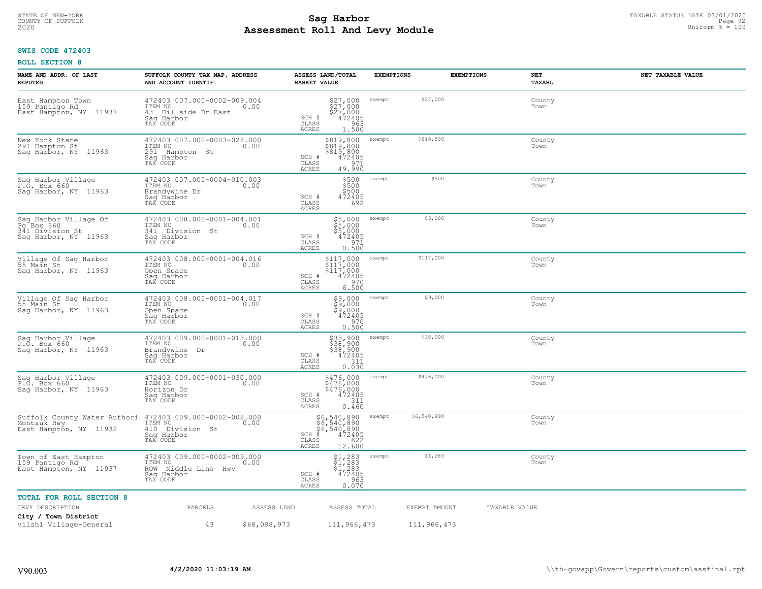STATE OF NEW-YORK
COUNTY OF SUFFOLK
2020

# Sag Harbor
# Assessment Roll And Levy Module

TAXABLE STATUS DATE 03/01/2020
Uniform % = 100

**SWIS CODE 472403**

**ROLL SECTION 8**

| NAME AND ADDR. OF LAST REPUTED | SUFFOLK COUNTY TAX MAP, ADDRESS AND ACCOUNT IDENTIF. | ASSESS LAND/TOTAL MARKET VALUE | EXEMPTIONS | | EXEMPTIONS | NET TAXABL | NET TAXABLE VALUE |
|---|---|---|---|---|---|---|---|
| East Hampton Town<br>159 Pantigo Rd<br>East Hampton, NY 11937 | 472403 007.000-0002-009.004<br>ITEM NO 0.00<br>43 Hillside Dr East<br>Sag Harbor<br>TAX CODE | $27,000<br>$27,000<br>$27,000<br>SCH # 472405<br>CLASS 963<br>ACRES 1.500 | exempt | $27,000 | | County<br>Town | |
| New York State<br>291 Hampton St<br>Sag Harbor, NY 11963 | 472403 007.000-0003-028.000<br>ITEM NO 0.00<br>291 Hampton St<br>Sag Harbor<br>TAX CODE | $819,800<br>$819,800<br>$819,800<br>SCH # 472405<br>CLASS 971<br>ACRES 49.990 | exempt | $819,800 | | County<br>Town | |
| Sag Harbor Village<br>P.O. Box 660<br>Sag Harbor, NY 11963 | 472403 007.000-0004-010.003<br>ITEM NO 0.00<br>Brandywine Dr<br>Sag Harbor<br>TAX CODE | $500<br>$500<br>$500<br>SCH # 472405<br>CLASS 692<br>ACRES | exempt | $500 | | County<br>Town | |
| Sag Harbor Village Of<br>Po Box 660<br>341 Division St<br>Sag Harbor, NY 11963 | 472403 008.000-0001-004.001<br>ITEM NO 0.00<br>341 Division St<br>Sag Harbor<br>TAX CODE | $5,000<br>$5,000<br>$5,000<br>SCH # 472405<br>CLASS 971<br>ACRES 0.500 | exempt | $5,000 | | County<br>Town | |
| Village Of Sag Harbor<br>55 Main St<br>Sag Harbor, NY 11963 | 472403 008.000-0001-004.016<br>ITEM NO 0.00<br>Open Space<br>Sag Harbor<br>TAX CODE | $117,000<br>$117,000<br>$117,000<br>SCH # 472405<br>CLASS 970<br>ACRES 6.500 | exempt | $117,000 | | County<br>Town | |
| Village Of Sag Harbor<br>55 Main St<br>Sag Harbor, NY 11963 | 472403 008.000-0001-004.017<br>ITEM NO 0.00<br>Open Space<br>Sag Harbor<br>TAX CODE | $9,000<br>$9,000<br>$9,000<br>SCH # 472405<br>CLASS 970<br>ACRES 0.500 | exempt | $9,000 | | County<br>Town | |
| Sag Harbor Village<br>P.O. Box 660<br>Sag Harbor, NY 11963 | 472403 009.000-0001-013.000<br>ITEM NO 0.00<br>Brandywine Dr<br>Sag Harbor<br>TAX CODE | $38,900<br>$38,900<br>$38,900<br>SCH # 472405<br>CLASS 311<br>ACRES 0.030 | exempt | $38,900 | | County<br>Town | |
| Sag Harbor Village<br>P.O. Box 660<br>Sag Harbor, NY 11963 | 472403 009.000-0001-030.000<br>ITEM NO 0.00<br>Horizon Dr<br>Sag Harbor<br>TAX CODE | $476,000<br>$476,000<br>$476,000<br>SCH # 472405<br>CLASS 311<br>ACRES 0.460 | exempt | $476,000 | | County<br>Town | |
| Suffolk County Water Authori<br>Montauk Hwy<br>East Hampton, NY 11932 | 472403 009.000-0002-008.000<br>ITEM NO 0.00<br>410 Division St<br>Sag Harbor<br>TAX CODE | $6,540,890<br>$6,540,890<br>$6,540,890<br>SCH # 472405<br>CLASS 822<br>ACRES 12.600 | exempt | $6,540,890 | | County<br>Town | |
| Town of East Hampton<br>159 Pantigo Rd<br>East Hampton, NY 11937 | 472403 009.000-0002-009.000<br>ITEM NO 0.00<br>ROW Middle Line Hwy<br>Sag Harbor<br>TAX CODE | $1,283<br>$1,283<br>$1,283<br>SCH # 472405<br>CLASS 963<br>ACRES 0.070 | exempt | $1,283 | | County<br>Town | |

**TOTAL FOR ROLL SECTION 8**

| LEVY DESCRIPTION | PARCELS | ASSESS LAND | ASSESS TOTAL | EXEMPT AMOUNT | TAXABLE VALUE |
|---|---|---|---|---|---|
| **City / Town District** | | | | | |
| vilsh1 Village-General | 43 | $68,098,973 | 111,966,473 | 111,966,473 | |

V90.003 **4/2/2020 11:03:19 AM** \\th-govapp\Govern\reports\custom\assfinal.rpt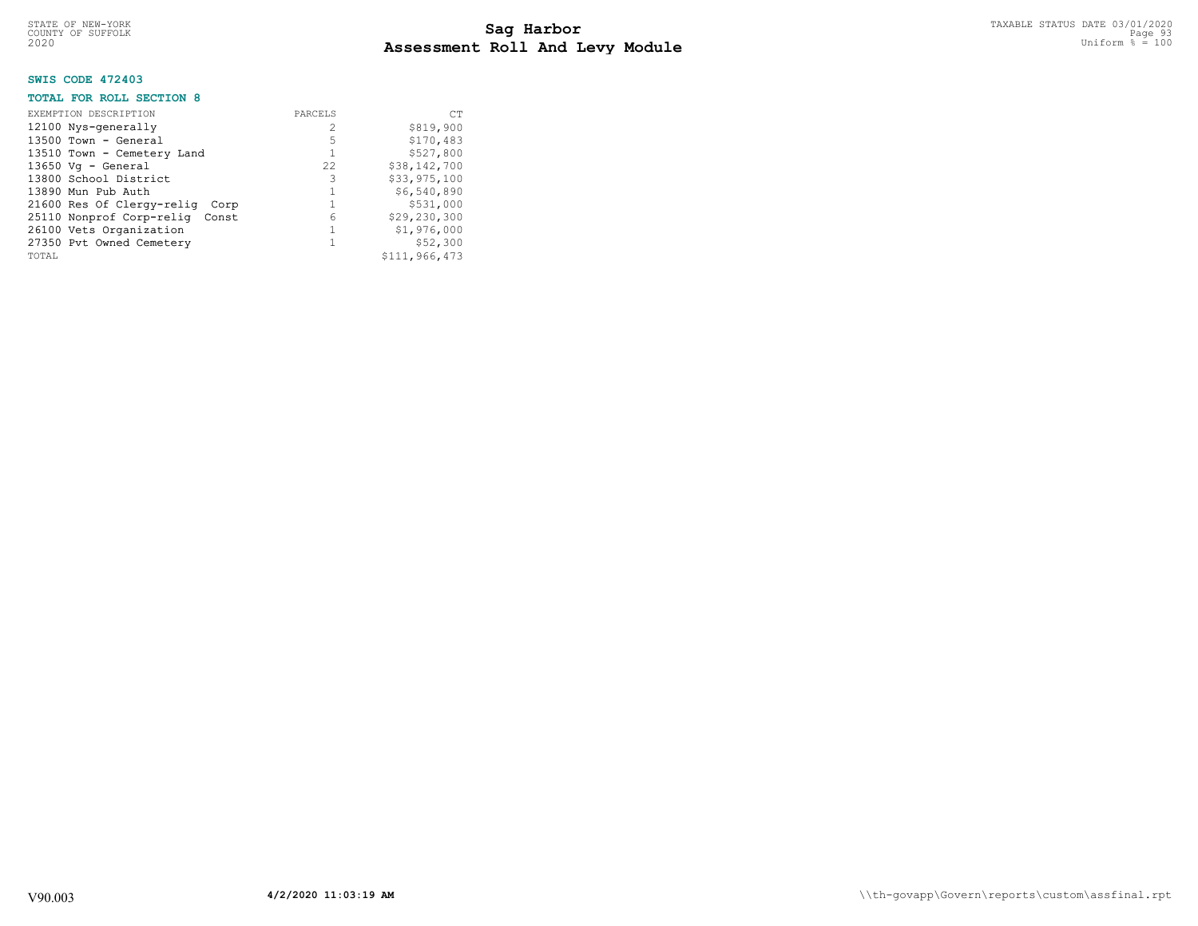**SWIS CODE 472403**

**TOTAL FOR ROLL SECTION 8**

| EXEMPTION DESCRIPTION | PARCELS | CT |
|---|---|---|
| 12100 Nys-generally | 2 | $819,900 |
| 13500 Town - General | 5 | $170,483 |
| 13510 Town - Cemetery Land | 1 | $527,800 |
| 13650 Vg - General | 22 | $38,142,700 |
| 13800 School District | 3 | $33,975,100 |
| 13890 Mun Pub Auth | 1 | $6,540,890 |
| 21600 Res Of Clergy-relig Corp | 1 | $531,000 |
| 25110 Nonprof Corp-relig Const | 6 | $29,230,300 |
| 26100 Vets Organization | 1 | $1,976,000 |
| 27350 Pvt Owned Cemetery | 1 | $52,300 |
| TOTAL | | $111,966,473 |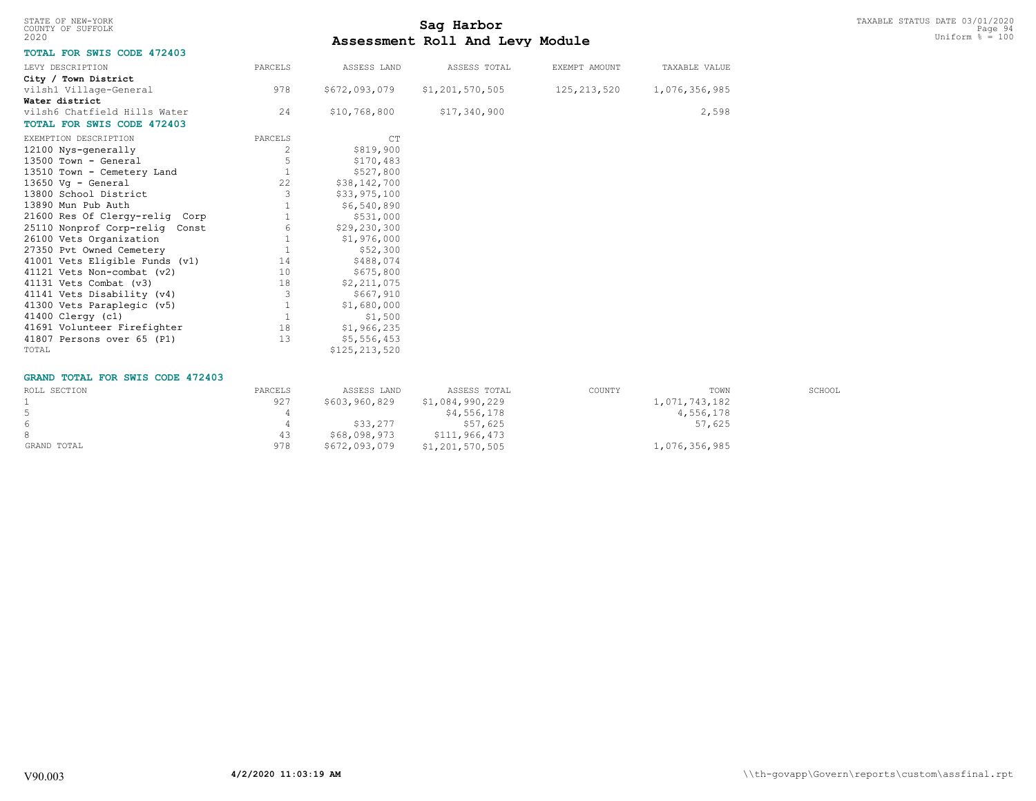STATE OF NEW-YORK
COUNTY OF SUFFOLK
2020

# Sag Harbor
# Assessment Roll And Levy Module

TAXABLE STATUS DATE 03/01/2020
Uniform % = 100

### TOTAL FOR SWIS CODE 472403

| LEVY DESCRIPTION | PARCELS | ASSESS LAND | ASSESS TOTAL | EXEMPT AMOUNT | TAXABLE VALUE |
|---|---|---|---|---|---|
| **City / Town District** | | | | | |
| vilsh1 Village-General | 978 | $672,093,079 | $1,201,570,505 | 125,213,520 | 1,076,356,985 |
| **Water district** | | | | | |
| vilsh6 Chatfield Hills Water | 24 | $10,768,800 | $17,340,900 | | 2,598 |

### TOTAL FOR SWIS CODE 472403

| EXEMPTION DESCRIPTION | PARCELS | CT |
|---|---|---|
| 12100 Nys-generally | 2 | $819,900 |
| 13500 Town - General | 5 | $170,483 |
| 13510 Town - Cemetery Land | 1 | $527,800 |
| 13650 Vg - General | 22 | $38,142,700 |
| 13800 School District | 3 | $33,975,100 |
| 13890 Mun Pub Auth | 1 | $6,540,890 |
| 21600 Res Of Clergy-relig Corp | 1 | $531,000 |
| 25110 Nonprof Corp-relig Const | 6 | $29,230,300 |
| 26100 Vets Organization | 1 | $1,976,000 |
| 27350 Pvt Owned Cemetery | 1 | $52,300 |
| 41001 Vets Eligible Funds (v1) | 14 | $488,074 |
| 41121 Vets Non-combat (v2) | 10 | $675,800 |
| 41131 Vets Combat (v3) | 18 | $2,211,075 |
| 41141 Vets Disability (v4) | 3 | $667,910 |
| 41300 Vets Paraplegic (v5) | 1 | $1,680,000 |
| 41400 Clergy (c1) | 1 | $1,500 |
| 41691 Volunteer Firefighter | 18 | $1,966,235 |
| 41807 Persons over 65 (P1) | 13 | $5,556,453 |
| TOTAL | | $125,213,520 |

### GRAND TOTAL FOR SWIS CODE 472403

| ROLL SECTION | PARCELS | ASSESS LAND | ASSESS TOTAL | COUNTY | TOWN | SCHOOL |
|---|---|---|---|---|---|---|
| 1 | 927 | $603,960,829 | $1,084,990,229 | | 1,071,743,182 | |
| 5 | 4 | | $4,556,178 | | 4,556,178 | |
| 6 | 4 | $33,277 | $57,625 | | 57,625 | |
| 8 | 43 | $68,098,973 | $111,966,473 | | | |
| GRAND TOTAL | 978 | $672,093,079 | $1,201,570,505 | | 1,076,356,985 | |

V90.003 4/2/2020 11:03:19 AM \\th-govapp\Govern\reports\custom\assfinal.rpt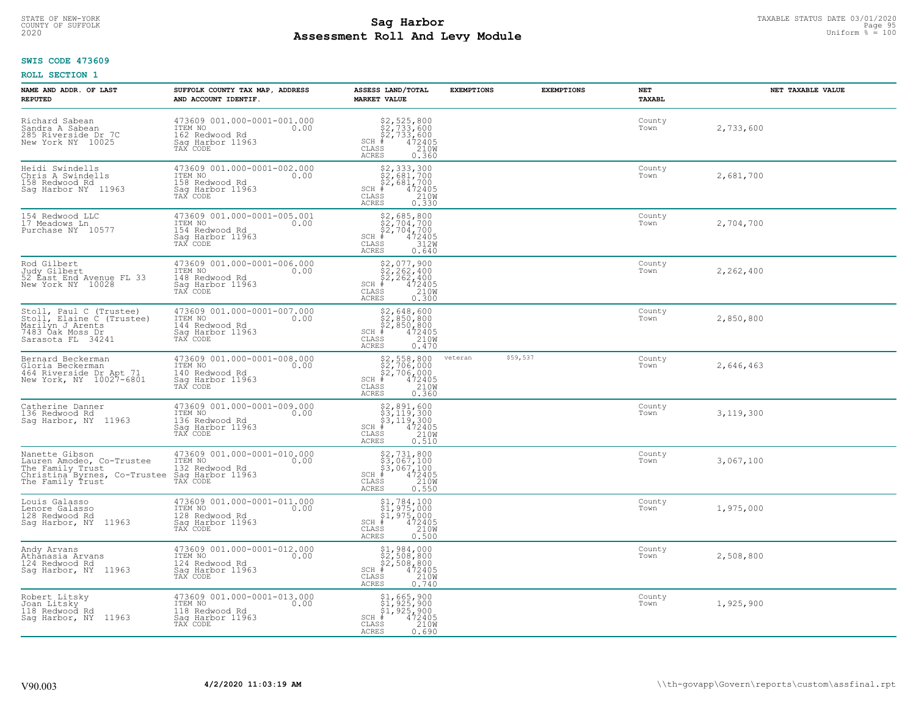STATE OF NEW-YORK
COUNTY OF SUFFOLK
2020

# Sag Harbor
## Assessment Roll And Levy Module

TAXABLE STATUS DATE 03/01/2020
Uniform % = 100

**SWIS CODE 473609**

**ROLL SECTION 1**

| NAME AND ADDR. OF LAST REPUTED | SUFFOLK COUNTY TAX MAP, ADDRESS AND ACCOUNT IDENTIF. | ASSESS LAND/TOTAL MARKET VALUE | EXEMPTIONS | EXEMPTIONS | NET TAXABL | NET TAXABLE VALUE |
|---|---|---|---|---|---|---|
| Richard Sabean<br>Sandra A Sabean<br>285 Riverside Dr 7C<br>New York NY 10025 | 473609 001.000-0001-001.000<br>ITEM NO 0.00<br>162 Redwood Rd<br>Sag Harbor 11963<br>TAX CODE | $2,525,800<br>$2,733,600<br>$2,733,600<br>SCH # 472405<br>CLASS 210W<br>ACRES 0.360 | | | County<br>Town | 2,733,600 |
| Heidi Swindells<br>Chris A Swindells<br>158 Redwood Rd<br>Sag Harbor NY 11963 | 473609 001.000-0001-002.000<br>ITEM NO 0.00<br>158 Redwood Rd<br>Sag Harbor 11963<br>TAX CODE | $2,333,300<br>$2,681,700<br>$2,681,700<br>SCH # 472405<br>CLASS 210W<br>ACRES 0.330 | | | County<br>Town | 2,681,700 |
| 154 Redwood LLC<br>17 Meadows Ln<br>Purchase NY 10577 | 473609 001.000-0001-005.001<br>ITEM NO 0.00<br>154 Redwood Rd<br>Sag Harbor 11963<br>TAX CODE | $2,685,800<br>$2,704,700<br>$2,704,700<br>SCH # 472405<br>CLASS 312W<br>ACRES 0.640 | | | County<br>Town | 2,704,700 |
| Rod Gilbert<br>Judy Gilbert<br>52 East End Avenue FL 33<br>New York NY 10028 | 473609 001.000-0001-006.000<br>ITEM NO 0.00<br>148 Redwood Rd<br>Sag Harbor 11963<br>TAX CODE | $2,077,900<br>$2,262,400<br>$2,262,400<br>SCH # 472405<br>CLASS 210W<br>ACRES 0.300 | | | County<br>Town | 2,262,400 |
| Stoll, Paul C (Trustee)<br>Stoll, Elaine C (Trustee)<br>Marilyn J Arents<br>7483 Oak Moss Dr<br>Sarasota FL 34241 | 473609 001.000-0001-007.000<br>ITEM NO 0.00<br>144 Redwood Rd<br>Sag Harbor 11963<br>TAX CODE | $2,648,600<br>$2,850,800<br>$2,850,800<br>SCH # 472405<br>CLASS 210W<br>ACRES 0.470 | | | County<br>Town | 2,850,800 |
| Bernard Beckerman<br>Gloria Beckerman<br>464 Riverside Dr Apt 71<br>New York, NY 10027-6801 | 473609 001.000-0001-008.000<br>ITEM NO 0.00<br>140 Redwood Rd<br>Sag Harbor 11963<br>TAX CODE | $2,558,800<br>$2,706,000<br>$2,706,000<br>SCH # 472405<br>CLASS 210W<br>ACRES 0.360 | veteran $59,537 | | County<br>Town | 2,646,463 |
| Catherine Danner<br>136 Redwood Rd<br>Sag Harbor, NY 11963 | 473609 001.000-0001-009.000<br>ITEM NO 0.00<br>136 Redwood Rd<br>Sag Harbor 11963<br>TAX CODE | $2,891,600<br>$3,119,300<br>$3,119,300<br>SCH # 472405<br>CLASS 210W<br>ACRES 0.510 | | | County<br>Town | 3,119,300 |
| Nanette Gibson<br>Lauren Amodeo, Co-Trustee<br>The Family Trust<br>Christina Byrnes, Co-Trustee<br>The Family Trust | 473609 001.000-0001-010.000<br>ITEM NO 0.00<br>132 Redwood Rd<br>Sag Harbor 11963<br>TAX CODE | $2,731,800<br>$3,067,100<br>$3,067,100<br>SCH # 472405<br>CLASS 210W<br>ACRES 0.550 | | | County<br>Town | 3,067,100 |
| Louis Galasso<br>Lenore Galasso<br>128 Redwood Rd<br>Sag Harbor, NY 11963 | 473609 001.000-0001-011.000<br>ITEM NO 0.00<br>128 Redwood Rd<br>Sag Harbor 11963<br>TAX CODE | $1,784,100<br>$1,975,000<br>$1,975,000<br>SCH # 472405<br>CLASS 210W<br>ACRES 0.500 | | | County<br>Town | 1,975,000 |
| Andy Arvans<br>Athanasia Arvans<br>124 Redwood Rd<br>Sag Harbor, NY 11963 | 473609 001.000-0001-012.000<br>ITEM NO 0.00<br>124 Redwood Rd<br>Sag Harbor 11963<br>TAX CODE | $1,984,000<br>$2,508,800<br>$2,508,800<br>SCH # 472405<br>CLASS 210W<br>ACRES 0.740 | | | County<br>Town | 2,508,800 |
| Robert Litsky<br>Joan Litsky<br>118 Redwood Rd<br>Sag Harbor, NY 11963 | 473609 001.000-0001-013.000<br>ITEM NO 0.00<br>118 Redwood Rd<br>Sag Harbor 11963<br>TAX CODE | $1,665,900<br>$1,925,900<br>$1,925,900<br>SCH # 472405<br>CLASS 210W<br>ACRES 0.690 | | | County<br>Town | 1,925,900 |

V90.003 4/2/2020 11:03:19 AM \\th-govapp\Govern\reports\custom\assfinal.rpt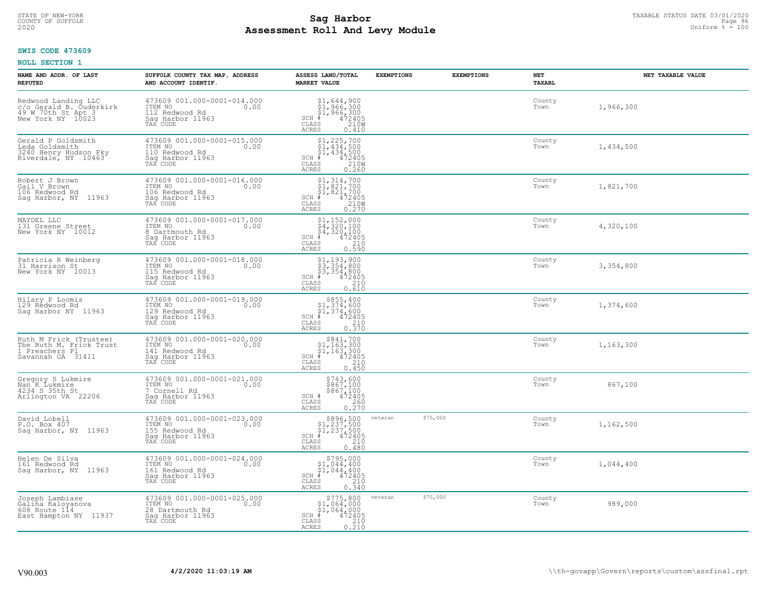STATE OF NEW-YORK
COUNTY OF SUFFOLK
2020

# Sag Harbor
## Assessment Roll And Levy Module

TAXABLE STATUS DATE 03/01/2020
Uniform % = 100

**SWIS CODE 473609**

**ROLL SECTION 1**

| NAME AND ADDR. OF LAST REPUTED | SUFFOLK COUNTY TAX MAP, ADDRESS AND ACCOUNT IDENTIF. | ASSESS LAND/TOTAL MARKET VALUE | EXEMPTIONS | EXEMPTIONS | NET TAXABL | NET TAXABLE VALUE |
|---|---|---|---|---|---|---|
| Redwood Landing LLC<br>c/o Gerald B. Ouderkirk<br>49 W 70th St Apt 3<br>New York NY 10023 | 473609 001.000-0001-014.000<br>ITEM NO 0.00<br>112 Redwood Rd<br>Sag Harbor 11963<br>TAX CODE | $1,644,900<br>$1,966,300<br>$1,966,300<br>SCH # 472405<br>CLASS 210W<br>ACRES 0.410 | | | County<br>Town | 1,966,300 |
| Gerald P Goldsmith<br>Leda Goldsmith<br>3240 Henry Hudson Pky<br>Riverdale, NY 10463 | 473609 001.000-0001-015.000<br>ITEM NO 0.00<br>110 Redwood Rd<br>Sag Harbor 11963<br>TAX CODE | $1,225,700<br>$1,434,500<br>$1,434,500<br>SCH # 472405<br>CLASS 210W<br>ACRES 0.260 | | | County<br>Town | 1,434,500 |
| Robert J Brown<br>Gail V Brown<br>106 Redwood Rd<br>Sag Harbor, NY 11963 | 473609 001.000-0001-016.000<br>ITEM NO 0.00<br>106 Redwood Rd<br>Sag Harbor 11963<br>TAX CODE | $1,314,700<br>$1,821,700<br>$1,821,700<br>SCH # 472405<br>CLASS 210W<br>ACRES 0.270 | | | County<br>Town | 1,821,700 |
| MAYDEL LLC<br>131 Greene Street<br>New York NY 10012 | 473609 001.000-0001-017.000<br>ITEM NO 0.00<br>8 Dartmouth Rd<br>Sag Harbor 11963<br>TAX CODE | $1,152,000<br>$4,320,100<br>$4,320,100<br>SCH # 472405<br>CLASS 210<br>ACRES 0.590 | | | County<br>Town | 4,320,100 |
| Patricia R Weinberg<br>31 Harrison St<br>New York NY 10013 | 473609 001.000-0001-018.000<br>ITEM NO 0.00<br>115 Redwood Rd<br>Sag Harbor 11963<br>TAX CODE | $1,193,900<br>$3,354,800<br>$3,354,800<br>SCH # 472405<br>CLASS 210<br>ACRES 0.610 | | | County<br>Town | 3,354,800 |
| Hilary P Loomis<br>129 Redwood Rd<br>Sag Harbor NY 11963 | 473609 001.000-0001-019.000<br>ITEM NO 0.00<br>129 Redwood Rd<br>Sag Harbor 11963<br>TAX CODE | $855,400<br>$1,374,600<br>$1,374,600<br>SCH # 472405<br>CLASS 210<br>ACRES 0.370 | | | County<br>Town | 1,374,600 |
| Ruth M Frick (Trustee)<br>The Ruth M. Frick Trust<br>1 Preachers Pl<br>Savannah GA 31411 | 473609 001.000-0001-020.000<br>ITEM NO 0.00<br>141 Redwood Rd<br>Sag Harbor 11963<br>TAX CODE | $841,700<br>$1,163,300<br>$1,163,300<br>SCH # 472405<br>CLASS 210<br>ACRES 0.450 | | | County<br>Town | 1,163,300 |
| Gregory S Lukmire<br>Nan K Lukmire<br>4234 S 35th St<br>Arlington VA 22206 | 473609 001.000-0001-021.000<br>ITEM NO 0.00<br>7 Cornell Rd<br>Sag Harbor 11963<br>TAX CODE | $743,600<br>$867,100<br>$867,100<br>SCH # 472405<br>CLASS 260<br>ACRES 0.270 | | | County<br>Town | 867,100 |
| David Lobell<br>P.O. Box 407<br>Sag Harbor, NY 11963 | 473609 001.000-0001-023.000<br>ITEM NO 0.00<br>155 Redwood Rd<br>Sag Harbor 11963<br>TAX CODE | $896,500<br>$1,237,500<br>$1,237,500<br>SCH # 472405<br>CLASS 210<br>ACRES 0.480 | veteran | $75,000 | County<br>Town | 1,162,500 |
| Helen De Silva<br>161 Redwood Rd<br>Sag Harbor, NY 11963 | 473609 001.000-0001-024.000<br>ITEM NO 0.00<br>161 Redwood Rd<br>Sag Harbor 11963<br>TAX CODE | $795,000<br>$1,044,400<br>$1,044,400<br>SCH # 472405<br>CLASS 210<br>ACRES 0.340 | | | County<br>Town | 1,044,400 |
| Joseph Lambiase<br>Galina Kaloyanova<br>608 Route 114<br>East Hampton NY 11937 | 473609 001.000-0001-025.000<br>ITEM NO 0.00<br>28 Dartmouth Rd<br>Sag Harbor 11963<br>TAX CODE | $775,800<br>$1,064,000<br>$1,064,000<br>SCH # 472405<br>CLASS 210<br>ACRES 0.210 | veteran | $75,000 | County<br>Town | 989,000 |

V90.003 | **4/2/2020 11:03:19 AM** | \\th-govapp\Govern\reports\custom\assfinal.rpt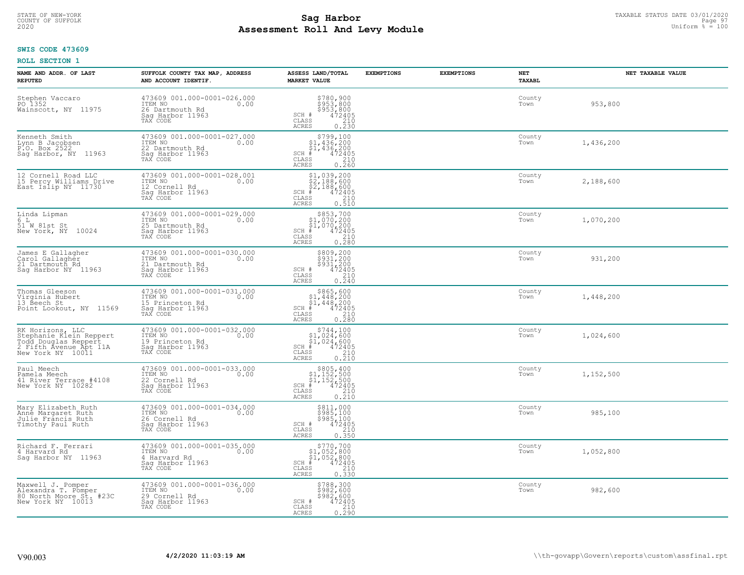STATE OF NEW-YORK
COUNTY OF SUFFOLK
2020

# Sag Harbor
# Assessment Roll And Levy Module

TAXABLE STATUS DATE 03/01/2020
Uniform % = 100

**SWIS CODE 473609**

**ROLL SECTION 1**

| NAME AND ADDR. OF LAST REPUTED | SUFFOLK COUNTY TAX MAP, ADDRESS AND ACCOUNT IDENTIF. | ASSESS LAND/TOTAL MARKET VALUE | EXEMPTIONS | EXEMPTIONS | NET TAXABL | NET TAXABLE VALUE |
|---|---|---|---|---|---|---|
| Stephen Vaccaro<br>PO 1352<br>Wainscott, NY 11975 | 473609 001.000-0001-026.000<br>ITEM NO 0.00<br>26 Dartmouth Rd<br>Sag Harbor 11963<br>TAX CODE | $780,900<br>$953,800<br>$953,800<br>SCH # 472405<br>CLASS 210<br>ACRES 0.230 | | | County<br>Town | 953,800 |
| Kenneth Smith<br>Lynn B Jacobsen<br>P.O. Box 2522<br>Sag Harbor, NY 11963 | 473609 001.000-0001-027.000<br>ITEM NO 0.00<br>22 Dartmouth Rd<br>Sag Harbor 11963<br>TAX CODE | $799,100<br>$1,436,200<br>$1,436,200<br>SCH # 472405<br>CLASS 210<br>ACRES 0.260 | | | County<br>Town | 1,436,200 |
| 12 Cornell Road LLC<br>15 Percy Williams Drive<br>East Islip NY 11730 | 473609 001.000-0001-028.001<br>ITEM NO 0.00<br>12 Cornell Rd<br>Sag Harbor 11963<br>TAX CODE | $1,039,200<br>$2,188,600<br>$2,188,600<br>SCH # 472405<br>CLASS 210<br>ACRES 0.510 | | | County<br>Town | 2,188,600 |
| Linda Lipman<br>6 L<br>51 W 81st St<br>New York, NY 10024 | 473609 001.000-0001-029.000<br>ITEM NO 0.00<br>25 Dartmouth Rd<br>Sag Harbor 11963<br>TAX CODE | $853,700<br>$1,070,200<br>$1,070,200<br>SCH # 472405<br>CLASS 210<br>ACRES 0.280 | | | County<br>Town | 1,070,200 |
| James E Gallagher<br>Carol Gallagher<br>21 Dartmouth Rd<br>Sag Harbor NY 11963 | 473609 001.000-0001-030.000<br>ITEM NO 0.00<br>21 Dartmouth Rd<br>Sag Harbor 11963<br>TAX CODE | $809,200<br>$931,200<br>$931,200<br>SCH # 472405<br>CLASS 210<br>ACRES 0.240 | | | County<br>Town | 931,200 |
| Thomas Gleeson<br>Virginia Hubert<br>13 Beech St<br>Point Lookout, NY 11569 | 473609 001.000-0001-031.000<br>ITEM NO 0.00<br>15 Princeton Rd<br>Sag Harbor 11963<br>TAX CODE | $865,600<br>$1,448,200<br>$1,448,200<br>SCH # 472405<br>CLASS 210<br>ACRES 0.280 | | | County<br>Town | 1,448,200 |
| RK Horizons, LLC<br>Stephanie Klein Reppert<br>Todd Douglas Reppert<br>2 Fifth Avenue Apt 11A<br>New York NY 10011 | 473609 001.000-0001-032.000<br>ITEM NO 0.00<br>19 Princeton Rd<br>Sag Harbor 11963<br>TAX CODE | $744,100<br>$1,024,600<br>$1,024,600<br>SCH # 472405<br>CLASS 210<br>ACRES 0.210 | | | County<br>Town | 1,024,600 |
| Paul Meech<br>Pamela Meech<br>41 River Terrace #4108<br>New York NY 10282 | 473609 001.000-0001-033.000<br>ITEM NO 0.00<br>22 Cornell Rd<br>Sag Harbor 11963<br>TAX CODE | $805,400<br>$1,152,500<br>$1,152,500<br>SCH # 472405<br>CLASS 210<br>ACRES 0.210 | | | County<br>Town | 1,152,500 |
| Mary Elizabeth Ruth<br>Anne Margaret Ruth<br>Julie Francis Ruth<br>Timothy Paul Ruth | 473609 001.000-0001-034.000<br>ITEM NO 0.00<br>26 Cornell Rd<br>Sag Harbor 11963<br>TAX CODE | $811,000<br>$985,100<br>$985,100<br>SCH # 472405<br>CLASS 210<br>ACRES 0.350 | | | County<br>Town | 985,100 |
| Richard F. Ferrari<br>4 Harvard Rd<br>Sag Harbor NY 11963 | 473609 001.000-0001-035.000<br>ITEM NO 0.00<br>4 Harvard Rd<br>Sag Harbor 11963<br>TAX CODE | $770,700<br>$1,052,800<br>$1,052,800<br>SCH # 472405<br>CLASS 210<br>ACRES 0.330 | | | County<br>Town | 1,052,800 |
| Maxwell J. Pomper<br>Alexandra T. Pomper<br>80 North Moore St. #23C<br>New York NY 10013 | 473609 001.000-0001-036.000<br>ITEM NO 0.00<br>29 Cornell Rd<br>Sag Harbor 11963<br>TAX CODE | $788,300<br>$982,600<br>$982,600<br>SCH # 472405<br>CLASS 210<br>ACRES 0.290 | | | County<br>Town | 982,600 |

V90.003 **4/2/2020 11:03:19 AM** \\th-govapp\Govern\reports\custom\assfinal.rpt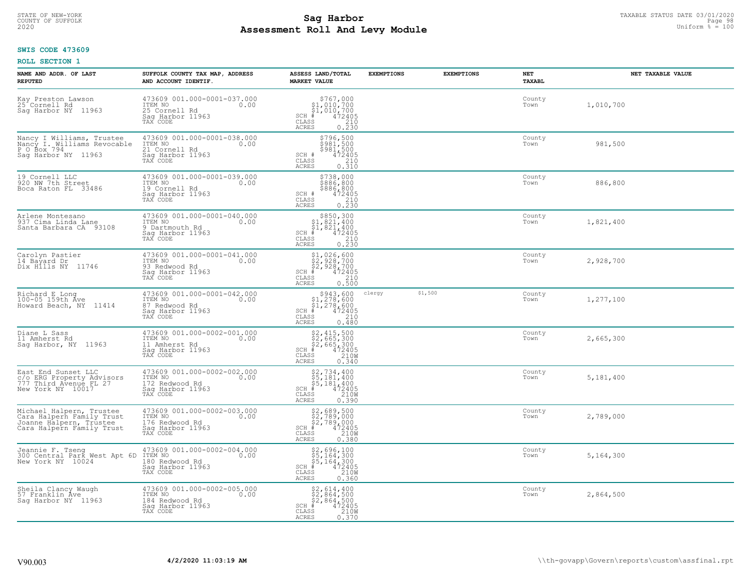STATE OF NEW-YORK
COUNTY OF SUFFOLK
2020

# Sag Harbor
## Assessment Roll And Levy Module

TAXABLE STATUS DATE 03/01/2020
Uniform % = 100

**SWIS CODE 473609**

**ROLL SECTION 1**

| NAME AND ADDR. OF LAST REPUTED | SUFFOLK COUNTY TAX MAP, ADDRESS AND ACCOUNT IDENTIF. | ASSESS LAND/TOTAL MARKET VALUE | EXEMPTIONS | EXEMPTIONS | NET TAXABL | NET TAXABLE VALUE |
|---|---|---|---|---|---|---|
| Kay Preston Lawson<br>25 Cornell Rd<br>Sag Harbor NY 11963 | 473609 001.000-0001-037.000<br>ITEM NO 0.00<br>25 Cornell Rd<br>Sag Harbor 11963<br>TAX CODE | $767,000<br>$1,010,700<br>$1,010,700<br>SCH # 472405<br>CLASS 210<br>ACRES 0.230 | | | County<br>Town | 1,010,700 |
| Nancy I Williams, Trustee<br>Nancy I. Williams Revocable<br>P O Box 794<br>Sag Harbor NY 11963 | 473609 001.000-0001-038.000<br>ITEM NO 0.00<br>21 Cornell Rd<br>Sag Harbor 11963<br>TAX CODE | $796,500<br>$981,500<br>$981,500<br>SCH # 472405<br>CLASS 210<br>ACRES 0.310 | | | County<br>Town | 981,500 |
| 19 Cornell LLC<br>920 NW 7th Street<br>Boca Raton FL 33486 | 473609 001.000-0001-039.000<br>ITEM NO 0.00<br>19 Cornell Rd<br>Sag Harbor 11963<br>TAX CODE | $738,000<br>$886,800<br>$886,800<br>SCH # 472405<br>CLASS 210<br>ACRES 0.230 | | | County<br>Town | 886,800 |
| Arlene Montesano<br>937 Cima Linda Lane<br>Santa Barbara CA 93108 | 473609 001.000-0001-040.000<br>ITEM NO 0.00<br>9 Dartmouth Rd<br>Sag Harbor 11963<br>TAX CODE | $850,300<br>$1,821,400<br>$1,821,400<br>SCH # 472405<br>CLASS 210<br>ACRES 0.230 | | | County<br>Town | 1,821,400 |
| Carolyn Pastier<br>14 Bayard Dr<br>Dix Hills NY 11746 | 473609 001.000-0001-041.000<br>ITEM NO 0.00<br>93 Redwood Rd<br>Sag Harbor 11963<br>TAX CODE | $1,026,600<br>$2,928,700<br>$2,928,700<br>SCH # 472405<br>CLASS 210<br>ACRES 0.500 | | | County<br>Town | 2,928,700 |
| Richard E Long<br>100-05 159th Ave<br>Howard Beach, NY 11414 | 473609 001.000-0001-042.000<br>ITEM NO 0.00<br>87 Redwood Rd<br>Sag Harbor 11963<br>TAX CODE | $943,600<br>$1,278,600<br>$1,278,600<br>SCH # 472405<br>CLASS 210<br>ACRES 0.480 | clergy | $1,500 | County<br>Town | 1,277,100 |
| Diane L Sass<br>11 Amherst Rd<br>Sag Harbor, NY 11963 | 473609 001.000-0002-001.000<br>ITEM NO 0.00<br>11 Amherst Rd<br>Sag Harbor 11963<br>TAX CODE | $2,415,500<br>$2,665,300<br>$2,665,300<br>SCH # 472405<br>CLASS 210W<br>ACRES 0.340 | | | County<br>Town | 2,665,300 |
| East End Sunset LLC<br>c/o ERG Property Advisors<br>777 Third Avenue FL 27<br>New York NY 10017 | 473609 001.000-0002-002.000<br>ITEM NO 0.00<br>172 Redwood Rd<br>Sag Harbor 11963<br>TAX CODE | $2,734,400<br>$5,181,400<br>$5,181,400<br>SCH # 472405<br>CLASS 210W<br>ACRES 0.390 | | | County<br>Town | 5,181,400 |
| Michael Halpern, Trustee<br>Cara Halpern Family Trust<br>Joanne Halpern, Trustee<br>Cara Halpern Family Trust | 473609 001.000-0002-003.000<br>ITEM NO 0.00<br>176 Redwood Rd<br>Sag Harbor 11963<br>TAX CODE | $2,689,500<br>$2,789,000<br>$2,789,000<br>SCH # 472405<br>CLASS 210W<br>ACRES 0.380 | | | County<br>Town | 2,789,000 |
| Jeannie F. Tseng<br>300 Central Park West Apt 6D<br>New York NY 10024 | 473609 001.000-0002-004.000<br>ITEM NO 0.00<br>180 Redwood Rd<br>Sag Harbor 11963<br>TAX CODE | $2,696,100<br>$5,164,300<br>$5,164,300<br>SCH # 472405<br>CLASS 210W<br>ACRES 0.360 | | | County<br>Town | 5,164,300 |
| Sheila Clancy Waugh<br>57 Franklin Ave<br>Sag Harbor NY 11963 | 473609 001.000-0002-005.000<br>ITEM NO 0.00<br>184 Redwood Rd<br>Sag Harbor 11963<br>TAX CODE | $2,614,400<br>$2,864,500<br>$2,864,500<br>SCH # 472405<br>CLASS 210W<br>ACRES 0.370 | | | County<br>Town | 2,864,500 |

V90.003 **4/2/2020 11:03:19 AM** \\th-govapp\Govern\reports\custom\assfinal.rpt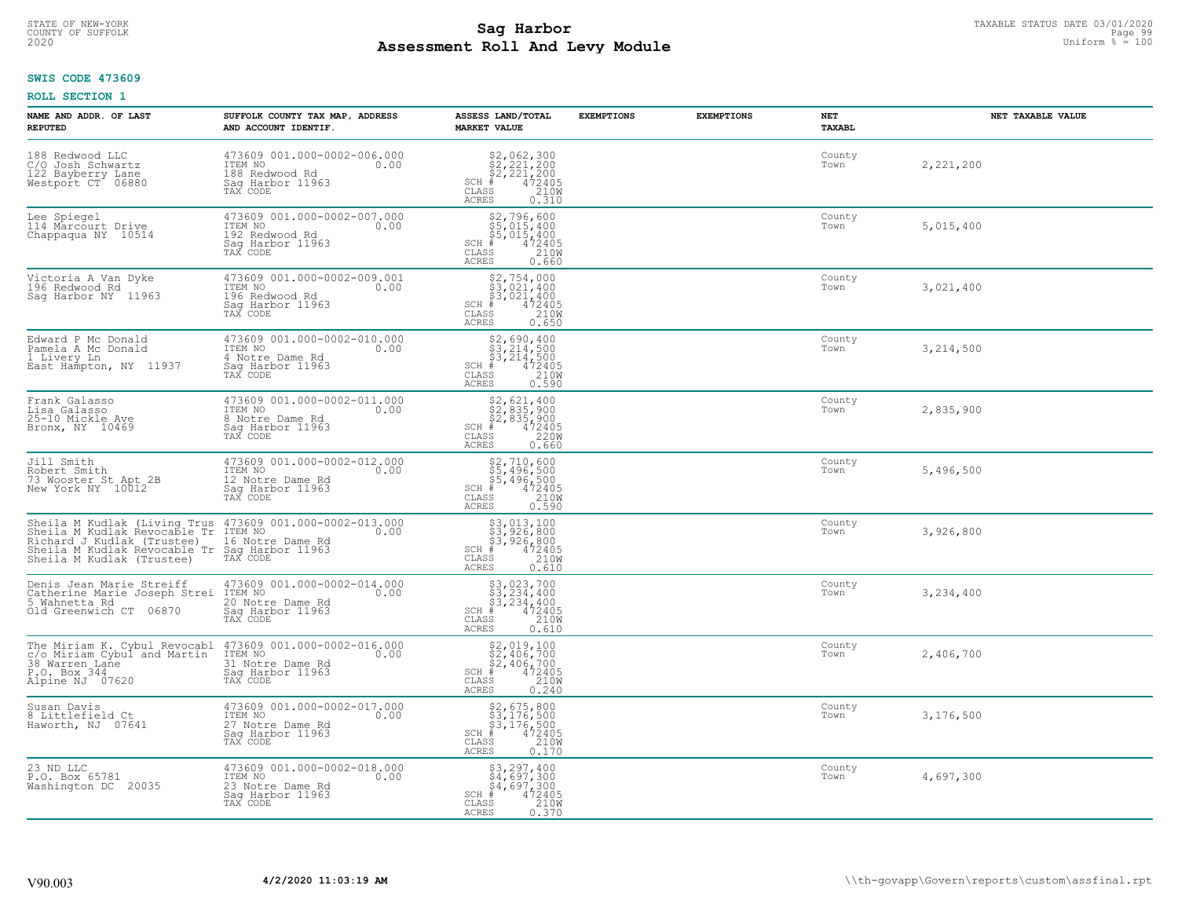STATE OF NEW-YORK
COUNTY OF SUFFOLK
2020

# Sag Harbor
## Assessment Roll And Levy Module

TAXABLE STATUS DATE 03/01/2020
Uniform % = 100

**SWIS CODE 473609**

**ROLL SECTION 1**

| NAME AND ADDR. OF LAST REPUTED | SUFFOLK COUNTY TAX MAP, ADDRESS AND ACCOUNT IDENTIF. | ASSESS LAND/TOTAL MARKET VALUE | EXEMPTIONS | EXEMPTIONS | NET TAXABL | NET TAXABLE VALUE |
|---|---|---|---|---|---|---|
| 188 Redwood LLC<br>C/O Josh Schwartz<br>122 Bayberry Lane<br>Westport CT 06880 | 473609 001.000-0002-006.000<br>ITEM NO 0.00<br>188 Redwood Rd<br>Sag Harbor 11963<br>TAX CODE | $2,062,300<br>$2,221,200<br>$2,221,200<br>SCH # 472405<br>CLASS 210W<br>ACRES 0.310 | | | County<br>Town | 2,221,200 |
| Lee Spiegel<br>114 Marcourt Drive<br>Chappaqua NY 10514 | 473609 001.000-0002-007.000<br>ITEM NO 0.00<br>192 Redwood Rd<br>Sag Harbor 11963<br>TAX CODE | $2,796,600<br>$5,015,400<br>$5,015,400<br>SCH # 472405<br>CLASS 210W<br>ACRES 0.660 | | | County<br>Town | 5,015,400 |
| Victoria A Van Dyke<br>196 Redwood Rd<br>Sag Harbor NY 11963 | 473609 001.000-0002-009.001<br>ITEM NO 0.00<br>196 Redwood Rd<br>Sag Harbor 11963<br>TAX CODE | $2,754,000<br>$3,021,400<br>$3,021,400<br>SCH # 472405<br>CLASS 210W<br>ACRES 0.650 | | | County<br>Town | 3,021,400 |
| Edward P Mc Donald<br>Pamela A Mc Donald<br>1 Livery Ln<br>East Hampton, NY 11937 | 473609 001.000-0002-010.000<br>ITEM NO 0.00<br>4 Notre Dame Rd<br>Sag Harbor 11963<br>TAX CODE | $2,690,400<br>$3,214,500<br>$3,214,500<br>SCH # 472405<br>CLASS 210W<br>ACRES 0.590 | | | County<br>Town | 3,214,500 |
| Frank Galasso<br>Lisa Galasso<br>25-10 Mickle Ave<br>Bronx, NY 10469 | 473609 001.000-0002-011.000<br>ITEM NO 0.00<br>8 Notre Dame Rd<br>Sag Harbor 11963<br>TAX CODE | $2,621,400<br>$2,835,900<br>$2,835,900<br>SCH # 472405<br>CLASS 220W<br>ACRES 0.660 | | | County<br>Town | 2,835,900 |
| Jill Smith<br>Robert Smith<br>73 Wooster St Apt 2B<br>New York NY 10012 | 473609 001.000-0002-012.000<br>ITEM NO 0.00<br>12 Notre Dame Rd<br>Sag Harbor 11963<br>TAX CODE | $2,710,600<br>$5,496,500<br>$5,496,500<br>SCH # 472405<br>CLASS 210W<br>ACRES 0.590 | | | County<br>Town | 5,496,500 |
| Sheila M Kudlak (Living Trus<br>Sheila M Kudlak Revocable Tr<br>Richard J Kudlak (Trustee)<br>Sheila M Kudlak Revocable Tr<br>Sheila M Kudlak (Trustee) | 473609 001.000-0002-013.000<br>ITEM NO 0.00<br>16 Notre Dame Rd<br>Sag Harbor 11963<br>TAX CODE | $3,013,100<br>$3,926,800<br>$3,926,800<br>SCH # 472405<br>CLASS 210W<br>ACRES 0.610 | | | County<br>Town | 3,926,800 |
| Denis Jean Marie Streiff<br>Catherine Marie Joseph Strei<br>5 Wahnetta Rd<br>Old Greenwich CT 06870 | 473609 001.000-0002-014.000<br>ITEM NO 0.00<br>20 Notre Dame Rd<br>Sag Harbor 11963<br>TAX CODE | $3,023,700<br>$3,234,400<br>$3,234,400<br>SCH # 472405<br>CLASS 210W<br>ACRES 0.610 | | | County<br>Town | 3,234,400 |
| The Miriam K. Cybul Revocabl<br>c/o Miriam Cybul and Martin<br>38 Warren Lane<br>P.O. Box 344<br>Alpine NJ 07620 | 473609 001.000-0002-016.000<br>ITEM NO 0.00<br>31 Notre Dame Rd<br>Sag Harbor 11963<br>TAX CODE | $2,019,100<br>$2,406,700<br>$2,406,700<br>SCH # 472405<br>CLASS 210W<br>ACRES 0.240 | | | County<br>Town | 2,406,700 |
| Susan Davis<br>8 Littlefield Ct<br>Haworth, NJ 07641 | 473609 001.000-0002-017.000<br>ITEM NO 0.00<br>27 Notre Dame Rd<br>Sag Harbor 11963<br>TAX CODE | $2,675,800<br>$3,176,500<br>$3,176,500<br>SCH # 472405<br>CLASS 210W<br>ACRES 0.170 | | | County<br>Town | 3,176,500 |
| 23 ND LLC<br>P.O. Box 65781<br>Washington DC 20035 | 473609 001.000-0002-018.000<br>ITEM NO 0.00<br>23 Notre Dame Rd<br>Sag Harbor 11963<br>TAX CODE | $3,297,400<br>$4,697,300<br>$4,697,300<br>SCH # 472405<br>CLASS 210W<br>ACRES 0.370 | | | County<br>Town | 4,697,300 |

V90.003 | 4/2/2020 11:03:19 AM | \\th-govapp\Govern\reports\custom\assfinal.rpt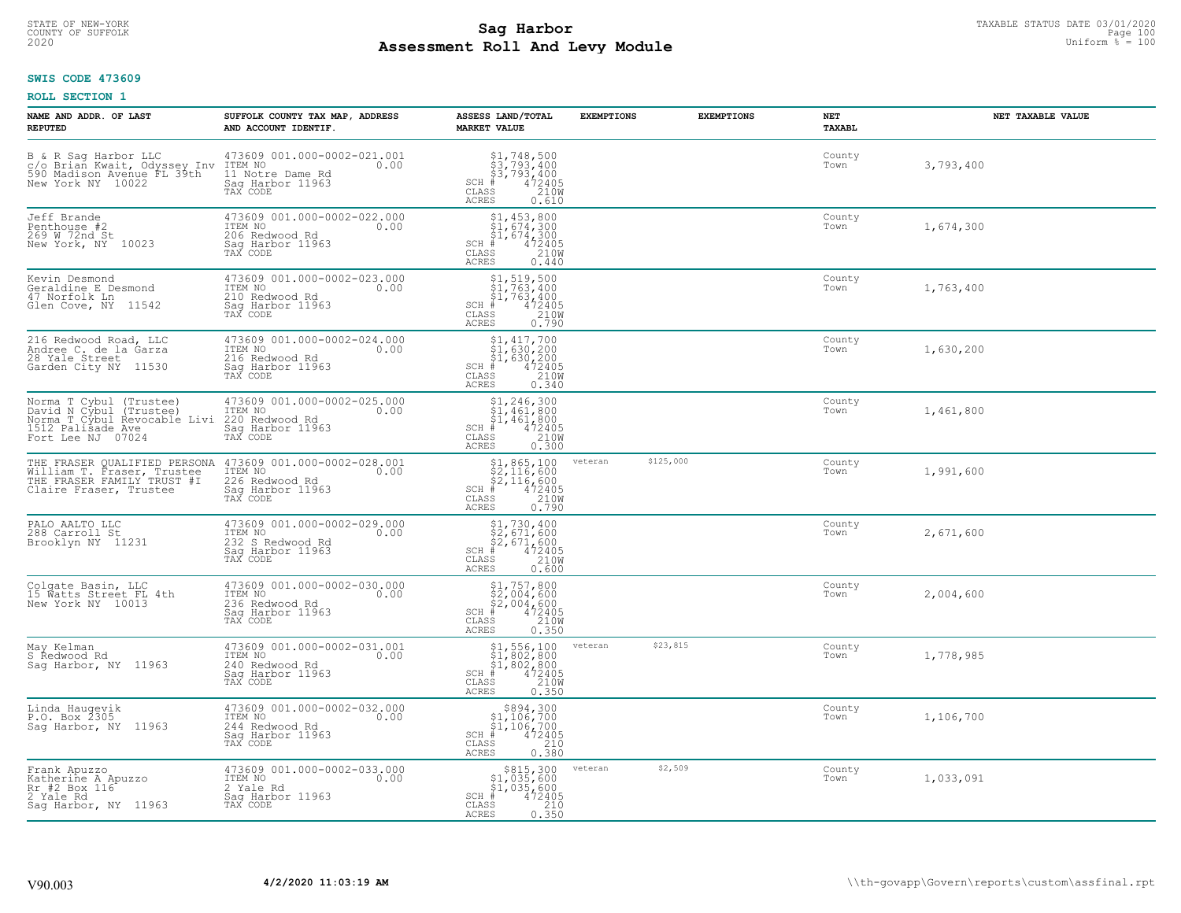STATE OF NEW-YORK
COUNTY OF SUFFOLK
2020

# Sag Harbor
# Assessment Roll And Levy Module

TAXABLE STATUS DATE 03/01/2020
Uniform % = 100

**SWIS CODE 473609**

**ROLL SECTION 1**

| NAME AND ADDR. OF LAST REPUTED | SUFFOLK COUNTY TAX MAP, ADDRESS AND ACCOUNT IDENTIF. | ASSESS LAND/TOTAL MARKET VALUE | EXEMPTIONS | | NET TAXABL | NET TAXABLE VALUE |
|---|---|---|---|---|---|---|
| B & R Sag Harbor LLC<br>c/o Brian Kwait, Odyssey Inv<br>590 Madison Avenue FL 39th<br>New York NY 10022 | 473609 001.000-0002-021.001<br>ITEM NO 0.00<br>11 Notre Dame Rd<br>Sag Harbor 11963<br>TAX CODE | $1,748,500<br>$3,793,400<br>$3,793,400<br>SCH # 472405<br>CLASS 210W<br>ACRES 0.610 | | | County<br>Town | 3,793,400 |
| Jeff Brande<br>Penthouse #2<br>269 W 72nd St<br>New York, NY 10023 | 473609 001.000-0002-022.000<br>ITEM NO 0.00<br>206 Redwood Rd<br>Sag Harbor 11963<br>TAX CODE | $1,453,800<br>$1,674,300<br>$1,674,300<br>SCH # 472405<br>CLASS 210W<br>ACRES 0.440 | | | County<br>Town | 1,674,300 |
| Kevin Desmond<br>Geraldine E Desmond<br>47 Norfolk Ln<br>Glen Cove, NY 11542 | 473609 001.000-0002-023.000<br>ITEM NO 0.00<br>210 Redwood Rd<br>Sag Harbor 11963<br>TAX CODE | $1,519,500<br>$1,763,400<br>$1,763,400<br>SCH # 472405<br>CLASS 210W<br>ACRES 0.790 | | | County<br>Town | 1,763,400 |
| 216 Redwood Road, LLC<br>Andree C. de la Garza<br>28 Yale Street<br>Garden City NY 11530 | 473609 001.000-0002-024.000<br>ITEM NO 0.00<br>216 Redwood Rd<br>Sag Harbor 11963<br>TAX CODE | $1,417,700<br>$1,630,200<br>$1,630,200<br>SCH # 472405<br>CLASS 210W<br>ACRES 0.340 | | | County<br>Town | 1,630,200 |
| Norma T Cybul (Trustee)<br>David N Cybul (Trustee)<br>Norma T Cybul Revocable Livi<br>1512 Palisade Ave<br>Fort Lee NJ 07024 | 473609 001.000-0002-025.000<br>ITEM NO 0.00<br>220 Redwood Rd<br>Sag Harbor 11963<br>TAX CODE | $1,246,300<br>$1,461,800<br>$1,461,800<br>SCH # 472405<br>CLASS 210W<br>ACRES 0.300 | | | County<br>Town | 1,461,800 |
| THE FRASER QUALIFIED PERSONA<br>William T. Fraser, Trustee<br>THE FRASER FAMILY TRUST #I<br>Claire Fraser, Trustee | 473609 001.000-0002-028.001<br>ITEM NO 0.00<br>226 Redwood Rd<br>Sag Harbor 11963<br>TAX CODE | $1,865,100<br>$2,116,600<br>$2,116,600<br>SCH # 472405<br>CLASS 210W<br>ACRES 0.790 | veteran | $125,000 | County<br>Town | 1,991,600 |
| PALO AALTO LLC<br>288 Carroll St<br>Brooklyn NY 11231 | 473609 001.000-0002-029.000<br>ITEM NO 0.00<br>232 S Redwood Rd<br>Sag Harbor 11963<br>TAX CODE | $1,730,400<br>$2,671,600<br>$2,671,600<br>SCH # 472405<br>CLASS 210W<br>ACRES 0.600 | | | County<br>Town | 2,671,600 |
| Colgate Basin, LLC<br>15 Watts Street FL 4th<br>New York NY 10013 | 473609 001.000-0002-030.000<br>ITEM NO 0.00<br>236 Redwood Rd<br>Sag Harbor 11963<br>TAX CODE | $1,757,800<br>$2,004,600<br>$2,004,600<br>SCH # 472405<br>CLASS 210W<br>ACRES 0.350 | | | County<br>Town | 2,004,600 |
| May Kelman<br>S Redwood Rd<br>Sag Harbor, NY 11963 | 473609 001.000-0002-031.001<br>ITEM NO 0.00<br>240 Redwood Rd<br>Sag Harbor 11963<br>TAX CODE | $1,556,100<br>$1,802,800<br>$1,802,800<br>SCH # 472405<br>CLASS 210W<br>ACRES 0.350 | veteran | $23,815 | County<br>Town | 1,778,985 |
| Linda Haugevik<br>P.O. Box 2305<br>Sag Harbor, NY 11963 | 473609 001.000-0002-032.000<br>ITEM NO 0.00<br>244 Redwood Rd<br>Sag Harbor 11963<br>TAX CODE | $894,300<br>$1,106,700<br>$1,106,700<br>SCH # 472405<br>CLASS 210<br>ACRES 0.380 | | | County<br>Town | 1,106,700 |
| Frank Apuzzo<br>Katherine A Apuzzo<br>Rr #2 Box 116<br>2 Yale Rd<br>Sag Harbor, NY 11963 | 473609 001.000-0002-033.000<br>ITEM NO 0.00<br>2 Yale Rd<br>Sag Harbor 11963<br>TAX CODE | $815,300<br>$1,035,600<br>$1,035,600<br>SCH # 472405<br>CLASS 210<br>ACRES 0.350 | veteran | $2,509 | County<br>Town | 1,033,091 |

V90.003 4/2/2020 11:03:19 AM \\th-govapp\Govern\reports\custom\assfinal.rpt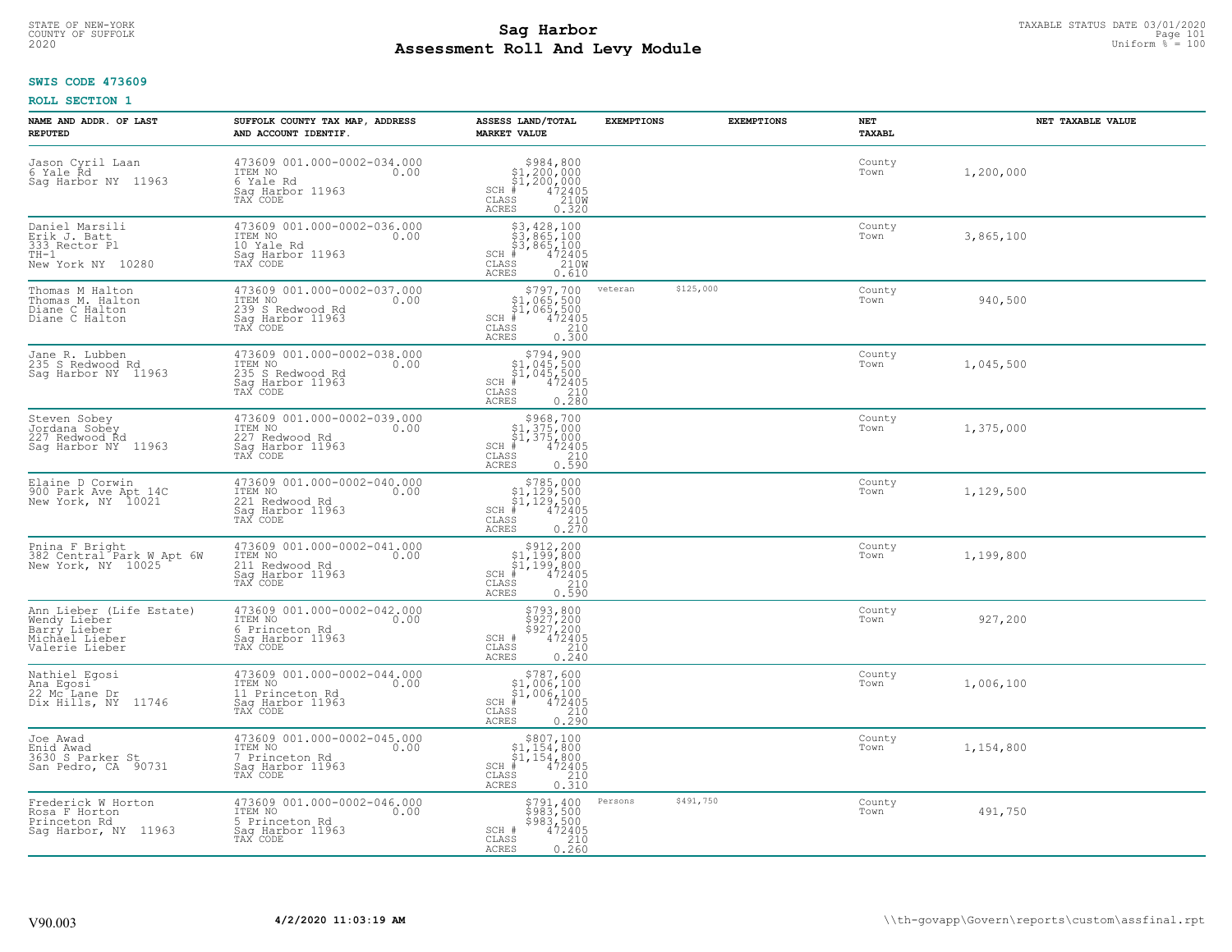STATE OF NEW-YORK
COUNTY OF SUFFOLK
2020

# Sag Harbor
# Assessment Roll And Levy Module

TAXABLE STATUS DATE 03/01/2020
Uniform % = 100

**SWIS CODE 473609**

**ROLL SECTION 1**

| NAME AND ADDR. OF LAST REPUTED | SUFFOLK COUNTY TAX MAP, ADDRESS AND ACCOUNT IDENTIF. | ASSESS LAND/TOTAL MARKET VALUE | EXEMPTIONS | EXEMPTIONS | NET TAXABL | NET TAXABLE VALUE |
|---|---|---|---|---|---|---|
| Jason Cyril Laan<br>6 Yale Rd<br>Sag Harbor NY 11963 | 473609 001.000-0002-034.000<br>ITEM NO 0.00<br>6 Yale Rd<br>Sag Harbor 11963<br>TAX CODE | $984,800<br>$1,200,000<br>$1,200,000<br>SCH # 472405<br>CLASS 210W<br>ACRES 0.320 | | | County<br>Town | 1,200,000 |
| Daniel Marsili<br>Erik J. Batt<br>333 Rector Pl<br>TH-1<br>New York NY 10280 | 473609 001.000-0002-036.000<br>ITEM NO 0.00<br>10 Yale Rd<br>Sag Harbor 11963<br>TAX CODE | $3,428,100<br>$3,865,100<br>$3,865,100<br>SCH # 472405<br>CLASS 210W<br>ACRES 0.610 | | | County<br>Town | 3,865,100 |
| Thomas M Halton<br>Thomas M. Halton<br>Diane C Halton<br>Diane C Halton | 473609 001.000-0002-037.000<br>ITEM NO 0.00<br>239 S Redwood Rd<br>Sag Harbor 11963<br>TAX CODE | $797,700<br>$1,065,500<br>$1,065,500<br>SCH # 472405<br>CLASS 210<br>ACRES 0.300 | veteran | $125,000 | County<br>Town | 940,500 |
| Jane R. Lubben<br>235 S Redwood Rd<br>Sag Harbor NY 11963 | 473609 001.000-0002-038.000<br>ITEM NO 0.00<br>235 S Redwood Rd<br>Sag Harbor 11963<br>TAX CODE | $794,900<br>$1,045,500<br>$1,045,500<br>SCH # 472405<br>CLASS 210<br>ACRES 0.280 | | | County<br>Town | 1,045,500 |
| Steven Sobey<br>Jordana Sobey<br>227 Redwood Rd<br>Sag Harbor NY 11963 | 473609 001.000-0002-039.000<br>ITEM NO 0.00<br>227 Redwood Rd<br>Sag Harbor 11963<br>TAX CODE | $968,700<br>$1,375,000<br>$1,375,000<br>SCH # 472405<br>CLASS 210<br>ACRES 0.590 | | | County<br>Town | 1,375,000 |
| Elaine D Corwin<br>900 Park Ave Apt 14C<br>New York, NY 10021 | 473609 001.000-0002-040.000<br>ITEM NO 0.00<br>221 Redwood Rd<br>Sag Harbor 11963<br>TAX CODE | $785,000<br>$1,129,500<br>$1,129,500<br>SCH # 472405<br>CLASS 210<br>ACRES 0.270 | | | County<br>Town | 1,129,500 |
| Pnina F Bright<br>382 Central Park W Apt 6W<br>New York, NY 10025 | 473609 001.000-0002-041.000<br>ITEM NO 0.00<br>211 Redwood Rd<br>Sag Harbor 11963<br>TAX CODE | $912,200<br>$1,199,800<br>$1,199,800<br>SCH # 472405<br>CLASS 210<br>ACRES 0.590 | | | County<br>Town | 1,199,800 |
| Ann Lieber (Life Estate)<br>Wendy Lieber<br>Barry Lieber<br>Michael Lieber<br>Valerie Lieber | 473609 001.000-0002-042.000<br>ITEM NO 0.00<br>6 Princeton Rd<br>Sag Harbor 11963<br>TAX CODE | $793,800<br>$927,200<br>$927,200<br>SCH # 472405<br>CLASS 210<br>ACRES 0.240 | | | County<br>Town | 927,200 |
| Nathiel Egosi<br>Ana Egosi<br>22 Mc Lane Dr<br>Dix Hills, NY 11746 | 473609 001.000-0002-044.000<br>ITEM NO 0.00<br>11 Princeton Rd<br>Sag Harbor 11963<br>TAX CODE | $787,600<br>$1,006,100<br>$1,006,100<br>SCH # 472405<br>CLASS 210<br>ACRES 0.290 | | | County<br>Town | 1,006,100 |
| Joe Awad<br>Enid Awad<br>3630 S Parker St<br>San Pedro, CA 90731 | 473609 001.000-0002-045.000<br>ITEM NO 0.00<br>7 Princeton Rd<br>Sag Harbor 11963<br>TAX CODE | $807,100<br>$1,154,800<br>$1,154,800<br>SCH # 472405<br>CLASS 210<br>ACRES 0.310 | | | County<br>Town | 1,154,800 |
| Frederick W Horton<br>Rosa F Horton<br>Princeton Rd<br>Sag Harbor, NY 11963 | 473609 001.000-0002-046.000<br>ITEM NO 0.00<br>5 Princeton Rd<br>Sag Harbor 11963<br>TAX CODE | $791,400<br>$983,500<br>$983,500<br>SCH # 472405<br>CLASS 210<br>ACRES 0.260 | Persons | $491,750 | County<br>Town | 491,750 |

V90.003 | 4/2/2020 11:03:19 AM | \\th-govapp\Govern\reports\custom\assfinal.rpt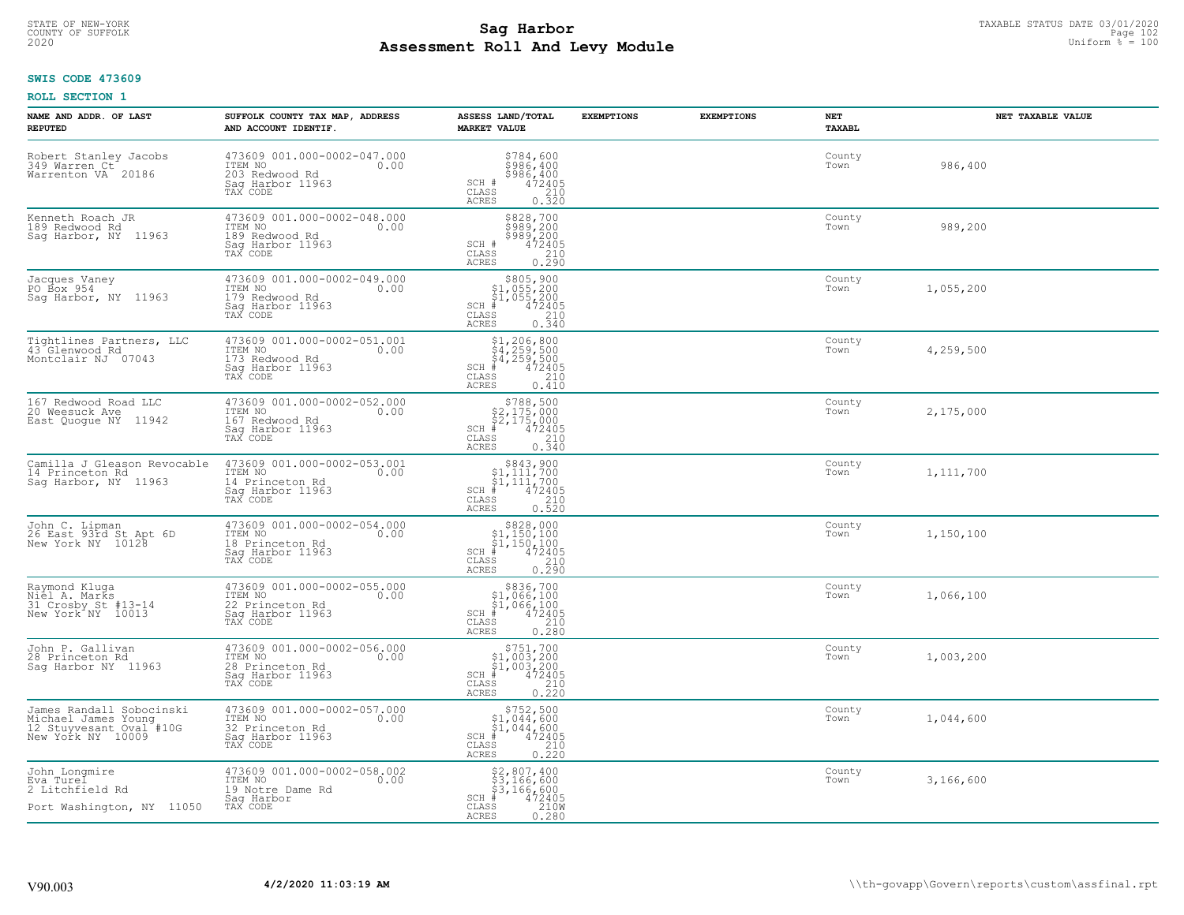STATE OF NEW-YORK
COUNTY OF SUFFOLK
2020

# Sag Harbor
## Assessment Roll And Levy Module

TAXABLE STATUS DATE 03/01/2020
Uniform % = 100

**SWIS CODE 473609**

**ROLL SECTION 1**

| NAME AND ADDR. OF LAST REPUTED | SUFFOLK COUNTY TAX MAP, ADDRESS AND ACCOUNT IDENTIF. | ASSESS LAND/TOTAL MARKET VALUE | EXEMPTIONS | EXEMPTIONS | NET TAXABL | NET TAXABLE VALUE |
|---|---|---|---|---|---|---|
| Robert Stanley Jacobs<br>349 Warren Ct<br>Warrenton VA 20186 | 473609 001.000-0002-047.000<br>ITEM NO 0.00<br>203 Redwood Rd<br>Sag Harbor 11963<br>TAX CODE | $784,600<br>$986,400<br>$986,400<br>SCH # 472405<br>CLASS 210<br>ACRES 0.320 | | | County<br>Town | 986,400 |
| Kenneth Roach JR<br>189 Redwood Rd<br>Sag Harbor, NY 11963 | 473609 001.000-0002-048.000<br>ITEM NO 0.00<br>189 Redwood Rd<br>Sag Harbor 11963<br>TAX CODE | $828,700<br>$989,200<br>$989,200<br>SCH # 472405<br>CLASS 210<br>ACRES 0.290 | | | County<br>Town | 989,200 |
| Jacques Vaney<br>PO Box 954<br>Sag Harbor, NY 11963 | 473609 001.000-0002-049.000<br>ITEM NO 0.00<br>179 Redwood Rd<br>Sag Harbor 11963<br>TAX CODE | $805,900<br>$1,055,200<br>$1,055,200<br>SCH # 472405<br>CLASS 210<br>ACRES 0.340 | | | County<br>Town | 1,055,200 |
| Tightlines Partners, LLC<br>43 Glenwood Rd<br>Montclair NJ 07043 | 473609 001.000-0002-051.001<br>ITEM NO 0.00<br>173 Redwood Rd<br>Sag Harbor 11963<br>TAX CODE | $1,206,800<br>$4,259,500<br>$4,259,500<br>SCH # 472405<br>CLASS 210<br>ACRES 0.410 | | | County<br>Town | 4,259,500 |
| 167 Redwood Road LLC<br>20 Weesuck Ave<br>East Quogue NY 11942 | 473609 001.000-0002-052.000<br>ITEM NO 0.00<br>167 Redwood Rd<br>Sag Harbor 11963<br>TAX CODE | $788,500<br>$2,175,000<br>$2,175,000<br>SCH # 472405<br>CLASS 210<br>ACRES 0.340 | | | County<br>Town | 2,175,000 |
| Camilla J Gleason Revocable<br>14 Princeton Rd<br>Sag Harbor, NY 11963 | 473609 001.000-0002-053.001<br>ITEM NO 0.00<br>14 Princeton Rd<br>Sag Harbor 11963<br>TAX CODE | $843,900<br>$1,111,700<br>$1,111,700<br>SCH # 472405<br>CLASS 210<br>ACRES 0.520 | | | County<br>Town | 1,111,700 |
| John C. Lipman<br>26 East 93rd St Apt 6D<br>New York NY 10128 | 473609 001.000-0002-054.000<br>ITEM NO 0.00<br>18 Princeton Rd<br>Sag Harbor 11963<br>TAX CODE | $828,000<br>$1,150,100<br>$1,150,100<br>SCH # 472405<br>CLASS 210<br>ACRES 0.290 | | | County<br>Town | 1,150,100 |
| Raymond Kluga<br>Niel A. Marks<br>31 Crosby St #13-14<br>New York NY 10013 | 473609 001.000-0002-055.000<br>ITEM NO 0.00<br>22 Princeton Rd<br>Sag Harbor 11963<br>TAX CODE | $836,700<br>$1,066,100<br>$1,066,100<br>SCH # 472405<br>CLASS 210<br>ACRES 0.280 | | | County<br>Town | 1,066,100 |
| John P. Gallivan<br>28 Princeton Rd<br>Sag Harbor NY 11963 | 473609 001.000-0002-056.000<br>ITEM NO 0.00<br>28 Princeton Rd<br>Sag Harbor 11963<br>TAX CODE | $751,700<br>$1,003,200<br>$1,003,200<br>SCH # 472405<br>CLASS 210<br>ACRES 0.220 | | | County<br>Town | 1,003,200 |
| James Randall Sobocinski<br>Michael James Young<br>12 Stuyvesant Oval #10G<br>New York NY 10009 | 473609 001.000-0002-057.000<br>ITEM NO 0.00<br>32 Princeton Rd<br>Sag Harbor 11963<br>TAX CODE | $752,500<br>$1,044,600<br>$1,044,600<br>SCH # 472405<br>CLASS 210<br>ACRES 0.220 | | | County<br>Town | 1,044,600 |
| John Longmire<br>Eva Turel<br>2 Litchfield Rd<br>Port Washington, NY 11050 | 473609 001.000-0002-058.002<br>ITEM NO 0.00<br>19 Notre Dame Rd<br>Sag Harbor<br>TAX CODE | $2,807,400<br>$3,166,600<br>$3,166,600<br>SCH # 472405<br>CLASS 210W<br>ACRES 0.280 | | | County<br>Town | 3,166,600 |

V90.003 4/2/2020 11:03:19 AM \\th-govapp\Govern\reports\custom\assfinal.rpt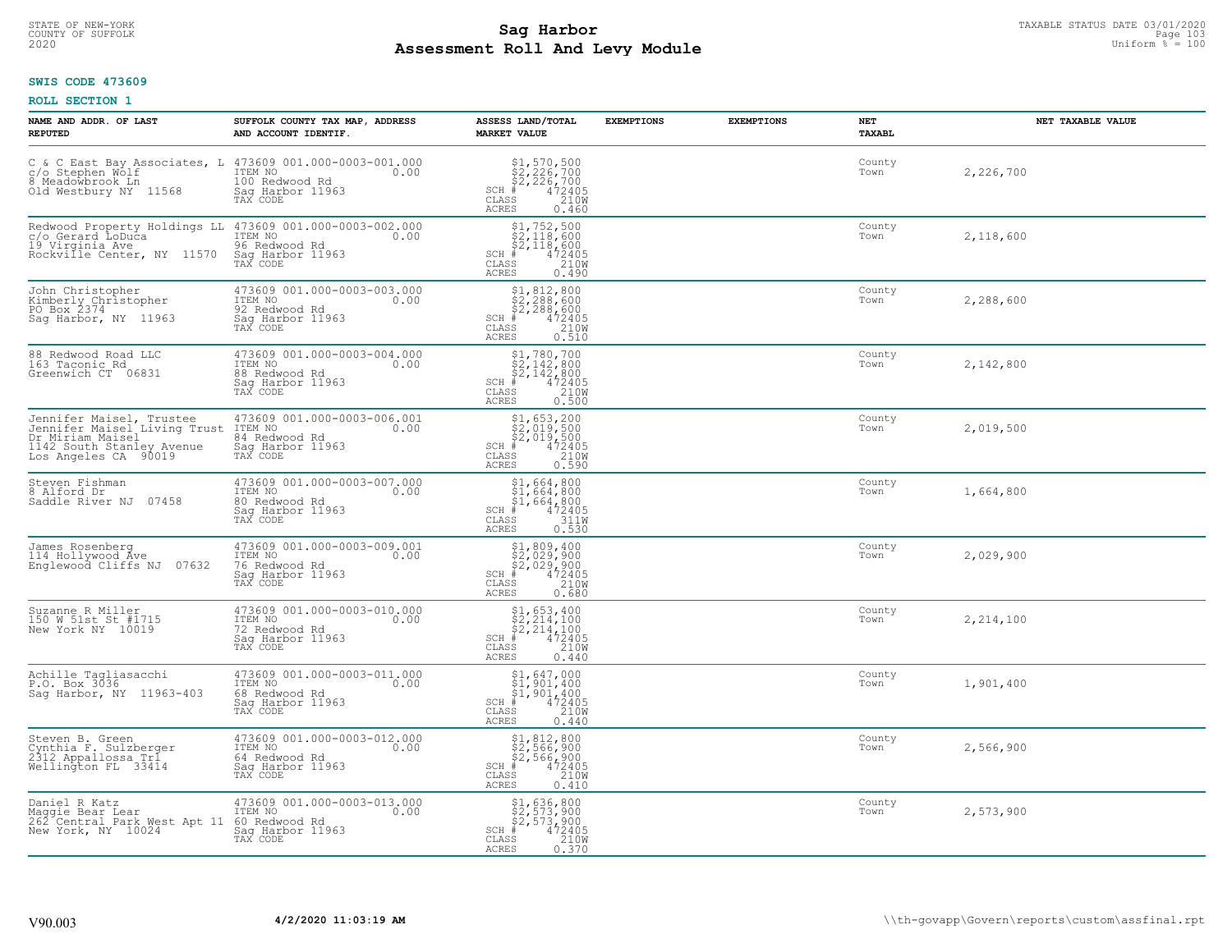STATE OF NEW-YORK
COUNTY OF SUFFOLK
2020

# Sag Harbor
# Assessment Roll And Levy Module

TAXABLE STATUS DATE 03/01/2020
Uniform % = 100

**SWIS CODE 473609**

**ROLL SECTION 1**

| NAME AND ADDR. OF LAST REPUTED | SUFFOLK COUNTY TAX MAP, ADDRESS AND ACCOUNT IDENTIF. | ASSESS LAND/TOTAL MARKET VALUE | EXEMPTIONS | EXEMPTIONS | NET TAXABL | NET TAXABLE VALUE |
|---|---|---|---|---|---|---|
| C & C East Bay Associates, L<br>c/o Stephen Wolf<br>8 Meadowbrook Ln<br>Old Westbury NY 11568 | 473609 001.000-0003-001.000<br>ITEM NO 0.00<br>100 Redwood Rd<br>Sag Harbor 11963<br>TAX CODE | $1,570,500<br>$2,226,700<br>$2,226,700<br>SCH # 472405<br>CLASS 210W<br>ACRES 0.460 | | | County<br>Town | 2,226,700 |
| Redwood Property Holdings LL<br>c/o Gerard LoDuca<br>19 Virginia Ave<br>Rockville Center, NY 11570 | 473609 001.000-0003-002.000<br>ITEM NO 0.00<br>96 Redwood Rd<br>Sag Harbor 11963<br>TAX CODE | $1,752,500<br>$2,118,600<br>$2,118,600<br>SCH # 472405<br>CLASS 210W<br>ACRES 0.490 | | | County<br>Town | 2,118,600 |
| John Christopher<br>Kimberly Christopher<br>PO Box 2374<br>Sag Harbor, NY 11963 | 473609 001.000-0003-003.000<br>ITEM NO 0.00<br>92 Redwood Rd<br>Sag Harbor 11963<br>TAX CODE | $1,812,800<br>$2,288,600<br>$2,288,600<br>SCH # 472405<br>CLASS 210W<br>ACRES 0.510 | | | County<br>Town | 2,288,600 |
| 88 Redwood Road LLC<br>163 Taconic Rd<br>Greenwich CT 06831 | 473609 001.000-0003-004.000<br>ITEM NO 0.00<br>88 Redwood Rd<br>Sag Harbor 11963<br>TAX CODE | $1,780,700<br>$2,142,800<br>$2,142,800<br>SCH # 472405<br>CLASS 210W<br>ACRES 0.500 | | | County<br>Town | 2,142,800 |
| Jennifer Maisel, Trustee<br>Jennifer Maisel Living Trust<br>Dr Miriam Maisel<br>1142 South Stanley Avenue<br>Los Angeles CA 90019 | 473609 001.000-0003-006.001<br>ITEM NO 0.00<br>84 Redwood Rd<br>Sag Harbor 11963<br>TAX CODE | $1,653,200<br>$2,019,500<br>$2,019,500<br>SCH # 472405<br>CLASS 210W<br>ACRES 0.590 | | | County<br>Town | 2,019,500 |
| Steven Fishman<br>8 Alford Dr<br>Saddle River NJ 07458 | 473609 001.000-0003-007.000<br>ITEM NO 0.00<br>80 Redwood Rd<br>Sag Harbor 11963<br>TAX CODE | $1,664,800<br>$1,664,800<br>$1,664,800<br>SCH # 472405<br>CLASS 311W<br>ACRES 0.530 | | | County<br>Town | 1,664,800 |
| James Rosenberg<br>114 Hollywood Ave<br>Englewood Cliffs NJ 07632 | 473609 001.000-0003-009.001<br>ITEM NO 0.00<br>76 Redwood Rd<br>Sag Harbor 11963<br>TAX CODE | $1,809,400<br>$2,029,900<br>$2,029,900<br>SCH # 472405<br>CLASS 210W<br>ACRES 0.680 | | | County<br>Town | 2,029,900 |
| Suzanne R Miller<br>150 W 51st St #1715<br>New York NY 10019 | 473609 001.000-0003-010.000<br>ITEM NO 0.00<br>72 Redwood Rd<br>Sag Harbor 11963<br>TAX CODE | $1,653,400<br>$2,214,100<br>$2,214,100<br>SCH # 472405<br>CLASS 210W<br>ACRES 0.440 | | | County<br>Town | 2,214,100 |
| Achille Tagliasacchi<br>P.O. Box 3036<br>Sag Harbor, NY 11963-403 | 473609 001.000-0003-011.000<br>ITEM NO 0.00<br>68 Redwood Rd<br>Sag Harbor 11963<br>TAX CODE | $1,647,000<br>$1,901,400<br>$1,901,400<br>SCH # 472405<br>CLASS 210W<br>ACRES 0.440 | | | County<br>Town | 1,901,400 |
| Steven B. Green<br>Cynthia F. Sulzberger<br>2312 Appallossa Trl<br>Wellington FL 33414 | 473609 001.000-0003-012.000<br>ITEM NO 0.00<br>64 Redwood Rd<br>Sag Harbor 11963<br>TAX CODE | $1,812,800<br>$2,566,900<br>$2,566,900<br>SCH # 472405<br>CLASS 210W<br>ACRES 0.410 | | | County<br>Town | 2,566,900 |
| Daniel R Katz<br>Maggie Bear Lear<br>262 Central Park West Apt 11<br>New York, NY 10024 | 473609 001.000-0003-013.000<br>ITEM NO 0.00<br>60 Redwood Rd<br>Sag Harbor 11963<br>TAX CODE | $1,636,800<br>$2,573,900<br>$2,573,900<br>SCH # 472405<br>CLASS 210W<br>ACRES 0.370 | | | County<br>Town | 2,573,900 |

V90.003 **4/2/2020 11:03:19 AM** \\th-govapp\Govern\reports\custom\assfinal.rpt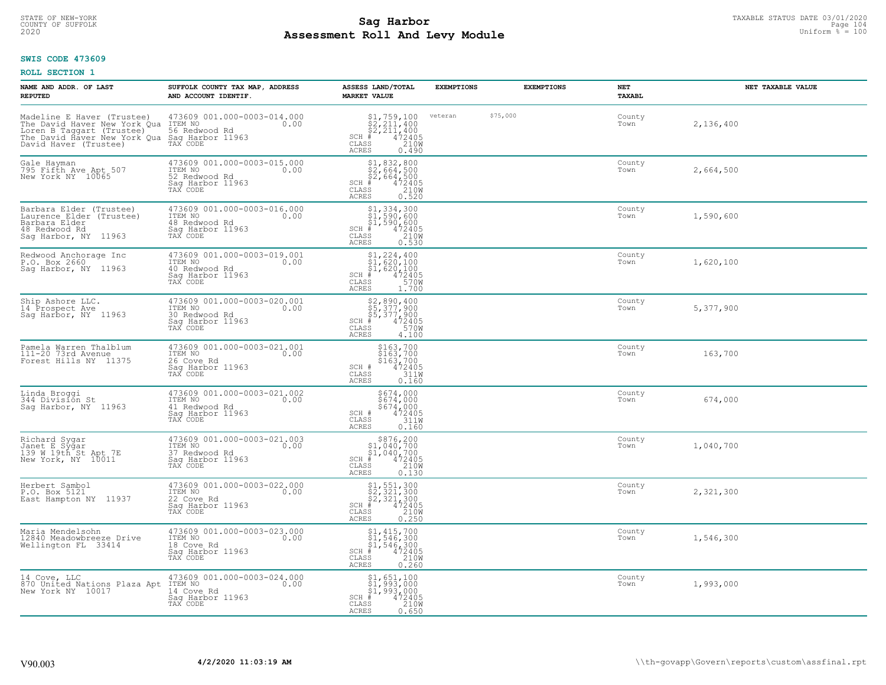STATE OF NEW-YORK
COUNTY OF SUFFOLK
2020

# Sag Harbor
# Assessment Roll And Levy Module

TAXABLE STATUS DATE 03/01/2020
Uniform % = 100

**SWIS CODE 473609**

**ROLL SECTION 1**

| NAME AND ADDR. OF LAST REPUTED | SUFFOLK COUNTY TAX MAP, ADDRESS AND ACCOUNT IDENTIF. | ASSESS LAND/TOTAL MARKET VALUE | EXEMPTIONS | EXEMPTIONS | NET TAXABL | NET TAXABLE VALUE |
|---|---|---|---|---|---|---|
| Madeline E Haver (Trustee)<br>The David Haver New York Qua<br>Loren B Taggart (Trustee)<br>The David Haver New York Qua<br>David Haver (Trustee) | 473609 001.000-0003-014.000<br>ITEM NO 0.00<br>56 Redwood Rd<br>Sag Harbor 11963<br>TAX CODE | $1,759,100<br>$2,211,400<br>$2,211,400<br>SCH # 472405<br>CLASS 210W<br>ACRES 0.490 | veteran | $75,000 | County<br>Town | 2,136,400 |
| Gale Hayman<br>795 Fifth Ave Apt 507<br>New York NY 10065 | 473609 001.000-0003-015.000<br>ITEM NO 0.00<br>52 Redwood Rd<br>Sag Harbor 11963<br>TAX CODE | $1,832,800<br>$2,664,500<br>$2,664,500<br>SCH # 472405<br>CLASS 210W<br>ACRES 0.520 | | | County<br>Town | 2,664,500 |
| Barbara Elder (Trustee)<br>Laurence Elder (Trustee)<br>Barbara Elder<br>48 Redwood Rd<br>Sag Harbor, NY 11963 | 473609 001.000-0003-016.000<br>ITEM NO 0.00<br>48 Redwood Rd<br>Sag Harbor 11963<br>TAX CODE | $1,334,300<br>$1,590,600<br>$1,590,600<br>SCH # 472405<br>CLASS 210W<br>ACRES 0.530 | | | County<br>Town | 1,590,600 |
| Redwood Anchorage Inc<br>P.O. Box 2660<br>Sag Harbor, NY 11963 | 473609 001.000-0003-019.001<br>ITEM NO 0.00<br>40 Redwood Rd<br>Sag Harbor 11963<br>TAX CODE | $1,224,400<br>$1,620,100<br>$1,620,100<br>SCH # 472405<br>CLASS 570W<br>ACRES 1.700 | | | County<br>Town | 1,620,100 |
| Ship Ashore LLC.<br>14 Prospect Ave<br>Sag Harbor, NY 11963 | 473609 001.000-0003-020.001<br>ITEM NO 0.00<br>30 Redwood Rd<br>Sag Harbor 11963<br>TAX CODE | $2,890,400<br>$5,377,900<br>$5,377,900<br>SCH # 472405<br>CLASS 570W<br>ACRES 4.100 | | | County<br>Town | 5,377,900 |
| Pamela Warren Thalblum<br>111-20 73rd Avenue<br>Forest Hills NY 11375 | 473609 001.000-0003-021.001<br>ITEM NO 0.00<br>26 Cove Rd<br>Sag Harbor 11963<br>TAX CODE | $163,700<br>$163,700<br>$163,700<br>SCH # 472405<br>CLASS 311W<br>ACRES 0.160 | | | County<br>Town | 163,700 |
| Linda Broggi<br>344 Division St<br>Sag Harbor, NY 11963 | 473609 001.000-0003-021.002<br>ITEM NO 0.00<br>41 Redwood Rd<br>Sag Harbor 11963<br>TAX CODE | $674,000<br>$674,000<br>$674,000<br>SCH # 472405<br>CLASS 311W<br>ACRES 0.160 | | | County<br>Town | 674,000 |
| Richard Sygar<br>Janet E Sygar<br>139 W 19th St Apt 7E<br>New York, NY 10011 | 473609 001.000-0003-021.003<br>ITEM NO 0.00<br>37 Redwood Rd<br>Sag Harbor 11963<br>TAX CODE | $876,200<br>$1,040,700<br>$1,040,700<br>SCH # 472405<br>CLASS 210W<br>ACRES 0.130 | | | County<br>Town | 1,040,700 |
| Herbert Sambol<br>P.O. Box 5121<br>East Hampton NY 11937 | 473609 001.000-0003-022.000<br>ITEM NO 0.00<br>22 Cove Rd<br>Sag Harbor 11963<br>TAX CODE | $1,551,300<br>$2,321,300<br>$2,321,300<br>SCH # 472405<br>CLASS 210W<br>ACRES 0.250 | | | County<br>Town | 2,321,300 |
| Maria Mendelsohn<br>12840 Meadowbreeze Drive<br>Wellington FL 33414 | 473609 001.000-0003-023.000<br>ITEM NO 0.00<br>18 Cove Rd<br>Sag Harbor 11963<br>TAX CODE | $1,415,700<br>$1,546,300<br>$1,546,300<br>SCH # 472405<br>CLASS 210W<br>ACRES 0.260 | | | County<br>Town | 1,546,300 |
| 14 Cove, LLC<br>870 United Nations Plaza Apt<br>New York NY 10017 | 473609 001.000-0003-024.000<br>ITEM NO 0.00<br>14 Cove Rd<br>Sag Harbor 11963<br>TAX CODE | $1,651,100<br>$1,993,000<br>$1,993,000<br>SCH # 472405<br>CLASS 210W<br>ACRES 0.650 | | | County<br>Town | 1,993,000 |

V90.003 4/2/2020 11:03:19 AM \\th-govapp\Govern\reports\custom\assfinal.rpt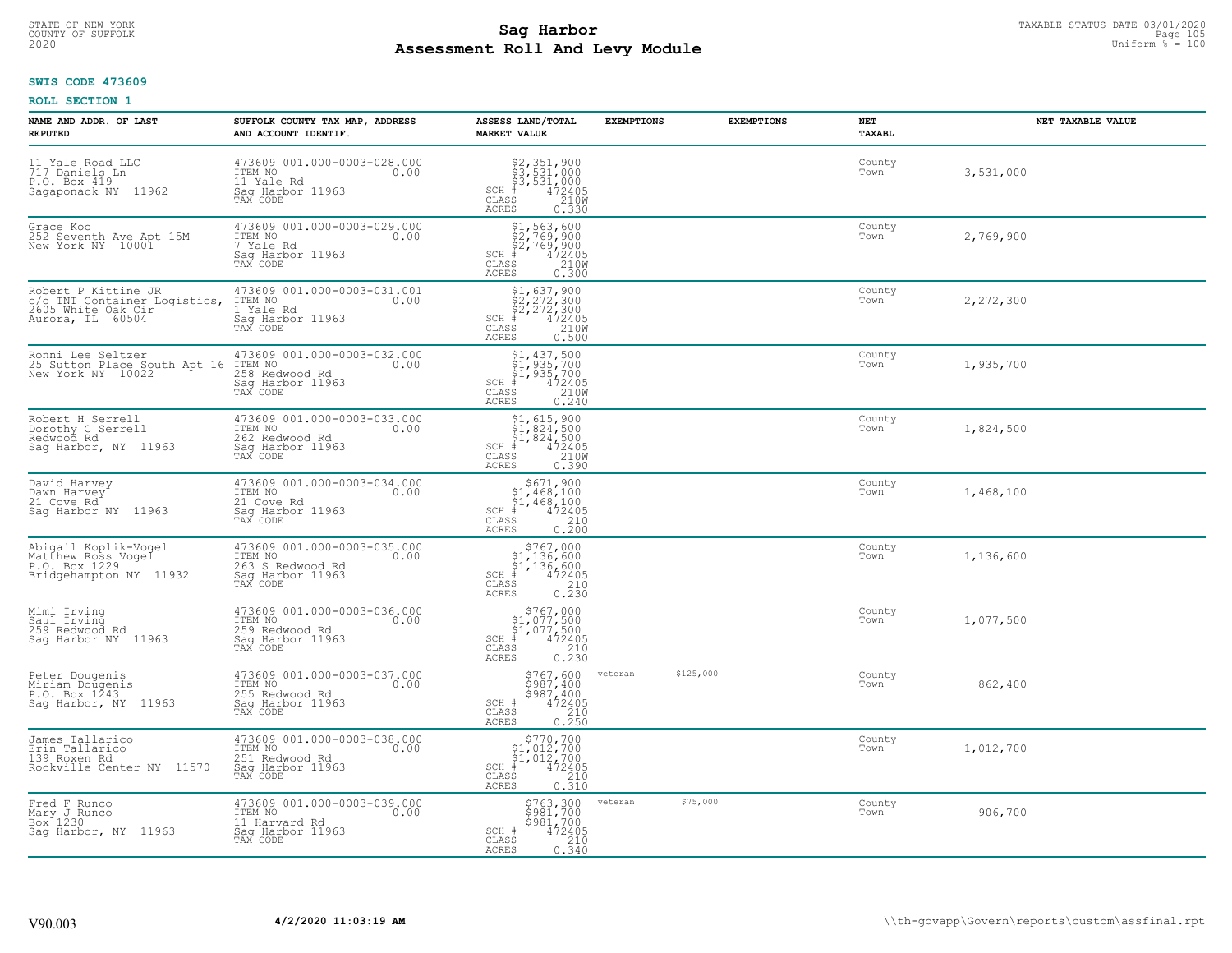STATE OF NEW-YORK
COUNTY OF SUFFOLK
2020

# Sag Harbor
# Assessment Roll And Levy Module

TAXABLE STATUS DATE 03/01/2020
Uniform % = 100

**SWIS CODE 473609**

**ROLL SECTION 1**

| NAME AND ADDR. OF LAST REPUTED | SUFFOLK COUNTY TAX MAP, ADDRESS AND ACCOUNT IDENTIF. | ASSESS LAND/TOTAL MARKET VALUE | EXEMPTIONS | EXEMPTIONS | NET TAXABL | NET TAXABLE VALUE |
|---|---|---|---|---|---|---|
| 11 Yale Road LLC<br>717 Daniels Ln<br>P.O. Box 419<br>Sagaponack NY 11962 | 473609 001.000-0003-028.000<br>ITEM NO 0.00<br>11 Yale Rd<br>Sag Harbor 11963<br>TAX CODE | $2,351,900<br>$3,531,000<br>$3,531,000<br>SCH # 472405<br>CLASS 210W<br>ACRES 0.330 | | | County<br>Town | 3,531,000 |
| Grace Koo<br>252 Seventh Ave Apt 15M<br>New York NY 10001 | 473609 001.000-0003-029.000<br>ITEM NO 0.00<br>7 Yale Rd<br>Sag Harbor 11963<br>TAX CODE | $1,563,600<br>$2,769,900<br>$2,769,900<br>SCH # 472405<br>CLASS 210W<br>ACRES 0.300 | | | County<br>Town | 2,769,900 |
| Robert P Kittine JR<br>c/o TNT Container Logistics,<br>2605 White Oak Cir<br>Aurora, IL 60504 | 473609 001.000-0003-031.001<br>ITEM NO 0.00<br>1 Yale Rd<br>Sag Harbor 11963<br>TAX CODE | $1,637,900<br>$2,272,300<br>$2,272,300<br>SCH # 472405<br>CLASS 210W<br>ACRES 0.500 | | | County<br>Town | 2,272,300 |
| Ronni Lee Seltzer<br>25 Sutton Place South Apt 16<br>New York NY 10022 | 473609 001.000-0003-032.000<br>ITEM NO 0.00<br>258 Redwood Rd<br>Sag Harbor 11963<br>TAX CODE | $1,437,500<br>$1,935,700<br>$1,935,700<br>SCH # 472405<br>CLASS 210W<br>ACRES 0.240 | | | County<br>Town | 1,935,700 |
| Robert H Serrell<br>Dorothy C Serrell<br>Redwood Rd<br>Sag Harbor, NY 11963 | 473609 001.000-0003-033.000<br>ITEM NO 0.00<br>262 Redwood Rd<br>Sag Harbor 11963<br>TAX CODE | $1,615,900<br>$1,824,500<br>$1,824,500<br>SCH # 472405<br>CLASS 210W<br>ACRES 0.390 | | | County<br>Town | 1,824,500 |
| David Harvey<br>Dawn Harvey<br>21 Cove Rd<br>Sag Harbor NY 11963 | 473609 001.000-0003-034.000<br>ITEM NO 0.00<br>21 Cove Rd<br>Sag Harbor 11963<br>TAX CODE | $671,900<br>$1,468,100<br>$1,468,100<br>SCH # 472405<br>CLASS 210<br>ACRES 0.200 | | | County<br>Town | 1,468,100 |
| Abigail Koplik-Vogel<br>Matthew Ross Vogel<br>P.O. Box 1229<br>Bridgehampton NY 11932 | 473609 001.000-0003-035.000<br>ITEM NO 0.00<br>263 S Redwood Rd<br>Sag Harbor 11963<br>TAX CODE | $767,000<br>$1,136,600<br>$1,136,600<br>SCH # 472405<br>CLASS 210<br>ACRES 0.230 | | | County<br>Town | 1,136,600 |
| Mimi Irving<br>Saul Irving<br>259 Redwood Rd<br>Sag Harbor NY 11963 | 473609 001.000-0003-036.000<br>ITEM NO 0.00<br>259 Redwood Rd<br>Sag Harbor 11963<br>TAX CODE | $767,000<br>$1,077,500<br>$1,077,500<br>SCH # 472405<br>CLASS 210<br>ACRES 0.230 | | | County<br>Town | 1,077,500 |
| Peter Dougenis<br>Miriam Dougenis<br>P.O. Box 1243<br>Sag Harbor, NY 11963 | 473609 001.000-0003-037.000<br>ITEM NO 0.00<br>255 Redwood Rd<br>Sag Harbor 11963<br>TAX CODE | $767,600<br>$987,400<br>$987,400<br>SCH # 472405<br>CLASS 210<br>ACRES 0.250 | veteran $125,000 | | County<br>Town | 862,400 |
| James Tallarico<br>Erin Tallarico<br>139 Roxen Rd<br>Rockville Center NY 11570 | 473609 001.000-0003-038.000<br>ITEM NO 0.00<br>251 Redwood Rd<br>Sag Harbor 11963<br>TAX CODE | $770,700<br>$1,012,700<br>$1,012,700<br>SCH # 472405<br>CLASS 210<br>ACRES 0.310 | | | County<br>Town | 1,012,700 |
| Fred F Runco<br>Mary J Runco<br>Box 1230<br>Sag Harbor, NY 11963 | 473609 001.000-0003-039.000<br>ITEM NO 0.00<br>11 Harvard Rd<br>Sag Harbor 11963<br>TAX CODE | $763,300<br>$981,700<br>$981,700<br>SCH # 472405<br>CLASS 210<br>ACRES 0.340 | veteran $75,000 | | County<br>Town | 906,700 |

V90.003 4/2/2020 11:03:19 AM \\th-govapp\Govern\reports\custom\assfinal.rpt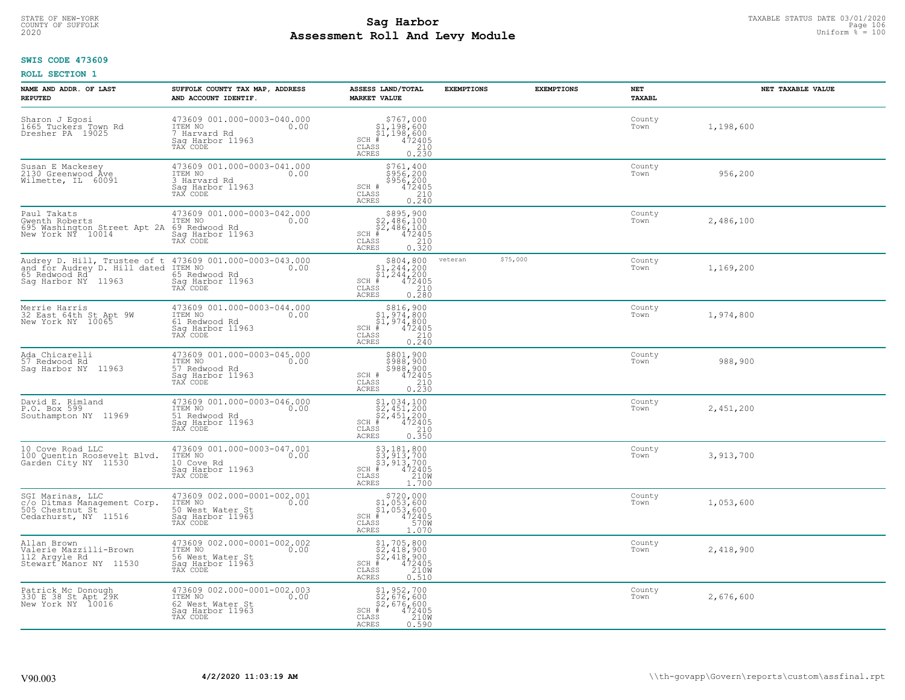STATE OF NEW-YORK
COUNTY OF SUFFOLK
2020

# Sag Harbor
# Assessment Roll And Levy Module

TAXABLE STATUS DATE 03/01/2020
Uniform % = 100

**SWIS CODE 473609**

**ROLL SECTION 1**

| NAME AND ADDR. OF LAST REPUTED | SUFFOLK COUNTY TAX MAP, ADDRESS AND ACCOUNT IDENTIF. | ASSESS LAND/TOTAL MARKET VALUE | EXEMPTIONS | EXEMPTIONS | NET TAXABL | NET TAXABLE VALUE |
|---|---|---|---|---|---|---|
| Sharon J Egosi<br>1665 Tuckers Town Rd<br>Dresher PA 19025 | 473609 001.000-0003-040.000<br>ITEM NO 0.00<br>7 Harvard Rd<br>Sag Harbor 11963<br>TAX CODE | $767,000<br>$1,198,600<br>$1,198,600<br>SCH # 472405<br>CLASS 210<br>ACRES 0.230 | | | County<br>Town | 1,198,600 |
| Susan E Mackesey<br>2130 Greenwood Ave<br>Wilmette, IL 60091 | 473609 001.000-0003-041.000<br>ITEM NO 0.00<br>3 Harvard Rd<br>Sag Harbor 11963<br>TAX CODE | $761,400<br>$956,200<br>$956,200<br>SCH # 472405<br>CLASS 210<br>ACRES 0.240 | | | County<br>Town | 956,200 |
| Paul Takats<br>Gwenth Roberts<br>695 Washington Street Apt 2A<br>New York NY 10014 | 473609 001.000-0003-042.000<br>ITEM NO 0.00<br>69 Redwood Rd<br>Sag Harbor 11963<br>TAX CODE | $895,900<br>$2,486,100<br>$2,486,100<br>SCH # 472405<br>CLASS 210<br>ACRES 0.320 | | | County<br>Town | 2,486,100 |
| Audrey D. Hill, Trustee of t<br>and for Audrey D. Hill dated<br>65 Redwood Rd<br>Sag Harbor NY 11963 | 473609 001.000-0003-043.000<br>ITEM NO 0.00<br>65 Redwood Rd<br>Sag Harbor 11963<br>TAX CODE | $804,800<br>$1,244,200<br>$1,244,200<br>SCH # 472405<br>CLASS 210<br>ACRES 0.280 | veteran | $75,000 | County<br>Town | 1,169,200 |
| Merrie Harris<br>32 East 64th St Apt 9W<br>New York NY 10065 | 473609 001.000-0003-044.000<br>ITEM NO 0.00<br>61 Redwood Rd<br>Sag Harbor 11963<br>TAX CODE | $816,900<br>$1,974,800<br>$1,974,800<br>SCH # 472405<br>CLASS 210<br>ACRES 0.240 | | | County<br>Town | 1,974,800 |
| Ada Chicarelli<br>57 Redwood Rd<br>Sag Harbor NY 11963 | 473609 001.000-0003-045.000<br>ITEM NO 0.00<br>57 Redwood Rd<br>Sag Harbor 11963<br>TAX CODE | $801,900<br>$988,900<br>$988,900<br>SCH # 472405<br>CLASS 210<br>ACRES 0.230 | | | County<br>Town | 988,900 |
| David E. Rimland<br>P.O. Box 599<br>Southampton NY 11969 | 473609 001.000-0003-046.000<br>ITEM NO 0.00<br>51 Redwood Rd<br>Sag Harbor 11963<br>TAX CODE | $1,034,100<br>$2,451,200<br>$2,451,200<br>SCH # 472405<br>CLASS 210<br>ACRES 0.350 | | | County<br>Town | 2,451,200 |
| 10 Cove Road LLC<br>100 Quentin Roosevelt Blvd.<br>Garden City NY 11530 | 473609 001.000-0003-047.001<br>ITEM NO 0.00<br>10 Cove Rd<br>Sag Harbor 11963<br>TAX CODE | $3,181,800<br>$3,913,700<br>$3,913,700<br>SCH # 472405<br>CLASS 210W<br>ACRES 1.700 | | | County<br>Town | 3,913,700 |
| SGI Marinas, LLC<br>c/o Ditmas Management Corp.<br>505 Chestnut St<br>Cedarhurst, NY 11516 | 473609 002.000-0001-002.001<br>ITEM NO 0.00<br>50 West Water St<br>Sag Harbor 11963<br>TAX CODE | $720,000<br>$1,053,600<br>$1,053,600<br>SCH # 472405<br>CLASS 570W<br>ACRES 1.070 | | | County<br>Town | 1,053,600 |
| Allan Brown<br>Valerie Mazzilli-Brown<br>112 Argyle Rd<br>Stewart Manor NY 11530 | 473609 002.000-0001-002.002<br>ITEM NO 0.00<br>56 West Water St<br>Sag Harbor 11963<br>TAX CODE | $1,705,800<br>$2,418,900<br>$2,418,900<br>SCH # 472405<br>CLASS 210W<br>ACRES 0.510 | | | County<br>Town | 2,418,900 |
| Patrick Mc Donough<br>330 E 38 St Apt 29K<br>New York NY 10016 | 473609 002.000-0001-002.003<br>ITEM NO 0.00<br>62 West Water St<br>Sag Harbor 11963<br>TAX CODE | $1,952,700<br>$2,676,600<br>$2,676,600<br>SCH # 472405<br>CLASS 210W<br>ACRES 0.590 | | | County<br>Town | 2,676,600 |

V90.003 **4/2/2020 11:03:19 AM** \\th-govapp\Govern\reports\custom\assfinal.rpt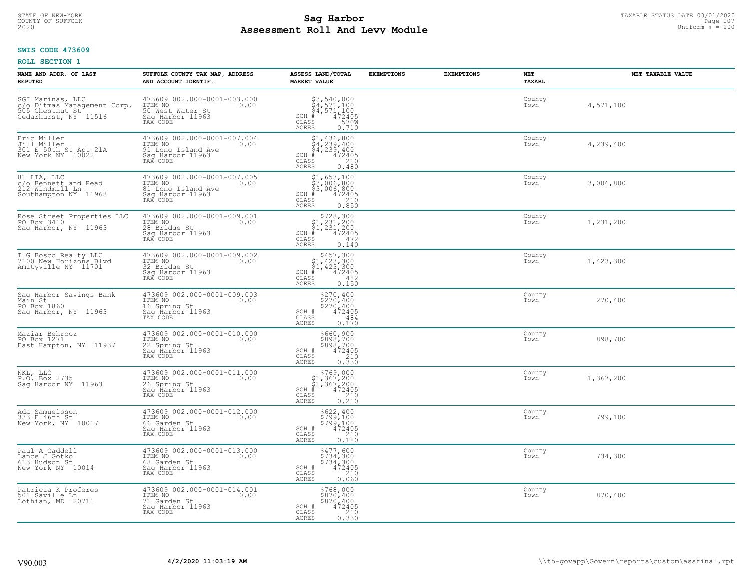STATE OF NEW-YORK
COUNTY OF SUFFOLK
2020

# Sag Harbor
# Assessment Roll And Levy Module

TAXABLE STATUS DATE 03/01/2020
Uniform % = 100

**SWIS CODE 473609**

**ROLL SECTION 1**

| NAME AND ADDR. OF LAST REPUTED | SUFFOLK COUNTY TAX MAP, ADDRESS AND ACCOUNT IDENTIF. | ASSESS LAND/TOTAL MARKET VALUE | EXEMPTIONS | EXEMPTIONS | NET TAXABL | NET TAXABLE VALUE |
|---|---|---|---|---|---|---|
| SGI Marinas, LLC<br>c/o Ditmas Management Corp.<br>505 Chestnut St<br>Cedarhurst, NY 11516 | 473609 002.000-0001-003.000<br>ITEM NO 0.00<br>50 West Water St<br>Sag Harbor 11963<br>TAX CODE | $3,540,000<br>$4,571,100<br>$4,571,100<br>SCH # 472405<br>CLASS 570W<br>ACRES 0.710 | | | County<br>Town | 4,571,100 |
| Eric Miller<br>Jill Miller<br>301 E 50th St Apt 21A<br>New York NY 10022 | 473609 002.000-0001-007.004<br>ITEM NO 0.00<br>91 Long Island Ave<br>Sag Harbor 11963<br>TAX CODE | $1,436,800<br>$4,239,400<br>$4,239,400<br>SCH # 472405<br>CLASS 210<br>ACRES 0.480 | | | County<br>Town | 4,239,400 |
| 81 LIA, LLC<br>c/o Bennett and Read<br>212 Windmill Ln<br>Southampton NY 11968 | 473609 002.000-0001-007.005<br>ITEM NO 0.00<br>81 Long Island Ave<br>Sag Harbor 11963<br>TAX CODE | $1,653,100<br>$3,006,800<br>$3,006,800<br>SCH # 472405<br>CLASS 210<br>ACRES 0.850 | | | County<br>Town | 3,006,800 |
| Rose Street Properties LLC<br>PO Box 3410<br>Sag Harbor, NY 11963 | 473609 002.000-0001-009.001<br>ITEM NO 0.00<br>28 Bridge St<br>Sag Harbor 11963<br>TAX CODE | $728,300<br>$1,231,200<br>$1,231,200<br>SCH # 472405<br>CLASS 472<br>ACRES 0.140 | | | County<br>Town | 1,231,200 |
| T G Bosco Realty LLC<br>7100 New Horizons Blvd<br>Amityville NY 11701 | 473609 002.000-0001-009.002<br>ITEM NO 0.00<br>32 Bridge St<br>Sag Harbor 11963<br>TAX CODE | $457,300<br>$1,423,300<br>$1,423,300<br>SCH # 472405<br>CLASS 482<br>ACRES 0.150 | | | County<br>Town | 1,423,300 |
| Sag Harbor Savings Bank<br>Main St<br>PO Box 1860<br>Sag Harbor, NY 11963 | 473609 002.000-0001-009.003<br>ITEM NO 0.00<br>16 Spring St<br>Sag Harbor 11963<br>TAX CODE | $270,400<br>$270,400<br>$270,400<br>SCH # 472405<br>CLASS 484<br>ACRES 0.170 | | | County<br>Town | 270,400 |
| Maziar Behrooz<br>PO Box 1271<br>East Hampton, NY 11937 | 473609 002.000-0001-010.000<br>ITEM NO 0.00<br>22 Spring St<br>Sag Harbor 11963<br>TAX CODE | $660,900<br>$898,700<br>$898,700<br>SCH # 472405<br>CLASS 210<br>ACRES 0.330 | | | County<br>Town | 898,700 |
| NKL, LLC<br>P.O. Box 2735<br>Sag Harbor NY 11963 | 473609 002.000-0001-011.000<br>ITEM NO 0.00<br>26 Spring St<br>Sag Harbor 11963<br>TAX CODE | $769,000<br>$1,367,200<br>$1,367,200<br>SCH # 472405<br>CLASS 210<br>ACRES 0.210 | | | County<br>Town | 1,367,200 |
| Ada Samuelsson<br>333 E 46th St<br>New York, NY 10017 | 473609 002.000-0001-012.000<br>ITEM NO 0.00<br>66 Garden St<br>Sag Harbor 11963<br>TAX CODE | $622,400<br>$799,100<br>$799,100<br>SCH # 472405<br>CLASS 210<br>ACRES 0.180 | | | County<br>Town | 799,100 |
| Paul A Caddell<br>Lance J Gotko<br>613 Hudson St<br>New York NY 10014 | 473609 002.000-0001-013.000<br>ITEM NO 0.00<br>68 Garden St<br>Sag Harbor 11963<br>TAX CODE | $477,600<br>$734,300<br>$734,300<br>SCH # 472405<br>CLASS 210<br>ACRES 0.060 | | | County<br>Town | 734,300 |
| Patricia K Proferes<br>501 Saville Ln<br>Lothian, MD 20711 | 473609 002.000-0001-014.001<br>ITEM NO 0.00<br>71 Garden St<br>Sag Harbor 11963<br>TAX CODE | $768,000<br>$870,400<br>$870,400<br>SCH # 472405<br>CLASS 210<br>ACRES 0.330 | | | County<br>Town | 870,400 |

V90.003 **4/2/2020 11:03:19 AM** \\th-govapp\Govern\reports\custom\assfinal.rpt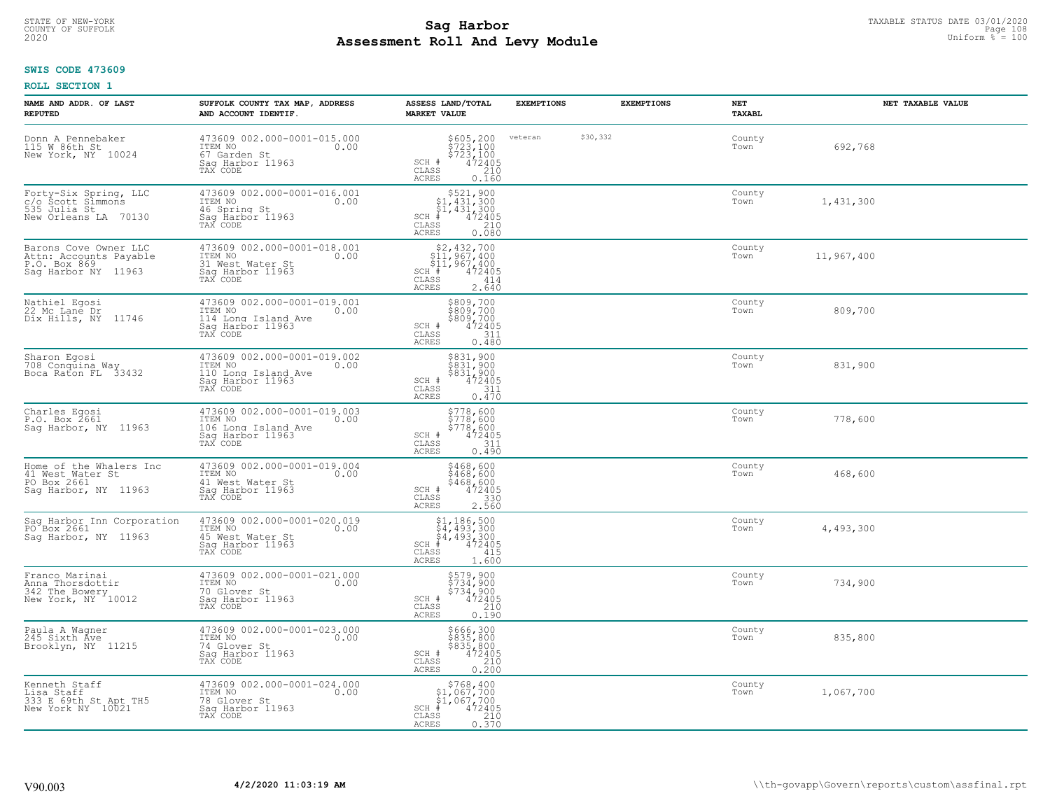STATE OF NEW-YORK
COUNTY OF SUFFOLK
2020

# Sag Harbor
# Assessment Roll And Levy Module

TAXABLE STATUS DATE 03/01/2020
Uniform % = 100

**SWIS CODE 473609**

**ROLL SECTION 1**

| NAME AND ADDR. OF LAST REPUTED | SUFFOLK COUNTY TAX MAP, ADDRESS AND ACCOUNT IDENTIF. | ASSESS LAND/TOTAL MARKET VALUE | EXEMPTIONS | EXEMPTIONS | NET TAXABL | NET TAXABLE VALUE |
|---|---|---|---|---|---|---|
| Donn A Pennebaker<br>115 W 86th St<br>New York, NY 10024 | 473609 002.000-0001-015.000<br>ITEM NO 0.00<br>67 Garden St<br>Sag Harbor 11963<br>TAX CODE | $605,200<br>$723,100<br>$723,100<br>SCH # 472405<br>CLASS 210<br>ACRES 0.160 | veteran $30,332 | | County<br>Town | 692,768 |
| Forty-Six Spring, LLC<br>c/o Scott Simmons<br>535 Julia St<br>New Orleans LA 70130 | 473609 002.000-0001-016.001<br>ITEM NO 0.00<br>46 Spring St<br>Sag Harbor 11963<br>TAX CODE | $521,900<br>$1,431,300<br>$1,431,300<br>SCH # 472405<br>CLASS 210<br>ACRES 0.080 | | | County<br>Town | 1,431,300 |
| Barons Cove Owner LLC<br>Attn: Accounts Payable<br>P.O. Box 869<br>Sag Harbor NY 11963 | 473609 002.000-0001-018.001<br>ITEM NO 0.00<br>31 West Water St<br>Sag Harbor 11963<br>TAX CODE | $2,432,700<br>$11,967,400<br>$11,967,400<br>SCH # 472405<br>CLASS 414<br>ACRES 2.640 | | | County<br>Town | 11,967,400 |
| Nathiel Egosi<br>22 Mc Lane Dr<br>Dix Hills, NY 11746 | 473609 002.000-0001-019.001<br>ITEM NO 0.00<br>114 Long Island Ave<br>Sag Harbor 11963<br>TAX CODE | $809,700<br>$809,700<br>$809,700<br>SCH # 472405<br>CLASS 311<br>ACRES 0.480 | | | County<br>Town | 809,700 |
| Sharon Egosi<br>708 Conquina Way<br>Boca Raton FL 33432 | 473609 002.000-0001-019.002<br>ITEM NO 0.00<br>110 Long Island Ave<br>Sag Harbor 11963<br>TAX CODE | $831,900<br>$831,900<br>$831,900<br>SCH # 472405<br>CLASS 311<br>ACRES 0.470 | | | County<br>Town | 831,900 |
| Charles Egosi<br>P.O. Box 2661<br>Sag Harbor, NY 11963 | 473609 002.000-0001-019.003<br>ITEM NO 0.00<br>106 Long Island Ave<br>Sag Harbor 11963<br>TAX CODE | $778,600<br>$778,600<br>$778,600<br>SCH # 472405<br>CLASS 311<br>ACRES 0.490 | | | County<br>Town | 778,600 |
| Home of the Whalers Inc<br>41 West Water St<br>PO Box 2661<br>Sag Harbor, NY 11963 | 473609 002.000-0001-019.004<br>ITEM NO 0.00<br>41 West Water St<br>Sag Harbor 11963<br>TAX CODE | $468,600<br>$468,600<br>$468,600<br>SCH # 472405<br>CLASS 330<br>ACRES 2.560 | | | County<br>Town | 468,600 |
| Sag Harbor Inn Corporation<br>PO Box 2661<br>Sag Harbor, NY 11963 | 473609 002.000-0001-020.019<br>ITEM NO 0.00<br>45 West Water St<br>Sag Harbor 11963<br>TAX CODE | $1,186,500<br>$4,493,300<br>$4,493,300<br>SCH # 472405<br>CLASS 415<br>ACRES 1.600 | | | County<br>Town | 4,493,300 |
| Franco Marinai<br>Anna Thorsdottir<br>342 The Bowery<br>New York, NY 10012 | 473609 002.000-0001-021.000<br>ITEM NO 0.00<br>70 Glover St<br>Sag Harbor 11963<br>TAX CODE | $579,900<br>$734,900<br>$734,900<br>SCH # 472405<br>CLASS 210<br>ACRES 0.190 | | | County<br>Town | 734,900 |
| Paula A Wagner<br>245 Sixth Ave<br>Brooklyn, NY 11215 | 473609 002.000-0001-023.000<br>ITEM NO 0.00<br>74 Glover St<br>Sag Harbor 11963<br>TAX CODE | $666,300<br>$835,800<br>$835,800<br>SCH # 472405<br>CLASS 210<br>ACRES 0.200 | | | County<br>Town | 835,800 |
| Kenneth Staff<br>Lisa Staff<br>333 E 69th St Apt TH5<br>New York NY 10021 | 473609 002.000-0001-024.000<br>ITEM NO 0.00<br>78 Glover St<br>Sag Harbor 11963<br>TAX CODE | $768,400<br>$1,067,700<br>$1,067,700<br>SCH # 472405<br>CLASS 210<br>ACRES 0.370 | | | County<br>Town | 1,067,700 |

V90.003 4/2/2020 11:03:19 AM \\th-govapp\Govern\reports\custom\assfinal.rpt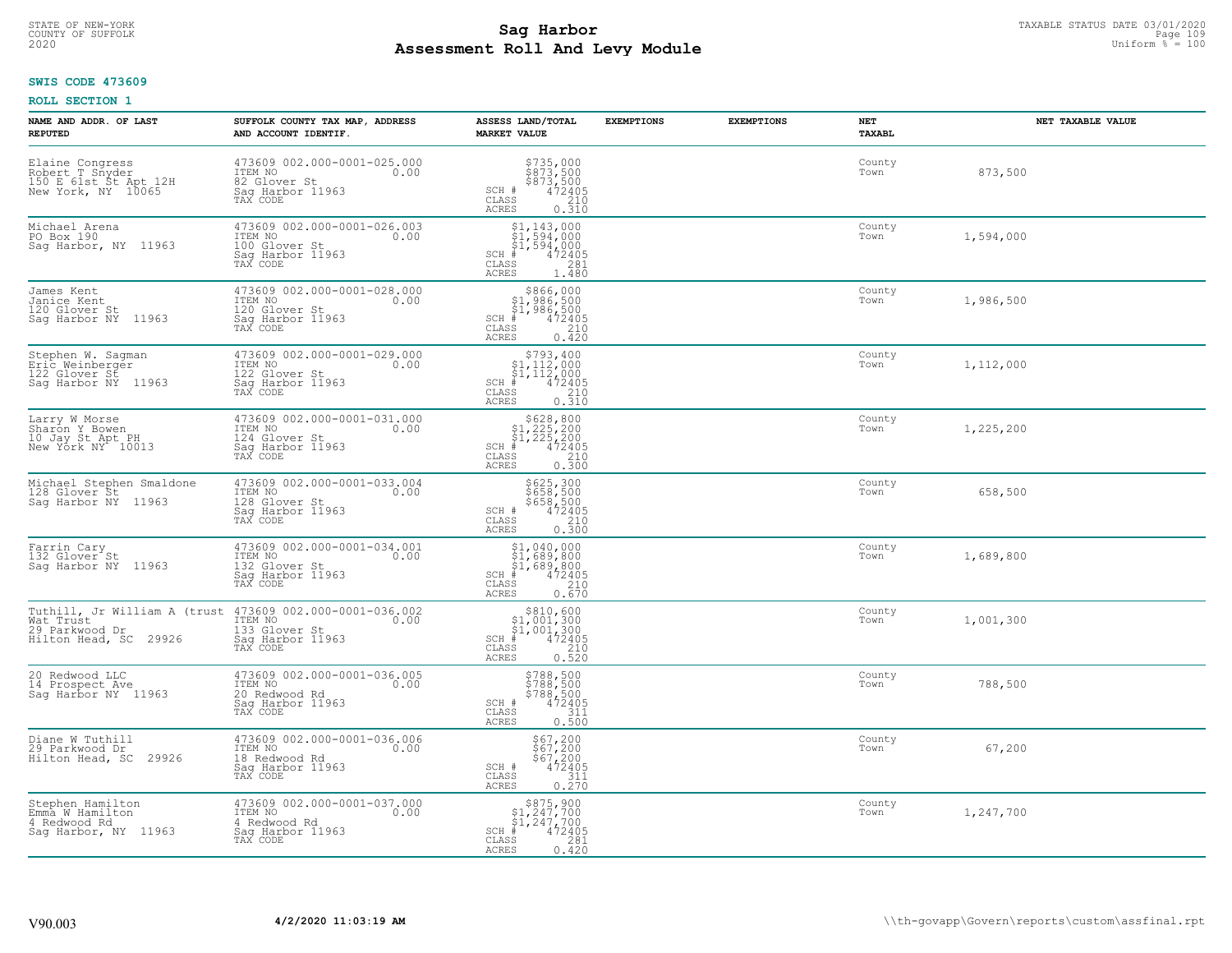# Sag Harbor
# Assessment Roll And Levy Module

STATE OF NEW-YORK
COUNTY OF SUFFOLK
2020

TAXABLE STATUS DATE 03/01/2020
Uniform % = 100

**SWIS CODE 473609**

**ROLL SECTION 1**

| NAME AND ADDR. OF LAST REPUTED | SUFFOLK COUNTY TAX MAP, ADDRESS AND ACCOUNT IDENTIF. | ASSESS LAND/TOTAL MARKET VALUE | EXEMPTIONS | EXEMPTIONS | NET TAXABL | NET TAXABLE VALUE |
|---|---|---|---|---|---|---|
| Elaine Congress<br>Robert T Snyder<br>150 E 61st St Apt 12H<br>New York, NY 10065 | 473609 002.000-0001-025.000<br>ITEM NO 0.00<br>82 Glover St<br>Sag Harbor 11963<br>TAX CODE | $735,000<br>$873,500<br>$873,500<br>SCH # 472405<br>CLASS 210<br>ACRES 0.310 | | | County<br>Town | 873,500 |
| Michael Arena<br>PO Box 190<br>Sag Harbor, NY 11963 | 473609 002.000-0001-026.003<br>ITEM NO 0.00<br>100 Glover St<br>Sag Harbor 11963<br>TAX CODE | $1,143,000<br>$1,594,000<br>$1,594,000<br>SCH # 472405<br>CLASS 281<br>ACRES 1.480 | | | County<br>Town | 1,594,000 |
| James Kent<br>Janice Kent<br>120 Glover St<br>Sag Harbor NY 11963 | 473609 002.000-0001-028.000<br>ITEM NO 0.00<br>120 Glover St<br>Sag Harbor 11963<br>TAX CODE | $866,000<br>$1,986,500<br>$1,986,500<br>SCH # 472405<br>CLASS 210<br>ACRES 0.420 | | | County<br>Town | 1,986,500 |
| Stephen W. Sagman<br>Eric Weinberger<br>122 Glover St<br>Sag Harbor NY 11963 | 473609 002.000-0001-029.000<br>ITEM NO 0.00<br>122 Glover St<br>Sag Harbor 11963<br>TAX CODE | $793,400<br>$1,112,000<br>$1,112,000<br>SCH # 472405<br>CLASS 210<br>ACRES 0.310 | | | County<br>Town | 1,112,000 |
| Larry W Morse<br>Sharon Y Bowen<br>10 Jay St Apt PH<br>New York NY 10013 | 473609 002.000-0001-031.000<br>ITEM NO 0.00<br>124 Glover St<br>Sag Harbor 11963<br>TAX CODE | $628,800<br>$1,225,200<br>$1,225,200<br>SCH # 472405<br>CLASS 210<br>ACRES 0.300 | | | County<br>Town | 1,225,200 |
| Michael Stephen Smaldone<br>128 Glover St<br>Sag Harbor NY 11963 | 473609 002.000-0001-033.004<br>ITEM NO 0.00<br>128 Glover St<br>Sag Harbor 11963<br>TAX CODE | $625,300<br>$658,500<br>$658,500<br>SCH # 472405<br>CLASS 210<br>ACRES 0.300 | | | County<br>Town | 658,500 |
| Farrin Cary<br>132 Glover St<br>Sag Harbor NY 11963 | 473609 002.000-0001-034.001<br>ITEM NO 0.00<br>132 Glover St<br>Sag Harbor 11963<br>TAX CODE | $1,040,000<br>$1,689,800<br>$1,689,800<br>SCH # 472405<br>CLASS 210<br>ACRES 0.670 | | | County<br>Town | 1,689,800 |
| Tuthill, Jr William A (trust<br>Wat Trust<br>29 Parkwood Dr<br>Hilton Head, SC 29926 | 473609 002.000-0001-036.002<br>ITEM NO 0.00<br>133 Glover St<br>Sag Harbor 11963<br>TAX CODE | $810,600<br>$1,001,300<br>$1,001,300<br>SCH # 472405<br>CLASS 210<br>ACRES 0.520 | | | County<br>Town | 1,001,300 |
| 20 Redwood LLC<br>14 Prospect Ave<br>Sag Harbor NY 11963 | 473609 002.000-0001-036.005<br>ITEM NO 0.00<br>20 Redwood Rd<br>Sag Harbor 11963<br>TAX CODE | $788,500<br>$788,500<br>$788,500<br>SCH # 472405<br>CLASS 311<br>ACRES 0.500 | | | County<br>Town | 788,500 |
| Diane W Tuthill<br>29 Parkwood Dr<br>Hilton Head, SC 29926 | 473609 002.000-0001-036.006<br>ITEM NO 0.00<br>18 Redwood Rd<br>Sag Harbor 11963<br>TAX CODE | $67,200<br>$67,200<br>$67,200<br>SCH # 472405<br>CLASS 311<br>ACRES 0.270 | | | County<br>Town | 67,200 |
| Stephen Hamilton<br>Emma W Hamilton<br>4 Redwood Rd<br>Sag Harbor, NY 11963 | 473609 002.000-0001-037.000<br>ITEM NO 0.00<br>4 Redwood Rd<br>Sag Harbor 11963<br>TAX CODE | $875,900<br>$1,247,700<br>$1,247,700<br>SCH # 472405<br>CLASS 281<br>ACRES 0.420 | | | County<br>Town | 1,247,700 |

V90.003 **4/2/2020 11:03:19 AM** \\th-govapp\Govern\reports\custom\assfinal.rpt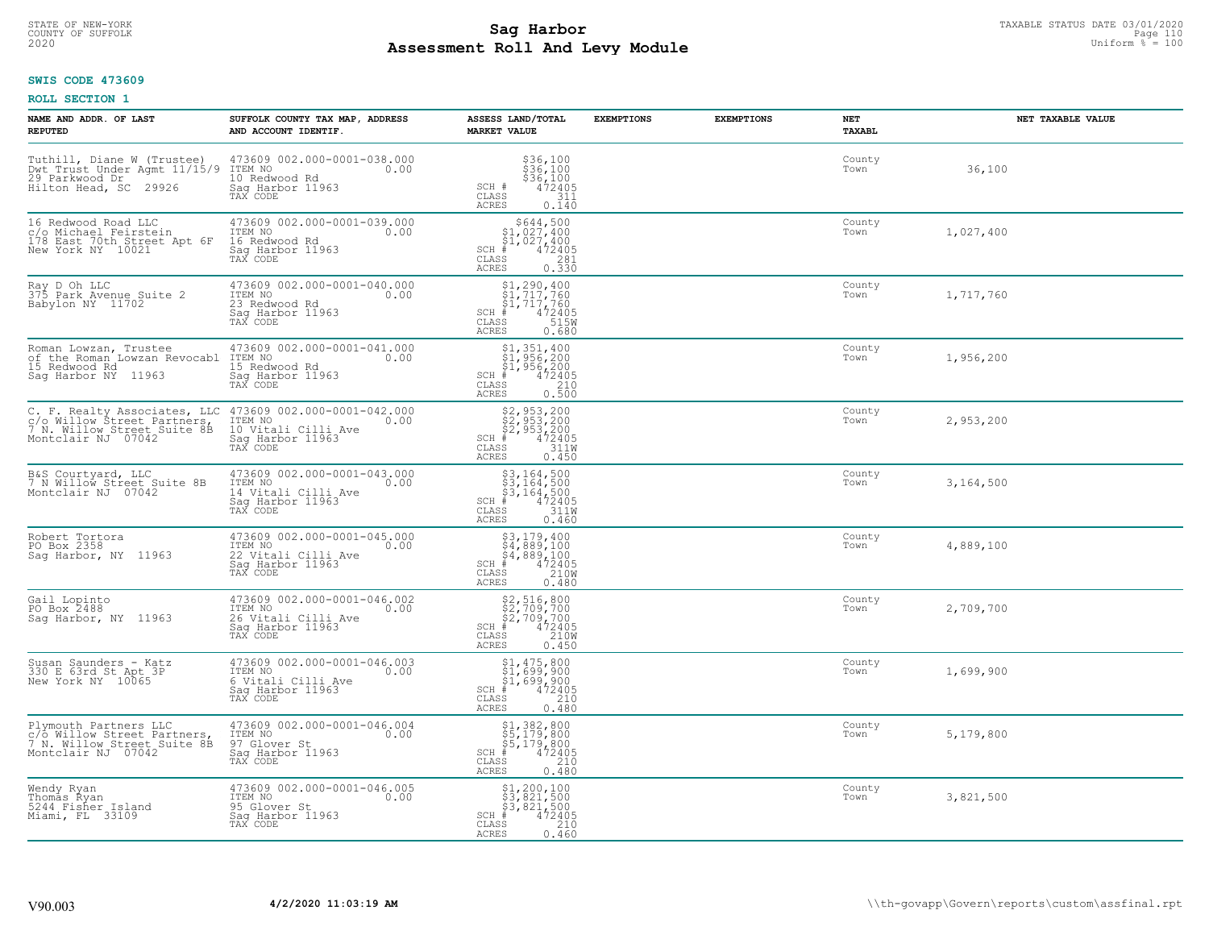STATE OF NEW-YORK
COUNTY OF SUFFOLK
2020

# Sag Harbor
## Assessment Roll And Levy Module

TAXABLE STATUS DATE 03/01/2020
Uniform % = 100

**SWIS CODE 473609**

**ROLL SECTION 1**

| NAME AND ADDR. OF LAST REPUTED | SUFFOLK COUNTY TAX MAP, ADDRESS AND ACCOUNT IDENTIF. | ASSESS LAND/TOTAL MARKET VALUE | EXEMPTIONS | EXEMPTIONS | NET TAXABL | NET TAXABLE VALUE |
|---|---|---|---|---|---|---|
| Tuthill, Diane W (Trustee)<br>Dwt Trust Under Agmt 11/15/9<br>29 Parkwood Dr<br>Hilton Head, SC 29926 | 473609 002.000-0001-038.000<br>ITEM NO 0.00<br>10 Redwood Rd<br>Sag Harbor 11963<br>TAX CODE | $36,100<br>$36,100<br>$36,100<br>SCH # 472405<br>CLASS 311<br>ACRES 0.140 | | | County<br>Town | 36,100 |
| 16 Redwood Road LLC<br>c/o Michael Feirstein<br>178 East 70th Street Apt 6F<br>New York NY 10021 | 473609 002.000-0001-039.000<br>ITEM NO 0.00<br>16 Redwood Rd<br>Sag Harbor 11963<br>TAX CODE | $644,500<br>$1,027,400<br>$1,027,400<br>SCH # 472405<br>CLASS 281<br>ACRES 0.330 | | | County<br>Town | 1,027,400 |
| Ray D Oh LLC<br>375 Park Avenue Suite 2<br>Babylon NY 11702 | 473609 002.000-0001-040.000<br>ITEM NO 0.00<br>23 Redwood Rd<br>Sag Harbor 11963<br>TAX CODE | $1,290,400<br>$1,717,760<br>$1,717,760<br>SCH # 472405<br>CLASS 515W<br>ACRES 0.680 | | | County<br>Town | 1,717,760 |
| Roman Lowzan, Trustee<br>of the Roman Lowzan Revocabl<br>15 Redwood Rd<br>Sag Harbor NY 11963 | 473609 002.000-0001-041.000<br>ITEM NO 0.00<br>15 Redwood Rd<br>Sag Harbor 11963<br>TAX CODE | $1,351,400<br>$1,956,200<br>$1,956,200<br>SCH # 472405<br>CLASS 210<br>ACRES 0.500 | | | County<br>Town | 1,956,200 |
| C. F. Realty Associates, LLC<br>c/o Willow Street Partners,<br>7 N. Willow Street Suite 8B<br>Montclair NJ 07042 | 473609 002.000-0001-042.000<br>ITEM NO 0.00<br>10 Vitali Cilli Ave<br>Sag Harbor 11963<br>TAX CODE | $2,953,200<br>$2,953,200<br>$2,953,200<br>SCH # 472405<br>CLASS 311W<br>ACRES 0.450 | | | County<br>Town | 2,953,200 |
| B&S Courtyard, LLC<br>7 N Willow Street Suite 8B<br>Montclair NJ 07042 | 473609 002.000-0001-043.000<br>ITEM NO 0.00<br>14 Vitali Cilli Ave<br>Sag Harbor 11963<br>TAX CODE | $3,164,500<br>$3,164,500<br>$3,164,500<br>SCH # 472405<br>CLASS 311W<br>ACRES 0.460 | | | County<br>Town | 3,164,500 |
| Robert Tortora<br>PO Box 2358<br>Sag Harbor, NY 11963 | 473609 002.000-0001-045.000<br>ITEM NO 0.00<br>22 Vitali Cilli Ave<br>Sag Harbor 11963<br>TAX CODE | $3,179,400<br>$4,889,100<br>$4,889,100<br>SCH # 472405<br>CLASS 210W<br>ACRES 0.480 | | | County<br>Town | 4,889,100 |
| Gail Lopinto<br>PO Box 2488<br>Sag Harbor, NY 11963 | 473609 002.000-0001-046.002<br>ITEM NO 0.00<br>26 Vitali Cilli Ave<br>Sag Harbor 11963<br>TAX CODE | $2,516,800<br>$2,709,700<br>$2,709,700<br>SCH # 472405<br>CLASS 210W<br>ACRES 0.450 | | | County<br>Town | 2,709,700 |
| Susan Saunders - Katz<br>330 E 63rd St Apt 3P<br>New York NY 10065 | 473609 002.000-0001-046.003<br>ITEM NO 0.00<br>6 Vitali Cilli Ave<br>Sag Harbor 11963<br>TAX CODE | $1,475,800<br>$1,699,900<br>$1,699,900<br>SCH # 472405<br>CLASS 210<br>ACRES 0.480 | | | County<br>Town | 1,699,900 |
| Plymouth Partners LLC<br>c/o Willow Street Partners,<br>7 N. Willow Street Suite 8B<br>Montclair NJ 07042 | 473609 002.000-0001-046.004<br>ITEM NO 0.00<br>97 Glover St<br>Sag Harbor 11963<br>TAX CODE | $1,382,800<br>$5,179,800<br>$5,179,800<br>SCH # 472405<br>CLASS 210<br>ACRES 0.480 | | | County<br>Town | 5,179,800 |
| Wendy Ryan<br>Thomas Ryan<br>5244 Fisher Island<br>Miami, FL 33109 | 473609 002.000-0001-046.005<br>ITEM NO 0.00<br>95 Glover St<br>Sag Harbor 11963<br>TAX CODE | $1,200,100<br>$3,821,500<br>$3,821,500<br>SCH # 472405<br>CLASS 210<br>ACRES 0.460 | | | County<br>Town | 3,821,500 |

V90.003 &nbsp;&nbsp;&nbsp; **4/2/2020 11:03:19 AM** &nbsp;&nbsp;&nbsp; \\th-govapp\Govern\reports\custom\assfinal.rpt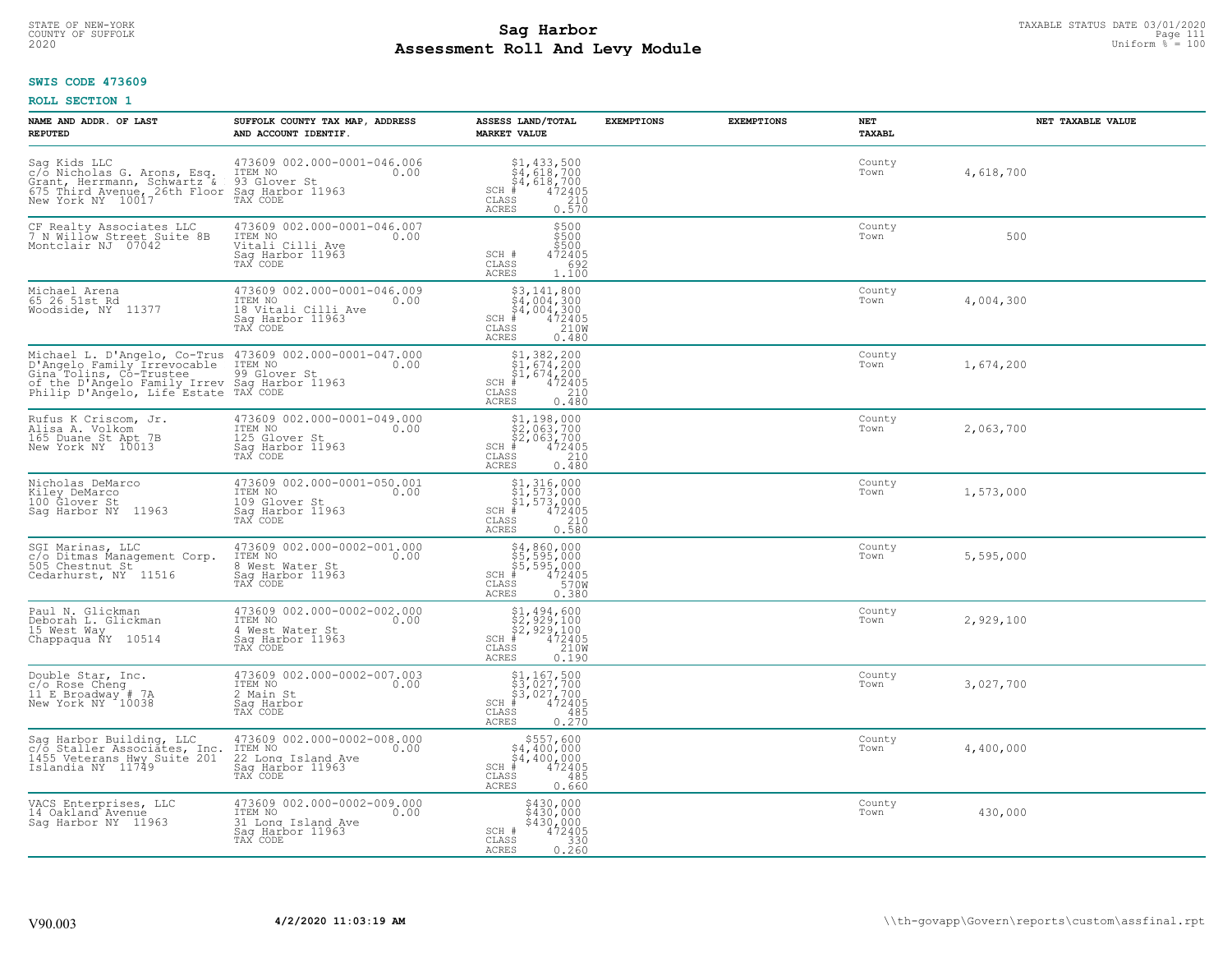**SWIS CODE 473609**

**ROLL SECTION 1**

| NAME AND ADDR. OF LAST REPUTED | SUFFOLK COUNTY TAX MAP, ADDRESS AND ACCOUNT IDENTIF. | ASSESS LAND/TOTAL MARKET VALUE | EXEMPTIONS | EXEMPTIONS | NET TAXABL | NET TAXABLE VALUE |
|---|---|---|---|---|---|---|
| Sag Kids LLC<br>c/o Nicholas G. Arons, Esq.<br>Grant, Herrmann, Schwartz &<br>675 Third Avenue, 26th Floor<br>New York NY 10017 | 473609 002.000-0001-046.006<br>ITEM NO 0.00<br>93 Glover St<br>Sag Harbor 11963<br>TAX CODE | $1,433,500<br>$4,618,700<br>$4,618,700<br>SCH # 472405<br>CLASS 210<br>ACRES 0.570 | | | County<br>Town | 4,618,700 |
| CF Realty Associates LLC<br>7 N Willow Street Suite 8B<br>Montclair NJ 07042 | 473609 002.000-0001-046.007<br>ITEM NO 0.00<br>Vitali Cilli Ave<br>Sag Harbor 11963<br>TAX CODE | $500<br>$500<br>$500<br>SCH # 472405<br>CLASS 692<br>ACRES 1.100 | | | County<br>Town | 500 |
| Michael Arena<br>65 26 51st Rd<br>Woodside, NY 11377 | 473609 002.000-0001-046.009<br>ITEM NO 0.00<br>18 Vitali Cilli Ave<br>Sag Harbor 11963<br>TAX CODE | $3,141,800<br>$4,004,300<br>$4,004,300<br>SCH # 472405<br>CLASS 210W<br>ACRES 0.480 | | | County<br>Town | 4,004,300 |
| Michael L. D'Angelo, Co-Trus<br>D'Angelo Family Irrevocable<br>Gina Tolins, Co-Trustee<br>of the D'Angelo Family Irrev<br>Philip D'Angelo, Life Estate | 473609 002.000-0001-047.000<br>ITEM NO 0.00<br>99 Glover St<br>Sag Harbor 11963<br>TAX CODE | $1,382,200<br>$1,674,200<br>$1,674,200<br>SCH # 472405<br>CLASS 210<br>ACRES 0.480 | | | County<br>Town | 1,674,200 |
| Rufus K Criscom, Jr.<br>Alisa A. Volkom<br>165 Duane St Apt 7B<br>New York NY 10013 | 473609 002.000-0001-049.000<br>ITEM NO 0.00<br>125 Glover St<br>Sag Harbor 11963<br>TAX CODE | $1,198,000<br>$2,063,700<br>$2,063,700<br>SCH # 472405<br>CLASS 210<br>ACRES 0.480 | | | County<br>Town | 2,063,700 |
| Nicholas DeMarco<br>Kiley DeMarco<br>100 Glover St<br>Sag Harbor NY 11963 | 473609 002.000-0001-050.001<br>ITEM NO 0.00<br>109 Glover St<br>Sag Harbor 11963<br>TAX CODE | $1,316,000<br>$1,573,000<br>$1,573,000<br>SCH # 472405<br>CLASS 210<br>ACRES 0.580 | | | County<br>Town | 1,573,000 |
| SGI Marinas, LLC<br>c/o Ditmas Management Corp.<br>505 Chestnut St<br>Cedarhurst, NY 11516 | 473609 002.000-0002-001.000<br>ITEM NO 0.00<br>8 West Water St<br>Sag Harbor 11963<br>TAX CODE | $4,860,000<br>$5,595,000<br>$5,595,000<br>SCH # 472405<br>CLASS 570W<br>ACRES 0.380 | | | County<br>Town | 5,595,000 |
| Paul N. Glickman<br>Deborah L. Glickman<br>15 West Way<br>Chappaqua NY 10514 | 473609 002.000-0002-002.000<br>ITEM NO 0.00<br>4 West Water St<br>Sag Harbor 11963<br>TAX CODE | $1,494,600<br>$2,929,100<br>$2,929,100<br>SCH # 472405<br>CLASS 210W<br>ACRES 0.190 | | | County<br>Town | 2,929,100 |
| Double Star, Inc.<br>c/o Rose Cheng<br>11 E Broadway # 7A<br>New York NY 10038 | 473609 002.000-0002-007.003<br>ITEM NO 0.00<br>2 Main St<br>Sag Harbor<br>TAX CODE | $1,167,500<br>$3,027,700<br>$3,027,700<br>SCH # 472405<br>CLASS 485<br>ACRES 0.270 | | | County<br>Town | 3,027,700 |
| Sag Harbor Building, LLC<br>c/o Staller Associates, Inc.<br>1455 Veterans Hwy Suite 201<br>Islandia NY 11749 | 473609 002.000-0002-008.000<br>ITEM NO 0.00<br>22 Long Island Ave<br>Sag Harbor 11963<br>TAX CODE | $557,600<br>$4,400,000<br>$4,400,000<br>SCH # 472405<br>CLASS 485<br>ACRES 0.660 | | | County<br>Town | 4,400,000 |
| VACS Enterprises, LLC<br>14 Oakland Avenue<br>Sag Harbor NY 11963 | 473609 002.000-0002-009.000<br>ITEM NO 0.00<br>31 Long Island Ave<br>Sag Harbor 11963<br>TAX CODE | $430,000<br>$430,000<br>$430,000<br>SCH # 472405<br>CLASS 330<br>ACRES 0.260 | | | County<br>Town | 430,000 |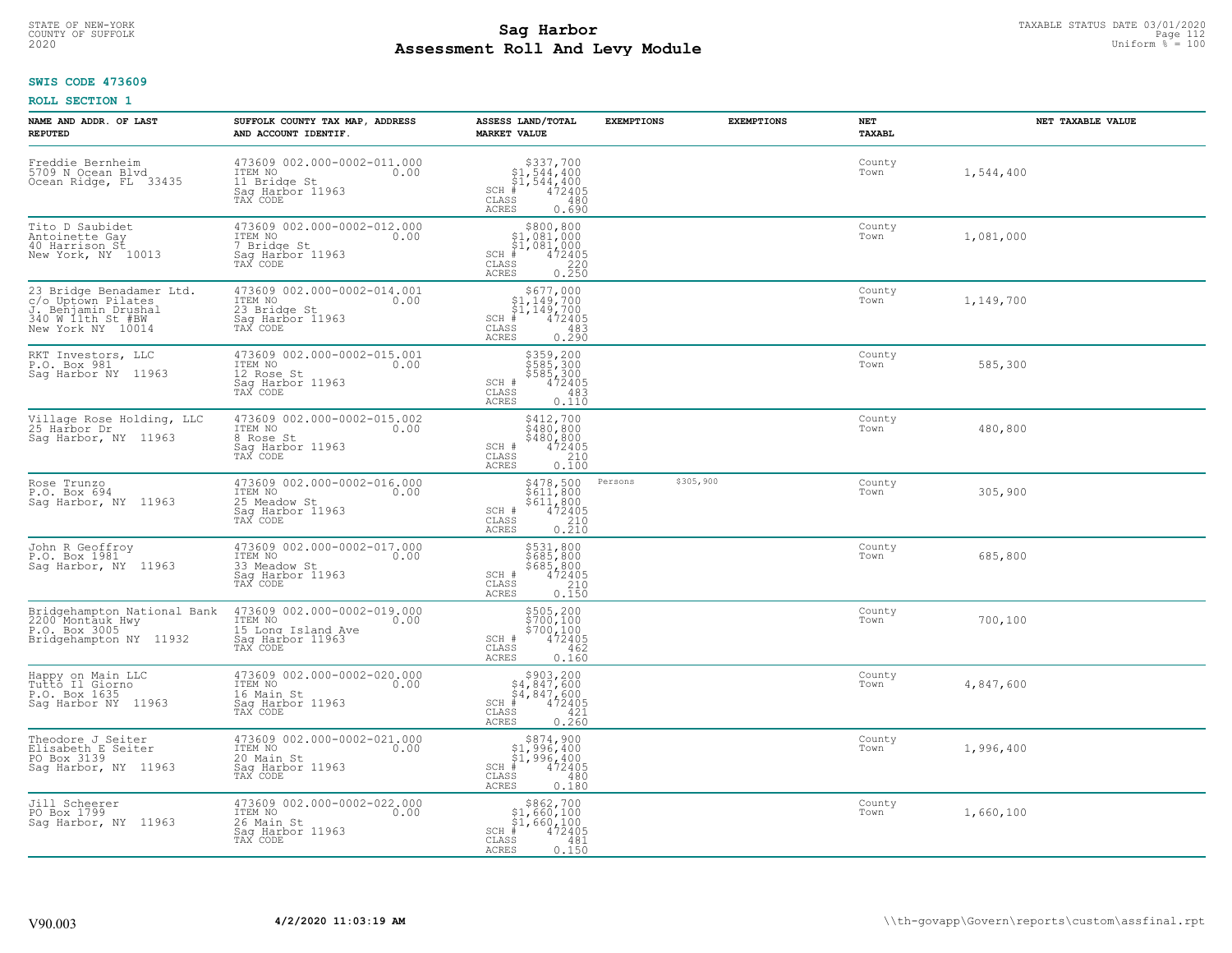STATE OF NEW-YORK
COUNTY OF SUFFOLK
2020

# Sag Harbor
## Assessment Roll And Levy Module

TAXABLE STATUS DATE 03/01/2020
Uniform % = 100

**SWIS CODE 473609**

**ROLL SECTION 1**

| NAME AND ADDR. OF LAST REPUTED | SUFFOLK COUNTY TAX MAP, ADDRESS AND ACCOUNT IDENTIF. | ASSESS LAND/TOTAL MARKET VALUE | EXEMPTIONS | EXEMPTIONS | NET TAXABL | NET TAXABLE VALUE |
|---|---|---|---|---|---|---|
| Freddie Bernheim<br>5709 N Ocean Blvd<br>Ocean Ridge, FL 33435 | 473609 002.000-0002-011.000<br>ITEM NO 0.00<br>11 Bridge St<br>Sag Harbor 11963<br>TAX CODE | $337,700<br>$1,544,400<br>$1,544,400<br>SCH # 472405<br>CLASS 480<br>ACRES 0.690 | | | County<br>Town | 1,544,400 |
| Tito D Saubidet<br>Antoinette Gay<br>40 Harrison St<br>New York, NY 10013 | 473609 002.000-0002-012.000<br>ITEM NO 0.00<br>7 Bridge St<br>Sag Harbor 11963<br>TAX CODE | $800,800<br>$1,081,000<br>$1,081,000<br>SCH # 472405<br>CLASS 220<br>ACRES 0.250 | | | County<br>Town | 1,081,000 |
| 23 Bridge Benadamer Ltd.<br>c/o Uptown Pilates<br>J. Benjamin Drushal<br>340 W 11th St #BW<br>New York NY 10014 | 473609 002.000-0002-014.001<br>ITEM NO 0.00<br>23 Bridge St<br>Sag Harbor 11963<br>TAX CODE | $677,000<br>$1,149,700<br>$1,149,700<br>SCH # 472405<br>CLASS 483<br>ACRES 0.290 | | | County<br>Town | 1,149,700 |
| RKT Investors, LLC<br>P.O. Box 981<br>Sag Harbor NY 11963 | 473609 002.000-0002-015.001<br>ITEM NO 0.00<br>12 Rose St<br>Sag Harbor 11963<br>TAX CODE | $359,200<br>$585,300<br>$585,300<br>SCH # 472405<br>CLASS 483<br>ACRES 0.110 | | | County<br>Town | 585,300 |
| Village Rose Holding, LLC<br>25 Harbor Dr<br>Sag Harbor, NY 11963 | 473609 002.000-0002-015.002<br>ITEM NO 0.00<br>8 Rose St<br>Sag Harbor 11963<br>TAX CODE | $412,700<br>$480,800<br>$480,800<br>SCH # 472405<br>CLASS 210<br>ACRES 0.100 | | | County<br>Town | 480,800 |
| Rose Trunzo<br>P.O. Box 694<br>Sag Harbor, NY 11963 | 473609 002.000-0002-016.000<br>ITEM NO 0.00<br>25 Meadow St<br>Sag Harbor 11963<br>TAX CODE | $478,500<br>$611,800<br>$611,800<br>SCH # 472405<br>CLASS 210<br>ACRES 0.210 | Persons $305,900 | | County<br>Town | 305,900 |
| John R Geoffroy<br>P.O. Box 1981<br>Sag Harbor, NY 11963 | 473609 002.000-0002-017.000<br>ITEM NO 0.00<br>33 Meadow St<br>Sag Harbor 11963<br>TAX CODE | $531,800<br>$685,800<br>$685,800<br>SCH # 472405<br>CLASS 210<br>ACRES 0.150 | | | County<br>Town | 685,800 |
| Bridgehampton National Bank<br>2200 Montauk Hwy<br>P.O. Box 3005<br>Bridgehampton NY 11932 | 473609 002.000-0002-019.000<br>ITEM NO 0.00<br>15 Long Island Ave<br>Sag Harbor 11963<br>TAX CODE | $505,200<br>$700,100<br>$700,100<br>SCH # 472405<br>CLASS 462<br>ACRES 0.160 | | | County<br>Town | 700,100 |
| Happy on Main LLC<br>Tutto Il Giorno<br>P.O. Box 1635<br>Sag Harbor NY 11963 | 473609 002.000-0002-020.000<br>ITEM NO 0.00<br>16 Main St<br>Sag Harbor 11963<br>TAX CODE | $903,200<br>$4,847,600<br>$4,847,600<br>SCH # 472405<br>CLASS 421<br>ACRES 0.260 | | | County<br>Town | 4,847,600 |
| Theodore J Seiter<br>Elisabeth E Seiter<br>PO Box 3139<br>Sag Harbor, NY 11963 | 473609 002.000-0002-021.000<br>ITEM NO 0.00<br>20 Main St<br>Sag Harbor 11963<br>TAX CODE | $874,900<br>$1,996,400<br>$1,996,400<br>SCH # 472405<br>CLASS 480<br>ACRES 0.180 | | | County<br>Town | 1,996,400 |
| Jill Scheerer<br>PO Box 1799<br>Sag Harbor, NY 11963 | 473609 002.000-0002-022.000<br>ITEM NO 0.00<br>26 Main St<br>Sag Harbor 11963<br>TAX CODE | $862,700<br>$1,660,100<br>$1,660,100<br>SCH # 472405<br>CLASS 481<br>ACRES 0.150 | | | County<br>Town | 1,660,100 |

V90.003 **4/2/2020 11:03:19 AM** \\th-govapp\Govern\reports\custom\assfinal.rpt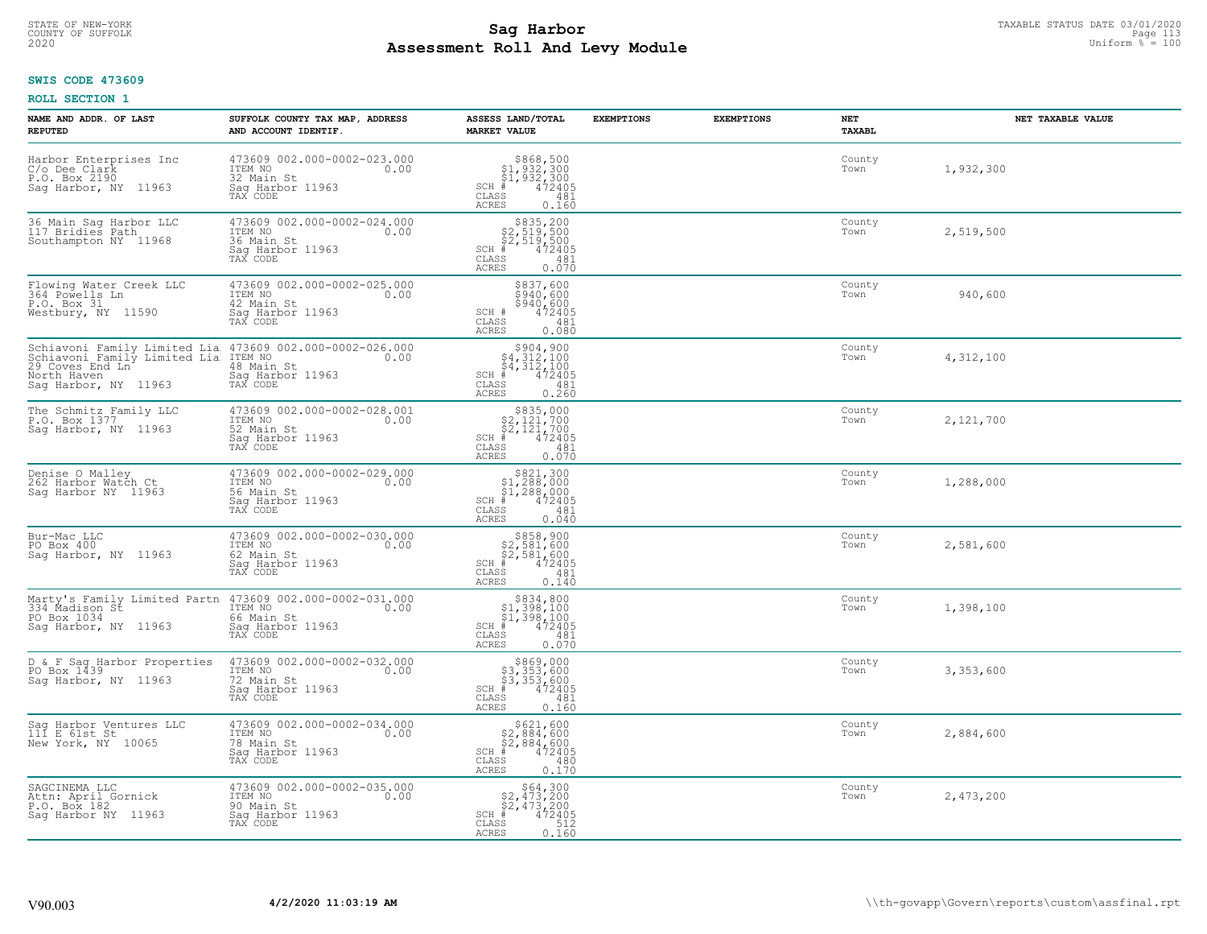STATE OF NEW-YORK
COUNTY OF SUFFOLK
2020

# Sag Harbor
# Assessment Roll And Levy Module

TAXABLE STATUS DATE 03/01/2020
Uniform % = 100

**SWIS CODE 473609**

**ROLL SECTION 1**

| NAME AND ADDR. OF LAST REPUTED | SUFFOLK COUNTY TAX MAP, ADDRESS AND ACCOUNT IDENTIF. | ASSESS LAND/TOTAL MARKET VALUE | EXEMPTIONS | EXEMPTIONS | NET TAXABL | NET TAXABLE VALUE |
|---|---|---|---|---|---|---|
| Harbor Enterprises Inc<br>C/o Dee Clark<br>P.O. Box 2190<br>Sag Harbor, NY 11963 | 473609 002.000-0002-023.000<br>ITEM NO 0.00<br>32 Main St<br>Sag Harbor 11963<br>TAX CODE | $868,500<br>$1,932,300<br>$1,932,300<br>SCH # 472405<br>CLASS 481<br>ACRES 0.160 | | | County<br>Town | 1,932,300 |
| 36 Main Sag Harbor LLC<br>117 Bridies Path<br>Southampton NY 11968 | 473609 002.000-0002-024.000<br>ITEM NO 0.00<br>36 Main St<br>Sag Harbor 11963<br>TAX CODE | $835,200<br>$2,519,500<br>$2,519,500<br>SCH # 472405<br>CLASS 481<br>ACRES 0.070 | | | County<br>Town | 2,519,500 |
| Flowing Water Creek LLC<br>364 Powells Ln<br>P.O. Box 31<br>Westbury, NY 11590 | 473609 002.000-0002-025.000<br>ITEM NO 0.00<br>42 Main St<br>Sag Harbor 11963<br>TAX CODE | $837,600<br>$940,600<br>$940,600<br>SCH # 472405<br>CLASS 481<br>ACRES 0.080 | | | County<br>Town | 940,600 |
| Schiavoni Family Limited Lia<br>Schiavoni Family Limited Lia<br>29 Coves End Ln<br>North Haven<br>Sag Harbor, NY 11963 | 473609 002.000-0002-026.000<br>ITEM NO 0.00<br>48 Main St<br>Sag Harbor 11963<br>TAX CODE | $904,900<br>$4,312,100<br>$4,312,100<br>SCH # 472405<br>CLASS 481<br>ACRES 0.260 | | | County<br>Town | 4,312,100 |
| The Schmitz Family LLC<br>P.O. Box 1377<br>Sag Harbor, NY 11963 | 473609 002.000-0002-028.001<br>ITEM NO 0.00<br>52 Main St<br>Sag Harbor 11963<br>TAX CODE | $835,000<br>$2,121,700<br>$2,121,700<br>SCH # 472405<br>CLASS 481<br>ACRES 0.070 | | | County<br>Town | 2,121,700 |
| Denise O Malley<br>262 Harbor Watch Ct<br>Sag Harbor NY 11963 | 473609 002.000-0002-029.000<br>ITEM NO 0.00<br>56 Main St<br>Sag Harbor 11963<br>TAX CODE | $821,300<br>$1,288,000<br>$1,288,000<br>SCH # 472405<br>CLASS 481<br>ACRES 0.040 | | | County<br>Town | 1,288,000 |
| Bur-Mac LLC<br>PO Box 400<br>Sag Harbor, NY 11963 | 473609 002.000-0002-030.000<br>ITEM NO 0.00<br>62 Main St<br>Sag Harbor 11963<br>TAX CODE | $858,900<br>$2,581,600<br>$2,581,600<br>SCH # 472405<br>CLASS 481<br>ACRES 0.140 | | | County<br>Town | 2,581,600 |
| Marty's Family Limited Partn<br>334 Madison St<br>PO Box 1034<br>Sag Harbor, NY 11963 | 473609 002.000-0002-031.000<br>ITEM NO 0.00<br>66 Main St<br>Sag Harbor 11963<br>TAX CODE | $834,800<br>$1,398,100<br>$1,398,100<br>SCH # 472405<br>CLASS 481<br>ACRES 0.070 | | | County<br>Town | 1,398,100 |
| D & F Sag Harbor Properties<br>PO Box 1439<br>Sag Harbor, NY 11963 | 473609 002.000-0002-032.000<br>ITEM NO 0.00<br>72 Main St<br>Sag Harbor 11963<br>TAX CODE | $869,000<br>$3,353,600<br>$3,353,600<br>SCH # 472405<br>CLASS 481<br>ACRES 0.160 | | | County<br>Town | 3,353,600 |
| Sag Harbor Ventures LLC<br>111 E 61st St<br>New York, NY 10065 | 473609 002.000-0002-034.000<br>ITEM NO 0.00<br>78 Main St<br>Sag Harbor 11963<br>TAX CODE | $621,600<br>$2,884,600<br>$2,884,600<br>SCH # 472405<br>CLASS 480<br>ACRES 0.170 | | | County<br>Town | 2,884,600 |
| SAGCINEMA LLC<br>Attn: April Gornick<br>P.O. Box 182<br>Sag Harbor NY 11963 | 473609 002.000-0002-035.000<br>ITEM NO 0.00<br>90 Main St<br>Sag Harbor 11963<br>TAX CODE | $64,300<br>$2,473,200<br>$2,473,200<br>SCH # 472405<br>CLASS 512<br>ACRES 0.160 | | | County<br>Town | 2,473,200 |

V90.003 **4/2/2020 11:03:19 AM** \\th-govapp\Govern\reports\custom\assfinal.rpt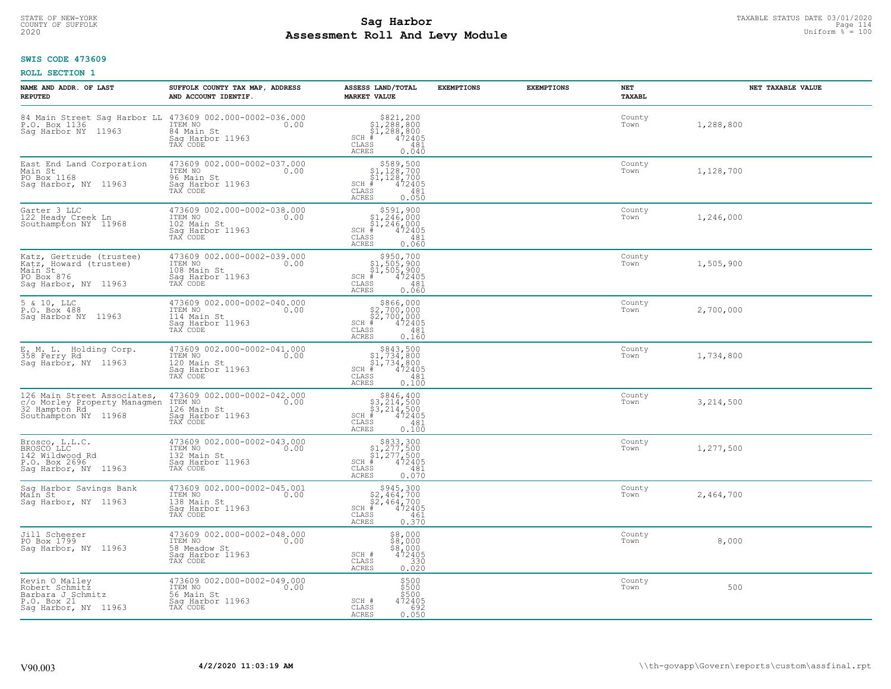STATE OF NEW-YORK
COUNTY OF SUFFOLK
2020

# Sag Harbor
# Assessment Roll And Levy Module

TAXABLE STATUS DATE 03/01/2020
Uniform % = 100

**SWIS CODE 473609**

**ROLL SECTION 1**

| NAME AND ADDR. OF LAST REPUTED | SUFFOLK COUNTY TAX MAP, ADDRESS AND ACCOUNT IDENTIF. | ASSESS LAND/TOTAL MARKET VALUE | EXEMPTIONS | EXEMPTIONS | NET TAXABL | NET TAXABLE VALUE |
|---|---|---|---|---|---|---|
| 84 Main Street Sag Harbor LL<br>P.O. Box 1136<br>Sag Harbor NY 11963 | 473609 002.000-0002-036.000<br>ITEM NO 0.00<br>84 Main St<br>Sag Harbor 11963<br>TAX CODE | $821,200<br>$1,288,800<br>$1,288,800<br>SCH # 472405<br>CLASS 481<br>ACRES 0.040 | | | County<br>Town | 1,288,800 |
| East End Land Corporation<br>Main St<br>PO Box 1168<br>Sag Harbor, NY 11963 | 473609 002.000-0002-037.000<br>ITEM NO 0.00<br>96 Main St<br>Sag Harbor 11963<br>TAX CODE | $589,500<br>$1,128,700<br>$1,128,700<br>SCH # 472405<br>CLASS 481<br>ACRES 0.050 | | | County<br>Town | 1,128,700 |
| Garter 3 LLC<br>122 Heady Creek Ln<br>Southampton NY 11968 | 473609 002.000-0002-038.000<br>ITEM NO 0.00<br>102 Main St<br>Sag Harbor 11963<br>TAX CODE | $591,900<br>$1,246,000<br>$1,246,000<br>SCH # 472405<br>CLASS 481<br>ACRES 0.060 | | | County<br>Town | 1,246,000 |
| Katz, Gertrude (trustee)<br>Katz, Howard (trustee)<br>Main St<br>PO Box 876<br>Sag Harbor, NY 11963 | 473609 002.000-0002-039.000<br>ITEM NO 0.00<br>108 Main St<br>Sag Harbor 11963<br>TAX CODE | $950,700<br>$1,505,900<br>$1,505,900<br>SCH # 472405<br>CLASS 481<br>ACRES 0.060 | | | County<br>Town | 1,505,900 |
| 5 & 10, LLC<br>P.O. Box 488<br>Sag Harbor NY 11963 | 473609 002.000-0002-040.000<br>ITEM NO 0.00<br>114 Main St<br>Sag Harbor 11963<br>TAX CODE | $866,000<br>$2,700,000<br>$2,700,000<br>SCH # 472405<br>CLASS 481<br>ACRES 0.160 | | | County<br>Town | 2,700,000 |
| E. M. L. Holding Corp.<br>358 Ferry Rd<br>Sag Harbor, NY 11963 | 473609 002.000-0002-041.000<br>ITEM NO 0.00<br>120 Main St<br>Sag Harbor 11963<br>TAX CODE | $843,500<br>$1,734,800<br>$1,734,800<br>SCH # 472405<br>CLASS 481<br>ACRES 0.100 | | | County<br>Town | 1,734,800 |
| 126 Main Street Associates,<br>c/o Morley Property Managmen<br>32 Hampton Rd<br>Southampton NY 11968 | 473609 002.000-0002-042.000<br>ITEM NO 0.00<br>126 Main St<br>Sag Harbor 11963<br>TAX CODE | $846,400<br>$3,214,500<br>$3,214,500<br>SCH # 472405<br>CLASS 481<br>ACRES 0.100 | | | County<br>Town | 3,214,500 |
| Brosco, L.L.C.<br>BROSCO LLC<br>142 Wildwood Rd<br>P.O. Box 2696<br>Sag Harbor, NY 11963 | 473609 002.000-0002-043.000<br>ITEM NO 0.00<br>132 Main St<br>Sag Harbor 11963<br>TAX CODE | $833,300<br>$1,277,500<br>$1,277,500<br>SCH # 472405<br>CLASS 481<br>ACRES 0.070 | | | County<br>Town | 1,277,500 |
| Sag Harbor Savings Bank<br>Main St<br>Sag Harbor, NY 11963 | 473609 002.000-0002-045.001<br>ITEM NO 0.00<br>138 Main St<br>Sag Harbor 11963<br>TAX CODE | $945,300<br>$2,464,700<br>$2,464,700<br>SCH # 472405<br>CLASS 461<br>ACRES 0.370 | | | County<br>Town | 2,464,700 |
| Jill Scheerer<br>PO Box 1799<br>Sag Harbor, NY 11963 | 473609 002.000-0002-048.000<br>ITEM NO 0.00<br>58 Meadow St<br>Sag Harbor 11963<br>TAX CODE | $8,000<br>$8,000<br>$8,000<br>SCH # 472405<br>CLASS 330<br>ACRES 0.020 | | | County<br>Town | 8,000 |
| Kevin O Malley<br>Robert Schmitz<br>Barbara J Schmitz<br>P.O. Box 21<br>Sag Harbor, NY 11963 | 473609 002.000-0002-049.000<br>ITEM NO 0.00<br>56 Main St<br>Sag Harbor 11963<br>TAX CODE | $500<br>$500<br>$500<br>SCH # 472405<br>CLASS 692<br>ACRES 0.050 | | | County<br>Town | 500 |

V90.003 4/2/2020 11:03:19 AM \\th-govapp\Govern\reports\custom\assfinal.rpt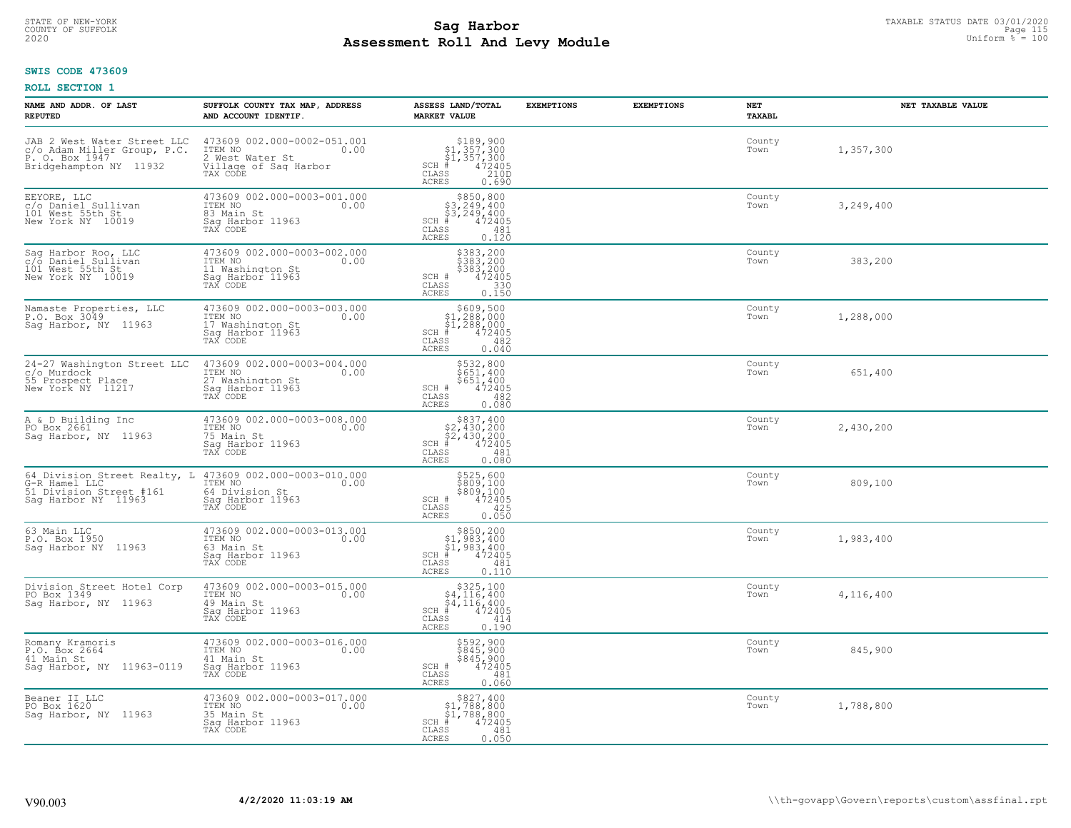STATE OF NEW-YORK
COUNTY OF SUFFOLK
2020

# Sag Harbor
# Assessment Roll And Levy Module

TAXABLE STATUS DATE 03/01/2020
Uniform % = 100

**SWIS CODE 473609**

**ROLL SECTION 1**

| NAME AND ADDR. OF LAST REPUTED | SUFFOLK COUNTY TAX MAP, ADDRESS AND ACCOUNT IDENTIF. | ASSESS LAND/TOTAL MARKET VALUE | EXEMPTIONS | EXEMPTIONS | NET TAXABL | NET TAXABLE VALUE |
|---|---|---|---|---|---|---|
| JAB 2 West Water Street LLC<br>c/o Adam Miller Group, P.C.<br>P. O. Box 1947<br>Bridgehampton NY 11932 | 473609 002.000-0002-051.001<br>ITEM NO 0.00<br>2 West Water St<br>Village of Sag Harbor<br>TAX CODE | $189,900<br>$1,357,300<br>$1,357,300<br>SCH # 472405<br>CLASS 210D<br>ACRES 0.690 | | | County<br>Town | 1,357,300 |
| EEYORE, LLC<br>c/o Daniel Sullivan<br>101 West 55th St<br>New York NY 10019 | 473609 002.000-0003-001.000<br>ITEM NO 0.00<br>83 Main St<br>Sag Harbor 11963<br>TAX CODE | $850,800<br>$3,249,400<br>$3,249,400<br>SCH # 472405<br>CLASS 481<br>ACRES 0.120 | | | County<br>Town | 3,249,400 |
| Sag Harbor Roo, LLC<br>c/o Daniel Sullivan<br>101 West 55th St<br>New York NY 10019 | 473609 002.000-0003-002.000<br>ITEM NO 0.00<br>11 Washington St<br>Sag Harbor 11963<br>TAX CODE | $383,200<br>$383,200<br>$383,200<br>SCH # 472405<br>CLASS 330<br>ACRES 0.150 | | | County<br>Town | 383,200 |
| Namaste Properties, LLC<br>P.O. Box 3049<br>Sag Harbor, NY 11963 | 473609 002.000-0003-003.000<br>ITEM NO 0.00<br>17 Washington St<br>Sag Harbor 11963<br>TAX CODE | $609,500<br>$1,288,000<br>$1,288,000<br>SCH # 472405<br>CLASS 482<br>ACRES 0.040 | | | County<br>Town | 1,288,000 |
| 24-27 Washington Street LLC<br>c/o Murdock<br>55 Prospect Place<br>New York NY 11217 | 473609 002.000-0003-004.000<br>ITEM NO 0.00<br>27 Washington St<br>Sag Harbor 11963<br>TAX CODE | $532,800<br>$651,400<br>$651,400<br>SCH # 472405<br>CLASS 482<br>ACRES 0.080 | | | County<br>Town | 651,400 |
| A & D Building Inc<br>PO Box 2661<br>Sag Harbor, NY 11963 | 473609 002.000-0003-008.000<br>ITEM NO 0.00<br>75 Main St<br>Sag Harbor 11963<br>TAX CODE | $837,400<br>$2,430,200<br>$2,430,200<br>SCH # 472405<br>CLASS 481<br>ACRES 0.080 | | | County<br>Town | 2,430,200 |
| 64 Division Street Realty, L<br>G-R Hamel LLC<br>51 Division Street #161<br>Sag Harbor NY 11963 | 473609 002.000-0003-010.000<br>ITEM NO 0.00<br>64 Division St<br>Sag Harbor 11963<br>TAX CODE | $525,600<br>$809,100<br>$809,100<br>SCH # 472405<br>CLASS 425<br>ACRES 0.050 | | | County<br>Town | 809,100 |
| 63 Main LLC<br>P.O. Box 1950<br>Sag Harbor NY 11963 | 473609 002.000-0003-013.001<br>ITEM NO 0.00<br>63 Main St<br>Sag Harbor 11963<br>TAX CODE | $850,200<br>$1,983,400<br>$1,983,400<br>SCH # 472405<br>CLASS 481<br>ACRES 0.110 | | | County<br>Town | 1,983,400 |
| Division Street Hotel Corp<br>PO Box 1349<br>Sag Harbor, NY 11963 | 473609 002.000-0003-015.000<br>ITEM NO 0.00<br>49 Main St<br>Sag Harbor 11963<br>TAX CODE | $325,100<br>$4,116,400<br>$4,116,400<br>SCH # 472405<br>CLASS 414<br>ACRES 0.190 | | | County<br>Town | 4,116,400 |
| Romany Kramoris<br>P.O. Box 2664<br>41 Main St<br>Sag Harbor, NY 11963-0119 | 473609 002.000-0003-016.000<br>ITEM NO 0.00<br>41 Main St<br>Sag Harbor 11963<br>TAX CODE | $592,900<br>$845,900<br>$845,900<br>SCH # 472405<br>CLASS 481<br>ACRES 0.060 | | | County<br>Town | 845,900 |
| Beaner II LLC<br>PO Box 1620<br>Sag Harbor, NY 11963 | 473609 002.000-0003-017.000<br>ITEM NO 0.00<br>35 Main St<br>Sag Harbor 11963<br>TAX CODE | $827,400<br>$1,788,800<br>$1,788,800<br>SCH # 472405<br>CLASS 481<br>ACRES 0.050 | | | County<br>Town | 1,788,800 |

V90.003 **4/2/2020 11:03:19 AM** \\th-govapp\Govern\reports\custom\assfinal.rpt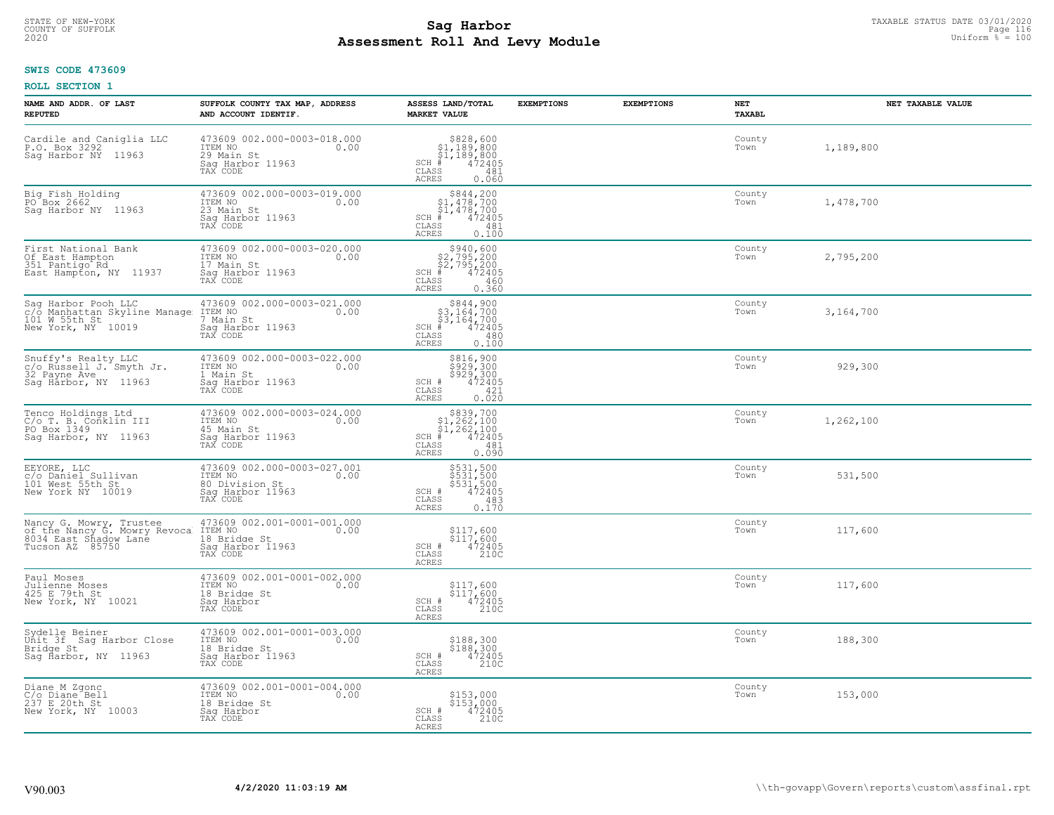STATE OF NEW-YORK
COUNTY OF SUFFOLK
2020

# Sag Harbor
# Assessment Roll And Levy Module

TAXABLE STATUS DATE 03/01/2020
Uniform % = 100

**SWIS CODE 473609**

**ROLL SECTION 1**

| NAME AND ADDR. OF LAST REPUTED | SUFFOLK COUNTY TAX MAP, ADDRESS AND ACCOUNT IDENTIF. | ASSESS LAND/TOTAL MARKET VALUE | EXEMPTIONS | EXEMPTIONS | NET TAXABL | NET TAXABLE VALUE |
|---|---|---|---|---|---|---|
| Cardile and Caniglia LLC<br>P.O. Box 3292<br>Sag Harbor NY 11963 | 473609 002.000-0003-018.000<br>ITEM NO 0.00<br>29 Main St<br>Sag Harbor 11963<br>TAX CODE | $828,600<br>$1,189,800<br>$1,189,800<br>SCH # 472405<br>CLASS 481<br>ACRES 0.060 | | | County<br>Town | 1,189,800 |
| Big Fish Holding<br>PO Box 2662<br>Sag Harbor NY 11963 | 473609 002.000-0003-019.000<br>ITEM NO 0.00<br>23 Main St<br>Sag Harbor 11963<br>TAX CODE | $844,200<br>$1,478,700<br>$1,478,700<br>SCH # 472405<br>CLASS 481<br>ACRES 0.100 | | | County<br>Town | 1,478,700 |
| First National Bank<br>Of East Hampton<br>351 Pantigo Rd<br>East Hampton, NY 11937 | 473609 002.000-0003-020.000<br>ITEM NO 0.00<br>17 Main St<br>Sag Harbor 11963<br>TAX CODE | $940,600<br>$2,795,200<br>$2,795,200<br>SCH # 472405<br>CLASS 460<br>ACRES 0.360 | | | County<br>Town | 2,795,200 |
| Sag Harbor Pooh LLC<br>c/o Manhattan Skyline Manage<br>101 W 55th St<br>New York, NY 10019 | 473609 002.000-0003-021.000<br>ITEM NO 0.00<br>7 Main St<br>Sag Harbor 11963<br>TAX CODE | $844,900<br>$3,164,700<br>$3,164,700<br>SCH # 472405<br>CLASS 480<br>ACRES 0.100 | | | County<br>Town | 3,164,700 |
| Snuffy's Realty LLC<br>c/o Russell J. Smyth Jr.<br>32 Payne Ave<br>Sag Harbor, NY 11963 | 473609 002.000-0003-022.000<br>ITEM NO 0.00<br>1 Main St<br>Sag Harbor 11963<br>TAX CODE | $816,900<br>$929,300<br>$929,300<br>SCH # 472405<br>CLASS 421<br>ACRES 0.020 | | | County<br>Town | 929,300 |
| Tenco Holdings Ltd<br>C/o T. B. Conklin III<br>PO Box 1349<br>Sag Harbor, NY 11963 | 473609 002.000-0003-024.000<br>ITEM NO 0.00<br>45 Main St<br>Sag Harbor 11963<br>TAX CODE | $839,700<br>$1,262,100<br>$1,262,100<br>SCH # 472405<br>CLASS 481<br>ACRES 0.090 | | | County<br>Town | 1,262,100 |
| EEYORE, LLC<br>c/o Daniel Sullivan<br>101 West 55th St<br>New York NY 10019 | 473609 002.000-0003-027.001<br>ITEM NO 0.00<br>80 Division St<br>Sag Harbor 11963<br>TAX CODE | $531,500<br>$531,500<br>$531,500<br>SCH # 472405<br>CLASS 483<br>ACRES 0.170 | | | County<br>Town | 531,500 |
| Nancy G. Mowry, Trustee<br>of the Nancy G. Mowry Revoca<br>8034 East Shadow Lane<br>Tucson AZ 85750 | 473609 002.001-0001-001.000<br>ITEM NO 0.00<br>18 Bridge St<br>Sag Harbor 11963<br>TAX CODE | $117,600<br>$117,600<br>SCH # 472405<br>CLASS 210C<br>ACRES | | | County<br>Town | 117,600 |
| Paul Moses<br>Julienne Moses<br>425 E 79th St<br>New York, NY 10021 | 473609 002.001-0001-002.000<br>ITEM NO 0.00<br>18 Bridge St<br>Sag Harbor<br>TAX CODE | $117,600<br>$117,600<br>SCH # 472405<br>CLASS 210C<br>ACRES | | | County<br>Town | 117,600 |
| Sydelle Beiner<br>Unit 3f Sag Harbor Close<br>Bridge St<br>Sag Harbor, NY 11963 | 473609 002.001-0001-003.000<br>ITEM NO 0.00<br>18 Bridge St<br>Sag Harbor 11963<br>TAX CODE | $188,300<br>$188,300<br>SCH # 472405<br>CLASS 210C<br>ACRES | | | County<br>Town | 188,300 |
| Diane M Zgonc<br>C/o Diane Bell<br>237 E 20th St<br>New York, NY 10003 | 473609 002.001-0001-004.000<br>ITEM NO 0.00<br>18 Bridge St<br>Sag Harbor<br>TAX CODE | $153,000<br>$153,000<br>SCH # 472405<br>CLASS 210C<br>ACRES | | | County<br>Town | 153,000 |

V90.003 **4/2/2020 11:03:19 AM** \\th-govapp\Govern\reports\custom\assfinal.rpt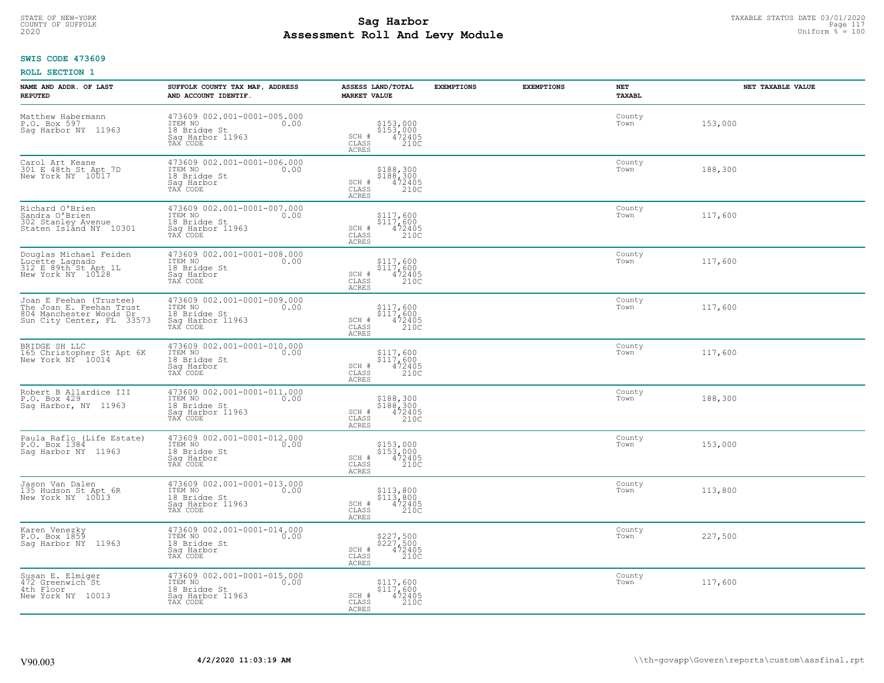STATE OF NEW-YORK
COUNTY OF SUFFOLK
2020

# Sag Harbor
## Assessment Roll And Levy Module

TAXABLE STATUS DATE 03/01/2020
Uniform % = 100

**SWIS CODE 473609**

**ROLL SECTION 1**

| NAME AND ADDR. OF LAST REPUTED | SUFFOLK COUNTY TAX MAP, ADDRESS AND ACCOUNT IDENTIF. | ASSESS LAND/TOTAL MARKET VALUE | EXEMPTIONS | EXEMPTIONS | NET TAXABL | NET TAXABLE VALUE |
|---|---|---|---|---|---|---|
| Matthew Habermann<br>P.O. Box 597<br>Sag Harbor NY 11963 | 473609 002.001-0001-005.000<br>ITEM NO 0.00<br>18 Bridge St<br>Sag Harbor 11963<br>TAX CODE | $153,000<br>$153,000<br>SCH # 472405<br>CLASS 210C<br>ACRES | | | County<br>Town | 153,000 |
| Carol Art Keane<br>301 E 48th St Apt 7D<br>New York NY 10017 | 473609 002.001-0001-006.000<br>ITEM NO 0.00<br>18 Bridge St<br>Sag Harbor<br>TAX CODE | $188,300<br>$188,300<br>SCH # 472405<br>CLASS 210C<br>ACRES | | | County<br>Town | 188,300 |
| Richard O'Brien<br>Sandra O'Brien<br>302 Stanley Avenue<br>Staten Island NY 10301 | 473609 002.001-0001-007.000<br>ITEM NO 0.00<br>18 Bridge St<br>Sag Harbor 11963<br>TAX CODE | $117,600<br>$117,600<br>SCH # 472405<br>CLASS 210C<br>ACRES | | | County<br>Town | 117,600 |
| Douglas Michael Feiden<br>Lucette Lagnado<br>312 E 89th St Apt 1L<br>New York NY 10128 | 473609 002.001-0001-008.000<br>ITEM NO 0.00<br>18 Bridge St<br>Sag Harbor<br>TAX CODE | $117,600<br>$117,600<br>SCH # 472405<br>CLASS 210C<br>ACRES | | | County<br>Town | 117,600 |
| Joan E Feehan (Trustee)<br>The Joan E. Feehan Trust<br>804 Manchester Woods Dr<br>Sun City Center, FL 33573 | 473609 002.001-0001-009.000<br>ITEM NO 0.00<br>18 Bridge St<br>Sag Harbor 11963<br>TAX CODE | $117,600<br>$117,600<br>SCH # 472405<br>CLASS 210C<br>ACRES | | | County<br>Town | 117,600 |
| BRIDGE SH LLC<br>165 Christopher St Apt 6K<br>New York NY 10014 | 473609 002.001-0001-010.000<br>ITEM NO 0.00<br>18 Bridge St<br>Sag Harbor<br>TAX CODE | $117,600<br>$117,600<br>SCH # 472405<br>CLASS 210C<br>ACRES | | | County<br>Town | 117,600 |
| Robert B Allardice III<br>P.O. Box 429<br>Sag Harbor, NY 11963 | 473609 002.001-0001-011.000<br>ITEM NO 0.00<br>18 Bridge St<br>Sag Harbor 11963<br>TAX CODE | $188,300<br>$188,300<br>SCH # 472405<br>CLASS 210C<br>ACRES | | | County<br>Town | 188,300 |
| Paula Raflo (Life Estate)<br>P.O. Box 1384<br>Sag Harbor NY 11963 | 473609 002.001-0001-012.000<br>ITEM NO 0.00<br>18 Bridge St<br>Sag Harbor<br>TAX CODE | $153,000<br>$153,000<br>SCH # 472405<br>CLASS 210C<br>ACRES | | | County<br>Town | 153,000 |
| Jason Van Dalen<br>135 Hudson St Apt 6R<br>New York NY 10013 | 473609 002.001-0001-013.000<br>ITEM NO 0.00<br>18 Bridge St<br>Sag Harbor 11963<br>TAX CODE | $113,800<br>$113,800<br>SCH # 472405<br>CLASS 210C<br>ACRES | | | County<br>Town | 113,800 |
| Karen Venezky<br>P.O. Box 1859<br>Sag Harbor NY 11963 | 473609 002.001-0001-014.000<br>ITEM NO 0.00<br>18 Bridge St<br>Sag Harbor<br>TAX CODE | $227,500<br>$227,500<br>SCH # 472405<br>CLASS 210C<br>ACRES | | | County<br>Town | 227,500 |
| Susan E. Elmiger<br>472 Greenwich St<br>4th Floor<br>New York NY 10013 | 473609 002.001-0001-015.000<br>ITEM NO 0.00<br>18 Bridge St<br>Sag Harbor 11963<br>TAX CODE | $117,600<br>$117,600<br>SCH # 472405<br>CLASS 210C<br>ACRES | | | County<br>Town | 117,600 |

V90.003 **4/2/2020 11:03:19 AM** \\th-govapp\Govern\reports\custom\assfinal.rpt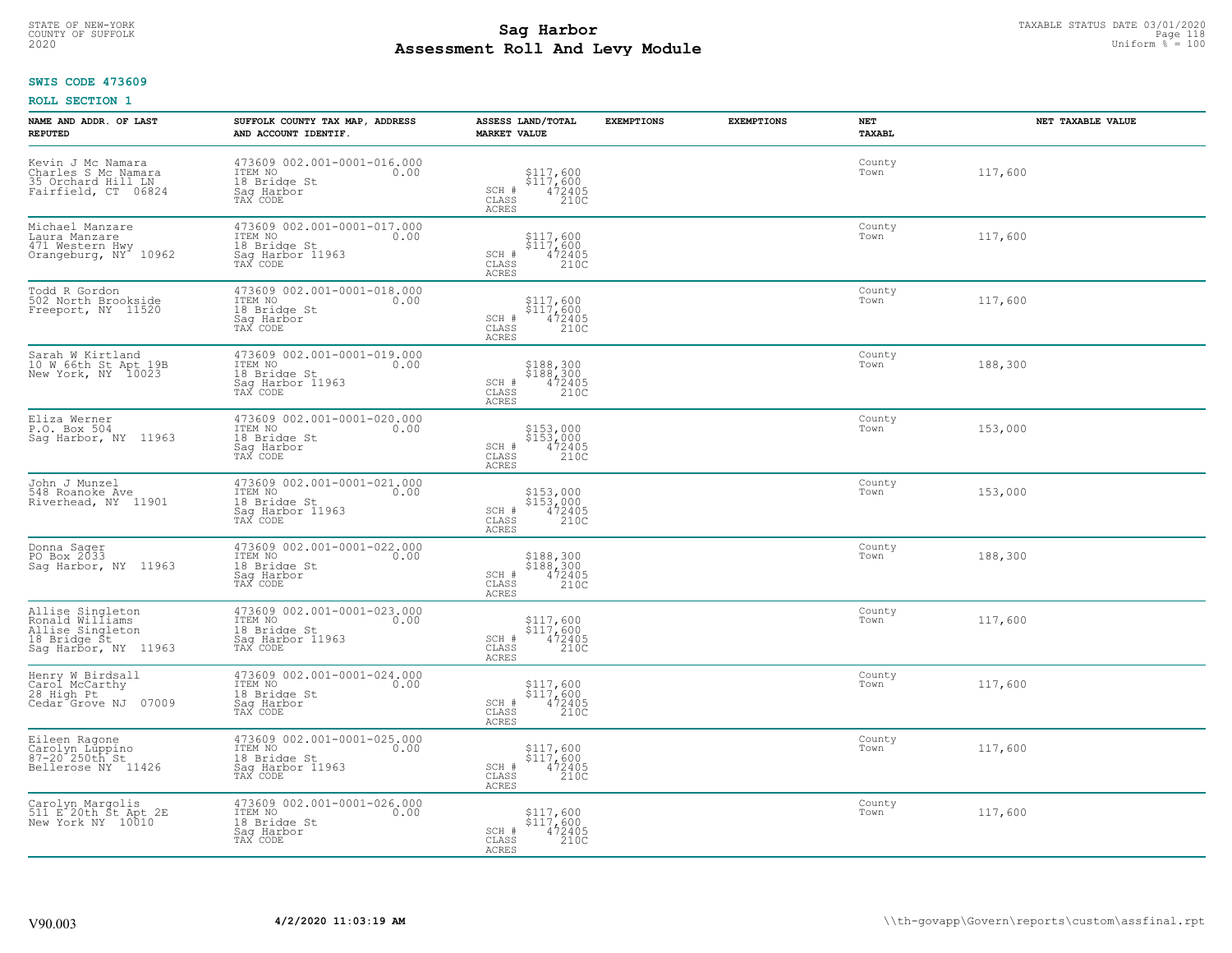STATE OF NEW-YORK
COUNTY OF SUFFOLK
2020

# Sag Harbor
# Assessment Roll And Levy Module

TAXABLE STATUS DATE 03/01/2020
Uniform % = 100

**SWIS CODE 473609**

**ROLL SECTION 1**

| NAME AND ADDR. OF LAST REPUTED | SUFFOLK COUNTY TAX MAP, ADDRESS AND ACCOUNT IDENTIF. | ASSESS LAND/TOTAL MARKET VALUE | EXEMPTIONS | EXEMPTIONS | NET TAXABL | NET TAXABLE VALUE |
|---|---|---|---|---|---|---|
| Kevin J Mc Namara<br>Charles S Mc Namara<br>35 Orchard Hill LN<br>Fairfield, CT 06824 | 473609 002.001-0001-016.000<br>ITEM NO 0.00<br>18 Bridge St<br>Sag Harbor<br>TAX CODE | $117,600<br>$117,600<br>SCH # 472405<br>CLASS 210C<br>ACRES | | | County<br>Town | 117,600 |
| Michael Manzare<br>Laura Manzare<br>471 Western Hwy<br>Orangeburg, NY 10962 | 473609 002.001-0001-017.000<br>ITEM NO 0.00<br>18 Bridge St<br>Sag Harbor 11963<br>TAX CODE | $117,600<br>$117,600<br>SCH # 472405<br>CLASS 210C<br>ACRES | | | County<br>Town | 117,600 |
| Todd R Gordon<br>502 North Brookside<br>Freeport, NY 11520 | 473609 002.001-0001-018.000<br>ITEM NO 0.00<br>18 Bridge St<br>Sag Harbor<br>TAX CODE | $117,600<br>$117,600<br>SCH # 472405<br>CLASS 210C<br>ACRES | | | County<br>Town | 117,600 |
| Sarah W Kirtland<br>10 W 66th St Apt 19B<br>New York, NY 10023 | 473609 002.001-0001-019.000<br>ITEM NO 0.00<br>18 Bridge St<br>Sag Harbor 11963<br>TAX CODE | $188,300<br>$188,300<br>SCH # 472405<br>CLASS 210C<br>ACRES | | | County<br>Town | 188,300 |
| Eliza Werner<br>P.O. Box 504<br>Sag Harbor, NY 11963 | 473609 002.001-0001-020.000<br>ITEM NO 0.00<br>18 Bridge St<br>Sag Harbor<br>TAX CODE | $153,000<br>$153,000<br>SCH # 472405<br>CLASS 210C<br>ACRES | | | County<br>Town | 153,000 |
| John J Munzel<br>548 Roanoke Ave<br>Riverhead, NY 11901 | 473609 002.001-0001-021.000<br>ITEM NO 0.00<br>18 Bridge St<br>Sag Harbor 11963<br>TAX CODE | $153,000<br>$153,000<br>SCH # 472405<br>CLASS 210C<br>ACRES | | | County<br>Town | 153,000 |
| Donna Sager<br>PO Box 2033<br>Sag Harbor, NY 11963 | 473609 002.001-0001-022.000<br>ITEM NO 0.00<br>18 Bridge St<br>Sag Harbor<br>TAX CODE | $188,300<br>$188,300<br>SCH # 472405<br>CLASS 210C<br>ACRES | | | County<br>Town | 188,300 |
| Allise Singleton<br>Ronald Williams<br>Allise Singleton<br>18 Bridge St<br>Sag Harbor, NY 11963 | 473609 002.001-0001-023.000<br>ITEM NO 0.00<br>18 Bridge St<br>Sag Harbor 11963<br>TAX CODE | $117,600<br>$117,600<br>SCH # 472405<br>CLASS 210C<br>ACRES | | | County<br>Town | 117,600 |
| Henry W Birdsall<br>Carol McCarthy<br>28 High Pt<br>Cedar Grove NJ 07009 | 473609 002.001-0001-024.000<br>ITEM NO 0.00<br>18 Bridge St<br>Sag Harbor<br>TAX CODE | $117,600<br>$117,600<br>SCH # 472405<br>CLASS 210C<br>ACRES | | | County<br>Town | 117,600 |
| Eileen Ragone<br>Carolyn Luppino<br>87-20 250th St<br>Bellerose NY 11426 | 473609 002.001-0001-025.000<br>ITEM NO 0.00<br>18 Bridge St<br>Sag Harbor 11963<br>TAX CODE | $117,600<br>$117,600<br>SCH # 472405<br>CLASS 210C<br>ACRES | | | County<br>Town | 117,600 |
| Carolyn Margolis<br>511 E 20th St Apt 2E<br>New York NY 10010 | 473609 002.001-0001-026.000<br>ITEM NO 0.00<br>18 Bridge St<br>Sag Harbor<br>TAX CODE | $117,600<br>$117,600<br>SCH # 472405<br>CLASS 210C<br>ACRES | | | County<br>Town | 117,600 |

V90.003 **4/2/2020 11:03:19 AM** \\th-govapp\Govern\reports\custom\assfinal.rpt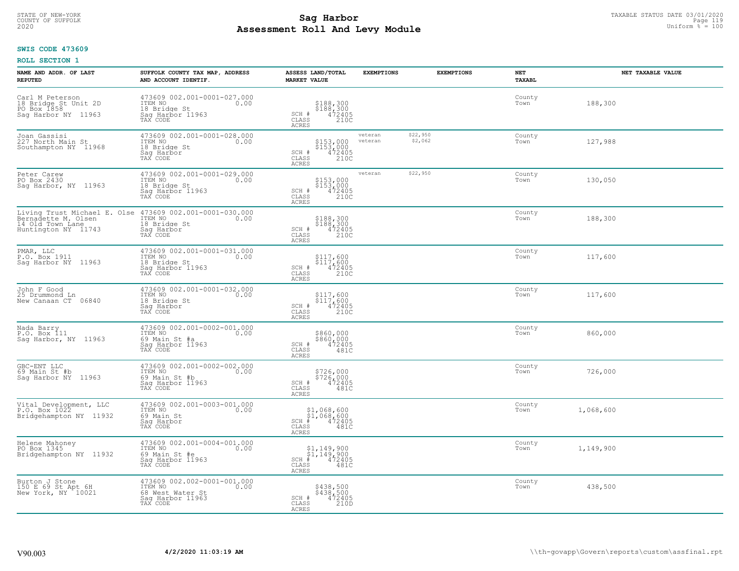**SWIS CODE 473609**

**ROLL SECTION 1**

| NAME AND ADDR. OF LAST REPUTED | SUFFOLK COUNTY TAX MAP, ADDRESS AND ACCOUNT IDENTIF. | ASSESS LAND/TOTAL MARKET VALUE | EXEMPTIONS | EXEMPTIONS | NET TAXABL | NET TAXABLE VALUE |
|---|---|---|---|---|---|---|
| Carl M Peterson<br>18 Bridge St Unit 2D<br>PO Box 1858<br>Sag Harbor NY 11963 | 473609 002.001-0001-027.000<br>ITEM NO 0.00<br>18 Bridge St<br>Sag Harbor 11963<br>TAX CODE | $188,300<br>$188,300<br>SCH # 472405<br>CLASS 210C<br>ACRES | | | County<br>Town | 188,300 |
| Joan Gassisi<br>227 North Main St<br>Southampton NY 11968 | 473609 002.001-0001-028.000<br>ITEM NO 0.00<br>18 Bridge St<br>Sag Harbor<br>TAX CODE | $153,000<br>$153,000<br>SCH # 472405<br>CLASS 210C<br>ACRES | veteran<br>veteran | $22,950<br>$2,062 | County<br>Town | 127,988 |
| Peter Carew<br>PO Box 2430<br>Sag Harbor, NY 11963 | 473609 002.001-0001-029.000<br>ITEM NO 0.00<br>18 Bridge St<br>Sag Harbor 11963<br>TAX CODE | $153,000<br>$153,000<br>SCH # 472405<br>CLASS 210C<br>ACRES | veteran | $22,950 | County<br>Town | 130,050 |
| Living Trust Michael E. Olse<br>Bernadette M. Olsen<br>14 Old Town Lane<br>Huntington NY 11743 | 473609 002.001-0001-030.000<br>ITEM NO 0.00<br>18 Bridge St<br>Sag Harbor<br>TAX CODE | $188,300<br>$188,300<br>SCH # 472405<br>CLASS 210C<br>ACRES | | | County<br>Town | 188,300 |
| PMAR, LLC<br>P.O. Box 1911<br>Sag Harbor NY 11963 | 473609 002.001-0001-031.000<br>ITEM NO 0.00<br>18 Bridge St<br>Sag Harbor 11963<br>TAX CODE | $117,600<br>$117,600<br>SCH # 472405<br>CLASS 210C<br>ACRES | | | County<br>Town | 117,600 |
| John F Good<br>25 Drummond Ln<br>New Canaan CT 06840 | 473609 002.001-0001-032.000<br>ITEM NO 0.00<br>18 Bridge St<br>Sag Harbor<br>TAX CODE | $117,600<br>$117,600<br>SCH # 472405<br>CLASS 210C<br>ACRES | | | County<br>Town | 117,600 |
| Nada Barry<br>P.O. Box 111<br>Sag Harbor, NY 11963 | 473609 002.001-0002-001.000<br>ITEM NO 0.00<br>69 Main St #a<br>Sag Harbor 11963<br>TAX CODE | $860,000<br>$860,000<br>SCH # 472405<br>CLASS 481C<br>ACRES | | | County<br>Town | 860,000 |
| GBC-ENT LLC<br>69 Main St #b<br>Sag Harbor NY 11963 | 473609 002.001-0002-002.000<br>ITEM NO 0.00<br>69 Main St #b<br>Sag Harbor 11963<br>TAX CODE | $726,000<br>$726,000<br>SCH # 472405<br>CLASS 481C<br>ACRES | | | County<br>Town | 726,000 |
| Vital Development, LLC<br>P.O. Box 1022<br>Bridgehampton NY 11932 | 473609 002.001-0003-001.000<br>ITEM NO 0.00<br>69 Main St<br>Sag Harbor<br>TAX CODE | $1,068,600<br>$1,068,600<br>SCH # 472405<br>CLASS 481C<br>ACRES | | | County<br>Town | 1,068,600 |
| Helene Mahoney<br>PO Box 1345<br>Bridgehampton NY 11932 | 473609 002.001-0004-001.000<br>ITEM NO 0.00<br>69 Main St #e<br>Sag Harbor 11963<br>TAX CODE | $1,149,900<br>$1,149,900<br>SCH # 472405<br>CLASS 481C<br>ACRES | | | County<br>Town | 1,149,900 |
| Burton J Stone<br>150 E 69 St Apt 6H<br>New York, NY 10021 | 473609 002.002-0001-001.000<br>ITEM NO 0.00<br>68 West Water St<br>Sag Harbor 11963<br>TAX CODE | $438,500<br>$438,500<br>SCH # 472405<br>CLASS 210D<br>ACRES | | | County<br>Town | 438,500 |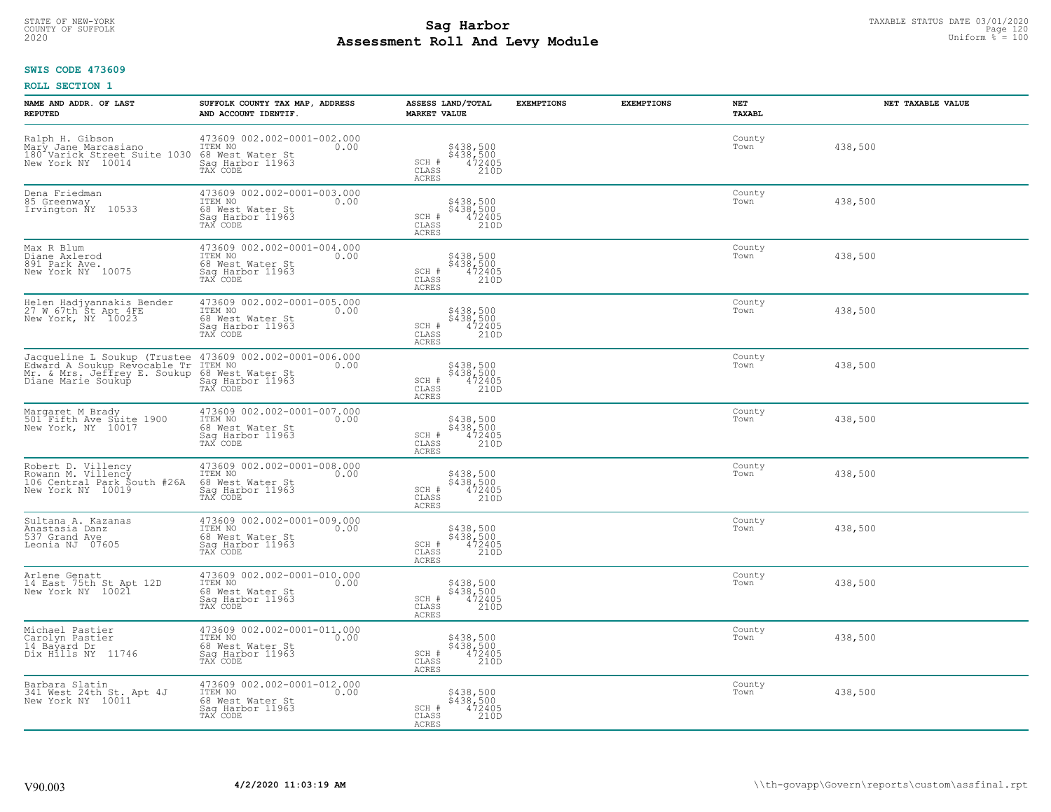STATE OF NEW-YORK
COUNTY OF SUFFOLK
2020

# Sag Harbor
# Assessment Roll And Levy Module

TAXABLE STATUS DATE 03/01/2020
Uniform % = 100

**SWIS CODE 473609**

**ROLL SECTION 1**

| NAME AND ADDR. OF LAST REPUTED | SUFFOLK COUNTY TAX MAP, ADDRESS AND ACCOUNT IDENTIF. | ASSESS LAND/TOTAL MARKET VALUE | EXEMPTIONS | EXEMPTIONS | NET TAXABL | NET TAXABLE VALUE |
|---|---|---|---|---|---|---|
| Ralph H. Gibson<br>Mary Jane Marcasiano<br>180 Varick Street Suite 1030<br>New York NY 10014 | 473609 002.002-0001-002.000<br>ITEM NO 0.00<br>68 West Water St<br>Sag Harbor 11963<br>TAX CODE | $438,500<br>$438,500<br>SCH # 472405<br>CLASS 210D<br>ACRES | | | County<br>Town | 438,500 |
| Dena Friedman<br>85 Greenway<br>Irvington NY 10533 | 473609 002.002-0001-003.000<br>ITEM NO 0.00<br>68 West Water St<br>Sag Harbor 11963<br>TAX CODE | $438,500<br>$438,500<br>SCH # 472405<br>CLASS 210D<br>ACRES | | | County<br>Town | 438,500 |
| Max R Blum<br>Diane Axlerod<br>891 Park Ave.<br>New York NY 10075 | 473609 002.002-0001-004.000<br>ITEM NO 0.00<br>68 West Water St<br>Sag Harbor 11963<br>TAX CODE | $438,500<br>$438,500<br>SCH # 472405<br>CLASS 210D<br>ACRES | | | County<br>Town | 438,500 |
| Helen Hadjyannakis Bender<br>27 W 67th St Apt 4FE<br>New York, NY 10023 | 473609 002.002-0001-005.000<br>ITEM NO 0.00<br>68 West Water St<br>Sag Harbor 11963<br>TAX CODE | $438,500<br>$438,500<br>SCH # 472405<br>CLASS 210D<br>ACRES | | | County<br>Town | 438,500 |
| Jacqueline L Soukup (Trustee<br>Edward A Soukup Revocable Tr<br>Mr. & Mrs. Jeffrey E. Soukup<br>Diane Marie Soukup | 473609 002.002-0001-006.000<br>ITEM NO 0.00<br>68 West Water St<br>Sag Harbor 11963<br>TAX CODE | $438,500<br>$438,500<br>SCH # 472405<br>CLASS 210D<br>ACRES | | | County<br>Town | 438,500 |
| Margaret M Brady<br>501 Fifth Ave Suite 1900<br>New York, NY 10017 | 473609 002.002-0001-007.000<br>ITEM NO 0.00<br>68 West Water St<br>Sag Harbor 11963<br>TAX CODE | $438,500<br>$438,500<br>SCH # 472405<br>CLASS 210D<br>ACRES | | | County<br>Town | 438,500 |
| Robert D. Villency<br>Rowann M. Villency<br>106 Central Park South #26A<br>New York NY 10019 | 473609 002.002-0001-008.000<br>ITEM NO 0.00<br>68 West Water St<br>Sag Harbor 11963<br>TAX CODE | $438,500<br>$438,500<br>SCH # 472405<br>CLASS 210D<br>ACRES | | | County<br>Town | 438,500 |
| Sultana A. Kazanas<br>Anastasia Danz<br>537 Grand Ave<br>Leonia NJ 07605 | 473609 002.002-0001-009.000<br>ITEM NO 0.00<br>68 West Water St<br>Sag Harbor 11963<br>TAX CODE | $438,500<br>$438,500<br>SCH # 472405<br>CLASS 210D<br>ACRES | | | County<br>Town | 438,500 |
| Arlene Genatt<br>14 East 75th St Apt 12D<br>New York NY 10021 | 473609 002.002-0001-010.000<br>ITEM NO 0.00<br>68 West Water St<br>Sag Harbor 11963<br>TAX CODE | $438,500<br>$438,500<br>SCH # 472405<br>CLASS 210D<br>ACRES | | | County<br>Town | 438,500 |
| Michael Pastier<br>Carolyn Pastier<br>14 Bayard Dr<br>Dix Hills NY 11746 | 473609 002.002-0001-011.000<br>ITEM NO 0.00<br>68 West Water St<br>Sag Harbor 11963<br>TAX CODE | $438,500<br>$438,500<br>SCH # 472405<br>CLASS 210D<br>ACRES | | | County<br>Town | 438,500 |
| Barbara Slatin<br>341 West 24th St. Apt 4J<br>New York NY 10011 | 473609 002.002-0001-012.000<br>ITEM NO 0.00<br>68 West Water St<br>Sag Harbor 11963<br>TAX CODE | $438,500<br>$438,500<br>SCH # 472405<br>CLASS 210D<br>ACRES | | | County<br>Town | 438,500 |

V90.003 **4/2/2020 11:03:19 AM** \\th-govapp\Govern\reports\custom\assfinal.rpt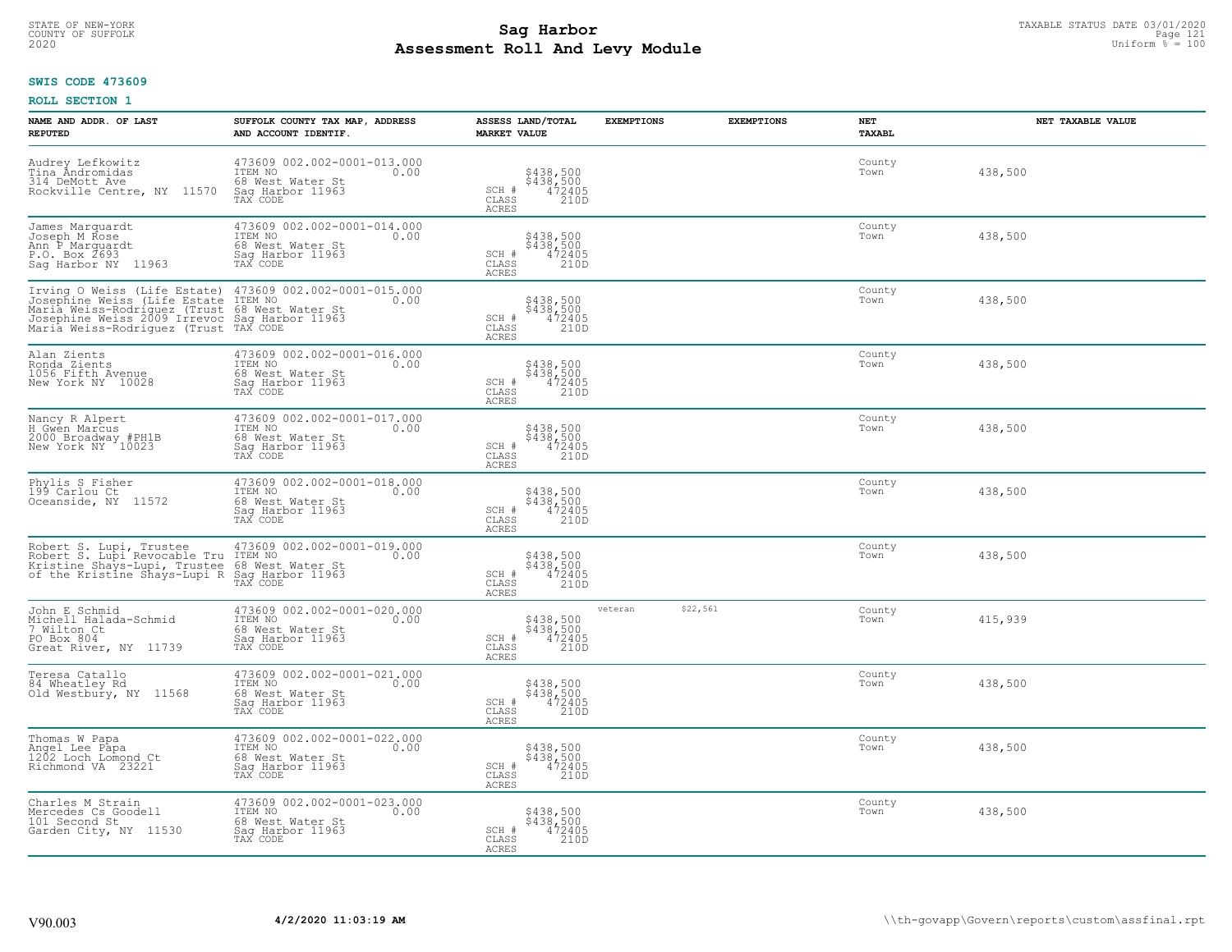STATE OF NEW-YORK
COUNTY OF SUFFOLK
2020

# Sag Harbor
# Assessment Roll And Levy Module

TAXABLE STATUS DATE 03/01/2020
Uniform % = 100

**SWIS CODE 473609**

**ROLL SECTION 1**

| NAME AND ADDR. OF LAST REPUTED | SUFFOLK COUNTY TAX MAP, ADDRESS AND ACCOUNT IDENTIF. | ASSESS LAND/TOTAL MARKET VALUE | EXEMPTIONS | EXEMPTIONS | NET TAXABL | NET TAXABLE VALUE |
|---|---|---|---|---|---|---|
| Audrey Lefkowitz<br>Tina Andromidas<br>314 DeMott Ave<br>Rockville Centre, NY 11570 | 473609 002.002-0001-013.000<br>ITEM NO 0.00<br>68 West Water St<br>Sag Harbor 11963<br>TAX CODE | $438,500<br>$438,500<br>SCH # 472405<br>CLASS 210D<br>ACRES | | | County<br>Town | 438,500 |
| James Marquardt<br>Joseph M Rose<br>Ann P Marquardt<br>P.O. Box 2693<br>Sag Harbor NY 11963 | 473609 002.002-0001-014.000<br>ITEM NO 0.00<br>68 West Water St<br>Sag Harbor 11963<br>TAX CODE | $438,500<br>$438,500<br>SCH # 472405<br>CLASS 210D<br>ACRES | | | County<br>Town | 438,500 |
| Irving O Weiss (Life Estate)<br>Josephine Weiss (Life Estate<br>Maria Weiss-Rodriguez (Trust<br>Josephine Weiss 2009 Irrevoc<br>Maria Weiss-Rodriguez (Trust | 473609 002.002-0001-015.000<br>ITEM NO 0.00<br>68 West Water St<br>Sag Harbor 11963<br>TAX CODE | $438,500<br>$438,500<br>SCH # 472405<br>CLASS 210D<br>ACRES | | | County<br>Town | 438,500 |
| Alan Zients<br>Ronda Zients<br>1056 Fifth Avenue<br>New York NY 10028 | 473609 002.002-0001-016.000<br>ITEM NO 0.00<br>68 West Water St<br>Sag Harbor 11963<br>TAX CODE | $438,500<br>$438,500<br>SCH # 472405<br>CLASS 210D<br>ACRES | | | County<br>Town | 438,500 |
| Nancy R Alpert<br>H Gwen Marcus<br>2000 Broadway #PH1B<br>New York NY 10023 | 473609 002.002-0001-017.000<br>ITEM NO 0.00<br>68 West Water St<br>Sag Harbor 11963<br>TAX CODE | $438,500<br>$438,500<br>SCH # 472405<br>CLASS 210D<br>ACRES | | | County<br>Town | 438,500 |
| Phylis S Fisher<br>199 Carlou Ct<br>Oceanside, NY 11572 | 473609 002.002-0001-018.000<br>ITEM NO 0.00<br>68 West Water St<br>Sag Harbor 11963<br>TAX CODE | $438,500<br>$438,500<br>SCH # 472405<br>CLASS 210D<br>ACRES | | | County<br>Town | 438,500 |
| Robert S. Lupi, Trustee<br>Robert S. Lupi Revocable Tru<br>Kristine Shays-Lupi, Trustee<br>of the Kristine Shays-Lupi R | 473609 002.002-0001-019.000<br>ITEM NO 0.00<br>68 West Water St<br>Sag Harbor 11963<br>TAX CODE | $438,500<br>$438,500<br>SCH # 472405<br>CLASS 210D<br>ACRES | | | County<br>Town | 438,500 |
| John E Schmid<br>Michell Halada-Schmid<br>7 Wilton Ct<br>PO Box 804<br>Great River, NY 11739 | 473609 002.002-0001-020.000<br>ITEM NO 0.00<br>68 West Water St<br>Sag Harbor 11963<br>TAX CODE | $438,500<br>$438,500<br>SCH # 472405<br>CLASS 210D<br>ACRES | veteran | $22,561 | County<br>Town | 415,939 |
| Teresa Catallo<br>84 Wheatley Rd<br>Old Westbury, NY 11568 | 473609 002.002-0001-021.000<br>ITEM NO 0.00<br>68 West Water St<br>Sag Harbor 11963<br>TAX CODE | $438,500<br>$438,500<br>SCH # 472405<br>CLASS 210D<br>ACRES | | | County<br>Town | 438,500 |
| Thomas W Papa<br>Angel Lee Papa<br>1202 Loch Lomond Ct<br>Richmond VA 23221 | 473609 002.002-0001-022.000<br>ITEM NO 0.00<br>68 West Water St<br>Sag Harbor 11963<br>TAX CODE | $438,500<br>$438,500<br>SCH # 472405<br>CLASS 210D<br>ACRES | | | County<br>Town | 438,500 |
| Charles M Strain<br>Mercedes Cs Goodell<br>101 Second St<br>Garden City, NY 11530 | 473609 002.002-0001-023.000<br>ITEM NO 0.00<br>68 West Water St<br>Sag Harbor 11963<br>TAX CODE | $438,500<br>$438,500<br>SCH # 472405<br>CLASS 210D<br>ACRES | | | County<br>Town | 438,500 |

V90.003 4/2/2020 11:03:19 AM \\th-govapp\Govern\reports\custom\assfinal.rpt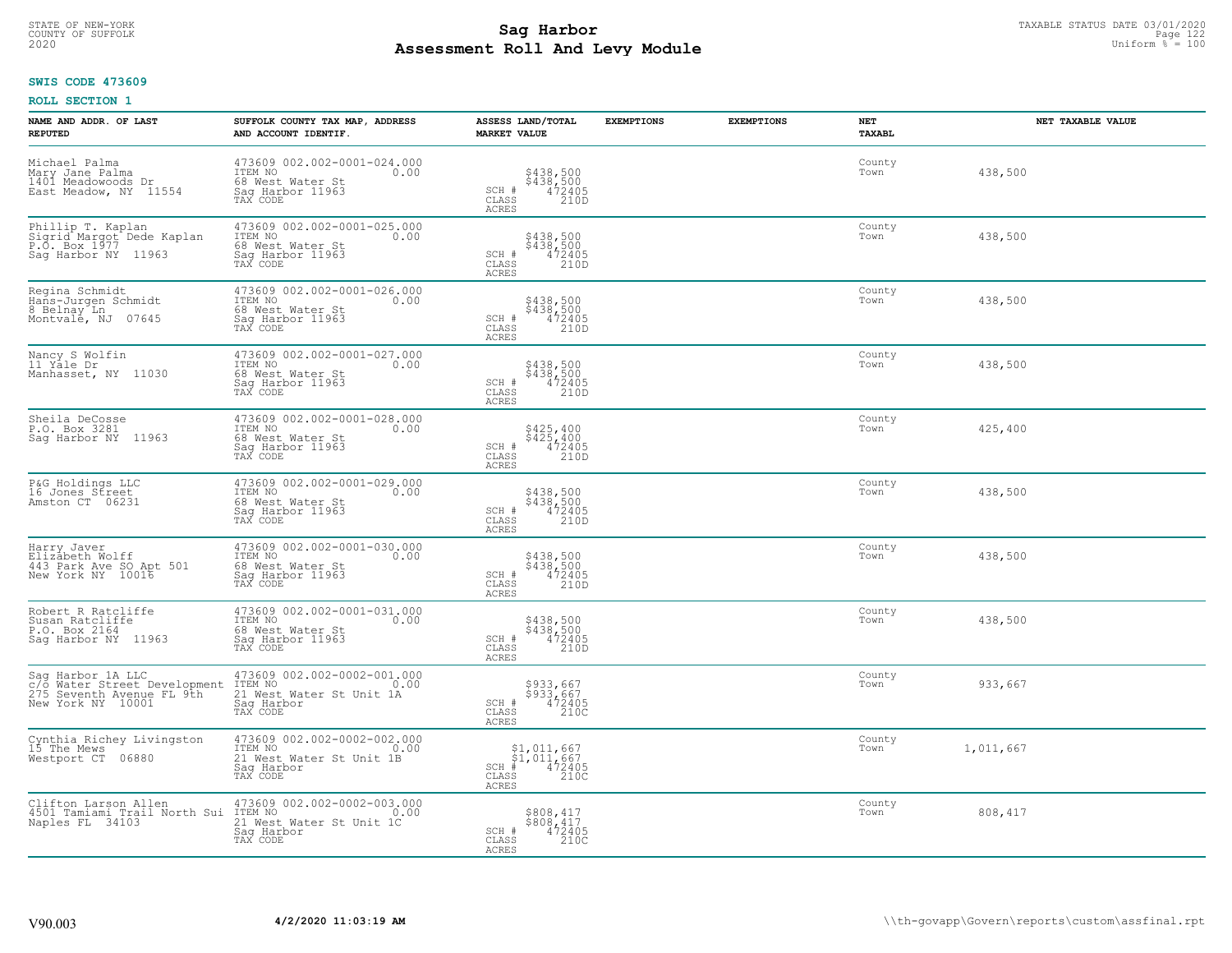STATE OF NEW-YORK
COUNTY OF SUFFOLK
2020

# Sag Harbor
# Assessment Roll And Levy Module

TAXABLE STATUS DATE 03/01/2020
Uniform % = 100

**SWIS CODE 473609**

**ROLL SECTION 1**

| NAME AND ADDR. OF LAST REPUTED | SUFFOLK COUNTY TAX MAP, ADDRESS AND ACCOUNT IDENTIF. | ASSESS LAND/TOTAL MARKET VALUE | EXEMPTIONS | EXEMPTIONS | NET TAXABL | NET TAXABLE VALUE |
|---|---|---|---|---|---|---|
| Michael Palma<br>Mary Jane Palma<br>1401 Meadowoods Dr<br>East Meadow, NY 11554 | 473609 002.002-0001-024.000<br>ITEM NO 0.00<br>68 West Water St<br>Sag Harbor 11963<br>TAX CODE | $438,500<br>$438,500<br>SCH # 472405<br>CLASS 210D<br>ACRES | | | County<br>Town | 438,500 |
| Phillip T. Kaplan<br>Sigrid Margot Dede Kaplan<br>P.O. Box 1977<br>Sag Harbor NY 11963 | 473609 002.002-0001-025.000<br>ITEM NO 0.00<br>68 West Water St<br>Sag Harbor 11963<br>TAX CODE | $438,500<br>$438,500<br>SCH # 472405<br>CLASS 210D<br>ACRES | | | County<br>Town | 438,500 |
| Regina Schmidt<br>Hans-Jurgen Schmidt<br>8 Belnay Ln<br>Montvale, NJ 07645 | 473609 002.002-0001-026.000<br>ITEM NO 0.00<br>68 West Water St<br>Sag Harbor 11963<br>TAX CODE | $438,500<br>$438,500<br>SCH # 472405<br>CLASS 210D<br>ACRES | | | County<br>Town | 438,500 |
| Nancy S Wolfin<br>11 Yale Dr<br>Manhasset, NY 11030 | 473609 002.002-0001-027.000<br>ITEM NO 0.00<br>68 West Water St<br>Sag Harbor 11963<br>TAX CODE | $438,500<br>$438,500<br>SCH # 472405<br>CLASS 210D<br>ACRES | | | County<br>Town | 438,500 |
| Sheila DeCosse<br>P.O. Box 3281<br>Sag Harbor NY 11963 | 473609 002.002-0001-028.000<br>ITEM NO 0.00<br>68 West Water St<br>Sag Harbor 11963<br>TAX CODE | $425,400<br>$425,400<br>SCH # 472405<br>CLASS 210D<br>ACRES | | | County<br>Town | 425,400 |
| P&G Holdings LLC<br>16 Jones Street<br>Amston CT 06231 | 473609 002.002-0001-029.000<br>ITEM NO 0.00<br>68 West Water St<br>Sag Harbor 11963<br>TAX CODE | $438,500<br>$438,500<br>SCH # 472405<br>CLASS 210D<br>ACRES | | | County<br>Town | 438,500 |
| Harry Javer<br>Elizabeth Wolff<br>443 Park Ave SO Apt 501<br>New York NY 10016 | 473609 002.002-0001-030.000<br>ITEM NO 0.00<br>68 West Water St<br>Sag Harbor 11963<br>TAX CODE | $438,500<br>$438,500<br>SCH # 472405<br>CLASS 210D<br>ACRES | | | County<br>Town | 438,500 |
| Robert R Ratcliffe<br>Susan Ratcliffe<br>P.O. Box 2164<br>Sag Harbor NY 11963 | 473609 002.002-0001-031.000<br>ITEM NO 0.00<br>68 West Water St<br>Sag Harbor 11963<br>TAX CODE | $438,500<br>$438,500<br>SCH # 472405<br>CLASS 210D<br>ACRES | | | County<br>Town | 438,500 |
| Sag Harbor 1A LLC<br>c/o Water Street Development<br>275 Seventh Avenue FL 9th<br>New York NY 10001 | 473609 002.002-0002-001.000<br>ITEM NO 0.00<br>21 West Water St Unit 1A<br>Sag Harbor<br>TAX CODE | $933,667<br>$933,667<br>SCH # 472405<br>CLASS 210C<br>ACRES | | | County<br>Town | 933,667 |
| Cynthia Richey Livingston<br>15 The Mews<br>Westport CT 06880 | 473609 002.002-0002-002.000<br>ITEM NO 0.00<br>21 West Water St Unit 1B<br>Sag Harbor<br>TAX CODE | $1,011,667<br>$1,011,667<br>SCH # 472405<br>CLASS 210C<br>ACRES | | | County<br>Town | 1,011,667 |
| Clifton Larson Allen<br>4501 Tamiami Trail North Sui<br>Naples FL 34103 | 473609 002.002-0002-003.000<br>ITEM NO 0.00<br>21 West Water St Unit 1C<br>Sag Harbor<br>TAX CODE | $808,417<br>$808,417<br>SCH # 472405<br>CLASS 210C<br>ACRES | | | County<br>Town | 808,417 |

V90.003 **4/2/2020 11:03:19 AM** \\th-govapp\Govern\reports\custom\assfinal.rpt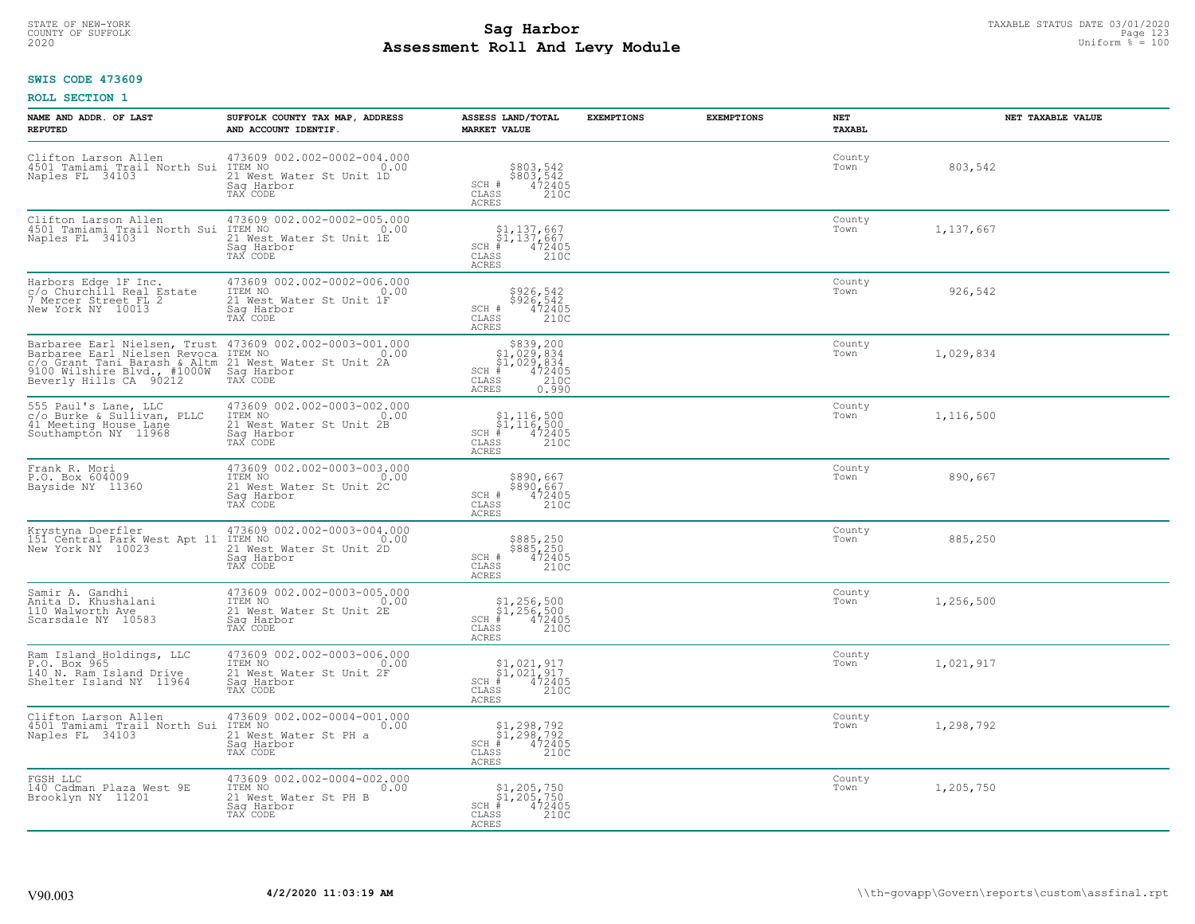**Sag Harbor**
**Assessment Roll And Levy Module**

STATE OF NEW-YORK
COUNTY OF SUFFOLK
2020

TAXABLE STATUS DATE 03/01/2020
Uniform % = 100

**SWIS CODE 473609**

**ROLL SECTION 1**

| NAME AND ADDR. OF LAST REPUTED | SUFFOLK COUNTY TAX MAP, ADDRESS AND ACCOUNT IDENTIF. | ASSESS LAND/TOTAL MARKET VALUE | EXEMPTIONS | EXEMPTIONS | NET TAXABL | NET TAXABLE VALUE |
|---|---|---|---|---|---|---|
| Clifton Larson Allen<br>4501 Tamiami Trail North Sui<br>Naples FL 34103 | 473609 002.002-0002-004.000<br>ITEM NO 0.00<br>21 West Water St Unit 1D<br>Sag Harbor<br>TAX CODE | $803,542<br>$803,542<br>SCH # 472405<br>CLASS 210C<br>ACRES | | | County<br>Town | 803,542 |
| Clifton Larson Allen<br>4501 Tamiami Trail North Sui<br>Naples FL 34103 | 473609 002.002-0002-005.000<br>ITEM NO 0.00<br>21 West Water St Unit 1E<br>Sag Harbor<br>TAX CODE | $1,137,667<br>$1,137,667<br>SCH # 472405<br>CLASS 210C<br>ACRES | | | County<br>Town | 1,137,667 |
| Harbors Edge 1F Inc.<br>c/o Churchill Real Estate<br>7 Mercer Street FL 2<br>New York NY 10013 | 473609 002.002-0002-006.000<br>ITEM NO 0.00<br>21 West Water St Unit 1F<br>Sag Harbor<br>TAX CODE | $926,542<br>$926,542<br>SCH # 472405<br>CLASS 210C<br>ACRES | | | County<br>Town | 926,542 |
| Barbaree Earl Nielsen, Trust<br>Barbaree Earl Nielsen Revoca<br>c/o Grant Tani Barash & Altm<br>9100 Wilshire Blvd., #1000W<br>Beverly Hills CA 90212 | 473609 002.002-0003-001.000<br>ITEM NO 0.00<br>21 West Water St Unit 2A<br>Sag Harbor<br>TAX CODE | $839,200<br>$1,029,834<br>$1,029,834<br>SCH # 472405<br>CLASS 210C<br>ACRES 0.990 | | | County<br>Town | 1,029,834 |
| 555 Paul's Lane, LLC<br>c/o Burke & Sullivan, PLLC<br>41 Meeting House Lane<br>Southampton NY 11968 | 473609 002.002-0003-002.000<br>ITEM NO 0.00<br>21 West Water St Unit 2B<br>Sag Harbor<br>TAX CODE | $1,116,500<br>$1,116,500<br>SCH # 472405<br>CLASS 210C<br>ACRES | | | County<br>Town | 1,116,500 |
| Frank R. Mori<br>P.O. Box 604009<br>Bayside NY 11360 | 473609 002.002-0003-003.000<br>ITEM NO 0.00<br>21 West Water St Unit 2C<br>Sag Harbor<br>TAX CODE | $890,667<br>$890,667<br>SCH # 472405<br>CLASS 210C<br>ACRES | | | County<br>Town | 890,667 |
| Krystyna Doerfler<br>151 Central Park West Apt 11<br>New York NY 10023 | 473609 002.002-0003-004.000<br>ITEM NO 0.00<br>21 West Water St Unit 2D<br>Sag Harbor<br>TAX CODE | $885,250<br>$885,250<br>SCH # 472405<br>CLASS 210C<br>ACRES | | | County<br>Town | 885,250 |
| Samir A. Gandhi<br>Anita D. Khushalani<br>110 Walworth Ave<br>Scarsdale NY 10583 | 473609 002.002-0003-005.000<br>ITEM NO 0.00<br>21 West Water St Unit 2E<br>Sag Harbor<br>TAX CODE | $1,256,500<br>$1,256,500<br>SCH # 472405<br>CLASS 210C<br>ACRES | | | County<br>Town | 1,256,500 |
| Ram Island Holdings, LLC<br>P.O. Box 965<br>140 N. Ram Island Drive<br>Shelter Island NY 11964 | 473609 002.002-0003-006.000<br>ITEM NO 0.00<br>21 West Water St Unit 2F<br>Sag Harbor<br>TAX CODE | $1,021,917<br>$1,021,917<br>SCH # 472405<br>CLASS 210C<br>ACRES | | | County<br>Town | 1,021,917 |
| Clifton Larson Allen<br>4501 Tamiami Trail North Sui<br>Naples FL 34103 | 473609 002.002-0004-001.000<br>ITEM NO 0.00<br>21 West Water St PH a<br>Sag Harbor<br>TAX CODE | $1,298,792<br>$1,298,792<br>SCH # 472405<br>CLASS 210C<br>ACRES | | | County<br>Town | 1,298,792 |
| FGSH LLC<br>140 Cadman Plaza West 9E<br>Brooklyn NY 11201 | 473609 002.002-0004-002.000<br>ITEM NO 0.00<br>21 West Water St PH B<br>Sag Harbor<br>TAX CODE | $1,205,750<br>$1,205,750<br>SCH # 472405<br>CLASS 210C<br>ACRES | | | County<br>Town | 1,205,750 |

V90.003 **4/2/2020 11:03:19 AM** \\th-govapp\Govern\reports\custom\assfinal.rpt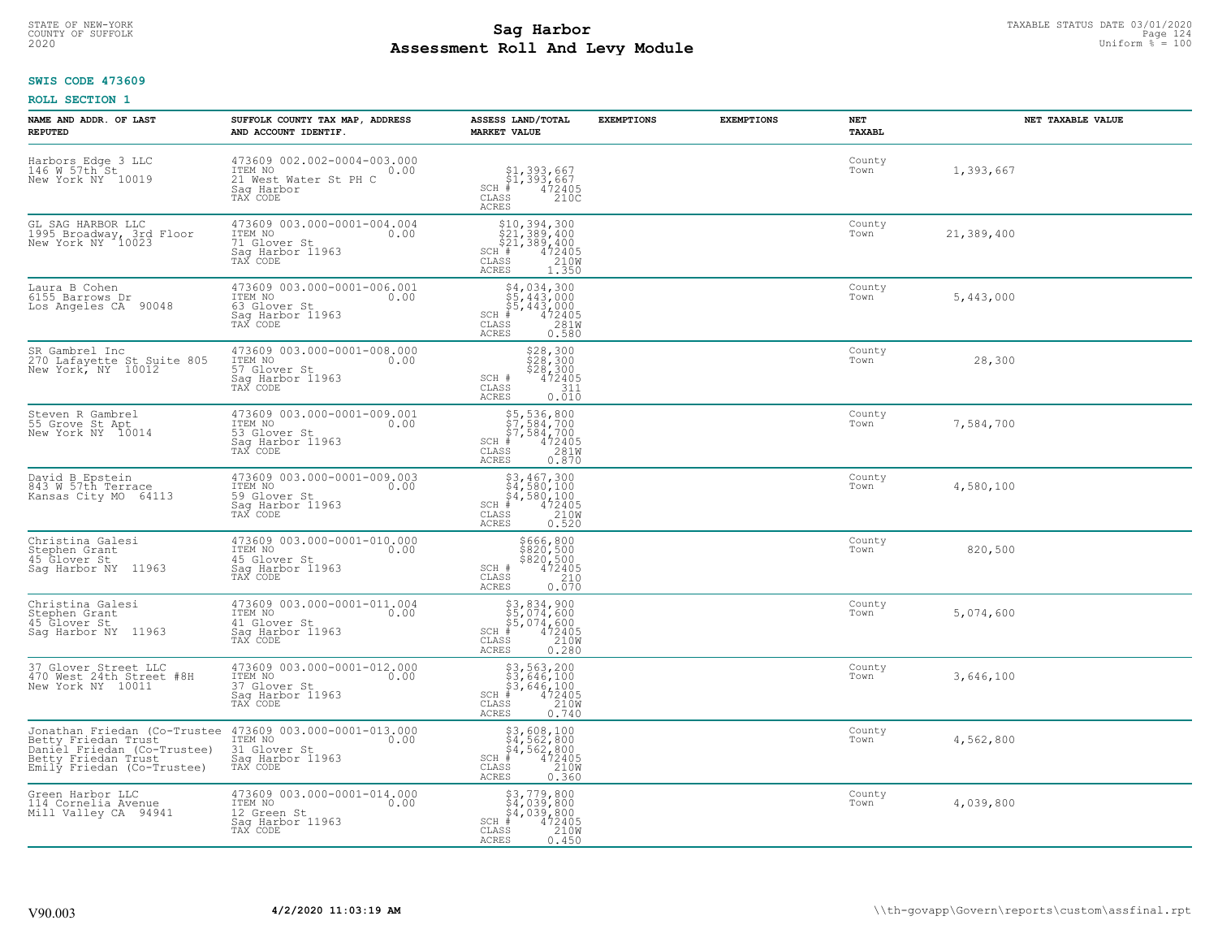STATE OF NEW-YORK
COUNTY OF SUFFOLK
2020

# Sag Harbor
## Assessment Roll And Levy Module

TAXABLE STATUS DATE 03/01/2020
Uniform % = 100

**SWIS CODE 473609**

**ROLL SECTION 1**

| NAME AND ADDR. OF LAST REPUTED | SUFFOLK COUNTY TAX MAP, ADDRESS AND ACCOUNT IDENTIF. | ASSESS LAND/TOTAL MARKET VALUE | EXEMPTIONS | EXEMPTIONS | NET TAXABL | NET TAXABLE VALUE |
|---|---|---|---|---|---|---|
| Harbors Edge 3 LLC<br>146 W 57th St<br>New York NY 10019 | 473609 002.002-0004-003.000<br>ITEM NO 0.00<br>21 West Water St PH C<br>Sag Harbor<br>TAX CODE | $1,393,667<br>$1,393,667<br>SCH # 472405<br>CLASS 210C<br>ACRES | | | County<br>Town | 1,393,667 |
| GL SAG HARBOR LLC<br>1995 Broadway, 3rd Floor<br>New York NY 10023 | 473609 003.000-0001-004.004<br>ITEM NO 0.00<br>71 Glover St<br>Sag Harbor 11963<br>TAX CODE | $10,394,300<br>$21,389,400<br>$21,389,400<br>SCH # 472405<br>CLASS 210W<br>ACRES 1.350 | | | County<br>Town | 21,389,400 |
| Laura B Cohen<br>6155 Barrows Dr<br>Los Angeles CA 90048 | 473609 003.000-0001-006.001<br>ITEM NO 0.00<br>63 Glover St<br>Sag Harbor 11963<br>TAX CODE | $4,034,300<br>$5,443,000<br>$5,443,000<br>SCH # 472405<br>CLASS 281W<br>ACRES 0.580 | | | County<br>Town | 5,443,000 |
| SR Gambrel Inc<br>270 Lafayette St Suite 805<br>New York, NY 10012 | 473609 003.000-0001-008.000<br>ITEM NO 0.00<br>57 Glover St<br>Sag Harbor 11963<br>TAX CODE | $28,300<br>$28,300<br>$28,300<br>SCH # 472405<br>CLASS 311<br>ACRES 0.010 | | | County<br>Town | 28,300 |
| Steven R Gambrel<br>55 Grove St Apt<br>New York NY 10014 | 473609 003.000-0001-009.001<br>ITEM NO 0.00<br>53 Glover St<br>Sag Harbor 11963<br>TAX CODE | $5,536,800<br>$7,584,700<br>$7,584,700<br>SCH # 472405<br>CLASS 281W<br>ACRES 0.870 | | | County<br>Town | 7,584,700 |
| David B Epstein<br>843 W 57th Terrace<br>Kansas City MO 64113 | 473609 003.000-0001-009.003<br>ITEM NO 0.00<br>59 Glover St<br>Sag Harbor 11963<br>TAX CODE | $3,467,300<br>$4,580,100<br>$4,580,100<br>SCH # 472405<br>CLASS 210W<br>ACRES 0.520 | | | County<br>Town | 4,580,100 |
| Christina Galesi<br>Stephen Grant<br>45 Glover St<br>Sag Harbor NY 11963 | 473609 003.000-0001-010.000<br>ITEM NO 0.00<br>45 Glover St<br>Sag Harbor 11963<br>TAX CODE | $666,800<br>$820,500<br>$820,500<br>SCH # 472405<br>CLASS 210<br>ACRES 0.070 | | | County<br>Town | 820,500 |
| Christina Galesi<br>Stephen Grant<br>45 Glover St<br>Sag Harbor NY 11963 | 473609 003.000-0001-011.004<br>ITEM NO 0.00<br>41 Glover St<br>Sag Harbor 11963<br>TAX CODE | $3,834,900<br>$5,074,600<br>$5,074,600<br>SCH # 472405<br>CLASS 210W<br>ACRES 0.280 | | | County<br>Town | 5,074,600 |
| 37 Glover Street LLC<br>470 West 24th Street #8H<br>New York NY 10011 | 473609 003.000-0001-012.000<br>ITEM NO 0.00<br>37 Glover St<br>Sag Harbor 11963<br>TAX CODE | $3,563,200<br>$3,646,100<br>$3,646,100<br>SCH # 472405<br>CLASS 210W<br>ACRES 0.740 | | | County<br>Town | 3,646,100 |
| Jonathan Friedan (Co-Trustee<br>Betty Friedan Trust<br>Daniel Friedan (Co-Trustee)<br>Betty Friedan Trust<br>Emily Friedan (Co-Trustee) | 473609 003.000-0001-013.000<br>ITEM NO 0.00<br>31 Glover St<br>Sag Harbor 11963<br>TAX CODE | $3,608,100<br>$4,562,800<br>$4,562,800<br>SCH # 472405<br>CLASS 210W<br>ACRES 0.360 | | | County<br>Town | 4,562,800 |
| Green Harbor LLC<br>114 Cornelia Avenue<br>Mill Valley CA 94941 | 473609 003.000-0001-014.000<br>ITEM NO 0.00<br>12 Green St<br>Sag Harbor 11963<br>TAX CODE | $3,779,800<br>$4,039,800<br>$4,039,800<br>SCH # 472405<br>CLASS 210W<br>ACRES 0.450 | | | County<br>Town | 4,039,800 |

V90.003 **4/2/2020 11:03:19 AM** \\th-govapp\Govern\reports\custom\assfinal.rpt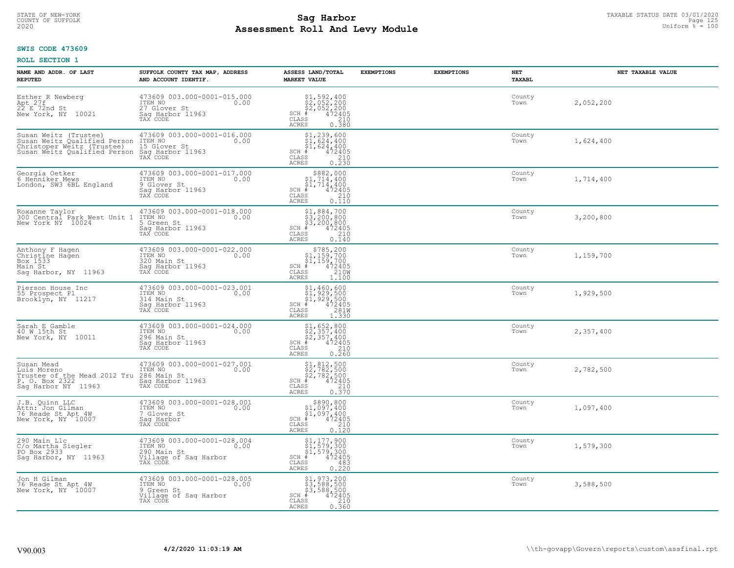STATE OF NEW-YORK
COUNTY OF SUFFOLK
2020

# Sag Harbor
# Assessment Roll And Levy Module

TAXABLE STATUS DATE 03/01/2020
Uniform % = 100

**SWIS CODE 473609**

**ROLL SECTION 1**

| NAME AND ADDR. OF LAST REPUTED | SUFFOLK COUNTY TAX MAP, ADDRESS AND ACCOUNT IDENTIF. | ASSESS LAND/TOTAL MARKET VALUE | EXEMPTIONS | EXEMPTIONS | NET TAXABL | NET TAXABLE VALUE |
|---|---|---|---|---|---|---|
| Esther R Newberg<br>Apt 27f<br>22 E 72nd St<br>New York, NY 10021 | 473609 003.000-0001-015.000<br>ITEM NO 0.00<br>27 Glover St<br>Sag Harbor 11963<br>TAX CODE | $1,592,400<br>$2,052,200<br>$2,052,200<br>SCH # 472405<br>CLASS 210<br>ACRES 0.380 | | | County<br>Town | 2,052,200 |
| Susan Weitz (Trustee)<br>Susan Weitz Qualified Person<br>Christoper Weitz (Trustee)<br>Susan Weitz Qualified Person | 473609 003.000-0001-016.000<br>ITEM NO 0.00<br>15 Glover St<br>Sag Harbor 11963<br>TAX CODE | $1,239,600<br>$1,624,400<br>$1,624,400<br>SCH # 472405<br>CLASS 210<br>ACRES 0.230 | | | County<br>Town | 1,624,400 |
| Georgia Oetker<br>6 Henniker Mews<br>London, SW3 6BL England | 473609 003.000-0001-017.000<br>ITEM NO 0.00<br>9 Glover St<br>Sag Harbor 11963<br>TAX CODE | $882,000<br>$1,714,400<br>$1,714,400<br>SCH # 472405<br>CLASS 210<br>ACRES 0.110 | | | County<br>Town | 1,714,400 |
| Roxanne Taylor<br>300 Central Park West Unit 1<br>New York NY 10024 | 473609 003.000-0001-018.000<br>ITEM NO 0.00<br>5 Green St<br>Sag Harbor 11963<br>TAX CODE | $1,884,700<br>$3,200,800<br>$3,200,800<br>SCH # 472405<br>CLASS 210<br>ACRES 0.140 | | | County<br>Town | 3,200,800 |
| Anthony F Hagen<br>Christine Hagen<br>Box 1533<br>Main St<br>Sag Harbor, NY 11963 | 473609 003.000-0001-022.000<br>ITEM NO 0.00<br>320 Main St<br>Sag Harbor 11963<br>TAX CODE | $785,200<br>$1,159,700<br>$1,159,700<br>SCH # 472405<br>CLASS 210W<br>ACRES 1.100 | | | County<br>Town | 1,159,700 |
| Pierson House Inc<br>55 Prospect Pl<br>Brooklyn, NY 11217 | 473609 003.000-0001-023.001<br>ITEM NO 0.00<br>314 Main St<br>Sag Harbor 11963<br>TAX CODE | $1,460,600<br>$1,929,500<br>$1,929,500<br>SCH # 472405<br>CLASS 281W<br>ACRES 1.330 | | | County<br>Town | 1,929,500 |
| Sarah E Gamble<br>40 W 15th St<br>New York, NY 10011 | 473609 003.000-0001-024.000<br>ITEM NO 0.00<br>296 Main St<br>Sag Harbor 11963<br>TAX CODE | $1,652,800<br>$2,357,400<br>$2,357,400<br>SCH # 472405<br>CLASS 210<br>ACRES 0.260 | | | County<br>Town | 2,357,400 |
| Susan Mead<br>Luis Moreno<br>Trustee of the Mead 2012 Tru<br>P. O. Box 2322<br>Sag Harbor NY 11963 | 473609 003.000-0001-027.001<br>ITEM NO 0.00<br>286 Main St<br>Sag Harbor 11963<br>TAX CODE | $1,812,500<br>$2,782,500<br>$2,782,500<br>SCH # 472405<br>CLASS 210<br>ACRES 0.370 | | | County<br>Town | 2,782,500 |
| J.B. Quinn LLC<br>Attn: Jon Gilman<br>76 Reade St Apt 4W<br>New York, NY 10007 | 473609 003.000-0001-028.001<br>ITEM NO 0.00<br>7 Glover St<br>Sag Harbor<br>TAX CODE | $890,800<br>$1,097,400<br>$1,097,400<br>SCH # 472405<br>CLASS 210<br>ACRES 0.120 | | | County<br>Town | 1,097,400 |
| 290 Main Llc<br>C/o Martha Siegler<br>PO Box 2933<br>Sag Harbor, NY 11963 | 473609 003.000-0001-028.004<br>ITEM NO 0.00<br>290 Main St<br>Village of Sag Harbor<br>TAX CODE | $1,177,900<br>$1,579,300<br>$1,579,300<br>SCH # 472405<br>CLASS 483<br>ACRES 0.220 | | | County<br>Town | 1,579,300 |
| Jon H Gilman<br>76 Reade St Apt 4W<br>New York, NY 10007 | 473609 003.000-0001-028.005<br>ITEM NO 0.00<br>9 Green St<br>Village of Sag Harbor<br>TAX CODE | $1,973,200<br>$3,588,500<br>$3,588,500<br>SCH # 472405<br>CLASS 210<br>ACRES 0.360 | | | County<br>Town | 3,588,500 |

V90.003 4/2/2020 11:03:19 AM \\th-govapp\Govern\reports\custom\assfinal.rpt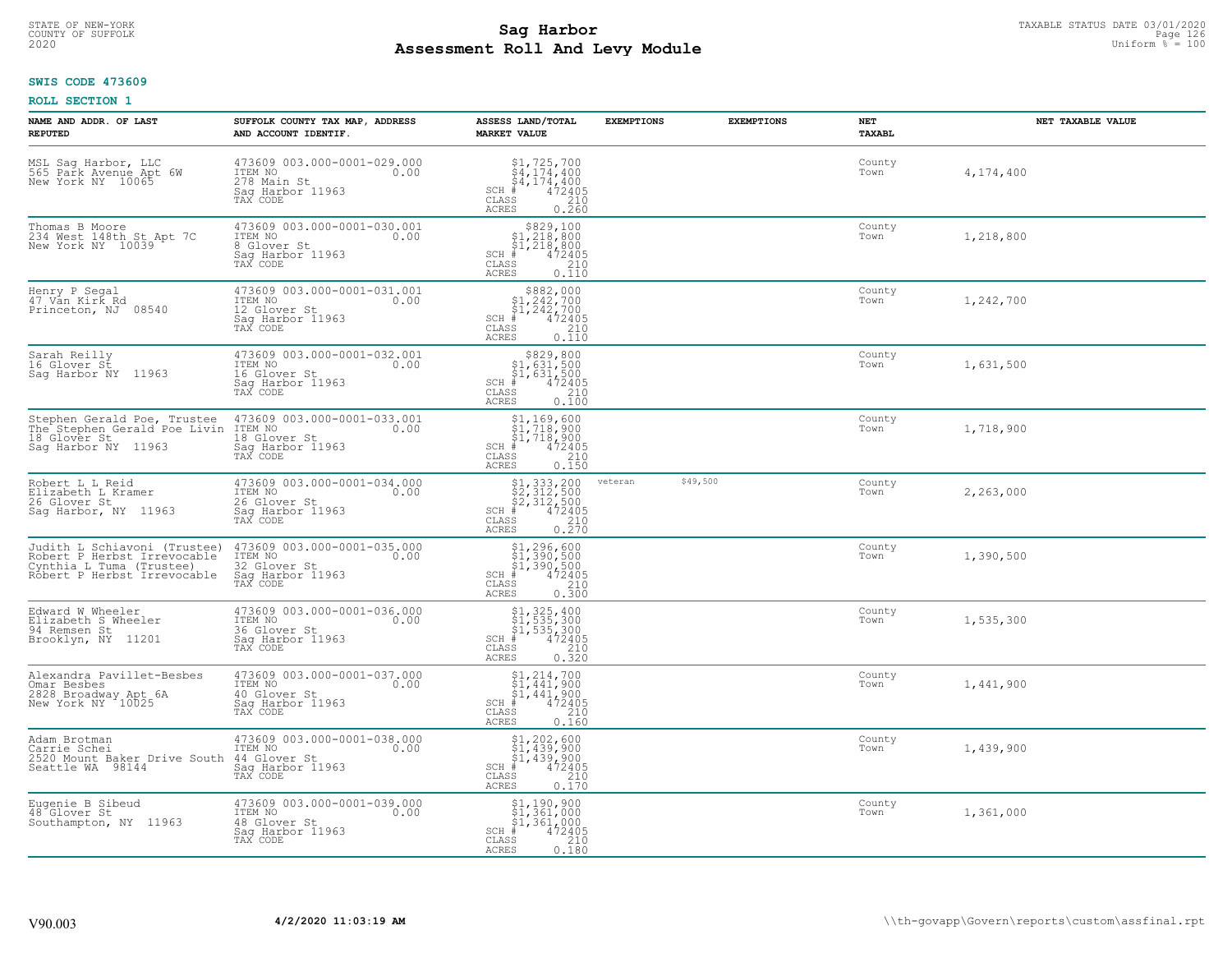STATE OF NEW-YORK
COUNTY OF SUFFOLK
2020

# Sag Harbor
## Assessment Roll And Levy Module

TAXABLE STATUS DATE 03/01/2020
Uniform % = 100

**SWIS CODE 473609**

**ROLL SECTION 1**

| NAME AND ADDR. OF LAST REPUTED | SUFFOLK COUNTY TAX MAP, ADDRESS AND ACCOUNT IDENTIF. | ASSESS LAND/TOTAL MARKET VALUE | EXEMPTIONS | EXEMPTIONS | NET TAXABL | NET TAXABLE VALUE |
|---|---|---|---|---|---|---|
| MSL Sag Harbor, LLC<br>565 Park Avenue Apt 6W<br>New York NY 10065 | 473609 003.000-0001-029.000<br>ITEM NO 0.00<br>278 Main St<br>Sag Harbor 11963<br>TAX CODE | $1,725,700<br>$4,174,400<br>$4,174,400<br>SCH # 472405<br>CLASS 210<br>ACRES 0.260 | | | County<br>Town | 4,174,400 |
| Thomas B Moore<br>234 West 148th St Apt 7C<br>New York NY 10039 | 473609 003.000-0001-030.001<br>ITEM NO 0.00<br>8 Glover St<br>Sag Harbor 11963<br>TAX CODE | $829,100<br>$1,218,800<br>$1,218,800<br>SCH # 472405<br>CLASS 210<br>ACRES 0.110 | | | County<br>Town | 1,218,800 |
| Henry P Segal<br>47 Van Kirk Rd<br>Princeton, NJ 08540 | 473609 003.000-0001-031.001<br>ITEM NO 0.00<br>12 Glover St<br>Sag Harbor 11963<br>TAX CODE | $882,000<br>$1,242,700<br>$1,242,700<br>SCH # 472405<br>CLASS 210<br>ACRES 0.110 | | | County<br>Town | 1,242,700 |
| Sarah Reilly<br>16 Glover St<br>Sag Harbor NY 11963 | 473609 003.000-0001-032.001<br>ITEM NO 0.00<br>16 Glover St<br>Sag Harbor 11963<br>TAX CODE | $829,800<br>$1,631,500<br>$1,631,500<br>SCH # 472405<br>CLASS 210<br>ACRES 0.100 | | | County<br>Town | 1,631,500 |
| Stephen Gerald Poe, Trustee<br>The Stephen Gerald Poe Livin<br>18 Glover St<br>Sag Harbor NY 11963 | 473609 003.000-0001-033.001<br>ITEM NO 0.00<br>18 Glover St<br>Sag Harbor 11963<br>TAX CODE | $1,169,600<br>$1,718,900<br>$1,718,900<br>SCH # 472405<br>CLASS 210<br>ACRES 0.150 | | | County<br>Town | 1,718,900 |
| Robert L L Reid<br>Elizabeth L Kramer<br>26 Glover St<br>Sag Harbor, NY 11963 | 473609 003.000-0001-034.000<br>ITEM NO 0.00<br>26 Glover St<br>Sag Harbor 11963<br>TAX CODE | $1,333,200<br>$2,312,500<br>$2,312,500<br>SCH # 472405<br>CLASS 210<br>ACRES 0.270 | veteran | $49,500 | County<br>Town | 2,263,000 |
| Judith L Schiavoni (Trustee)<br>Robert P Herbst Irrevocable<br>Cynthia L Tuma (Trustee)<br>Robert P Herbst Irrevocable | 473609 003.000-0001-035.000<br>ITEM NO 0.00<br>32 Glover St<br>Sag Harbor 11963<br>TAX CODE | $1,296,600<br>$1,390,500<br>$1,390,500<br>SCH # 472405<br>CLASS 210<br>ACRES 0.300 | | | County<br>Town | 1,390,500 |
| Edward W Wheeler<br>Elizabeth S Wheeler<br>94 Remsen St<br>Brooklyn, NY 11201 | 473609 003.000-0001-036.000<br>ITEM NO 0.00<br>36 Glover St<br>Sag Harbor 11963<br>TAX CODE | $1,325,400<br>$1,535,300<br>$1,535,300<br>SCH # 472405<br>CLASS 210<br>ACRES 0.320 | | | County<br>Town | 1,535,300 |
| Alexandra Pavillet-Besbes<br>Omar Besbes<br>2828 Broadway Apt 6A<br>New York NY 10025 | 473609 003.000-0001-037.000<br>ITEM NO 0.00<br>40 Glover St<br>Sag Harbor 11963<br>TAX CODE | $1,214,700<br>$1,441,900<br>$1,441,900<br>SCH # 472405<br>CLASS 210<br>ACRES 0.160 | | | County<br>Town | 1,441,900 |
| Adam Brotman<br>Carrie Schei<br>2520 Mount Baker Drive South<br>Seattle WA 98144 | 473609 003.000-0001-038.000<br>ITEM NO 0.00<br>44 Glover St<br>Sag Harbor 11963<br>TAX CODE | $1,202,600<br>$1,439,900<br>$1,439,900<br>SCH # 472405<br>CLASS 210<br>ACRES 0.170 | | | County<br>Town | 1,439,900 |
| Eugenie B Sibeud<br>48 Glover St<br>Southampton, NY 11963 | 473609 003.000-0001-039.000<br>ITEM NO 0.00<br>48 Glover St<br>Sag Harbor 11963<br>TAX CODE | $1,190,900<br>$1,361,000<br>$1,361,000<br>SCH # 472405<br>CLASS 210<br>ACRES 0.180 | | | County<br>Town | 1,361,000 |

V90.003 **4/2/2020 11:03:19 AM** \\th-govapp\Govern\reports\custom\assfinal.rpt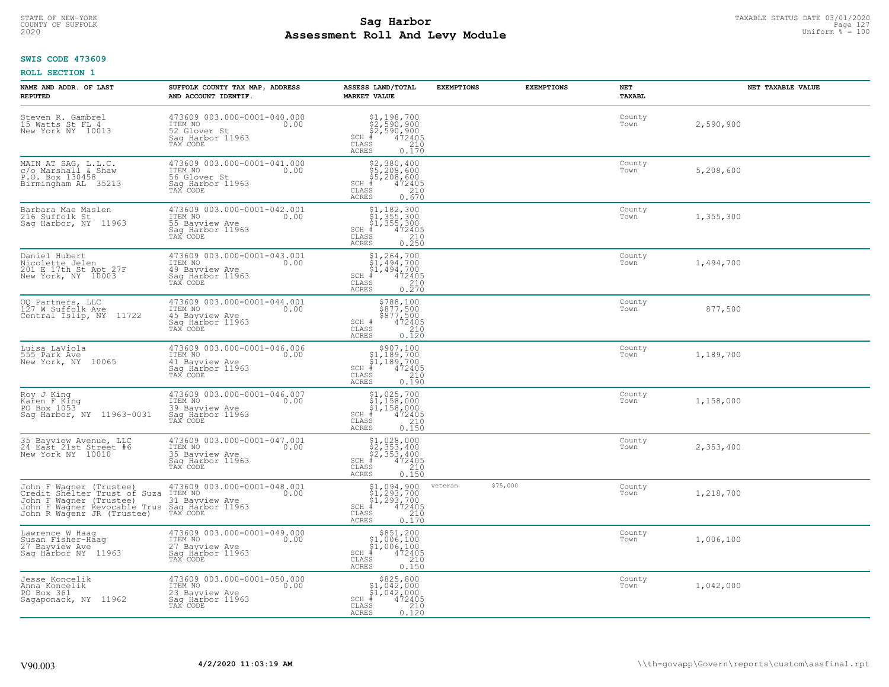STATE OF NEW-YORK
COUNTY OF SUFFOLK
2020

# Sag Harbor
# Assessment Roll And Levy Module

TAXABLE STATUS DATE 03/01/2020
Uniform % = 100

**SWIS CODE 473609**

**ROLL SECTION 1**

| NAME AND ADDR. OF LAST REPUTED | SUFFOLK COUNTY TAX MAP, ADDRESS AND ACCOUNT IDENTIF. | ASSESS LAND/TOTAL MARKET VALUE | EXEMPTIONS | EXEMPTIONS | NET TAXABL | NET TAXABLE VALUE |
|---|---|---|---|---|---|---|
| Steven R. Gambrel<br>15 Watts St FL 4<br>New York NY 10013 | 473609 003.000-0001-040.000<br>ITEM NO 0.00<br>52 Glover St<br>Sag Harbor 11963<br>TAX CODE | $1,198,700<br>$2,590,900<br>$2,590,900<br>SCH # 472405<br>CLASS 210<br>ACRES 0.170 | | | County<br>Town | 2,590,900 |
| MAIN AT SAG, L.L.C.<br>c/o Marshall & Shaw<br>P.O. Box 130458<br>Birmingham AL 35213 | 473609 003.000-0001-041.000<br>ITEM NO 0.00<br>56 Glover St<br>Sag Harbor 11963<br>TAX CODE | $2,380,400<br>$5,208,600<br>$5,208,600<br>SCH # 472405<br>CLASS 210<br>ACRES 0.670 | | | County<br>Town | 5,208,600 |
| Barbara Mae Maslen<br>216 Suffolk St<br>Sag Harbor, NY 11963 | 473609 003.000-0001-042.001<br>ITEM NO 0.00<br>55 Bayview Ave<br>Sag Harbor 11963<br>TAX CODE | $1,182,300<br>$1,355,300<br>$1,355,300<br>SCH # 472405<br>CLASS 210<br>ACRES 0.250 | | | County<br>Town | 1,355,300 |
| Daniel Hubert<br>Nicolette Jelen<br>201 E 17th St Apt 27F<br>New York, NY 10003 | 473609 003.000-0001-043.001<br>ITEM NO 0.00<br>49 Bayview Ave<br>Sag Harbor 11963<br>TAX CODE | $1,264,700<br>$1,494,700<br>$1,494,700<br>SCH # 472405<br>CLASS 210<br>ACRES 0.270 | | | County<br>Town | 1,494,700 |
| OQ Partners, LLC<br>127 W Suffolk Ave<br>Central Islip, NY 11722 | 473609 003.000-0001-044.001<br>ITEM NO 0.00<br>45 Bayview Ave<br>Sag Harbor 11963<br>TAX CODE | $788,100<br>$877,500<br>$877,500<br>SCH # 472405<br>CLASS 210<br>ACRES 0.120 | | | County<br>Town | 877,500 |
| Luisa LaViola<br>555 Park Ave<br>New York, NY 10065 | 473609 003.000-0001-046.006<br>ITEM NO 0.00<br>41 Bayview Ave<br>Sag Harbor 11963<br>TAX CODE | $907,100<br>$1,189,700<br>$1,189,700<br>SCH # 472405<br>CLASS 210<br>ACRES 0.190 | | | County<br>Town | 1,189,700 |
| Roy J King<br>Karen F King<br>PO Box 1053<br>Sag Harbor, NY 11963-0031 | 473609 003.000-0001-046.007<br>ITEM NO 0.00<br>39 Bayview Ave<br>Sag Harbor 11963<br>TAX CODE | $1,025,700<br>$1,158,000<br>$1,158,000<br>SCH # 472405<br>CLASS 210<br>ACRES 0.150 | | | County<br>Town | 1,158,000 |
| 35 Bayview Avenue, LLC<br>24 East 21st Street #6<br>New York NY 10010 | 473609 003.000-0001-047.001<br>ITEM NO 0.00<br>35 Bayview Ave<br>Sag Harbor 11963<br>TAX CODE | $1,028,000<br>$2,353,400<br>$2,353,400<br>SCH # 472405<br>CLASS 210<br>ACRES 0.150 | | | County<br>Town | 2,353,400 |
| John F Wagner (Trustee)<br>Credit Shelter Trust of Suza<br>John F Wagner (Trustee)<br>John F Wagner Revocable Trus<br>John R Wagenr JR (Trustee) | 473609 003.000-0001-048.001<br>ITEM NO 0.00<br>31 Bayview Ave<br>Sag Harbor 11963<br>TAX CODE | $1,094,900<br>$1,293,700<br>$1,293,700<br>SCH # 472405<br>CLASS 210<br>ACRES 0.170 | veteran | $75,000 | County<br>Town | 1,218,700 |
| Lawrence W Haag<br>Susan Fisher-Haag<br>27 Bayview Ave<br>Sag Harbor NY 11963 | 473609 003.000-0001-049.000<br>ITEM NO 0.00<br>27 Bayview Ave<br>Sag Harbor 11963<br>TAX CODE | $851,200<br>$1,006,100<br>$1,006,100<br>SCH # 472405<br>CLASS 210<br>ACRES 0.150 | | | County<br>Town | 1,006,100 |
| Jesse Koncelik<br>Anna Koncelik<br>PO Box 361<br>Sagaponack, NY 11962 | 473609 003.000-0001-050.000<br>ITEM NO 0.00<br>23 Bayview Ave<br>Sag Harbor 11963<br>TAX CODE | $825,800<br>$1,042,000<br>$1,042,000<br>SCH # 472405<br>CLASS 210<br>ACRES 0.120 | | | County<br>Town | 1,042,000 |

V90.003 4/2/2020 11:03:19 AM \\th-govapp\Govern\reports\custom\assfinal.rpt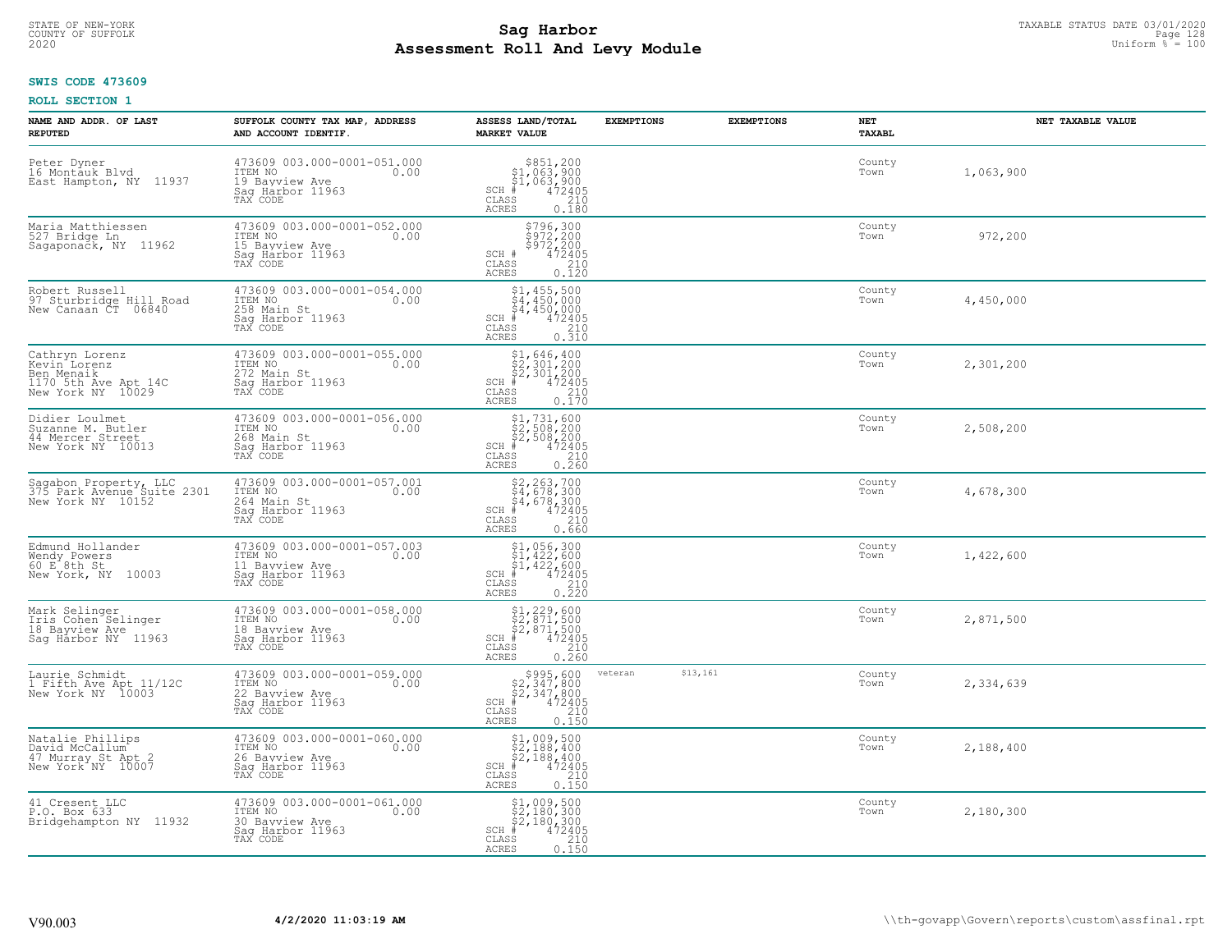**SWIS CODE 473609**

**ROLL SECTION 1**

| NAME AND ADDR. OF LAST REPUTED | SUFFOLK COUNTY TAX MAP, ADDRESS AND ACCOUNT IDENTIF. | ASSESS LAND/TOTAL MARKET VALUE | EXEMPTIONS | EXEMPTIONS | NET TAXABL | NET TAXABLE VALUE |
|---|---|---|---|---|---|---|
| Peter Dyner<br>16 Montauk Blvd<br>East Hampton, NY 11937 | 473609 003.000-0001-051.000<br>ITEM NO 0.00<br>19 Bayview Ave<br>Sag Harbor 11963<br>TAX CODE | $851,200<br>$1,063,900<br>$1,063,900<br>SCH # 472405<br>CLASS 210<br>ACRES 0.180 | | | County<br>Town | 1,063,900 |
| Maria Matthiessen<br>527 Bridge Ln<br>Sagaponack, NY 11962 | 473609 003.000-0001-052.000<br>ITEM NO 0.00<br>15 Bayview Ave<br>Sag Harbor 11963<br>TAX CODE | $796,300<br>$972,200<br>$972,200<br>SCH # 472405<br>CLASS 210<br>ACRES 0.120 | | | County<br>Town | 972,200 |
| Robert Russell<br>97 Sturbridge Hill Road<br>New Canaan CT 06840 | 473609 003.000-0001-054.000<br>ITEM NO 0.00<br>258 Main St<br>Sag Harbor 11963<br>TAX CODE | $1,455,500<br>$4,450,000<br>$4,450,000<br>SCH # 472405<br>CLASS 210<br>ACRES 0.310 | | | County<br>Town | 4,450,000 |
| Cathryn Lorenz<br>Kevin Lorenz<br>Ben Menaik<br>1170 5th Ave Apt 14C<br>New York NY 10029 | 473609 003.000-0001-055.000<br>ITEM NO 0.00<br>272 Main St<br>Sag Harbor 11963<br>TAX CODE | $1,646,400<br>$2,301,200<br>$2,301,200<br>SCH # 472405<br>CLASS 210<br>ACRES 0.170 | | | County<br>Town | 2,301,200 |
| Didier Loulmet<br>Suzanne M. Butler<br>44 Mercer Street<br>New York NY 10013 | 473609 003.000-0001-056.000<br>ITEM NO 0.00<br>268 Main St<br>Sag Harbor 11963<br>TAX CODE | $1,731,600<br>$2,508,200<br>$2,508,200<br>SCH # 472405<br>CLASS 210<br>ACRES 0.260 | | | County<br>Town | 2,508,200 |
| Sagabon Property, LLC<br>375 Park Avenue Suite 2301<br>New York NY 10152 | 473609 003.000-0001-057.001<br>ITEM NO 0.00<br>264 Main St<br>Sag Harbor 11963<br>TAX CODE | $2,263,700<br>$4,678,300<br>$4,678,300<br>SCH # 472405<br>CLASS 210<br>ACRES 0.660 | | | County<br>Town | 4,678,300 |
| Edmund Hollander<br>Wendy Powers<br>60 E 8th St<br>New York, NY 10003 | 473609 003.000-0001-057.003<br>ITEM NO 0.00<br>11 Bayview Ave<br>Sag Harbor 11963<br>TAX CODE | $1,056,300<br>$1,422,600<br>$1,422,600<br>SCH # 472405<br>CLASS 210<br>ACRES 0.220 | | | County<br>Town | 1,422,600 |
| Mark Selinger<br>Iris Cohen Selinger<br>18 Bayview Ave<br>Sag Harbor NY 11963 | 473609 003.000-0001-058.000<br>ITEM NO 0.00<br>18 Bayview Ave<br>Sag Harbor 11963<br>TAX CODE | $1,229,600<br>$2,871,500<br>$2,871,500<br>SCH # 472405<br>CLASS 210<br>ACRES 0.260 | | | County<br>Town | 2,871,500 |
| Laurie Schmidt<br>1 Fifth Ave Apt 11/12C<br>New York NY 10003 | 473609 003.000-0001-059.000<br>ITEM NO 0.00<br>22 Bayview Ave<br>Sag Harbor 11963<br>TAX CODE | $995,600<br>$2,347,800<br>$2,347,800<br>SCH # 472405<br>CLASS 210<br>ACRES 0.150 | veteran $13,161 | | County<br>Town | 2,334,639 |
| Natalie Phillips<br>David McCallum<br>47 Murray St Apt 2<br>New York NY 10007 | 473609 003.000-0001-060.000<br>ITEM NO 0.00<br>26 Bayview Ave<br>Sag Harbor 11963<br>TAX CODE | $1,009,500<br>$2,188,400<br>$2,188,400<br>SCH # 472405<br>CLASS 210<br>ACRES 0.150 | | | County<br>Town | 2,188,400 |
| 41 Cresent LLC<br>P.O. Box 633<br>Bridgehampton NY 11932 | 473609 003.000-0001-061.000<br>ITEM NO 0.00<br>30 Bayview Ave<br>Sag Harbor 11963<br>TAX CODE | $1,009,500<br>$2,180,300<br>$2,180,300<br>SCH # 472405<br>CLASS 210<br>ACRES 0.150 | | | County<br>Town | 2,180,300 |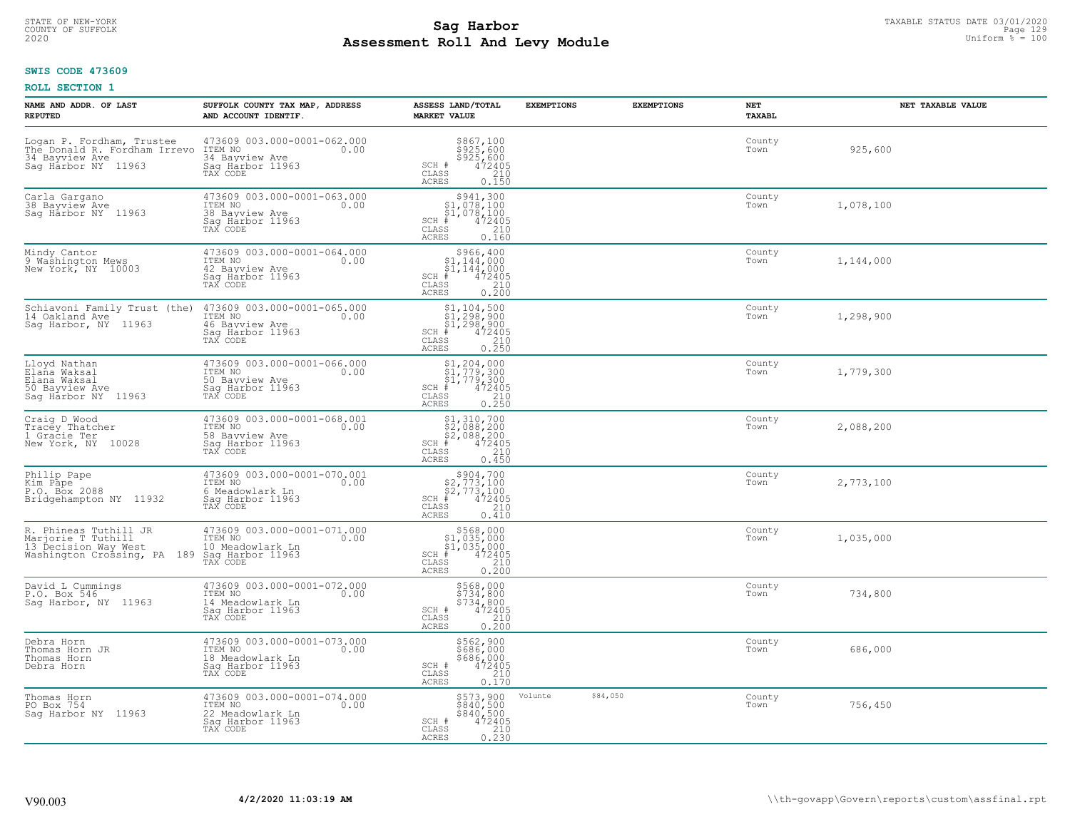STATE OF NEW-YORK
COUNTY OF SUFFOLK
2020

# Sag Harbor
# Assessment Roll And Levy Module

TAXABLE STATUS DATE 03/01/2020
Uniform % = 100

**SWIS CODE 473609**

**ROLL SECTION 1**

| NAME AND ADDR. OF LAST REPUTED | SUFFOLK COUNTY TAX MAP, ADDRESS AND ACCOUNT IDENTIF. | ASSESS LAND/TOTAL MARKET VALUE | EXEMPTIONS | EXEMPTIONS | NET TAXABL | NET TAXABLE VALUE |
|---|---|---|---|---|---|---|
| Logan P. Fordham, Trustee<br>The Donald R. Fordham Irrevo<br>34 Bayview Ave<br>Sag Harbor NY 11963 | 473609 003.000-0001-062.000<br>ITEM NO 0.00<br>34 Bayview Ave<br>Sag Harbor 11963<br>TAX CODE | $867,100<br>$925,600<br>$925,600<br>SCH # 472405<br>CLASS 210<br>ACRES 0.150 | | | County<br>Town | 925,600 |
| Carla Gargano<br>38 Bayview Ave<br>Sag Harbor NY 11963 | 473609 003.000-0001-063.000<br>ITEM NO 0.00<br>38 Bayview Ave<br>Sag Harbor 11963<br>TAX CODE | $941,300<br>$1,078,100<br>$1,078,100<br>SCH # 472405<br>CLASS 210<br>ACRES 0.160 | | | County<br>Town | 1,078,100 |
| Mindy Cantor<br>9 Washington Mews<br>New York, NY 10003 | 473609 003.000-0001-064.000<br>ITEM NO 0.00<br>42 Bayview Ave<br>Sag Harbor 11963<br>TAX CODE | $966,400<br>$1,144,000<br>$1,144,000<br>SCH # 472405<br>CLASS 210<br>ACRES 0.200 | | | County<br>Town | 1,144,000 |
| Schiavoni Family Trust (the)<br>14 Oakland Ave<br>Sag Harbor, NY 11963 | 473609 003.000-0001-065.000<br>ITEM NO 0.00<br>46 Bayview Ave<br>Sag Harbor 11963<br>TAX CODE | $1,104,500<br>$1,298,900<br>$1,298,900<br>SCH # 472405<br>CLASS 210<br>ACRES 0.250 | | | County<br>Town | 1,298,900 |
| Lloyd Nathan<br>Elana Waksal<br>Elana Waksal<br>50 Bayview Ave<br>Sag Harbor NY 11963 | 473609 003.000-0001-066.000<br>ITEM NO 0.00<br>50 Bayview Ave<br>Sag Harbor 11963<br>TAX CODE | $1,204,000<br>$1,779,300<br>$1,779,300<br>SCH # 472405<br>CLASS 210<br>ACRES 0.250 | | | County<br>Town | 1,779,300 |
| Craig D Wood<br>Tracey Thatcher<br>1 Gracie Ter<br>New York, NY 10028 | 473609 003.000-0001-068.001<br>ITEM NO 0.00<br>58 Bayview Ave<br>Sag Harbor 11963<br>TAX CODE | $1,310,700<br>$2,088,200<br>$2,088,200<br>SCH # 472405<br>CLASS 210<br>ACRES 0.450 | | | County<br>Town | 2,088,200 |
| Philip Pape<br>Kim Pape<br>P.O. Box 2088<br>Bridgehampton NY 11932 | 473609 003.000-0001-070.001<br>ITEM NO 0.00<br>6 Meadowlark Ln<br>Sag Harbor 11963<br>TAX CODE | $904,700<br>$2,773,100<br>$2,773,100<br>SCH # 472405<br>CLASS 210<br>ACRES 0.410 | | | County<br>Town | 2,773,100 |
| R. Phineas Tuthill JR<br>Marjorie T Tuthill<br>13 Decision Way West<br>Washington Crossing, PA 189 | 473609 003.000-0001-071.000<br>ITEM NO 0.00<br>10 Meadowlark Ln<br>Sag Harbor 11963<br>TAX CODE | $568,000<br>$1,035,000<br>$1,035,000<br>SCH # 472405<br>CLASS 210<br>ACRES 0.200 | | | County<br>Town | 1,035,000 |
| David L Cummings<br>P.O. Box 546<br>Sag Harbor, NY 11963 | 473609 003.000-0001-072.000<br>ITEM NO 0.00<br>14 Meadowlark Ln<br>Sag Harbor 11963<br>TAX CODE | $568,000<br>$734,800<br>$734,800<br>SCH # 472405<br>CLASS 210<br>ACRES 0.200 | | | County<br>Town | 734,800 |
| Debra Horn<br>Thomas Horn JR<br>Thomas Horn<br>Debra Horn | 473609 003.000-0001-073.000<br>ITEM NO 0.00<br>18 Meadowlark Ln<br>Sag Harbor 11963<br>TAX CODE | $562,900<br>$686,000<br>$686,000<br>SCH # 472405<br>CLASS 210<br>ACRES 0.170 | | | County<br>Town | 686,000 |
| Thomas Horn<br>PO Box 754<br>Sag Harbor NY 11963 | 473609 003.000-0001-074.000<br>ITEM NO 0.00<br>22 Meadowlark Ln<br>Sag Harbor 11963<br>TAX CODE | $573,900<br>$840,500<br>$840,500<br>SCH # 472405<br>CLASS 210<br>ACRES 0.230 | Volunte $84,050 | | County<br>Town | 756,450 |

V90.003 4/2/2020 11:03:19 AM \\th-govapp\Govern\reports\custom\assfinal.rpt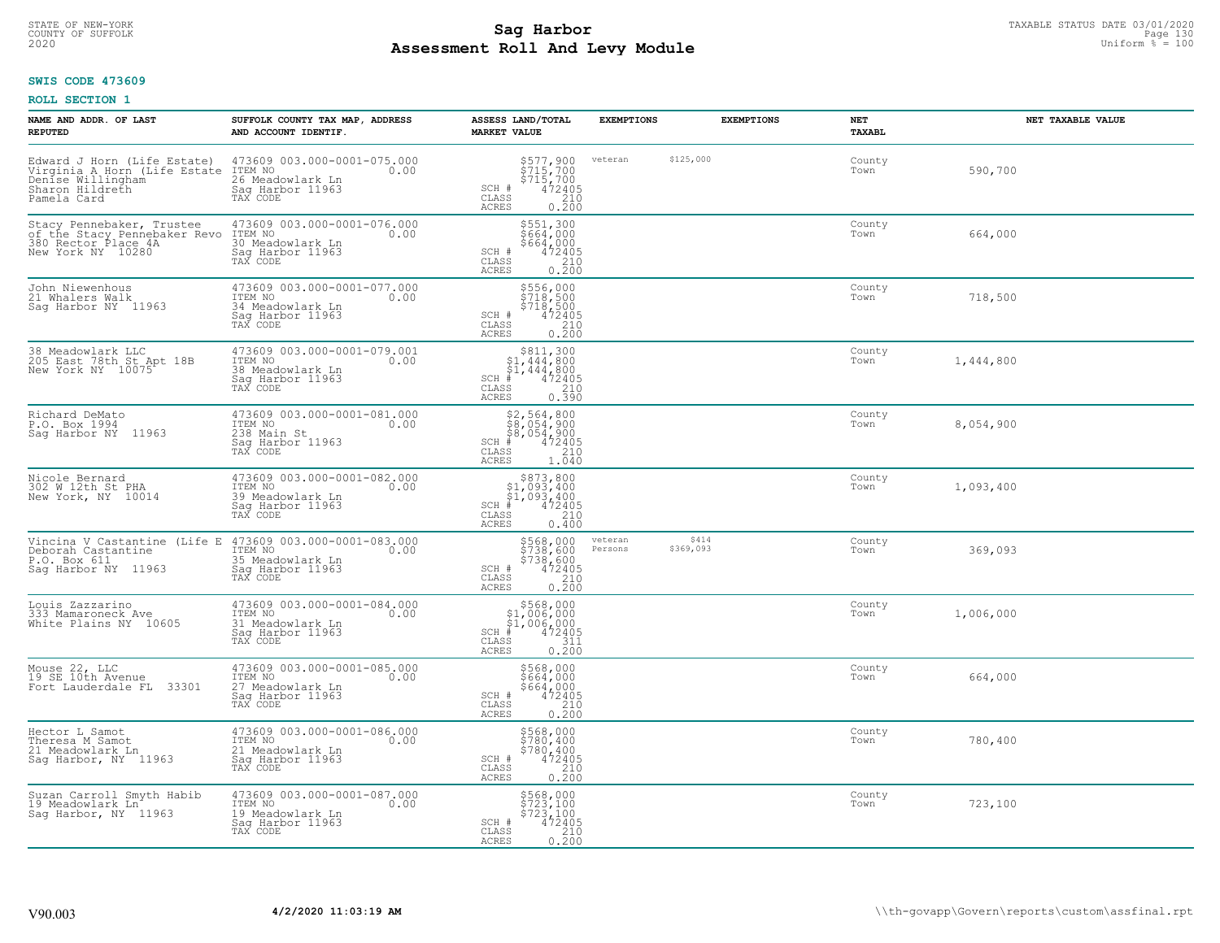STATE OF NEW-YORK
COUNTY OF SUFFOLK
2020

# Sag Harbor
# Assessment Roll And Levy Module

TAXABLE STATUS DATE 03/01/2020
Uniform % = 100

**SWIS CODE 473609**

**ROLL SECTION 1**

| NAME AND ADDR. OF LAST REPUTED | SUFFOLK COUNTY TAX MAP, ADDRESS AND ACCOUNT IDENTIF. | ASSESS LAND/TOTAL MARKET VALUE | EXEMPTIONS | EXEMPTIONS | NET TAXABL | NET TAXABLE VALUE |
|---|---|---|---|---|---|---|
| Edward J Horn (Life Estate)<br>Virginia A Horn (Life Estate<br>Denise Willingham<br>Sharon Hildreth<br>Pamela Card | 473609 003.000-0001-075.000<br>ITEM NO 0.00<br>26 Meadowlark Ln<br>Sag Harbor 11963<br>TAX CODE | $577,900<br>$715,700<br>$715,700<br>SCH # 472405<br>CLASS 210<br>ACRES 0.200 | veteran $125,000 | | County<br>Town | 590,700 |
| Stacy Pennebaker, Trustee<br>of the Stacy Pennebaker Revo<br>380 Rector Place 4A<br>New York NY 10280 | 473609 003.000-0001-076.000<br>ITEM NO 0.00<br>30 Meadowlark Ln<br>Sag Harbor 11963<br>TAX CODE | $551,300<br>$664,000<br>$664,000<br>SCH # 472405<br>CLASS 210<br>ACRES 0.200 | | | County<br>Town | 664,000 |
| John Niewenhous<br>21 Whalers Walk<br>Sag Harbor NY 11963 | 473609 003.000-0001-077.000<br>ITEM NO 0.00<br>34 Meadowlark Ln<br>Sag Harbor 11963<br>TAX CODE | $556,000<br>$718,500<br>$718,500<br>SCH # 472405<br>CLASS 210<br>ACRES 0.200 | | | County<br>Town | 718,500 |
| 38 Meadowlark LLC<br>205 East 78th St Apt 18B<br>New York NY 10075 | 473609 003.000-0001-079.001<br>ITEM NO 0.00<br>38 Meadowlark Ln<br>Sag Harbor 11963<br>TAX CODE | $811,300<br>$1,444,800<br>$1,444,800<br>SCH # 472405<br>CLASS 210<br>ACRES 0.390 | | | County<br>Town | 1,444,800 |
| Richard DeMato<br>P.O. Box 1994<br>Sag Harbor NY 11963 | 473609 003.000-0001-081.000<br>ITEM NO 0.00<br>238 Main St<br>Sag Harbor 11963<br>TAX CODE | $2,564,800<br>$8,054,900<br>$8,054,900<br>SCH # 472405<br>CLASS 210<br>ACRES 1.040 | | | County<br>Town | 8,054,900 |
| Nicole Bernard<br>302 W 12th St PHA<br>New York, NY 10014 | 473609 003.000-0001-082.000<br>ITEM NO 0.00<br>39 Meadowlark Ln<br>Sag Harbor 11963<br>TAX CODE | $873,800<br>$1,093,400<br>$1,093,400<br>SCH # 472405<br>CLASS 210<br>ACRES 0.400 | | | County<br>Town | 1,093,400 |
| Vincina V Castantine (Life E<br>Deborah Castantine<br>P.O. Box 611<br>Sag Harbor NY 11963 | 473609 003.000-0001-083.000<br>ITEM NO 0.00<br>35 Meadowlark Ln<br>Sag Harbor 11963<br>TAX CODE | $568,000<br>$738,600<br>$738,600<br>SCH # 472405<br>CLASS 210<br>ACRES 0.200 | veteran $414<br>Persons $369,093 | | County<br>Town | 369,093 |
| Louis Zazzarino<br>333 Mamaroneck Ave<br>White Plains NY 10605 | 473609 003.000-0001-084.000<br>ITEM NO 0.00<br>31 Meadowlark Ln<br>Sag Harbor 11963<br>TAX CODE | $568,000<br>$1,006,000<br>$1,006,000<br>SCH # 472405<br>CLASS 311<br>ACRES 0.200 | | | County<br>Town | 1,006,000 |
| Mouse 22, LLC<br>19 SE 10th Avenue<br>Fort Lauderdale FL 33301 | 473609 003.000-0001-085.000<br>ITEM NO 0.00<br>27 Meadowlark Ln<br>Sag Harbor 11963<br>TAX CODE | $568,000<br>$664,000<br>$664,000<br>SCH # 472405<br>CLASS 210<br>ACRES 0.200 | | | County<br>Town | 664,000 |
| Hector L Samot<br>Theresa M Samot<br>21 Meadowlark Ln<br>Sag Harbor, NY 11963 | 473609 003.000-0001-086.000<br>ITEM NO 0.00<br>21 Meadowlark Ln<br>Sag Harbor 11963<br>TAX CODE | $568,000<br>$780,400<br>$780,400<br>SCH # 472405<br>CLASS 210<br>ACRES 0.200 | | | County<br>Town | 780,400 |
| Suzan Carroll Smyth Habib<br>19 Meadowlark Ln<br>Sag Harbor, NY 11963 | 473609 003.000-0001-087.000<br>ITEM NO 0.00<br>19 Meadowlark Ln<br>Sag Harbor 11963<br>TAX CODE | $568,000<br>$723,100<br>$723,100<br>SCH # 472405<br>CLASS 210<br>ACRES 0.200 | | | County<br>Town | 723,100 |

V90.003 4/2/2020 11:03:19 AM \\th-govapp\Govern\reports\custom\assfinal.rpt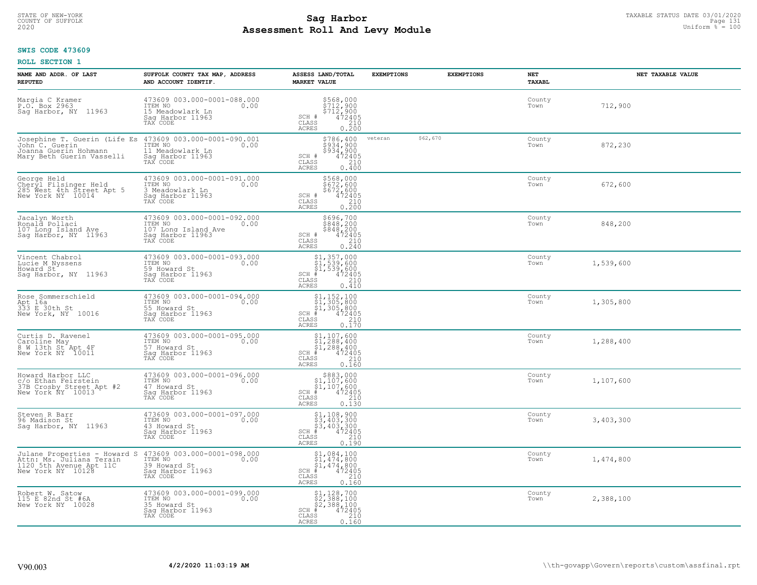STATE OF NEW-YORK
COUNTY OF SUFFOLK
2020

# Sag Harbor
## Assessment Roll And Levy Module

TAXABLE STATUS DATE 03/01/2020
Uniform % = 100

**SWIS CODE 473609**

**ROLL SECTION 1**

| NAME AND ADDR. OF LAST REPUTED | SUFFOLK COUNTY TAX MAP, ADDRESS AND ACCOUNT IDENTIF. | ASSESS LAND/TOTAL MARKET VALUE | EXEMPTIONS | EXEMPTIONS | NET TAXABL | NET TAXABLE VALUE |
|---|---|---|---|---|---|---|
| Margia C Kramer<br>P.O. Box 2963<br>Sag Harbor, NY 11963 | 473609 003.000-0001-088.000<br>ITEM NO 0.00<br>15 Meadowlark Ln<br>Sag Harbor 11963<br>TAX CODE | $568,000<br>$712,900<br>$712,900<br>SCH # 472405<br>CLASS 210<br>ACRES 0.200 | | | County<br>Town | 712,900 |
| Josephine T. Guerin (Life Es<br>John C. Guerin<br>Joanna Guerin Hohmann<br>Mary Beth Guerin Vasselli | 473609 003.000-0001-090.001<br>ITEM NO 0.00<br>11 Meadowlark Ln<br>Sag Harbor 11963<br>TAX CODE | $786,400<br>$934,900<br>$934,900<br>SCH # 472405<br>CLASS 210<br>ACRES 0.400 | veteran $62,670 | | County<br>Town | 872,230 |
| George Held<br>Cheryl Filsinger Held<br>285 West 4th Street Apt 5<br>New York NY 10014 | 473609 003.000-0001-091.000<br>ITEM NO 0.00<br>3 Meadowlark Ln<br>Sag Harbor 11963<br>TAX CODE | $568,000<br>$672,600<br>$672,600<br>SCH # 472405<br>CLASS 210<br>ACRES 0.200 | | | County<br>Town | 672,600 |
| Jacalyn Worth<br>Ronald Pollaci<br>107 Long Island Ave<br>Sag Harbor, NY 11963 | 473609 003.000-0001-092.000<br>ITEM NO 0.00<br>107 Long Island Ave<br>Sag Harbor 11963<br>TAX CODE | $696,700<br>$848,200<br>$848,200<br>SCH # 472405<br>CLASS 210<br>ACRES 0.240 | | | County<br>Town | 848,200 |
| Vincent Chabrol<br>Lucie M Nyssens<br>Howard St<br>Sag Harbor, NY 11963 | 473609 003.000-0001-093.000<br>ITEM NO 0.00<br>59 Howard St<br>Sag Harbor 11963<br>TAX CODE | $1,357,000<br>$1,539,600<br>$1,539,600<br>SCH # 472405<br>CLASS 210<br>ACRES 0.410 | | | County<br>Town | 1,539,600 |
| Rose Sommerschield<br>Apt 16a<br>333 E 30th St<br>New York, NY 10016 | 473609 003.000-0001-094.000<br>ITEM NO 0.00<br>55 Howard St<br>Sag Harbor 11963<br>TAX CODE | $1,152,100<br>$1,305,800<br>$1,305,800<br>SCH # 472405<br>CLASS 210<br>ACRES 0.170 | | | County<br>Town | 1,305,800 |
| Curtis D. Ravenel<br>Caroline May<br>8 W 13th St Apt 4F<br>New York NY 10011 | 473609 003.000-0001-095.000<br>ITEM NO 0.00<br>57 Howard St<br>Sag Harbor 11963<br>TAX CODE | $1,107,600<br>$1,288,400<br>$1,288,400<br>SCH # 472405<br>CLASS 210<br>ACRES 0.160 | | | County<br>Town | 1,288,400 |
| Howard Harbor LLC<br>c/o Ethan Feirstein<br>37B Crosby Street Apt #2<br>New York NY 10013 | 473609 003.000-0001-096.000<br>ITEM NO 0.00<br>47 Howard St<br>Sag Harbor 11963<br>TAX CODE | $883,000<br>$1,107,600<br>$1,107,600<br>SCH # 472405<br>CLASS 210<br>ACRES 0.130 | | | County<br>Town | 1,107,600 |
| Steven R Barr<br>96 Madison St<br>Sag Harbor, NY 11963 | 473609 003.000-0001-097.000<br>ITEM NO 0.00<br>43 Howard St<br>Sag Harbor 11963<br>TAX CODE | $1,108,900<br>$3,403,300<br>$3,403,300<br>SCH # 472405<br>CLASS 210<br>ACRES 0.190 | | | County<br>Town | 3,403,300 |
| Julane Properties - Howard S<br>Attn: Ms. Juliana Terain<br>1120 5th Avenue Apt 11C<br>New York NY 10128 | 473609 003.000-0001-098.000<br>ITEM NO 0.00<br>39 Howard St<br>Sag Harbor 11963<br>TAX CODE | $1,084,100<br>$1,474,800<br>$1,474,800<br>SCH # 472405<br>CLASS 210<br>ACRES 0.160 | | | County<br>Town | 1,474,800 |
| Robert W. Satow<br>115 E 82nd St #6A<br>New York NY 10028 | 473609 003.000-0001-099.000<br>ITEM NO 0.00<br>35 Howard St<br>Sag Harbor 11963<br>TAX CODE | $1,128,700<br>$2,388,100<br>$2,388,100<br>SCH # 472405<br>CLASS 210<br>ACRES 0.160 | | | County<br>Town | 2,388,100 |

V90.003 **4/2/2020 11:03:19 AM** \\th-govapp\Govern\reports\custom\assfinal.rpt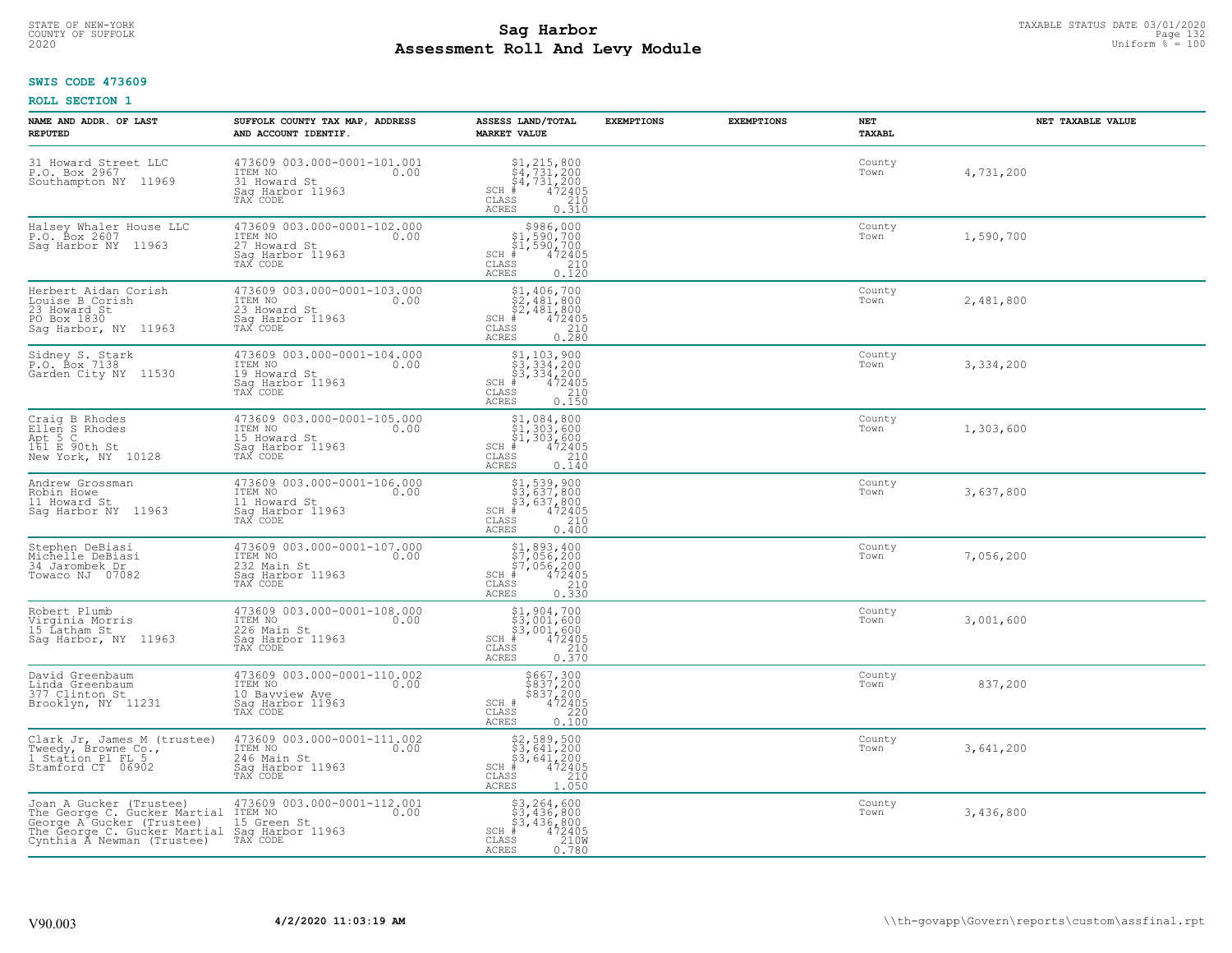STATE OF NEW-YORK
COUNTY OF SUFFOLK
2020

# Sag Harbor
# Assessment Roll And Levy Module

TAXABLE STATUS DATE 03/01/2020
Uniform % = 100

**SWIS CODE 473609**

**ROLL SECTION 1**

| NAME AND ADDR. OF LAST REPUTED | SUFFOLK COUNTY TAX MAP, ADDRESS AND ACCOUNT IDENTIF. | ASSESS LAND/TOTAL MARKET VALUE | EXEMPTIONS | EXEMPTIONS | NET TAXABL | NET TAXABLE VALUE |
|---|---|---|---|---|---|---|
| 31 Howard Street LLC<br>P.O. Box 2967<br>Southampton NY 11969 | 473609 003.000-0001-101.001<br>ITEM NO 0.00<br>31 Howard St<br>Sag Harbor 11963<br>TAX CODE | $1,215,800<br>$4,731,200<br>$4,731,200<br>SCH # 472405<br>CLASS 210<br>ACRES 0.310 | | | County<br>Town | 4,731,200 |
| Halsey Whaler House LLC<br>P.O. Box 2607<br>Sag Harbor NY 11963 | 473609 003.000-0001-102.000<br>ITEM NO 0.00<br>27 Howard St<br>Sag Harbor 11963<br>TAX CODE | $986,000<br>$1,590,700<br>$1,590,700<br>SCH # 472405<br>CLASS 210<br>ACRES 0.120 | | | County<br>Town | 1,590,700 |
| Herbert Aidan Corish<br>Louise B Corish<br>23 Howard St<br>PO Box 1830<br>Sag Harbor, NY 11963 | 473609 003.000-0001-103.000<br>ITEM NO 0.00<br>23 Howard St<br>Sag Harbor 11963<br>TAX CODE | $1,406,700<br>$2,481,800<br>$2,481,800<br>SCH # 472405<br>CLASS 210<br>ACRES 0.280 | | | County<br>Town | 2,481,800 |
| Sidney S. Stark<br>P.O. Box 7138<br>Garden City NY 11530 | 473609 003.000-0001-104.000<br>ITEM NO 0.00<br>19 Howard St<br>Sag Harbor 11963<br>TAX CODE | $1,103,900<br>$3,334,200<br>$3,334,200<br>SCH # 472405<br>CLASS 210<br>ACRES 0.150 | | | County<br>Town | 3,334,200 |
| Craig B Rhodes<br>Ellen S Rhodes<br>Apt 5 C<br>161 E 90th St<br>New York, NY 10128 | 473609 003.000-0001-105.000<br>ITEM NO 0.00<br>15 Howard St<br>Sag Harbor 11963<br>TAX CODE | $1,084,800<br>$1,303,600<br>$1,303,600<br>SCH # 472405<br>CLASS 210<br>ACRES 0.140 | | | County<br>Town | 1,303,600 |
| Andrew Grossman<br>Robin Howe<br>11 Howard St<br>Sag Harbor NY 11963 | 473609 003.000-0001-106.000<br>ITEM NO 0.00<br>11 Howard St<br>Sag Harbor 11963<br>TAX CODE | $1,539,900<br>$3,637,800<br>$3,637,800<br>SCH # 472405<br>CLASS 210<br>ACRES 0.400 | | | County<br>Town | 3,637,800 |
| Stephen DeBiasi<br>Michelle DeBiasi<br>34 Jarombek Dr<br>Towaco NJ 07082 | 473609 003.000-0001-107.000<br>ITEM NO 0.00<br>232 Main St<br>Sag Harbor 11963<br>TAX CODE | $1,893,400<br>$7,056,200<br>$7,056,200<br>SCH # 472405<br>CLASS 210<br>ACRES 0.330 | | | County<br>Town | 7,056,200 |
| Robert Plumb<br>Virginia Morris<br>15 Latham St<br>Sag Harbor, NY 11963 | 473609 003.000-0001-108.000<br>ITEM NO 0.00<br>226 Main St<br>Sag Harbor 11963<br>TAX CODE | $1,904,700<br>$3,001,600<br>$3,001,600<br>SCH # 472405<br>CLASS 210<br>ACRES 0.370 | | | County<br>Town | 3,001,600 |
| David Greenbaum<br>Linda Greenbaum<br>377 Clinton St<br>Brooklyn, NY 11231 | 473609 003.000-0001-110.002<br>ITEM NO 0.00<br>10 Bayview Ave<br>Sag Harbor 11963<br>TAX CODE | $667,300<br>$837,200<br>$837,200<br>SCH # 472405<br>CLASS 220<br>ACRES 0.100 | | | County<br>Town | 837,200 |
| Clark Jr, James M (trustee)<br>Tweedy, Browne Co.,<br>1 Station Pl FL 5<br>Stamford CT 06902 | 473609 003.000-0001-111.002<br>ITEM NO 0.00<br>246 Main St<br>Sag Harbor 11963<br>TAX CODE | $2,589,500<br>$3,641,200<br>$3,641,200<br>SCH # 472405<br>CLASS 210<br>ACRES 1.050 | | | County<br>Town | 3,641,200 |
| Joan A Gucker (Trustee)<br>The George C. Gucker Martial<br>George A Gucker (Trustee)<br>The George C. Gucker Martial<br>Cynthia A Newman (Trustee) | 473609 003.000-0001-112.001<br>ITEM NO 0.00<br>15 Green St<br>Sag Harbor 11963<br>TAX CODE | $3,264,600<br>$3,436,800<br>$3,436,800<br>SCH # 472405<br>CLASS 210W<br>ACRES 0.780 | | | County<br>Town | 3,436,800 |

V90.003 4/2/2020 11:03:19 AM \\th-govapp\Govern\reports\custom\assfinal.rpt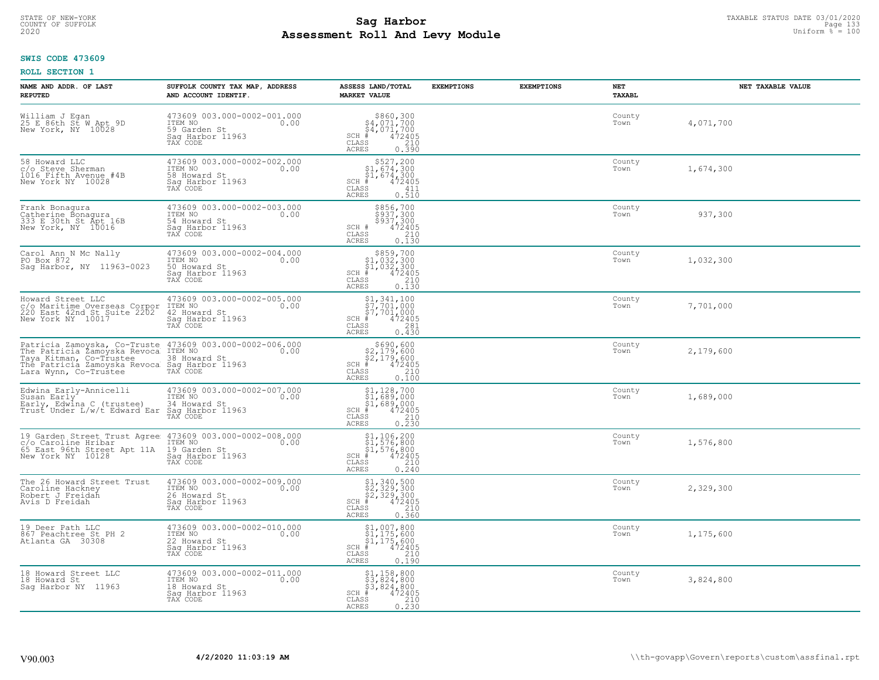# Sag Harbor
## Assessment Roll And Levy Module

STATE OF NEW-YORK
COUNTY OF SUFFOLK
2020

TAXABLE STATUS DATE 03/01/2020
Uniform % = 100

**SWIS CODE 473609**

**ROLL SECTION 1**

| NAME AND ADDR. OF LAST REPUTED | SUFFOLK COUNTY TAX MAP, ADDRESS AND ACCOUNT IDENTIF. | ASSESS LAND/TOTAL MARKET VALUE | EXEMPTIONS | EXEMPTIONS | NET TAXABL | NET TAXABLE VALUE |
|---|---|---|---|---|---|---|
| William J Egan<br>25 E 86th St W Apt 9D<br>New York, NY 10028 | 473609 003.000-0002-001.000<br>ITEM NO 0.00<br>59 Garden St<br>Sag Harbor 11963<br>TAX CODE | $860,300<br>$4,071,700<br>$4,071,700<br>SCH # 472405<br>CLASS 210<br>ACRES 0.390 | | | County<br>Town | 4,071,700 |
| 58 Howard LLC<br>c/o Steve Sherman<br>1016 Fifth Avenue #4B<br>New York NY 10028 | 473609 003.000-0002-002.000<br>ITEM NO 0.00<br>58 Howard St<br>Sag Harbor 11963<br>TAX CODE | $527,200<br>$1,674,300<br>$1,674,300<br>SCH # 472405<br>CLASS 411<br>ACRES 0.510 | | | County<br>Town | 1,674,300 |
| Frank Bonagura<br>Catherine Bonagura<br>333 E 30th St Apt 16B<br>New York, NY 10016 | 473609 003.000-0002-003.000<br>ITEM NO 0.00<br>54 Howard St<br>Sag Harbor 11963<br>TAX CODE | $856,700<br>$937,300<br>$937,300<br>SCH # 472405<br>CLASS 210<br>ACRES 0.130 | | | County<br>Town | 937,300 |
| Carol Ann N Mc Nally<br>PO Box 872<br>Sag Harbor, NY 11963-0023 | 473609 003.000-0002-004.000<br>ITEM NO 0.00<br>50 Howard St<br>Sag Harbor 11963<br>TAX CODE | $859,700<br>$1,032,300<br>$1,032,300<br>SCH # 472405<br>CLASS 210<br>ACRES 0.130 | | | County<br>Town | 1,032,300 |
| Howard Street LLC<br>c/o Maritime Overseas Corpor<br>220 East 42nd St Suite 2202<br>New York NY 10017 | 473609 003.000-0002-005.000<br>ITEM NO 0.00<br>42 Howard St<br>Sag Harbor 11963<br>TAX CODE | $1,341,100<br>$7,701,000<br>$7,701,000<br>SCH # 472405<br>CLASS 281<br>ACRES 0.430 | | | County<br>Town | 7,701,000 |
| Patricia Zamoyska, Co-Truste<br>The Patricia Zamoyska Revoca<br>Taya Kitman, Co-Trustee<br>The Patricia Zamoyska Revoca<br>Lara Wynn, Co-Trustee | 473609 003.000-0002-006.000<br>ITEM NO 0.00<br>38 Howard St<br>Sag Harbor 11963<br>TAX CODE | $690,600<br>$2,179,600<br>$2,179,600<br>SCH # 472405<br>CLASS 210<br>ACRES 0.100 | | | County<br>Town | 2,179,600 |
| Edwina Early-Annicelli<br>Susan Early<br>Early, Edwina C (trustee)<br>Trust Under L/w/t Edward Ear | 473609 003.000-0002-007.000<br>ITEM NO 0.00<br>34 Howard St<br>Sag Harbor 11963<br>TAX CODE | $1,128,700<br>$1,689,000<br>$1,689,000<br>SCH # 472405<br>CLASS 210<br>ACRES 0.230 | | | County<br>Town | 1,689,000 |
| 19 Garden Street Trust Agree<br>c/o Caroline Hribar<br>65 East 96th Street Apt 11A<br>New York NY 10128 | 473609 003.000-0002-008.000<br>ITEM NO 0.00<br>19 Garden St<br>Sag Harbor 11963<br>TAX CODE | $1,106,200<br>$1,576,800<br>$1,576,800<br>SCH # 472405<br>CLASS 210<br>ACRES 0.240 | | | County<br>Town | 1,576,800 |
| The 26 Howard Street Trust<br>Caroline Hackney<br>Robert J Freidah<br>Avis D Freidah | 473609 003.000-0002-009.000<br>ITEM NO 0.00<br>26 Howard St<br>Sag Harbor 11963<br>TAX CODE | $1,340,500<br>$2,329,300<br>$2,329,300<br>SCH # 472405<br>CLASS 210<br>ACRES 0.360 | | | County<br>Town | 2,329,300 |
| 19 Deer Path LLC<br>867 Peachtree St PH 2<br>Atlanta GA 30308 | 473609 003.000-0002-010.000<br>ITEM NO 0.00<br>22 Howard St<br>Sag Harbor 11963<br>TAX CODE | $1,007,800<br>$1,175,600<br>$1,175,600<br>SCH # 472405<br>CLASS 210<br>ACRES 0.190 | | | County<br>Town | 1,175,600 |
| 18 Howard Street LLC<br>18 Howard St<br>Sag Harbor NY 11963 | 473609 003.000-0002-011.000<br>ITEM NO 0.00<br>18 Howard St<br>Sag Harbor 11963<br>TAX CODE | $1,158,800<br>$3,824,800<br>$3,824,800<br>SCH # 472405<br>CLASS 210<br>ACRES 0.230 | | | County<br>Town | 3,824,800 |

V90.003 **4/2/2020 11:03:19 AM** \\th-govapp\Govern\reports\custom\assfinal.rpt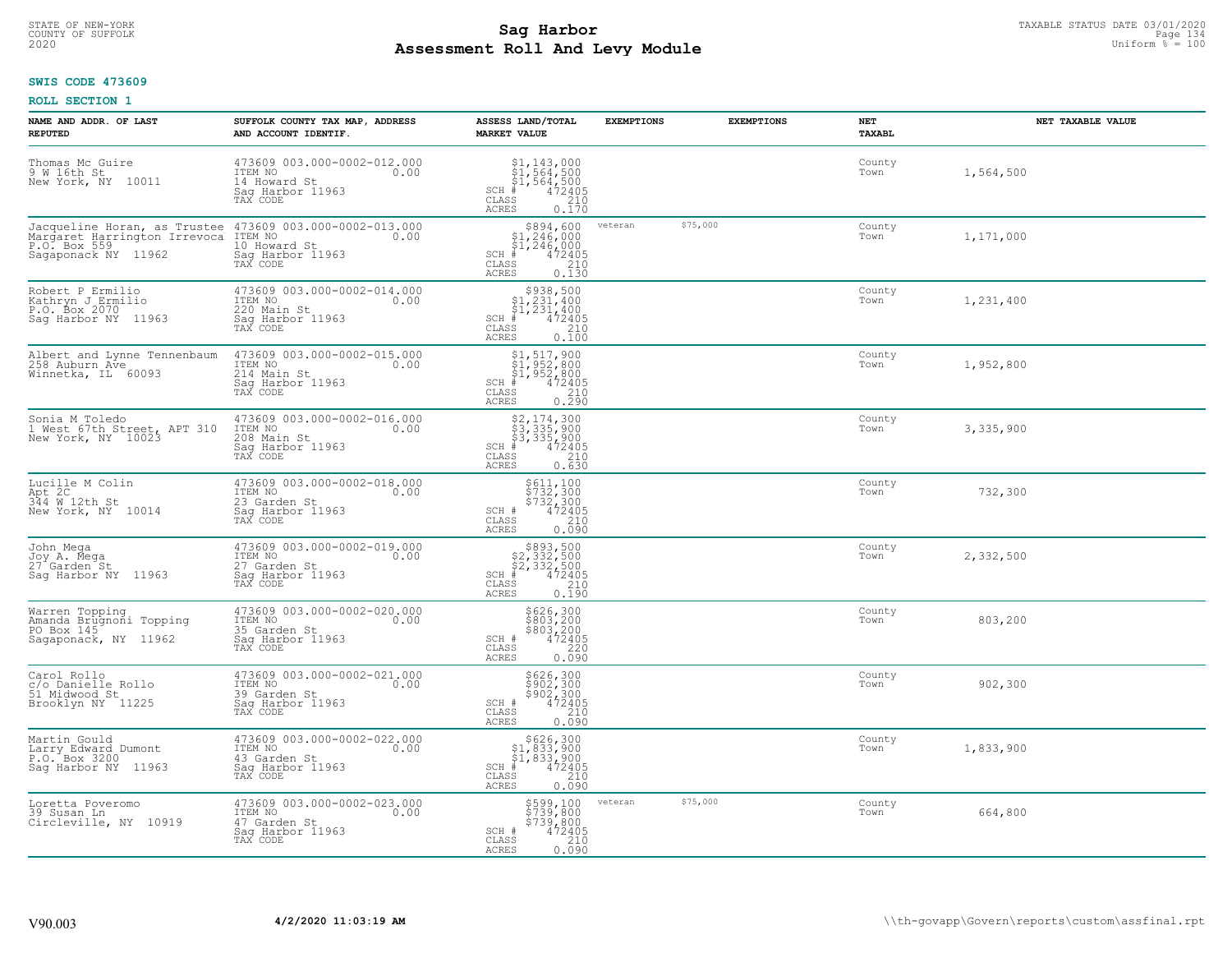STATE OF NEW-YORK
COUNTY OF SUFFOLK
2020

# Sag Harbor
# Assessment Roll And Levy Module

TAXABLE STATUS DATE 03/01/2020
Uniform % = 100

**SWIS CODE 473609**

**ROLL SECTION 1**

| NAME AND ADDR. OF LAST REPUTED | SUFFOLK COUNTY TAX MAP, ADDRESS AND ACCOUNT IDENTIF. | ASSESS LAND/TOTAL MARKET VALUE | EXEMPTIONS | EXEMPTIONS | NET TAXABL | NET TAXABLE VALUE |
|---|---|---|---|---|---|---|
| Thomas Mc Guire<br>9 W 16th St<br>New York, NY 10011 | 473609 003.000-0002-012.000<br>ITEM NO 0.00<br>14 Howard St<br>Sag Harbor 11963<br>TAX CODE | $1,143,000<br>$1,564,500<br>$1,564,500<br>SCH # 472405<br>CLASS 210<br>ACRES 0.170 | | | County<br>Town | 1,564,500 |
| Jacqueline Horan, as Trustee<br>Margaret Harrington Irrevoca<br>P.O. Box 559<br>Sagaponack NY 11962 | 473609 003.000-0002-013.000<br>ITEM NO 0.00<br>10 Howard St<br>Sag Harbor 11963<br>TAX CODE | $894,600<br>$1,246,000<br>$1,246,000<br>SCH # 472405<br>CLASS 210<br>ACRES 0.130 | veteran $75,000 | | County<br>Town | 1,171,000 |
| Robert P Ermilio<br>Kathryn J Ermilio<br>P.O. Box 2070<br>Sag Harbor NY 11963 | 473609 003.000-0002-014.000<br>ITEM NO 0.00<br>220 Main St<br>Sag Harbor 11963<br>TAX CODE | $938,500<br>$1,231,400<br>$1,231,400<br>SCH # 472405<br>CLASS 210<br>ACRES 0.100 | | | County<br>Town | 1,231,400 |
| Albert and Lynne Tennenbaum<br>258 Auburn Ave<br>Winnetka, IL 60093 | 473609 003.000-0002-015.000<br>ITEM NO 0.00<br>214 Main St<br>Sag Harbor 11963<br>TAX CODE | $1,517,900<br>$1,952,800<br>$1,952,800<br>SCH # 472405<br>CLASS 210<br>ACRES 0.290 | | | County<br>Town | 1,952,800 |
| Sonia M Toledo<br>1 West 67th Street, APT 310<br>New York, NY 10023 | 473609 003.000-0002-016.000<br>ITEM NO 0.00<br>208 Main St<br>Sag Harbor 11963<br>TAX CODE | $2,174,300<br>$3,335,900<br>$3,335,900<br>SCH # 472405<br>CLASS 210<br>ACRES 0.630 | | | County<br>Town | 3,335,900 |
| Lucille M Colin<br>Apt 2C<br>344 W 12th St<br>New York, NY 10014 | 473609 003.000-0002-018.000<br>ITEM NO 0.00<br>23 Garden St<br>Sag Harbor 11963<br>TAX CODE | $611,100<br>$732,300<br>$732,300<br>SCH # 472405<br>CLASS 210<br>ACRES 0.090 | | | County<br>Town | 732,300 |
| John Mega<br>Joy A. Mega<br>27 Garden St<br>Sag Harbor NY 11963 | 473609 003.000-0002-019.000<br>ITEM NO 0.00<br>27 Garden St<br>Sag Harbor 11963<br>TAX CODE | $893,500<br>$2,332,500<br>$2,332,500<br>SCH # 472405<br>CLASS 210<br>ACRES 0.190 | | | County<br>Town | 2,332,500 |
| Warren Topping<br>Amanda Brugnoni Topping<br>PO Box 145<br>Sagaponack, NY 11962 | 473609 003.000-0002-020.000<br>ITEM NO 0.00<br>35 Garden St<br>Sag Harbor 11963<br>TAX CODE | $626,300<br>$803,200<br>$803,200<br>SCH # 472405<br>CLASS 220<br>ACRES 0.090 | | | County<br>Town | 803,200 |
| Carol Rollo<br>c/o Danielle Rollo<br>51 Midwood St<br>Brooklyn NY 11225 | 473609 003.000-0002-021.000<br>ITEM NO 0.00<br>39 Garden St<br>Sag Harbor 11963<br>TAX CODE | $626,300<br>$902,300<br>$902,300<br>SCH # 472405<br>CLASS 210<br>ACRES 0.090 | | | County<br>Town | 902,300 |
| Martin Gould<br>Larry Edward Dumont<br>P.O. Box 3200<br>Sag Harbor NY 11963 | 473609 003.000-0002-022.000<br>ITEM NO 0.00<br>43 Garden St<br>Sag Harbor 11963<br>TAX CODE | $626,300<br>$1,833,900<br>$1,833,900<br>SCH # 472405<br>CLASS 210<br>ACRES 0.090 | | | County<br>Town | 1,833,900 |
| Loretta Poveromo<br>39 Susan Ln<br>Circleville, NY 10919 | 473609 003.000-0002-023.000<br>ITEM NO 0.00<br>47 Garden St<br>Sag Harbor 11963<br>TAX CODE | $599,100<br>$739,800<br>$739,800<br>SCH # 472405<br>CLASS 210<br>ACRES 0.090 | veteran $75,000 | | County<br>Town | 664,800 |

V90.003 4/2/2020 11:03:19 AM \\th-govapp\Govern\reports\custom\assfinal.rpt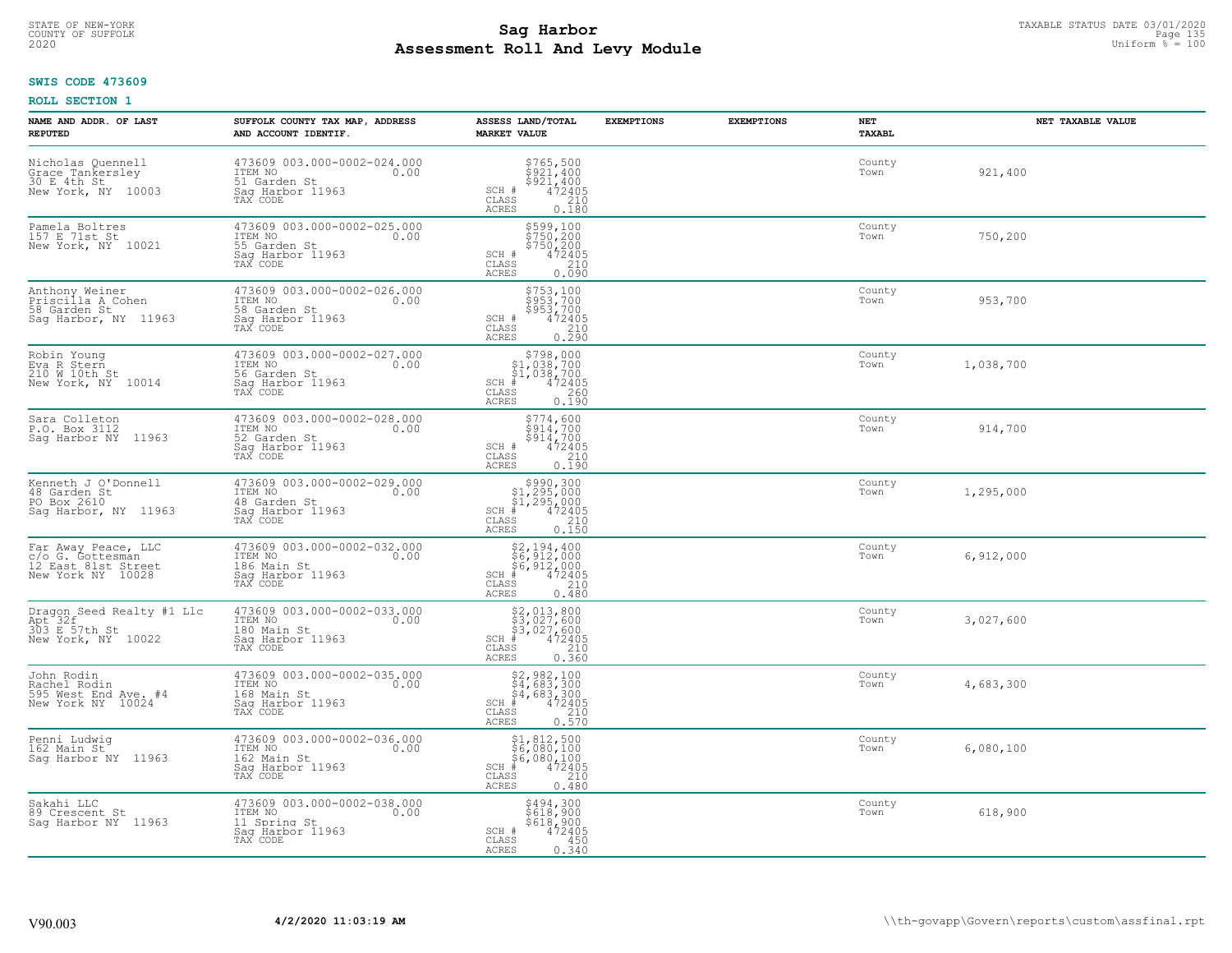STATE OF NEW-YORK
COUNTY OF SUFFOLK
2020

# Sag Harbor
# Assessment Roll And Levy Module

TAXABLE STATUS DATE 03/01/2020
Uniform % = 100

**SWIS CODE 473609**

**ROLL SECTION 1**

| NAME AND ADDR. OF LAST REPUTED | SUFFOLK COUNTY TAX MAP, ADDRESS AND ACCOUNT IDENTIF. | ASSESS LAND/TOTAL MARKET VALUE | EXEMPTIONS | EXEMPTIONS | NET TAXABL | NET TAXABLE VALUE |
|---|---|---|---|---|---|---|
| Nicholas Quennell<br>Grace Tankersley<br>30 E 4th St<br>New York, NY 10003 | 473609 003.000-0002-024.000<br>ITEM NO 0.00<br>51 Garden St<br>Sag Harbor 11963<br>TAX CODE | $765,500<br>$921,400<br>$921,400<br>SCH # 472405<br>CLASS 210<br>ACRES 0.180 | | | County<br>Town | 921,400 |
| Pamela Boltres<br>157 E 71st St<br>New York, NY 10021 | 473609 003.000-0002-025.000<br>ITEM NO 0.00<br>55 Garden St<br>Sag Harbor 11963<br>TAX CODE | $599,100<br>$750,200<br>$750,200<br>SCH # 472405<br>CLASS 210<br>ACRES 0.090 | | | County<br>Town | 750,200 |
| Anthony Weiner<br>Priscilla A Cohen<br>58 Garden St<br>Sag Harbor, NY 11963 | 473609 003.000-0002-026.000<br>ITEM NO 0.00<br>58 Garden St<br>Sag Harbor 11963<br>TAX CODE | $753,100<br>$953,700<br>$953,700<br>SCH # 472405<br>CLASS 210<br>ACRES 0.290 | | | County<br>Town | 953,700 |
| Robin Young<br>Eva R Stern<br>210 W 10th St<br>New York, NY 10014 | 473609 003.000-0002-027.000<br>ITEM NO 0.00<br>56 Garden St<br>Sag Harbor 11963<br>TAX CODE | $798,000<br>$1,038,700<br>$1,038,700<br>SCH # 472405<br>CLASS 260<br>ACRES 0.190 | | | County<br>Town | 1,038,700 |
| Sara Colleton<br>P.O. Box 3112<br>Sag Harbor NY 11963 | 473609 003.000-0002-028.000<br>ITEM NO 0.00<br>52 Garden St<br>Sag Harbor 11963<br>TAX CODE | $774,600<br>$914,700<br>$914,700<br>SCH # 472405<br>CLASS 210<br>ACRES 0.190 | | | County<br>Town | 914,700 |
| Kenneth J O'Donnell<br>48 Garden St<br>PO Box 2610<br>Sag Harbor, NY 11963 | 473609 003.000-0002-029.000<br>ITEM NO 0.00<br>48 Garden St<br>Sag Harbor 11963<br>TAX CODE | $990,300<br>$1,295,000<br>$1,295,000<br>SCH # 472405<br>CLASS 210<br>ACRES 0.150 | | | County<br>Town | 1,295,000 |
| Far Away Peace, LLC<br>c/o G. Gottesman<br>12 East 81st Street<br>New York NY 10028 | 473609 003.000-0002-032.000<br>ITEM NO 0.00<br>186 Main St<br>Sag Harbor 11963<br>TAX CODE | $2,194,400<br>$6,912,000<br>$6,912,000<br>SCH # 472405<br>CLASS 210<br>ACRES 0.480 | | | County<br>Town | 6,912,000 |
| Dragon Seed Realty #1 Llc<br>Apt 32f<br>303 E 57th St<br>New York, NY 10022 | 473609 003.000-0002-033.000<br>ITEM NO 0.00<br>180 Main St<br>Sag Harbor 11963<br>TAX CODE | $2,013,800<br>$3,027,600<br>$3,027,600<br>SCH # 472405<br>CLASS 210<br>ACRES 0.360 | | | County<br>Town | 3,027,600 |
| John Rodin<br>Rachel Rodin<br>595 West End Ave. #4<br>New York NY 10024 | 473609 003.000-0002-035.000<br>ITEM NO 0.00<br>168 Main St<br>Sag Harbor 11963<br>TAX CODE | $2,982,100<br>$4,683,300<br>$4,683,300<br>SCH # 472405<br>CLASS 210<br>ACRES 0.570 | | | County<br>Town | 4,683,300 |
| Penni Ludwig<br>162 Main St<br>Sag Harbor NY 11963 | 473609 003.000-0002-036.000<br>ITEM NO 0.00<br>162 Main St<br>Sag Harbor 11963<br>TAX CODE | $1,812,500<br>$6,080,100<br>$6,080,100<br>SCH # 472405<br>CLASS 210<br>ACRES 0.480 | | | County<br>Town | 6,080,100 |
| Sakahi LLC<br>89 Crescent St<br>Sag Harbor NY 11963 | 473609 003.000-0002-038.000<br>ITEM NO 0.00<br>11 Spring St<br>Sag Harbor 11963<br>TAX CODE | $494,300<br>$618,900<br>$618,900<br>SCH # 472405<br>CLASS 450<br>ACRES 0.340 | | | County<br>Town | 618,900 |

V90.003 **4/2/2020 11:03:19 AM** \\th-govapp\Govern\reports\custom\assfinal.rpt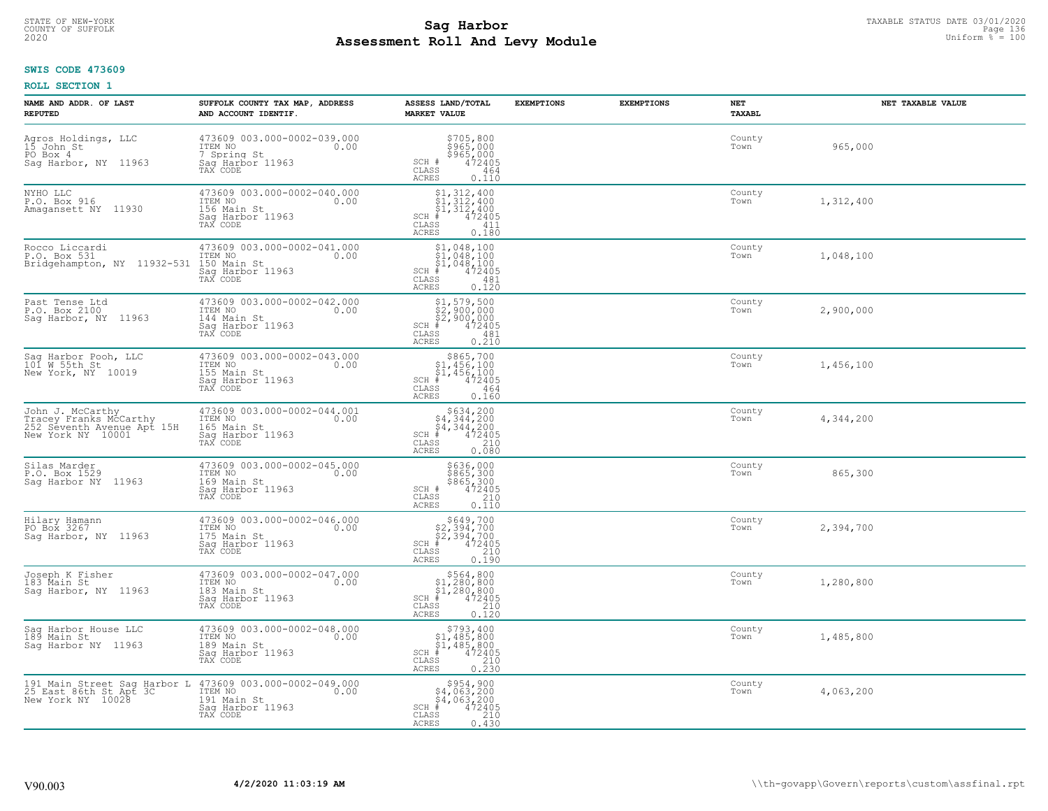STATE OF NEW-YORK
COUNTY OF SUFFOLK
2020

# Sag Harbor
# Assessment Roll And Levy Module

TAXABLE STATUS DATE 03/01/2020
Uniform % = 100

**SWIS CODE 473609**

**ROLL SECTION 1**

| NAME AND ADDR. OF LAST REPUTED | SUFFOLK COUNTY TAX MAP, ADDRESS AND ACCOUNT IDENTIF. | ASSESS LAND/TOTAL MARKET VALUE | EXEMPTIONS | EXEMPTIONS | NET TAXABL | NET TAXABLE VALUE |
|---|---|---|---|---|---|---|
| Agros Holdings, LLC<br>15 John St<br>PO Box 4<br>Sag Harbor, NY 11963 | 473609 003.000-0002-039.000<br>ITEM NO 0.00<br>7 Spring St<br>Sag Harbor 11963<br>TAX CODE | $705,800<br>$965,000<br>$965,000<br>SCH # 472405<br>CLASS 464<br>ACRES 0.110 | | | County<br>Town | 965,000 |
| NYHO LLC<br>P.O. Box 916<br>Amagansett NY 11930 | 473609 003.000-0002-040.000<br>ITEM NO 0.00<br>156 Main St<br>Sag Harbor 11963<br>TAX CODE | $1,312,400<br>$1,312,400<br>$1,312,400<br>SCH # 472405<br>CLASS 411<br>ACRES 0.180 | | | County<br>Town | 1,312,400 |
| Rocco Liccardi<br>P.O. Box 531<br>Bridgehampton, NY 11932-531 | 473609 003.000-0002-041.000<br>ITEM NO 0.00<br>150 Main St<br>Sag Harbor 11963<br>TAX CODE | $1,048,100<br>$1,048,100<br>$1,048,100<br>SCH # 472405<br>CLASS 481<br>ACRES 0.120 | | | County<br>Town | 1,048,100 |
| Past Tense Ltd<br>P.O. Box 2100<br>Sag Harbor, NY 11963 | 473609 003.000-0002-042.000<br>ITEM NO 0.00<br>144 Main St<br>Sag Harbor 11963<br>TAX CODE | $1,579,500<br>$2,900,000<br>$2,900,000<br>SCH # 472405<br>CLASS 481<br>ACRES 0.210 | | | County<br>Town | 2,900,000 |
| Sag Harbor Pooh, LLC<br>101 W 55th St<br>New York, NY 10019 | 473609 003.000-0002-043.000<br>ITEM NO 0.00<br>155 Main St<br>Sag Harbor 11963<br>TAX CODE | $865,700<br>$1,456,100<br>$1,456,100<br>SCH # 472405<br>CLASS 464<br>ACRES 0.160 | | | County<br>Town | 1,456,100 |
| John J. McCarthy<br>Tracey Franks McCarthy<br>252 Seventh Avenue Apt 15H<br>New York NY 10001 | 473609 003.000-0002-044.001<br>ITEM NO 0.00<br>165 Main St<br>Sag Harbor 11963<br>TAX CODE | $634,200<br>$4,344,200<br>$4,344,200<br>SCH # 472405<br>CLASS 210<br>ACRES 0.080 | | | County<br>Town | 4,344,200 |
| Silas Marder<br>P.O. Box 1529<br>Sag Harbor NY 11963 | 473609 003.000-0002-045.000<br>ITEM NO 0.00<br>169 Main St<br>Sag Harbor 11963<br>TAX CODE | $636,000<br>$865,300<br>$865,300<br>SCH # 472405<br>CLASS 210<br>ACRES 0.110 | | | County<br>Town | 865,300 |
| Hilary Hamann<br>PO Box 3267<br>Sag Harbor, NY 11963 | 473609 003.000-0002-046.000<br>ITEM NO 0.00<br>175 Main St<br>Sag Harbor 11963<br>TAX CODE | $649,700<br>$2,394,700<br>$2,394,700<br>SCH # 472405<br>CLASS 210<br>ACRES 0.190 | | | County<br>Town | 2,394,700 |
| Joseph K Fisher<br>183 Main St<br>Sag Harbor, NY 11963 | 473609 003.000-0002-047.000<br>ITEM NO 0.00<br>183 Main St<br>Sag Harbor 11963<br>TAX CODE | $564,800<br>$1,280,800<br>$1,280,800<br>SCH # 472405<br>CLASS 210<br>ACRES 0.120 | | | County<br>Town | 1,280,800 |
| Sag Harbor House LLC<br>189 Main St<br>Sag Harbor NY 11963 | 473609 003.000-0002-048.000<br>ITEM NO 0.00<br>189 Main St<br>Sag Harbor 11963<br>TAX CODE | $793,400<br>$1,485,800<br>$1,485,800<br>SCH # 472405<br>CLASS 210<br>ACRES 0.230 | | | County<br>Town | 1,485,800 |
| 191 Main Street Sag Harbor L<br>25 East 86th St Apt 3C<br>New York NY 10028 | 473609 003.000-0002-049.000<br>ITEM NO 0.00<br>191 Main St<br>Sag Harbor 11963<br>TAX CODE | $954,900<br>$4,063,200<br>$4,063,200<br>SCH # 472405<br>CLASS 210<br>ACRES 0.430 | | | County<br>Town | 4,063,200 |

V90.003 **4/2/2020 11:03:19 AM** \\th-govapp\Govern\reports\custom\assfinal.rpt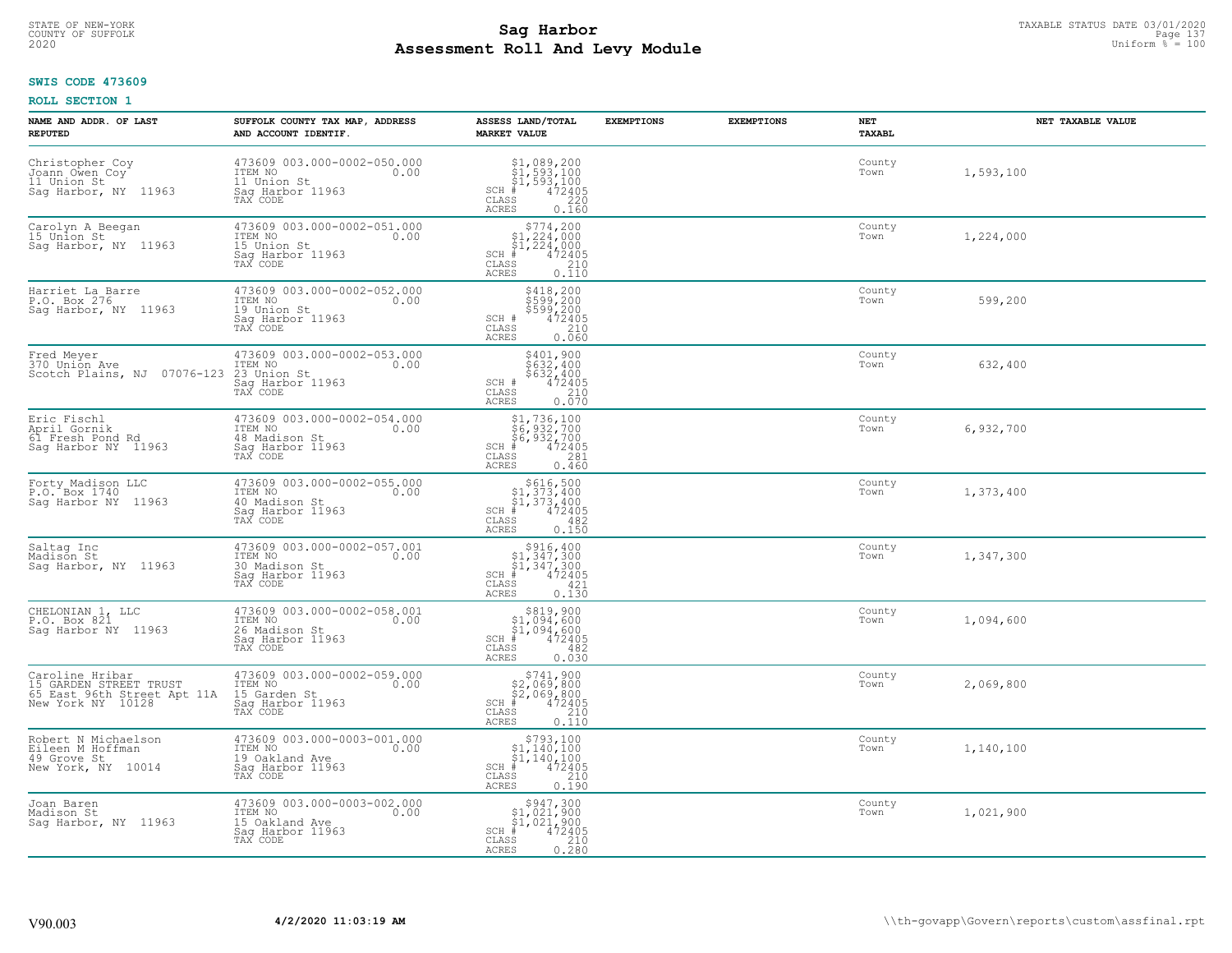STATE OF NEW-YORK
COUNTY OF SUFFOLK
2020

# Sag Harbor
# Assessment Roll And Levy Module

TAXABLE STATUS DATE 03/01/2020
Uniform % = 100

**SWIS CODE 473609**

**ROLL SECTION 1**

| NAME AND ADDR. OF LAST REPUTED | SUFFOLK COUNTY TAX MAP, ADDRESS AND ACCOUNT IDENTIF. | ASSESS LAND/TOTAL MARKET VALUE | EXEMPTIONS | EXEMPTIONS | NET TAXABL | NET TAXABLE VALUE |
|---|---|---|---|---|---|---|
| Christopher Coy<br>Joann Owen Coy<br>11 Union St<br>Sag Harbor, NY 11963 | 473609 003.000-0002-050.000<br>ITEM NO 0.00<br>11 Union St<br>Sag Harbor 11963<br>TAX CODE | $1,089,200<br>$1,593,100<br>$1,593,100<br>SCH # 472405<br>CLASS 220<br>ACRES 0.160 | | | County<br>Town | 1,593,100 |
| Carolyn A Beegan<br>15 Union St<br>Sag Harbor, NY 11963 | 473609 003.000-0002-051.000<br>ITEM NO 0.00<br>15 Union St<br>Sag Harbor 11963<br>TAX CODE | $774,200<br>$1,224,000<br>$1,224,000<br>SCH # 472405<br>CLASS 210<br>ACRES 0.110 | | | County<br>Town | 1,224,000 |
| Harriet La Barre<br>P.O. Box 276<br>Sag Harbor, NY 11963 | 473609 003.000-0002-052.000<br>ITEM NO 0.00<br>19 Union St<br>Sag Harbor 11963<br>TAX CODE | $418,200<br>$599,200<br>$599,200<br>SCH # 472405<br>CLASS 210<br>ACRES 0.060 | | | County<br>Town | 599,200 |
| Fred Meyer<br>370 Union Ave<br>Scotch Plains, NJ 07076-123 | 473609 003.000-0002-053.000<br>ITEM NO 0.00<br>23 Union St<br>Sag Harbor 11963<br>TAX CODE | $401,900<br>$632,400<br>$632,400<br>SCH # 472405<br>CLASS 210<br>ACRES 0.070 | | | County<br>Town | 632,400 |
| Eric Fischl<br>April Gornik<br>61 Fresh Pond Rd<br>Sag Harbor NY 11963 | 473609 003.000-0002-054.000<br>ITEM NO 0.00<br>48 Madison St<br>Sag Harbor 11963<br>TAX CODE | $1,736,100<br>$6,932,700<br>$6,932,700<br>SCH # 472405<br>CLASS 281<br>ACRES 0.460 | | | County<br>Town | 6,932,700 |
| Forty Madison LLC<br>P.O. Box 1740<br>Sag Harbor NY 11963 | 473609 003.000-0002-055.000<br>ITEM NO 0.00<br>40 Madison St<br>Sag Harbor 11963<br>TAX CODE | $616,500<br>$1,373,400<br>$1,373,400<br>SCH # 472405<br>CLASS 482<br>ACRES 0.150 | | | County<br>Town | 1,373,400 |
| Saltag Inc<br>Madison St<br>Sag Harbor, NY 11963 | 473609 003.000-0002-057.001<br>ITEM NO 0.00<br>30 Madison St<br>Sag Harbor 11963<br>TAX CODE | $916,400<br>$1,347,300<br>$1,347,300<br>SCH # 472405<br>CLASS 421<br>ACRES 0.130 | | | County<br>Town | 1,347,300 |
| CHELONIAN 1, LLC<br>P.O. Box 821<br>Sag Harbor NY 11963 | 473609 003.000-0002-058.001<br>ITEM NO 0.00<br>26 Madison St<br>Sag Harbor 11963<br>TAX CODE | $819,900<br>$1,094,600<br>$1,094,600<br>SCH # 472405<br>CLASS 482<br>ACRES 0.030 | | | County<br>Town | 1,094,600 |
| Caroline Hribar<br>15 GARDEN STREET TRUST<br>65 East 96th Street Apt 11A<br>New York NY 10128 | 473609 003.000-0002-059.000<br>ITEM NO 0.00<br>15 Garden St<br>Sag Harbor 11963<br>TAX CODE | $741,900<br>$2,069,800<br>$2,069,800<br>SCH # 472405<br>CLASS 210<br>ACRES 0.110 | | | County<br>Town | 2,069,800 |
| Robert N Michaelson<br>Eileen M Hoffman<br>49 Grove St<br>New York, NY 10014 | 473609 003.000-0003-001.000<br>ITEM NO 0.00<br>19 Oakland Ave<br>Sag Harbor 11963<br>TAX CODE | $793,100<br>$1,140,100<br>$1,140,100<br>SCH # 472405<br>CLASS 210<br>ACRES 0.190 | | | County<br>Town | 1,140,100 |
| Joan Baren<br>Madison St<br>Sag Harbor, NY 11963 | 473609 003.000-0003-002.000<br>ITEM NO 0.00<br>15 Oakland Ave<br>Sag Harbor 11963<br>TAX CODE | $947,300<br>$1,021,900<br>$1,021,900<br>SCH # 472405<br>CLASS 210<br>ACRES 0.280 | | | County<br>Town | 1,021,900 |

V90.003 | 4/2/2020 11:03:19 AM | \\th-govapp\Govern\reports\custom\assfinal.rpt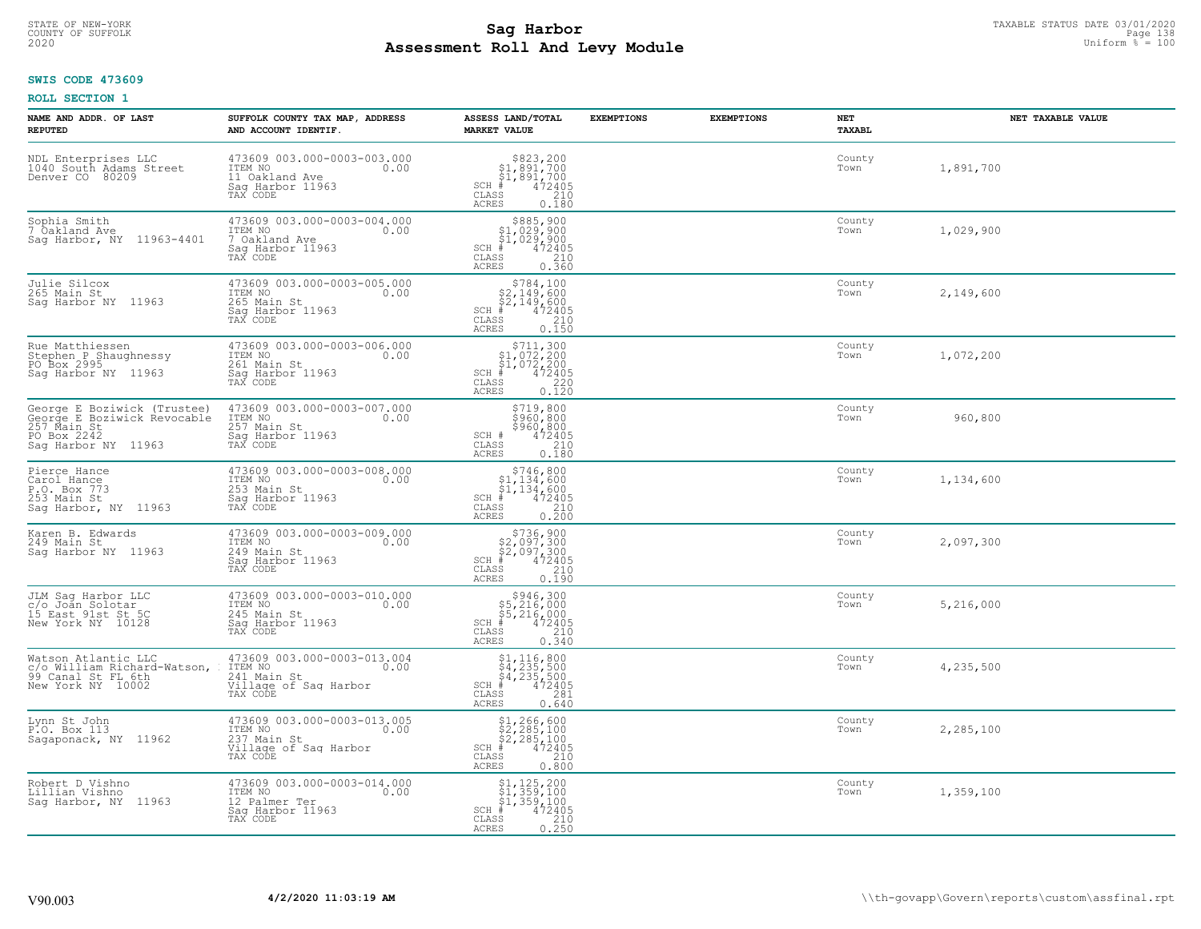STATE OF NEW-YORK
COUNTY OF SUFFOLK
2020

# Sag Harbor
## Assessment Roll And Levy Module

TAXABLE STATUS DATE 03/01/2020
Uniform % = 100

**SWIS CODE 473609**

**ROLL SECTION 1**

| NAME AND ADDR. OF LAST REPUTED | SUFFOLK COUNTY TAX MAP, ADDRESS AND ACCOUNT IDENTIF. | ASSESS LAND/TOTAL MARKET VALUE | EXEMPTIONS | EXEMPTIONS | NET TAXABL | NET TAXABLE VALUE |
|---|---|---|---|---|---|---|
| NDL Enterprises LLC<br>1040 South Adams Street<br>Denver CO 80209 | 473609 003.000-0003-003.000<br>ITEM NO 0.00<br>11 Oakland Ave<br>Sag Harbor 11963<br>TAX CODE | $823,200<br>$1,891,700<br>$1,891,700<br>SCH # 472405<br>CLASS 210<br>ACRES 0.180 | | | County<br>Town | 1,891,700 |
| Sophia Smith<br>7 Oakland Ave<br>Sag Harbor, NY 11963-4401 | 473609 003.000-0003-004.000<br>ITEM NO 0.00<br>7 Oakland Ave<br>Sag Harbor 11963<br>TAX CODE | $885,900<br>$1,029,900<br>$1,029,900<br>SCH # 472405<br>CLASS 210<br>ACRES 0.360 | | | County<br>Town | 1,029,900 |
| Julie Silcox<br>265 Main St<br>Sag Harbor NY 11963 | 473609 003.000-0003-005.000<br>ITEM NO 0.00<br>265 Main St<br>Sag Harbor 11963<br>TAX CODE | $784,100<br>$2,149,600<br>$2,149,600<br>SCH # 472405<br>CLASS 210<br>ACRES 0.150 | | | County<br>Town | 2,149,600 |
| Rue Matthiessen<br>Stephen P Shaughnessy<br>PO Box 2995<br>Sag Harbor NY 11963 | 473609 003.000-0003-006.000<br>ITEM NO 0.00<br>261 Main St<br>Sag Harbor 11963<br>TAX CODE | $711,300<br>$1,072,200<br>$1,072,200<br>SCH # 472405<br>CLASS 220<br>ACRES 0.120 | | | County<br>Town | 1,072,200 |
| George E Boziwick (Trustee)<br>George E Boziwick Revocable<br>257 Main St<br>PO Box 2242<br>Sag Harbor NY 11963 | 473609 003.000-0003-007.000<br>ITEM NO 0.00<br>257 Main St<br>Sag Harbor 11963<br>TAX CODE | $719,800<br>$960,800<br>$960,800<br>SCH # 472405<br>CLASS 210<br>ACRES 0.180 | | | County<br>Town | 960,800 |
| Pierce Hance<br>Carol Hance<br>P.O. Box 773<br>253 Main St<br>Sag Harbor, NY 11963 | 473609 003.000-0003-008.000<br>ITEM NO 0.00<br>253 Main St<br>Sag Harbor 11963<br>TAX CODE | $746,800<br>$1,134,600<br>$1,134,600<br>SCH # 472405<br>CLASS 210<br>ACRES 0.200 | | | County<br>Town | 1,134,600 |
| Karen B. Edwards<br>249 Main St<br>Sag Harbor NY 11963 | 473609 003.000-0003-009.000<br>ITEM NO 0.00<br>249 Main St<br>Sag Harbor 11963<br>TAX CODE | $736,900<br>$2,097,300<br>$2,097,300<br>SCH # 472405<br>CLASS 210<br>ACRES 0.190 | | | County<br>Town | 2,097,300 |
| JLM Sag Harbor LLC<br>c/o Joan Solotar<br>15 East 91st St 5C<br>New York NY 10128 | 473609 003.000-0003-010.000<br>ITEM NO 0.00<br>245 Main St<br>Sag Harbor 11963<br>TAX CODE | $946,300<br>$5,216,000<br>$5,216,000<br>SCH # 472405<br>CLASS 210<br>ACRES 0.340 | | | County<br>Town | 5,216,000 |
| Watson Atlantic LLC<br>c/o William Richard-Watson,<br>99 Canal St FL 6th<br>New York NY 10002 | 473609 003.000-0003-013.004<br>ITEM NO 0.00<br>241 Main St<br>Village of Sag Harbor<br>TAX CODE | $1,116,800<br>$4,235,500<br>$4,235,500<br>SCH # 472405<br>CLASS 281<br>ACRES 0.640 | | | County<br>Town | 4,235,500 |
| Lynn St John<br>P.O. Box 113<br>Sagaponack, NY 11962 | 473609 003.000-0003-013.005<br>ITEM NO 0.00<br>237 Main St<br>Village of Sag Harbor<br>TAX CODE | $1,266,600<br>$2,285,100<br>$2,285,100<br>SCH # 472405<br>CLASS 210<br>ACRES 0.800 | | | County<br>Town | 2,285,100 |
| Robert D Vishno<br>Lillian Vishno<br>Sag Harbor, NY 11963 | 473609 003.000-0003-014.000<br>ITEM NO 0.00<br>12 Palmer Ter<br>Sag Harbor 11963<br>TAX CODE | $1,125,200<br>$1,359,100<br>$1,359,100<br>SCH # 472405<br>CLASS 210<br>ACRES 0.250 | | | County<br>Town | 1,359,100 |

V90.003 | 4/2/2020 11:03:19 AM | \\th-govapp\Govern\reports\custom\assfinal.rpt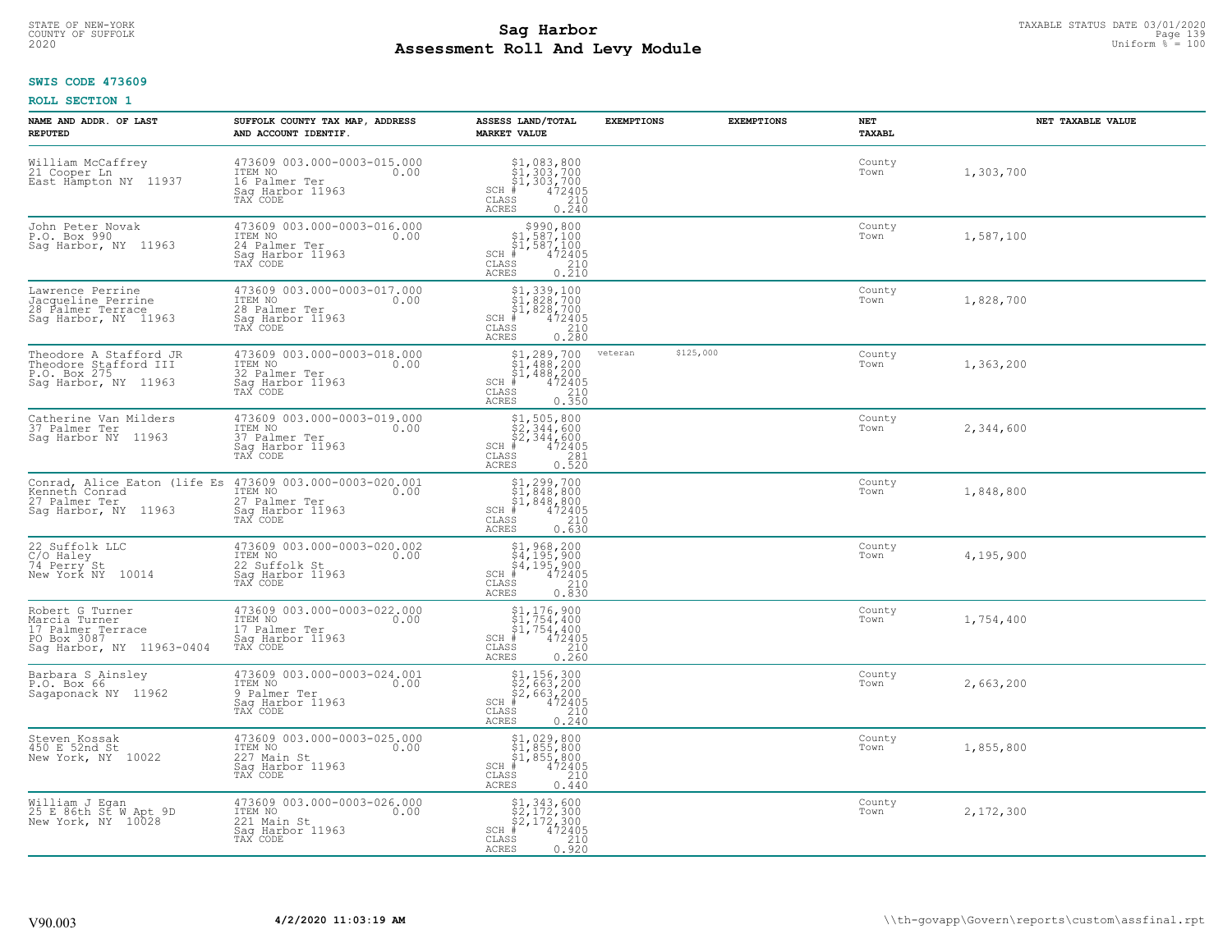**SWIS CODE 473609**

**ROLL SECTION 1**

| NAME AND ADDR. OF LAST REPUTED | SUFFOLK COUNTY TAX MAP, ADDRESS AND ACCOUNT IDENTIF. | ASSESS LAND/TOTAL MARKET VALUE | EXEMPTIONS | EXEMPTIONS | NET TAXABL | NET TAXABLE VALUE |
|---|---|---|---|---|---|---|
| William McCaffrey<br>21 Cooper Ln<br>East Hampton NY 11937 | 473609 003.000-0003-015.000<br>ITEM NO 0.00<br>16 Palmer Ter<br>Sag Harbor 11963<br>TAX CODE | $1,083,800<br>$1,303,700<br>$1,303,700<br>SCH # 472405<br>CLASS 210<br>ACRES 0.240 | | | County<br>Town | 1,303,700 |
| John Peter Novak<br>P.O. Box 990<br>Sag Harbor, NY 11963 | 473609 003.000-0003-016.000<br>ITEM NO 0.00<br>24 Palmer Ter<br>Sag Harbor 11963<br>TAX CODE | $990,800<br>$1,587,100<br>$1,587,100<br>SCH # 472405<br>CLASS 210<br>ACRES 0.210 | | | County<br>Town | 1,587,100 |
| Lawrence Perrine<br>Jacqueline Perrine<br>28 Palmer Terrace<br>Sag Harbor, NY 11963 | 473609 003.000-0003-017.000<br>ITEM NO 0.00<br>28 Palmer Ter<br>Sag Harbor 11963<br>TAX CODE | $1,339,100<br>$1,828,700<br>$1,828,700<br>SCH # 472405<br>CLASS 210<br>ACRES 0.280 | | | County<br>Town | 1,828,700 |
| Theodore A Stafford JR<br>Theodore Stafford III<br>P.O. Box 275<br>Sag Harbor, NY 11963 | 473609 003.000-0003-018.000<br>ITEM NO 0.00<br>32 Palmer Ter<br>Sag Harbor 11963<br>TAX CODE | $1,289,700<br>$1,488,200<br>$1,488,200<br>SCH # 472405<br>CLASS 210<br>ACRES 0.350 | veteran $125,000 | | County<br>Town | 1,363,200 |
| Catherine Van Milders<br>37 Palmer Ter<br>Sag Harbor NY 11963 | 473609 003.000-0003-019.000<br>ITEM NO 0.00<br>37 Palmer Ter<br>Sag Harbor 11963<br>TAX CODE | $1,505,800<br>$2,344,600<br>$2,344,600<br>SCH # 472405<br>CLASS 281<br>ACRES 0.520 | | | County<br>Town | 2,344,600 |
| Conrad, Alice Eaton (life Es<br>Kenneth Conrad<br>27 Palmer Ter<br>Sag Harbor, NY 11963 | 473609 003.000-0003-020.001<br>ITEM NO 0.00<br>27 Palmer Ter<br>Sag Harbor 11963<br>TAX CODE | $1,299,700<br>$1,848,800<br>$1,848,800<br>SCH # 472405<br>CLASS 210<br>ACRES 0.630 | | | County<br>Town | 1,848,800 |
| 22 Suffolk LLC<br>C/O Haley<br>74 Perry St<br>New York NY 10014 | 473609 003.000-0003-020.002<br>ITEM NO 0.00<br>22 Suffolk St<br>Sag Harbor 11963<br>TAX CODE | $1,968,200<br>$4,195,900<br>$4,195,900<br>SCH # 472405<br>CLASS 210<br>ACRES 0.830 | | | County<br>Town | 4,195,900 |
| Robert G Turner<br>Marcia Turner<br>17 Palmer Terrace<br>PO Box 3087<br>Sag Harbor, NY 11963-0404 | 473609 003.000-0003-022.000<br>ITEM NO 0.00<br>17 Palmer Ter<br>Sag Harbor 11963<br>TAX CODE | $1,176,900<br>$1,754,400<br>$1,754,400<br>SCH # 472405<br>CLASS 210<br>ACRES 0.260 | | | County<br>Town | 1,754,400 |
| Barbara S Ainsley<br>P.O. Box 66<br>Sagaponack NY 11962 | 473609 003.000-0003-024.001<br>ITEM NO 0.00<br>9 Palmer Ter<br>Sag Harbor 11963<br>TAX CODE | $1,156,300<br>$2,663,200<br>$2,663,200<br>SCH # 472405<br>CLASS 210<br>ACRES 0.240 | | | County<br>Town | 2,663,200 |
| Steven Kossak<br>450 E 52nd St<br>New York, NY 10022 | 473609 003.000-0003-025.000<br>ITEM NO 0.00<br>227 Main St<br>Sag Harbor 11963<br>TAX CODE | $1,029,800<br>$1,855,800<br>$1,855,800<br>SCH # 472405<br>CLASS 210<br>ACRES 0.440 | | | County<br>Town | 1,855,800 |
| William J Egan<br>25 E 86th St W Apt 9D<br>New York, NY 10028 | 473609 003.000-0003-026.000<br>ITEM NO 0.00<br>221 Main St<br>Sag Harbor 11963<br>TAX CODE | $1,343,600<br>$2,172,300<br>$2,172,300<br>SCH # 472405<br>CLASS 210<br>ACRES 0.920 | | | County<br>Town | 2,172,300 |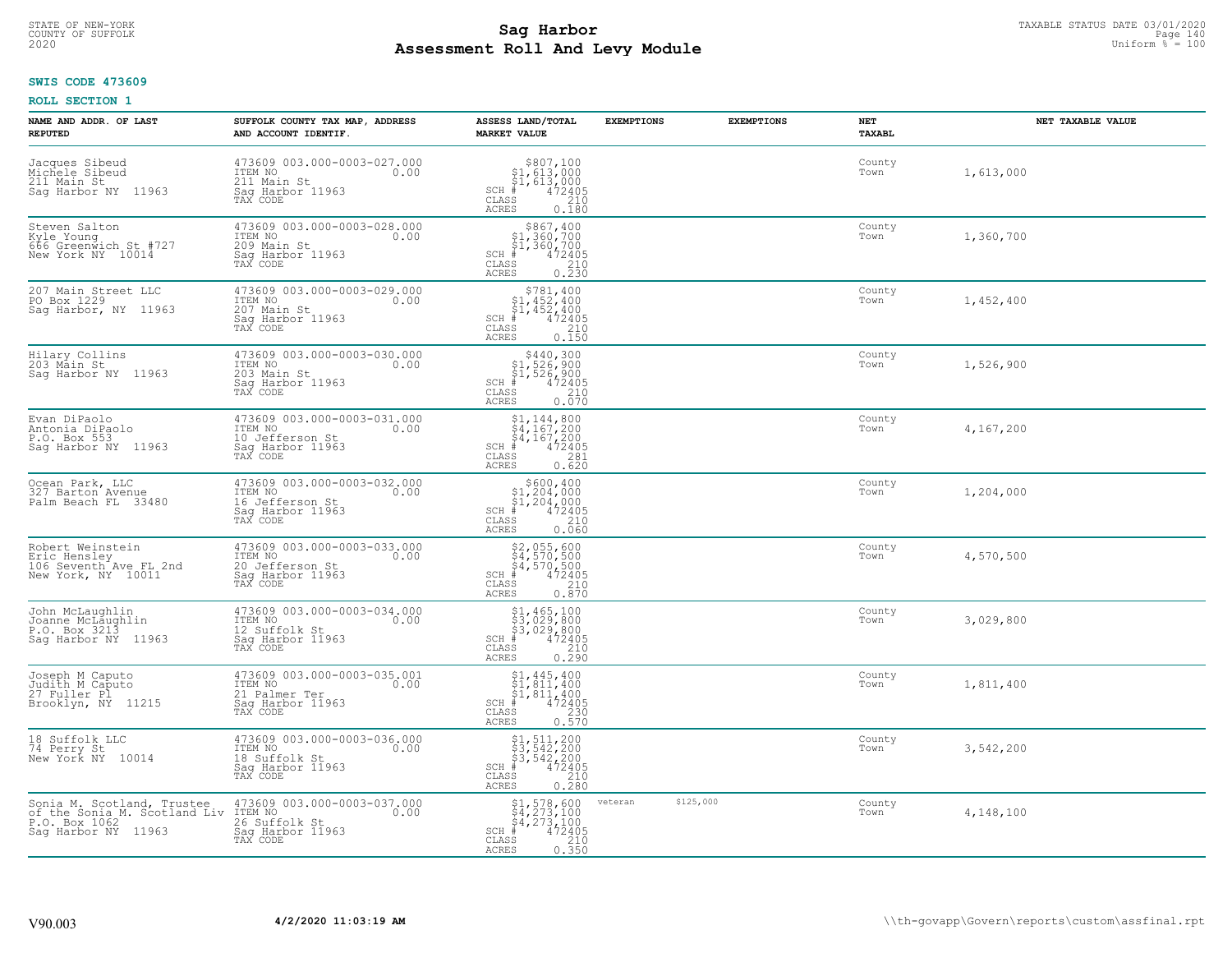# Sag Harbor
# Assessment Roll And Levy Module

STATE OF NEW-YORK
COUNTY OF SUFFOLK
2020

TAXABLE STATUS DATE 03/01/2020
Uniform % = 100

**SWIS CODE 473609**

**ROLL SECTION 1**

| NAME AND ADDR. OF LAST REPUTED | SUFFOLK COUNTY TAX MAP, ADDRESS AND ACCOUNT IDENTIF. | ASSESS LAND/TOTAL MARKET VALUE | EXEMPTIONS | EXEMPTIONS | NET TAXABL | NET TAXABLE VALUE |
|---|---|---|---|---|---|---|
| Jacques Sibeud<br>Michele Sibeud<br>211 Main St<br>Sag Harbor NY 11963 | 473609 003.000-0003-027.000<br>ITEM NO 0.00<br>211 Main St<br>Sag Harbor 11963<br>TAX CODE | $807,100<br>$1,613,000<br>$1,613,000<br>SCH # 472405<br>CLASS 210<br>ACRES 0.180 | | | County<br>Town | 1,613,000 |
| Steven Salton<br>Kyle Young<br>666 Greenwich St #727<br>New York NY 10014 | 473609 003.000-0003-028.000<br>ITEM NO 0.00<br>209 Main St<br>Sag Harbor 11963<br>TAX CODE | $867,400<br>$1,360,700<br>$1,360,700<br>SCH # 472405<br>CLASS 210<br>ACRES 0.230 | | | County<br>Town | 1,360,700 |
| 207 Main Street LLC<br>PO Box 1229<br>Sag Harbor, NY 11963 | 473609 003.000-0003-029.000<br>ITEM NO 0.00<br>207 Main St<br>Sag Harbor 11963<br>TAX CODE | $781,400<br>$1,452,400<br>$1,452,400<br>SCH # 472405<br>CLASS 210<br>ACRES 0.150 | | | County<br>Town | 1,452,400 |
| Hilary Collins<br>203 Main St<br>Sag Harbor NY 11963 | 473609 003.000-0003-030.000<br>ITEM NO 0.00<br>203 Main St<br>Sag Harbor 11963<br>TAX CODE | $440,300<br>$1,526,900<br>$1,526,900<br>SCH # 472405<br>CLASS 210<br>ACRES 0.070 | | | County<br>Town | 1,526,900 |
| Evan DiPaolo<br>Antonia DiPaolo<br>P.O. Box 553<br>Sag Harbor NY 11963 | 473609 003.000-0003-031.000<br>ITEM NO 0.00<br>10 Jefferson St<br>Sag Harbor 11963<br>TAX CODE | $1,144,800<br>$4,167,200<br>$4,167,200<br>SCH # 472405<br>CLASS 281<br>ACRES 0.620 | | | County<br>Town | 4,167,200 |
| Ocean Park, LLC<br>327 Barton Avenue<br>Palm Beach FL 33480 | 473609 003.000-0003-032.000<br>ITEM NO 0.00<br>16 Jefferson St<br>Sag Harbor 11963<br>TAX CODE | $600,400<br>$1,204,000<br>$1,204,000<br>SCH # 472405<br>CLASS 210<br>ACRES 0.060 | | | County<br>Town | 1,204,000 |
| Robert Weinstein<br>Eric Hensley<br>106 Seventh Ave FL 2nd<br>New York, NY 10011 | 473609 003.000-0003-033.000<br>ITEM NO 0.00<br>20 Jefferson St<br>Sag Harbor 11963<br>TAX CODE | $2,055,600<br>$4,570,500<br>$4,570,500<br>SCH # 472405<br>CLASS 210<br>ACRES 0.870 | | | County<br>Town | 4,570,500 |
| John McLaughlin<br>Joanne McLaughlin<br>P.O. Box 3213<br>Sag Harbor NY 11963 | 473609 003.000-0003-034.000<br>ITEM NO 0.00<br>12 Suffolk St<br>Sag Harbor 11963<br>TAX CODE | $1,465,100<br>$3,029,800<br>$3,029,800<br>SCH # 472405<br>CLASS 210<br>ACRES 0.290 | | | County<br>Town | 3,029,800 |
| Joseph M Caputo<br>Judith M Caputo<br>27 Fuller Pl<br>Brooklyn, NY 11215 | 473609 003.000-0003-035.001<br>ITEM NO 0.00<br>21 Palmer Ter<br>Sag Harbor 11963<br>TAX CODE | $1,445,400<br>$1,811,400<br>$1,811,400<br>SCH # 472405<br>CLASS 230<br>ACRES 0.570 | | | County<br>Town | 1,811,400 |
| 18 Suffolk LLC<br>74 Perry St<br>New York NY 10014 | 473609 003.000-0003-036.000<br>ITEM NO 0.00<br>18 Suffolk St<br>Sag Harbor 11963<br>TAX CODE | $1,511,200<br>$3,542,200<br>$3,542,200<br>SCH # 472405<br>CLASS 210<br>ACRES 0.280 | | | County<br>Town | 3,542,200 |
| Sonia M. Scotland, Trustee<br>of the Sonia M. Scotland Liv<br>P.O. Box 1062<br>Sag Harbor NY 11963 | 473609 003.000-0003-037.000<br>ITEM NO 0.00<br>26 Suffolk St<br>Sag Harbor 11963<br>TAX CODE | $1,578,600<br>$4,273,100<br>$4,273,100<br>SCH # 472405<br>CLASS 210<br>ACRES 0.350 | veteran $125,000 | | County<br>Town | 4,148,100 |

V90.003 4/2/2020 11:03:19 AM \\th-govapp\Govern\reports\custom\assfinal.rpt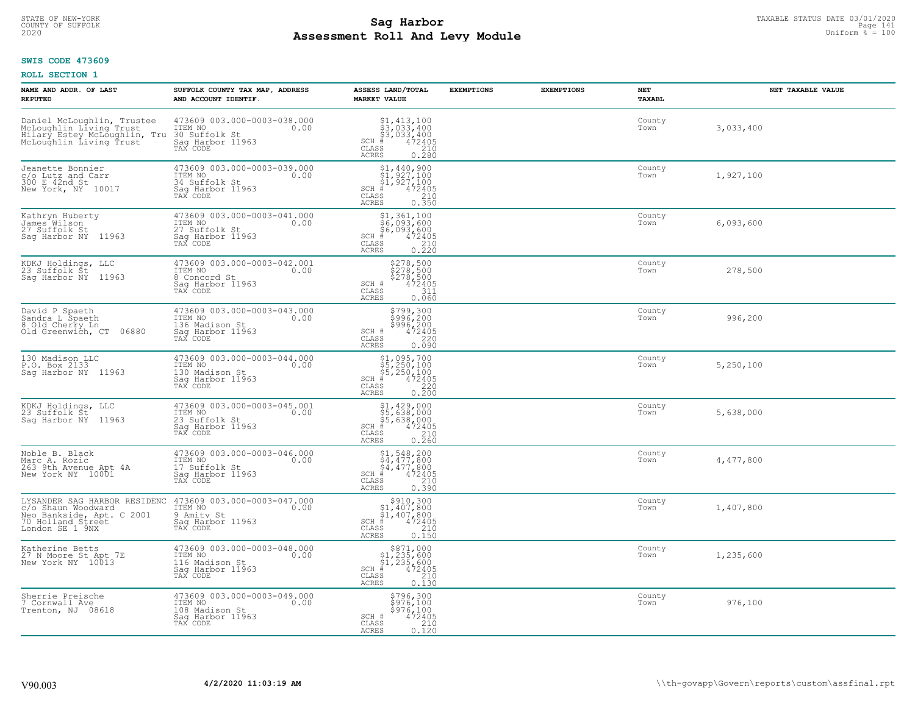**SWIS CODE 473609**

**ROLL SECTION 1**

| NAME AND ADDR. OF LAST REPUTED | SUFFOLK COUNTY TAX MAP, ADDRESS AND ACCOUNT IDENTIF. | ASSESS LAND/TOTAL MARKET VALUE | EXEMPTIONS | EXEMPTIONS | NET TAXABL | NET TAXABLE VALUE |
|---|---|---|---|---|---|---|
| Daniel McLoughlin, Trustee<br>McLoughlin Living Trust<br>Hilary Estey McLoughlin, Tru<br>McLoughlin Living Trust | 473609 003.000-0003-038.000<br>ITEM NO 0.00<br>30 Suffolk St<br>Sag Harbor 11963<br>TAX CODE | $1,413,100<br>$3,033,400<br>$3,033,400<br>SCH # 472405<br>CLASS 210<br>ACRES 0.280 | | | County<br>Town | 3,033,400 |
| Jeanette Bonnier<br>c/o Lutz and Carr<br>300 E 42nd St<br>New York, NY 10017 | 473609 003.000-0003-039.000<br>ITEM NO 0.00<br>34 Suffolk St<br>Sag Harbor 11963<br>TAX CODE | $1,440,900<br>$1,927,100<br>$1,927,100<br>SCH # 472405<br>CLASS 210<br>ACRES 0.350 | | | County<br>Town | 1,927,100 |
| Kathryn Huberty<br>James Wilson<br>27 Suffolk St<br>Sag Harbor NY 11963 | 473609 003.000-0003-041.000<br>ITEM NO 0.00<br>27 Suffolk St<br>Sag Harbor 11963<br>TAX CODE | $1,361,100<br>$6,093,600<br>$6,093,600<br>SCH # 472405<br>CLASS 210<br>ACRES 0.220 | | | County<br>Town | 6,093,600 |
| KDKJ Holdings, LLC<br>23 Suffolk St<br>Sag Harbor NY 11963 | 473609 003.000-0003-042.001<br>ITEM NO 0.00<br>8 Concord St<br>Sag Harbor 11963<br>TAX CODE | $278,500<br>$278,500<br>$278,500<br>SCH # 472405<br>CLASS 311<br>ACRES 0.060 | | | County<br>Town | 278,500 |
| David P Spaeth<br>Sandra L Spaeth<br>8 Old Cherry Ln<br>Old Greenwich, CT 06880 | 473609 003.000-0003-043.000<br>ITEM NO 0.00<br>136 Madison St<br>Sag Harbor 11963<br>TAX CODE | $799,300<br>$996,200<br>$996,200<br>SCH # 472405<br>CLASS 220<br>ACRES 0.090 | | | County<br>Town | 996,200 |
| 130 Madison LLC<br>P.O. Box 2133<br>Sag Harbor NY 11963 | 473609 003.000-0003-044.000<br>ITEM NO 0.00<br>130 Madison St<br>Sag Harbor 11963<br>TAX CODE | $1,095,700<br>$5,250,100<br>$5,250,100<br>SCH # 472405<br>CLASS 220<br>ACRES 0.200 | | | County<br>Town | 5,250,100 |
| KDKJ Holdings, LLC<br>23 Suffolk St<br>Sag Harbor NY 11963 | 473609 003.000-0003-045.001<br>ITEM NO 0.00<br>23 Suffolk St<br>Sag Harbor 11963<br>TAX CODE | $1,429,000<br>$5,638,000<br>$5,638,000<br>SCH # 472405<br>CLASS 210<br>ACRES 0.260 | | | County<br>Town | 5,638,000 |
| Noble B. Black<br>Marc A. Rozic<br>263 9th Avenue Apt 4A<br>New York NY 10001 | 473609 003.000-0003-046.000<br>ITEM NO 0.00<br>17 Suffolk St<br>Sag Harbor 11963<br>TAX CODE | $1,548,200<br>$4,477,800<br>$4,477,800<br>SCH # 472405<br>CLASS 210<br>ACRES 0.390 | | | County<br>Town | 4,477,800 |
| LYSANDER SAG HARBOR RESIDENC<br>c/o Shaun Woodward<br>Neo Bankside, Apt. C 2001<br>70 Holland Street<br>London SE 1 9NX | 473609 003.000-0003-047.000<br>ITEM NO 0.00<br>9 Amity St<br>Sag Harbor 11963<br>TAX CODE | $910,300<br>$1,407,800<br>$1,407,800<br>SCH # 472405<br>CLASS 210<br>ACRES 0.150 | | | County<br>Town | 1,407,800 |
| Katherine Betts<br>27 N Moore St Apt 7E<br>New York NY 10013 | 473609 003.000-0003-048.000<br>ITEM NO 0.00<br>116 Madison St<br>Sag Harbor 11963<br>TAX CODE | $871,000<br>$1,235,600<br>$1,235,600<br>SCH # 472405<br>CLASS 210<br>ACRES 0.130 | | | County<br>Town | 1,235,600 |
| Sherrie Preische<br>7 Cornwall Ave<br>Trenton, NJ 08618 | 473609 003.000-0003-049.000<br>ITEM NO 0.00<br>108 Madison St<br>Sag Harbor 11963<br>TAX CODE | $796,300<br>$976,100<br>$976,100<br>SCH # 472405<br>CLASS 210<br>ACRES 0.120 | | | County<br>Town | 976,100 |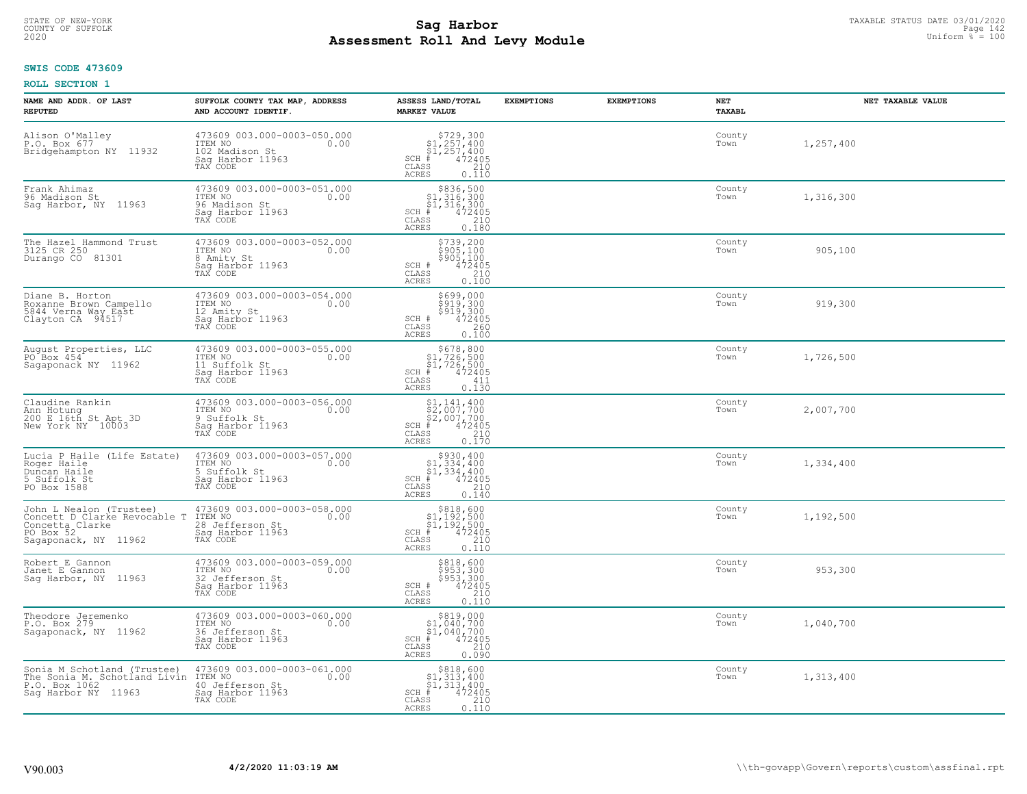**SWIS CODE 473609**

**ROLL SECTION 1**

| NAME AND ADDR. OF LAST REPUTED | SUFFOLK COUNTY TAX MAP, ADDRESS AND ACCOUNT IDENTIF. | ASSESS LAND/TOTAL MARKET VALUE | EXEMPTIONS | EXEMPTIONS | NET TAXABL | NET TAXABLE VALUE |
|---|---|---|---|---|---|---|
| Alison O'Malley<br>P.O. Box 677<br>Bridgehampton NY 11932 | 473609 003.000-0003-050.000<br>ITEM NO 0.00<br>102 Madison St<br>Sag Harbor 11963<br>TAX CODE | $729,300<br>$1,257,400<br>$1,257,400<br>SCH # 472405<br>CLASS 210<br>ACRES 0.110 | | | County<br>Town | 1,257,400 |
| Frank Ahimaz<br>96 Madison St<br>Sag Harbor, NY 11963 | 473609 003.000-0003-051.000<br>ITEM NO 0.00<br>96 Madison St<br>Sag Harbor 11963<br>TAX CODE | $836,500<br>$1,316,300<br>$1,316,300<br>SCH # 472405<br>CLASS 210<br>ACRES 0.180 | | | County<br>Town | 1,316,300 |
| The Hazel Hammond Trust<br>3125 CR 250<br>Durango CO 81301 | 473609 003.000-0003-052.000<br>ITEM NO 0.00<br>8 Amity St<br>Sag Harbor 11963<br>TAX CODE | $739,200<br>$905,100<br>$905,100<br>SCH # 472405<br>CLASS 210<br>ACRES 0.100 | | | County<br>Town | 905,100 |
| Diane B. Horton<br>Roxanne Brown Campello<br>5844 Verna Way East<br>Clayton CA 94517 | 473609 003.000-0003-054.000<br>ITEM NO 0.00<br>12 Amity St<br>Sag Harbor 11963<br>TAX CODE | $699,000<br>$919,300<br>$919,300<br>SCH # 472405<br>CLASS 260<br>ACRES 0.100 | | | County<br>Town | 919,300 |
| August Properties, LLC<br>PO Box 454<br>Sagaponack NY 11962 | 473609 003.000-0003-055.000<br>ITEM NO 0.00<br>11 Suffolk St<br>Sag Harbor 11963<br>TAX CODE | $678,800<br>$1,726,500<br>$1,726,500<br>SCH # 472405<br>CLASS 411<br>ACRES 0.130 | | | County<br>Town | 1,726,500 |
| Claudine Rankin<br>Ann Hotung<br>200 E 16th St Apt 3D<br>New York NY 10003 | 473609 003.000-0003-056.000<br>ITEM NO 0.00<br>9 Suffolk St<br>Sag Harbor 11963<br>TAX CODE | $1,141,400<br>$2,007,700<br>$2,007,700<br>SCH # 472405<br>CLASS 210<br>ACRES 0.170 | | | County<br>Town | 2,007,700 |
| Lucia P Haile (Life Estate)<br>Roger Haile<br>Duncan Haile<br>5 Suffolk St<br>PO Box 1588 | 473609 003.000-0003-057.000<br>ITEM NO 0.00<br>5 Suffolk St<br>Sag Harbor 11963<br>TAX CODE | $930,400<br>$1,334,400<br>$1,334,400<br>SCH # 472405<br>CLASS 210<br>ACRES 0.140 | | | County<br>Town | 1,334,400 |
| John L Nealon (Trustee)<br>Concett D Clarke Revocable T<br>Concetta Clarke<br>PO Box 52<br>Sagaponack, NY 11962 | 473609 003.000-0003-058.000<br>ITEM NO 0.00<br>28 Jefferson St<br>Sag Harbor 11963<br>TAX CODE | $818,600<br>$1,192,500<br>$1,192,500<br>SCH # 472405<br>CLASS 210<br>ACRES 0.110 | | | County<br>Town | 1,192,500 |
| Robert E Gannon<br>Janet E Gannon<br>Sag Harbor, NY 11963 | 473609 003.000-0003-059.000<br>ITEM NO 0.00<br>32 Jefferson St<br>Sag Harbor 11963<br>TAX CODE | $818,600<br>$953,300<br>$953,300<br>SCH # 472405<br>CLASS 210<br>ACRES 0.110 | | | County<br>Town | 953,300 |
| Theodore Jeremenko<br>P.O. Box 279<br>Sagaponack, NY 11962 | 473609 003.000-0003-060.000<br>ITEM NO 0.00<br>36 Jefferson St<br>Sag Harbor 11963<br>TAX CODE | $819,000<br>$1,040,700<br>$1,040,700<br>SCH # 472405<br>CLASS 210<br>ACRES 0.090 | | | County<br>Town | 1,040,700 |
| Sonia M Schotland (Trustee)<br>The Sonia M. Schotland Livin<br>P.O. Box 1062<br>Sag Harbor NY 11963 | 473609 003.000-0003-061.000<br>ITEM NO 0.00<br>40 Jefferson St<br>Sag Harbor 11963<br>TAX CODE | $818,600<br>$1,313,400<br>$1,313,400<br>SCH # 472405<br>CLASS 210<br>ACRES 0.110 | | | County<br>Town | 1,313,400 |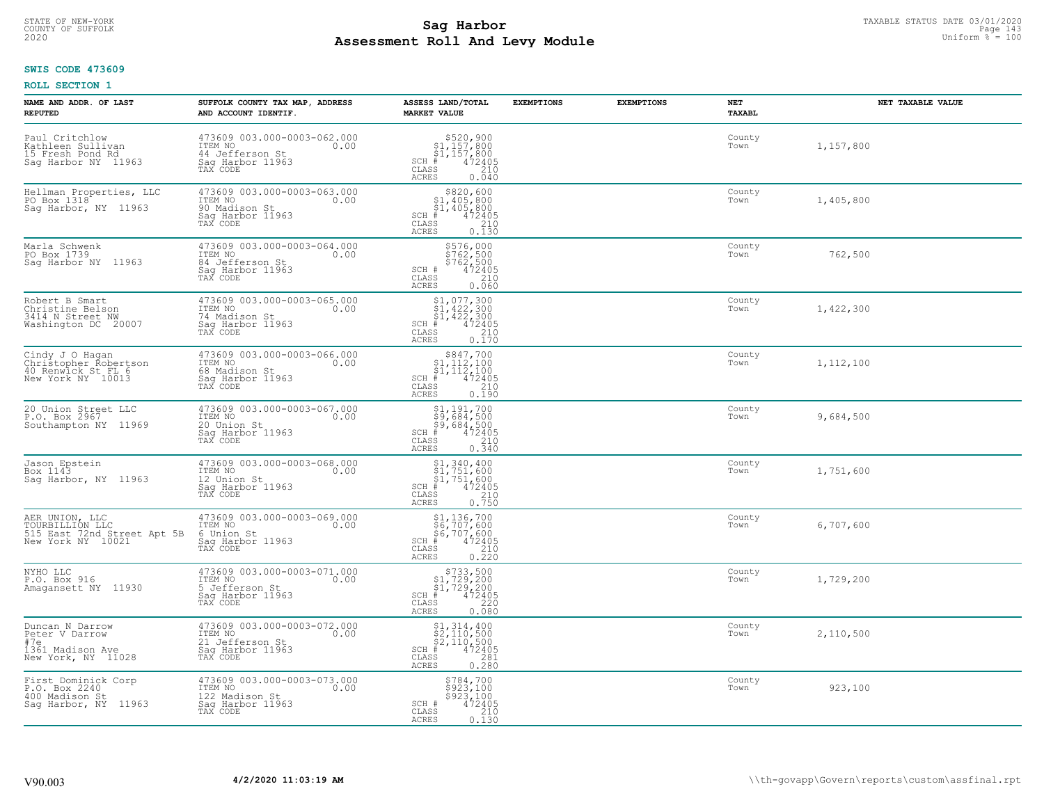STATE OF NEW-YORK
COUNTY OF SUFFOLK
2020

# Sag Harbor
## Assessment Roll And Levy Module

TAXABLE STATUS DATE 03/01/2020
Uniform % = 100

**SWIS CODE 473609**

**ROLL SECTION 1**

| NAME AND ADDR. OF LAST REPUTED | SUFFOLK COUNTY TAX MAP, ADDRESS AND ACCOUNT IDENTIF. | ASSESS LAND/TOTAL MARKET VALUE | EXEMPTIONS | EXEMPTIONS | NET TAXABL | NET TAXABLE VALUE |
|---|---|---|---|---|---|---|
| Paul Critchlow<br>Kathleen Sullivan<br>15 Fresh Pond Rd<br>Sag Harbor NY 11963 | 473609 003.000-0003-062.000<br>ITEM NO 0.00<br>44 Jefferson St<br>Sag Harbor 11963<br>TAX CODE | $520,900<br>$1,157,800<br>$1,157,800<br>SCH # 472405<br>CLASS 210<br>ACRES 0.040 | | | County<br>Town | 1,157,800 |
| Hellman Properties, LLC<br>PO Box 1318<br>Sag Harbor, NY 11963 | 473609 003.000-0003-063.000<br>ITEM NO 0.00<br>90 Madison St<br>Sag Harbor 11963<br>TAX CODE | $820,600<br>$1,405,800<br>$1,405,800<br>SCH # 472405<br>CLASS 210<br>ACRES 0.130 | | | County<br>Town | 1,405,800 |
| Marla Schwenk<br>PO Box 1739<br>Sag Harbor NY 11963 | 473609 003.000-0003-064.000<br>ITEM NO 0.00<br>84 Jefferson St<br>Sag Harbor 11963<br>TAX CODE | $576,000<br>$762,500<br>$762,500<br>SCH # 472405<br>CLASS 210<br>ACRES 0.060 | | | County<br>Town | 762,500 |
| Robert B Smart<br>Christine Belson<br>3414 N Street NW<br>Washington DC 20007 | 473609 003.000-0003-065.000<br>ITEM NO 0.00<br>74 Madison St<br>Sag Harbor 11963<br>TAX CODE | $1,077,300<br>$1,422,300<br>$1,422,300<br>SCH # 472405<br>CLASS 210<br>ACRES 0.170 | | | County<br>Town | 1,422,300 |
| Cindy J O Hagan<br>Christopher Robertson<br>40 Renwick St FL 6<br>New York NY 10013 | 473609 003.000-0003-066.000<br>ITEM NO 0.00<br>68 Madison St<br>Sag Harbor 11963<br>TAX CODE | $847,700<br>$1,112,100<br>$1,112,100<br>SCH # 472405<br>CLASS 210<br>ACRES 0.190 | | | County<br>Town | 1,112,100 |
| 20 Union Street LLC<br>P.O. Box 2967<br>Southampton NY 11969 | 473609 003.000-0003-067.000<br>ITEM NO 0.00<br>20 Union St<br>Sag Harbor 11963<br>TAX CODE | $1,191,700<br>$9,684,500<br>$9,684,500<br>SCH # 472405<br>CLASS 210<br>ACRES 0.340 | | | County<br>Town | 9,684,500 |
| Jason Epstein<br>Box 1143<br>Sag Harbor, NY 11963 | 473609 003.000-0003-068.000<br>ITEM NO 0.00<br>12 Union St<br>Sag Harbor 11963<br>TAX CODE | $1,340,400<br>$1,751,600<br>$1,751,600<br>SCH # 472405<br>CLASS 210<br>ACRES 0.750 | | | County<br>Town | 1,751,600 |
| AER UNION, LLC<br>TOURBILLION LLC<br>515 East 72nd Street Apt 5B<br>New York NY 10021 | 473609 003.000-0003-069.000<br>ITEM NO 0.00<br>6 Union St<br>Sag Harbor 11963<br>TAX CODE | $1,136,700<br>$6,707,600<br>$6,707,600<br>SCH # 472405<br>CLASS 210<br>ACRES 0.220 | | | County<br>Town | 6,707,600 |
| NYHO LLC<br>P.O. Box 916<br>Amagansett NY 11930 | 473609 003.000-0003-071.000<br>ITEM NO 0.00<br>5 Jefferson St<br>Sag Harbor 11963<br>TAX CODE | $733,500<br>$1,729,200<br>$1,729,200<br>SCH # 472405<br>CLASS 220<br>ACRES 0.080 | | | County<br>Town | 1,729,200 |
| Duncan N Darrow<br>Peter V Darrow<br>#7e<br>1361 Madison Ave<br>New York, NY 11028 | 473609 003.000-0003-072.000<br>ITEM NO 0.00<br>21 Jefferson St<br>Sag Harbor 11963<br>TAX CODE | $1,314,400<br>$2,110,500<br>$2,110,500<br>SCH # 472405<br>CLASS 281<br>ACRES 0.280 | | | County<br>Town | 2,110,500 |
| First Dominick Corp<br>P.O. Box 2240<br>400 Madison St<br>Sag Harbor, NY 11963 | 473609 003.000-0003-073.000<br>ITEM NO 0.00<br>122 Madison St<br>Sag Harbor 11963<br>TAX CODE | $784,700<br>$923,100<br>$923,100<br>SCH # 472405<br>CLASS 210<br>ACRES 0.130 | | | County<br>Town | 923,100 |

V90.003 | 4/2/2020 11:03:19 AM | \\th-govapp\Govern\reports\custom\assfinal.rpt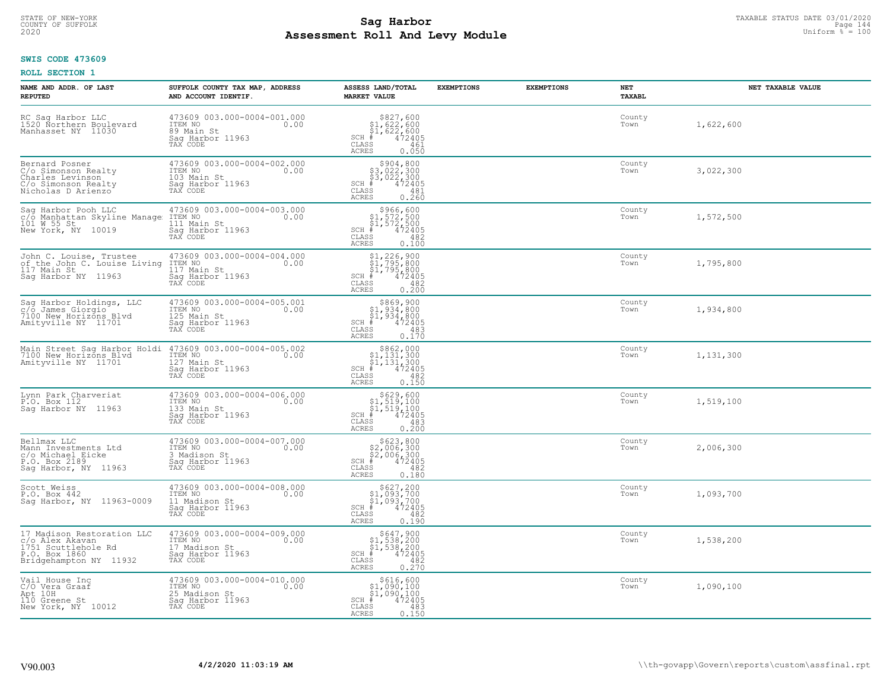STATE OF NEW-YORK
COUNTY OF SUFFOLK
2020

# Sag Harbor
# Assessment Roll And Levy Module

TAXABLE STATUS DATE 03/01/2020
Uniform % = 100

**SWIS CODE 473609**

**ROLL SECTION 1**

| NAME AND ADDR. OF LAST REPUTED | SUFFOLK COUNTY TAX MAP, ADDRESS AND ACCOUNT IDENTIF. | ASSESS LAND/TOTAL MARKET VALUE | EXEMPTIONS | EXEMPTIONS | NET TAXABL | NET TAXABLE VALUE |
|---|---|---|---|---|---|---|
| RC Sag Harbor LLC<br>1520 Northern Boulevard<br>Manhasset NY 11030 | 473609 003.000-0004-001.000<br>ITEM NO 0.00<br>89 Main St<br>Sag Harbor 11963<br>TAX CODE | $827,600<br>$1,622,600<br>$1,622,600<br>SCH # 472405<br>CLASS 461<br>ACRES 0.050 | | | County<br>Town | 1,622,600 |
| Bernard Posner<br>C/o Simonson Realty<br>Charles Levinson<br>C/o Simonson Realty<br>Nicholas D Arienzo | 473609 003.000-0004-002.000<br>ITEM NO 0.00<br>103 Main St<br>Sag Harbor 11963<br>TAX CODE | $904,800<br>$3,022,300<br>$3,022,300<br>SCH # 472405<br>CLASS 481<br>ACRES 0.260 | | | County<br>Town | 3,022,300 |
| Sag Harbor Pooh LLC<br>c/o Manhattan Skyline Manage<br>101 W 55 St<br>New York, NY 10019 | 473609 003.000-0004-003.000<br>ITEM NO 0.00<br>111 Main St<br>Sag Harbor 11963<br>TAX CODE | $966,600<br>$1,572,500<br>$1,572,500<br>SCH # 472405<br>CLASS 482<br>ACRES 0.100 | | | County<br>Town | 1,572,500 |
| John C. Louise, Trustee<br>of the John C. Louise Living<br>117 Main St<br>Sag Harbor NY 11963 | 473609 003.000-0004-004.000<br>ITEM NO 0.00<br>117 Main St<br>Sag Harbor 11963<br>TAX CODE | $1,226,900<br>$1,795,800<br>$1,795,800<br>SCH # 472405<br>CLASS 482<br>ACRES 0.200 | | | County<br>Town | 1,795,800 |
| Sag Harbor Holdings, LLC<br>c/o James Giorgio<br>7100 New Horizons Blvd<br>Amityville NY 11701 | 473609 003.000-0004-005.001<br>ITEM NO 0.00<br>125 Main St<br>Sag Harbor 11963<br>TAX CODE | $869,900<br>$1,934,800<br>$1,934,800<br>SCH # 472405<br>CLASS 483<br>ACRES 0.170 | | | County<br>Town | 1,934,800 |
| Main Street Sag Harbor Holdi<br>7100 New Horizons Blvd<br>Amityville NY 11701 | 473609 003.000-0004-005.002<br>ITEM NO 0.00<br>127 Main St<br>Sag Harbor 11963<br>TAX CODE | $862,000<br>$1,131,300<br>$1,131,300<br>SCH # 472405<br>CLASS 482<br>ACRES 0.150 | | | County<br>Town | 1,131,300 |
| Lynn Park Charveriat<br>P.O. Box 112<br>Sag Harbor NY 11963 | 473609 003.000-0004-006.000<br>ITEM NO 0.00<br>133 Main St<br>Sag Harbor 11963<br>TAX CODE | $629,600<br>$1,519,100<br>$1,519,100<br>SCH # 472405<br>CLASS 483<br>ACRES 0.200 | | | County<br>Town | 1,519,100 |
| Bellmax LLC<br>Mann Investments Ltd<br>c/o Michael Eicke<br>P.O. Box 2189<br>Sag Harbor, NY 11963 | 473609 003.000-0004-007.000<br>ITEM NO 0.00<br>3 Madison St<br>Sag Harbor 11963<br>TAX CODE | $623,800<br>$2,006,300<br>$2,006,300<br>SCH # 472405<br>CLASS 482<br>ACRES 0.180 | | | County<br>Town | 2,006,300 |
| Scott Weiss<br>P.O. Box 442<br>Sag Harbor, NY 11963-0009 | 473609 003.000-0004-008.000<br>ITEM NO 0.00<br>11 Madison St<br>Sag Harbor 11963<br>TAX CODE | $627,200<br>$1,093,700<br>$1,093,700<br>SCH # 472405<br>CLASS 482<br>ACRES 0.190 | | | County<br>Town | 1,093,700 |
| 17 Madison Restoration LLC<br>c/o Alex Akavan<br>1751 Scuttlehole Rd<br>P.O. Box 1860<br>Bridgehampton NY 11932 | 473609 003.000-0004-009.000<br>ITEM NO 0.00<br>17 Madison St<br>Sag Harbor 11963<br>TAX CODE | $647,900<br>$1,538,200<br>$1,538,200<br>SCH # 472405<br>CLASS 482<br>ACRES 0.270 | | | County<br>Town | 1,538,200 |
| Vail House Inc<br>C/O Vera Graaf<br>Apt 10H<br>110 Greene St<br>New York, NY 10012 | 473609 003.000-0004-010.000<br>ITEM NO 0.00<br>25 Madison St<br>Sag Harbor 11963<br>TAX CODE | $616,600<br>$1,090,100<br>$1,090,100<br>SCH # 472405<br>CLASS 483<br>ACRES 0.150 | | | County<br>Town | 1,090,100 |

V90.003 4/2/2020 11:03:19 AM \\th-govapp\Govern\reports\custom\assfinal.rpt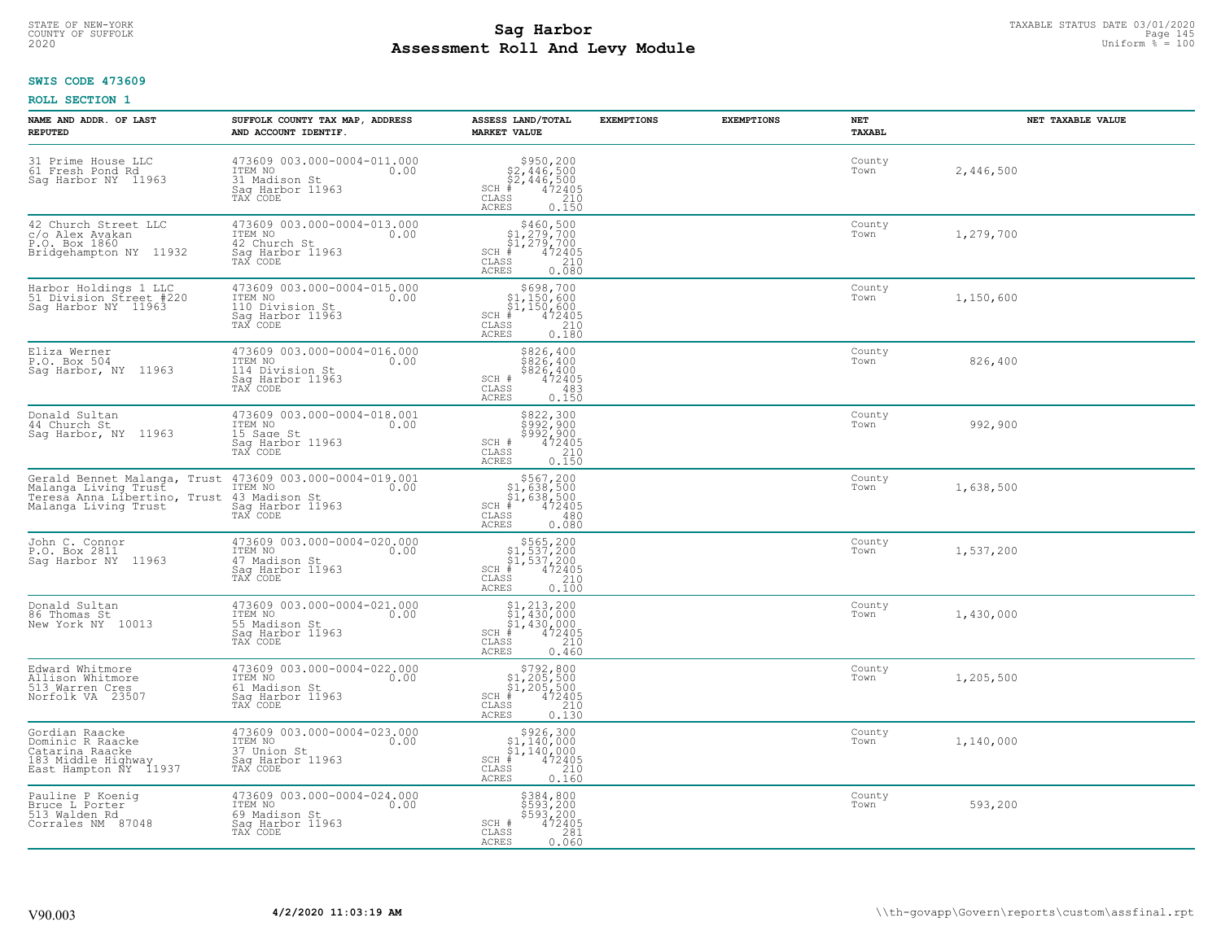STATE OF NEW-YORK
COUNTY OF SUFFOLK
2020

# Sag Harbor
# Assessment Roll And Levy Module

TAXABLE STATUS DATE 03/01/2020
Uniform % = 100

**SWIS CODE 473609**

**ROLL SECTION 1**

| NAME AND ADDR. OF LAST REPUTED | SUFFOLK COUNTY TAX MAP, ADDRESS AND ACCOUNT IDENTIF. | ASSESS LAND/TOTAL MARKET VALUE | EXEMPTIONS | EXEMPTIONS | NET TAXABL | NET TAXABLE VALUE |
|---|---|---|---|---|---|---|
| 31 Prime House LLC<br>61 Fresh Pond Rd<br>Sag Harbor NY 11963 | 473609 003.000-0004-011.000<br>ITEM NO 0.00<br>31 Madison St<br>Sag Harbor 11963<br>TAX CODE | $950,200<br>$2,446,500<br>$2,446,500<br>SCH # 472405<br>CLASS 210<br>ACRES 0.150 | | | County<br>Town | 2,446,500 |
| 42 Church Street LLC<br>c/o Alex Avakan<br>P.O. Box 1860<br>Bridgehampton NY 11932 | 473609 003.000-0004-013.000<br>ITEM NO 0.00<br>42 Church St<br>Sag Harbor 11963<br>TAX CODE | $460,500<br>$1,279,700<br>$1,279,700<br>SCH # 472405<br>CLASS 210<br>ACRES 0.080 | | | County<br>Town | 1,279,700 |
| Harbor Holdings 1 LLC<br>51 Division Street #220<br>Sag Harbor NY 11963 | 473609 003.000-0004-015.000<br>ITEM NO 0.00<br>110 Division St<br>Sag Harbor 11963<br>TAX CODE | $698,700<br>$1,150,600<br>$1,150,600<br>SCH # 472405<br>CLASS 210<br>ACRES 0.180 | | | County<br>Town | 1,150,600 |
| Eliza Werner<br>P.O. Box 504<br>Sag Harbor, NY 11963 | 473609 003.000-0004-016.000<br>ITEM NO 0.00<br>114 Division St<br>Sag Harbor 11963<br>TAX CODE | $826,400<br>$826,400<br>$826,400<br>SCH # 472405<br>CLASS 483<br>ACRES 0.150 | | | County<br>Town | 826,400 |
| Donald Sultan<br>44 Church St<br>Sag Harbor, NY 11963 | 473609 003.000-0004-018.001<br>ITEM NO 0.00<br>15 Sage St<br>Sag Harbor 11963<br>TAX CODE | $822,300<br>$992,900<br>$992,900<br>SCH # 472405<br>CLASS 210<br>ACRES 0.150 | | | County<br>Town | 992,900 |
| Gerald Bennet Malanga, Trust<br>Malanga Living Trust<br>Teresa Anna Libertino, Trust<br>Malanga Living Trust | 473609 003.000-0004-019.001<br>ITEM NO 0.00<br>43 Madison St<br>Sag Harbor 11963<br>TAX CODE | $567,200<br>$1,638,500<br>$1,638,500<br>SCH # 472405<br>CLASS 480<br>ACRES 0.080 | | | County<br>Town | 1,638,500 |
| John C. Connor<br>P.O. Box 2811<br>Sag Harbor NY 11963 | 473609 003.000-0004-020.000<br>ITEM NO 0.00<br>47 Madison St<br>Sag Harbor 11963<br>TAX CODE | $565,200<br>$1,537,200<br>$1,537,200<br>SCH # 472405<br>CLASS 210<br>ACRES 0.100 | | | County<br>Town | 1,537,200 |
| Donald Sultan<br>86 Thomas St<br>New York NY 10013 | 473609 003.000-0004-021.000<br>ITEM NO 0.00<br>55 Madison St<br>Sag Harbor 11963<br>TAX CODE | $1,213,200<br>$1,430,000<br>$1,430,000<br>SCH # 472405<br>CLASS 210<br>ACRES 0.460 | | | County<br>Town | 1,430,000 |
| Edward Whitmore<br>Allison Whitmore<br>513 Warren Cres<br>Norfolk VA 23507 | 473609 003.000-0004-022.000<br>ITEM NO 0.00<br>61 Madison St<br>Sag Harbor 11963<br>TAX CODE | $792,800<br>$1,205,500<br>$1,205,500<br>SCH # 472405<br>CLASS 210<br>ACRES 0.130 | | | County<br>Town | 1,205,500 |
| Gordian Raacke<br>Dominic R Raacke<br>Catarina Raacke<br>183 Middle Highway<br>East Hampton NY 11937 | 473609 003.000-0004-023.000<br>ITEM NO 0.00<br>37 Union St<br>Sag Harbor 11963<br>TAX CODE | $926,300<br>$1,140,000<br>$1,140,000<br>SCH # 472405<br>CLASS 210<br>ACRES 0.160 | | | County<br>Town | 1,140,000 |
| Pauline P Koenig<br>Bruce L Porter<br>513 Walden Rd<br>Corrales NM 87048 | 473609 003.000-0004-024.000<br>ITEM NO 0.00<br>69 Madison St<br>Sag Harbor 11963<br>TAX CODE | $384,800<br>$593,200<br>$593,200<br>SCH # 472405<br>CLASS 281<br>ACRES 0.060 | | | County<br>Town | 593,200 |

V90.003 4/2/2020 11:03:19 AM \\th-govapp\Govern\reports\custom\assfinal.rpt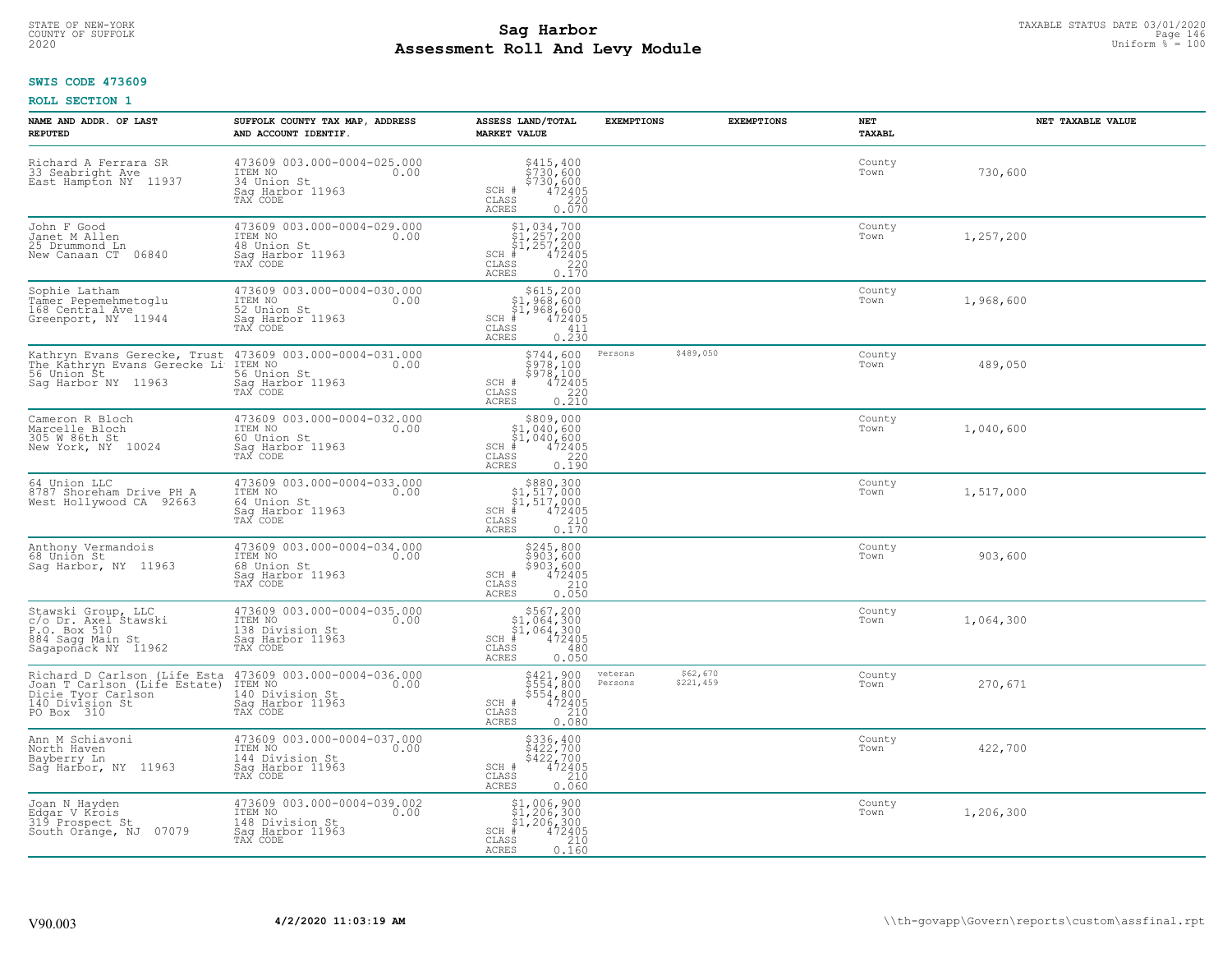**SWIS CODE 473609**

**ROLL SECTION 1**

| NAME AND ADDR. OF LAST REPUTED | SUFFOLK COUNTY TAX MAP, ADDRESS AND ACCOUNT IDENTIF. | ASSESS LAND/TOTAL MARKET VALUE | EXEMPTIONS | | EXEMPTIONS | | NET TAXABL | NET TAXABLE VALUE |
|---|---|---|---|---|---|---|---|---|
| Richard A Ferrara SR<br>33 Seabright Ave<br>East Hampton NY 11937 | 473609 003.000-0004-025.000<br>ITEM NO 0.00<br>34 Union St<br>Sag Harbor 11963<br>TAX CODE | $415,400<br>$730,600<br>$730,600<br>SCH # 472405<br>CLASS 220<br>ACRES 0.070 | | | | | County<br>Town | 730,600 |
| John F Good<br>Janet M Allen<br>25 Drummond Ln<br>New Canaan CT 06840 | 473609 003.000-0004-029.000<br>ITEM NO 0.00<br>48 Union St<br>Sag Harbor 11963<br>TAX CODE | $1,034,700<br>$1,257,200<br>$1,257,200<br>SCH # 472405<br>CLASS 220<br>ACRES 0.170 | | | | | County<br>Town | 1,257,200 |
| Sophie Latham<br>Tamer Pepemehmetoglu<br>168 Central Ave<br>Greenport, NY 11944 | 473609 003.000-0004-030.000<br>ITEM NO 0.00<br>52 Union St<br>Sag Harbor 11963<br>TAX CODE | $615,200<br>$1,968,600<br>$1,968,600<br>SCH # 472405<br>CLASS 411<br>ACRES 0.230 | | | | | County<br>Town | 1,968,600 |
| Kathryn Evans Gerecke, Trust<br>The Kathryn Evans Gerecke Li<br>56 Union St<br>Sag Harbor NY 11963 | 473609 003.000-0004-031.000<br>ITEM NO 0.00<br>56 Union St<br>Sag Harbor 11963<br>TAX CODE | $744,600<br>$978,100<br>$978,100<br>SCH # 472405<br>CLASS 220<br>ACRES 0.210 | Persons | $489,050 | | | County<br>Town | 489,050 |
| Cameron R Bloch<br>Marcelle Bloch<br>305 W 86th St<br>New York, NY 10024 | 473609 003.000-0004-032.000<br>ITEM NO 0.00<br>60 Union St<br>Sag Harbor 11963<br>TAX CODE | $809,000<br>$1,040,600<br>$1,040,600<br>SCH # 472405<br>CLASS 220<br>ACRES 0.190 | | | | | County<br>Town | 1,040,600 |
| 64 Union LLC<br>8787 Shoreham Drive PH A<br>West Hollywood CA 92663 | 473609 003.000-0004-033.000<br>ITEM NO 0.00<br>64 Union St<br>Sag Harbor 11963<br>TAX CODE | $880,300<br>$1,517,000<br>$1,517,000<br>SCH # 472405<br>CLASS 210<br>ACRES 0.170 | | | | | County<br>Town | 1,517,000 |
| Anthony Vermandois<br>68 Union St<br>Sag Harbor, NY 11963 | 473609 003.000-0004-034.000<br>ITEM NO 0.00<br>68 Union St<br>Sag Harbor 11963<br>TAX CODE | $245,800<br>$903,600<br>$903,600<br>SCH # 472405<br>CLASS 210<br>ACRES 0.050 | | | | | County<br>Town | 903,600 |
| Stawski Group, LLC<br>c/o Dr. Axel Stawski<br>P.O. Box 510<br>884 Sagg Main St<br>Sagaponack NY 11962 | 473609 003.000-0004-035.000<br>ITEM NO 0.00<br>138 Division St<br>Sag Harbor 11963<br>TAX CODE | $567,200<br>$1,064,300<br>$1,064,300<br>SCH # 472405<br>CLASS 480<br>ACRES 0.050 | | | | | County<br>Town | 1,064,300 |
| Richard D Carlson (Life Esta<br>Joan T Carlson (Life Estate)<br>Dicie Tyor Carlson<br>140 Division St<br>PO Box 310 | 473609 003.000-0004-036.000<br>ITEM NO 0.00<br>140 Division St<br>Sag Harbor 11963<br>TAX CODE | $421,900<br>$554,800<br>$554,800<br>SCH # 472405<br>CLASS 210<br>ACRES 0.080 | veteran<br>Persons | $62,670<br>$221,459 | | | County<br>Town | 270,671 |
| Ann M Schiavoni<br>North Haven<br>Bayberry Ln<br>Sag Harbor, NY 11963 | 473609 003.000-0004-037.000<br>ITEM NO 0.00<br>144 Division St<br>Sag Harbor 11963<br>TAX CODE | $336,400<br>$422,700<br>$422,700<br>SCH # 472405<br>CLASS 210<br>ACRES 0.060 | | | | | County<br>Town | 422,700 |
| Joan N Hayden<br>Edgar V Krois<br>319 Prospect St<br>South Orange, NJ 07079 | 473609 003.000-0004-039.002<br>ITEM NO 0.00<br>148 Division St<br>Sag Harbor 11963<br>TAX CODE | $1,006,900<br>$1,206,300<br>$1,206,300<br>SCH # 472405<br>CLASS 210<br>ACRES 0.160 | | | | | County<br>Town | 1,206,300 |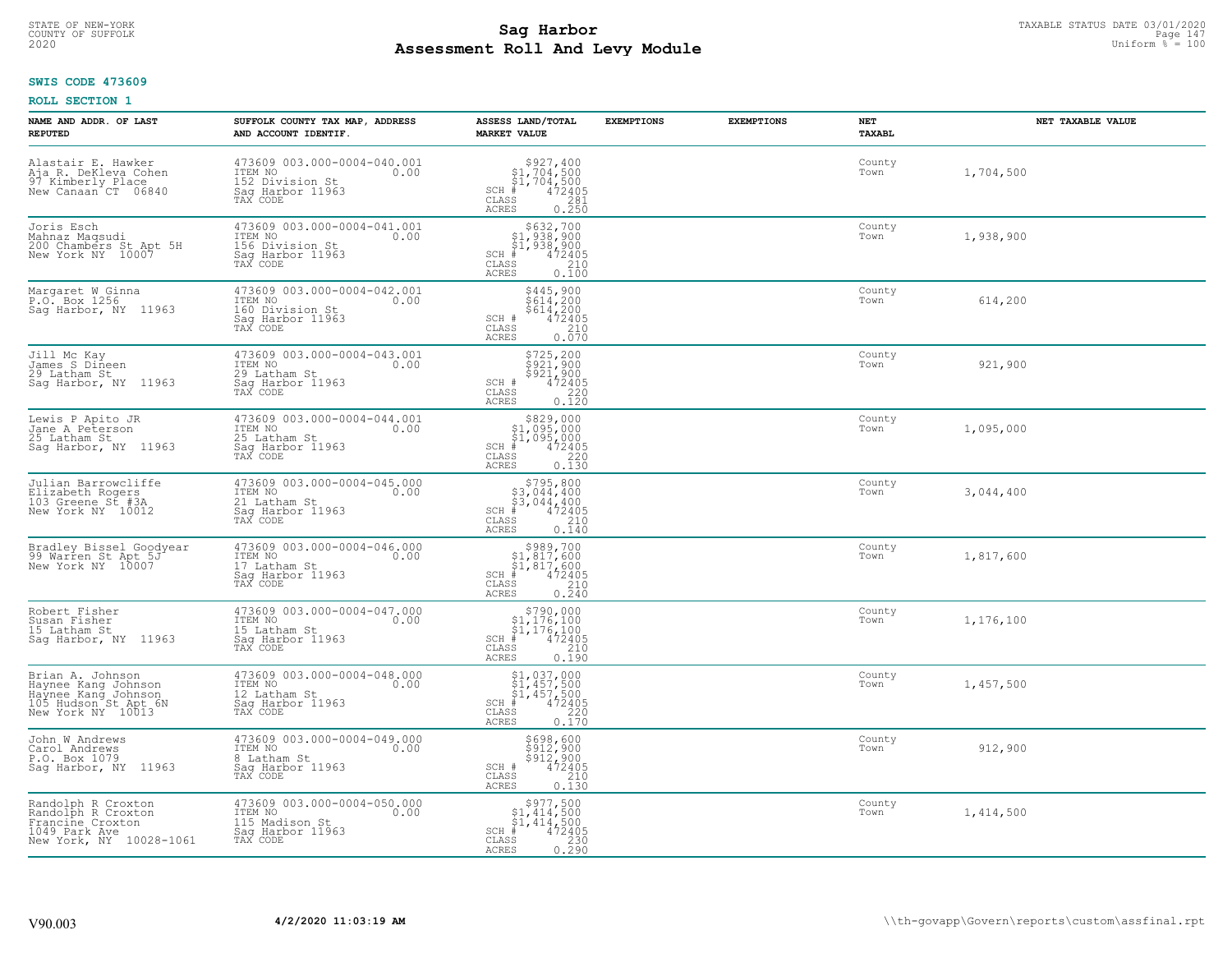STATE OF NEW-YORK
COUNTY OF SUFFOLK
2020

# Sag Harbor
## Assessment Roll And Levy Module

TAXABLE STATUS DATE 03/01/2020
Uniform % = 100

**SWIS CODE 473609**

**ROLL SECTION 1**

| NAME AND ADDR. OF LAST REPUTED | SUFFOLK COUNTY TAX MAP, ADDRESS AND ACCOUNT IDENTIF. | ASSESS LAND/TOTAL MARKET VALUE | EXEMPTIONS | EXEMPTIONS | NET TAXABL | NET TAXABLE VALUE |
|---|---|---|---|---|---|---|
| Alastair E. Hawker<br>Aja R. DeKleva Cohen<br>97 Kimberly Place<br>New Canaan CT 06840 | 473609 003.000-0004-040.001<br>ITEM NO 0.00<br>152 Division St<br>Sag Harbor 11963<br>TAX CODE | $927,400<br>$1,704,500<br>$1,704,500<br>SCH # 472405<br>CLASS 281<br>ACRES 0.250 | | | County<br>Town | 1,704,500 |
| Joris Esch<br>Mahnaz Maqsudi<br>200 Chambers St Apt 5H<br>New York NY 10007 | 473609 003.000-0004-041.001<br>ITEM NO 0.00<br>156 Division St<br>Sag Harbor 11963<br>TAX CODE | $632,700<br>$1,938,900<br>$1,938,900<br>SCH # 472405<br>CLASS 210<br>ACRES 0.100 | | | County<br>Town | 1,938,900 |
| Margaret W Ginna<br>P.O. Box 1256<br>Sag Harbor, NY 11963 | 473609 003.000-0004-042.001<br>ITEM NO 0.00<br>160 Division St<br>Sag Harbor 11963<br>TAX CODE | $445,900<br>$614,200<br>$614,200<br>SCH # 472405<br>CLASS 210<br>ACRES 0.070 | | | County<br>Town | 614,200 |
| Jill Mc Kay<br>James S Dineen<br>29 Latham St<br>Sag Harbor, NY 11963 | 473609 003.000-0004-043.001<br>ITEM NO 0.00<br>29 Latham St<br>Sag Harbor 11963<br>TAX CODE | $725,200<br>$921,900<br>$921,900<br>SCH # 472405<br>CLASS 220<br>ACRES 0.120 | | | County<br>Town | 921,900 |
| Lewis P Apito JR<br>Jane A Peterson<br>25 Latham St<br>Sag Harbor, NY 11963 | 473609 003.000-0004-044.001<br>ITEM NO 0.00<br>25 Latham St<br>Sag Harbor 11963<br>TAX CODE | $829,000<br>$1,095,000<br>$1,095,000<br>SCH # 472405<br>CLASS 220<br>ACRES 0.130 | | | County<br>Town | 1,095,000 |
| Julian Barrowcliffe<br>Elizabeth Rogers<br>103 Greene St #3A<br>New York NY 10012 | 473609 003.000-0004-045.000<br>ITEM NO 0.00<br>21 Latham St<br>Sag Harbor 11963<br>TAX CODE | $795,800<br>$3,044,400<br>$3,044,400<br>SCH # 472405<br>CLASS 210<br>ACRES 0.140 | | | County<br>Town | 3,044,400 |
| Bradley Bissel Goodyear<br>99 Warren St Apt 5J<br>New York NY 10007 | 473609 003.000-0004-046.000<br>ITEM NO 0.00<br>17 Latham St<br>Sag Harbor 11963<br>TAX CODE | $989,700<br>$1,817,600<br>$1,817,600<br>SCH # 472405<br>CLASS 210<br>ACRES 0.240 | | | County<br>Town | 1,817,600 |
| Robert Fisher<br>Susan Fisher<br>15 Latham St<br>Sag Harbor, NY 11963 | 473609 003.000-0004-047.000<br>ITEM NO 0.00<br>15 Latham St<br>Sag Harbor 11963<br>TAX CODE | $790,000<br>$1,176,100<br>$1,176,100<br>SCH # 472405<br>CLASS 210<br>ACRES 0.190 | | | County<br>Town | 1,176,100 |
| Brian A. Johnson<br>Haynee Kang Johnson<br>Haynee Kang Johnson<br>105 Hudson St Apt 6N<br>New York NY 10013 | 473609 003.000-0004-048.000<br>ITEM NO 0.00<br>12 Latham St<br>Sag Harbor 11963<br>TAX CODE | $1,037,000<br>$1,457,500<br>$1,457,500<br>SCH # 472405<br>CLASS 220<br>ACRES 0.170 | | | County<br>Town | 1,457,500 |
| John W Andrews<br>Carol Andrews<br>P.O. Box 1079<br>Sag Harbor, NY 11963 | 473609 003.000-0004-049.000<br>ITEM NO 0.00<br>8 Latham St<br>Sag Harbor 11963<br>TAX CODE | $698,600<br>$912,900<br>$912,900<br>SCH # 472405<br>CLASS 210<br>ACRES 0.130 | | | County<br>Town | 912,900 |
| Randolph R Croxton<br>Randolph R Croxton<br>Francine Croxton<br>1049 Park Ave<br>New York, NY 10028-1061 | 473609 003.000-0004-050.000<br>ITEM NO 0.00<br>115 Madison St<br>Sag Harbor 11963<br>TAX CODE | $977,500<br>$1,414,500<br>$1,414,500<br>SCH # 472405<br>CLASS 230<br>ACRES 0.290 | | | County<br>Town | 1,414,500 |

V90.003 **4/2/2020 11:03:19 AM** \\th-govapp\Govern\reports\custom\assfinal.rpt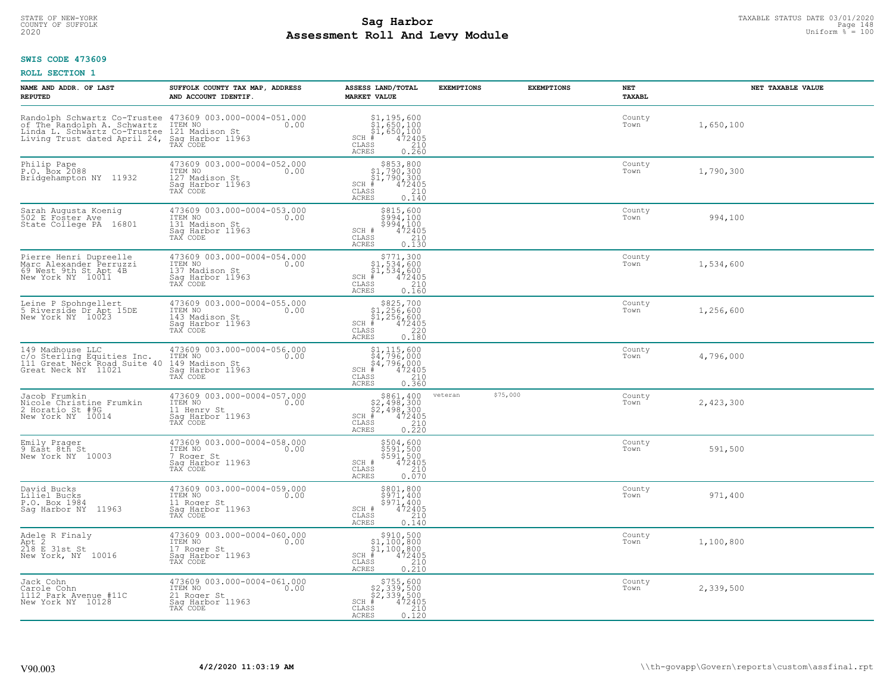STATE OF NEW-YORK
COUNTY OF SUFFOLK
2020

# Sag Harbor
## Assessment Roll And Levy Module

TAXABLE STATUS DATE 03/01/2020
Uniform % = 100

**SWIS CODE 473609**

**ROLL SECTION 1**

| NAME AND ADDR. OF LAST REPUTED | SUFFOLK COUNTY TAX MAP, ADDRESS AND ACCOUNT IDENTIF. | ASSESS LAND/TOTAL MARKET VALUE | EXEMPTIONS | EXEMPTIONS | NET TAXABL | NET TAXABLE VALUE |
|---|---|---|---|---|---|---|
| Randolph Schwartz Co-Trustee of The Randolph A. Schwartz Linda L. Schwartz Co-Trustee Living Trust dated April 24, | 473609 003.000-0004-051.000 ITEM NO 0.00 121 Madison St Sag Harbor 11963 TAX CODE | $1,195,600 $1,650,100 $1,650,100 SCH # 472405 CLASS 210 ACRES 0.260 | | | County Town | 1,650,100 |
| Philip Pape P.O. Box 2088 Bridgehampton NY 11932 | 473609 003.000-0004-052.000 ITEM NO 0.00 127 Madison St Sag Harbor 11963 TAX CODE | $853,800 $1,790,300 $1,790,300 SCH # 472405 CLASS 210 ACRES 0.140 | | | County Town | 1,790,300 |
| Sarah Augusta Koenig 502 E Foster Ave State College PA 16801 | 473609 003.000-0004-053.000 ITEM NO 0.00 131 Madison St Sag Harbor 11963 TAX CODE | $815,600 $994,100 $994,100 SCH # 472405 CLASS 210 ACRES 0.130 | | | County Town | 994,100 |
| Pierre Henri Dupreelle Marc Alexander Perruzzi 69 West 9th St Apt 4B New York NY 10011 | 473609 003.000-0004-054.000 ITEM NO 0.00 137 Madison St Sag Harbor 11963 TAX CODE | $771,300 $1,534,600 $1,534,600 SCH # 472405 CLASS 210 ACRES 0.160 | | | County Town | 1,534,600 |
| Leine P Spohngellert 5 Riverside Dr Apt 15DE New York NY 10023 | 473609 003.000-0004-055.000 ITEM NO 0.00 143 Madison St Sag Harbor 11963 TAX CODE | $825,700 $1,256,600 $1,256,600 SCH # 472405 CLASS 220 ACRES 0.180 | | | County Town | 1,256,600 |
| 149 Madhouse LLC c/o Sterling Equities Inc. 111 Great Neck Road Suite 40 Great Neck NY 11021 | 473609 003.000-0004-056.000 ITEM NO 0.00 149 Madison St Sag Harbor 11963 TAX CODE | $1,115,600 $4,796,000 $4,796,000 SCH # 472405 CLASS 210 ACRES 0.360 | | | County Town | 4,796,000 |
| Jacob Frumkin Nicole Christine Frumkin 2 Horatio St #9G New York NY 10014 | 473609 003.000-0004-057.000 ITEM NO 0.00 11 Henry St Sag Harbor 11963 TAX CODE | $861,400 $2,498,300 $2,498,300 SCH # 472405 CLASS 210 ACRES 0.220 | veteran $75,000 | | County Town | 2,423,300 |
| Emily Prager 9 East 8th St New York NY 10003 | 473609 003.000-0004-058.000 ITEM NO 0.00 7 Roger St Sag Harbor 11963 TAX CODE | $504,600 $591,500 $591,500 SCH # 472405 CLASS 210 ACRES 0.070 | | | County Town | 591,500 |
| David Bucks Liliel Bucks P.O. Box 1984 Sag Harbor NY 11963 | 473609 003.000-0004-059.000 ITEM NO 0.00 11 Roger St Sag Harbor 11963 TAX CODE | $801,800 $971,400 $971,400 SCH # 472405 CLASS 210 ACRES 0.140 | | | County Town | 971,400 |
| Adele R Finaly Apt 2 218 E 31st St New York, NY 10016 | 473609 003.000-0004-060.000 ITEM NO 0.00 17 Roger St Sag Harbor 11963 TAX CODE | $910,500 $1,100,800 $1,100,800 SCH # 472405 CLASS 210 ACRES 0.210 | | | County Town | 1,100,800 |
| Jack Cohn Carole Cohn 1112 Park Avenue #11C New York NY 10128 | 473609 003.000-0004-061.000 ITEM NO 0.00 21 Roger St Sag Harbor 11963 TAX CODE | $755,600 $2,339,500 $2,339,500 SCH # 472405 CLASS 210 ACRES 0.120 | | | County Town | 2,339,500 |

V90.003 4/2/2020 11:03:19 AM \\th-govapp\Govern\reports\custom\assfinal.rpt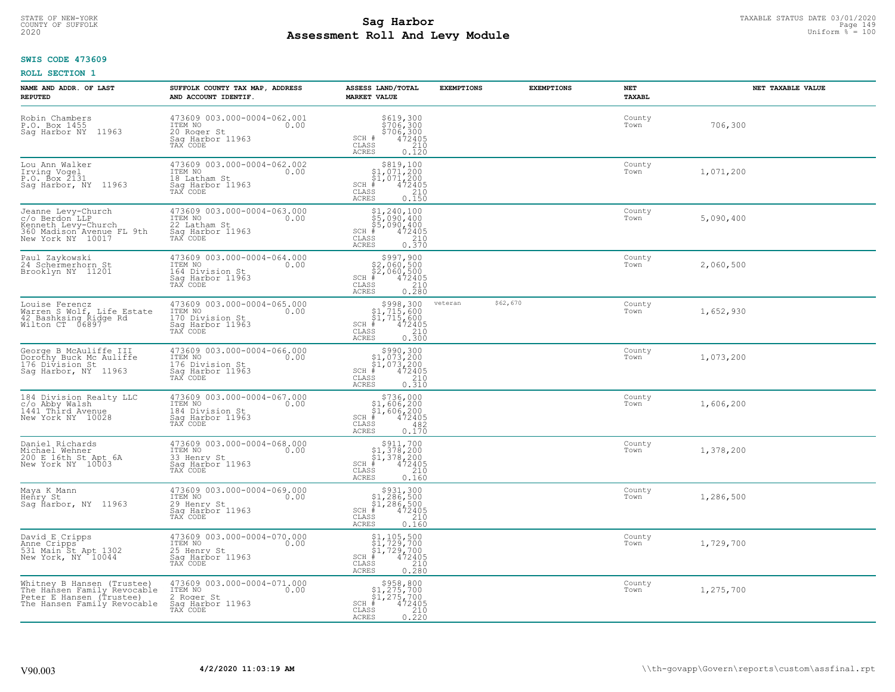**SWIS CODE 473609**

**ROLL SECTION 1**

| NAME AND ADDR. OF LAST REPUTED | SUFFOLK COUNTY TAX MAP, ADDRESS AND ACCOUNT IDENTIF. | ASSESS LAND/TOTAL MARKET VALUE | EXEMPTIONS | EXEMPTIONS | NET TAXABL | NET TAXABLE VALUE |
|---|---|---|---|---|---|---|
| Robin Chambers<br>P.O. Box 1455<br>Sag Harbor NY 11963 | 473609 003.000-0004-062.001<br>ITEM NO 0.00<br>20 Roger St<br>Sag Harbor 11963<br>TAX CODE | $619,300<br>$706,300<br>$706,300<br>SCH # 472405<br>CLASS 210<br>ACRES 0.120 | | | County<br>Town | 706,300 |
| Lou Ann Walker<br>Irving Vogel<br>P.O. Box 2131<br>Sag Harbor, NY 11963 | 473609 003.000-0004-062.002<br>ITEM NO 0.00<br>18 Latham St<br>Sag Harbor 11963<br>TAX CODE | $819,100<br>$1,071,200<br>$1,071,200<br>SCH # 472405<br>CLASS 210<br>ACRES 0.150 | | | County<br>Town | 1,071,200 |
| Jeanne Levy-Church<br>c/o Berdon LLP<br>Kenneth Levy-Church<br>360 Madison Avenue FL 9th<br>New York NY 10017 | 473609 003.000-0004-063.000<br>ITEM NO 0.00<br>22 Latham St<br>Sag Harbor 11963<br>TAX CODE | $1,240,100<br>$5,090,400<br>$5,090,400<br>SCH # 472405<br>CLASS 210<br>ACRES 0.370 | | | County<br>Town | 5,090,400 |
| Paul Zaykowski<br>24 Schermerhorn St<br>Brooklyn NY 11201 | 473609 003.000-0004-064.000<br>ITEM NO 0.00<br>164 Division St<br>Sag Harbor 11963<br>TAX CODE | $997,900<br>$2,060,500<br>$2,060,500<br>SCH # 472405<br>CLASS 210<br>ACRES 0.280 | | | County<br>Town | 2,060,500 |
| Louise Ferencz<br>Warren S Wolf, Life Estate<br>42 Bashksing Ridge Rd<br>Wilton CT 06897 | 473609 003.000-0004-065.000<br>ITEM NO 0.00<br>170 Division St<br>Sag Harbor 11963<br>TAX CODE | $998,300<br>$1,715,600<br>$1,715,600<br>SCH # 472405<br>CLASS 210<br>ACRES 0.300 | veteran | $62,670 | County<br>Town | 1,652,930 |
| George B McAuliffe III<br>Dorothy Buck Mc Auliffe<br>176 Division St<br>Sag Harbor, NY 11963 | 473609 003.000-0004-066.000<br>ITEM NO 0.00<br>176 Division St<br>Sag Harbor 11963<br>TAX CODE | $990,300<br>$1,073,200<br>$1,073,200<br>SCH # 472405<br>CLASS 210<br>ACRES 0.310 | | | County<br>Town | 1,073,200 |
| 184 Division Realty LLC<br>c/o Abby Walsh<br>1441 Third Avenue<br>New York NY 10028 | 473609 003.000-0004-067.000<br>ITEM NO 0.00<br>184 Division St<br>Sag Harbor 11963<br>TAX CODE | $736,000<br>$1,606,200<br>$1,606,200<br>SCH # 472405<br>CLASS 482<br>ACRES 0.170 | | | County<br>Town | 1,606,200 |
| Daniel Richards<br>Michael Wehner<br>200 E 16th St Apt 6A<br>New York NY 10003 | 473609 003.000-0004-068.000<br>ITEM NO 0.00<br>33 Henry St<br>Sag Harbor 11963<br>TAX CODE | $911,700<br>$1,378,200<br>$1,378,200<br>SCH # 472405<br>CLASS 210<br>ACRES 0.160 | | | County<br>Town | 1,378,200 |
| Maya K Mann<br>Henry St<br>Sag Harbor, NY 11963 | 473609 003.000-0004-069.000<br>ITEM NO 0.00<br>29 Henry St<br>Sag Harbor 11963<br>TAX CODE | $931,300<br>$1,286,500<br>$1,286,500<br>SCH # 472405<br>CLASS 210<br>ACRES 0.160 | | | County<br>Town | 1,286,500 |
| David E Cripps<br>Anne Cripps<br>531 Main St Apt 1302<br>New York, NY 10044 | 473609 003.000-0004-070.000<br>ITEM NO 0.00<br>25 Henry St<br>Sag Harbor 11963<br>TAX CODE | $1,105,500<br>$1,729,700<br>$1,729,700<br>SCH # 472405<br>CLASS 210<br>ACRES 0.280 | | | County<br>Town | 1,729,700 |
| Whitney B Hansen (Trustee)<br>The Hansen Family Revocable<br>Peter E Hansen (Trustee)<br>The Hansen Family Revocable | 473609 003.000-0004-071.000<br>ITEM NO 0.00<br>2 Roger St<br>Sag Harbor 11963<br>TAX CODE | $958,800<br>$1,275,700<br>$1,275,700<br>SCH # 472405<br>CLASS 210<br>ACRES 0.220 | | | County<br>Town | 1,275,700 |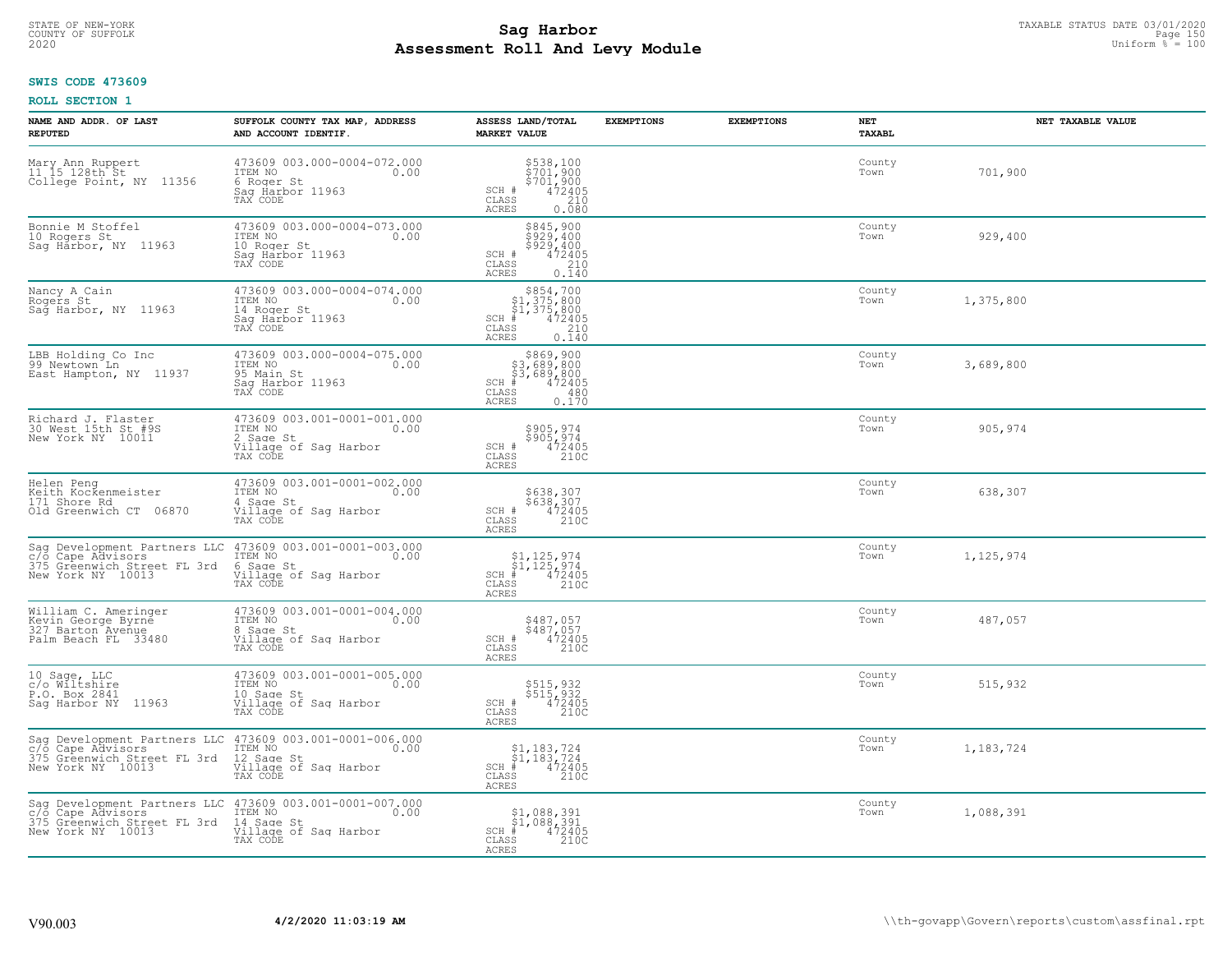STATE OF NEW-YORK
COUNTY OF SUFFOLK
2020

# Sag Harbor
# Assessment Roll And Levy Module

TAXABLE STATUS DATE 03/01/2020
Uniform % = 100

**SWIS CODE 473609**

**ROLL SECTION 1**

| NAME AND ADDR. OF LAST REPUTED | SUFFOLK COUNTY TAX MAP, ADDRESS AND ACCOUNT IDENTIF. | ASSESS LAND/TOTAL MARKET VALUE | EXEMPTIONS | EXEMPTIONS | NET TAXABL | NET TAXABLE VALUE |
|---|---|---|---|---|---|---|
| Mary Ann Ruppert<br>11 15 128th St<br>College Point, NY 11356 | 473609 003.000-0004-072.000<br>ITEM NO 0.00<br>6 Roger St<br>Sag Harbor 11963<br>TAX CODE | $538,100<br>$701,900<br>$701,900<br>SCH # 472405<br>CLASS 210<br>ACRES 0.080 | | | County<br>Town | 701,900 |
| Bonnie M Stoffel<br>10 Rogers St<br>Sag Harbor, NY 11963 | 473609 003.000-0004-073.000<br>ITEM NO 0.00<br>10 Roger St<br>Sag Harbor 11963<br>TAX CODE | $845,900<br>$929,400<br>$929,400<br>SCH # 472405<br>CLASS 210<br>ACRES 0.140 | | | County<br>Town | 929,400 |
| Nancy A Cain<br>Rogers St<br>Sag Harbor, NY 11963 | 473609 003.000-0004-074.000<br>ITEM NO 0.00<br>14 Roger St<br>Sag Harbor 11963<br>TAX CODE | $854,700<br>$1,375,800<br>$1,375,800<br>SCH # 472405<br>CLASS 210<br>ACRES 0.140 | | | County<br>Town | 1,375,800 |
| LBB Holding Co Inc<br>99 Newtown Ln<br>East Hampton, NY 11937 | 473609 003.000-0004-075.000<br>ITEM NO 0.00<br>95 Main St<br>Sag Harbor 11963<br>TAX CODE | $869,900<br>$3,689,800<br>$3,689,800<br>SCH # 472405<br>CLASS 480<br>ACRES 0.170 | | | County<br>Town | 3,689,800 |
| Richard J. Flaster<br>30 West 15th St #9S<br>New York NY 10011 | 473609 003.001-0001-001.000<br>ITEM NO 0.00<br>2 Sage St<br>Village of Sag Harbor<br>TAX CODE | $905,974<br>$905,974<br>SCH # 472405<br>CLASS 210C<br>ACRES | | | County<br>Town | 905,974 |
| Helen Peng<br>Keith Kockenmeister<br>171 Shore Rd<br>Old Greenwich CT 06870 | 473609 003.001-0001-002.000<br>ITEM NO 0.00<br>4 Sage St<br>Village of Sag Harbor<br>TAX CODE | $638,307<br>$638,307<br>SCH # 472405<br>CLASS 210C<br>ACRES | | | County<br>Town | 638,307 |
| Sag Development Partners LLC<br>c/o Cape Advisors<br>375 Greenwich Street FL 3rd<br>New York NY 10013 | 473609 003.001-0001-003.000<br>ITEM NO 0.00<br>6 Sage St<br>Village of Sag Harbor<br>TAX CODE | $1,125,974<br>$1,125,974<br>SCH # 472405<br>CLASS 210C<br>ACRES | | | County<br>Town | 1,125,974 |
| William C. Ameringer<br>Kevin George Byrne<br>327 Barton Avenue<br>Palm Beach FL 33480 | 473609 003.001-0001-004.000<br>ITEM NO 0.00<br>8 Sage St<br>Village of Sag Harbor<br>TAX CODE | $487,057<br>$487,057<br>SCH # 472405<br>CLASS 210C<br>ACRES | | | County<br>Town | 487,057 |
| 10 Sage, LLC<br>c/o Wiltshire<br>P.O. Box 2841<br>Sag Harbor NY 11963 | 473609 003.001-0001-005.000<br>ITEM NO 0.00<br>10 Sage St<br>Village of Sag Harbor<br>TAX CODE | $515,932<br>$515,932<br>SCH # 472405<br>CLASS 210C<br>ACRES | | | County<br>Town | 515,932 |
| Sag Development Partners LLC<br>c/o Cape Advisors<br>375 Greenwich Street FL 3rd<br>New York NY 10013 | 473609 003.001-0001-006.000<br>ITEM NO 0.00<br>12 Sage St<br>Village of Sag Harbor<br>TAX CODE | $1,183,724<br>$1,183,724<br>SCH # 472405<br>CLASS 210C<br>ACRES | | | County<br>Town | 1,183,724 |
| Sag Development Partners LLC<br>c/o Cape Advisors<br>375 Greenwich Street FL 3rd<br>New York NY 10013 | 473609 003.001-0001-007.000<br>ITEM NO 0.00<br>14 Sage St<br>Village of Sag Harbor<br>TAX CODE | $1,088,391<br>$1,088,391<br>SCH # 472405<br>CLASS 210C<br>ACRES | | | County<br>Town | 1,088,391 |

V90.003 **4/2/2020 11:03:19 AM** \\th-govapp\Govern\reports\custom\assfinal.rpt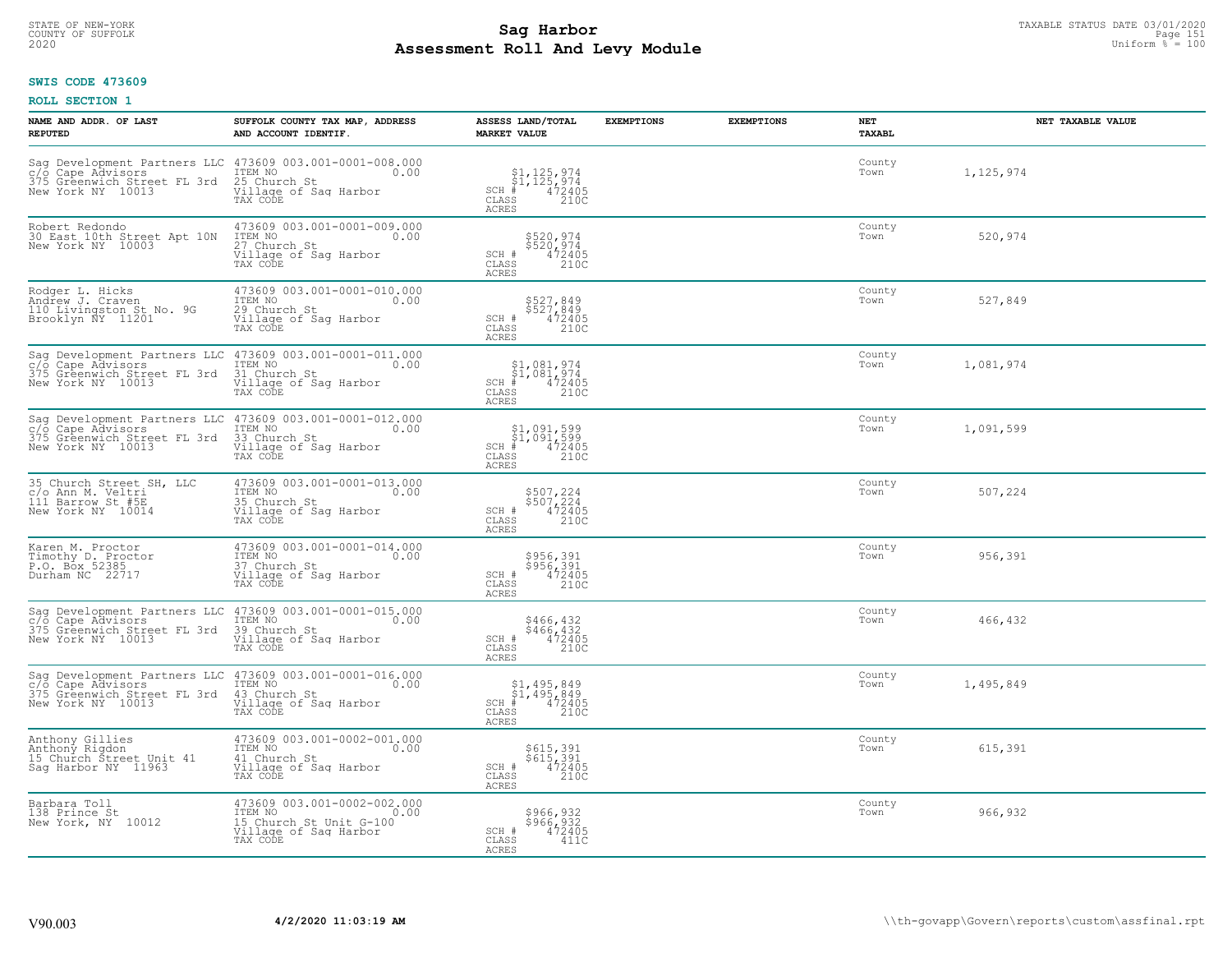**SWIS CODE 473609**

**ROLL SECTION 1**

| NAME AND ADDR. OF LAST REPUTED | SUFFOLK COUNTY TAX MAP, ADDRESS AND ACCOUNT IDENTIF. | ASSESS LAND/TOTAL MARKET VALUE | EXEMPTIONS | EXEMPTIONS | NET TAXABL | NET TAXABLE VALUE |
|---|---|---|---|---|---|---|
| Sag Development Partners LLC<br>c/o Cape Advisors<br>375 Greenwich Street FL 3rd<br>New York NY 10013 | 473609 003.001-0001-008.000<br>ITEM NO 0.00<br>25 Church St<br>Village of Sag Harbor<br>TAX CODE | $1,125,974<br>$1,125,974<br>SCH # 472405<br>CLASS 210C<br>ACRES | | | County<br>Town | 1,125,974 |
| Robert Redondo<br>30 East 10th Street Apt 10N<br>New York NY 10003 | 473609 003.001-0001-009.000<br>ITEM NO 0.00<br>27 Church St<br>Village of Sag Harbor<br>TAX CODE | $520,974<br>$520,974<br>SCH # 472405<br>CLASS 210C<br>ACRES | | | County<br>Town | 520,974 |
| Rodger L. Hicks<br>Andrew J. Craven<br>110 Livingston St No. 9G<br>Brooklyn NY 11201 | 473609 003.001-0001-010.000<br>ITEM NO 0.00<br>29 Church St<br>Village of Sag Harbor<br>TAX CODE | $527,849<br>$527,849<br>SCH # 472405<br>CLASS 210C<br>ACRES | | | County<br>Town | 527,849 |
| Sag Development Partners LLC<br>c/o Cape Advisors<br>375 Greenwich Street FL 3rd<br>New York NY 10013 | 473609 003.001-0001-011.000<br>ITEM NO 0.00<br>31 Church St<br>Village of Sag Harbor<br>TAX CODE | $1,081,974<br>$1,081,974<br>SCH # 472405<br>CLASS 210C<br>ACRES | | | County<br>Town | 1,081,974 |
| Sag Development Partners LLC<br>c/o Cape Advisors<br>375 Greenwich Street FL 3rd<br>New York NY 10013 | 473609 003.001-0001-012.000<br>ITEM NO 0.00<br>33 Church St<br>Village of Sag Harbor<br>TAX CODE | $1,091,599<br>$1,091,599<br>SCH # 472405<br>CLASS 210C<br>ACRES | | | County<br>Town | 1,091,599 |
| 35 Church Street SH, LLC<br>c/o Ann M. Veltri<br>111 Barrow St #5E<br>New York NY 10014 | 473609 003.001-0001-013.000<br>ITEM NO 0.00<br>35 Church St<br>Village of Sag Harbor<br>TAX CODE | $507,224<br>$507,224<br>SCH # 472405<br>CLASS 210C<br>ACRES | | | County<br>Town | 507,224 |
| Karen M. Proctor<br>Timothy D. Proctor<br>P.O. Box 52385<br>Durham NC 22717 | 473609 003.001-0001-014.000<br>ITEM NO 0.00<br>37 Church St<br>Village of Sag Harbor<br>TAX CODE | $956,391<br>$956,391<br>SCH # 472405<br>CLASS 210C<br>ACRES | | | County<br>Town | 956,391 |
| Sag Development Partners LLC<br>c/o Cape Advisors<br>375 Greenwich Street FL 3rd<br>New York NY 10013 | 473609 003.001-0001-015.000<br>ITEM NO 0.00<br>39 Church St<br>Village of Sag Harbor<br>TAX CODE | $466,432<br>$466,432<br>SCH # 472405<br>CLASS 210C<br>ACRES | | | County<br>Town | 466,432 |
| Sag Development Partners LLC<br>c/o Cape Advisors<br>375 Greenwich Street FL 3rd<br>New York NY 10013 | 473609 003.001-0001-016.000<br>ITEM NO 0.00<br>43 Church St<br>Village of Sag Harbor<br>TAX CODE | $1,495,849<br>$1,495,849<br>SCH # 472405<br>CLASS 210C<br>ACRES | | | County<br>Town | 1,495,849 |
| Anthony Gillies<br>Anthony Rigdon<br>15 Church Street Unit 41<br>Sag Harbor NY 11963 | 473609 003.001-0002-001.000<br>ITEM NO 0.00<br>41 Church St<br>Village of Sag Harbor<br>TAX CODE | $615,391<br>$615,391<br>SCH # 472405<br>CLASS 210C<br>ACRES | | | County<br>Town | 615,391 |
| Barbara Toll<br>138 Prince St<br>New York, NY 10012 | 473609 003.001-0002-002.000<br>ITEM NO 0.00<br>15 Church St Unit G-100<br>Village of Sag Harbor<br>TAX CODE | $966,932<br>$966,932<br>SCH # 472405<br>CLASS 411C<br>ACRES | | | County<br>Town | 966,932 |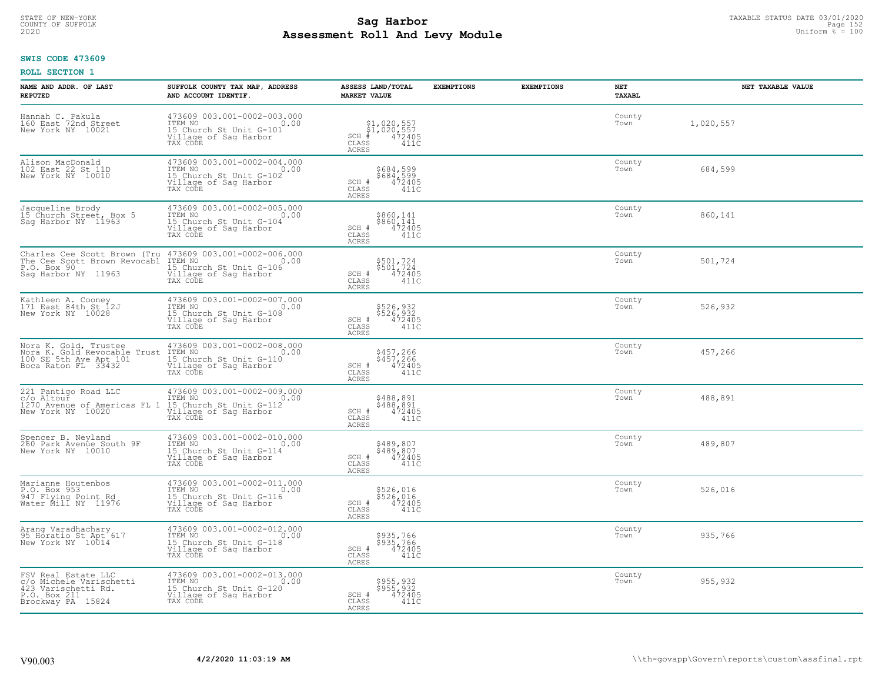STATE OF NEW-YORK
COUNTY OF SUFFOLK
2020

# Sag Harbor
## Assessment Roll And Levy Module

TAXABLE STATUS DATE 03/01/2020
Uniform % = 100

**SWIS CODE 473609**

**ROLL SECTION 1**

| NAME AND ADDR. OF LAST REPUTED | SUFFOLK COUNTY TAX MAP, ADDRESS AND ACCOUNT IDENTIF. | ASSESS LAND/TOTAL MARKET VALUE | EXEMPTIONS | EXEMPTIONS | NET TAXABL | NET TAXABLE VALUE |
|---|---|---|---|---|---|---|
| Hannah C. Pakula<br>160 East 72nd Street<br>New York NY 10021 | 473609 003.001-0002-003.000<br>ITEM NO 0.00<br>15 Church St Unit G-101<br>Village of Sag Harbor<br>TAX CODE | $1,020,557<br>$1,020,557<br>SCH # 472405<br>CLASS 411C<br>ACRES | | | County<br>Town | 1,020,557 |
| Alison MacDonald<br>102 East 22 St 11D<br>New York NY 10010 | 473609 003.001-0002-004.000<br>ITEM NO 0.00<br>15 Church St Unit G-102<br>Village of Sag Harbor<br>TAX CODE | $684,599<br>$684,599<br>SCH # 472405<br>CLASS 411C<br>ACRES | | | County<br>Town | 684,599 |
| Jacqueline Brody<br>15 Church Street, Box 5<br>Sag Harbor NY 11963 | 473609 003.001-0002-005.000<br>ITEM NO 0.00<br>15 Church St Unit G-104<br>Village of Sag Harbor<br>TAX CODE | $860,141<br>$860,141<br>SCH # 472405<br>CLASS 411C<br>ACRES | | | County<br>Town | 860,141 |
| Charles Cee Scott Brown (Tru<br>The Cee Scott Brown Revocabl<br>P.O. Box 90<br>Sag Harbor NY 11963 | 473609 003.001-0002-006.000<br>ITEM NO 0.00<br>15 Church St Unit G-106<br>Village of Sag Harbor<br>TAX CODE | $501,724<br>$501,724<br>SCH # 472405<br>CLASS 411C<br>ACRES | | | County<br>Town | 501,724 |
| Kathleen A. Cooney<br>171 East 84th St 12J<br>New York NY 10028 | 473609 003.001-0002-007.000<br>ITEM NO 0.00<br>15 Church St Unit G-108<br>Village of Sag Harbor<br>TAX CODE | $526,932<br>$526,932<br>SCH # 472405<br>CLASS 411C<br>ACRES | | | County<br>Town | 526,932 |
| Nora K. Gold, Trustee<br>Nora K. Gold Revocable Trust<br>100 SE 5th Ave Apt 101<br>Boca Raton FL 33432 | 473609 003.001-0002-008.000<br>ITEM NO 0.00<br>15 Church St Unit G-110<br>Village of Sag Harbor<br>TAX CODE | $457,266<br>$457,266<br>SCH # 472405<br>CLASS 411C<br>ACRES | | | County<br>Town | 457,266 |
| 221 Pantigo Road LLC<br>c/o Altour<br>1270 Avenue of Americas FL 1<br>New York NY 10020 | 473609 003.001-0002-009.000<br>ITEM NO 0.00<br>15 Church St Unit G-112<br>Village of Sag Harbor<br>TAX CODE | $488,891<br>$488,891<br>SCH # 472405<br>CLASS 411C<br>ACRES | | | County<br>Town | 488,891 |
| Spencer B. Neyland<br>260 Park Avenue South 9F<br>New York NY 10010 | 473609 003.001-0002-010.000<br>ITEM NO 0.00<br>15 Church St Unit G-114<br>Village of Sag Harbor<br>TAX CODE | $489,807<br>$489,807<br>SCH # 472405<br>CLASS 411C<br>ACRES | | | County<br>Town | 489,807 |
| Marianne Houtenbos<br>P.O. Box 953<br>947 Flying Point Rd<br>Water Mill NY 11976 | 473609 003.001-0002-011.000<br>ITEM NO 0.00<br>15 Church St Unit G-116<br>Village of Sag Harbor<br>TAX CODE | $526,016<br>$526,016<br>SCH # 472405<br>CLASS 411C<br>ACRES | | | County<br>Town | 526,016 |
| Arang Varadhachary<br>95 Horatio St Apt 617<br>New York NY 10014 | 473609 003.001-0002-012.000<br>ITEM NO 0.00<br>15 Church St Unit G-118<br>Village of Sag Harbor<br>TAX CODE | $935,766<br>$935,766<br>SCH # 472405<br>CLASS 411C<br>ACRES | | | County<br>Town | 935,766 |
| FSV Real Estate LLC<br>c/o Michele Varischetti<br>423 Varischetti Rd.<br>P.O. Box 211<br>Brockway PA 15824 | 473609 003.001-0002-013.000<br>ITEM NO 0.00<br>15 Church St Unit G-120<br>Village of Sag Harbor<br>TAX CODE | $955,932<br>$955,932<br>SCH # 472405<br>CLASS 411C<br>ACRES | | | County<br>Town | 955,932 |

V90.003 | 4/2/2020 11:03:19 AM | \\th-govapp\Govern\reports\custom\assfinal.rpt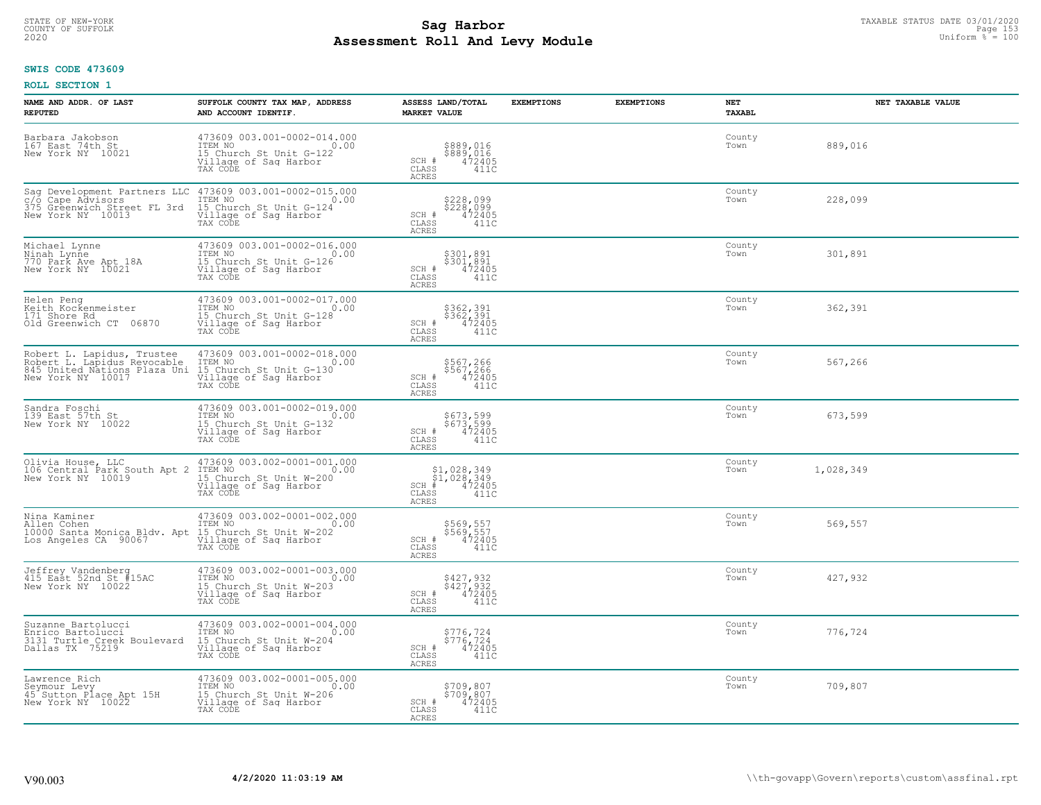STATE OF NEW-YORK
COUNTY OF SUFFOLK
2020

# Sag Harbor
## Assessment Roll And Levy Module

TAXABLE STATUS DATE 03/01/2020
Uniform % = 100

**SWIS CODE 473609**

**ROLL SECTION 1**

| NAME AND ADDR. OF LAST REPUTED | SUFFOLK COUNTY TAX MAP, ADDRESS AND ACCOUNT IDENTIF. | ASSESS LAND/TOTAL MARKET VALUE | EXEMPTIONS | EXEMPTIONS | NET TAXABL | NET TAXABLE VALUE |
|---|---|---|---|---|---|---|
| Barbara Jakobson<br>167 East 74th St<br>New York NY 10021 | 473609 003.001-0002-014.000<br>ITEM NO 0.00<br>15 Church St Unit G-122<br>Village of Sag Harbor<br>TAX CODE | $889,016<br>$889,016<br>SCH # 472405<br>CLASS 411C<br>ACRES | | | County<br>Town | 889,016 |
| Sag Development Partners LLC<br>c/o Cape Advisors<br>375 Greenwich Street FL 3rd<br>New York NY 10013 | 473609 003.001-0002-015.000<br>ITEM NO 0.00<br>15 Church St Unit G-124<br>Village of Sag Harbor<br>TAX CODE | $228,099<br>$228,099<br>SCH # 472405<br>CLASS 411C<br>ACRES | | | County<br>Town | 228,099 |
| Michael Lynne<br>Ninah Lynne<br>770 Park Ave Apt 18A<br>New York NY 10021 | 473609 003.001-0002-016.000<br>ITEM NO 0.00<br>15 Church St Unit G-126<br>Village of Sag Harbor<br>TAX CODE | $301,891<br>$301,891<br>SCH # 472405<br>CLASS 411C<br>ACRES | | | County<br>Town | 301,891 |
| Helen Peng<br>Keith Kockenmeister<br>171 Shore Rd<br>Old Greenwich CT 06870 | 473609 003.001-0002-017.000<br>ITEM NO 0.00<br>15 Church St Unit G-128<br>Village of Sag Harbor<br>TAX CODE | $362,391<br>$362,391<br>SCH # 472405<br>CLASS 411C<br>ACRES | | | County<br>Town | 362,391 |
| Robert L. Lapidus, Trustee<br>Robert L. Lapidus Revocable<br>845 United Nations Plaza Uni<br>New York NY 10017 | 473609 003.001-0002-018.000<br>ITEM NO 0.00<br>15 Church St Unit G-130<br>Village of Sag Harbor<br>TAX CODE | $567,266<br>$567,266<br>SCH # 472405<br>CLASS 411C<br>ACRES | | | County<br>Town | 567,266 |
| Sandra Foschi<br>139 East 57th St<br>New York NY 10022 | 473609 003.001-0002-019.000<br>ITEM NO 0.00<br>15 Church St Unit G-132<br>Village of Sag Harbor<br>TAX CODE | $673,599<br>$673,599<br>SCH # 472405<br>CLASS 411C<br>ACRES | | | County<br>Town | 673,599 |
| Olivia House, LLC<br>106 Central Park South Apt 2<br>New York NY 10019 | 473609 003.002-0001-001.000<br>ITEM NO 0.00<br>15 Church St Unit W-200<br>Village of Sag Harbor<br>TAX CODE | $1,028,349<br>$1,028,349<br>SCH # 472405<br>CLASS 411C<br>ACRES | | | County<br>Town | 1,028,349 |
| Nina Kaminer<br>Allen Cohen<br>10000 Santa Monica Bldv. Apt<br>Los Angeles CA 90067 | 473609 003.002-0001-002.000<br>ITEM NO 0.00<br>15 Church St Unit W-202<br>Village of Sag Harbor<br>TAX CODE | $569,557<br>$569,557<br>SCH # 472405<br>CLASS 411C<br>ACRES | | | County<br>Town | 569,557 |
| Jeffrey Vandenberg<br>415 East 52nd St #15AC<br>New York NY 10022 | 473609 003.002-0001-003.000<br>ITEM NO 0.00<br>15 Church St Unit W-203<br>Village of Sag Harbor<br>TAX CODE | $427,932<br>$427,932<br>SCH # 472405<br>CLASS 411C<br>ACRES | | | County<br>Town | 427,932 |
| Suzanne Bartolucci<br>Enrico Bartolucci<br>3131 Turtle Creek Boulevard<br>Dallas TX 75219 | 473609 003.002-0001-004.000<br>ITEM NO 0.00<br>15 Church St Unit W-204<br>Village of Sag Harbor<br>TAX CODE | $776,724<br>$776,724<br>SCH # 472405<br>CLASS 411C<br>ACRES | | | County<br>Town | 776,724 |
| Lawrence Rich<br>Seymour Levy<br>45 Sutton Place Apt 15H<br>New York NY 10022 | 473609 003.002-0001-005.000<br>ITEM NO 0.00<br>15 Church St Unit W-206<br>Village of Sag Harbor<br>TAX CODE | $709,807<br>$709,807<br>SCH # 472405<br>CLASS 411C<br>ACRES | | | County<br>Town | 709,807 |

V90.003 4/2/2020 11:03:19 AM \\th-govapp\Govern\reports\custom\assfinal.rpt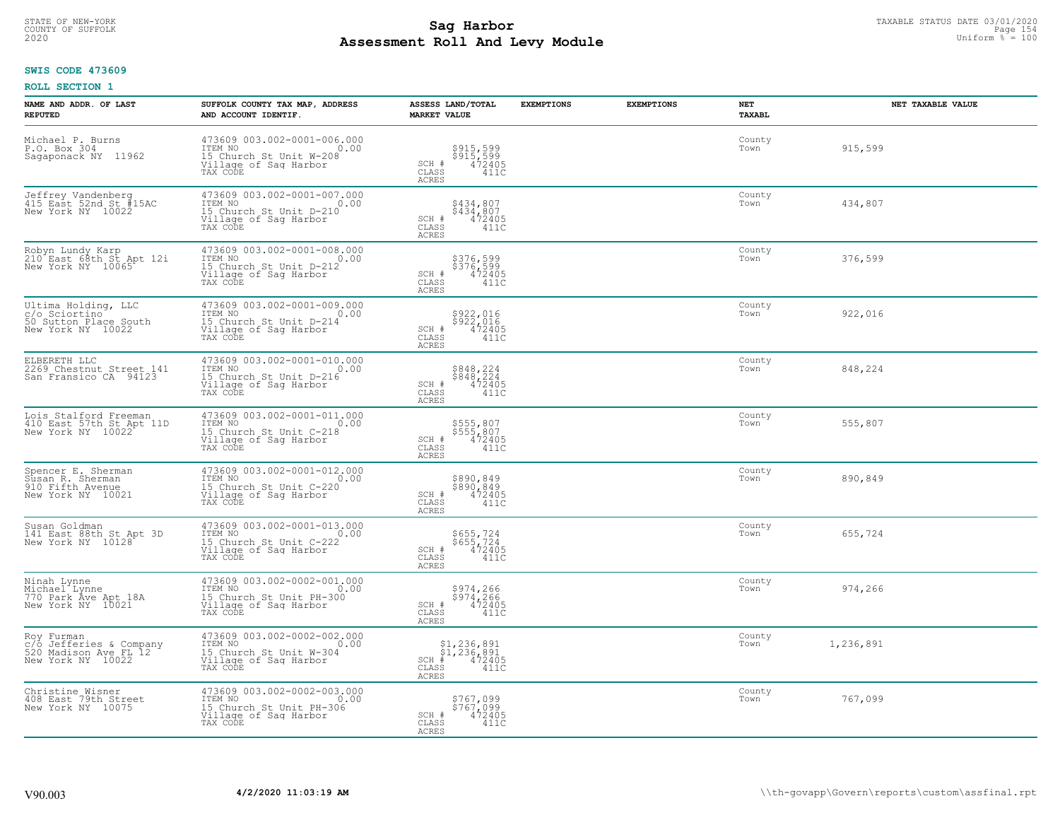# Sag Harbor
## Assessment Roll And Levy Module

STATE OF NEW-YORK
COUNTY OF SUFFOLK
2020

TAXABLE STATUS DATE 03/01/2020
Uniform % = 100

**SWIS CODE 473609**

**ROLL SECTION 1**

| NAME AND ADDR. OF LAST REPUTED | SUFFOLK COUNTY TAX MAP, ADDRESS AND ACCOUNT IDENTIF. | ASSESS LAND/TOTAL MARKET VALUE | EXEMPTIONS | EXEMPTIONS | NET TAXABL | NET TAXABLE VALUE |
|---|---|---|---|---|---|---|
| Michael P. Burns<br>P.O. Box 304<br>Sagaponack NY 11962 | 473609 003.002-0001-006.000<br>ITEM NO 0.00<br>15 Church St Unit W-208<br>Village of Sag Harbor<br>TAX CODE | $915,599<br>$915,599<br>SCH # 472405<br>CLASS 411C<br>ACRES | | | County<br>Town | 915,599 |
| Jeffrey Vandenberg<br>415 East 52nd St #15AC<br>New York NY 10022 | 473609 003.002-0001-007.000<br>ITEM NO 0.00<br>15 Church St Unit D-210<br>Village of Sag Harbor<br>TAX CODE | $434,807<br>$434,807<br>SCH # 472405<br>CLASS 411C<br>ACRES | | | County<br>Town | 434,807 |
| Robyn Lundy Karp<br>210 East 68th St Apt 12i<br>New York NY 10065 | 473609 003.002-0001-008.000<br>ITEM NO 0.00<br>15 Church St Unit D-212<br>Village of Sag Harbor<br>TAX CODE | $376,599<br>$376,599<br>SCH # 472405<br>CLASS 411C<br>ACRES | | | County<br>Town | 376,599 |
| Ultima Holding, LLC<br>c/o Sciortino<br>50 Sutton Place South<br>New York NY 10022 | 473609 003.002-0001-009.000<br>ITEM NO 0.00<br>15 Church St Unit D-214<br>Village of Sag Harbor<br>TAX CODE | $922,016<br>$922,016<br>SCH # 472405<br>CLASS 411C<br>ACRES | | | County<br>Town | 922,016 |
| ELBERETH LLC<br>2269 Chestnut Street 141<br>San Fransico CA 94123 | 473609 003.002-0001-010.000<br>ITEM NO 0.00<br>15 Church St Unit D-216<br>Village of Sag Harbor<br>TAX CODE | $848,224<br>$848,224<br>SCH # 472405<br>CLASS 411C<br>ACRES | | | County<br>Town | 848,224 |
| Lois Stalford Freeman<br>410 East 57th St Apt 11D<br>New York NY 10022 | 473609 003.002-0001-011.000<br>ITEM NO 0.00<br>15 Church St Unit C-218<br>Village of Sag Harbor<br>TAX CODE | $555,807<br>$555,807<br>SCH # 472405<br>CLASS 411C<br>ACRES | | | County<br>Town | 555,807 |
| Spencer E. Sherman<br>Susan R. Sherman<br>910 Fifth Avenue<br>New York NY 10021 | 473609 003.002-0001-012.000<br>ITEM NO 0.00<br>15 Church St Unit C-220<br>Village of Sag Harbor<br>TAX CODE | $890,849<br>$890,849<br>SCH # 472405<br>CLASS 411C<br>ACRES | | | County<br>Town | 890,849 |
| Susan Goldman<br>141 East 88th St Apt 3D<br>New York NY 10128 | 473609 003.002-0001-013.000<br>ITEM NO 0.00<br>15 Church St Unit C-222<br>Village of Sag Harbor<br>TAX CODE | $655,724<br>$655,724<br>SCH # 472405<br>CLASS 411C<br>ACRES | | | County<br>Town | 655,724 |
| Ninah Lynne<br>Michael Lynne<br>770 Park Ave Apt 18A<br>New York NY 10021 | 473609 003.002-0002-001.000<br>ITEM NO 0.00<br>15 Church St Unit PH-300<br>Village of Sag Harbor<br>TAX CODE | $974,266<br>$974,266<br>SCH # 472405<br>CLASS 411C<br>ACRES | | | County<br>Town | 974,266 |
| Roy Furman<br>c/o Jefferies & Company<br>520 Madison Ave FL 12<br>New York NY 10022 | 473609 003.002-0002-002.000<br>ITEM NO 0.00<br>15 Church St Unit W-304<br>Village of Sag Harbor<br>TAX CODE | $1,236,891<br>$1,236,891<br>SCH # 472405<br>CLASS 411C<br>ACRES | | | County<br>Town | 1,236,891 |
| Christine Wisner<br>408 East 79th Street<br>New York NY 10075 | 473609 003.002-0002-003.000<br>ITEM NO 0.00<br>15 Church St Unit PH-306<br>Village of Sag Harbor<br>TAX CODE | $767,099<br>$767,099<br>SCH # 472405<br>CLASS 411C<br>ACRES | | | County<br>Town | 767,099 |

V90.003 4/2/2020 11:03:19 AM \\th-govapp\Govern\reports\custom\assfinal.rpt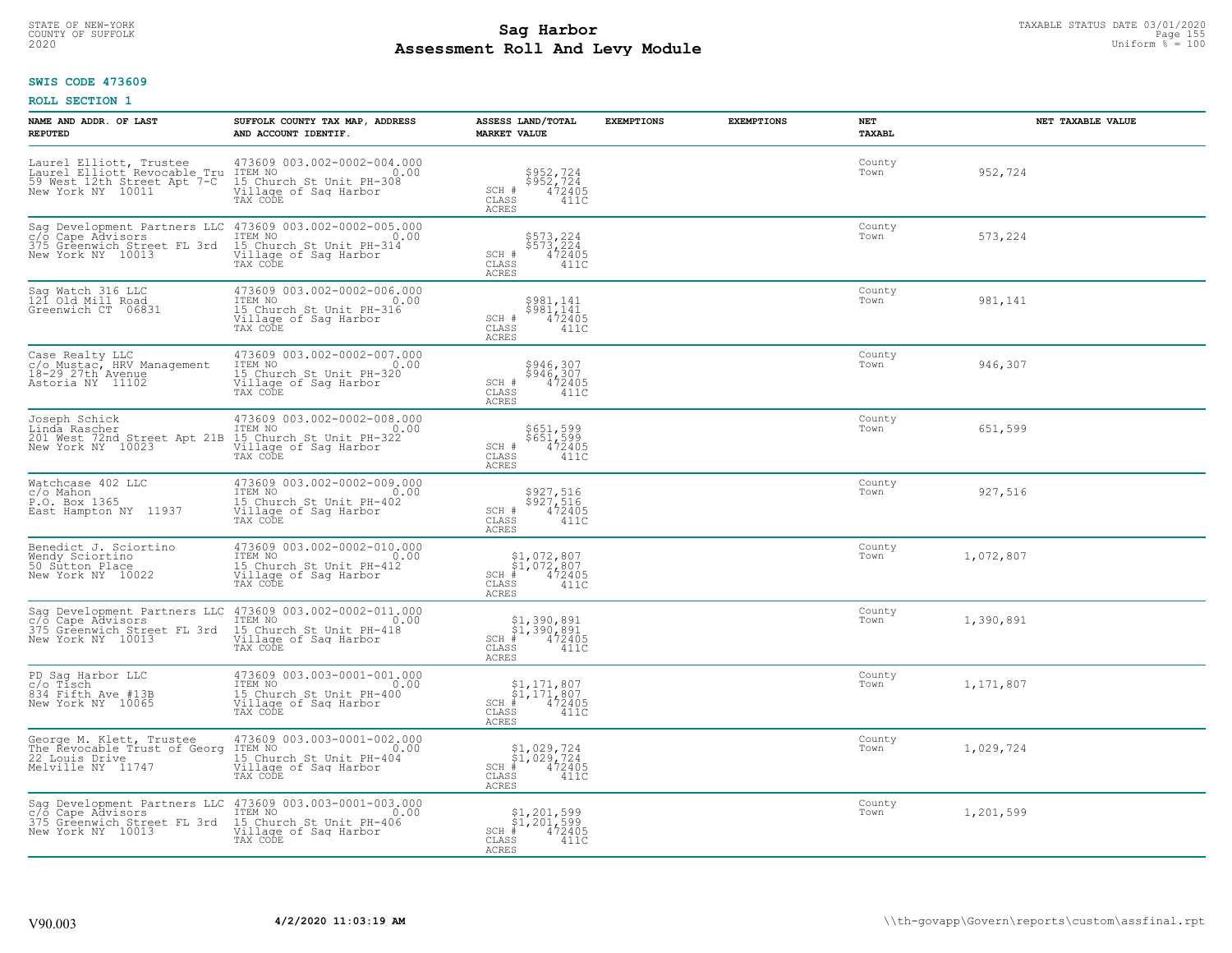STATE OF NEW-YORK
COUNTY OF SUFFOLK
2020

# Sag Harbor
## Assessment Roll And Levy Module

TAXABLE STATUS DATE 03/01/2020
Uniform % = 100

**SWIS CODE 473609**

**ROLL SECTION 1**

| NAME AND ADDR. OF LAST REPUTED | SUFFOLK COUNTY TAX MAP, ADDRESS AND ACCOUNT IDENTIF. | ASSESS LAND/TOTAL MARKET VALUE | EXEMPTIONS | EXEMPTIONS | NET TAXABL | NET TAXABLE VALUE |
|---|---|---|---|---|---|---|
| Laurel Elliott, Trustee<br>Laurel Elliott Revocable Tru<br>59 West 12th Street Apt 7-C<br>New York NY 10011 | 473609 003.002-0002-004.000<br>ITEM NO 0.00<br>15 Church St Unit PH-308<br>Village of Sag Harbor<br>TAX CODE | $952,724<br>$952,724<br>SCH # 472405<br>CLASS 411C<br>ACRES | | | County<br>Town | 952,724 |
| Sag Development Partners LLC<br>c/o Cape Advisors<br>375 Greenwich Street FL 3rd<br>New York NY 10013 | 473609 003.002-0002-005.000<br>ITEM NO 0.00<br>15 Church St Unit PH-314<br>Village of Sag Harbor<br>TAX CODE | $573,224<br>$573,224<br>SCH # 472405<br>CLASS 411C<br>ACRES | | | County<br>Town | 573,224 |
| Sag Watch 316 LLC<br>121 Old Mill Road<br>Greenwich CT 06831 | 473609 003.002-0002-006.000<br>ITEM NO 0.00<br>15 Church St Unit PH-316<br>Village of Sag Harbor<br>TAX CODE | $981,141<br>$981,141<br>SCH # 472405<br>CLASS 411C<br>ACRES | | | County<br>Town | 981,141 |
| Case Realty LLC<br>c/o Mustac, HRV Management<br>18-29 27th Avenue<br>Astoria NY 11102 | 473609 003.002-0002-007.000<br>ITEM NO 0.00<br>15 Church St Unit PH-320<br>Village of Sag Harbor<br>TAX CODE | $946,307<br>$946,307<br>SCH # 472405<br>CLASS 411C<br>ACRES | | | County<br>Town | 946,307 |
| Joseph Schick<br>Linda Rascher<br>201 West 72nd Street Apt 21B<br>New York NY 10023 | 473609 003.002-0002-008.000<br>ITEM NO 0.00<br>15 Church St Unit PH-322<br>Village of Sag Harbor<br>TAX CODE | $651,599<br>$651,599<br>SCH # 472405<br>CLASS 411C<br>ACRES | | | County<br>Town | 651,599 |
| Watchcase 402 LLC<br>c/o Mahon<br>P.O. Box 1365<br>East Hampton NY 11937 | 473609 003.002-0002-009.000<br>ITEM NO 0.00<br>15 Church St Unit PH-402<br>Village of Sag Harbor<br>TAX CODE | $927,516<br>$927,516<br>SCH # 472405<br>CLASS 411C<br>ACRES | | | County<br>Town | 927,516 |
| Benedict J. Sciortino<br>Wendy Sciortino<br>50 Sutton Place<br>New York NY 10022 | 473609 003.002-0002-010.000<br>ITEM NO 0.00<br>15 Church St Unit PH-412<br>Village of Sag Harbor<br>TAX CODE | $1,072,807<br>$1,072,807<br>SCH # 472405<br>CLASS 411C<br>ACRES | | | County<br>Town | 1,072,807 |
| Sag Development Partners LLC<br>c/o Cape Advisors<br>375 Greenwich Street FL 3rd<br>New York NY 10013 | 473609 003.002-0002-011.000<br>ITEM NO 0.00<br>15 Church St Unit PH-418<br>Village of Sag Harbor<br>TAX CODE | $1,390,891<br>$1,390,891<br>SCH # 472405<br>CLASS 411C<br>ACRES | | | County<br>Town | 1,390,891 |
| PD Sag Harbor LLC<br>c/o Tisch<br>834 Fifth Ave #13B<br>New York NY 10065 | 473609 003.003-0001-001.000<br>ITEM NO 0.00<br>15 Church St Unit PH-400<br>Village of Sag Harbor<br>TAX CODE | $1,171,807<br>$1,171,807<br>SCH # 472405<br>CLASS 411C<br>ACRES | | | County<br>Town | 1,171,807 |
| George M. Klett, Trustee<br>The Revocable Trust of Georg<br>22 Louis Drive<br>Melville NY 11747 | 473609 003.003-0001-002.000<br>ITEM NO 0.00<br>15 Church St Unit PH-404<br>Village of Sag Harbor<br>TAX CODE | $1,029,724<br>$1,029,724<br>SCH # 472405<br>CLASS 411C<br>ACRES | | | County<br>Town | 1,029,724 |
| Sag Development Partners LLC<br>c/o Cape Advisors<br>375 Greenwich Street FL 3rd<br>New York NY 10013 | 473609 003.003-0001-003.000<br>ITEM NO 0.00<br>15 Church St Unit PH-406<br>Village of Sag Harbor<br>TAX CODE | $1,201,599<br>$1,201,599<br>SCH # 472405<br>CLASS 411C<br>ACRES | | | County<br>Town | 1,201,599 |

V90.003 4/2/2020 11:03:19 AM \\th-govapp\Govern\reports\custom\assfinal.rpt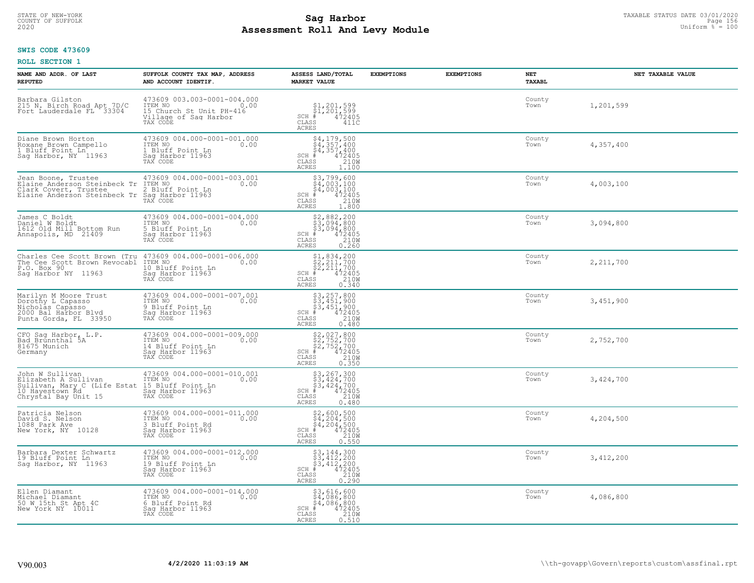# Sag Harbor
## Assessment Roll And Levy Module

STATE OF NEW-YORK
COUNTY OF SUFFOLK
2020

TAXABLE STATUS DATE 03/01/2020
Uniform % = 100

**SWIS CODE 473609**

**ROLL SECTION 1**

| NAME AND ADDR. OF LAST REPUTED | SUFFOLK COUNTY TAX MAP, ADDRESS AND ACCOUNT IDENTIF. | ASSESS LAND/TOTAL MARKET VALUE | EXEMPTIONS | EXEMPTIONS | NET TAXABL | NET TAXABLE VALUE |
|---|---|---|---|---|---|---|
| Barbara Gilston<br>215 N. Birch Road Apt 7D/C<br>Fort Lauderdale FL 33304 | 473609 003.003-0001-004.000<br>ITEM NO 0.00<br>15 Church St Unit PH-416<br>Village of Sag Harbor<br>TAX CODE | $1,201,599<br>$1,201,599<br>SCH # 472405<br>CLASS 411C<br>ACRES | | | County<br>Town | 1,201,599 |
| Diane Brown Horton<br>Roxane Brown Campello<br>1 Bluff Point Ln<br>Sag Harbor, NY 11963 | 473609 004.000-0001-001.000<br>ITEM NO 0.00<br>1 Bluff Point Ln<br>Sag Harbor 11963<br>TAX CODE | $4,179,500<br>$4,357,400<br>$4,357,400<br>SCH # 472405<br>CLASS 210W<br>ACRES 1.100 | | | County<br>Town | 4,357,400 |
| Jean Boone, Trustee<br>Elaine Anderson Steinbeck Tr<br>Clark Covert, Trustee<br>Elaine Anderson Steinbeck Tr | 473609 004.000-0001-003.001<br>ITEM NO 0.00<br>2 Bluff Point Ln<br>Sag Harbor 11963<br>TAX CODE | $3,799,600<br>$4,003,100<br>$4,003,100<br>SCH # 472405<br>CLASS 210W<br>ACRES 1.800 | | | County<br>Town | 4,003,100 |
| James C Boldt<br>Daniel W Boldt<br>1612 Old Mill Bottom Run<br>Annapolis, MD 21409 | 473609 004.000-0001-004.000<br>ITEM NO 0.00<br>5 Bluff Point Ln<br>Sag Harbor 11963<br>TAX CODE | $2,882,200<br>$3,094,800<br>$3,094,800<br>SCH # 472405<br>CLASS 210W<br>ACRES 0.260 | | | County<br>Town | 3,094,800 |
| Charles Cee Scott Brown (Tru<br>The Cee Scott Brown Revocabl<br>P.O. Box 90<br>Sag Harbor NY 11963 | 473609 004.000-0001-006.000<br>ITEM NO 0.00<br>10 Bluff Point Ln<br>Sag Harbor 11963<br>TAX CODE | $1,834,200<br>$2,211,700<br>$2,211,700<br>SCH # 472405<br>CLASS 210W<br>ACRES 0.340 | | | County<br>Town | 2,211,700 |
| Marilyn M Moore Trust<br>Dorothy L Capasso<br>Nicholas Capasso<br>2000 Bal Harbor Blvd<br>Punta Gorda, FL 33950 | 473609 004.000-0001-007.001<br>ITEM NO 0.00<br>9 Bluff Point Ln<br>Sag Harbor 11963<br>TAX CODE | $3,257,800<br>$3,451,900<br>$3,451,900<br>SCH # 472405<br>CLASS 210W<br>ACRES 0.480 | | | County<br>Town | 3,451,900 |
| CFO Sag Harbor, L.P.<br>Bad Brunnthal 5A<br>81675 Munich<br>Germany | 473609 004.000-0001-009.000<br>ITEM NO 0.00<br>14 Bluff Point Ln<br>Sag Harbor 11963<br>TAX CODE | $2,027,800<br>$2,752,700<br>$2,752,700<br>SCH # 472405<br>CLASS 210W<br>ACRES 0.350 | | | County<br>Town | 2,752,700 |
| John W Sullivan<br>Elizabeth A Sullivan<br>Sullivan, Mary C (Life Estat<br>10 Hayestown Rd<br>Chrystal Bay Unit 15 | 473609 004.000-0001-010.001<br>ITEM NO 0.00<br>15 Bluff Point Ln<br>Sag Harbor 11963<br>TAX CODE | $3,267,300<br>$3,424,700<br>$3,424,700<br>SCH # 472405<br>CLASS 210W<br>ACRES 0.480 | | | County<br>Town | 3,424,700 |
| Patricia Nelson<br>David S. Nelson<br>1088 Park Ave<br>New York, NY 10128 | 473609 004.000-0001-011.000<br>ITEM NO 0.00<br>3 Bluff Point Rd<br>Sag Harbor 11963<br>TAX CODE | $2,600,500<br>$4,204,500<br>$4,204,500<br>SCH # 472405<br>CLASS 210W<br>ACRES 0.550 | | | County<br>Town | 4,204,500 |
| Barbara Dexter Schwartz<br>19 Bluff Point Ln<br>Sag Harbor, NY 11963 | 473609 004.000-0001-012.000<br>ITEM NO 0.00<br>19 Bluff Point Ln<br>Sag Harbor 11963<br>TAX CODE | $3,144,300<br>$3,412,200<br>$3,412,200<br>SCH # 472405<br>CLASS 210W<br>ACRES 0.290 | | | County<br>Town | 3,412,200 |
| Ellen Diamant<br>Michael Diamant<br>50 W 15th St Apt 4C<br>New York NY 10011 | 473609 004.000-0001-014.000<br>ITEM NO 0.00<br>6 Bluff Point Rd<br>Sag Harbor 11963<br>TAX CODE | $3,616,600<br>$4,086,800<br>$4,086,800<br>SCH # 472405<br>CLASS 210W<br>ACRES 0.510 | | | County<br>Town | 4,086,800 |

V90.003 **4/2/2020 11:03:19 AM** \\th-govapp\Govern\reports\custom\assfinal.rpt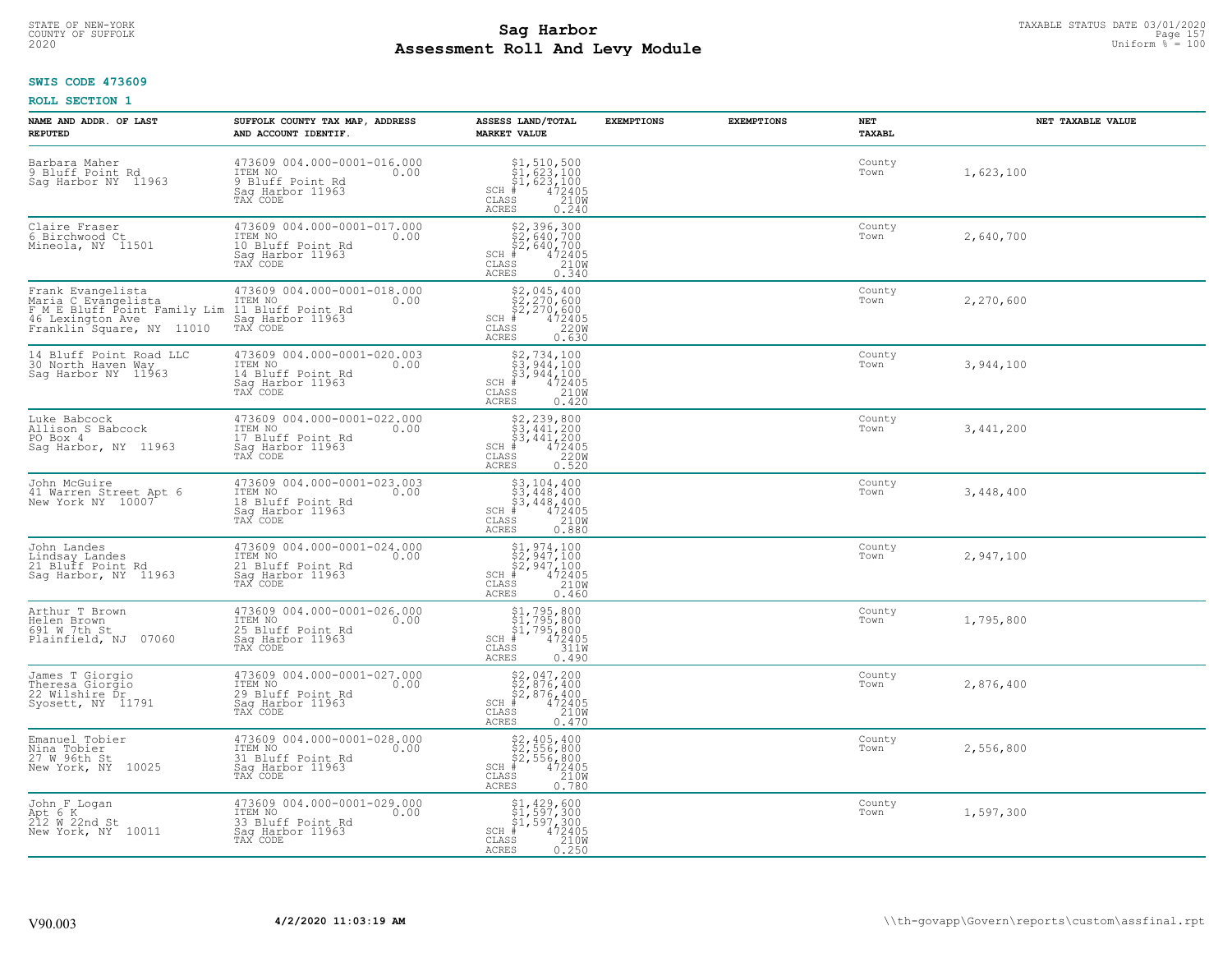STATE OF NEW-YORK
COUNTY OF SUFFOLK
2020

# Sag Harbor
# Assessment Roll And Levy Module

TAXABLE STATUS DATE 03/01/2020
Uniform % = 100

**SWIS CODE 473609**

**ROLL SECTION 1**

| NAME AND ADDR. OF LAST REPUTED | SUFFOLK COUNTY TAX MAP, ADDRESS AND ACCOUNT IDENTIF. | ASSESS LAND/TOTAL MARKET VALUE | EXEMPTIONS | EXEMPTIONS | NET TAXABL | NET TAXABLE VALUE |
|---|---|---|---|---|---|---|
| Barbara Maher<br>9 Bluff Point Rd<br>Sag Harbor NY 11963 | 473609 004.000-0001-016.000<br>ITEM NO 0.00<br>9 Bluff Point Rd<br>Sag Harbor 11963<br>TAX CODE | $1,510,500<br>$1,623,100<br>$1,623,100<br>SCH # 472405<br>CLASS 210W<br>ACRES 0.240 | | | County<br>Town | 1,623,100 |
| Claire Fraser<br>6 Birchwood Ct<br>Mineola, NY 11501 | 473609 004.000-0001-017.000<br>ITEM NO 0.00<br>10 Bluff Point Rd<br>Sag Harbor 11963<br>TAX CODE | $2,396,300<br>$2,640,700<br>$2,640,700<br>SCH # 472405<br>CLASS 210W<br>ACRES 0.340 | | | County<br>Town | 2,640,700 |
| Frank Evangelista<br>Maria C Evangelista<br>F M E Bluff Point Family Lim<br>46 Lexington Ave<br>Franklin Square, NY 11010 | 473609 004.000-0001-018.000<br>ITEM NO 0.00<br>11 Bluff Point Rd<br>Sag Harbor 11963<br>TAX CODE | $2,045,400<br>$2,270,600<br>$2,270,600<br>SCH # 472405<br>CLASS 220W<br>ACRES 0.630 | | | County<br>Town | 2,270,600 |
| 14 Bluff Point Road LLC<br>30 North Haven Way<br>Sag Harbor NY 11963 | 473609 004.000-0001-020.003<br>ITEM NO 0.00<br>14 Bluff Point Rd<br>Sag Harbor 11963<br>TAX CODE | $2,734,100<br>$3,944,100<br>$3,944,100<br>SCH # 472405<br>CLASS 210W<br>ACRES 0.420 | | | County<br>Town | 3,944,100 |
| Luke Babcock<br>Allison S Babcock<br>PO Box 4<br>Sag Harbor, NY 11963 | 473609 004.000-0001-022.000<br>ITEM NO 0.00<br>17 Bluff Point Rd<br>Sag Harbor 11963<br>TAX CODE | $2,239,800<br>$3,441,200<br>$3,441,200<br>SCH # 472405<br>CLASS 220W<br>ACRES 0.520 | | | County<br>Town | 3,441,200 |
| John McGuire<br>41 Warren Street Apt 6<br>New York NY 10007 | 473609 004.000-0001-023.003<br>ITEM NO 0.00<br>18 Bluff Point Rd<br>Sag Harbor 11963<br>TAX CODE | $3,104,400<br>$3,448,400<br>$3,448,400<br>SCH # 472405<br>CLASS 210W<br>ACRES 0.880 | | | County<br>Town | 3,448,400 |
| John Landes<br>Lindsay Landes<br>21 Bluff Point Rd<br>Sag Harbor, NY 11963 | 473609 004.000-0001-024.000<br>ITEM NO 0.00<br>21 Bluff Point Rd<br>Sag Harbor 11963<br>TAX CODE | $1,974,100<br>$2,947,100<br>$2,947,100<br>SCH # 472405<br>CLASS 210W<br>ACRES 0.460 | | | County<br>Town | 2,947,100 |
| Arthur T Brown<br>Helen Brown<br>691 W 7th St<br>Plainfield, NJ 07060 | 473609 004.000-0001-026.000<br>ITEM NO 0.00<br>25 Bluff Point Rd<br>Sag Harbor 11963<br>TAX CODE | $1,795,800<br>$1,795,800<br>$1,795,800<br>SCH # 472405<br>CLASS 311W<br>ACRES 0.490 | | | County<br>Town | 1,795,800 |
| James T Giorgio<br>Theresa Giorgio<br>22 Wilshire Dr<br>Syosett, NY 11791 | 473609 004.000-0001-027.000<br>ITEM NO 0.00<br>29 Bluff Point Rd<br>Sag Harbor 11963<br>TAX CODE | $2,047,200<br>$2,876,400<br>$2,876,400<br>SCH # 472405<br>CLASS 210W<br>ACRES 0.470 | | | County<br>Town | 2,876,400 |
| Emanuel Tobier<br>Nina Tobier<br>27 W 96th St<br>New York, NY 10025 | 473609 004.000-0001-028.000<br>ITEM NO 0.00<br>31 Bluff Point Rd<br>Sag Harbor 11963<br>TAX CODE | $2,405,400<br>$2,556,800<br>$2,556,800<br>SCH # 472405<br>CLASS 210W<br>ACRES 0.780 | | | County<br>Town | 2,556,800 |
| John F Logan<br>Apt 6 K<br>212 W 22nd St<br>New York, NY 10011 | 473609 004.000-0001-029.000<br>ITEM NO 0.00<br>33 Bluff Point Rd<br>Sag Harbor 11963<br>TAX CODE | $1,429,600<br>$1,597,300<br>$1,597,300<br>SCH # 472405<br>CLASS 210W<br>ACRES 0.250 | | | County<br>Town | 1,597,300 |

V90.003 **4/2/2020 11:03:19 AM** \\th-govapp\Govern\reports\custom\assfinal.rpt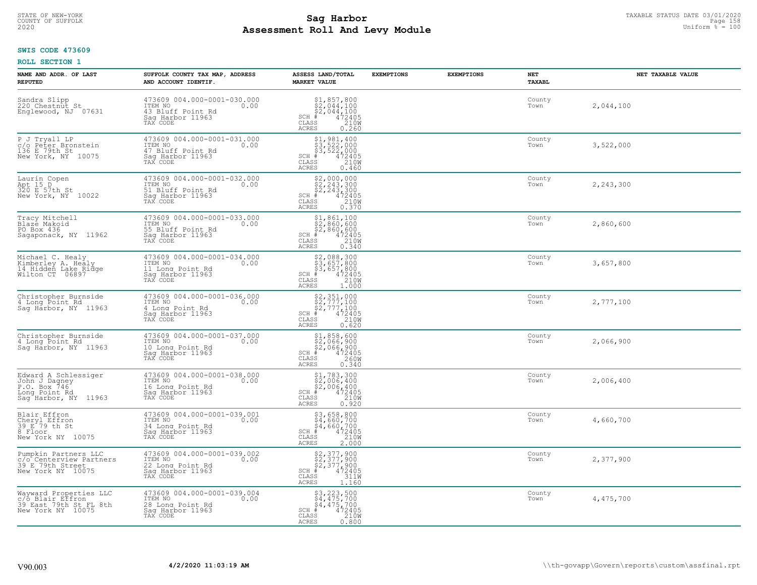**SWIS CODE 473609**

**ROLL SECTION 1**

| NAME AND ADDR. OF LAST REPUTED | SUFFOLK COUNTY TAX MAP, ADDRESS AND ACCOUNT IDENTIF. | ASSESS LAND/TOTAL MARKET VALUE | EXEMPTIONS | EXEMPTIONS | NET TAXABL | NET TAXABLE VALUE |
|---|---|---|---|---|---|---|
| Sandra Slipp<br>220 Chestnut St<br>Englewood, NJ 07631 | 473609 004.000-0001-030.000<br>ITEM NO 0.00<br>43 Bluff Point Rd<br>Sag Harbor 11963<br>TAX CODE | $1,857,800<br>$2,044,100<br>$2,044,100<br>SCH # 472405<br>CLASS 210W<br>ACRES 0.260 | | | County<br>Town | 2,044,100 |
| P J Tryall LP<br>c/o Peter Bronstein<br>136 E 79th St<br>New York, NY 10075 | 473609 004.000-0001-031.000<br>ITEM NO 0.00<br>47 Bluff Point Rd<br>Sag Harbor 11963<br>TAX CODE | $1,981,400<br>$3,522,000<br>$3,522,000<br>SCH # 472405<br>CLASS 210W<br>ACRES 0.460 | | | County<br>Town | 3,522,000 |
| Laurin Copen<br>Apt 15 D<br>320 E 57th St<br>New York, NY 10022 | 473609 004.000-0001-032.000<br>ITEM NO 0.00<br>51 Bluff Point Rd<br>Sag Harbor 11963<br>TAX CODE | $2,000,000<br>$2,243,300<br>$2,243,300<br>SCH # 472405<br>CLASS 210W<br>ACRES 0.370 | | | County<br>Town | 2,243,300 |
| Tracy Mitchell<br>Blaze Makoid<br>PO Box 436<br>Sagaponack, NY 11962 | 473609 004.000-0001-033.000<br>ITEM NO 0.00<br>55 Bluff Point Rd<br>Sag Harbor 11963<br>TAX CODE | $1,861,100<br>$2,860,600<br>$2,860,600<br>SCH # 472405<br>CLASS 210W<br>ACRES 0.340 | | | County<br>Town | 2,860,600 |
| Michael C. Healy<br>Kimberley A. Healy<br>14 Hidden Lake Ridge<br>Wilton CT 06897 | 473609 004.000-0001-034.000<br>ITEM NO 0.00<br>11 Long Point Rd<br>Sag Harbor 11963<br>TAX CODE | $2,088,300<br>$3,657,800<br>$3,657,800<br>SCH # 472405<br>CLASS 210W<br>ACRES 1.000 | | | County<br>Town | 3,657,800 |
| Christopher Burnside<br>4 Long Point Rd<br>Sag Harbor, NY 11963 | 473609 004.000-0001-036.000<br>ITEM NO 0.00<br>4 Long Point Rd<br>Sag Harbor 11963<br>TAX CODE | $2,351,000<br>$2,777,100<br>$2,777,100<br>SCH # 472405<br>CLASS 210W<br>ACRES 0.620 | | | County<br>Town | 2,777,100 |
| Christopher Burnside<br>4 Long Point Rd<br>Sag Harbor, NY 11963 | 473609 004.000-0001-037.000<br>ITEM NO 0.00<br>10 Long Point Rd<br>Sag Harbor 11963<br>TAX CODE | $1,858,600<br>$2,066,900<br>$2,066,900<br>SCH # 472405<br>CLASS 260W<br>ACRES 0.340 | | | County<br>Town | 2,066,900 |
| Edward A Schlessiger<br>John J Dagney<br>P.O. Box 746<br>Long Point Rd<br>Sag Harbor, NY 11963 | 473609 004.000-0001-038.000<br>ITEM NO 0.00<br>16 Long Point Rd<br>Sag Harbor 11963<br>TAX CODE | $1,783,300<br>$2,006,400<br>$2,006,400<br>SCH # 472405<br>CLASS 210W<br>ACRES 0.920 | | | County<br>Town | 2,006,400 |
| Blair Effron<br>Cheryl Effron<br>39 E 79 th St<br>8 Floor<br>New York NY 10075 | 473609 004.000-0001-039.001<br>ITEM NO 0.00<br>34 Long Point Rd<br>Sag Harbor 11963<br>TAX CODE | $3,658,800<br>$4,660,700<br>$4,660,700<br>SCH # 472405<br>CLASS 210W<br>ACRES 2.000 | | | County<br>Town | 4,660,700 |
| Pumpkin Partners LLC<br>c/o Centerview Partners<br>39 E 79th Street<br>New York NY 10075 | 473609 004.000-0001-039.002<br>ITEM NO 0.00<br>22 Long Point Rd<br>Sag Harbor 11963<br>TAX CODE | $2,377,900<br>$2,377,900<br>$2,377,900<br>SCH # 472405<br>CLASS 311W<br>ACRES 1.160 | | | County<br>Town | 2,377,900 |
| Wayward Properties LLC<br>c/o Blair Effron<br>39 East 79th St FL 8th<br>New York NY 10075 | 473609 004.000-0001-039.004<br>ITEM NO 0.00<br>28 Long Point Rd<br>Sag Harbor 11963<br>TAX CODE | $3,223,500<br>$4,475,700<br>$4,475,700<br>SCH # 472405<br>CLASS 210W<br>ACRES 0.800 | | | County<br>Town | 4,475,700 |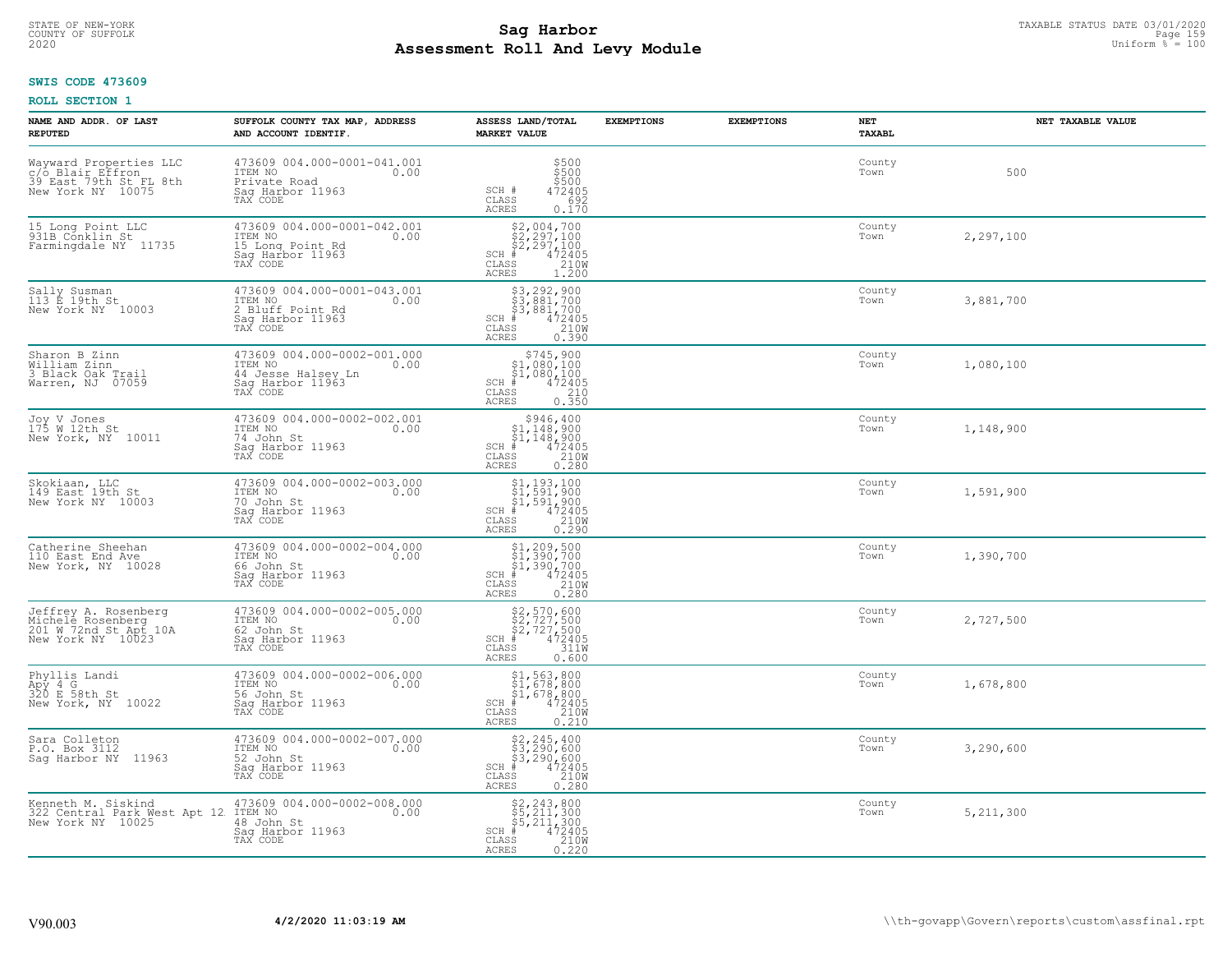STATE OF NEW-YORK
COUNTY OF SUFFOLK
2020

# Sag Harbor
# Assessment Roll And Levy Module

TAXABLE STATUS DATE 03/01/2020
Uniform % = 100

**SWIS CODE 473609**

**ROLL SECTION 1**

| NAME AND ADDR. OF LAST REPUTED | SUFFOLK COUNTY TAX MAP, ADDRESS AND ACCOUNT IDENTIF. | ASSESS LAND/TOTAL MARKET VALUE | EXEMPTIONS | EXEMPTIONS | NET TAXABL | NET TAXABLE VALUE |
|---|---|---|---|---|---|---|
| Wayward Properties LLC<br>c/o Blair Effron<br>39 East 79th St FL 8th<br>New York NY 10075 | 473609 004.000-0001-041.001<br>ITEM NO 0.00<br>Private Road<br>Sag Harbor 11963<br>TAX CODE | $500<br>$500<br>$500<br>SCH # 472405<br>CLASS 692<br>ACRES 0.170 | | | County<br>Town | 500 |
| 15 Long Point LLC<br>931B Conklin St<br>Farmingdale NY 11735 | 473609 004.000-0001-042.001<br>ITEM NO 0.00<br>15 Long Point Rd<br>Sag Harbor 11963<br>TAX CODE | $2,004,700<br>$2,297,100<br>$2,297,100<br>SCH # 472405<br>CLASS 210W<br>ACRES 1.200 | | | County<br>Town | 2,297,100 |
| Sally Susman<br>113 E 19th St<br>New York NY 10003 | 473609 004.000-0001-043.001<br>ITEM NO 0.00<br>2 Bluff Point Rd<br>Sag Harbor 11963<br>TAX CODE | $3,292,900<br>$3,881,700<br>$3,881,700<br>SCH # 472405<br>CLASS 210W<br>ACRES 0.390 | | | County<br>Town | 3,881,700 |
| Sharon B Zinn<br>William Zinn<br>3 Black Oak Trail<br>Warren, NJ 07059 | 473609 004.000-0002-001.000<br>ITEM NO 0.00<br>44 Jesse Halsey Ln<br>Sag Harbor 11963<br>TAX CODE | $745,900<br>$1,080,100<br>$1,080,100<br>SCH # 472405<br>CLASS 210<br>ACRES 0.350 | | | County<br>Town | 1,080,100 |
| Joy V Jones<br>175 W 12th St<br>New York, NY 10011 | 473609 004.000-0002-002.001<br>ITEM NO 0.00<br>74 John St<br>Sag Harbor 11963<br>TAX CODE | $946,400<br>$1,148,900<br>$1,148,900<br>SCH # 472405<br>CLASS 210W<br>ACRES 0.280 | | | County<br>Town | 1,148,900 |
| Skokiaan, LLC<br>149 East 19th St<br>New York NY 10003 | 473609 004.000-0002-003.000<br>ITEM NO 0.00<br>70 John St<br>Sag Harbor 11963<br>TAX CODE | $1,193,100<br>$1,591,900<br>$1,591,900<br>SCH # 472405<br>CLASS 210W<br>ACRES 0.290 | | | County<br>Town | 1,591,900 |
| Catherine Sheehan<br>110 East End Ave<br>New York, NY 10028 | 473609 004.000-0002-004.000<br>ITEM NO 0.00<br>66 John St<br>Sag Harbor 11963<br>TAX CODE | $1,209,500<br>$1,390,700<br>$1,390,700<br>SCH # 472405<br>CLASS 210W<br>ACRES 0.280 | | | County<br>Town | 1,390,700 |
| Jeffrey A. Rosenberg<br>Michele Rosenberg<br>201 W 72nd St Apt 10A<br>New York NY 10023 | 473609 004.000-0002-005.000<br>ITEM NO 0.00<br>62 John St<br>Sag Harbor 11963<br>TAX CODE | $2,570,600<br>$2,727,500<br>$2,727,500<br>SCH # 472405<br>CLASS 311W<br>ACRES 0.600 | | | County<br>Town | 2,727,500 |
| Phyllis Landi<br>Apy 4 G<br>320 E 58th St<br>New York, NY 10022 | 473609 004.000-0002-006.000<br>ITEM NO 0.00<br>56 John St<br>Sag Harbor 11963<br>TAX CODE | $1,563,800<br>$1,678,800<br>$1,678,800<br>SCH # 472405<br>CLASS 210W<br>ACRES 0.210 | | | County<br>Town | 1,678,800 |
| Sara Colleton<br>P.O. Box 3112<br>Sag Harbor NY 11963 | 473609 004.000-0002-007.000<br>ITEM NO 0.00<br>52 John St<br>Sag Harbor 11963<br>TAX CODE | $2,245,400<br>$3,290,600<br>$3,290,600<br>SCH # 472405<br>CLASS 210W<br>ACRES 0.280 | | | County<br>Town | 3,290,600 |
| Kenneth M. Siskind<br>322 Central Park West Apt 12<br>New York NY 10025 | 473609 004.000-0002-008.000<br>ITEM NO 0.00<br>48 John St<br>Sag Harbor 11963<br>TAX CODE | $2,243,800<br>$5,211,300<br>$5,211,300<br>SCH # 472405<br>CLASS 210W<br>ACRES 0.220 | | | County<br>Town | 5,211,300 |

V90.003 **4/2/2020 11:03:19 AM** \\th-govapp\Govern\reports\custom\assfinal.rpt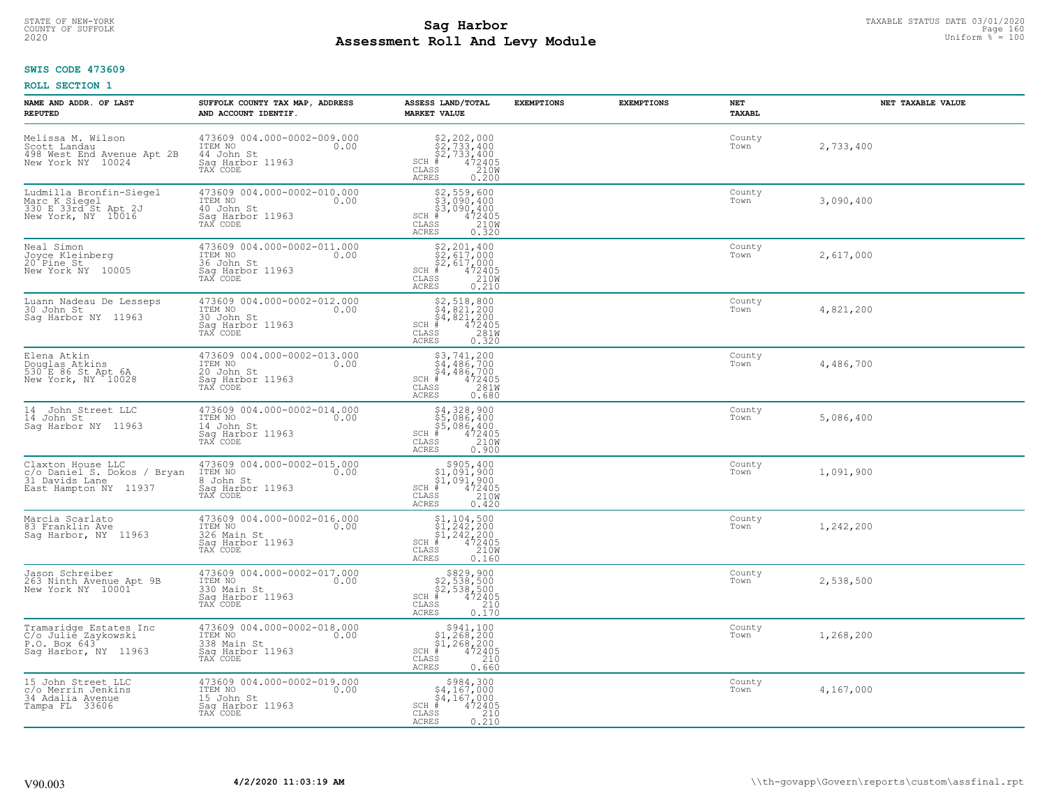STATE OF NEW-YORK
COUNTY OF SUFFOLK
2020

# Sag Harbor
# Assessment Roll And Levy Module

TAXABLE STATUS DATE 03/01/2020
Uniform % = 100

**SWIS CODE 473609**

**ROLL SECTION 1**

| NAME AND ADDR. OF LAST REPUTED | SUFFOLK COUNTY TAX MAP, ADDRESS AND ACCOUNT IDENTIF. | ASSESS LAND/TOTAL MARKET VALUE | EXEMPTIONS | EXEMPTIONS | NET TAXABL | NET TAXABLE VALUE |
|---|---|---|---|---|---|---|
| Melissa M. Wilson<br>Scott Landau<br>498 West End Avenue Apt 2B<br>New York NY 10024 | 473609 004.000-0002-009.000<br>ITEM NO 0.00<br>44 John St<br>Sag Harbor 11963<br>TAX CODE | $2,202,000<br>$2,733,400<br>$2,733,400<br>SCH # 472405<br>CLASS 210W<br>ACRES 0.200 | | | County<br>Town | 2,733,400 |
| Ludmilla Bronfin-Siegel<br>Marc K Siegel<br>330 E 33rd St Apt 2J<br>New York, NY 10016 | 473609 004.000-0002-010.000<br>ITEM NO 0.00<br>40 John St<br>Sag Harbor 11963<br>TAX CODE | $2,559,600<br>$3,090,400<br>$3,090,400<br>SCH # 472405<br>CLASS 210W<br>ACRES 0.320 | | | County<br>Town | 3,090,400 |
| Neal Simon<br>Joyce Kleinberg<br>20 Pine St<br>New York NY 10005 | 473609 004.000-0002-011.000<br>ITEM NO 0.00<br>36 John St<br>Sag Harbor 11963<br>TAX CODE | $2,201,400<br>$2,617,000<br>$2,617,000<br>SCH # 472405<br>CLASS 210W<br>ACRES 0.210 | | | County<br>Town | 2,617,000 |
| Luann Nadeau De Lesseps<br>30 John St<br>Sag Harbor NY 11963 | 473609 004.000-0002-012.000<br>ITEM NO 0.00<br>30 John St<br>Sag Harbor 11963<br>TAX CODE | $2,518,800<br>$4,821,200<br>$4,821,200<br>SCH # 472405<br>CLASS 281W<br>ACRES 0.320 | | | County<br>Town | 4,821,200 |
| Elena Atkin<br>Douglas Atkins<br>530 E 86 St Apt 6A<br>New York, NY 10028 | 473609 004.000-0002-013.000<br>ITEM NO 0.00<br>20 John St<br>Sag Harbor 11963<br>TAX CODE | $3,741,200<br>$4,486,700<br>$4,486,700<br>SCH # 472405<br>CLASS 281W<br>ACRES 0.680 | | | County<br>Town | 4,486,700 |
| 14 John Street LLC<br>14 John St<br>Sag Harbor NY 11963 | 473609 004.000-0002-014.000<br>ITEM NO 0.00<br>14 John St<br>Sag Harbor 11963<br>TAX CODE | $4,328,900<br>$5,086,400<br>$5,086,400<br>SCH # 472405<br>CLASS 210W<br>ACRES 0.900 | | | County<br>Town | 5,086,400 |
| Claxton House LLC<br>c/o Daniel S. Dokos / Bryan<br>31 Davids Lane<br>East Hampton NY 11937 | 473609 004.000-0002-015.000<br>ITEM NO 0.00<br>8 John St<br>Sag Harbor 11963<br>TAX CODE | $905,400<br>$1,091,900<br>$1,091,900<br>SCH # 472405<br>CLASS 210W<br>ACRES 0.420 | | | County<br>Town | 1,091,900 |
| Marcia Scarlato<br>83 Franklin Ave<br>Sag Harbor, NY 11963 | 473609 004.000-0002-016.000<br>ITEM NO 0.00<br>326 Main St<br>Sag Harbor 11963<br>TAX CODE | $1,104,500<br>$1,242,200<br>$1,242,200<br>SCH # 472405<br>CLASS 210W<br>ACRES 0.160 | | | County<br>Town | 1,242,200 |
| Jason Schreiber<br>263 Ninth Avenue Apt 9B<br>New York NY 10001 | 473609 004.000-0002-017.000<br>ITEM NO 0.00<br>330 Main St<br>Sag Harbor 11963<br>TAX CODE | $829,900<br>$2,538,500<br>$2,538,500<br>SCH # 472405<br>CLASS 210<br>ACRES 0.170 | | | County<br>Town | 2,538,500 |
| Tramaridge Estates Inc<br>C/o Julie Zaykowski<br>P.O. Box 643<br>Sag Harbor, NY 11963 | 473609 004.000-0002-018.000<br>ITEM NO 0.00<br>338 Main St<br>Sag Harbor 11963<br>TAX CODE | $941,100<br>$1,268,200<br>$1,268,200<br>SCH # 472405<br>CLASS 210<br>ACRES 0.660 | | | County<br>Town | 1,268,200 |
| 15 John Street LLC<br>c/o Merrin Jenkins<br>34 Adalia Avenue<br>Tampa FL 33606 | 473609 004.000-0002-019.000<br>ITEM NO 0.00<br>15 John St<br>Sag Harbor 11963<br>TAX CODE | $984,300<br>$4,167,000<br>$4,167,000<br>SCH # 472405<br>CLASS 210<br>ACRES 0.210 | | | County<br>Town | 4,167,000 |

V90.003 | 4/2/2020 11:03:19 AM | \\th-govapp\Govern\reports\custom\assfinal.rpt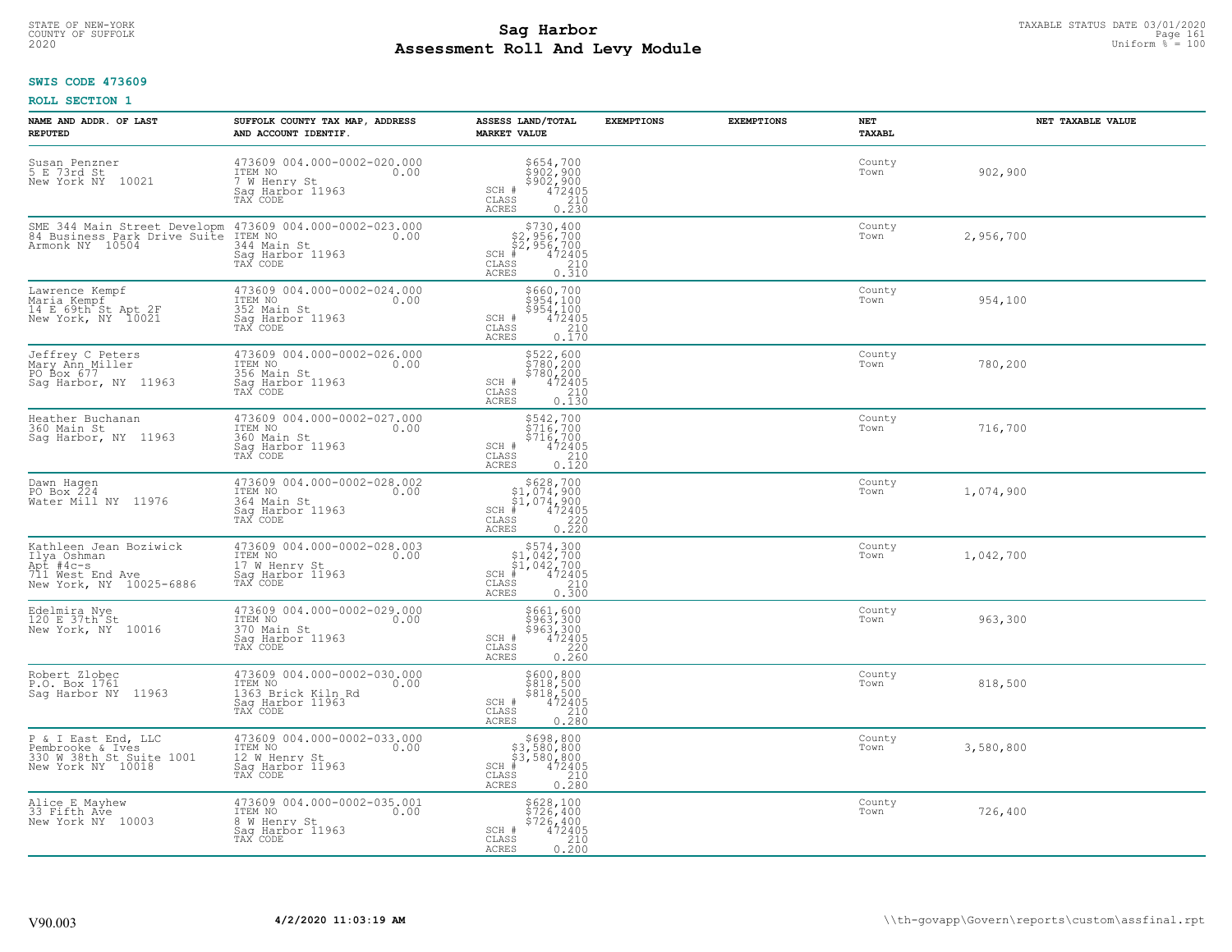STATE OF NEW-YORK
COUNTY OF SUFFOLK
2020

# Sag Harbor
# Assessment Roll And Levy Module

TAXABLE STATUS DATE 03/01/2020
Uniform % = 100

**SWIS CODE 473609**

**ROLL SECTION 1**

| NAME AND ADDR. OF LAST REPUTED | SUFFOLK COUNTY TAX MAP, ADDRESS AND ACCOUNT IDENTIF. | ASSESS LAND/TOTAL MARKET VALUE | EXEMPTIONS | EXEMPTIONS | NET TAXABL | NET TAXABLE VALUE |
|---|---|---|---|---|---|---|
| Susan Penzner<br>5 E 73rd St<br>New York NY 10021 | 473609 004.000-0002-020.000<br>ITEM NO 0.00<br>7 W Henry St<br>Sag Harbor 11963<br>TAX CODE | $654,700<br>$902,900<br>$902,900<br>SCH # 472405<br>CLASS 210<br>ACRES 0.230 | | | County<br>Town | 902,900 |
| SME 344 Main Street Developm<br>84 Business Park Drive Suite<br>Armonk NY 10504 | 473609 004.000-0002-023.000<br>ITEM NO 0.00<br>344 Main St<br>Sag Harbor 11963<br>TAX CODE | $730,400<br>$2,956,700<br>$2,956,700<br>SCH # 472405<br>CLASS 210<br>ACRES 0.310 | | | County<br>Town | 2,956,700 |
| Lawrence Kempf<br>Maria Kempf<br>14 E 69th St Apt 2F<br>New York, NY 10021 | 473609 004.000-0002-024.000<br>ITEM NO 0.00<br>352 Main St<br>Sag Harbor 11963<br>TAX CODE | $660,700<br>$954,100<br>$954,100<br>SCH # 472405<br>CLASS 210<br>ACRES 0.170 | | | County<br>Town | 954,100 |
| Jeffrey C Peters<br>Mary Ann Miller<br>PO Box 677<br>Sag Harbor, NY 11963 | 473609 004.000-0002-026.000<br>ITEM NO 0.00<br>356 Main St<br>Sag Harbor 11963<br>TAX CODE | $522,600<br>$780,200<br>$780,200<br>SCH # 472405<br>CLASS 210<br>ACRES 0.130 | | | County<br>Town | 780,200 |
| Heather Buchanan<br>360 Main St<br>Sag Harbor, NY 11963 | 473609 004.000-0002-027.000<br>ITEM NO 0.00<br>360 Main St<br>Sag Harbor 11963<br>TAX CODE | $542,700<br>$716,700<br>$716,700<br>SCH # 472405<br>CLASS 210<br>ACRES 0.120 | | | County<br>Town | 716,700 |
| Dawn Hagen<br>PO Box 224<br>Water Mill NY 11976 | 473609 004.000-0002-028.002<br>ITEM NO 0.00<br>364 Main St<br>Sag Harbor 11963<br>TAX CODE | $628,700<br>$1,074,900<br>$1,074,900<br>SCH # 472405<br>CLASS 220<br>ACRES 0.220 | | | County<br>Town | 1,074,900 |
| Kathleen Jean Boziwick<br>Ilya Oshman<br>Apt #4c-s<br>711 West End Ave<br>New York, NY 10025-6886 | 473609 004.000-0002-028.003<br>ITEM NO 0.00<br>17 W Henry St<br>Sag Harbor 11963<br>TAX CODE | $574,300<br>$1,042,700<br>$1,042,700<br>SCH # 472405<br>CLASS 210<br>ACRES 0.300 | | | County<br>Town | 1,042,700 |
| Edelmira Nye<br>120 E 37th St<br>New York, NY 10016 | 473609 004.000-0002-029.000<br>ITEM NO 0.00<br>370 Main St<br>Sag Harbor 11963<br>TAX CODE | $661,600<br>$963,300<br>$963,300<br>SCH # 472405<br>CLASS 220<br>ACRES 0.260 | | | County<br>Town | 963,300 |
| Robert Zlobec<br>P.O. Box 1761<br>Sag Harbor NY 11963 | 473609 004.000-0002-030.000<br>ITEM NO 0.00<br>1363 Brick Kiln Rd<br>Sag Harbor 11963<br>TAX CODE | $600,800<br>$818,500<br>$818,500<br>SCH # 472405<br>CLASS 210<br>ACRES 0.280 | | | County<br>Town | 818,500 |
| P & I East End, LLC<br>Pembrooke & Ives<br>330 W 38th St Suite 1001<br>New York NY 10018 | 473609 004.000-0002-033.000<br>ITEM NO 0.00<br>12 W Henry St<br>Sag Harbor 11963<br>TAX CODE | $698,800<br>$3,580,800<br>$3,580,800<br>SCH # 472405<br>CLASS 210<br>ACRES 0.280 | | | County<br>Town | 3,580,800 |
| Alice E Mayhew<br>33 Fifth Ave<br>New York NY 10003 | 473609 004.000-0002-035.001<br>ITEM NO 0.00<br>8 W Henry St<br>Sag Harbor 11963<br>TAX CODE | $628,100<br>$726,400<br>$726,400<br>SCH # 472405<br>CLASS 210<br>ACRES 0.200 | | | County<br>Town | 726,400 |

V90.003 **4/2/2020 11:03:19 AM** \\th-govapp\Govern\reports\custom\assfinal.rpt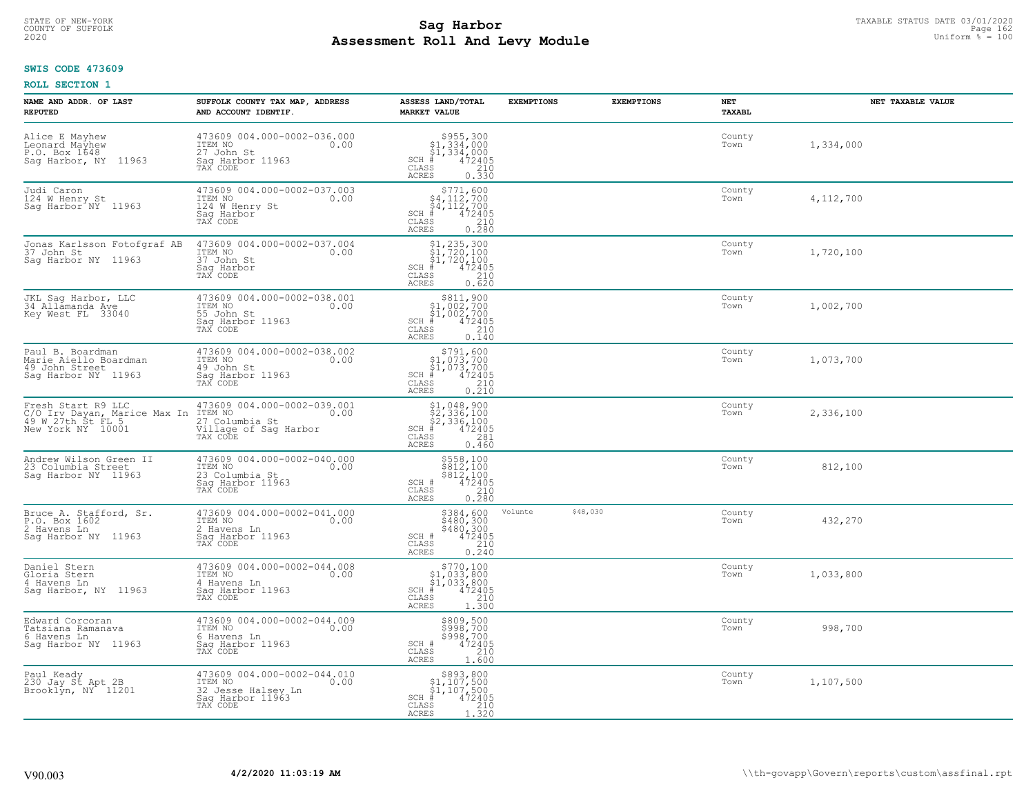**SWIS CODE 473609**

**ROLL SECTION 1**

| NAME AND ADDR. OF LAST REPUTED | SUFFOLK COUNTY TAX MAP, ADDRESS AND ACCOUNT IDENTIF. | ASSESS LAND/TOTAL MARKET VALUE | EXEMPTIONS | EXEMPTIONS | NET TAXABL | NET TAXABLE VALUE |
|---|---|---|---|---|---|---|
| Alice E Mayhew<br>Leonard Mayhew<br>P.O. Box 1648<br>Sag Harbor, NY 11963 | 473609 004.000-0002-036.000<br>ITEM NO 0.00<br>27 John St<br>Sag Harbor 11963<br>TAX CODE | $955,300<br>$1,334,000<br>$1,334,000<br>SCH # 472405<br>CLASS 210<br>ACRES 0.330 | | | County<br>Town | 1,334,000 |
| Judi Caron<br>124 W Henry St<br>Sag Harbor NY 11963 | 473609 004.000-0002-037.003<br>ITEM NO 0.00<br>124 W Henry St<br>Sag Harbor<br>TAX CODE | $771,600<br>$4,112,700<br>$4,112,700<br>SCH # 472405<br>CLASS 210<br>ACRES 0.280 | | | County<br>Town | 4,112,700 |
| Jonas Karlsson Fotofgraf AB<br>37 John St<br>Sag Harbor NY 11963 | 473609 004.000-0002-037.004<br>ITEM NO 0.00<br>37 John St<br>Sag Harbor<br>TAX CODE | $1,235,300<br>$1,720,100<br>$1,720,100<br>SCH # 472405<br>CLASS 210<br>ACRES 0.620 | | | County<br>Town | 1,720,100 |
| JKL Sag Harbor, LLC<br>34 Allamanda Ave<br>Key West FL 33040 | 473609 004.000-0002-038.001<br>ITEM NO 0.00<br>55 John St<br>Sag Harbor 11963<br>TAX CODE | $811,900<br>$1,002,700<br>$1,002,700<br>SCH # 472405<br>CLASS 210<br>ACRES 0.140 | | | County<br>Town | 1,002,700 |
| Paul B. Boardman<br>Marie Aiello Boardman<br>49 John Street<br>Sag Harbor NY 11963 | 473609 004.000-0002-038.002<br>ITEM NO 0.00<br>49 John St<br>Sag Harbor 11963<br>TAX CODE | $791,600<br>$1,073,700<br>$1,073,700<br>SCH # 472405<br>CLASS 210<br>ACRES 0.210 | | | County<br>Town | 1,073,700 |
| Fresh Start R9 LLC<br>C/O Irv Dayan, Marice Max In<br>49 W 27th St FL 5<br>New York NY 10001 | 473609 004.000-0002-039.001<br>ITEM NO 0.00<br>27 Columbia St<br>Village of Sag Harbor<br>TAX CODE | $1,048,900<br>$2,336,100<br>$2,336,100<br>SCH # 472405<br>CLASS 281<br>ACRES 0.460 | | | County<br>Town | 2,336,100 |
| Andrew Wilson Green II<br>23 Columbia Street<br>Sag Harbor NY 11963 | 473609 004.000-0002-040.000<br>ITEM NO 0.00<br>23 Columbia St<br>Sag Harbor 11963<br>TAX CODE | $558,100<br>$812,100<br>$812,100<br>SCH # 472405<br>CLASS 210<br>ACRES 0.280 | | | County<br>Town | 812,100 |
| Bruce A. Stafford, Sr.<br>P.O. Box 1602<br>2 Havens Ln<br>Sag Harbor NY 11963 | 473609 004.000-0002-041.000<br>ITEM NO 0.00<br>2 Havens Ln<br>Sag Harbor 11963<br>TAX CODE | $384,600<br>$480,300<br>$480,300<br>SCH # 472405<br>CLASS 210<br>ACRES 0.240 | Volunte $48,030 | | County<br>Town | 432,270 |
| Daniel Stern<br>Gloria Stern<br>4 Havens Ln<br>Sag Harbor, NY 11963 | 473609 004.000-0002-044.008<br>ITEM NO 0.00<br>4 Havens Ln<br>Sag Harbor 11963<br>TAX CODE | $770,100<br>$1,033,800<br>$1,033,800<br>SCH # 472405<br>CLASS 210<br>ACRES 1.300 | | | County<br>Town | 1,033,800 |
| Edward Corcoran<br>Tatsiana Ramanava<br>6 Havens Ln<br>Sag Harbor NY 11963 | 473609 004.000-0002-044.009<br>ITEM NO 0.00<br>6 Havens Ln<br>Sag Harbor 11963<br>TAX CODE | $809,500<br>$998,700<br>$998,700<br>SCH # 472405<br>CLASS 210<br>ACRES 1.600 | | | County<br>Town | 998,700 |
| Paul Keady<br>230 Jay St Apt 2B<br>Brooklyn, NY 11201 | 473609 004.000-0002-044.010<br>ITEM NO 0.00<br>32 Jesse Halsey Ln<br>Sag Harbor 11963<br>TAX CODE | $893,800<br>$1,107,500<br>$1,107,500<br>SCH # 472405<br>CLASS 210<br>ACRES 1.320 | | | County<br>Town | 1,107,500 |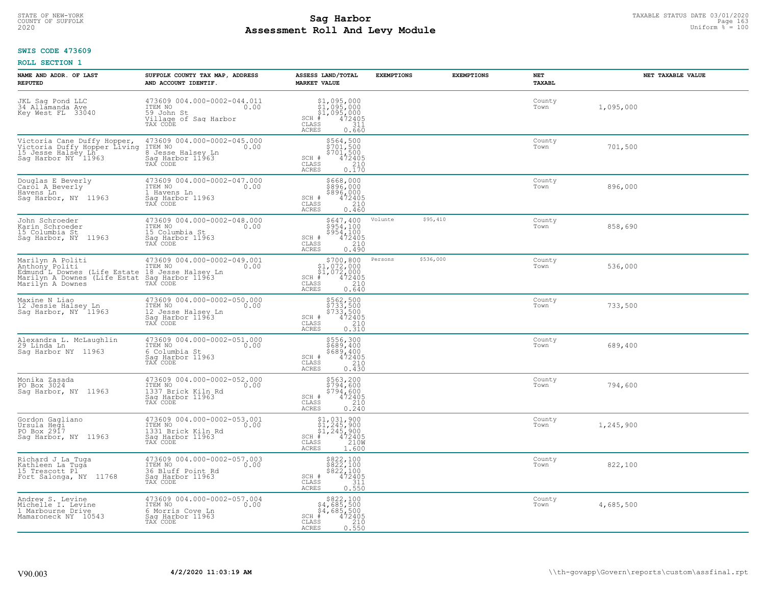STATE OF NEW-YORK
COUNTY OF SUFFOLK
2020

# Sag Harbor
# Assessment Roll And Levy Module

TAXABLE STATUS DATE 03/01/2020
Uniform % = 100

**SWIS CODE 473609**

**ROLL SECTION 1**

| NAME AND ADDR. OF LAST REPUTED | SUFFOLK COUNTY TAX MAP, ADDRESS AND ACCOUNT IDENTIF. | ASSESS LAND/TOTAL MARKET VALUE | EXEMPTIONS | EXEMPTIONS | NET TAXABL | NET TAXABLE VALUE |
|---|---|---|---|---|---|---|
| JKL Sag Pond LLC<br>34 Allamanda Ave<br>Key West FL 33040 | 473609 004.000-0002-044.011<br>ITEM NO 0.00<br>59 John St<br>Village of Sag Harbor<br>TAX CODE | $1,095,000<br>$1,095,000<br>$1,095,000<br>SCH # 472405<br>CLASS 311<br>ACRES 0.660 | | | County<br>Town | 1,095,000 |
| Victoria Cane Duffy Hopper,<br>Victoria Duffy Hopper Living<br>15 Jesse Halsey Ln<br>Sag Harbor NY 11963 | 473609 004.000-0002-045.000<br>ITEM NO 0.00<br>8 Jesse Halsey Ln<br>Sag Harbor 11963<br>TAX CODE | $564,500<br>$701,500<br>$701,500<br>SCH # 472405<br>CLASS 210<br>ACRES 0.170 | | | County<br>Town | 701,500 |
| Douglas E Beverly<br>Carol A Beverly<br>Havens Ln<br>Sag Harbor, NY 11963 | 473609 004.000-0002-047.000<br>ITEM NO 0.00<br>1 Havens Ln<br>Sag Harbor 11963<br>TAX CODE | $668,000<br>$896,000<br>$896,000<br>SCH # 472405<br>CLASS 210<br>ACRES 0.460 | | | County<br>Town | 896,000 |
| John Schroeder<br>Karin Schroeder<br>15 Columbia St<br>Sag Harbor, NY 11963 | 473609 004.000-0002-048.000<br>ITEM NO 0.00<br>15 Columbia St<br>Sag Harbor 11963<br>TAX CODE | $647,400<br>$954,100<br>$954,100<br>SCH # 472405<br>CLASS 210<br>ACRES 0.490 | Volunte $95,410 | | County<br>Town | 858,690 |
| Marilyn A Politi<br>Anthony Politi<br>Edmund L Downes (Life Estate<br>Marilyn A Downes (Life Estat<br>Marilyn A Downes | 473609 004.000-0002-049.001<br>ITEM NO 0.00<br>18 Jesse Halsey Ln<br>Sag Harbor 11963<br>TAX CODE | $700,800<br>$1,072,000<br>$1,072,000<br>SCH # 472405<br>CLASS 210<br>ACRES 0.640 | Persons $536,000 | | County<br>Town | 536,000 |
| Maxine N Liao<br>12 Jessie Halsey Ln<br>Sag Harbor, NY 11963 | 473609 004.000-0002-050.000<br>ITEM NO 0.00<br>12 Jesse Halsey Ln<br>Sag Harbor 11963<br>TAX CODE | $562,500<br>$733,500<br>$733,500<br>SCH # 472405<br>CLASS 210<br>ACRES 0.310 | | | County<br>Town | 733,500 |
| Alexandra L. McLaughlin<br>29 Linda Ln<br>Sag Harbor NY 11963 | 473609 004.000-0002-051.000<br>ITEM NO 0.00<br>6 Columbia St<br>Sag Harbor 11963<br>TAX CODE | $556,300<br>$689,400<br>$689,400<br>SCH # 472405<br>CLASS 210<br>ACRES 0.430 | | | County<br>Town | 689,400 |
| Monika Zasada<br>PO Box 3024<br>Sag Harbor, NY 11963 | 473609 004.000-0002-052.000<br>ITEM NO 0.00<br>1337 Brick Kiln Rd<br>Sag Harbor 11963<br>TAX CODE | $563,200<br>$794,600<br>$794,600<br>SCH # 472405<br>CLASS 210<br>ACRES 0.240 | | | County<br>Town | 794,600 |
| Gordon Gagliano<br>Ursula Hegi<br>PO Box 2917<br>Sag Harbor, NY 11963 | 473609 004.000-0002-053.001<br>ITEM NO 0.00<br>1331 Brick Kiln Rd<br>Sag Harbor 11963<br>TAX CODE | $1,031,900<br>$1,245,900<br>$1,245,900<br>SCH # 472405<br>CLASS 210W<br>ACRES 1.600 | | | County<br>Town | 1,245,900 |
| Richard J La Tuga<br>Kathleen La Tuga<br>15 Trescott Pl<br>Fort Salonga, NY 11768 | 473609 004.000-0002-057.003<br>ITEM NO 0.00<br>36 Bluff Point Rd<br>Sag Harbor 11963<br>TAX CODE | $822,100<br>$822,100<br>$822,100<br>SCH # 472405<br>CLASS 311<br>ACRES 0.550 | | | County<br>Town | 822,100 |
| Andrew S. Levine<br>Michelle I. Levine<br>1 Marbourne Drive<br>Mamaroneck NY 10543 | 473609 004.000-0002-057.004<br>ITEM NO 0.00<br>6 Morris Cove Ln<br>Sag Harbor 11963<br>TAX CODE | $822,100<br>$4,685,500<br>$4,685,500<br>SCH # 472405<br>CLASS 210<br>ACRES 0.550 | | | County<br>Town | 4,685,500 |

V90.003 **4/2/2020 11:03:19 AM** \\th-govapp\Govern\reports\custom\assfinal.rpt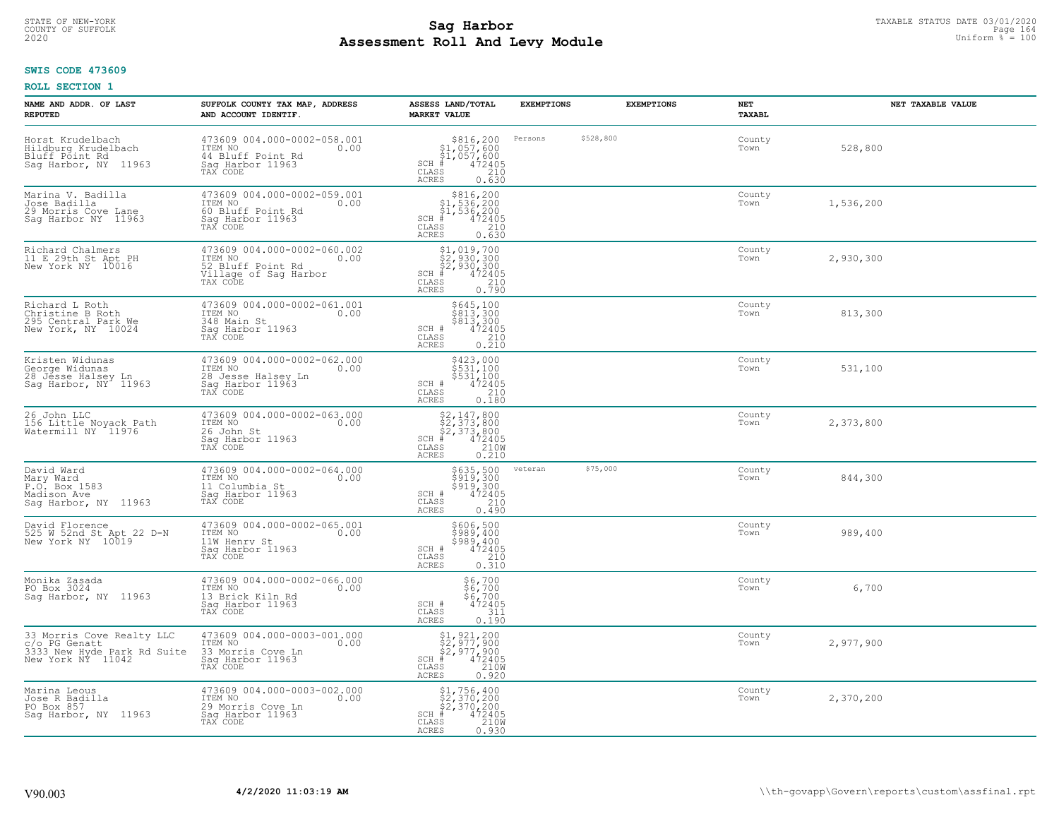STATE OF NEW-YORK
COUNTY OF SUFFOLK
2020

# Sag Harbor
# Assessment Roll And Levy Module

TAXABLE STATUS DATE 03/01/2020
Uniform % = 100

**SWIS CODE 473609**

**ROLL SECTION 1**

| NAME AND ADDR. OF LAST REPUTED | SUFFOLK COUNTY TAX MAP, ADDRESS AND ACCOUNT IDENTIF. | ASSESS LAND/TOTAL MARKET VALUE | EXEMPTIONS | | EXEMPTIONS | NET TAXABL | NET TAXABLE VALUE |
|---|---|---|---|---|---|---|---|
| Horst Krudelbach<br>Hildburg Krudelbach<br>Bluff Point Rd<br>Sag Harbor, NY 11963 | 473609 004.000-0002-058.001<br>ITEM NO 0.00<br>44 Bluff Point Rd<br>Sag Harbor 11963<br>TAX CODE | $816,200<br>$1,057,600<br>$1,057,600<br>SCH # 472405<br>CLASS 210<br>ACRES 0.630 | Persons | $528,800 | | County<br>Town | 528,800 |
| Marina V. Badilla<br>Jose Badilla<br>29 Morris Cove Lane<br>Sag Harbor NY 11963 | 473609 004.000-0002-059.001<br>ITEM NO 0.00<br>60 Bluff Point Rd<br>Sag Harbor 11963<br>TAX CODE | $816,200<br>$1,536,200<br>$1,536,200<br>SCH # 472405<br>CLASS 210<br>ACRES 0.630 | | | | County<br>Town | 1,536,200 |
| Richard Chalmers<br>11 E 29th St Apt PH<br>New York NY 10016 | 473609 004.000-0002-060.002<br>ITEM NO 0.00<br>52 Bluff Point Rd<br>Village of Sag Harbor<br>TAX CODE | $1,019,700<br>$2,930,300<br>$2,930,300<br>SCH # 472405<br>CLASS 210<br>ACRES 0.790 | | | | County<br>Town | 2,930,300 |
| Richard L Roth<br>Christine B Roth<br>295 Central Park We<br>New York, NY 10024 | 473609 004.000-0002-061.001<br>ITEM NO 0.00<br>348 Main St<br>Sag Harbor 11963<br>TAX CODE | $645,100<br>$813,300<br>$813,300<br>SCH # 472405<br>CLASS 210<br>ACRES 0.210 | | | | County<br>Town | 813,300 |
| Kristen Widunas<br>George Widunas<br>28 Jesse Halsey Ln<br>Sag Harbor, NY 11963 | 473609 004.000-0002-062.000<br>ITEM NO 0.00<br>28 Jesse Halsey Ln<br>Sag Harbor 11963<br>TAX CODE | $423,000<br>$531,100<br>$531,100<br>SCH # 472405<br>CLASS 210<br>ACRES 0.180 | | | | County<br>Town | 531,100 |
| 26 John LLC<br>156 Little Noyack Path<br>Watermill NY 11976 | 473609 004.000-0002-063.000<br>ITEM NO 0.00<br>26 John St<br>Sag Harbor 11963<br>TAX CODE | $2,147,800<br>$2,373,800<br>$2,373,800<br>SCH # 472405<br>CLASS 210W<br>ACRES 0.210 | | | | County<br>Town | 2,373,800 |
| David Ward<br>Mary Ward<br>P.O. Box 1583<br>Madison Ave<br>Sag Harbor, NY 11963 | 473609 004.000-0002-064.000<br>ITEM NO 0.00<br>11 Columbia St<br>Sag Harbor 11963<br>TAX CODE | $635,500<br>$919,300<br>$919,300<br>SCH # 472405<br>CLASS 210<br>ACRES 0.490 | veteran | $75,000 | | County<br>Town | 844,300 |
| David Florence<br>525 W 52nd St Apt 22 D-N<br>New York NY 10019 | 473609 004.000-0002-065.001<br>ITEM NO 0.00<br>11W Henry St<br>Sag Harbor 11963<br>TAX CODE | $606,500<br>$989,400<br>$989,400<br>SCH # 472405<br>CLASS 210<br>ACRES 0.310 | | | | County<br>Town | 989,400 |
| Monika Zasada<br>PO Box 3024<br>Sag Harbor, NY 11963 | 473609 004.000-0002-066.000<br>ITEM NO 0.00<br>13 Brick Kiln Rd<br>Sag Harbor 11963<br>TAX CODE | $6,700<br>$6,700<br>$6,700<br>SCH # 472405<br>CLASS 311<br>ACRES 0.190 | | | | County<br>Town | 6,700 |
| 33 Morris Cove Realty LLC<br>c/o PG Genatt<br>3333 New Hyde Park Rd Suite<br>New York NY 11042 | 473609 004.000-0003-001.000<br>ITEM NO 0.00<br>33 Morris Cove Ln<br>Sag Harbor 11963<br>TAX CODE | $1,921,200<br>$2,977,900<br>$2,977,900<br>SCH # 472405<br>CLASS 210W<br>ACRES 0.920 | | | | County<br>Town | 2,977,900 |
| Marina Leous<br>Jose R Badilla<br>PO Box 857<br>Sag Harbor, NY 11963 | 473609 004.000-0003-002.000<br>ITEM NO 0.00<br>29 Morris Cove Ln<br>Sag Harbor 11963<br>TAX CODE | $1,756,400<br>$2,370,200<br>$2,370,200<br>SCH # 472405<br>CLASS 210W<br>ACRES 0.930 | | | | County<br>Town | 2,370,200 |

V90.003 **4/2/2020 11:03:19 AM** \\th-govapp\Govern\reports\custom\assfinal.rpt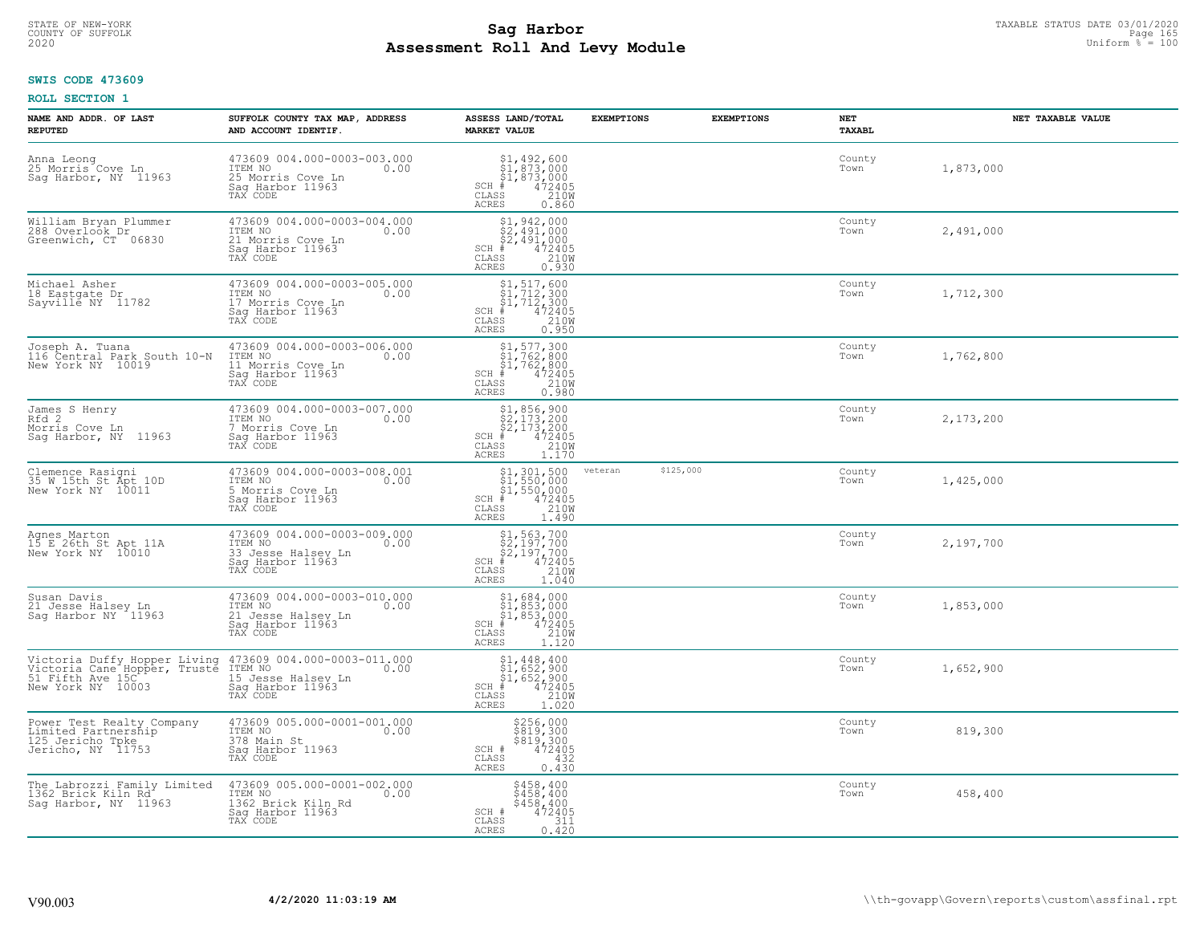STATE OF NEW-YORK
COUNTY OF SUFFOLK
2020

# Sag Harbor
# Assessment Roll And Levy Module

TAXABLE STATUS DATE 03/01/2020
Uniform % = 100

**SWIS CODE 473609**

**ROLL SECTION 1**

| NAME AND ADDR. OF LAST REPUTED | SUFFOLK COUNTY TAX MAP, ADDRESS AND ACCOUNT IDENTIF. | ASSESS LAND/TOTAL MARKET VALUE | EXEMPTIONS | EXEMPTIONS | NET TAXABL | NET TAXABLE VALUE |
|---|---|---|---|---|---|---|
| Anna Leong<br>25 Morris Cove Ln<br>Sag Harbor, NY 11963 | 473609 004.000-0003-003.000<br>ITEM NO 0.00<br>25 Morris Cove Ln<br>Sag Harbor 11963<br>TAX CODE | $1,492,600<br>$1,873,000<br>$1,873,000<br>SCH # 472405<br>CLASS 210W<br>ACRES 0.860 | | | County<br>Town | 1,873,000 |
| William Bryan Plummer<br>288 Overlook Dr<br>Greenwich, CT 06830 | 473609 004.000-0003-004.000<br>ITEM NO 0.00<br>21 Morris Cove Ln<br>Sag Harbor 11963<br>TAX CODE | $1,942,000<br>$2,491,000<br>$2,491,000<br>SCH # 472405<br>CLASS 210W<br>ACRES 0.930 | | | County<br>Town | 2,491,000 |
| Michael Asher<br>18 Eastgate Dr<br>Sayville NY 11782 | 473609 004.000-0003-005.000<br>ITEM NO 0.00<br>17 Morris Cove Ln<br>Sag Harbor 11963<br>TAX CODE | $1,517,600<br>$1,712,300<br>$1,712,300<br>SCH # 472405<br>CLASS 210W<br>ACRES 0.950 | | | County<br>Town | 1,712,300 |
| Joseph A. Tuana<br>116 Central Park South 10-N<br>New York NY 10019 | 473609 004.000-0003-006.000<br>ITEM NO 0.00<br>11 Morris Cove Ln<br>Sag Harbor 11963<br>TAX CODE | $1,577,300<br>$1,762,800<br>$1,762,800<br>SCH # 472405<br>CLASS 210W<br>ACRES 0.980 | | | County<br>Town | 1,762,800 |
| James S Henry<br>Rfd 2<br>Morris Cove Ln<br>Sag Harbor, NY 11963 | 473609 004.000-0003-007.000<br>ITEM NO 0.00<br>7 Morris Cove Ln<br>Sag Harbor 11963<br>TAX CODE | $1,856,900<br>$2,173,200<br>$2,173,200<br>SCH # 472405<br>CLASS 210W<br>ACRES 1.170 | | | County<br>Town | 2,173,200 |
| Clemence Rasigni<br>35 W 15th St Apt 10D<br>New York NY 10011 | 473609 004.000-0003-008.001<br>ITEM NO 0.00<br>5 Morris Cove Ln<br>Sag Harbor 11963<br>TAX CODE | $1,301,500<br>$1,550,000<br>$1,550,000<br>SCH # 472405<br>CLASS 210W<br>ACRES 1.490 | veteran | $125,000 | County<br>Town | 1,425,000 |
| Agnes Marton<br>15 E 26th St Apt 11A<br>New York NY 10010 | 473609 004.000-0003-009.000<br>ITEM NO 0.00<br>33 Jesse Halsey Ln<br>Sag Harbor 11963<br>TAX CODE | $1,563,700<br>$2,197,700<br>$2,197,700<br>SCH # 472405<br>CLASS 210W<br>ACRES 1.040 | | | County<br>Town | 2,197,700 |
| Susan Davis<br>21 Jesse Halsey Ln<br>Sag Harbor NY 11963 | 473609 004.000-0003-010.000<br>ITEM NO 0.00<br>21 Jesse Halsey Ln<br>Sag Harbor 11963<br>TAX CODE | $1,684,000<br>$1,853,000<br>$1,853,000<br>SCH # 472405<br>CLASS 210W<br>ACRES 1.120 | | | County<br>Town | 1,853,000 |
| Victoria Duffy Hopper Living<br>Victoria Cane Hopper, Truste<br>51 Fifth Ave 15C<br>New York NY 10003 | 473609 004.000-0003-011.000<br>ITEM NO 0.00<br>15 Jesse Halsey Ln<br>Sag Harbor 11963<br>TAX CODE | $1,448,400<br>$1,652,900<br>$1,652,900<br>SCH # 472405<br>CLASS 210W<br>ACRES 1.020 | | | County<br>Town | 1,652,900 |
| Power Test Realty Company<br>Limited Partnership<br>125 Jericho Tpke<br>Jericho, NY 11753 | 473609 005.000-0001-001.000<br>ITEM NO 0.00<br>378 Main St<br>Sag Harbor 11963<br>TAX CODE | $256,000<br>$819,300<br>$819,300<br>SCH # 472405<br>CLASS 432<br>ACRES 0.430 | | | County<br>Town | 819,300 |
| The Labrozzi Family Limited<br>1362 Brick Kiln Rd<br>Sag Harbor, NY 11963 | 473609 005.000-0001-002.000<br>ITEM NO 0.00<br>1362 Brick Kiln Rd<br>Sag Harbor 11963<br>TAX CODE | $458,400<br>$458,400<br>$458,400<br>SCH # 472405<br>CLASS 311<br>ACRES 0.420 | | | County<br>Town | 458,400 |

V90.003 **4/2/2020 11:03:19 AM** \\th-govapp\Govern\reports\custom\assfinal.rpt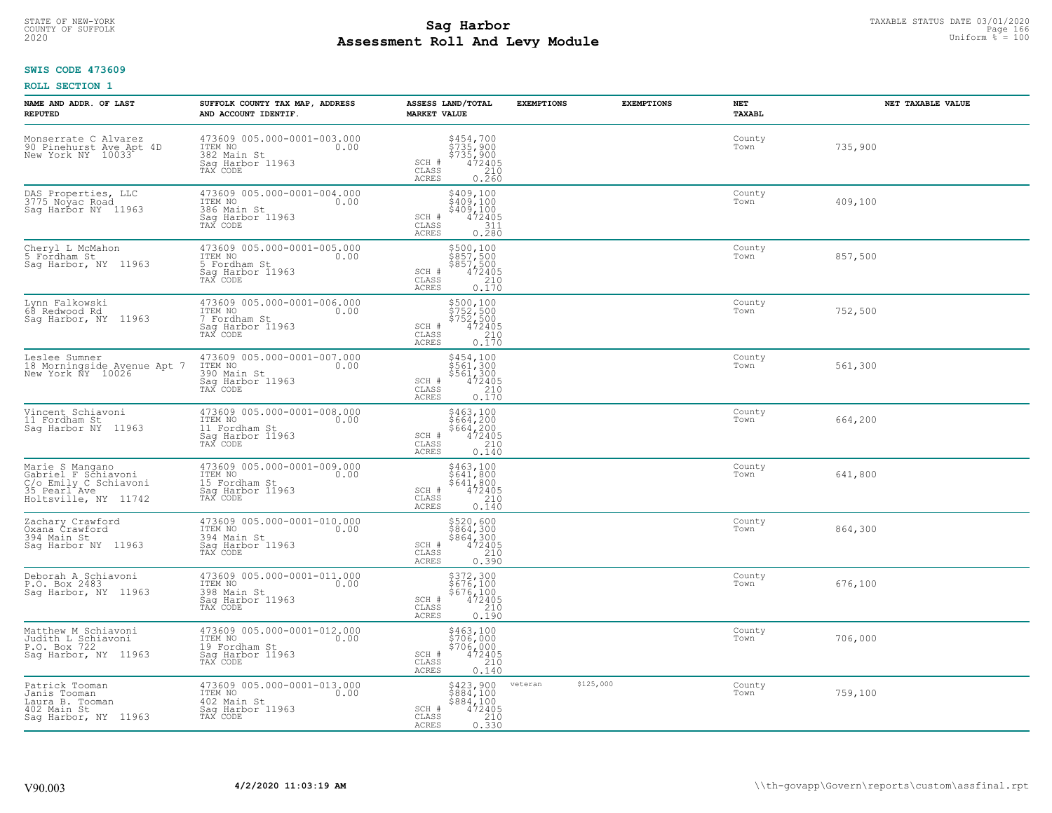STATE OF NEW-YORK
COUNTY OF SUFFOLK
2020

# Sag Harbor
# Assessment Roll And Levy Module

TAXABLE STATUS DATE 03/01/2020
Uniform % = 100

**SWIS CODE 473609**

**ROLL SECTION 1**

| NAME AND ADDR. OF LAST REPUTED | SUFFOLK COUNTY TAX MAP, ADDRESS AND ACCOUNT IDENTIF. | ASSESS LAND/TOTAL MARKET VALUE | EXEMPTIONS | EXEMPTIONS | NET TAXABL | NET TAXABLE VALUE |
|---|---|---|---|---|---|---|
| Monserrate C Alvarez<br>90 Pinehurst Ave Apt 4D<br>New York NY 10033 | 473609 005.000-0001-003.000<br>ITEM NO 0.00<br>382 Main St<br>Sag Harbor 11963<br>TAX CODE | $454,700<br>$735,900<br>$735,900<br>SCH # 472405<br>CLASS 210<br>ACRES 0.260 | | | County<br>Town | 735,900 |
| DAS Properties, LLC<br>3775 Noyac Road<br>Sag Harbor NY 11963 | 473609 005.000-0001-004.000<br>ITEM NO 0.00<br>386 Main St<br>Sag Harbor 11963<br>TAX CODE | $409,100<br>$409,100<br>$409,100<br>SCH # 472405<br>CLASS 311<br>ACRES 0.280 | | | County<br>Town | 409,100 |
| Cheryl L McMahon<br>5 Fordham St<br>Sag Harbor, NY 11963 | 473609 005.000-0001-005.000<br>ITEM NO 0.00<br>5 Fordham St<br>Sag Harbor 11963<br>TAX CODE | $500,100<br>$857,500<br>$857,500<br>SCH # 472405<br>CLASS 210<br>ACRES 0.170 | | | County<br>Town | 857,500 |
| Lynn Falkowski<br>68 Redwood Rd<br>Sag Harbor, NY 11963 | 473609 005.000-0001-006.000<br>ITEM NO 0.00<br>7 Fordham St<br>Sag Harbor 11963<br>TAX CODE | $500,100<br>$752,500<br>$752,500<br>SCH # 472405<br>CLASS 210<br>ACRES 0.170 | | | County<br>Town | 752,500 |
| Leslee Sumner<br>18 Morningside Avenue Apt 7<br>New York NY 10026 | 473609 005.000-0001-007.000<br>ITEM NO 0.00<br>390 Main St<br>Sag Harbor 11963<br>TAX CODE | $454,100<br>$561,300<br>$561,300<br>SCH # 472405<br>CLASS 210<br>ACRES 0.170 | | | County<br>Town | 561,300 |
| Vincent Schiavoni<br>11 Fordham St<br>Sag Harbor NY 11963 | 473609 005.000-0001-008.000<br>ITEM NO 0.00<br>11 Fordham St<br>Sag Harbor 11963<br>TAX CODE | $463,100<br>$664,200<br>$664,200<br>SCH # 472405<br>CLASS 210<br>ACRES 0.140 | | | County<br>Town | 664,200 |
| Marie S Mangano<br>Gabriel F Schiavoni<br>C/o Emily C Schiavoni<br>35 Pearl Ave<br>Holtsville, NY 11742 | 473609 005.000-0001-009.000<br>ITEM NO 0.00<br>15 Fordham St<br>Sag Harbor 11963<br>TAX CODE | $463,100<br>$641,800<br>$641,800<br>SCH # 472405<br>CLASS 210<br>ACRES 0.140 | | | County<br>Town | 641,800 |
| Zachary Crawford<br>Oxana Crawford<br>394 Main St<br>Sag Harbor NY 11963 | 473609 005.000-0001-010.000<br>ITEM NO 0.00<br>394 Main St<br>Sag Harbor 11963<br>TAX CODE | $520,600<br>$864,300<br>$864,300<br>SCH # 472405<br>CLASS 210<br>ACRES 0.390 | | | County<br>Town | 864,300 |
| Deborah A Schiavoni<br>P.O. Box 2483<br>Sag Harbor, NY 11963 | 473609 005.000-0001-011.000<br>ITEM NO 0.00<br>398 Main St<br>Sag Harbor 11963<br>TAX CODE | $372,300<br>$676,100<br>$676,100<br>SCH # 472405<br>CLASS 210<br>ACRES 0.190 | | | County<br>Town | 676,100 |
| Matthew M Schiavoni<br>Judith L Schiavoni<br>P.O. Box 722<br>Sag Harbor, NY 11963 | 473609 005.000-0001-012.000<br>ITEM NO 0.00<br>19 Fordham St<br>Sag Harbor 11963<br>TAX CODE | $463,100<br>$706,000<br>$706,000<br>SCH # 472405<br>CLASS 210<br>ACRES 0.140 | | | County<br>Town | 706,000 |
| Patrick Tooman<br>Janis Tooman<br>Laura B. Tooman<br>402 Main St<br>Sag Harbor, NY 11963 | 473609 005.000-0001-013.000<br>ITEM NO 0.00<br>402 Main St<br>Sag Harbor 11963<br>TAX CODE | $423,900<br>$884,100<br>$884,100<br>SCH # 472405<br>CLASS 210<br>ACRES 0.330 | veteran $125,000 | | County<br>Town | 759,100 |

V90.003 4/2/2020 11:03:19 AM \\th-govapp\Govern\reports\custom\assfinal.rpt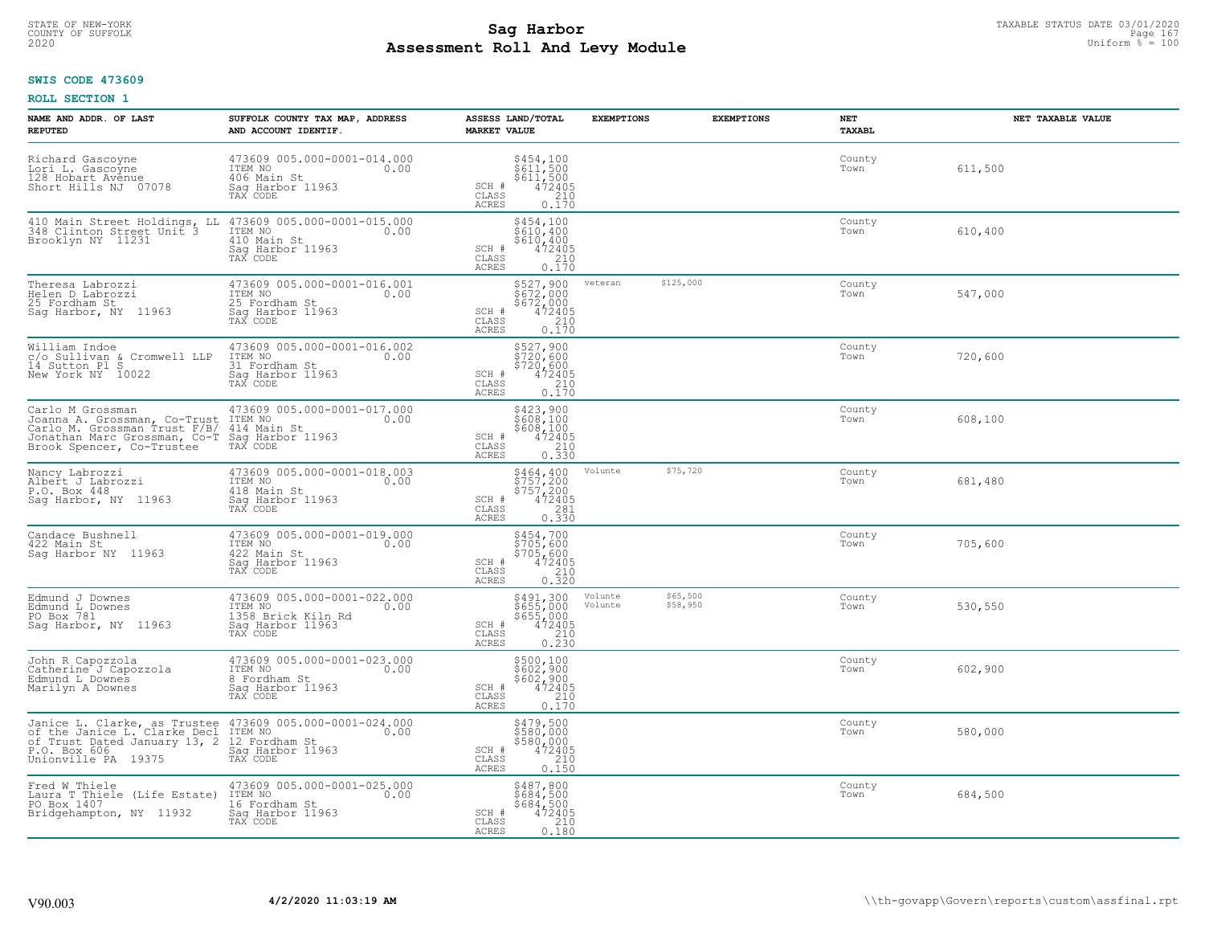STATE OF NEW-YORK
COUNTY OF SUFFOLK
2020

# Sag Harbor
## Assessment Roll And Levy Module

TAXABLE STATUS DATE 03/01/2020
Uniform % = 100

**SWIS CODE 473609**

**ROLL SECTION 1**

| NAME AND ADDR. OF LAST REPUTED | SUFFOLK COUNTY TAX MAP, ADDRESS AND ACCOUNT IDENTIF. | ASSESS LAND/TOTAL MARKET VALUE | EXEMPTIONS | EXEMPTIONS | NET TAXABL | NET TAXABLE VALUE |
|---|---|---|---|---|---|---|
| Richard Gascoyne<br>Lori L. Gascoyne<br>128 Hobart Avenue<br>Short Hills NJ 07078 | 473609 005.000-0001-014.000<br>ITEM NO 0.00<br>406 Main St<br>Sag Harbor 11963<br>TAX CODE | $454,100<br>$611,500<br>$611,500<br>SCH # 472405<br>CLASS 210<br>ACRES 0.170 | | | County<br>Town | 611,500 |
| 410 Main Street Holdings, LL<br>348 Clinton Street Unit 3<br>Brooklyn NY 11231 | 473609 005.000-0001-015.000<br>ITEM NO 0.00<br>410 Main St<br>Sag Harbor 11963<br>TAX CODE | $454,100<br>$610,400<br>$610,400<br>SCH # 472405<br>CLASS 210<br>ACRES 0.170 | | | County<br>Town | 610,400 |
| Theresa Labrozzi<br>Helen D Labrozzi<br>25 Fordham St<br>Sag Harbor, NY 11963 | 473609 005.000-0001-016.001<br>ITEM NO 0.00<br>25 Fordham St<br>Sag Harbor 11963<br>TAX CODE | $527,900<br>$672,000<br>$672,000<br>SCH # 472405<br>CLASS 210<br>ACRES 0.170 | veteran $125,000 | | County<br>Town | 547,000 |
| William Indoe<br>c/o Sullivan & Cromwell LLP<br>14 Sutton Pl S<br>New York NY 10022 | 473609 005.000-0001-016.002<br>ITEM NO 0.00<br>31 Fordham St<br>Sag Harbor 11963<br>TAX CODE | $527,900<br>$720,600<br>$720,600<br>SCH # 472405<br>CLASS 210<br>ACRES 0.170 | | | County<br>Town | 720,600 |
| Carlo M Grossman<br>Joanna A. Grossman, Co-Trust<br>Carlo M. Grossman Trust F/B/<br>Jonathan Marc Grossman, Co-T<br>Brook Spencer, Co-Trustee | 473609 005.000-0001-017.000<br>ITEM NO 0.00<br>414 Main St<br>Sag Harbor 11963<br>TAX CODE | $423,900<br>$608,100<br>$608,100<br>SCH # 472405<br>CLASS 210<br>ACRES 0.330 | | | County<br>Town | 608,100 |
| Nancy Labrozzi<br>Albert J Labrozzi<br>P.O. Box 448<br>Sag Harbor, NY 11963 | 473609 005.000-0001-018.003<br>ITEM NO 0.00<br>418 Main St<br>Sag Harbor 11963<br>TAX CODE | $464,400<br>$757,200<br>$757,200<br>SCH # 472405<br>CLASS 281<br>ACRES 0.330 | Volunte $75,720 | | County<br>Town | 681,480 |
| Candace Bushnell<br>422 Main St<br>Sag Harbor NY 11963 | 473609 005.000-0001-019.000<br>ITEM NO 0.00<br>422 Main St<br>Sag Harbor 11963<br>TAX CODE | $454,700<br>$705,600<br>$705,600<br>SCH # 472405<br>CLASS 210<br>ACRES 0.320 | | | County<br>Town | 705,600 |
| Edmund J Downes<br>Edmund L Downes<br>PO Box 781<br>Sag Harbor, NY 11963 | 473609 005.000-0001-022.000<br>ITEM NO 0.00<br>1358 Brick Kiln Rd<br>Sag Harbor 11963<br>TAX CODE | $491,300<br>$655,000<br>$655,000<br>SCH # 472405<br>CLASS 210<br>ACRES 0.230 | Volunte $65,500<br>Volunte $58,950 | | County<br>Town | 530,550 |
| John R Capozzola<br>Catherine J Capozzola<br>Edmund L Downes<br>Marilyn A Downes | 473609 005.000-0001-023.000<br>ITEM NO 0.00<br>8 Fordham St<br>Sag Harbor 11963<br>TAX CODE | $500,100<br>$602,900<br>$602,900<br>SCH # 472405<br>CLASS 210<br>ACRES 0.170 | | | County<br>Town | 602,900 |
| Janice L. Clarke, as Trustee<br>of the Janice L. Clarke Decl<br>of Trust Dated January 13, 2<br>P.O. Box 606<br>Unionville PA 19375 | 473609 005.000-0001-024.000<br>ITEM NO 0.00<br>12 Fordham St<br>Sag Harbor 11963<br>TAX CODE | $479,500<br>$580,000<br>$580,000<br>SCH # 472405<br>CLASS 210<br>ACRES 0.150 | | | County<br>Town | 580,000 |
| Fred W Thiele<br>Laura T Thiele (Life Estate)<br>PO Box 1407<br>Bridgehampton, NY 11932 | 473609 005.000-0001-025.000<br>ITEM NO 0.00<br>16 Fordham St<br>Sag Harbor 11963<br>TAX CODE | $487,800<br>$684,500<br>$684,500<br>SCH # 472405<br>CLASS 210<br>ACRES 0.180 | | | County<br>Town | 684,500 |

V90.003 &nbsp;&nbsp; **4/2/2020 11:03:19 AM** &nbsp;&nbsp; \\th-govapp\Govern\reports\custom\assfinal.rpt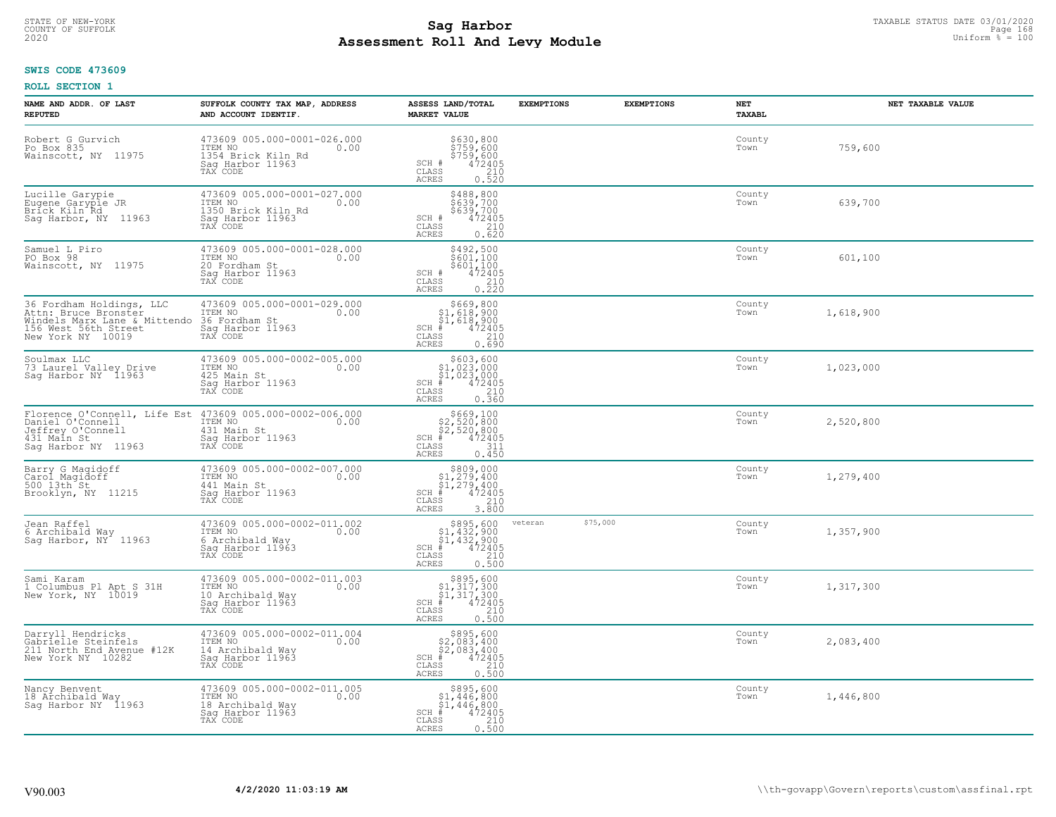STATE OF NEW-YORK
COUNTY OF SUFFOLK
2020

# Sag Harbor
# Assessment Roll And Levy Module

TAXABLE STATUS DATE 03/01/2020
Uniform % = 100

**SWIS CODE 473609**

**ROLL SECTION 1**

| NAME AND ADDR. OF LAST REPUTED | SUFFOLK COUNTY TAX MAP, ADDRESS AND ACCOUNT IDENTIF. | ASSESS LAND/TOTAL MARKET VALUE | EXEMPTIONS | EXEMPTIONS | NET TAXABL | NET TAXABLE VALUE |
|---|---|---|---|---|---|---|
| Robert G Gurvich<br>Po Box 835<br>Wainscott, NY 11975 | 473609 005.000-0001-026.000<br>ITEM NO 0.00<br>1354 Brick Kiln Rd<br>Sag Harbor 11963<br>TAX CODE | $630,800<br>$759,600<br>$759,600<br>SCH # 472405<br>CLASS 210<br>ACRES 0.520 | | | County<br>Town | 759,600 |
| Lucille Garypie<br>Eugene Garypie JR<br>Brick Kiln Rd<br>Sag Harbor, NY 11963 | 473609 005.000-0001-027.000<br>ITEM NO 0.00<br>1350 Brick Kiln Rd<br>Sag Harbor 11963<br>TAX CODE | $488,800<br>$639,700<br>$639,700<br>SCH # 472405<br>CLASS 210<br>ACRES 0.620 | | | County<br>Town | 639,700 |
| Samuel L Piro<br>PO Box 98<br>Wainscott, NY 11975 | 473609 005.000-0001-028.000<br>ITEM NO 0.00<br>20 Fordham St<br>Sag Harbor 11963<br>TAX CODE | $492,500<br>$601,100<br>$601,100<br>SCH # 472405<br>CLASS 210<br>ACRES 0.220 | | | County<br>Town | 601,100 |
| 36 Fordham Holdings, LLC<br>Attn: Bruce Bronster<br>Windels Marx Lane & Mittendo<br>156 West 56th Street<br>New York NY 10019 | 473609 005.000-0001-029.000<br>ITEM NO 0.00<br>36 Fordham St<br>Sag Harbor 11963<br>TAX CODE | $669,800<br>$1,618,900<br>$1,618,900<br>SCH # 472405<br>CLASS 210<br>ACRES 0.690 | | | County<br>Town | 1,618,900 |
| Soulmax LLC<br>73 Laurel Valley Drive<br>Sag Harbor NY 11963 | 473609 005.000-0002-005.000<br>ITEM NO 0.00<br>425 Main St<br>Sag Harbor 11963<br>TAX CODE | $603,600<br>$1,023,000<br>$1,023,000<br>SCH # 472405<br>CLASS 210<br>ACRES 0.360 | | | County<br>Town | 1,023,000 |
| Florence O'Connell, Life Est<br>Daniel O'Connell<br>Jeffrey O'Connell<br>431 Main St<br>Sag Harbor NY 11963 | 473609 005.000-0002-006.000<br>ITEM NO 0.00<br>431 Main St<br>Sag Harbor 11963<br>TAX CODE | $669,100<br>$2,520,800<br>$2,520,800<br>SCH # 472405<br>CLASS 311<br>ACRES 0.450 | | | County<br>Town | 2,520,800 |
| Barry G Magidoff<br>Carol Magidoff<br>500 13th St<br>Brooklyn, NY 11215 | 473609 005.000-0002-007.000<br>ITEM NO 0.00<br>441 Main St<br>Sag Harbor 11963<br>TAX CODE | $809,000<br>$1,279,400<br>$1,279,400<br>SCH # 472405<br>CLASS 210<br>ACRES 3.800 | | | County<br>Town | 1,279,400 |
| Jean Raffel<br>6 Archibald Way<br>Sag Harbor, NY 11963 | 473609 005.000-0002-011.002<br>ITEM NO 0.00<br>6 Archibald Way<br>Sag Harbor 11963<br>TAX CODE | $895,600<br>$1,432,900<br>$1,432,900<br>SCH # 472405<br>CLASS 210<br>ACRES 0.500 | veteran $75,000 | | County<br>Town | 1,357,900 |
| Sami Karam<br>1 Columbus Pl Apt S 31H<br>New York, NY 10019 | 473609 005.000-0002-011.003<br>ITEM NO 0.00<br>10 Archibald Way<br>Sag Harbor 11963<br>TAX CODE | $895,600<br>$1,317,300<br>$1,317,300<br>SCH # 472405<br>CLASS 210<br>ACRES 0.500 | | | County<br>Town | 1,317,300 |
| Darryll Hendricks<br>Gabrielle Steinfels<br>211 North End Avenue #12K<br>New York NY 10282 | 473609 005.000-0002-011.004<br>ITEM NO 0.00<br>14 Archibald Way<br>Sag Harbor 11963<br>TAX CODE | $895,600<br>$2,083,400<br>$2,083,400<br>SCH # 472405<br>CLASS 210<br>ACRES 0.500 | | | County<br>Town | 2,083,400 |
| Nancy Benvent<br>18 Archibald Way<br>Sag Harbor NY 11963 | 473609 005.000-0002-011.005<br>ITEM NO 0.00<br>18 Archibald Way<br>Sag Harbor 11963<br>TAX CODE | $895,600<br>$1,446,800<br>$1,446,800<br>SCH # 472405<br>CLASS 210<br>ACRES 0.500 | | | County<br>Town | 1,446,800 |

V90.003 | 4/2/2020 11:03:19 AM | \\th-govapp\Govern\reports\custom\assfinal.rpt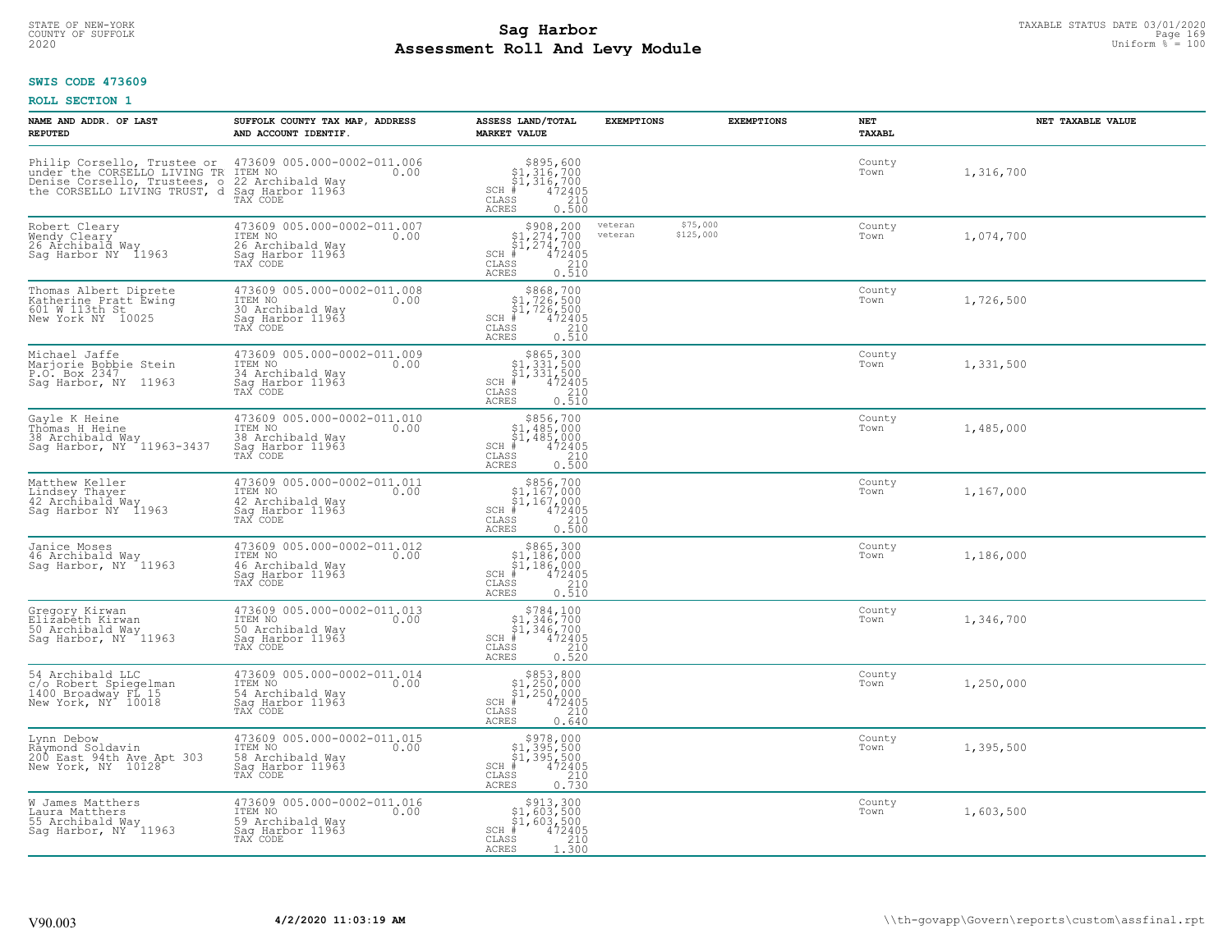STATE OF NEW-YORK
COUNTY OF SUFFOLK
2020

# Sag Harbor
# Assessment Roll And Levy Module

TAXABLE STATUS DATE 03/01/2020
Uniform % = 100

**SWIS CODE 473609**

**ROLL SECTION 1**

| NAME AND ADDR. OF LAST REPUTED | SUFFOLK COUNTY TAX MAP, ADDRESS AND ACCOUNT IDENTIF. | ASSESS LAND/TOTAL MARKET VALUE | EXEMPTIONS | EXEMPTIONS | NET TAXABL | NET TAXABLE VALUE |
|---|---|---|---|---|---|---|
| Philip Corsello, Trustee or under the CORSELLO LIVING TR Denise Corsello, Trustees, o the CORSELLO LIVING TRUST, d | 473609 005.000-0002-011.006 ITEM NO 0.00 22 Archibald Way Sag Harbor 11963 TAX CODE | $895,600 $1,316,700 $1,316,700 SCH # 472405 CLASS 210 ACRES 0.500 | | | County Town | 1,316,700 |
| Robert Cleary Wendy Cleary 26 Archibald Way Sag Harbor NY 11963 | 473609 005.000-0002-011.007 ITEM NO 0.00 26 Archibald Way Sag Harbor 11963 TAX CODE | $908,200 $1,274,700 $1,274,700 SCH # 472405 CLASS 210 ACRES 0.510 | veteran $75,000 veteran $125,000 | | County Town | 1,074,700 |
| Thomas Albert Diprete Katherine Pratt Ewing 601 W 113th St New York NY 10025 | 473609 005.000-0002-011.008 ITEM NO 0.00 30 Archibald Way Sag Harbor 11963 TAX CODE | $868,700 $1,726,500 $1,726,500 SCH # 472405 CLASS 210 ACRES 0.510 | | | County Town | 1,726,500 |
| Michael Jaffe Marjorie Bobbie Stein P.O. Box 2347 Sag Harbor, NY 11963 | 473609 005.000-0002-011.009 ITEM NO 0.00 34 Archibald Way Sag Harbor 11963 TAX CODE | $865,300 $1,331,500 $1,331,500 SCH # 472405 CLASS 210 ACRES 0.510 | | | County Town | 1,331,500 |
| Gayle K Heine Thomas H Heine 38 Archibald Way Sag Harbor, NY 11963-3437 | 473609 005.000-0002-011.010 ITEM NO 0.00 38 Archibald Way Sag Harbor 11963 TAX CODE | $856,700 $1,485,000 $1,485,000 SCH # 472405 CLASS 210 ACRES 0.500 | | | County Town | 1,485,000 |
| Matthew Keller Lindsey Thayer 42 Archibald Way Sag Harbor NY 11963 | 473609 005.000-0002-011.011 ITEM NO 0.00 42 Archibald Way Sag Harbor 11963 TAX CODE | $856,700 $1,167,000 $1,167,000 SCH # 472405 CLASS 210 ACRES 0.500 | | | County Town | 1,167,000 |
| Janice Moses 46 Archibald Way Sag Harbor, NY 11963 | 473609 005.000-0002-011.012 ITEM NO 0.00 46 Archibald Way Sag Harbor 11963 TAX CODE | $865,300 $1,186,000 $1,186,000 SCH # 472405 CLASS 210 ACRES 0.510 | | | County Town | 1,186,000 |
| Gregory Kirwan Elizabeth Kirwan 50 Archibald Way Sag Harbor, NY 11963 | 473609 005.000-0002-011.013 ITEM NO 0.00 50 Archibald Way Sag Harbor 11963 TAX CODE | $784,100 $1,346,700 $1,346,700 SCH # 472405 CLASS 210 ACRES 0.520 | | | County Town | 1,346,700 |
| 54 Archibald LLC c/o Robert Spiegelman 1400 Broadway FL 15 New York, NY 10018 | 473609 005.000-0002-011.014 ITEM NO 0.00 54 Archibald Way Sag Harbor 11963 TAX CODE | $853,800 $1,250,000 $1,250,000 SCH # 472405 CLASS 210 ACRES 0.640 | | | County Town | 1,250,000 |
| Lynn Debow Raymond Soldavin 200 East 94th Ave Apt 303 New York, NY 10128 | 473609 005.000-0002-011.015 ITEM NO 0.00 58 Archibald Way Sag Harbor 11963 TAX CODE | $978,000 $1,395,500 $1,395,500 SCH # 472405 CLASS 210 ACRES 0.730 | | | County Town | 1,395,500 |
| W James Matthers Laura Matthers 55 Archibald Way Sag Harbor, NY 11963 | 473609 005.000-0002-011.016 ITEM NO 0.00 59 Archibald Way Sag Harbor 11963 TAX CODE | $913,300 $1,603,500 $1,603,500 SCH # 472405 CLASS 210 ACRES 1.300 | | | County Town | 1,603,500 |

V90.003 4/2/2020 11:03:19 AM \\th-govapp\Govern\reports\custom\assfinal.rpt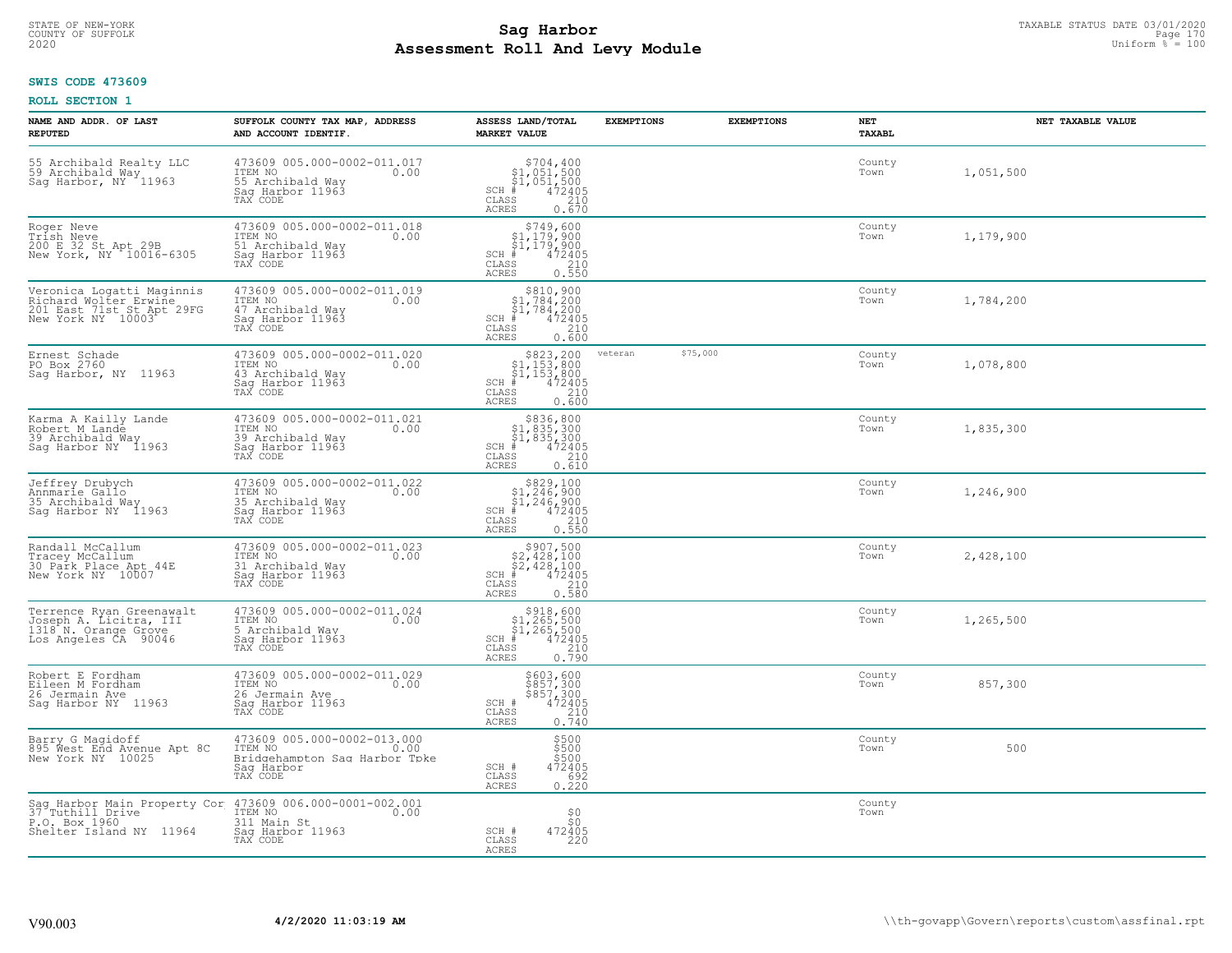STATE OF NEW-YORK
COUNTY OF SUFFOLK
2020

# Sag Harbor
# Assessment Roll And Levy Module

TAXABLE STATUS DATE 03/01/2020
Uniform % = 100

**SWIS CODE 473609**

**ROLL SECTION 1**

| NAME AND ADDR. OF LAST REPUTED | SUFFOLK COUNTY TAX MAP, ADDRESS AND ACCOUNT IDENTIF. | ASSESS LAND/TOTAL MARKET VALUE | EXEMPTIONS | EXEMPTIONS | NET TAXABL | NET TAXABLE VALUE |
|---|---|---|---|---|---|---|
| 55 Archibald Realty LLC<br>59 Archibald Way<br>Sag Harbor, NY 11963 | 473609 005.000-0002-011.017<br>ITEM NO 0.00<br>55 Archibald Way<br>Sag Harbor 11963<br>TAX CODE | $704,400<br>$1,051,500<br>$1,051,500<br>SCH # 472405<br>CLASS 210<br>ACRES 0.670 | | | County<br>Town | 1,051,500 |
| Roger Neve<br>Trish Neve<br>200 E 32 St Apt 29B<br>New York, NY 10016-6305 | 473609 005.000-0002-011.018<br>ITEM NO 0.00<br>51 Archibald Way<br>Sag Harbor 11963<br>TAX CODE | $749,600<br>$1,179,900<br>$1,179,900<br>SCH # 472405<br>CLASS 210<br>ACRES 0.550 | | | County<br>Town | 1,179,900 |
| Veronica Logatti Maginnis<br>Richard Wolter Erwine<br>201 East 71st St Apt 29FG<br>New York NY 10003 | 473609 005.000-0002-011.019<br>ITEM NO 0.00<br>47 Archibald Way<br>Sag Harbor 11963<br>TAX CODE | $810,900<br>$1,784,200<br>$1,784,200<br>SCH # 472405<br>CLASS 210<br>ACRES 0.600 | | | County<br>Town | 1,784,200 |
| Ernest Schade<br>PO Box 2760<br>Sag Harbor, NY 11963 | 473609 005.000-0002-011.020<br>ITEM NO 0.00<br>43 Archibald Way<br>Sag Harbor 11963<br>TAX CODE | $823,200<br>$1,153,800<br>$1,153,800<br>SCH # 472405<br>CLASS 210<br>ACRES 0.600 | veteran $75,000 | | County<br>Town | 1,078,800 |
| Karma A Kailly Lande<br>Robert M Lande<br>39 Archibald Way<br>Sag Harbor NY 11963 | 473609 005.000-0002-011.021<br>ITEM NO 0.00<br>39 Archibald Way<br>Sag Harbor 11963<br>TAX CODE | $836,800<br>$1,835,300<br>$1,835,300<br>SCH # 472405<br>CLASS 210<br>ACRES 0.610 | | | County<br>Town | 1,835,300 |
| Jeffrey Drubych<br>Annmarie Gallo<br>35 Archibald Way<br>Sag Harbor NY 11963 | 473609 005.000-0002-011.022<br>ITEM NO 0.00<br>35 Archibald Way<br>Sag Harbor 11963<br>TAX CODE | $829,100<br>$1,246,900<br>$1,246,900<br>SCH # 472405<br>CLASS 210<br>ACRES 0.550 | | | County<br>Town | 1,246,900 |
| Randall McCallum<br>Tracey McCallum<br>30 Park Place Apt 44E<br>New York NY 10007 | 473609 005.000-0002-011.023<br>ITEM NO 0.00<br>31 Archibald Way<br>Sag Harbor 11963<br>TAX CODE | $907,500<br>$2,428,100<br>$2,428,100<br>SCH # 472405<br>CLASS 210<br>ACRES 0.580 | | | County<br>Town | 2,428,100 |
| Terrence Ryan Greenawalt<br>Joseph A. Licitra, III<br>1318 N. Orange Grove<br>Los Angeles CA 90046 | 473609 005.000-0002-011.024<br>ITEM NO 0.00<br>5 Archibald Way<br>Sag Harbor 11963<br>TAX CODE | $918,600<br>$1,265,500<br>$1,265,500<br>SCH # 472405<br>CLASS 210<br>ACRES 0.790 | | | County<br>Town | 1,265,500 |
| Robert E Fordham<br>Eileen M Fordham<br>26 Jermain Ave<br>Sag Harbor NY 11963 | 473609 005.000-0002-011.029<br>ITEM NO 0.00<br>26 Jermain Ave<br>Sag Harbor 11963<br>TAX CODE | $603,600<br>$857,300<br>$857,300<br>SCH # 472405<br>CLASS 210<br>ACRES 0.740 | | | County<br>Town | 857,300 |
| Barry G Magidoff<br>895 West End Avenue Apt 8C<br>New York NY 10025 | 473609 005.000-0002-013.000<br>ITEM NO 0.00<br>Bridgehampton Sag Harbor Tpke<br>Sag Harbor<br>TAX CODE | $500<br>$500<br>$500<br>SCH # 472405<br>CLASS 692<br>ACRES 0.220 | | | County<br>Town | 500 |
| Sag Harbor Main Property Cor<br>37 Tuthill Drive<br>P.O. Box 1960<br>Shelter Island NY 11964 | 473609 006.000-0001-002.001<br>ITEM NO 0.00<br>311 Main St<br>Sag Harbor 11963<br>TAX CODE | $0<br>$0<br>SCH # 472405<br>CLASS 220<br>ACRES | | | County<br>Town | |

V90.003 4/2/2020 11:03:19 AM \\th-govapp\Govern\reports\custom\assfinal.rpt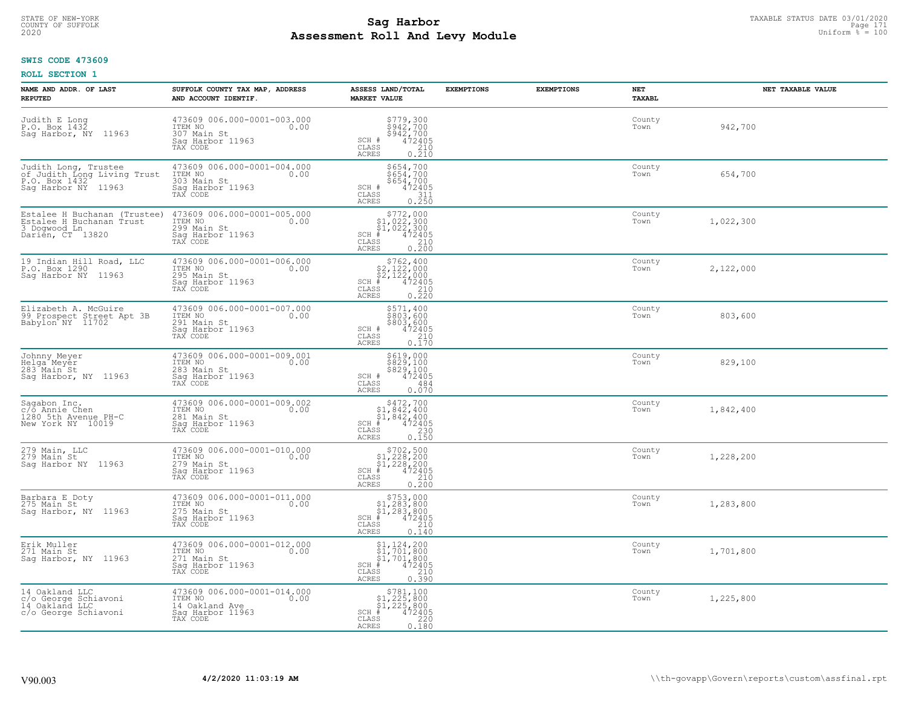STATE OF NEW-YORK
COUNTY OF SUFFOLK
2020

# Sag Harbor
# Assessment Roll And Levy Module

TAXABLE STATUS DATE 03/01/2020
Uniform % = 100

**SWIS CODE 473609**

**ROLL SECTION 1**

| NAME AND ADDR. OF LAST REPUTED | SUFFOLK COUNTY TAX MAP, ADDRESS AND ACCOUNT IDENTIF. | ASSESS LAND/TOTAL MARKET VALUE | EXEMPTIONS | EXEMPTIONS | NET TAXABL | NET TAXABLE VALUE |
|---|---|---|---|---|---|---|
| Judith E Long<br>P.O. Box 1432<br>Sag Harbor, NY 11963 | 473609 006.000-0001-003.000<br>ITEM NO 0.00<br>307 Main St<br>Sag Harbor 11963<br>TAX CODE | $779,300<br>$942,700<br>$942,700<br>SCH # 472405<br>CLASS 210<br>ACRES 0.210 | | | County<br>Town | 942,700 |
| Judith Long, Trustee<br>of Judith Long Living Trust<br>P.O. Box 1432<br>Sag Harbor NY 11963 | 473609 006.000-0001-004.000<br>ITEM NO 0.00<br>303 Main St<br>Sag Harbor 11963<br>TAX CODE | $654,700<br>$654,700<br>$654,700<br>SCH # 472405<br>CLASS 311<br>ACRES 0.250 | | | County<br>Town | 654,700 |
| Estalee H Buchanan (Trustee)<br>Estalee H Buchanan Trust<br>3 Dogwood Ln<br>Darien, CT 13820 | 473609 006.000-0001-005.000<br>ITEM NO 0.00<br>299 Main St<br>Sag Harbor 11963<br>TAX CODE | $772,000<br>$1,022,300<br>$1,022,300<br>SCH # 472405<br>CLASS 210<br>ACRES 0.200 | | | County<br>Town | 1,022,300 |
| 19 Indian Hill Road, LLC<br>P.O. Box 1290<br>Sag Harbor NY 11963 | 473609 006.000-0001-006.000<br>ITEM NO 0.00<br>295 Main St<br>Sag Harbor 11963<br>TAX CODE | $762,400<br>$2,122,000<br>$2,122,000<br>SCH # 472405<br>CLASS 210<br>ACRES 0.220 | | | County<br>Town | 2,122,000 |
| Elizabeth A. McGuire<br>99 Prospect Street Apt 3B<br>Babylon NY 11702 | 473609 006.000-0001-007.000<br>ITEM NO 0.00<br>291 Main St<br>Sag Harbor 11963<br>TAX CODE | $571,400<br>$803,600<br>$803,600<br>SCH # 472405<br>CLASS 210<br>ACRES 0.170 | | | County<br>Town | 803,600 |
| Johnny Meyer<br>Helga Meyer<br>283 Main St<br>Sag Harbor, NY 11963 | 473609 006.000-0001-009.001<br>ITEM NO 0.00<br>283 Main St<br>Sag Harbor 11963<br>TAX CODE | $619,000<br>$829,100<br>$829,100<br>SCH # 472405<br>CLASS 484<br>ACRES 0.070 | | | County<br>Town | 829,100 |
| Sagabon Inc.<br>c/o Annie Chen<br>1280 5th Avenue PH-C<br>New York NY 10019 | 473609 006.000-0001-009.002<br>ITEM NO 0.00<br>281 Main St<br>Sag Harbor 11963<br>TAX CODE | $472,700<br>$1,842,400<br>$1,842,400<br>SCH # 472405<br>CLASS 230<br>ACRES 0.150 | | | County<br>Town | 1,842,400 |
| 279 Main, LLC<br>279 Main St<br>Sag Harbor NY 11963 | 473609 006.000-0001-010.000<br>ITEM NO 0.00<br>279 Main St<br>Sag Harbor 11963<br>TAX CODE | $702,500<br>$1,228,200<br>$1,228,200<br>SCH # 472405<br>CLASS 210<br>ACRES 0.200 | | | County<br>Town | 1,228,200 |
| Barbara E Doty<br>275 Main St<br>Sag Harbor, NY 11963 | 473609 006.000-0001-011.000<br>ITEM NO 0.00<br>275 Main St<br>Sag Harbor 11963<br>TAX CODE | $753,000<br>$1,283,800<br>$1,283,800<br>SCH # 472405<br>CLASS 210<br>ACRES 0.140 | | | County<br>Town | 1,283,800 |
| Erik Muller<br>271 Main St<br>Sag Harbor, NY 11963 | 473609 006.000-0001-012.000<br>ITEM NO 0.00<br>271 Main St<br>Sag Harbor 11963<br>TAX CODE | $1,124,200<br>$1,701,800<br>$1,701,800<br>SCH # 472405<br>CLASS 210<br>ACRES 0.390 | | | County<br>Town | 1,701,800 |
| 14 Oakland LLC<br>c/o George Schiavoni<br>14 Oakland LLC<br>c/o George Schiavoni | 473609 006.000-0001-014.000<br>ITEM NO 0.00<br>14 Oakland Ave<br>Sag Harbor 11963<br>TAX CODE | $781,100<br>$1,225,800<br>$1,225,800<br>SCH # 472405<br>CLASS 220<br>ACRES 0.180 | | | County<br>Town | 1,225,800 |

V90.003 | 4/2/2020 11:03:19 AM | \\th-govapp\Govern\reports\custom\assfinal.rpt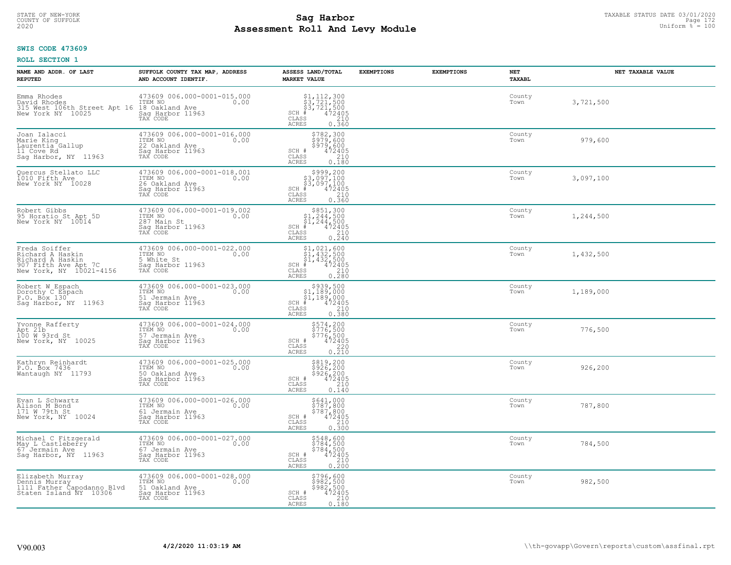STATE OF NEW-YORK
COUNTY OF SUFFOLK
2020

# Sag Harbor
## Assessment Roll And Levy Module

TAXABLE STATUS DATE 03/01/2020
Uniform % = 100

**SWIS CODE 473609**

**ROLL SECTION 1**

| NAME AND ADDR. OF LAST REPUTED | SUFFOLK COUNTY TAX MAP, ADDRESS AND ACCOUNT IDENTIF. | ASSESS LAND/TOTAL MARKET VALUE | EXEMPTIONS | EXEMPTIONS | NET TAXABL | NET TAXABLE VALUE |
|---|---|---|---|---|---|---|
| Emma Rhodes<br>David Rhodes<br>315 West 106th Street Apt 16<br>New York NY 10025 | 473609 006.000-0001-015.000<br>ITEM NO 0.00<br>18 Oakland Ave<br>Sag Harbor 11963<br>TAX CODE | $1,112,300<br>$3,721,500<br>$3,721,500<br>SCH # 472405<br>CLASS 210<br>ACRES 0.360 | | | County<br>Town | 3,721,500 |
| Joan Ialacci<br>Marie King<br>Laurentia Gallup<br>11 Cove Rd<br>Sag Harbor, NY 11963 | 473609 006.000-0001-016.000<br>ITEM NO 0.00<br>22 Oakland Ave<br>Sag Harbor 11963<br>TAX CODE | $782,300<br>$979,600<br>$979,600<br>SCH # 472405<br>CLASS 210<br>ACRES 0.180 | | | County<br>Town | 979,600 |
| Quercus Stellato LLC<br>1010 Fifth Ave<br>New York NY 10028 | 473609 006.000-0001-018.001<br>ITEM NO 0.00<br>26 Oakland Ave<br>Sag Harbor 11963<br>TAX CODE | $999,200<br>$3,097,100<br>$3,097,100<br>SCH # 472405<br>CLASS 210<br>ACRES 0.360 | | | County<br>Town | 3,097,100 |
| Robert Gibbs<br>95 Horatio St Apt 5D<br>New York NY 10014 | 473609 006.000-0001-019.002<br>ITEM NO 0.00<br>287 Main St<br>Sag Harbor 11963<br>TAX CODE | $851,300<br>$1,244,500<br>$1,244,500<br>SCH # 472405<br>CLASS 210<br>ACRES 0.240 | | | County<br>Town | 1,244,500 |
| Freda Soiffer<br>Richard A Haskin<br>Richard A Haskin<br>907 Fifth Ave Apt 7C<br>New York, NY 10021-4156 | 473609 006.000-0001-022.000<br>ITEM NO 0.00<br>5 White St<br>Sag Harbor 11963<br>TAX CODE | $1,021,600<br>$1,432,500<br>$1,432,500<br>SCH # 472405<br>CLASS 210<br>ACRES 0.280 | | | County<br>Town | 1,432,500 |
| Robert W Espach<br>Dorothy C Espach<br>P.O. Box 130<br>Sag Harbor, NY 11963 | 473609 006.000-0001-023.000<br>ITEM NO 0.00<br>51 Jermain Ave<br>Sag Harbor 11963<br>TAX CODE | $939,500<br>$1,189,000<br>$1,189,000<br>SCH # 472405<br>CLASS 210<br>ACRES 0.380 | | | County<br>Town | 1,189,000 |
| Yvonne Rafferty<br>Apt 21b<br>100 W 93rd St<br>New York, NY 10025 | 473609 006.000-0001-024.000<br>ITEM NO 0.00<br>57 Jermain Ave<br>Sag Harbor 11963<br>TAX CODE | $574,200<br>$776,500<br>$776,500<br>SCH # 472405<br>CLASS 220<br>ACRES 0.210 | | | County<br>Town | 776,500 |
| Kathryn Reinhardt<br>P.O. Box 7436<br>Wantaugh NY 11793 | 473609 006.000-0001-025.000<br>ITEM NO 0.00<br>50 Oakland Ave<br>Sag Harbor 11963<br>TAX CODE | $819,200<br>$926,200<br>$926,200<br>SCH # 472405<br>CLASS 210<br>ACRES 0.140 | | | County<br>Town | 926,200 |
| Evan L Schwartz<br>Alison M Bond<br>171 W 79th St<br>New York, NY 10024 | 473609 006.000-0001-026.000<br>ITEM NO 0.00<br>61 Jermain Ave<br>Sag Harbor 11963<br>TAX CODE | $641,000<br>$787,800<br>$787,800<br>SCH # 472405<br>CLASS 210<br>ACRES 0.300 | | | County<br>Town | 787,800 |
| Michael C Fitzgerald<br>May L Castleberry<br>67 Jermain Ave<br>Sag Harbor, NY 11963 | 473609 006.000-0001-027.000<br>ITEM NO 0.00<br>67 Jermain Ave<br>Sag Harbor 11963<br>TAX CODE | $548,600<br>$784,500<br>$784,500<br>SCH # 472405<br>CLASS 210<br>ACRES 0.200 | | | County<br>Town | 784,500 |
| Elizabeth Murray<br>Dennis Murray<br>1111 Father Capodanno Blvd<br>Staten Island NY 10306 | 473609 006.000-0001-028.000<br>ITEM NO 0.00<br>51 Oakland Ave<br>Sag Harbor 11963<br>TAX CODE | $796,600<br>$982,500<br>$982,500<br>SCH # 472405<br>CLASS 210<br>ACRES 0.180 | | | County<br>Town | 982,500 |

V90.003 4/2/2020 11:03:19 AM \\th-govapp\Govern\reports\custom\assfinal.rpt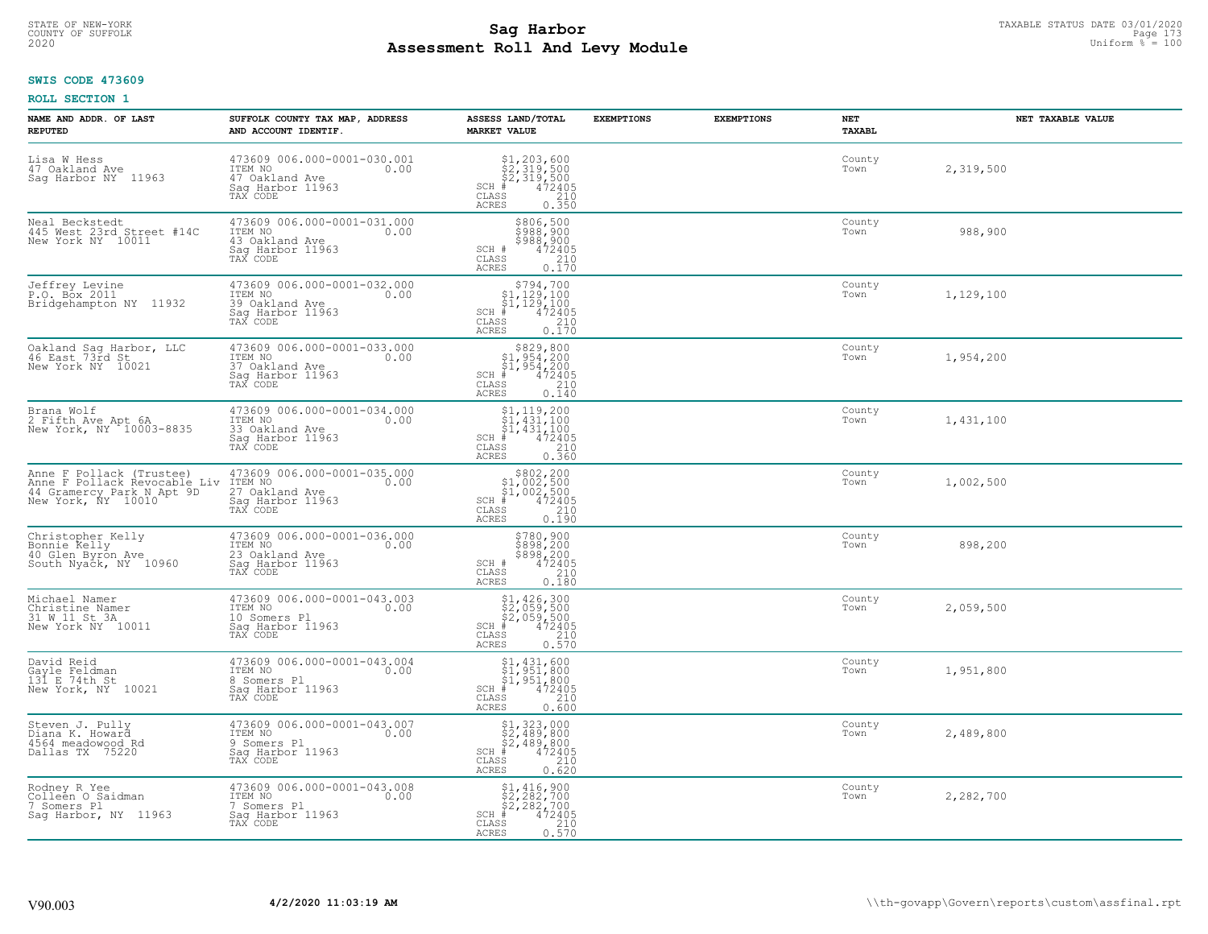STATE OF NEW-YORK
COUNTY OF SUFFOLK
2020

# Sag Harbor
# Assessment Roll And Levy Module

TAXABLE STATUS DATE 03/01/2020
Uniform % = 100

**SWIS CODE 473609**

**ROLL SECTION 1**

| NAME AND ADDR. OF LAST REPUTED | SUFFOLK COUNTY TAX MAP, ADDRESS AND ACCOUNT IDENTIF. | ASSESS LAND/TOTAL MARKET VALUE | EXEMPTIONS | EXEMPTIONS | NET TAXABL | NET TAXABLE VALUE |
|---|---|---|---|---|---|---|
| Lisa W Hess<br>47 Oakland Ave<br>Sag Harbor NY 11963 | 473609 006.000-0001-030.001<br>ITEM NO 0.00<br>47 Oakland Ave<br>Sag Harbor 11963<br>TAX CODE | $1,203,600<br>$2,319,500<br>$2,319,500<br>SCH # 472405<br>CLASS 210<br>ACRES 0.350 | | | County<br>Town | 2,319,500 |
| Neal Beckstedt<br>445 West 23rd Street #14C<br>New York NY 10011 | 473609 006.000-0001-031.000<br>ITEM NO 0.00<br>43 Oakland Ave<br>Sag Harbor 11963<br>TAX CODE | $806,500<br>$988,900<br>$988,900<br>SCH # 472405<br>CLASS 210<br>ACRES 0.170 | | | County<br>Town | 988,900 |
| Jeffrey Levine<br>P.O. Box 2011<br>Bridgehampton NY 11932 | 473609 006.000-0001-032.000<br>ITEM NO 0.00<br>39 Oakland Ave<br>Sag Harbor 11963<br>TAX CODE | $794,700<br>$1,129,100<br>$1,129,100<br>SCH # 472405<br>CLASS 210<br>ACRES 0.170 | | | County<br>Town | 1,129,100 |
| Oakland Sag Harbor, LLC<br>46 East 73rd St<br>New York NY 10021 | 473609 006.000-0001-033.000<br>ITEM NO 0.00<br>37 Oakland Ave<br>Sag Harbor 11963<br>TAX CODE | $829,800<br>$1,954,200<br>$1,954,200<br>SCH # 472405<br>CLASS 210<br>ACRES 0.140 | | | County<br>Town | 1,954,200 |
| Brana Wolf<br>2 Fifth Ave Apt 6A<br>New York, NY 10003-8835 | 473609 006.000-0001-034.000<br>ITEM NO 0.00<br>33 Oakland Ave<br>Sag Harbor 11963<br>TAX CODE | $1,119,200<br>$1,431,100<br>$1,431,100<br>SCH # 472405<br>CLASS 210<br>ACRES 0.360 | | | County<br>Town | 1,431,100 |
| Anne F Pollack (Trustee)<br>Anne F Pollack Revocable Liv<br>44 Gramercy Park N Apt 9D<br>New York, NY 10010 | 473609 006.000-0001-035.000<br>ITEM NO 0.00<br>27 Oakland Ave<br>Sag Harbor 11963<br>TAX CODE | $802,200<br>$1,002,500<br>$1,002,500<br>SCH # 472405<br>CLASS 210<br>ACRES 0.190 | | | County<br>Town | 1,002,500 |
| Christopher Kelly<br>Bonnie Kelly<br>40 Glen Byron Ave<br>South Nyack, NY 10960 | 473609 006.000-0001-036.000<br>ITEM NO 0.00<br>23 Oakland Ave<br>Sag Harbor 11963<br>TAX CODE | $780,900<br>$898,200<br>$898,200<br>SCH # 472405<br>CLASS 210<br>ACRES 0.180 | | | County<br>Town | 898,200 |
| Michael Namer<br>Christine Namer<br>31 W 11 St 3A<br>New York NY 10011 | 473609 006.000-0001-043.003<br>ITEM NO 0.00<br>10 Somers Pl<br>Sag Harbor 11963<br>TAX CODE | $1,426,300<br>$2,059,500<br>$2,059,500<br>SCH # 472405<br>CLASS 210<br>ACRES 0.570 | | | County<br>Town | 2,059,500 |
| David Reid<br>Gayle Feldman<br>131 E 74th St<br>New York, NY 10021 | 473609 006.000-0001-043.004<br>ITEM NO 0.00<br>8 Somers Pl<br>Sag Harbor 11963<br>TAX CODE | $1,431,600<br>$1,951,800<br>$1,951,800<br>SCH # 472405<br>CLASS 210<br>ACRES 0.600 | | | County<br>Town | 1,951,800 |
| Steven J. Pully<br>Diana K. Howard<br>4564 meadowood Rd<br>Dallas TX 75220 | 473609 006.000-0001-043.007<br>ITEM NO 0.00<br>9 Somers Pl<br>Sag Harbor 11963<br>TAX CODE | $1,323,000<br>$2,489,800<br>$2,489,800<br>SCH # 472405<br>CLASS 210<br>ACRES 0.620 | | | County<br>Town | 2,489,800 |
| Rodney R Yee<br>Colleen O Saidman<br>7 Somers Pl<br>Sag Harbor, NY 11963 | 473609 006.000-0001-043.008<br>ITEM NO 0.00<br>7 Somers Pl<br>Sag Harbor 11963<br>TAX CODE | $1,416,900<br>$2,282,700<br>$2,282,700<br>SCH # 472405<br>CLASS 210<br>ACRES 0.570 | | | County<br>Town | 2,282,700 |

V90.003 **4/2/2020 11:03:19 AM** \\th-govapp\Govern\reports\custom\assfinal.rpt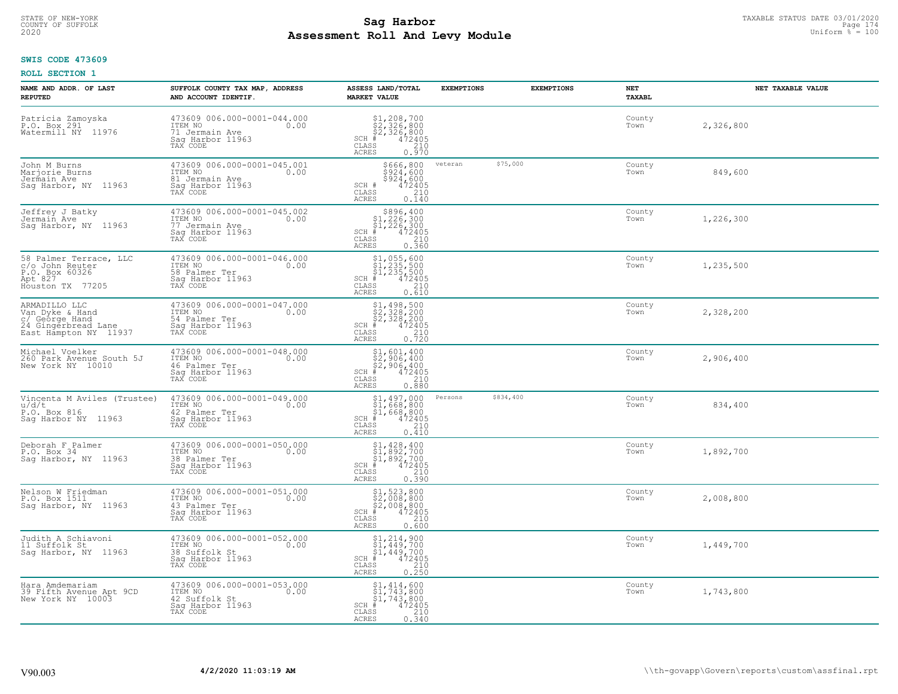STATE OF NEW-YORK
COUNTY OF SUFFOLK
2020

# Sag Harbor
# Assessment Roll And Levy Module

TAXABLE STATUS DATE 03/01/2020
Uniform % = 100

**SWIS CODE 473609**

**ROLL SECTION 1**

| NAME AND ADDR. OF LAST REPUTED | SUFFOLK COUNTY TAX MAP, ADDRESS AND ACCOUNT IDENTIF. | ASSESS LAND/TOTAL MARKET VALUE | EXEMPTIONS | EXEMPTIONS | NET TAXABL | NET TAXABLE VALUE |
|---|---|---|---|---|---|---|
| Patricia Zamoyska<br>P.O. Box 291<br>Watermill NY 11976 | 473609 006.000-0001-044.000<br>ITEM NO 0.00<br>71 Jermain Ave<br>Sag Harbor 11963<br>TAX CODE | $1,208,700<br>$2,326,800<br>$2,326,800<br>SCH # 472405<br>CLASS 210<br>ACRES 0.970 | | | County<br>Town | 2,326,800 |
| John M Burns<br>Marjorie Burns<br>Jermain Ave<br>Sag Harbor, NY 11963 | 473609 006.000-0001-045.001<br>ITEM NO 0.00<br>81 Jermain Ave<br>Sag Harbor 11963<br>TAX CODE | $666,800<br>$924,600<br>$924,600<br>SCH # 472405<br>CLASS 210<br>ACRES 0.140 | veteran $75,000 | | County<br>Town | 849,600 |
| Jeffrey J Batky<br>Jermain Ave<br>Sag Harbor, NY 11963 | 473609 006.000-0001-045.002<br>ITEM NO 0.00<br>77 Jermain Ave<br>Sag Harbor 11963<br>TAX CODE | $896,400<br>$1,226,300<br>$1,226,300<br>SCH # 472405<br>CLASS 210<br>ACRES 0.360 | | | County<br>Town | 1,226,300 |
| 58 Palmer Terrace, LLC<br>c/o John Reuter<br>P.O. Box 60326<br>Apt 827<br>Houston TX 77205 | 473609 006.000-0001-046.000<br>ITEM NO 0.00<br>58 Palmer Ter<br>Sag Harbor 11963<br>TAX CODE | $1,055,600<br>$1,235,500<br>$1,235,500<br>SCH # 472405<br>CLASS 210<br>ACRES 0.610 | | | County<br>Town | 1,235,500 |
| ARMADILLO LLC<br>Van Dyke & Hand<br>c/ George Hand<br>24 Gingerbread Lane<br>East Hampton NY 11937 | 473609 006.000-0001-047.000<br>ITEM NO 0.00<br>54 Palmer Ter<br>Sag Harbor 11963<br>TAX CODE | $1,498,500<br>$2,328,200<br>$2,328,200<br>SCH # 472405<br>CLASS 210<br>ACRES 0.720 | | | County<br>Town | 2,328,200 |
| Michael Voelker<br>260 Park Avenue South 5J<br>New York NY 10010 | 473609 006.000-0001-048.000<br>ITEM NO 0.00<br>46 Palmer Ter<br>Sag Harbor 11963<br>TAX CODE | $1,601,400<br>$2,906,400<br>$2,906,400<br>SCH # 472405<br>CLASS 210<br>ACRES 0.880 | | | County<br>Town | 2,906,400 |
| Vincenta M Aviles (Trustee)<br>u/d/t<br>P.O. Box 816<br>Sag Harbor NY 11963 | 473609 006.000-0001-049.000<br>ITEM NO 0.00<br>42 Palmer Ter<br>Sag Harbor 11963<br>TAX CODE | $1,497,000<br>$1,668,800<br>$1,668,800<br>SCH # 472405<br>CLASS 210<br>ACRES 0.410 | Persons $834,400 | | County<br>Town | 834,400 |
| Deborah F Palmer<br>P.O. Box 34<br>Sag Harbor, NY 11963 | 473609 006.000-0001-050.000<br>ITEM NO 0.00<br>38 Palmer Ter<br>Sag Harbor 11963<br>TAX CODE | $1,428,400<br>$1,892,700<br>$1,892,700<br>SCH # 472405<br>CLASS 210<br>ACRES 0.390 | | | County<br>Town | 1,892,700 |
| Nelson W Friedman<br>P.O. Box 1511<br>Sag Harbor, NY 11963 | 473609 006.000-0001-051.000<br>ITEM NO 0.00<br>43 Palmer Ter<br>Sag Harbor 11963<br>TAX CODE | $1,523,800<br>$2,008,800<br>$2,008,800<br>SCH # 472405<br>CLASS 210<br>ACRES 0.600 | | | County<br>Town | 2,008,800 |
| Judith A Schiavoni<br>11 Suffolk St<br>Sag Harbor, NY 11963 | 473609 006.000-0001-052.000<br>ITEM NO 0.00<br>38 Suffolk St<br>Sag Harbor 11963<br>TAX CODE | $1,214,900<br>$1,449,700<br>$1,449,700<br>SCH # 472405<br>CLASS 210<br>ACRES 0.250 | | | County<br>Town | 1,449,700 |
| Hara Amdemariam<br>39 Fifth Avenue Apt 9CD<br>New York NY 10003 | 473609 006.000-0001-053.000<br>ITEM NO 0.00<br>42 Suffolk St<br>Sag Harbor 11963<br>TAX CODE | $1,414,600<br>$1,743,800<br>$1,743,800<br>SCH # 472405<br>CLASS 210<br>ACRES 0.340 | | | County<br>Town | 1,743,800 |

V90.003 **4/2/2020 11:03:19 AM** \\th-govapp\Govern\reports\custom\assfinal.rpt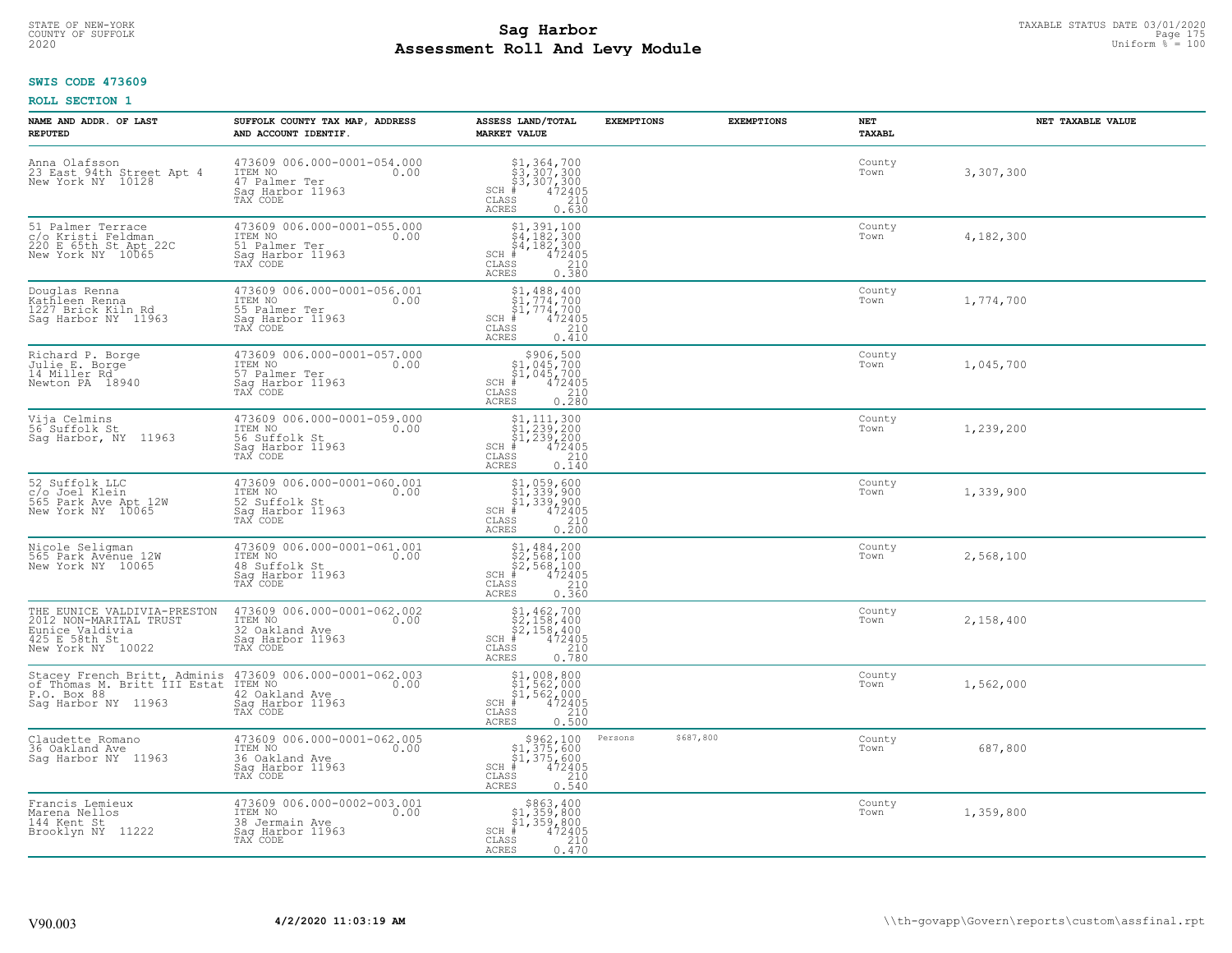STATE OF NEW-YORK
COUNTY OF SUFFOLK
2020

# Sag Harbor
## Assessment Roll And Levy Module

TAXABLE STATUS DATE 03/01/2020
Uniform % = 100

**SWIS CODE 473609**

**ROLL SECTION 1**

| NAME AND ADDR. OF LAST REPUTED | SUFFOLK COUNTY TAX MAP, ADDRESS AND ACCOUNT IDENTIF. | ASSESS LAND/TOTAL MARKET VALUE | EXEMPTIONS | EXEMPTIONS | NET TAXABL | NET TAXABLE VALUE |
|---|---|---|---|---|---|---|
| Anna Olafsson<br>23 East 94th Street Apt 4<br>New York NY 10128 | 473609 006.000-0001-054.000<br>ITEM NO 0.00<br>47 Palmer Ter<br>Sag Harbor 11963<br>TAX CODE | $1,364,700<br>$3,307,300<br>$3,307,300<br>SCH # 472405<br>CLASS 210<br>ACRES 0.630 | | | County<br>Town | 3,307,300 |
| 51 Palmer Terrace<br>c/o Kristi Feldman<br>220 E 65th St Apt 22C<br>New York NY 10065 | 473609 006.000-0001-055.000<br>ITEM NO 0.00<br>51 Palmer Ter<br>Sag Harbor 11963<br>TAX CODE | $1,391,100<br>$4,182,300<br>$4,182,300<br>SCH # 472405<br>CLASS 210<br>ACRES 0.380 | | | County<br>Town | 4,182,300 |
| Douglas Renna<br>Kathleen Renna<br>1227 Brick Kiln Rd<br>Sag Harbor NY 11963 | 473609 006.000-0001-056.001<br>ITEM NO 0.00<br>55 Palmer Ter<br>Sag Harbor 11963<br>TAX CODE | $1,488,400<br>$1,774,700<br>$1,774,700<br>SCH # 472405<br>CLASS 210<br>ACRES 0.410 | | | County<br>Town | 1,774,700 |
| Richard P. Borge<br>Julie E. Borge<br>14 Miller Rd<br>Newton PA 18940 | 473609 006.000-0001-057.000<br>ITEM NO 0.00<br>57 Palmer Ter<br>Sag Harbor 11963<br>TAX CODE | $906,500<br>$1,045,700<br>$1,045,700<br>SCH # 472405<br>CLASS 210<br>ACRES 0.280 | | | County<br>Town | 1,045,700 |
| Vija Celmins<br>56 Suffolk St<br>Sag Harbor, NY 11963 | 473609 006.000-0001-059.000<br>ITEM NO 0.00<br>56 Suffolk St<br>Sag Harbor 11963<br>TAX CODE | $1,111,300<br>$1,239,200<br>$1,239,200<br>SCH # 472405<br>CLASS 210<br>ACRES 0.140 | | | County<br>Town | 1,239,200 |
| 52 Suffolk LLC<br>c/o Joel Klein<br>565 Park Ave Apt 12W<br>New York NY 10065 | 473609 006.000-0001-060.001<br>ITEM NO 0.00<br>52 Suffolk St<br>Sag Harbor 11963<br>TAX CODE | $1,059,600<br>$1,339,900<br>$1,339,900<br>SCH # 472405<br>CLASS 210<br>ACRES 0.200 | | | County<br>Town | 1,339,900 |
| Nicole Seligman<br>565 Park Avenue 12W<br>New York NY 10065 | 473609 006.000-0001-061.001<br>ITEM NO 0.00<br>48 Suffolk St<br>Sag Harbor 11963<br>TAX CODE | $1,484,200<br>$2,568,100<br>$2,568,100<br>SCH # 472405<br>CLASS 210<br>ACRES 0.360 | | | County<br>Town | 2,568,100 |
| THE EUNICE VALDIVIA-PRESTON<br>2012 NON-MARITAL TRUST<br>Eunice Valdivia<br>425 E 58th St<br>New York NY 10022 | 473609 006.000-0001-062.002<br>ITEM NO 0.00<br>32 Oakland Ave<br>Sag Harbor 11963<br>TAX CODE | $1,462,700<br>$2,158,400<br>$2,158,400<br>SCH # 472405<br>CLASS 210<br>ACRES 0.780 | | | County<br>Town | 2,158,400 |
| Stacey French Britt, Adminis<br>of Thomas M. Britt III Estat<br>P.O. Box 88<br>Sag Harbor NY 11963 | 473609 006.000-0001-062.003<br>ITEM NO 0.00<br>42 Oakland Ave<br>Sag Harbor 11963<br>TAX CODE | $1,008,800<br>$1,562,000<br>$1,562,000<br>SCH # 472405<br>CLASS 210<br>ACRES 0.500 | | | County<br>Town | 1,562,000 |
| Claudette Romano<br>36 Oakland Ave<br>Sag Harbor NY 11963 | 473609 006.000-0001-062.005<br>ITEM NO 0.00<br>36 Oakland Ave<br>Sag Harbor 11963<br>TAX CODE | $962,100<br>$1,375,600<br>$1,375,600<br>SCH # 472405<br>CLASS 210<br>ACRES 0.540 | Persons | $687,800 | County<br>Town | 687,800 |
| Francis Lemieux<br>Marena Nellos<br>144 Kent St<br>Brooklyn NY 11222 | 473609 006.000-0002-003.001<br>ITEM NO 0.00<br>38 Jermain Ave<br>Sag Harbor 11963<br>TAX CODE | $863,400<br>$1,359,800<br>$1,359,800<br>SCH # 472405<br>CLASS 210<br>ACRES 0.470 | | | County<br>Town | 1,359,800 |

V90.003 **4/2/2020 11:03:19 AM** \\th-govapp\Govern\reports\custom\assfinal.rpt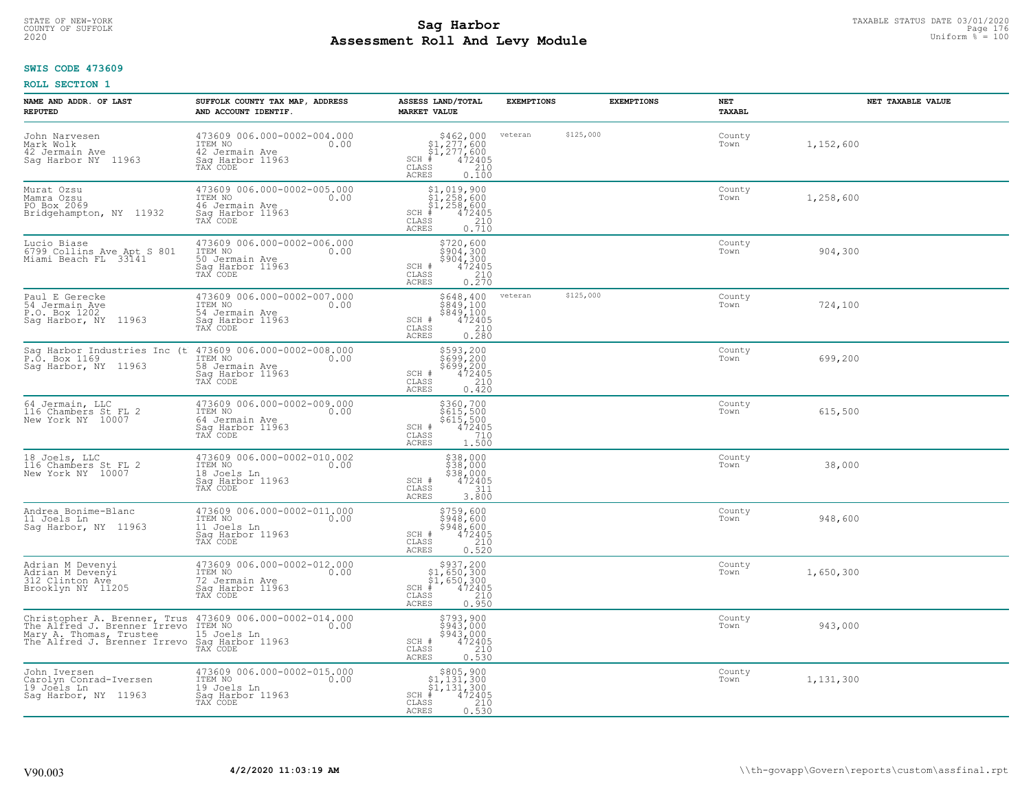**SWIS CODE 473609**

**ROLL SECTION 1**

| NAME AND ADDR. OF LAST REPUTED | SUFFOLK COUNTY TAX MAP, ADDRESS AND ACCOUNT IDENTIF. | ASSESS LAND/TOTAL MARKET VALUE | EXEMPTIONS | | EXEMPTIONS | NET TAXABL | NET TAXABLE VALUE |
|---|---|---|---|---|---|---|---|
| John Narvesen<br>Mark Wolk<br>42 Jermain Ave<br>Sag Harbor NY 11963 | 473609 006.000-0002-004.000<br>ITEM NO 0.00<br>42 Jermain Ave<br>Sag Harbor 11963<br>TAX CODE | $462,000<br>$1,277,600<br>$1,277,600<br>SCH # 472405<br>CLASS 210<br>ACRES 0.100 | veteran | $125,000 | | County<br>Town | 1,152,600 |
| Murat Ozsu<br>Mamra Ozsu<br>PO Box 2069<br>Bridgehampton, NY 11932 | 473609 006.000-0002-005.000<br>ITEM NO 0.00<br>46 Jermain Ave<br>Sag Harbor 11963<br>TAX CODE | $1,019,900<br>$1,258,600<br>$1,258,600<br>SCH # 472405<br>CLASS 210<br>ACRES 0.710 | | | | County<br>Town | 1,258,600 |
| Lucio Biase<br>6799 Collins Ave Apt S 801<br>Miami Beach FL 33141 | 473609 006.000-0002-006.000<br>ITEM NO 0.00<br>50 Jermain Ave<br>Sag Harbor 11963<br>TAX CODE | $720,600<br>$904,300<br>$904,300<br>SCH # 472405<br>CLASS 210<br>ACRES 0.270 | | | | County<br>Town | 904,300 |
| Paul E Gerecke<br>54 Jermain Ave<br>P.O. Box 1202<br>Sag Harbor, NY 11963 | 473609 006.000-0002-007.000<br>ITEM NO 0.00<br>54 Jermain Ave<br>Sag Harbor 11963<br>TAX CODE | $648,400<br>$849,100<br>$849,100<br>SCH # 472405<br>CLASS 210<br>ACRES 0.280 | veteran | $125,000 | | County<br>Town | 724,100 |
| Sag Harbor Industries Inc (t<br>P.O. Box 1169<br>Sag Harbor, NY 11963 | 473609 006.000-0002-008.000<br>ITEM NO 0.00<br>58 Jermain Ave<br>Sag Harbor 11963<br>TAX CODE | $593,200<br>$699,200<br>$699,200<br>SCH # 472405<br>CLASS 210<br>ACRES 0.420 | | | | County<br>Town | 699,200 |
| 64 Jermain, LLC<br>116 Chambers St FL 2<br>New York NY 10007 | 473609 006.000-0002-009.000<br>ITEM NO 0.00<br>64 Jermain Ave<br>Sag Harbor 11963<br>TAX CODE | $360,700<br>$615,500<br>$615,500<br>SCH # 472405<br>CLASS 710<br>ACRES 1.500 | | | | County<br>Town | 615,500 |
| 18 Joels, LLC<br>116 Chambers St FL 2<br>New York NY 10007 | 473609 006.000-0002-010.002<br>ITEM NO 0.00<br>18 Joels Ln<br>Sag Harbor 11963<br>TAX CODE | $38,000<br>$38,000<br>$38,000<br>SCH # 472405<br>CLASS 311<br>ACRES 3.800 | | | | County<br>Town | 38,000 |
| Andrea Bonime-Blanc<br>11 Joels Ln<br>Sag Harbor, NY 11963 | 473609 006.000-0002-011.000<br>ITEM NO 0.00<br>11 Joels Ln<br>Sag Harbor 11963<br>TAX CODE | $759,600<br>$948,600<br>$948,600<br>SCH # 472405<br>CLASS 210<br>ACRES 0.520 | | | | County<br>Town | 948,600 |
| Adrian M Devenyi<br>Adrian M Devenyi<br>312 Clinton Ave<br>Brooklyn NY 11205 | 473609 006.000-0002-012.000<br>ITEM NO 0.00<br>72 Jermain Ave<br>Sag Harbor 11963<br>TAX CODE | $937,200<br>$1,650,300<br>$1,650,300<br>SCH # 472405<br>CLASS 210<br>ACRES 0.950 | | | | County<br>Town | 1,650,300 |
| Christopher A. Brenner, Trus<br>The Alfred J. Brenner Irrevo<br>Mary A. Thomas, Trustee<br>The Alfred J. Brenner Irrevo | 473609 006.000-0002-014.000<br>ITEM NO 0.00<br>15 Joels Ln<br>Sag Harbor 11963<br>TAX CODE | $793,900<br>$943,000<br>$943,000<br>SCH # 472405<br>CLASS 210<br>ACRES 0.530 | | | | County<br>Town | 943,000 |
| John Iversen<br>Carolyn Conrad-Iversen<br>19 Joels Ln<br>Sag Harbor, NY 11963 | 473609 006.000-0002-015.000<br>ITEM NO 0.00<br>19 Joels Ln<br>Sag Harbor 11963<br>TAX CODE | $805,900<br>$1,131,300<br>$1,131,300<br>SCH # 472405<br>CLASS 210<br>ACRES 0.530 | | | | County<br>Town | 1,131,300 |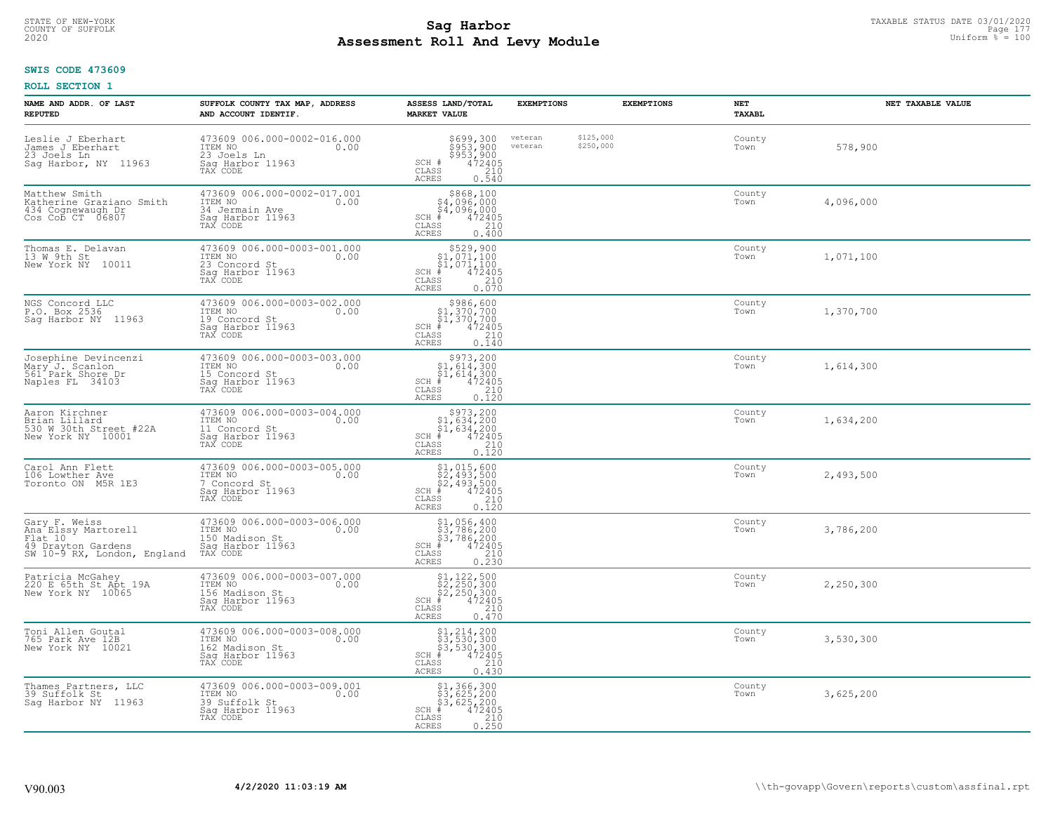# Sag Harbor
## Assessment Roll And Levy Module

STATE OF NEW-YORK
COUNTY OF SUFFOLK
2020

TAXABLE STATUS DATE 03/01/2020
Uniform % = 100

**SWIS CODE 473609**

**ROLL SECTION 1**

| NAME AND ADDR. OF LAST REPUTED | SUFFOLK COUNTY TAX MAP, ADDRESS AND ACCOUNT IDENTIF. | ASSESS LAND/TOTAL MARKET VALUE | EXEMPTIONS | EXEMPTIONS | NET TAXABL | NET TAXABLE VALUE |
|---|---|---|---|---|---|---|
| Leslie J Eberhart<br>James J Eberhart<br>23 Joels Ln<br>Sag Harbor, NY 11963 | 473609 006.000-0002-016.000<br>ITEM NO 0.00<br>23 Joels Ln<br>Sag Harbor 11963<br>TAX CODE | $699,300<br>$953,900<br>$953,900<br>SCH # 472405<br>CLASS 210<br>ACRES 0.540 | veteran $125,000<br>veteran $250,000 | | County<br>Town | 578,900 |
| Matthew Smith<br>Katherine Graziano Smith<br>434 Cognewaugh Dr<br>Cos Cob CT 06807 | 473609 006.000-0002-017.001<br>ITEM NO 0.00<br>34 Jermain Ave<br>Sag Harbor 11963<br>TAX CODE | $868,100<br>$4,096,000<br>$4,096,000<br>SCH # 472405<br>CLASS 210<br>ACRES 0.400 | | | County<br>Town | 4,096,000 |
| Thomas E. Delavan<br>13 W 9th St<br>New York NY 10011 | 473609 006.000-0003-001.000<br>ITEM NO 0.00<br>23 Concord St<br>Sag Harbor 11963<br>TAX CODE | $529,900<br>$1,071,100<br>$1,071,100<br>SCH # 472405<br>CLASS 210<br>ACRES 0.070 | | | County<br>Town | 1,071,100 |
| NGS Concord LLC<br>P.O. Box 2536<br>Sag Harbor NY 11963 | 473609 006.000-0003-002.000<br>ITEM NO 0.00<br>19 Concord St<br>Sag Harbor 11963<br>TAX CODE | $986,600<br>$1,370,700<br>$1,370,700<br>SCH # 472405<br>CLASS 210<br>ACRES 0.140 | | | County<br>Town | 1,370,700 |
| Josephine Devincenzi<br>Mary J. Scanlon<br>561 Park Shore Dr<br>Naples FL 34103 | 473609 006.000-0003-003.000<br>ITEM NO 0.00<br>15 Concord St<br>Sag Harbor 11963<br>TAX CODE | $973,200<br>$1,614,300<br>$1,614,300<br>SCH # 472405<br>CLASS 210<br>ACRES 0.120 | | | County<br>Town | 1,614,300 |
| Aaron Kirchner<br>Brian Lillard<br>530 W 30th Street #22A<br>New York NY 10001 | 473609 006.000-0003-004.000<br>ITEM NO 0.00<br>11 Concord St<br>Sag Harbor 11963<br>TAX CODE | $973,200<br>$1,634,200<br>$1,634,200<br>SCH # 472405<br>CLASS 210<br>ACRES 0.120 | | | County<br>Town | 1,634,200 |
| Carol Ann Flett<br>106 Lowther Ave<br>Toronto ON M5R 1E3 | 473609 006.000-0003-005.000<br>ITEM NO 0.00<br>7 Concord St<br>Sag Harbor 11963<br>TAX CODE | $1,015,600<br>$2,493,500<br>$2,493,500<br>SCH # 472405<br>CLASS 210<br>ACRES 0.120 | | | County<br>Town | 2,493,500 |
| Gary F. Weiss<br>Ana Elssy Martorell<br>Flat 10<br>49 Drayton Gardens<br>SW 10-9 RX, London, England | 473609 006.000-0003-006.000<br>ITEM NO 0.00<br>150 Madison St<br>Sag Harbor 11963<br>TAX CODE | $1,056,400<br>$3,786,200<br>$3,786,200<br>SCH # 472405<br>CLASS 210<br>ACRES 0.230 | | | County<br>Town | 3,786,200 |
| Patricia McGahey<br>220 E 65th St Apt 19A<br>New York NY 10065 | 473609 006.000-0003-007.000<br>ITEM NO 0.00<br>156 Madison St<br>Sag Harbor 11963<br>TAX CODE | $1,122,500<br>$2,250,300<br>$2,250,300<br>SCH # 472405<br>CLASS 210<br>ACRES 0.470 | | | County<br>Town | 2,250,300 |
| Toni Allen Goutal<br>765 Park Ave 12B<br>New York NY 10021 | 473609 006.000-0003-008.000<br>ITEM NO 0.00<br>162 Madison St<br>Sag Harbor 11963<br>TAX CODE | $1,214,200<br>$3,530,300<br>$3,530,300<br>SCH # 472405<br>CLASS 210<br>ACRES 0.430 | | | County<br>Town | 3,530,300 |
| Thames Partners, LLC<br>39 Suffolk St<br>Sag Harbor NY 11963 | 473609 006.000-0003-009.001<br>ITEM NO 0.00<br>39 Suffolk St<br>Sag Harbor 11963<br>TAX CODE | $1,366,300<br>$3,625,200<br>$3,625,200<br>SCH # 472405<br>CLASS 210<br>ACRES 0.250 | | | County<br>Town | 3,625,200 |

V90.003 | 4/2/2020 11:03:19 AM | \\th-govapp\Govern\reports\custom\assfinal.rpt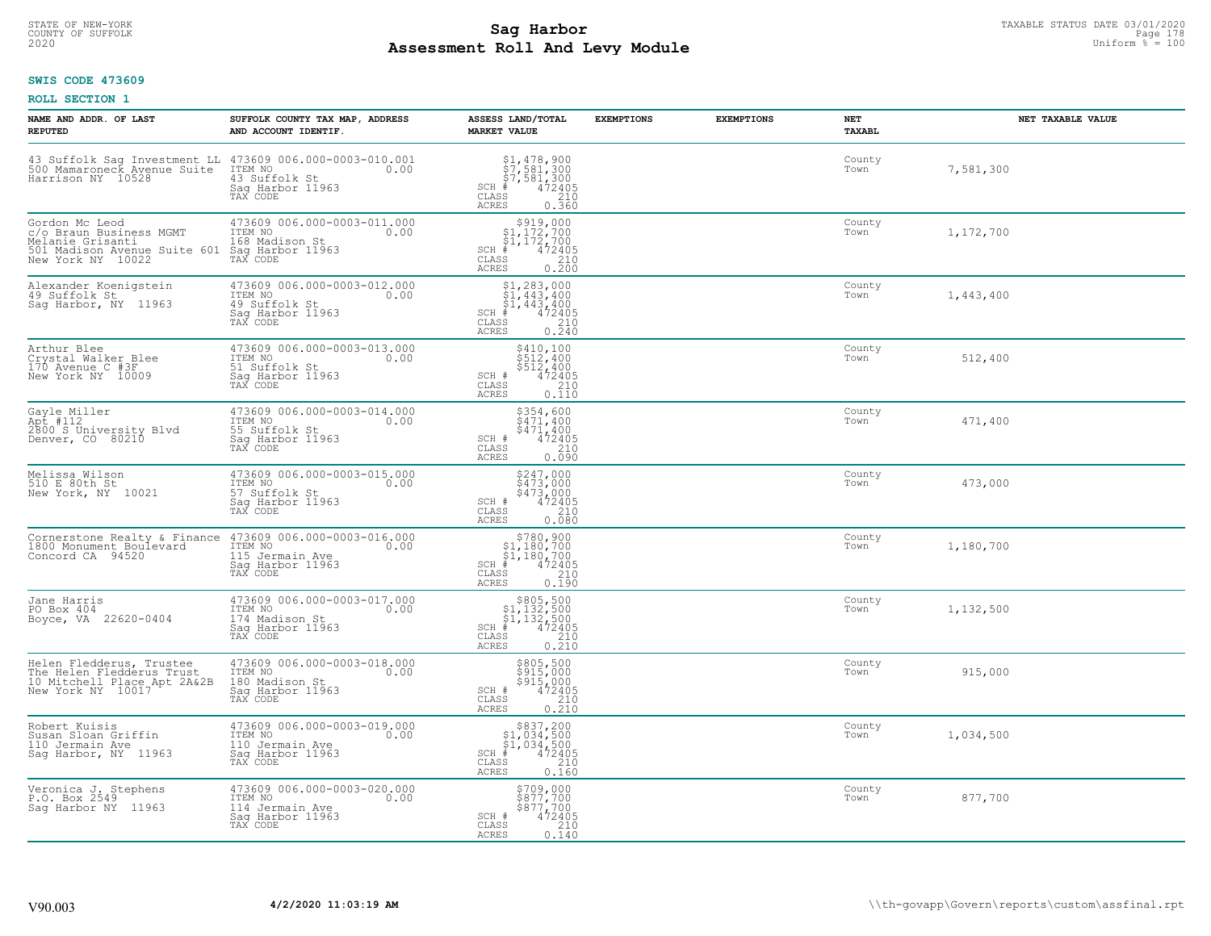STATE OF NEW-YORK
COUNTY OF SUFFOLK
2020

# Sag Harbor
# Assessment Roll And Levy Module

TAXABLE STATUS DATE 03/01/2020
Uniform % = 100

**SWIS CODE 473609**

**ROLL SECTION 1**

| NAME AND ADDR. OF LAST REPUTED | SUFFOLK COUNTY TAX MAP, ADDRESS AND ACCOUNT IDENTIF. | ASSESS LAND/TOTAL MARKET VALUE | EXEMPTIONS | EXEMPTIONS | NET TAXABL | NET TAXABLE VALUE |
|---|---|---|---|---|---|---|
| 43 Suffolk Sag Investment LL<br>500 Mamaroneck Avenue Suite<br>Harrison NY 10528 | 473609 006.000-0003-010.001<br>ITEM NO 0.00<br>43 Suffolk St<br>Sag Harbor 11963<br>TAX CODE | $1,478,900<br>$7,581,300<br>$7,581,300<br>SCH # 472405<br>CLASS 210<br>ACRES 0.360 | | | County<br>Town | 7,581,300 |
| Gordon Mc Leod<br>c/o Braun Business MGMT<br>Melanie Grisanti<br>501 Madison Avenue Suite 601<br>New York NY 10022 | 473609 006.000-0003-011.000<br>ITEM NO 0.00<br>168 Madison St<br>Sag Harbor 11963<br>TAX CODE | $919,000<br>$1,172,700<br>$1,172,700<br>SCH # 472405<br>CLASS 210<br>ACRES 0.200 | | | County<br>Town | 1,172,700 |
| Alexander Koenigstein<br>49 Suffolk St<br>Sag Harbor, NY 11963 | 473609 006.000-0003-012.000<br>ITEM NO 0.00<br>49 Suffolk St<br>Sag Harbor 11963<br>TAX CODE | $1,283,000<br>$1,443,400<br>$1,443,400<br>SCH # 472405<br>CLASS 210<br>ACRES 0.240 | | | County<br>Town | 1,443,400 |
| Arthur Blee<br>Crystal Walker Blee<br>170 Avenue C #3F<br>New York NY 10009 | 473609 006.000-0003-013.000<br>ITEM NO 0.00<br>51 Suffolk St<br>Sag Harbor 11963<br>TAX CODE | $410,100<br>$512,400<br>$512,400<br>SCH # 472405<br>CLASS 210<br>ACRES 0.110 | | | County<br>Town | 512,400 |
| Gayle Miller<br>Apt #112<br>2800 S University Blvd<br>Denver, CO 80210 | 473609 006.000-0003-014.000<br>ITEM NO 0.00<br>55 Suffolk St<br>Sag Harbor 11963<br>TAX CODE | $354,600<br>$471,400<br>$471,400<br>SCH # 472405<br>CLASS 210<br>ACRES 0.090 | | | County<br>Town | 471,400 |
| Melissa Wilson<br>510 E 80th St<br>New York, NY 10021 | 473609 006.000-0003-015.000<br>ITEM NO 0.00<br>57 Suffolk St<br>Sag Harbor 11963<br>TAX CODE | $247,000<br>$473,000<br>$473,000<br>SCH # 472405<br>CLASS 210<br>ACRES 0.080 | | | County<br>Town | 473,000 |
| Cornerstone Realty & Finance<br>1800 Monument Boulevard<br>Concord CA 94520 | 473609 006.000-0003-016.000<br>ITEM NO 0.00<br>115 Jermain Ave<br>Sag Harbor 11963<br>TAX CODE | $780,900<br>$1,180,700<br>$1,180,700<br>SCH # 472405<br>CLASS 210<br>ACRES 0.190 | | | County<br>Town | 1,180,700 |
| Jane Harris<br>PO Box 404<br>Boyce, VA 22620-0404 | 473609 006.000-0003-017.000<br>ITEM NO 0.00<br>174 Madison St<br>Sag Harbor 11963<br>TAX CODE | $805,500<br>$1,132,500<br>$1,132,500<br>SCH # 472405<br>CLASS 210<br>ACRES 0.210 | | | County<br>Town | 1,132,500 |
| Helen Fledderus, Trustee<br>The Helen Fledderus Trust<br>10 Mitchell Place Apt 2A&2B<br>New York NY 10017 | 473609 006.000-0003-018.000<br>ITEM NO 0.00<br>180 Madison St<br>Sag Harbor 11963<br>TAX CODE | $805,500<br>$915,000<br>$915,000<br>SCH # 472405<br>CLASS 210<br>ACRES 0.210 | | | County<br>Town | 915,000 |
| Robert Kuisis<br>Susan Sloan Griffin<br>110 Jermain Ave<br>Sag Harbor, NY 11963 | 473609 006.000-0003-019.000<br>ITEM NO 0.00<br>110 Jermain Ave<br>Sag Harbor 11963<br>TAX CODE | $837,200<br>$1,034,500<br>$1,034,500<br>SCH # 472405<br>CLASS 210<br>ACRES 0.160 | | | County<br>Town | 1,034,500 |
| Veronica J. Stephens<br>P.O. Box 2549<br>Sag Harbor NY 11963 | 473609 006.000-0003-020.000<br>ITEM NO 0.00<br>114 Jermain Ave<br>Sag Harbor 11963<br>TAX CODE | $709,000<br>$877,700<br>$877,700<br>SCH # 472405<br>CLASS 210<br>ACRES 0.140 | | | County<br>Town | 877,700 |

V90.003 **4/2/2020 11:03:19 AM** \\th-govapp\Govern\reports\custom\assfinal.rpt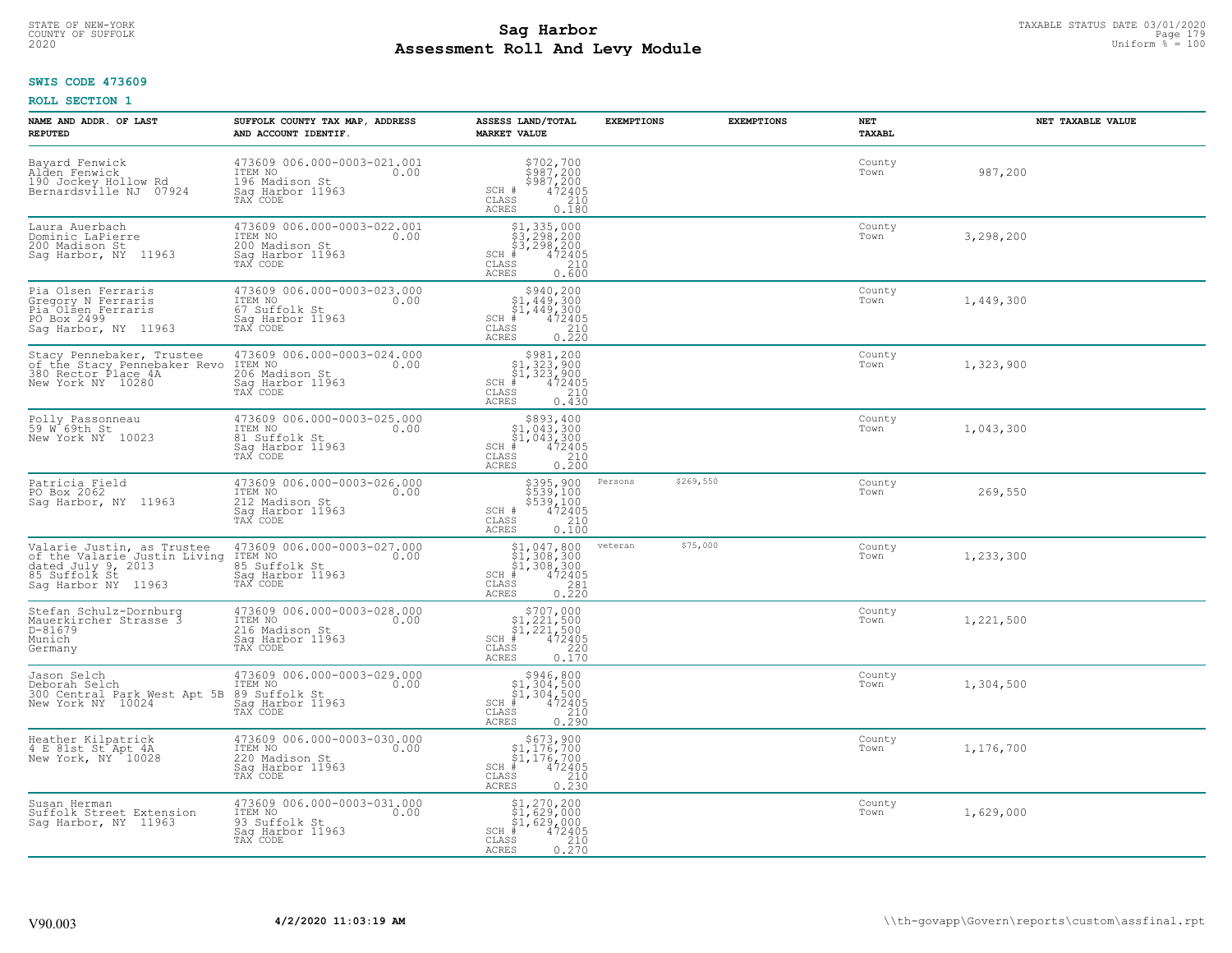**SWIS CODE 473609**

**ROLL SECTION 1**

| NAME AND ADDR. OF LAST REPUTED | SUFFOLK COUNTY TAX MAP, ADDRESS AND ACCOUNT IDENTIF. | ASSESS LAND/TOTAL MARKET VALUE | EXEMPTIONS | EXEMPTIONS | NET TAXABL | NET TAXABLE VALUE |
|---|---|---|---|---|---|---|
| Bayard Fenwick<br>Alden Fenwick<br>190 Jockey Hollow Rd<br>Bernardsville NJ 07924 | 473609 006.000-0003-021.001<br>ITEM NO 0.00<br>196 Madison St<br>Sag Harbor 11963<br>TAX CODE | $702,700<br>$987,200<br>$987,200<br>SCH # 472405<br>CLASS 210<br>ACRES 0.180 | | | County<br>Town | 987,200 |
| Laura Auerbach<br>Dominic LaPierre<br>200 Madison St<br>Sag Harbor, NY 11963 | 473609 006.000-0003-022.001<br>ITEM NO 0.00<br>200 Madison St<br>Sag Harbor 11963<br>TAX CODE | $1,335,000<br>$3,298,200<br>$3,298,200<br>SCH # 472405<br>CLASS 210<br>ACRES 0.600 | | | County<br>Town | 3,298,200 |
| Pia Olsen Ferraris<br>Gregory N Ferraris<br>Pia Olsen Ferraris<br>PO Box 2499<br>Sag Harbor, NY 11963 | 473609 006.000-0003-023.000<br>ITEM NO 0.00<br>67 Suffolk St<br>Sag Harbor 11963<br>TAX CODE | $940,200<br>$1,449,300<br>$1,449,300<br>SCH # 472405<br>CLASS 210<br>ACRES 0.220 | | | County<br>Town | 1,449,300 |
| Stacy Pennebaker, Trustee<br>of the Stacy Pennebaker Revo<br>380 Rector Place 4A<br>New York NY 10280 | 473609 006.000-0003-024.000<br>ITEM NO 0.00<br>206 Madison St<br>Sag Harbor 11963<br>TAX CODE | $981,200<br>$1,323,900<br>$1,323,900<br>SCH # 472405<br>CLASS 210<br>ACRES 0.430 | | | County<br>Town | 1,323,900 |
| Polly Passonneau<br>59 W 69th St<br>New York NY 10023 | 473609 006.000-0003-025.000<br>ITEM NO 0.00<br>81 Suffolk St<br>Sag Harbor 11963<br>TAX CODE | $893,400<br>$1,043,300<br>$1,043,300<br>SCH # 472405<br>CLASS 210<br>ACRES 0.200 | | | County<br>Town | 1,043,300 |
| Patricia Field<br>PO Box 2062<br>Sag Harbor, NY 11963 | 473609 006.000-0003-026.000<br>ITEM NO 0.00<br>212 Madison St<br>Sag Harbor 11963<br>TAX CODE | $395,900<br>$539,100<br>$539,100<br>SCH # 472405<br>CLASS 210<br>ACRES 0.100 | Persons | $269,550 | County<br>Town | 269,550 |
| Valarie Justin, as Trustee<br>of the Valarie Justin Living<br>dated July 9, 2013<br>85 Suffolk St<br>Sag Harbor NY 11963 | 473609 006.000-0003-027.000<br>ITEM NO 0.00<br>85 Suffolk St<br>Sag Harbor 11963<br>TAX CODE | $1,047,800<br>$1,308,300<br>$1,308,300<br>SCH # 472405<br>CLASS 281<br>ACRES 0.220 | veteran | $75,000 | County<br>Town | 1,233,300 |
| Stefan Schulz-Dornburg<br>Mauerkircher Strasse 3<br>D-81679<br>Munich<br>Germany | 473609 006.000-0003-028.000<br>ITEM NO 0.00<br>216 Madison St<br>Sag Harbor 11963<br>TAX CODE | $707,000<br>$1,221,500<br>$1,221,500<br>SCH # 472405<br>CLASS 220<br>ACRES 0.170 | | | County<br>Town | 1,221,500 |
| Jason Selch<br>Deborah Selch<br>300 Central Park West Apt 5B<br>New York NY 10024 | 473609 006.000-0003-029.000<br>ITEM NO 0.00<br>89 Suffolk St<br>Sag Harbor 11963<br>TAX CODE | $946,800<br>$1,304,500<br>$1,304,500<br>SCH # 472405<br>CLASS 210<br>ACRES 0.290 | | | County<br>Town | 1,304,500 |
| Heather Kilpatrick<br>4 E 81st St Apt 4A<br>New York, NY 10028 | 473609 006.000-0003-030.000<br>ITEM NO 0.00<br>220 Madison St<br>Sag Harbor 11963<br>TAX CODE | $673,900<br>$1,176,700<br>$1,176,700<br>SCH # 472405<br>CLASS 210<br>ACRES 0.230 | | | County<br>Town | 1,176,700 |
| Susan Herman<br>Suffolk Street Extension<br>Sag Harbor, NY 11963 | 473609 006.000-0003-031.000<br>ITEM NO 0.00<br>93 Suffolk St<br>Sag Harbor 11963<br>TAX CODE | $1,270,200<br>$1,629,000<br>$1,629,000<br>SCH # 472405<br>CLASS 210<br>ACRES 0.270 | | | County<br>Town | 1,629,000 |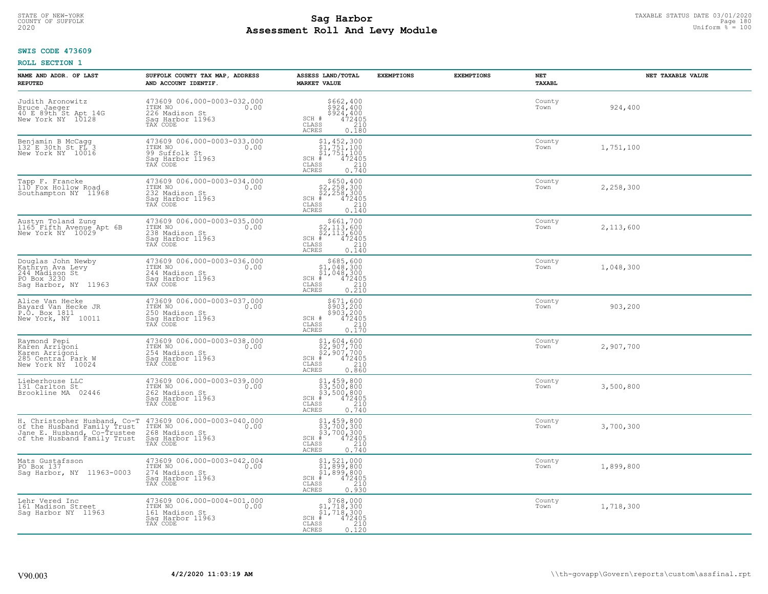STATE OF NEW-YORK
COUNTY OF SUFFOLK
2020

# Sag Harbor
# Assessment Roll And Levy Module

TAXABLE STATUS DATE 03/01/2020
Uniform % = 100

**SWIS CODE 473609**

**ROLL SECTION 1**

| NAME AND ADDR. OF LAST REPUTED | SUFFOLK COUNTY TAX MAP, ADDRESS AND ACCOUNT IDENTIF. | ASSESS LAND/TOTAL MARKET VALUE | EXEMPTIONS | EXEMPTIONS | NET TAXABL | NET TAXABLE VALUE |
|---|---|---|---|---|---|---|
| Judith Aronowitz<br>Bruce Jaeger<br>40 E 89th St Apt 14G<br>New York NY 10128 | 473609 006.000-0003-032.000<br>ITEM NO 0.00<br>226 Madison St<br>Sag Harbor 11963<br>TAX CODE | $662,400<br>$924,400<br>$924,400<br>SCH # 472405<br>CLASS 210<br>ACRES 0.180 | | | County<br>Town | 924,400 |
| Benjamin B McCagg<br>132 E 30th St FL 3<br>New York NY 10016 | 473609 006.000-0003-033.000<br>ITEM NO 0.00<br>99 Suffolk St<br>Sag Harbor 11963<br>TAX CODE | $1,452,300<br>$1,751,100<br>$1,751,100<br>SCH # 472405<br>CLASS 210<br>ACRES 0.740 | | | County<br>Town | 1,751,100 |
| Tapp F. Francke<br>110 Fox Hollow Road<br>Southampton NY 11968 | 473609 006.000-0003-034.000<br>ITEM NO 0.00<br>232 Madison St<br>Sag Harbor 11963<br>TAX CODE | $650,400<br>$2,258,300<br>$2,258,300<br>SCH # 472405<br>CLASS 210<br>ACRES 0.140 | | | County<br>Town | 2,258,300 |
| Austyn Toland Zung<br>1165 Fifth Avenue Apt 6B<br>New York NY 10029 | 473609 006.000-0003-035.000<br>ITEM NO 0.00<br>238 Madison St<br>Sag Harbor 11963<br>TAX CODE | $661,700<br>$2,113,600<br>$2,113,600<br>SCH # 472405<br>CLASS 210<br>ACRES 0.140 | | | County<br>Town | 2,113,600 |
| Douglas John Newby<br>Kathryn Ava Levy<br>244 Madison St<br>PO Box 3230<br>Sag Harbor, NY 11963 | 473609 006.000-0003-036.000<br>ITEM NO 0.00<br>244 Madison St<br>Sag Harbor 11963<br>TAX CODE | $685,600<br>$1,048,300<br>$1,048,300<br>SCH # 472405<br>CLASS 210<br>ACRES 0.210 | | | County<br>Town | 1,048,300 |
| Alice Van Hecke<br>Bayard Van Hecke JR<br>P.O. Box 1811<br>New York, NY 10011 | 473609 006.000-0003-037.000<br>ITEM NO 0.00<br>250 Madison St<br>Sag Harbor 11963<br>TAX CODE | $671,600<br>$903,200<br>$903,200<br>SCH # 472405<br>CLASS 210<br>ACRES 0.170 | | | County<br>Town | 903,200 |
| Raymond Pepi<br>Karen Arrigoni<br>Karen Arrigoni<br>285 Central Park W<br>New York NY 10024 | 473609 006.000-0003-038.000<br>ITEM NO 0.00<br>254 Madison St<br>Sag Harbor 11963<br>TAX CODE | $1,604,600<br>$2,907,700<br>$2,907,700<br>SCH # 472405<br>CLASS 210<br>ACRES 0.860 | | | County<br>Town | 2,907,700 |
| Lieberhouse LLC<br>131 Carlton St<br>Brookline MA 02446 | 473609 006.000-0003-039.000<br>ITEM NO 0.00<br>262 Madison St<br>Sag Harbor 11963<br>TAX CODE | $1,459,800<br>$3,500,800<br>$3,500,800<br>SCH # 472405<br>CLASS 210<br>ACRES 0.740 | | | County<br>Town | 3,500,800 |
| H. Christopher Husband, Co-T<br>of the Husband Family Trust<br>Jane E. Husband, Co-Trustee<br>of the Husband Family Trust | 473609 006.000-0003-040.000<br>ITEM NO 0.00<br>268 Madison St<br>Sag Harbor 11963<br>TAX CODE | $1,459,800<br>$3,700,300<br>$3,700,300<br>SCH # 472405<br>CLASS 210<br>ACRES 0.740 | | | County<br>Town | 3,700,300 |
| Mats Gustafsson<br>PO Box 137<br>Sag Harbor, NY 11963-0003 | 473609 006.000-0003-042.004<br>ITEM NO 0.00<br>274 Madison St<br>Sag Harbor 11963<br>TAX CODE | $1,521,000<br>$1,899,800<br>$1,899,800<br>SCH # 472405<br>CLASS 210<br>ACRES 0.930 | | | County<br>Town | 1,899,800 |
| Lehr Vered Inc<br>161 Madison Street<br>Sag Harbor NY 11963 | 473609 006.000-0004-001.000<br>ITEM NO 0.00<br>161 Madison St<br>Sag Harbor 11963<br>TAX CODE | $768,000<br>$1,718,300<br>$1,718,300<br>SCH # 472405<br>CLASS 210<br>ACRES 0.120 | | | County<br>Town | 1,718,300 |

V90.003 **4/2/2020 11:03:19 AM** \\th-govapp\Govern\reports\custom\assfinal.rpt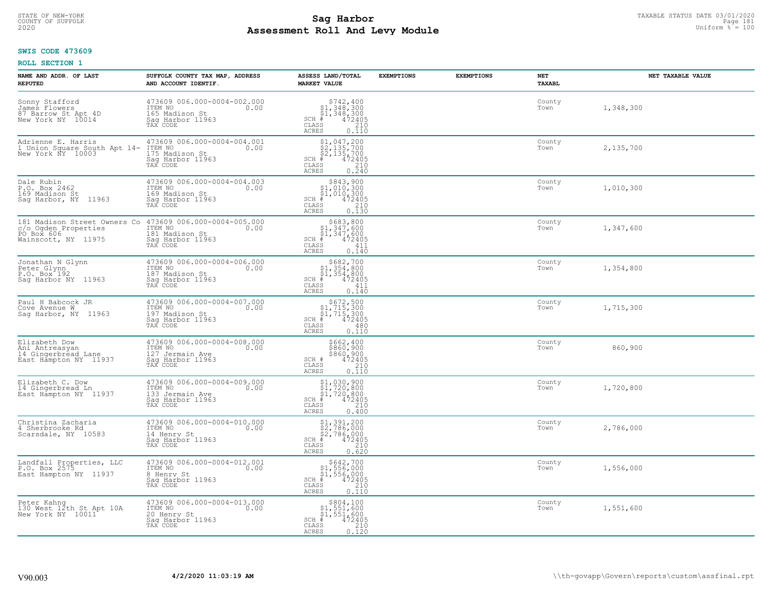**SWIS CODE 473609**

**ROLL SECTION 1**

| NAME AND ADDR. OF LAST REPUTED | SUFFOLK COUNTY TAX MAP, ADDRESS AND ACCOUNT IDENTIF. | ASSESS LAND/TOTAL MARKET VALUE | EXEMPTIONS | EXEMPTIONS | NET TAXABL | NET TAXABLE VALUE |
|---|---|---|---|---|---|---|
| Sonny Stafford<br>James Flowers<br>87 Barrow St Apt 4D<br>New York NY 10014 | 473609 006.000-0004-002.000<br>ITEM NO 0.00<br>165 Madison St<br>Sag Harbor 11963<br>TAX CODE | $742,400<br>$1,348,300<br>$1,348,300<br>SCH # 472405<br>CLASS 210<br>ACRES 0.110 | | | County<br>Town | 1,348,300 |
| Adrienne E. Harris<br>1 Union Square South Apt 14-<br>New York NY 10003 | 473609 006.000-0004-004.001<br>ITEM NO 0.00<br>175 Madison St<br>Sag Harbor 11963<br>TAX CODE | $1,047,200<br>$2,135,700<br>$2,135,700<br>SCH # 472405<br>CLASS 210<br>ACRES 0.240 | | | County<br>Town | 2,135,700 |
| Dale Rubin<br>P.O. Box 2462<br>169 Madison St<br>Sag Harbor, NY 11963 | 473609 006.000-0004-004.003<br>ITEM NO 0.00<br>169 Madison St<br>Sag Harbor 11963<br>TAX CODE | $843,900<br>$1,010,300<br>$1,010,300<br>SCH # 472405<br>CLASS 210<br>ACRES 0.130 | | | County<br>Town | 1,010,300 |
| 181 Madison Street Owners Co<br>c/o Ogden Properties<br>PO Box 606<br>Wainscott, NY 11975 | 473609 006.000-0004-005.000<br>ITEM NO 0.00<br>181 Madison St<br>Sag Harbor 11963<br>TAX CODE | $683,800<br>$1,347,600<br>$1,347,600<br>SCH # 472405<br>CLASS 411<br>ACRES 0.140 | | | County<br>Town | 1,347,600 |
| Jonathan N Glynn<br>Peter Glynn<br>P.O. Box 192<br>Sag Harbor NY 11963 | 473609 006.000-0004-006.000<br>ITEM NO 0.00<br>187 Madison St<br>Sag Harbor 11963<br>TAX CODE | $682,700<br>$1,354,800<br>$1,354,800<br>SCH # 472405<br>CLASS 411<br>ACRES 0.140 | | | County<br>Town | 1,354,800 |
| Paul H Babcock JR<br>Cove Avenue W<br>Sag Harbor, NY 11963 | 473609 006.000-0004-007.000<br>ITEM NO 0.00<br>197 Madison St<br>Sag Harbor 11963<br>TAX CODE | $672,500<br>$1,715,300<br>$1,715,300<br>SCH # 472405<br>CLASS 480<br>ACRES 0.110 | | | County<br>Town | 1,715,300 |
| Elizabeth Dow<br>Ani Antreasyan<br>14 Gingerbread Lane<br>East Hampton NY 11937 | 473609 006.000-0004-008.000<br>ITEM NO 0.00<br>127 Jermain Ave<br>Sag Harbor 11963<br>TAX CODE | $662,400<br>$860,900<br>$860,900<br>SCH # 472405<br>CLASS 210<br>ACRES 0.110 | | | County<br>Town | 860,900 |
| Elizabeth C. Dow<br>14 Gingerbread Ln<br>East Hampton NY 11937 | 473609 006.000-0004-009.000<br>ITEM NO 0.00<br>133 Jermain Ave<br>Sag Harbor 11963<br>TAX CODE | $1,030,900<br>$1,720,800<br>$1,720,800<br>SCH # 472405<br>CLASS 210<br>ACRES 0.400 | | | County<br>Town | 1,720,800 |
| Christina Zacharia<br>4 Sherbrooke Rd<br>Scarsdale, NY 10583 | 473609 006.000-0004-010.000<br>ITEM NO 0.00<br>14 Henry St<br>Sag Harbor 11963<br>TAX CODE | $1,391,200<br>$2,786,000<br>$2,786,000<br>SCH # 472405<br>CLASS 210<br>ACRES 0.620 | | | County<br>Town | 2,786,000 |
| Landfall Properties, LLC<br>P.O. Box 2575<br>East Hampton NY 11937 | 473609 006.000-0004-012.001<br>ITEM NO 0.00<br>8 Henry St<br>Sag Harbor 11963<br>TAX CODE | $642,700<br>$1,556,000<br>$1,556,000<br>SCH # 472405<br>CLASS 210<br>ACRES 0.110 | | | County<br>Town | 1,556,000 |
| Peter Kahng<br>130 West 12th St Apt 10A<br>New York NY 10011 | 473609 006.000-0004-013.000<br>ITEM NO 0.00<br>20 Henry St<br>Sag Harbor 11963<br>TAX CODE | $804,100<br>$1,551,600<br>$1,551,600<br>SCH # 472405<br>CLASS 210<br>ACRES 0.120 | | | County<br>Town | 1,551,600 |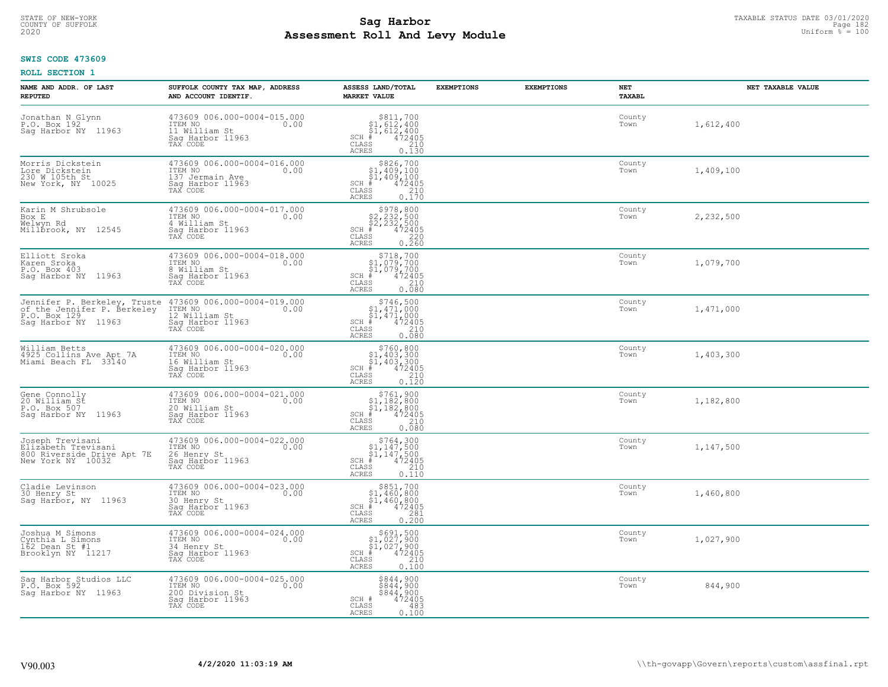**SWIS CODE 473609**

**ROLL SECTION 1**

| NAME AND ADDR. OF LAST REPUTED | SUFFOLK COUNTY TAX MAP, ADDRESS AND ACCOUNT IDENTIF. | ASSESS LAND/TOTAL MARKET VALUE | EXEMPTIONS | EXEMPTIONS | NET TAXABL | NET TAXABLE VALUE |
|---|---|---|---|---|---|---|
| Jonathan N Glynn<br>P.O. Box 192<br>Sag Harbor NY 11963 | 473609 006.000-0004-015.000<br>ITEM NO 0.00<br>11 William St<br>Sag Harbor 11963<br>TAX CODE | $811,700<br>$1,612,400<br>$1,612,400<br>SCH # 472405<br>CLASS 210<br>ACRES 0.130 | | | County<br>Town | 1,612,400 |
| Morris Dickstein<br>Lore Dickstein<br>230 W 105th St<br>New York, NY 10025 | 473609 006.000-0004-016.000<br>ITEM NO 0.00<br>137 Jermain Ave<br>Sag Harbor 11963<br>TAX CODE | $826,700<br>$1,409,100<br>$1,409,100<br>SCH # 472405<br>CLASS 210<br>ACRES 0.170 | | | County<br>Town | 1,409,100 |
| Karin M Shrubsole<br>Box E<br>Welwyn Rd<br>Millbrook, NY 12545 | 473609 006.000-0004-017.000<br>ITEM NO 0.00<br>4 William St<br>Sag Harbor 11963<br>TAX CODE | $978,800<br>$2,232,500<br>$2,232,500<br>SCH # 472405<br>CLASS 220<br>ACRES 0.260 | | | County<br>Town | 2,232,500 |
| Elliott Sroka<br>Karen Sroka<br>P.O. Box 403<br>Sag Harbor NY 11963 | 473609 006.000-0004-018.000<br>ITEM NO 0.00<br>8 William St<br>Sag Harbor 11963<br>TAX CODE | $718,700<br>$1,079,700<br>$1,079,700<br>SCH # 472405<br>CLASS 210<br>ACRES 0.080 | | | County<br>Town | 1,079,700 |
| Jennifer P. Berkeley, Truste<br>of the Jennifer P. Berkeley<br>P.O. Box 129<br>Sag Harbor NY 11963 | 473609 006.000-0004-019.000<br>ITEM NO 0.00<br>12 William St<br>Sag Harbor 11963<br>TAX CODE | $746,500<br>$1,471,000<br>$1,471,000<br>SCH # 472405<br>CLASS 210<br>ACRES 0.080 | | | County<br>Town | 1,471,000 |
| William Betts<br>4925 Collins Ave Apt 7A<br>Miami Beach FL 33140 | 473609 006.000-0004-020.000<br>ITEM NO 0.00<br>16 William St<br>Sag Harbor 11963<br>TAX CODE | $760,800<br>$1,403,300<br>$1,403,300<br>SCH # 472405<br>CLASS 210<br>ACRES 0.120 | | | County<br>Town | 1,403,300 |
| Gene Connolly<br>20 William St<br>P.O. Box 507<br>Sag Harbor NY 11963 | 473609 006.000-0004-021.000<br>ITEM NO 0.00<br>20 William St<br>Sag Harbor 11963<br>TAX CODE | $761,900<br>$1,182,800<br>$1,182,800<br>SCH # 472405<br>CLASS 210<br>ACRES 0.080 | | | County<br>Town | 1,182,800 |
| Joseph Trevisani<br>Elizabeth Trevisani<br>800 Riverside Drive Apt 7E<br>New York NY 10032 | 473609 006.000-0004-022.000<br>ITEM NO 0.00<br>26 Henry St<br>Sag Harbor 11963<br>TAX CODE | $764,300<br>$1,147,500<br>$1,147,500<br>SCH # 472405<br>CLASS 210<br>ACRES 0.110 | | | County<br>Town | 1,147,500 |
| Cladie Levinson<br>30 Henry St<br>Sag Harbor, NY 11963 | 473609 006.000-0004-023.000<br>ITEM NO 0.00<br>30 Henry St<br>Sag Harbor 11963<br>TAX CODE | $851,700<br>$1,460,800<br>$1,460,800<br>SCH # 472405<br>CLASS 281<br>ACRES 0.200 | | | County<br>Town | 1,460,800 |
| Joshua M Simons<br>Cynthia L Simons<br>162 Dean St #1<br>Brooklyn NY 11217 | 473609 006.000-0004-024.000<br>ITEM NO 0.00<br>34 Henry St<br>Sag Harbor 11963<br>TAX CODE | $691,500<br>$1,027,900<br>$1,027,900<br>SCH # 472405<br>CLASS 210<br>ACRES 0.100 | | | County<br>Town | 1,027,900 |
| Sag Harbor Studios LLC<br>P.O. Box 592<br>Sag Harbor NY 11963 | 473609 006.000-0004-025.000<br>ITEM NO 0.00<br>200 Division St<br>Sag Harbor 11963<br>TAX CODE | $844,900<br>$844,900<br>$844,900<br>SCH # 472405<br>CLASS 483<br>ACRES 0.100 | | | County<br>Town | 844,900 |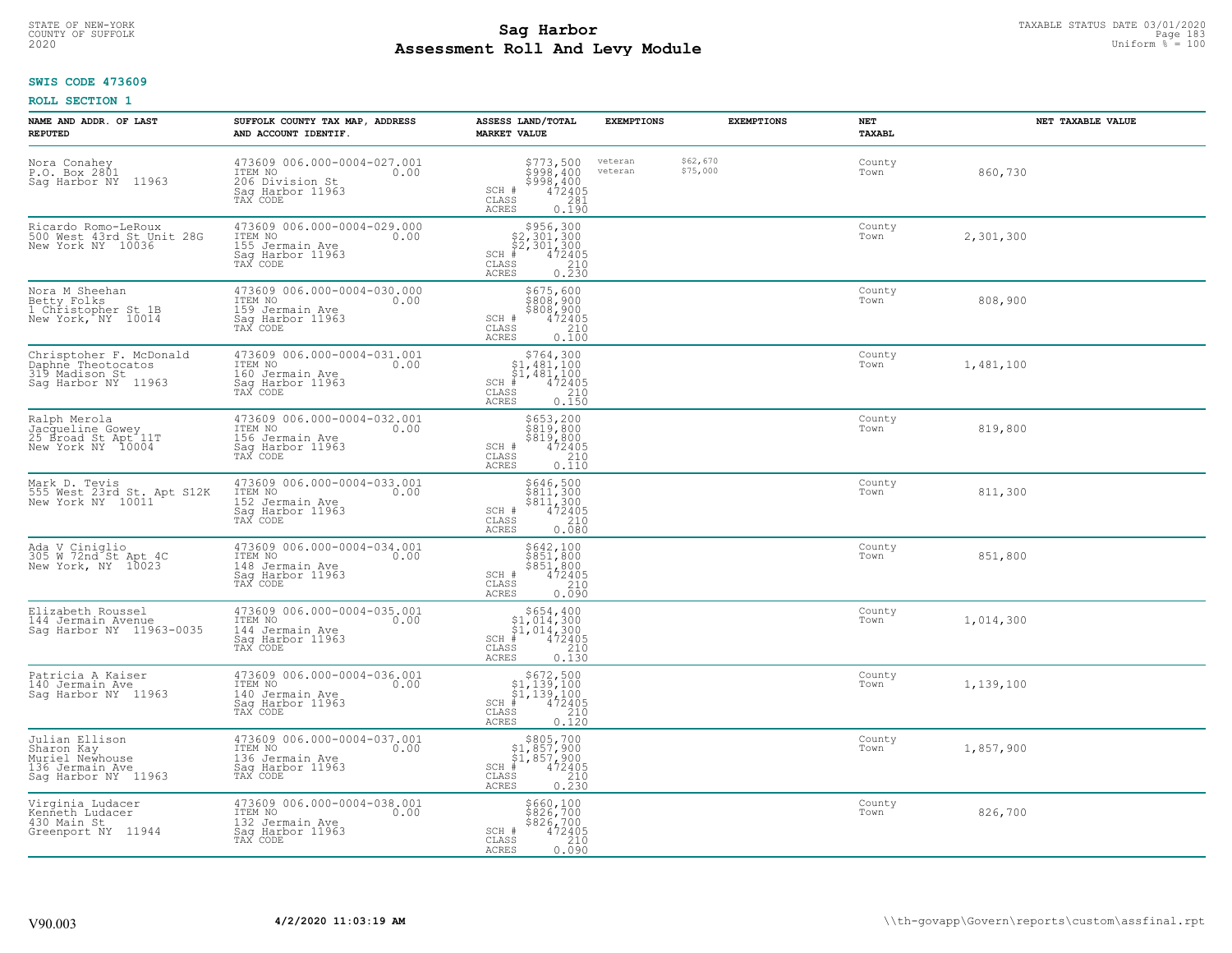STATE OF NEW-YORK
COUNTY OF SUFFOLK
2020

# Sag Harbor
# Assessment Roll And Levy Module

TAXABLE STATUS DATE 03/01/2020
Uniform % = 100

**SWIS CODE 473609**

**ROLL SECTION 1**

| NAME AND ADDR. OF LAST REPUTED | SUFFOLK COUNTY TAX MAP, ADDRESS AND ACCOUNT IDENTIF. | ASSESS LAND/TOTAL MARKET VALUE | EXEMPTIONS | EXEMPTIONS | NET TAXABL | NET TAXABLE VALUE |
|---|---|---|---|---|---|---|
| Nora Conahey<br>P.O. Box 2801<br>Sag Harbor NY 11963 | 473609 006.000-0004-027.001<br>ITEM NO 0.00<br>206 Division St<br>Sag Harbor 11963<br>TAX CODE | $773,500<br>$998,400<br>$998,400<br>SCH # 472405<br>CLASS 281<br>ACRES 0.190 | veteran<br>veteran | $62,670<br>$75,000 | County<br>Town | 860,730 |
| Ricardo Romo-LeRoux<br>500 West 43rd St Unit 28G<br>New York NY 10036 | 473609 006.000-0004-029.000<br>ITEM NO 0.00<br>155 Jermain Ave<br>Sag Harbor 11963<br>TAX CODE | $956,300<br>$2,301,300<br>$2,301,300<br>SCH # 472405<br>CLASS 210<br>ACRES 0.230 | | | County<br>Town | 2,301,300 |
| Nora M Sheehan<br>Betty Folks<br>1 Christopher St 1B<br>New York, NY 10014 | 473609 006.000-0004-030.000<br>ITEM NO 0.00<br>159 Jermain Ave<br>Sag Harbor 11963<br>TAX CODE | $675,600<br>$808,900<br>$808,900<br>SCH # 472405<br>CLASS 210<br>ACRES 0.100 | | | County<br>Town | 808,900 |
| Chrisptoher F. McDonald<br>Daphne Theotocatos<br>319 Madison St<br>Sag Harbor NY 11963 | 473609 006.000-0004-031.001<br>ITEM NO 0.00<br>160 Jermain Ave<br>Sag Harbor 11963<br>TAX CODE | $764,300<br>$1,481,100<br>$1,481,100<br>SCH # 472405<br>CLASS 210<br>ACRES 0.150 | | | County<br>Town | 1,481,100 |
| Ralph Merola<br>Jacqueline Gowey<br>25 Broad St Apt 11T<br>New York NY 10004 | 473609 006.000-0004-032.001<br>ITEM NO 0.00<br>156 Jermain Ave<br>Sag Harbor 11963<br>TAX CODE | $653,200<br>$819,800<br>$819,800<br>SCH # 472405<br>CLASS 210<br>ACRES 0.110 | | | County<br>Town | 819,800 |
| Mark D. Tevis<br>555 West 23rd St. Apt S12K<br>New York NY 10011 | 473609 006.000-0004-033.001<br>ITEM NO 0.00<br>152 Jermain Ave<br>Sag Harbor 11963<br>TAX CODE | $646,500<br>$811,300<br>$811,300<br>SCH # 472405<br>CLASS 210<br>ACRES 0.080 | | | County<br>Town | 811,300 |
| Ada V Ciniglio<br>305 W 72nd St Apt 4C<br>New York, NY 10023 | 473609 006.000-0004-034.001<br>ITEM NO 0.00<br>148 Jermain Ave<br>Sag Harbor 11963<br>TAX CODE | $642,100<br>$851,800<br>$851,800<br>SCH # 472405<br>CLASS 210<br>ACRES 0.090 | | | County<br>Town | 851,800 |
| Elizabeth Roussel<br>144 Jermain Avenue<br>Sag Harbor NY 11963-0035 | 473609 006.000-0004-035.001<br>ITEM NO 0.00<br>144 Jermain Ave<br>Sag Harbor 11963<br>TAX CODE | $654,400<br>$1,014,300<br>$1,014,300<br>SCH # 472405<br>CLASS 210<br>ACRES 0.130 | | | County<br>Town | 1,014,300 |
| Patricia A Kaiser<br>140 Jermain Ave<br>Sag Harbor NY 11963 | 473609 006.000-0004-036.001<br>ITEM NO 0.00<br>140 Jermain Ave<br>Sag Harbor 11963<br>TAX CODE | $672,500<br>$1,139,100<br>$1,139,100<br>SCH # 472405<br>CLASS 210<br>ACRES 0.120 | | | County<br>Town | 1,139,100 |
| Julian Ellison<br>Sharon Kay<br>Muriel Newhouse<br>136 Jermain Ave<br>Sag Harbor NY 11963 | 473609 006.000-0004-037.001<br>ITEM NO 0.00<br>136 Jermain Ave<br>Sag Harbor 11963<br>TAX CODE | $805,700<br>$1,857,900<br>$1,857,900<br>SCH # 472405<br>CLASS 210<br>ACRES 0.230 | | | County<br>Town | 1,857,900 |
| Virginia Ludacer<br>Kenneth Ludacer<br>430 Main St<br>Greenport NY 11944 | 473609 006.000-0004-038.001<br>ITEM NO 0.00<br>132 Jermain Ave<br>Sag Harbor 11963<br>TAX CODE | $660,100<br>$826,700<br>$826,700<br>SCH # 472405<br>CLASS 210<br>ACRES 0.090 | | | County<br>Town | 826,700 |

V90.003 4/2/2020 11:03:19 AM \\th-govapp\Govern\reports\custom\assfinal.rpt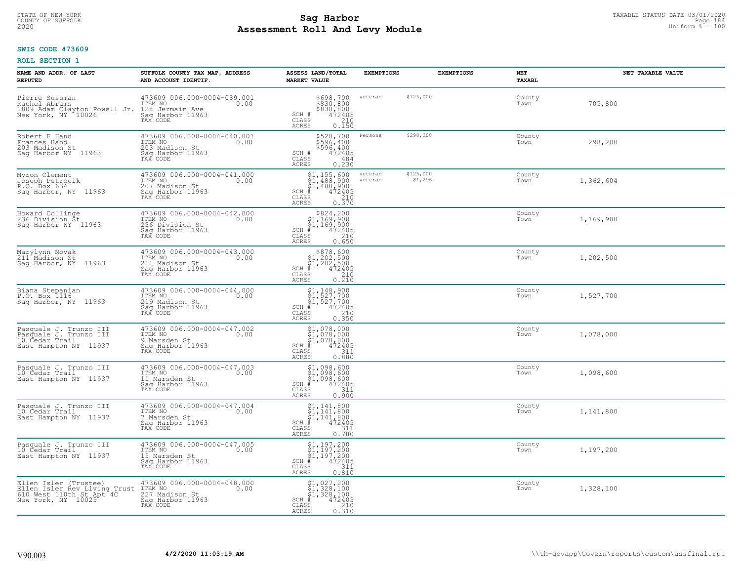**SWIS CODE 473609**

**ROLL SECTION 1**

| NAME AND ADDR. OF LAST REPUTED | SUFFOLK COUNTY TAX MAP, ADDRESS AND ACCOUNT IDENTIF. | ASSESS LAND/TOTAL MARKET VALUE | EXEMPTIONS | | EXEMPTIONS | NET TAXABL | NET TAXABLE VALUE |
|---|---|---|---|---|---|---|---|
| Pierre Sussman<br>Rachel Abrams<br>1809 Adam Clayton Powell Jr.<br>New York, NY 10026 | 473609 006.000-0004-039.001<br>ITEM NO 0.00<br>128 Jermain Ave<br>Sag Harbor 11963<br>TAX CODE | $698,700<br>$830,800<br>$830,800<br>SCH # 472405<br>CLASS 210<br>ACRES 0.150 | veteran | $125,000 | | County<br>Town | 705,800 |
| Robert F Hand<br>Frances Hand<br>203 Madison St<br>Sag Harbor NY 11963 | 473609 006.000-0004-040.001<br>ITEM NO 0.00<br>203 Madison St<br>Sag Harbor 11963<br>TAX CODE | $520,700<br>$596,400<br>$596,400<br>SCH # 472405<br>CLASS 484<br>ACRES 0.230 | Persons | $298,200 | | County<br>Town | 298,200 |
| Myron Clement<br>Joseph Petrocik<br>P.O. Box 634<br>Sag Harbor, NY 11963 | 473609 006.000-0004-041.000<br>ITEM NO 0.00<br>207 Madison St<br>Sag Harbor 11963<br>TAX CODE | $1,155,600<br>$1,488,900<br>$1,488,900<br>SCH # 472405<br>CLASS 210<br>ACRES 0.370 | veteran<br>veteran | $125,000<br>$1,296 | | County<br>Town | 1,362,604 |
| Howard Collinge<br>236 Division St<br>Sag Harbor NY 11963 | 473609 006.000-0004-042.000<br>ITEM NO 0.00<br>236 Division St<br>Sag Harbor 11963<br>TAX CODE | $824,200<br>$1,169,900<br>$1,169,900<br>SCH # 472405<br>CLASS 210<br>ACRES 0.650 | | | | County<br>Town | 1,169,900 |
| Marylynn Novak<br>211 Madison St<br>Sag Harbor, NY 11963 | 473609 006.000-0004-043.000<br>ITEM NO 0.00<br>211 Madison St<br>Sag Harbor 11963<br>TAX CODE | $878,600<br>$1,202,500<br>$1,202,500<br>SCH # 472405<br>CLASS 210<br>ACRES 0.210 | | | | County<br>Town | 1,202,500 |
| Biana Stepanian<br>P.O. Box 1116<br>Sag Harbor, NY 11963 | 473609 006.000-0004-044.000<br>ITEM NO 0.00<br>219 Madison St<br>Sag Harbor 11963<br>TAX CODE | $1,148,900<br>$1,527,700<br>$1,527,700<br>SCH # 472405<br>CLASS 210<br>ACRES 0.350 | | | | County<br>Town | 1,527,700 |
| Pasquale J. Trunzo III<br>Pasquale J. Trunzo III<br>10 Cedar Trail<br>East Hampton NY 11937 | 473609 006.000-0004-047.002<br>ITEM NO 0.00<br>9 Marsden St<br>Sag Harbor 11963<br>TAX CODE | $1,078,000<br>$1,078,000<br>$1,078,000<br>SCH # 472405<br>CLASS 311<br>ACRES 0.880 | | | | County<br>Town | 1,078,000 |
| Pasquale J. Trunzo III<br>10 Cedar Trail<br>East Hampton NY 11937 | 473609 006.000-0004-047.003<br>ITEM NO 0.00<br>11 Marsden St<br>Sag Harbor 11963<br>TAX CODE | $1,098,600<br>$1,098,600<br>$1,098,600<br>SCH # 472405<br>CLASS 311<br>ACRES 0.900 | | | | County<br>Town | 1,098,600 |
| Pasquale J. Trunzo III<br>10 Cedar Trail<br>East Hampton NY 11937 | 473609 006.000-0004-047.004<br>ITEM NO 0.00<br>7 Marsden St<br>Sag Harbor 11963<br>TAX CODE | $1,141,800<br>$1,141,800<br>$1,141,800<br>SCH # 472405<br>CLASS 311<br>ACRES 0.780 | | | | County<br>Town | 1,141,800 |
| Pasquale J. Trunzo III<br>10 Cedar Trail<br>East Hampton NY 11937 | 473609 006.000-0004-047.005<br>ITEM NO 0.00<br>15 Marsden St<br>Sag Harbor 11963<br>TAX CODE | $1,197,200<br>$1,197,200<br>$1,197,200<br>SCH # 472405<br>CLASS 311<br>ACRES 0.810 | | | | County<br>Town | 1,197,200 |
| Ellen Isler (Trustee)<br>Ellen Isler Rev Living Trust<br>610 West 110th St Apt 4C<br>New York, NY 10025 | 473609 006.000-0004-048.000<br>ITEM NO 0.00<br>227 Madison St<br>Sag Harbor 11963<br>TAX CODE | $1,027,200<br>$1,328,100<br>$1,328,100<br>SCH # 472405<br>CLASS 210<br>ACRES 0.310 | | | | County<br>Town | 1,328,100 |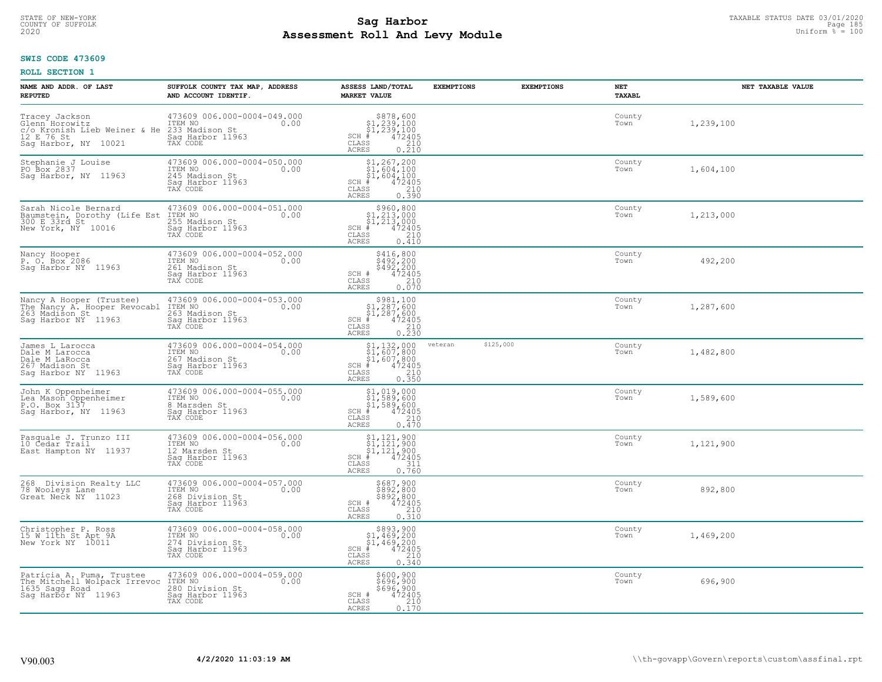STATE OF NEW-YORK
COUNTY OF SUFFOLK
2020

# Sag Harbor
# Assessment Roll And Levy Module

TAXABLE STATUS DATE 03/01/2020
Uniform % = 100

**SWIS CODE 473609**

**ROLL SECTION 1**

| NAME AND ADDR. OF LAST REPUTED | SUFFOLK COUNTY TAX MAP, ADDRESS AND ACCOUNT IDENTIF. | ASSESS LAND/TOTAL MARKET VALUE | EXEMPTIONS | EXEMPTIONS | NET TAXABL | NET TAXABLE VALUE |
|---|---|---|---|---|---|---|
| Tracey Jackson<br>Glenn Horowitz<br>c/o Kronish Lieb Weiner & He<br>12 E 76 St<br>Sag Harbor, NY 10021 | 473609 006.000-0004-049.000<br>ITEM NO 0.00<br>233 Madison St<br>Sag Harbor 11963<br>TAX CODE | $878,600<br>$1,239,100<br>$1,239,100<br>SCH # 472405<br>CLASS 210<br>ACRES 0.210 | | | County<br>Town | 1,239,100 |
| Stephanie J Louise<br>PO Box 2837<br>Sag Harbor, NY 11963 | 473609 006.000-0004-050.000<br>ITEM NO 0.00<br>245 Madison St<br>Sag Harbor 11963<br>TAX CODE | $1,267,200<br>$1,604,100<br>$1,604,100<br>SCH # 472405<br>CLASS 210<br>ACRES 0.390 | | | County<br>Town | 1,604,100 |
| Sarah Nicole Bernard<br>Baumstein, Dorothy (Life Est<br>300 E 33rd St<br>New York, NY 10016 | 473609 006.000-0004-051.000<br>ITEM NO 0.00<br>255 Madison St<br>Sag Harbor 11963<br>TAX CODE | $960,800<br>$1,213,000<br>$1,213,000<br>SCH # 472405<br>CLASS 210<br>ACRES 0.410 | | | County<br>Town | 1,213,000 |
| Nancy Hooper<br>P. O. Box 2086<br>Sag Harbor NY 11963 | 473609 006.000-0004-052.000<br>ITEM NO 0.00<br>261 Madison St<br>Sag Harbor 11963<br>TAX CODE | $416,800<br>$492,200<br>$492,200<br>SCH # 472405<br>CLASS 210<br>ACRES 0.070 | | | County<br>Town | 492,200 |
| Nancy A Hooper (Trustee)<br>The Nancy A. Hooper Revocabl<br>263 Madison St<br>Sag Harbor NY 11963 | 473609 006.000-0004-053.000<br>ITEM NO 0.00<br>263 Madison St<br>Sag Harbor 11963<br>TAX CODE | $981,100<br>$1,287,600<br>$1,287,600<br>SCH # 472405<br>CLASS 210<br>ACRES 0.230 | | | County<br>Town | 1,287,600 |
| James L Larocca<br>Dale M Larocca<br>Dale M LaRocca<br>267 Madison St<br>Sag Harbor NY 11963 | 473609 006.000-0004-054.000<br>ITEM NO 0.00<br>267 Madison St<br>Sag Harbor 11963<br>TAX CODE | $1,132,000<br>$1,607,800<br>$1,607,800<br>SCH # 472405<br>CLASS 210<br>ACRES 0.350 | veteran $125,000 | | County<br>Town | 1,482,800 |
| John K Oppenheimer<br>Lea Mason Oppenheimer<br>P.O. Box 3137<br>Sag Harbor, NY 11963 | 473609 006.000-0004-055.000<br>ITEM NO 0.00<br>8 Marsden St<br>Sag Harbor 11963<br>TAX CODE | $1,019,000<br>$1,589,600<br>$1,589,600<br>SCH # 472405<br>CLASS 210<br>ACRES 0.470 | | | County<br>Town | 1,589,600 |
| Pasquale J. Trunzo III<br>10 Cedar Trail<br>East Hampton NY 11937 | 473609 006.000-0004-056.000<br>ITEM NO 0.00<br>12 Marsden St<br>Sag Harbor 11963<br>TAX CODE | $1,121,900<br>$1,121,900<br>$1,121,900<br>SCH # 472405<br>CLASS 311<br>ACRES 0.760 | | | County<br>Town | 1,121,900 |
| 268 Division Realty LLC<br>78 Wooleys Lane<br>Great Neck NY 11023 | 473609 006.000-0004-057.000<br>ITEM NO 0.00<br>268 Division St<br>Sag Harbor 11963<br>TAX CODE | $687,900<br>$892,800<br>$892,800<br>SCH # 472405<br>CLASS 210<br>ACRES 0.310 | | | County<br>Town | 892,800 |
| Christopher P. Ross<br>15 W 11th St Apt 9A<br>New York NY 10011 | 473609 006.000-0004-058.000<br>ITEM NO 0.00<br>274 Division St<br>Sag Harbor 11963<br>TAX CODE | $893,900<br>$1,469,200<br>$1,469,200<br>SCH # 472405<br>CLASS 210<br>ACRES 0.340 | | | County<br>Town | 1,469,200 |
| Patricia A. Puma, Trustee<br>The Mitchell Wolpack Irrevoc<br>1635 Sagg Road<br>Sag Harbor NY 11963 | 473609 006.000-0004-059.000<br>ITEM NO 0.00<br>280 Division St<br>Sag Harbor 11963<br>TAX CODE | $600,900<br>$696,900<br>$696,900<br>SCH # 472405<br>CLASS 210<br>ACRES 0.170 | | | County<br>Town | 696,900 |

V90.003 **4/2/2020 11:03:19 AM** \\th-govapp\Govern\reports\custom\assfinal.rpt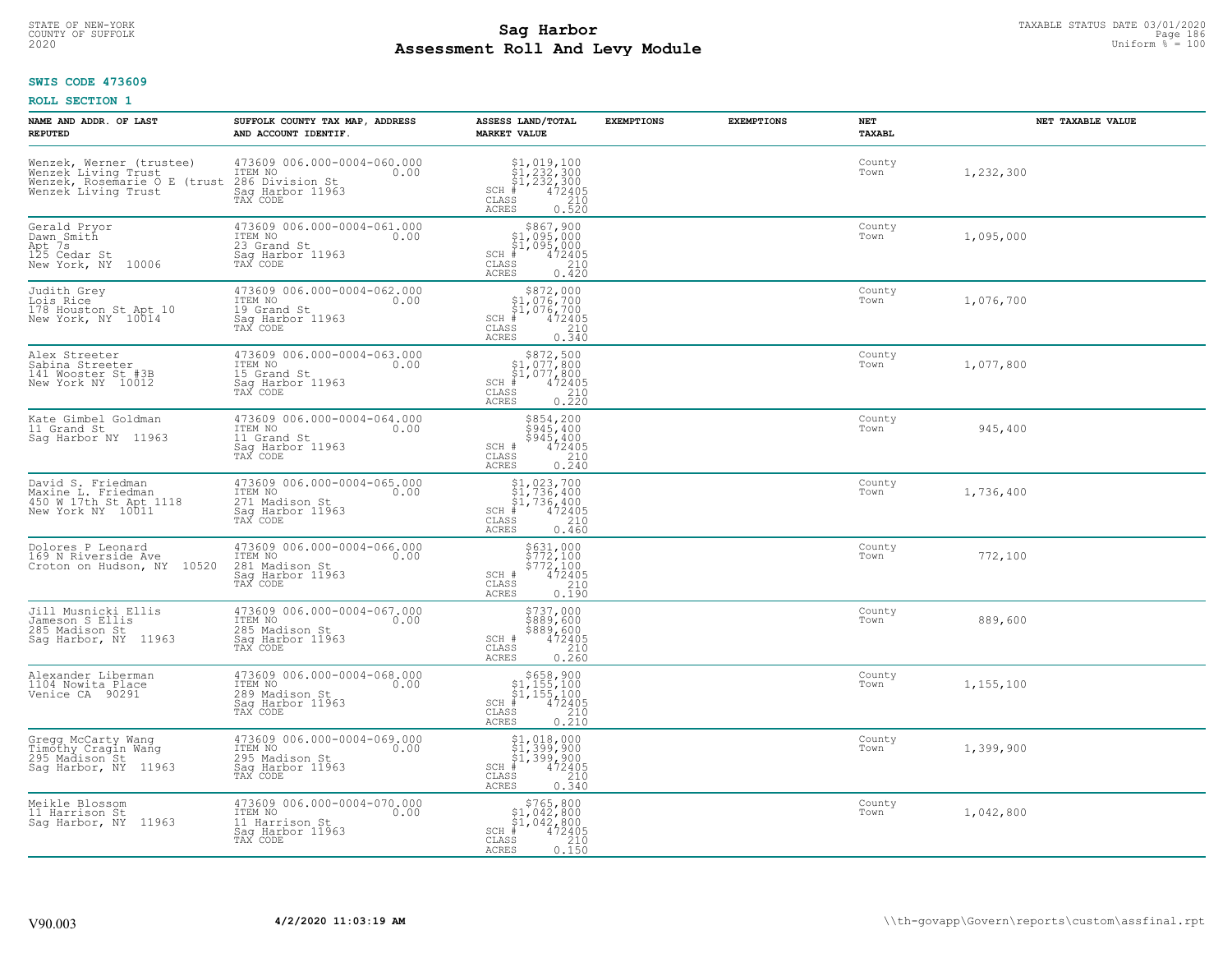STATE OF NEW-YORK
COUNTY OF SUFFOLK
2020

# Sag Harbor
# Assessment Roll And Levy Module

TAXABLE STATUS DATE 03/01/2020
Uniform % = 100

**SWIS CODE 473609**

**ROLL SECTION 1**

| NAME AND ADDR. OF LAST REPUTED | SUFFOLK COUNTY TAX MAP, ADDRESS AND ACCOUNT IDENTIF. | ASSESS LAND/TOTAL MARKET VALUE | EXEMPTIONS | EXEMPTIONS | NET TAXABL | NET TAXABLE VALUE |
|---|---|---|---|---|---|---|
| Wenzek, Werner (trustee)<br>Wenzek Living Trust<br>Wenzek, Rosemarie O E (trust<br>Wenzek Living Trust | 473609 006.000-0004-060.000<br>ITEM NO 0.00<br>286 Division St<br>Sag Harbor 11963<br>TAX CODE | $1,019,100<br>$1,232,300<br>$1,232,300<br>SCH # 472405<br>CLASS 210<br>ACRES 0.520 | | | County<br>Town | 1,232,300 |
| Gerald Pryor<br>Dawn Smith<br>Apt 7s<br>125 Cedar St<br>New York, NY 10006 | 473609 006.000-0004-061.000<br>ITEM NO 0.00<br>23 Grand St<br>Sag Harbor 11963<br>TAX CODE | $867,900<br>$1,095,000<br>$1,095,000<br>SCH # 472405<br>CLASS 210<br>ACRES 0.420 | | | County<br>Town | 1,095,000 |
| Judith Grey<br>Lois Rice<br>178 Houston St Apt 10<br>New York, NY 10014 | 473609 006.000-0004-062.000<br>ITEM NO 0.00<br>19 Grand St<br>Sag Harbor 11963<br>TAX CODE | $872,000<br>$1,076,700<br>$1,076,700<br>SCH # 472405<br>CLASS 210<br>ACRES 0.340 | | | County<br>Town | 1,076,700 |
| Alex Streeter<br>Sabina Streeter<br>141 Wooster St #3B<br>New York NY 10012 | 473609 006.000-0004-063.000<br>ITEM NO 0.00<br>15 Grand St<br>Sag Harbor 11963<br>TAX CODE | $872,500<br>$1,077,800<br>$1,077,800<br>SCH # 472405<br>CLASS 210<br>ACRES 0.220 | | | County<br>Town | 1,077,800 |
| Kate Gimbel Goldman<br>11 Grand St<br>Sag Harbor NY 11963 | 473609 006.000-0004-064.000<br>ITEM NO 0.00<br>11 Grand St<br>Sag Harbor 11963<br>TAX CODE | $854,200<br>$945,400<br>$945,400<br>SCH # 472405<br>CLASS 210<br>ACRES 0.240 | | | County<br>Town | 945,400 |
| David S. Friedman<br>Maxine L. Friedman<br>450 W 17th St Apt 1118<br>New York NY 10011 | 473609 006.000-0004-065.000<br>ITEM NO 0.00<br>271 Madison St<br>Sag Harbor 11963<br>TAX CODE | $1,023,700<br>$1,736,400<br>$1,736,400<br>SCH # 472405<br>CLASS 210<br>ACRES 0.460 | | | County<br>Town | 1,736,400 |
| Dolores P Leonard<br>169 N Riverside Ave<br>Croton on Hudson, NY 10520 | 473609 006.000-0004-066.000<br>ITEM NO 0.00<br>281 Madison St<br>Sag Harbor 11963<br>TAX CODE | $631,000<br>$772,100<br>$772,100<br>SCH # 472405<br>CLASS 210<br>ACRES 0.190 | | | County<br>Town | 772,100 |
| Jill Musnicki Ellis<br>Jameson S Ellis<br>285 Madison St<br>Sag Harbor, NY 11963 | 473609 006.000-0004-067.000<br>ITEM NO 0.00<br>285 Madison St<br>Sag Harbor 11963<br>TAX CODE | $737,000<br>$889,600<br>$889,600<br>SCH # 472405<br>CLASS 210<br>ACRES 0.260 | | | County<br>Town | 889,600 |
| Alexander Liberman<br>1104 Nowita Place<br>Venice CA 90291 | 473609 006.000-0004-068.000<br>ITEM NO 0.00<br>289 Madison St<br>Sag Harbor 11963<br>TAX CODE | $658,900<br>$1,155,100<br>$1,155,100<br>SCH # 472405<br>CLASS 210<br>ACRES 0.210 | | | County<br>Town | 1,155,100 |
| Gregg McCarty Wang<br>Timothy Cragin Wang<br>295 Madison St<br>Sag Harbor, NY 11963 | 473609 006.000-0004-069.000<br>ITEM NO 0.00<br>295 Madison St<br>Sag Harbor 11963<br>TAX CODE | $1,018,000<br>$1,399,900<br>$1,399,900<br>SCH # 472405<br>CLASS 210<br>ACRES 0.340 | | | County<br>Town | 1,399,900 |
| Meikle Blossom<br>11 Harrison St<br>Sag Harbor, NY 11963 | 473609 006.000-0004-070.000<br>ITEM NO 0.00<br>11 Harrison St<br>Sag Harbor 11963<br>TAX CODE | $765,800<br>$1,042,800<br>$1,042,800<br>SCH # 472405<br>CLASS 210<br>ACRES 0.150 | | | County<br>Town | 1,042,800 |

V90.003 **4/2/2020 11:03:19 AM** \\th-govapp\Govern\reports\custom\assfinal.rpt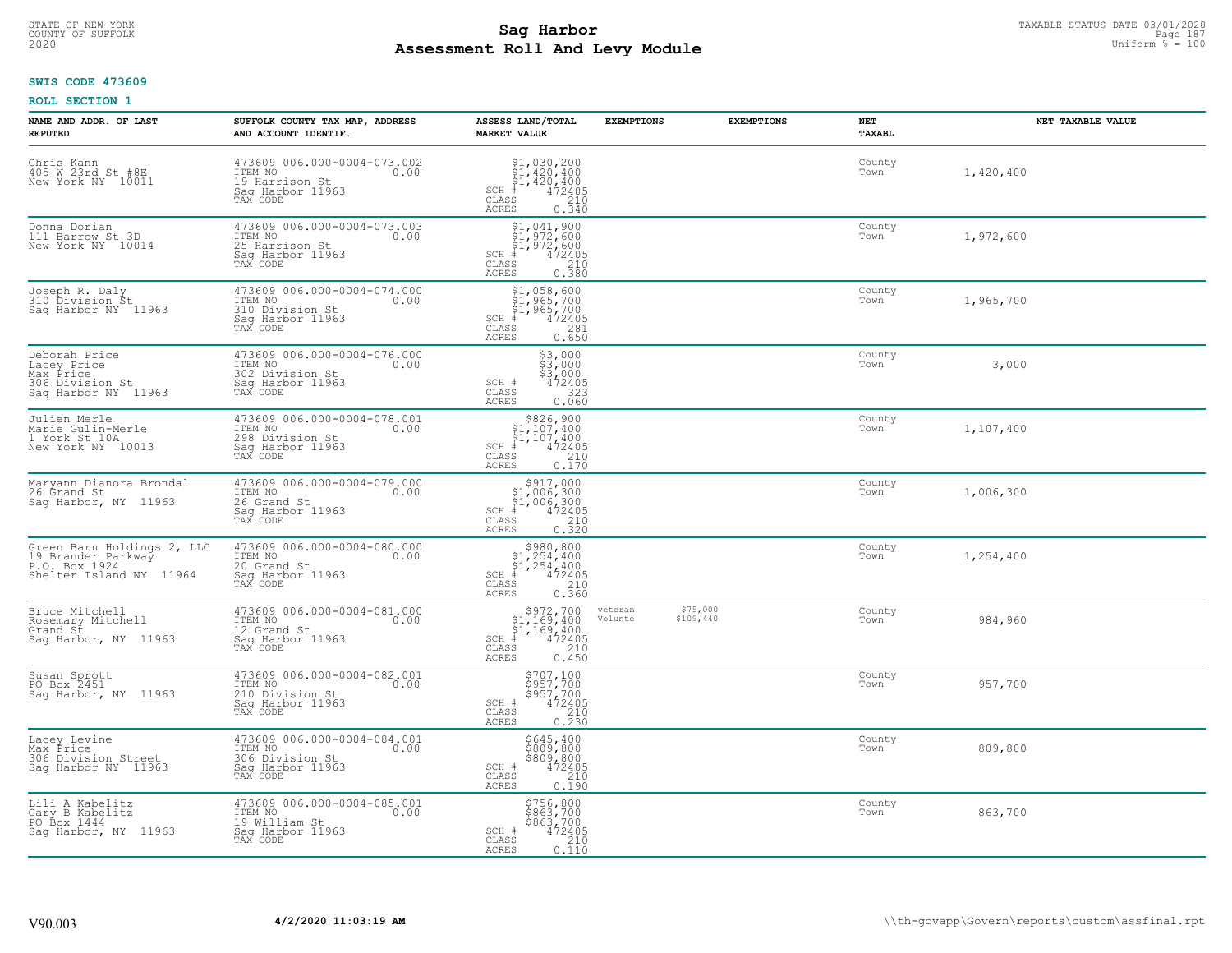**SWIS CODE 473609**

**ROLL SECTION 1**

| NAME AND ADDR. OF LAST REPUTED | SUFFOLK COUNTY TAX MAP, ADDRESS AND ACCOUNT IDENTIF. | ASSESS LAND/TOTAL MARKET VALUE | EXEMPTIONS | EXEMPTIONS | NET TAXABL | NET TAXABLE VALUE |
|---|---|---|---|---|---|---|
| Chris Kann<br>405 W 23rd St #8E<br>New York NY 10011 | 473609 006.000-0004-073.002<br>ITEM NO 0.00<br>19 Harrison St<br>Sag Harbor 11963<br>TAX CODE | $1,030,200<br>$1,420,400<br>$1,420,400<br>SCH # 472405<br>CLASS 210<br>ACRES 0.340 | | | County<br>Town | 1,420,400 |
| Donna Dorian<br>111 Barrow St 3D<br>New York NY 10014 | 473609 006.000-0004-073.003<br>ITEM NO 0.00<br>25 Harrison St<br>Sag Harbor 11963<br>TAX CODE | $1,041,900<br>$1,972,600<br>$1,972,600<br>SCH # 472405<br>CLASS 210<br>ACRES 0.380 | | | County<br>Town | 1,972,600 |
| Joseph R. Daly<br>310 Division St<br>Sag Harbor NY 11963 | 473609 006.000-0004-074.000<br>ITEM NO 0.00<br>310 Division St<br>Sag Harbor 11963<br>TAX CODE | $1,058,600<br>$1,965,700<br>$1,965,700<br>SCH # 472405<br>CLASS 281<br>ACRES 0.650 | | | County<br>Town | 1,965,700 |
| Deborah Price<br>Lacey Price<br>Max Price<br>306 Division St<br>Sag Harbor NY 11963 | 473609 006.000-0004-076.000<br>ITEM NO 0.00<br>302 Division St<br>Sag Harbor 11963<br>TAX CODE | $3,000<br>$3,000<br>$3,000<br>SCH # 472405<br>CLASS 323<br>ACRES 0.060 | | | County<br>Town | 3,000 |
| Julien Merle<br>Marie Gulin-Merle<br>1 York St 10A<br>New York NY 10013 | 473609 006.000-0004-078.001<br>ITEM NO 0.00<br>298 Division St<br>Sag Harbor 11963<br>TAX CODE | $826,900<br>$1,107,400<br>$1,107,400<br>SCH # 472405<br>CLASS 210<br>ACRES 0.170 | | | County<br>Town | 1,107,400 |
| Maryann Dianora Brondal<br>26 Grand St<br>Sag Harbor, NY 11963 | 473609 006.000-0004-079.000<br>ITEM NO 0.00<br>26 Grand St<br>Sag Harbor 11963<br>TAX CODE | $917,000<br>$1,006,300<br>$1,006,300<br>SCH # 472405<br>CLASS 210<br>ACRES 0.320 | | | County<br>Town | 1,006,300 |
| Green Barn Holdings 2, LLC<br>19 Brander Parkway<br>P.O. Box 1924<br>Shelter Island NY 11964 | 473609 006.000-0004-080.000<br>ITEM NO 0.00<br>20 Grand St<br>Sag Harbor 11963<br>TAX CODE | $980,800<br>$1,254,400<br>$1,254,400<br>SCH # 472405<br>CLASS 210<br>ACRES 0.360 | | | County<br>Town | 1,254,400 |
| Bruce Mitchell<br>Rosemary Mitchell<br>Grand St<br>Sag Harbor, NY 11963 | 473609 006.000-0004-081.000<br>ITEM NO 0.00<br>12 Grand St<br>Sag Harbor 11963<br>TAX CODE | $972,700<br>$1,169,400<br>$1,169,400<br>SCH # 472405<br>CLASS 210<br>ACRES 0.450 | veteran $75,000<br>Volunte $109,440 | | County<br>Town | 984,960 |
| Susan Sprott<br>PO Box 2451<br>Sag Harbor, NY 11963 | 473609 006.000-0004-082.001<br>ITEM NO 0.00<br>210 Division St<br>Sag Harbor 11963<br>TAX CODE | $707,100<br>$957,700<br>$957,700<br>SCH # 472405<br>CLASS 210<br>ACRES 0.230 | | | County<br>Town | 957,700 |
| Lacey Levine<br>Max Price<br>306 Division Street<br>Sag Harbor NY 11963 | 473609 006.000-0004-084.001<br>ITEM NO 0.00<br>306 Division St<br>Sag Harbor 11963<br>TAX CODE | $645,400<br>$809,800<br>$809,800<br>SCH # 472405<br>CLASS 210<br>ACRES 0.190 | | | County<br>Town | 809,800 |
| Lili A Kabelitz<br>Gary B Kabelitz<br>PO Box 1444<br>Sag Harbor, NY 11963 | 473609 006.000-0004-085.001<br>ITEM NO 0.00<br>19 William St<br>Sag Harbor 11963<br>TAX CODE | $756,800<br>$863,700<br>$863,700<br>SCH # 472405<br>CLASS 210<br>ACRES 0.110 | | | County<br>Town | 863,700 |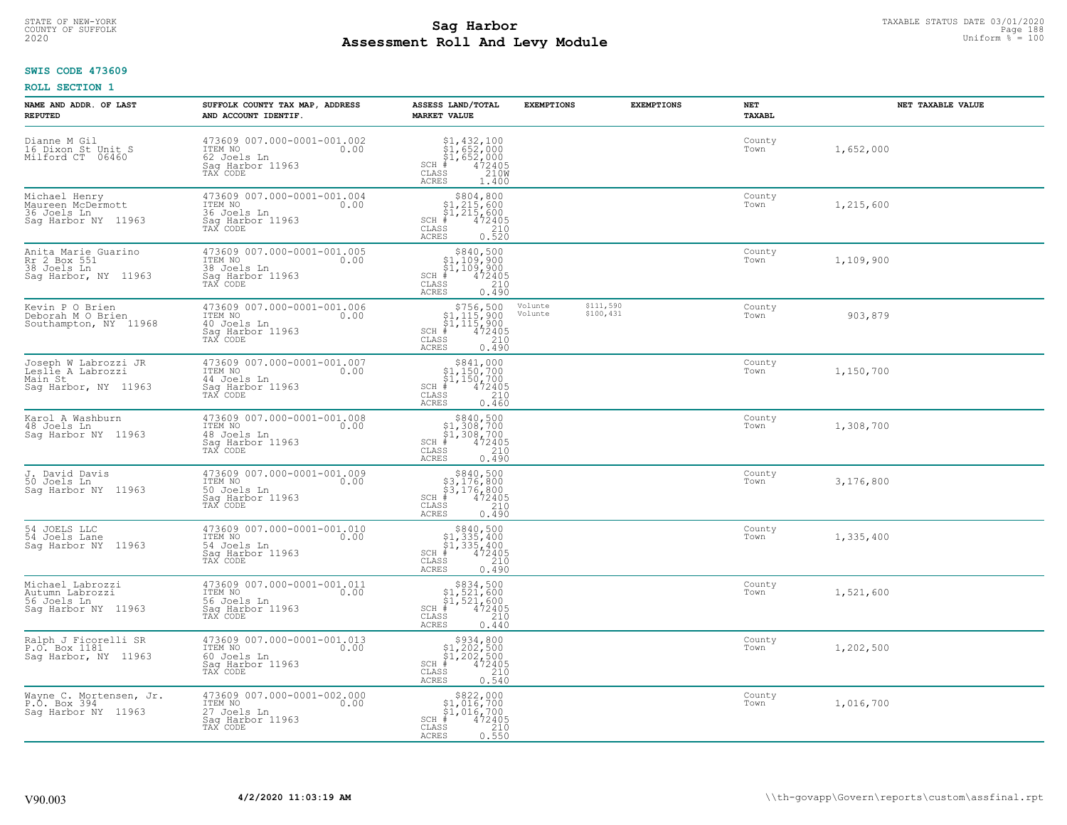STATE OF NEW-YORK
COUNTY OF SUFFOLK
2020

# Sag Harbor
# Assessment Roll And Levy Module

TAXABLE STATUS DATE 03/01/2020
Uniform % = 100

**SWIS CODE 473609**

**ROLL SECTION 1**

| NAME AND ADDR. OF LAST REPUTED | SUFFOLK COUNTY TAX MAP, ADDRESS AND ACCOUNT IDENTIF. | ASSESS LAND/TOTAL MARKET VALUE | EXEMPTIONS | EXEMPTIONS | NET TAXABL | NET TAXABLE VALUE |
|---|---|---|---|---|---|---|
| Dianne M Gil<br>16 Dixon St Unit S<br>Milford CT 06460 | 473609 007.000-0001-001.002<br>ITEM NO 0.00<br>62 Joels Ln<br>Sag Harbor 11963<br>TAX CODE | $1,432,100<br>$1,652,000<br>$1,652,000<br>SCH # 472405<br>CLASS 210W<br>ACRES 1.400 | | | County<br>Town | 1,652,000 |
| Michael Henry<br>Maureen McDermott<br>36 Joels Ln<br>Sag Harbor NY 11963 | 473609 007.000-0001-001.004<br>ITEM NO 0.00<br>36 Joels Ln<br>Sag Harbor 11963<br>TAX CODE | $804,800<br>$1,215,600<br>$1,215,600<br>SCH # 472405<br>CLASS 210<br>ACRES 0.520 | | | County<br>Town | 1,215,600 |
| Anita Marie Guarino<br>Rr 2 Box 551<br>38 Joels Ln<br>Sag Harbor, NY 11963 | 473609 007.000-0001-001.005<br>ITEM NO 0.00<br>38 Joels Ln<br>Sag Harbor 11963<br>TAX CODE | $840,500<br>$1,109,900<br>$1,109,900<br>SCH # 472405<br>CLASS 210<br>ACRES 0.490 | | | County<br>Town | 1,109,900 |
| Kevin P O Brien<br>Deborah M O Brien<br>Southampton, NY 11968 | 473609 007.000-0001-001.006<br>ITEM NO 0.00<br>40 Joels Ln<br>Sag Harbor 11963<br>TAX CODE | $756,500<br>$1,115,900<br>$1,115,900<br>SCH # 472405<br>CLASS 210<br>ACRES 0.490 | Volunte<br>Volunte | $111,590<br>$100,431 | County<br>Town | 903,879 |
| Joseph W Labrozzi JR<br>Leslie A Labrozzi<br>Main St<br>Sag Harbor, NY 11963 | 473609 007.000-0001-001.007<br>ITEM NO 0.00<br>44 Joels Ln<br>Sag Harbor 11963<br>TAX CODE | $841,000<br>$1,150,700<br>$1,150,700<br>SCH # 472405<br>CLASS 210<br>ACRES 0.460 | | | County<br>Town | 1,150,700 |
| Karol A Washburn<br>48 Joels Ln<br>Sag Harbor NY 11963 | 473609 007.000-0001-001.008<br>ITEM NO 0.00<br>48 Joels Ln<br>Sag Harbor 11963<br>TAX CODE | $840,500<br>$1,308,700<br>$1,308,700<br>SCH # 472405<br>CLASS 210<br>ACRES 0.490 | | | County<br>Town | 1,308,700 |
| J. David Davis<br>50 Joels Ln<br>Sag Harbor NY 11963 | 473609 007.000-0001-001.009<br>ITEM NO 0.00<br>50 Joels Ln<br>Sag Harbor 11963<br>TAX CODE | $840,500<br>$3,176,800<br>$3,176,800<br>SCH # 472405<br>CLASS 210<br>ACRES 0.490 | | | County<br>Town | 3,176,800 |
| 54 JOELS LLC<br>54 Joels Lane<br>Sag Harbor NY 11963 | 473609 007.000-0001-001.010<br>ITEM NO 0.00<br>54 Joels Ln<br>Sag Harbor 11963<br>TAX CODE | $840,500<br>$1,335,400<br>$1,335,400<br>SCH # 472405<br>CLASS 210<br>ACRES 0.490 | | | County<br>Town | 1,335,400 |
| Michael Labrozzi<br>Autumn Labrozzi<br>56 Joels Ln<br>Sag Harbor NY 11963 | 473609 007.000-0001-001.011<br>ITEM NO 0.00<br>56 Joels Ln<br>Sag Harbor 11963<br>TAX CODE | $834,500<br>$1,521,600<br>$1,521,600<br>SCH # 472405<br>CLASS 210<br>ACRES 0.440 | | | County<br>Town | 1,521,600 |
| Ralph J Ficorelli SR<br>P.O. Box 1181<br>Sag Harbor, NY 11963 | 473609 007.000-0001-001.013<br>ITEM NO 0.00<br>60 Joels Ln<br>Sag Harbor 11963<br>TAX CODE | $934,800<br>$1,202,500<br>$1,202,500<br>SCH # 472405<br>CLASS 210<br>ACRES 0.540 | | | County<br>Town | 1,202,500 |
| Wayne C. Mortensen, Jr.<br>P.O. Box 394<br>Sag Harbor NY 11963 | 473609 007.000-0001-002.000<br>ITEM NO 0.00<br>27 Joels Ln<br>Sag Harbor 11963<br>TAX CODE | $822,000<br>$1,016,700<br>$1,016,700<br>SCH # 472405<br>CLASS 210<br>ACRES 0.550 | | | County<br>Town | 1,016,700 |

V90.003 4/2/2020 11:03:19 AM \\th-govapp\Govern\reports\custom\assfinal.rpt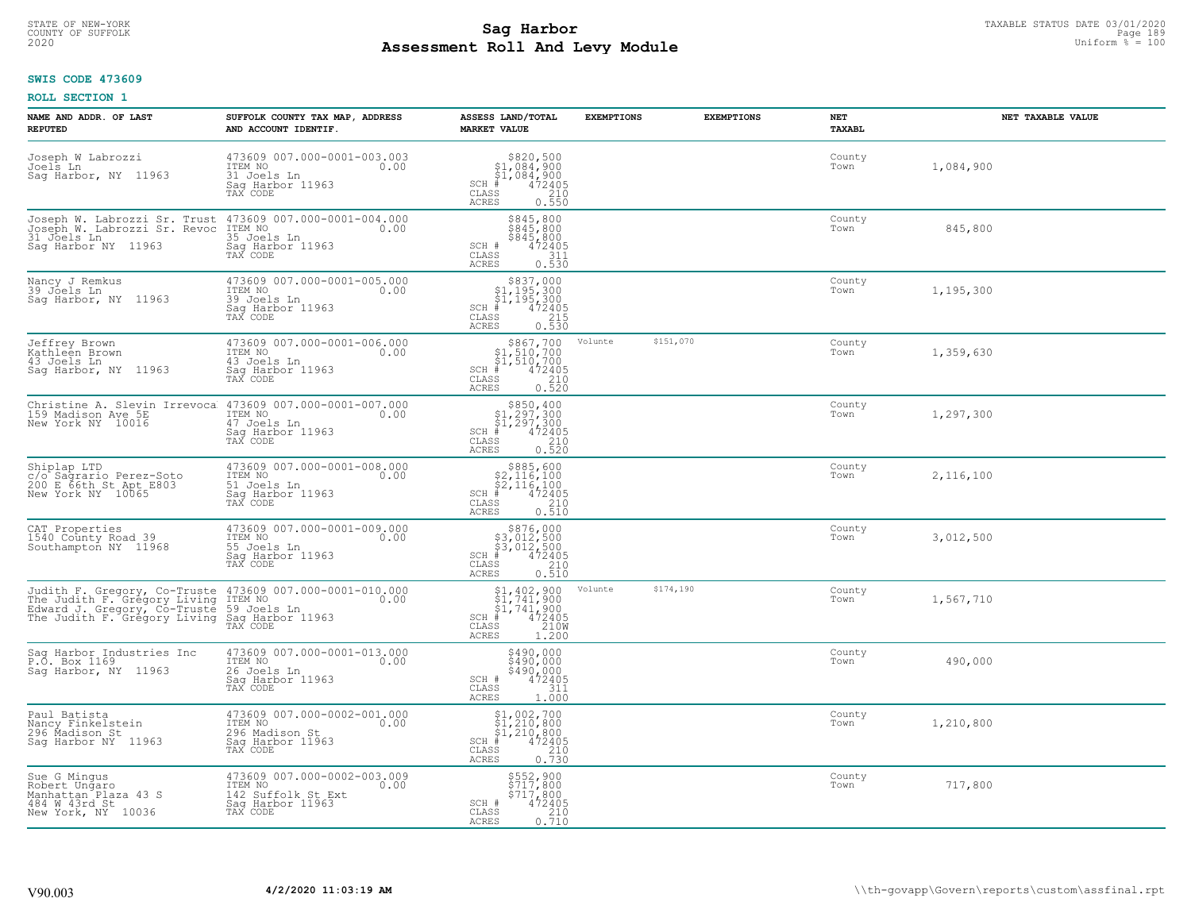STATE OF NEW-YORK
COUNTY OF SUFFOLK
2020

# Sag Harbor
## Assessment Roll And Levy Module

TAXABLE STATUS DATE 03/01/2020
Uniform % = 100

**SWIS CODE 473609**

**ROLL SECTION 1**

| NAME AND ADDR. OF LAST REPUTED | SUFFOLK COUNTY TAX MAP, ADDRESS AND ACCOUNT IDENTIF. | ASSESS LAND/TOTAL MARKET VALUE | EXEMPTIONS | EXEMPTIONS | NET TAXABL | NET TAXABLE VALUE |
|---|---|---|---|---|---|---|
| Joseph W Labrozzi<br>Joels Ln<br>Sag Harbor, NY 11963 | 473609 007.000-0001-003.003<br>ITEM NO 0.00<br>31 Joels Ln<br>Sag Harbor 11963<br>TAX CODE | $820,500<br>$1,084,900<br>$1,084,900<br>SCH # 472405<br>CLASS 210<br>ACRES 0.550 | | | County<br>Town | 1,084,900 |
| Joseph W. Labrozzi Sr. Trust<br>Joseph W. Labrozzi Sr. Revoc<br>31 Joels Ln<br>Sag Harbor NY 11963 | 473609 007.000-0001-004.000<br>ITEM NO 0.00<br>35 Joels Ln<br>Sag Harbor 11963<br>TAX CODE | $845,800<br>$845,800<br>$845,800<br>SCH # 472405<br>CLASS 311<br>ACRES 0.530 | | | County<br>Town | 845,800 |
| Nancy J Remkus<br>39 Joels Ln<br>Sag Harbor, NY 11963 | 473609 007.000-0001-005.000<br>ITEM NO 0.00<br>39 Joels Ln<br>Sag Harbor 11963<br>TAX CODE | $837,000<br>$1,195,300<br>$1,195,300<br>SCH # 472405<br>CLASS 215<br>ACRES 0.530 | | | County<br>Town | 1,195,300 |
| Jeffrey Brown<br>Kathleen Brown<br>43 Joels Ln<br>Sag Harbor, NY 11963 | 473609 007.000-0001-006.000<br>ITEM NO 0.00<br>43 Joels Ln<br>Sag Harbor 11963<br>TAX CODE | $867,700<br>$1,510,700<br>$1,510,700<br>SCH # 472405<br>CLASS 210<br>ACRES 0.520 | Volunte $151,070 | | County<br>Town | 1,359,630 |
| Christine A. Slevin Irrevoca<br>159 Madison Ave 5E<br>New York NY 10016 | 473609 007.000-0001-007.000<br>ITEM NO 0.00<br>47 Joels Ln<br>Sag Harbor 11963<br>TAX CODE | $850,400<br>$1,297,300<br>$1,297,300<br>SCH # 472405<br>CLASS 210<br>ACRES 0.520 | | | County<br>Town | 1,297,300 |
| Shiplap LTD<br>c/o Sagrario Perez-Soto<br>200 E 66th St Apt E803<br>New York NY 10065 | 473609 007.000-0001-008.000<br>ITEM NO 0.00<br>51 Joels Ln<br>Sag Harbor 11963<br>TAX CODE | $885,600<br>$2,116,100<br>$2,116,100<br>SCH # 472405<br>CLASS 210<br>ACRES 0.510 | | | County<br>Town | 2,116,100 |
| CAT Properties<br>1540 County Road 39<br>Southampton NY 11968 | 473609 007.000-0001-009.000<br>ITEM NO 0.00<br>55 Joels Ln<br>Sag Harbor 11963<br>TAX CODE | $876,000<br>$3,012,500<br>$3,012,500<br>SCH # 472405<br>CLASS 210<br>ACRES 0.510 | | | County<br>Town | 3,012,500 |
| Judith F. Gregory, Co-Truste<br>The Judith F. Gregory Living<br>Edward J. Gregory, Co-Truste<br>The Judith F. Gregory Living | 473609 007.000-0001-010.000<br>ITEM NO 0.00<br>59 Joels Ln<br>Sag Harbor 11963<br>TAX CODE | $1,402,900<br>$1,741,900<br>$1,741,900<br>SCH # 472405<br>CLASS 210W<br>ACRES 1.200 | Volunte $174,190 | | County<br>Town | 1,567,710 |
| Sag Harbor Industries Inc<br>P.O. Box 1169<br>Sag Harbor, NY 11963 | 473609 007.000-0001-013.000<br>ITEM NO 0.00<br>26 Joels Ln<br>Sag Harbor 11963<br>TAX CODE | $490,000<br>$490,000<br>$490,000<br>SCH # 472405<br>CLASS 311<br>ACRES 1.000 | | | County<br>Town | 490,000 |
| Paul Batista<br>Nancy Finkelstein<br>296 Madison St<br>Sag Harbor NY 11963 | 473609 007.000-0002-001.000<br>ITEM NO 0.00<br>296 Madison St<br>Sag Harbor 11963<br>TAX CODE | $1,002,700<br>$1,210,800<br>$1,210,800<br>SCH # 472405<br>CLASS 210<br>ACRES 0.730 | | | County<br>Town | 1,210,800 |
| Sue G Mingus<br>Robert Ungaro<br>Manhattan Plaza 43 S<br>484 W 43rd St<br>New York, NY 10036 | 473609 007.000-0002-003.009<br>ITEM NO 0.00<br>142 Suffolk St Ext<br>Sag Harbor 11963<br>TAX CODE | $552,900<br>$717,800<br>$717,800<br>SCH # 472405<br>CLASS 210<br>ACRES 0.710 | | | County<br>Town | 717,800 |

V90.003 **4/2/2020 11:03:19 AM** \\th-govapp\Govern\reports\custom\assfinal.rpt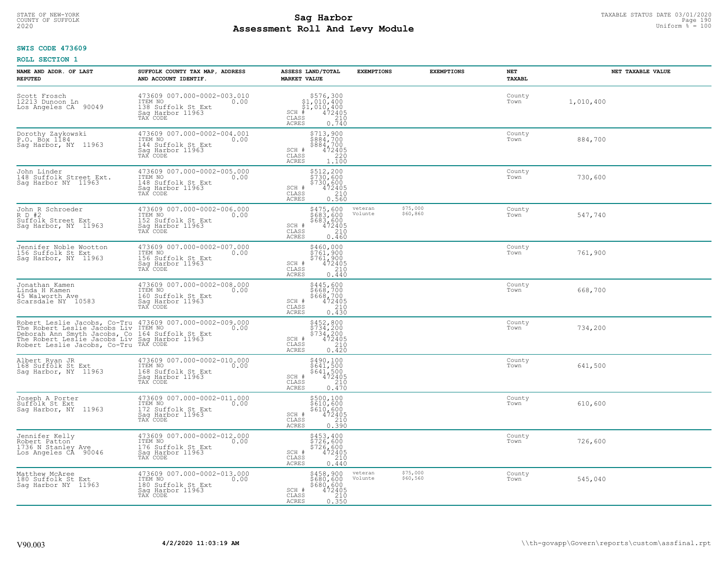**Sag Harbor**
**Assessment Roll And Levy Module**

STATE OF NEW-YORK
COUNTY OF SUFFOLK
2020

TAXABLE STATUS DATE 03/01/2020
Uniform % = 100

**SWIS CODE 473609**

**ROLL SECTION 1**

| NAME AND ADDR. OF LAST REPUTED | SUFFOLK COUNTY TAX MAP, ADDRESS AND ACCOUNT IDENTIF. | ASSESS LAND/TOTAL MARKET VALUE | EXEMPTIONS | EXEMPTIONS | NET TAXABL | NET TAXABLE VALUE |
|---|---|---|---|---|---|---|
| Scott Frosch<br>12213 Dunoon Ln<br>Los Angeles CA 90049 | 473609 007.000-0002-003.010<br>ITEM NO 0.00<br>138 Suffolk St Ext<br>Sag Harbor 11963<br>TAX CODE | $576,300<br>$1,010,400<br>$1,010,400<br>SCH # 472405<br>CLASS 210<br>ACRES 0.740 | | | County<br>Town | 1,010,400 |
| Dorothy Zaykowski<br>P.O. Box 1184<br>Sag Harbor, NY 11963 | 473609 007.000-0002-004.001<br>ITEM NO 0.00<br>144 Suffolk St Ext<br>Sag Harbor 11963<br>TAX CODE | $713,900<br>$884,700<br>$884,700<br>SCH # 472405<br>CLASS 220<br>ACRES 1.100 | | | County<br>Town | 884,700 |
| John Linder<br>148 Suffolk Street Ext.<br>Sag Harbor NY 11963 | 473609 007.000-0002-005.000<br>ITEM NO 0.00<br>148 Suffolk St Ext<br>Sag Harbor 11963<br>TAX CODE | $512,200<br>$730,600<br>$730,600<br>SCH # 472405<br>CLASS 210<br>ACRES 0.560 | | | County<br>Town | 730,600 |
| John R Schroeder<br>R D #2<br>Suffolk Street Ext<br>Sag Harbor, NY 11963 | 473609 007.000-0002-006.000<br>ITEM NO 0.00<br>152 Suffolk St Ext<br>Sag Harbor 11963<br>TAX CODE | $475,600<br>$683,600<br>$683,600<br>SCH # 472405<br>CLASS 210<br>ACRES 0.460 | veteran<br>Volunte | $75,000<br>$60,860 | County<br>Town | 547,740 |
| Jennifer Noble Wootton<br>156 Suffolk St Ext<br>Sag Harbor, NY 11963 | 473609 007.000-0002-007.000<br>ITEM NO 0.00<br>156 Suffolk St Ext<br>Sag Harbor 11963<br>TAX CODE | $460,000<br>$761,900<br>$761,900<br>SCH # 472405<br>CLASS 210<br>ACRES 0.440 | | | County<br>Town | 761,900 |
| Jonathan Kamen<br>Linda H Kamen<br>45 Walworth Ave<br>Scarsdale NY 10583 | 473609 007.000-0002-008.000<br>ITEM NO 0.00<br>160 Suffolk St Ext<br>Sag Harbor 11963<br>TAX CODE | $445,600<br>$668,700<br>$668,700<br>SCH # 472405<br>CLASS 210<br>ACRES 0.430 | | | County<br>Town | 668,700 |
| Robert Leslie Jacobs, Co-Tru<br>The Robert Leslie Jacobs Liv<br>Deborah Ann Smyth Jacobs, Co<br>The Robert Leslie Jacobs Liv<br>Robert Leslie Jacobs, Co-Tru | 473609 007.000-0002-009.000<br>ITEM NO 0.00<br>164 Suffolk St Ext<br>Sag Harbor 11963<br>TAX CODE | $452,800<br>$734,200<br>$734,200<br>SCH # 472405<br>CLASS 210<br>ACRES 0.420 | | | County<br>Town | 734,200 |
| Albert Ryan JR<br>168 Suffolk St Ext<br>Sag Harbor, NY 11963 | 473609 007.000-0002-010.000<br>ITEM NO 0.00<br>168 Suffolk St Ext<br>Sag Harbor 11963<br>TAX CODE | $490,100<br>$641,500<br>$641,500<br>SCH # 472405<br>CLASS 210<br>ACRES 0.470 | | | County<br>Town | 641,500 |
| Joseph A Porter<br>Suffolk St Ext<br>Sag Harbor, NY 11963 | 473609 007.000-0002-011.000<br>ITEM NO 0.00<br>172 Suffolk St Ext<br>Sag Harbor 11963<br>TAX CODE | $500,100<br>$610,600<br>$610,600<br>SCH # 472405<br>CLASS 210<br>ACRES 0.390 | | | County<br>Town | 610,600 |
| Jennifer Kelly<br>Robert Patton<br>1736 N Stanley Ave<br>Los Angeles CA 90046 | 473609 007.000-0002-012.000<br>ITEM NO 0.00<br>176 Suffolk St Ext<br>Sag Harbor 11963<br>TAX CODE | $453,400<br>$726,600<br>$726,600<br>SCH # 472405<br>CLASS 210<br>ACRES 0.440 | | | County<br>Town | 726,600 |
| Matthew McAree<br>180 Suffolk St Ext<br>Sag Harbor NY 11963 | 473609 007.000-0002-013.000<br>ITEM NO 0.00<br>180 Suffolk St Ext<br>Sag Harbor 11963<br>TAX CODE | $458,900<br>$680,600<br>$680,600<br>SCH # 472405<br>CLASS 210<br>ACRES 0.350 | veteran<br>Volunte | $75,000<br>$60,560 | County<br>Town | 545,040 |

V90.003 **4/2/2020 11:03:19 AM** \\th-govapp\Govern\reports\custom\assfinal.rpt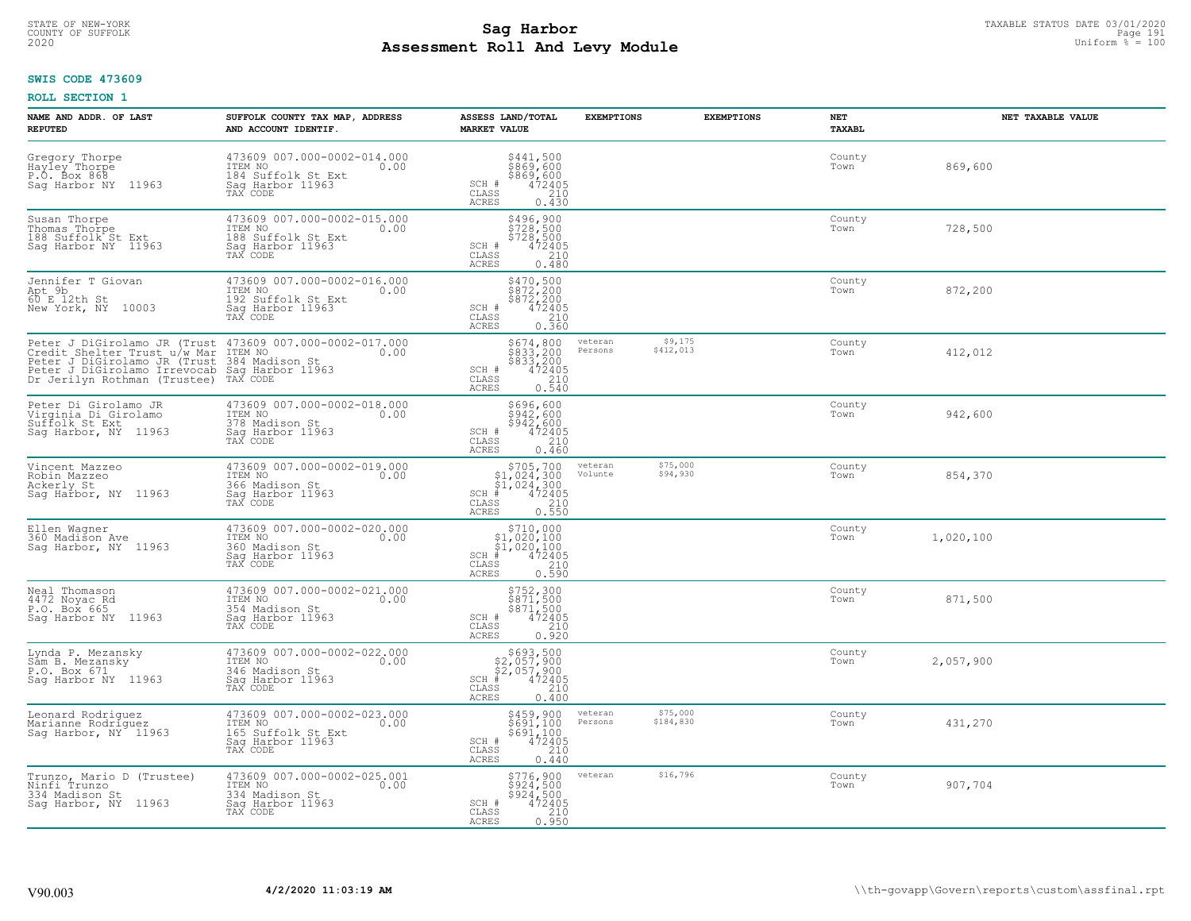STATE OF NEW-YORK
COUNTY OF SUFFOLK
2020

# Sag Harbor
# Assessment Roll And Levy Module

TAXABLE STATUS DATE 03/01/2020
Uniform % = 100

**SWIS CODE 473609**

**ROLL SECTION 1**

| NAME AND ADDR. OF LAST REPUTED | SUFFOLK COUNTY TAX MAP, ADDRESS AND ACCOUNT IDENTIF. | ASSESS LAND/TOTAL MARKET VALUE | EXEMPTIONS | EXEMPTIONS | NET TAXABL | NET TAXABLE VALUE |
|---|---|---|---|---|---|---|
| Gregory Thorpe<br>Hayley Thorpe<br>P.O. Box 868<br>Sag Harbor NY 11963 | 473609 007.000-0002-014.000<br>ITEM NO 0.00<br>184 Suffolk St Ext<br>Sag Harbor 11963<br>TAX CODE | $441,500<br>$869,600<br>$869,600<br>SCH # 472405<br>CLASS 210<br>ACRES 0.430 | | | County<br>Town | 869,600 |
| Susan Thorpe<br>Thomas Thorpe<br>188 Suffolk St Ext<br>Sag Harbor NY 11963 | 473609 007.000-0002-015.000<br>ITEM NO 0.00<br>188 Suffolk St Ext<br>Sag Harbor 11963<br>TAX CODE | $496,900<br>$728,500<br>$728,500<br>SCH # 472405<br>CLASS 210<br>ACRES 0.480 | | | County<br>Town | 728,500 |
| Jennifer T Giovan<br>Apt 9b<br>60 E 12th St<br>New York, NY 10003 | 473609 007.000-0002-016.000<br>ITEM NO 0.00<br>192 Suffolk St Ext<br>Sag Harbor 11963<br>TAX CODE | $470,500<br>$872,200<br>$872,200<br>SCH # 472405<br>CLASS 210<br>ACRES 0.360 | | | County<br>Town | 872,200 |
| Peter J DiGirolamo JR (Trust<br>Credit Shelter Trust u/w Mar<br>Peter J DiGirolamo JR (Trust<br>Peter J DiGirolamo Irrevocab<br>Dr Jerilyn Rothman (Trustee) | 473609 007.000-0002-017.000<br>ITEM NO 0.00<br>384 Madison St<br>Sag Harbor 11963<br>TAX CODE | $674,800<br>$833,200<br>$833,200<br>SCH # 472405<br>CLASS 210<br>ACRES 0.540 | veteran $9,175<br>Persons $412,013 | | County<br>Town | 412,012 |
| Peter Di Girolamo JR<br>Virginia Di Girolamo<br>Suffolk St Ext<br>Sag Harbor, NY 11963 | 473609 007.000-0002-018.000<br>ITEM NO 0.00<br>378 Madison St<br>Sag Harbor 11963<br>TAX CODE | $696,600<br>$942,600<br>$942,600<br>SCH # 472405<br>CLASS 210<br>ACRES 0.460 | | | County<br>Town | 942,600 |
| Vincent Mazzeo<br>Robin Mazzeo<br>Ackerly St<br>Sag Harbor, NY 11963 | 473609 007.000-0002-019.000<br>ITEM NO 0.00<br>366 Madison St<br>Sag Harbor 11963<br>TAX CODE | $705,700<br>$1,024,300<br>$1,024,300<br>SCH # 472405<br>CLASS 210<br>ACRES 0.550 | veteran $75,000<br>Volunte $94,930 | | County<br>Town | 854,370 |
| Ellen Wagner<br>360 Madison Ave<br>Sag Harbor, NY 11963 | 473609 007.000-0002-020.000<br>ITEM NO 0.00<br>360 Madison St<br>Sag Harbor 11963<br>TAX CODE | $710,000<br>$1,020,100<br>$1,020,100<br>SCH # 472405<br>CLASS 210<br>ACRES 0.590 | | | County<br>Town | 1,020,100 |
| Neal Thomason<br>4472 Noyac Rd<br>P.O. Box 665<br>Sag Harbor NY 11963 | 473609 007.000-0002-021.000<br>ITEM NO 0.00<br>354 Madison St<br>Sag Harbor 11963<br>TAX CODE | $752,300<br>$871,500<br>$871,500<br>SCH # 472405<br>CLASS 210<br>ACRES 0.920 | | | County<br>Town | 871,500 |
| Lynda P. Mezansky<br>Sam B. Mezansky<br>P.O. Box 671<br>Sag Harbor NY 11963 | 473609 007.000-0002-022.000<br>ITEM NO 0.00<br>346 Madison St<br>Sag Harbor 11963<br>TAX CODE | $693,500<br>$2,057,900<br>$2,057,900<br>SCH # 472405<br>CLASS 210<br>ACRES 0.400 | | | County<br>Town | 2,057,900 |
| Leonard Rodriguez<br>Marianne Rodriguez<br>Sag Harbor, NY 11963 | 473609 007.000-0002-023.000<br>ITEM NO 0.00<br>165 Suffolk St Ext<br>Sag Harbor 11963<br>TAX CODE | $459,900<br>$691,100<br>$691,100<br>SCH # 472405<br>CLASS 210<br>ACRES 0.440 | veteran $75,000<br>Persons $184,830 | | County<br>Town | 431,270 |
| Trunzo, Mario D (Trustee)<br>Ninfi Trunzo<br>334 Madison St<br>Sag Harbor, NY 11963 | 473609 007.000-0002-025.001<br>ITEM NO 0.00<br>334 Madison St<br>Sag Harbor 11963<br>TAX CODE | $776,900<br>$924,500<br>$924,500<br>SCH # 472405<br>CLASS 210<br>ACRES 0.950 | veteran $16,796 | | County<br>Town | 907,704 |

V90.003 **4/2/2020 11:03:19 AM** \\th-govapp\Govern\reports\custom\assfinal.rpt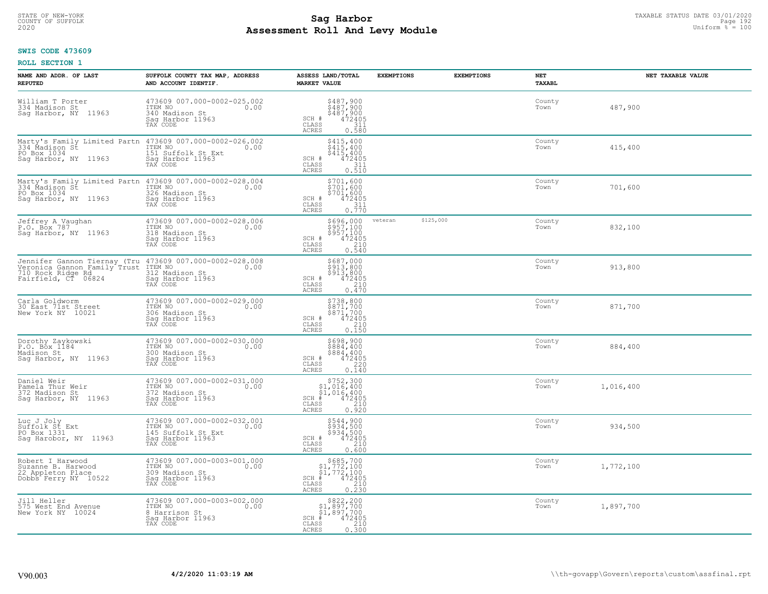**SWIS CODE 473609**

**ROLL SECTION 1**

| NAME AND ADDR. OF LAST REPUTED | SUFFOLK COUNTY TAX MAP, ADDRESS AND ACCOUNT IDENTIF. | ASSESS LAND/TOTAL MARKET VALUE | EXEMPTIONS | EXEMPTIONS | NET TAXABL | NET TAXABLE VALUE |
|---|---|---|---|---|---|---|
| William T Porter<br>334 Madison St<br>Sag Harbor, NY 11963 | 473609 007.000-0002-025.002<br>ITEM NO 0.00<br>340 Madison St<br>Sag Harbor 11963<br>TAX CODE | $487,900<br>$487,900<br>$487,900<br>SCH # 472405<br>CLASS 311<br>ACRES 0.580 | | | County<br>Town | 487,900 |
| Marty's Family Limited Partn<br>334 Madison St<br>PO Box 1034<br>Sag Harbor, NY 11963 | 473609 007.000-0002-026.002<br>ITEM NO 0.00<br>151 Suffolk St Ext<br>Sag Harbor 11963<br>TAX CODE | $415,400<br>$415,400<br>$415,400<br>SCH # 472405<br>CLASS 311<br>ACRES 0.510 | | | County<br>Town | 415,400 |
| Marty's Family Limited Partn<br>334 Madison St<br>PO Box 1034<br>Sag Harbor, NY 11963 | 473609 007.000-0002-028.004<br>ITEM NO 0.00<br>326 Madison St<br>Sag Harbor 11963<br>TAX CODE | $701,600<br>$701,600<br>$701,600<br>SCH # 472405<br>CLASS 311<br>ACRES 0.770 | | | County<br>Town | 701,600 |
| Jeffrey A Vaughan<br>P.O. Box 787<br>Sag Harbor, NY 11963 | 473609 007.000-0002-028.006<br>ITEM NO 0.00<br>318 Madison St<br>Sag Harbor 11963<br>TAX CODE | $696,000<br>$957,100<br>$957,100<br>SCH # 472405<br>CLASS 210<br>ACRES 0.540 | veteran $125,000 | | County<br>Town | 832,100 |
| Jennifer Gannon Tiernay (Tru<br>Veronica Gannon Family Trust<br>710 Rock Ridge Rd<br>Fairfield, CT 06824 | 473609 007.000-0002-028.008<br>ITEM NO 0.00<br>312 Madison St<br>Sag Harbor 11963<br>TAX CODE | $687,000<br>$913,800<br>$913,800<br>SCH # 472405<br>CLASS 210<br>ACRES 0.470 | | | County<br>Town | 913,800 |
| Carla Goldworm<br>30 East 71st Street<br>New York NY 10021 | 473609 007.000-0002-029.000<br>ITEM NO 0.00<br>306 Madison St<br>Sag Harbor 11963<br>TAX CODE | $738,800<br>$871,700<br>$871,700<br>SCH # 472405<br>CLASS 210<br>ACRES 0.150 | | | County<br>Town | 871,700 |
| Dorothy Zaykowski<br>P.O. Box 1184<br>Madison St<br>Sag Harbor, NY 11963 | 473609 007.000-0002-030.000<br>ITEM NO 0.00<br>300 Madison St<br>Sag Harbor 11963<br>TAX CODE | $698,900<br>$884,400<br>$884,400<br>SCH # 472405<br>CLASS 220<br>ACRES 0.140 | | | County<br>Town | 884,400 |
| Daniel Weir<br>Pamela Thur Weir<br>372 Madison St<br>Sag Harbor, NY 11963 | 473609 007.000-0002-031.000<br>ITEM NO 0.00<br>372 Madison St<br>Sag Harbor 11963<br>TAX CODE | $752,300<br>$1,016,400<br>$1,016,400<br>SCH # 472405<br>CLASS 210<br>ACRES 0.920 | | | County<br>Town | 1,016,400 |
| Luc J Joly<br>Suffolk St Ext<br>PO Box 1331<br>Sag Harobor, NY 11963 | 473609 007.000-0002-032.001<br>ITEM NO 0.00<br>145 Suffolk St Ext<br>Sag Harbor 11963<br>TAX CODE | $544,900<br>$934,500<br>$934,500<br>SCH # 472405<br>CLASS 210<br>ACRES 0.600 | | | County<br>Town | 934,500 |
| Robert I Harwood<br>Suzanne B. Harwood<br>22 Appleton Place<br>Dobbs Ferry NY 10522 | 473609 007.000-0003-001.000<br>ITEM NO 0.00<br>309 Madison St<br>Sag Harbor 11963<br>TAX CODE | $685,700<br>$1,772,100<br>$1,772,100<br>SCH # 472405<br>CLASS 210<br>ACRES 0.230 | | | County<br>Town | 1,772,100 |
| Jill Heller<br>575 West End Avenue<br>New York NY 10024 | 473609 007.000-0003-002.000<br>ITEM NO 0.00<br>8 Harrison St<br>Sag Harbor 11963<br>TAX CODE | $822,200<br>$1,897,700<br>$1,897,700<br>SCH # 472405<br>CLASS 210<br>ACRES 0.300 | | | County<br>Town | 1,897,700 |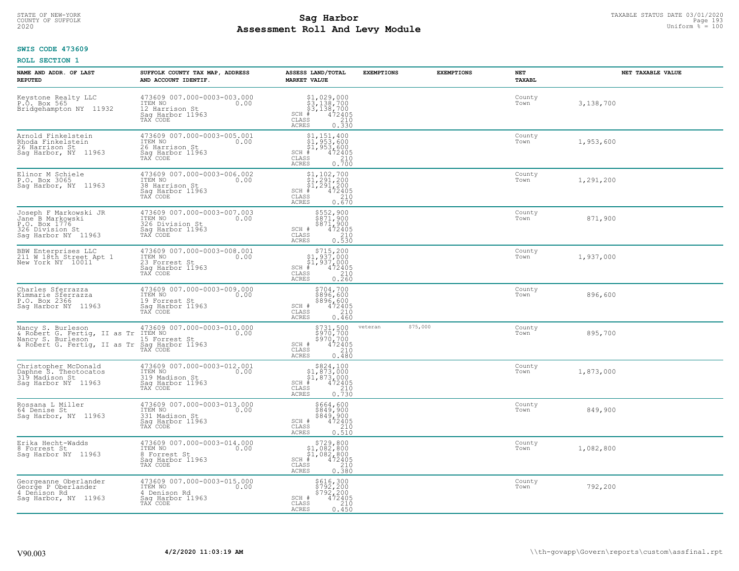**SWIS CODE 473609**

**ROLL SECTION 1**

| NAME AND ADDR. OF LAST REPUTED | SUFFOLK COUNTY TAX MAP, ADDRESS AND ACCOUNT IDENTIF. | ASSESS LAND/TOTAL MARKET VALUE | EXEMPTIONS | EXEMPTIONS | NET TAXABL | NET TAXABLE VALUE |
|---|---|---|---|---|---|---|
| Keystone Realty LLC<br>P.O. Box 565<br>Bridgehampton NY 11932 | 473609 007.000-0003-003.000<br>ITEM NO 0.00<br>12 Harrison St<br>Sag Harbor 11963<br>TAX CODE | $1,029,000<br>$3,138,700<br>$3,138,700<br>SCH # 472405<br>CLASS 210<br>ACRES 0.330 | | | County<br>Town | 3,138,700 |
| Arnold Finkelstein<br>Rhoda Finkelstein<br>26 Harrison St<br>Sag Harbor, NY 11963 | 473609 007.000-0003-005.001<br>ITEM NO 0.00<br>26 Harrison St<br>Sag Harbor 11963<br>TAX CODE | $1,151,400<br>$1,953,600<br>$1,953,600<br>SCH # 472405<br>CLASS 210<br>ACRES 0.700 | | | County<br>Town | 1,953,600 |
| Elinor M Schiele<br>P.O. Box 3065<br>Sag Harbor, NY 11963 | 473609 007.000-0003-006.002<br>ITEM NO 0.00<br>38 Harrison St<br>Sag Harbor 11963<br>TAX CODE | $1,102,700<br>$1,291,200<br>$1,291,200<br>SCH # 472405<br>CLASS 210<br>ACRES 0.670 | | | County<br>Town | 1,291,200 |
| Joseph F Markowski JR<br>Jane B Markowski<br>P.O. Box 1776<br>326 Division St<br>Sag Harbor NY 11963 | 473609 007.000-0003-007.003<br>ITEM NO 0.00<br>326 Division St<br>Sag Harbor 11963<br>TAX CODE | $552,900<br>$871,900<br>$871,900<br>SCH # 472405<br>CLASS 210<br>ACRES 0.530 | | | County<br>Town | 871,900 |
| BBW Enterprises LLC<br>211 W 18th Street Apt 1<br>New York NY 10011 | 473609 007.000-0003-008.001<br>ITEM NO 0.00<br>23 Forrest St<br>Sag Harbor 11963<br>TAX CODE | $715,200<br>$1,937,000<br>$1,937,000<br>SCH # 472405<br>CLASS 210<br>ACRES 0.260 | | | County<br>Town | 1,937,000 |
| Charles Sferrazza<br>Kimmarie Sferrazza<br>P.O. Box 2366<br>Sag Harbor NY 11963 | 473609 007.000-0003-009.000<br>ITEM NO 0.00<br>19 Forrest St<br>Sag Harbor 11963<br>TAX CODE | $704,700<br>$896,600<br>$896,600<br>SCH # 472405<br>CLASS 210<br>ACRES 0.460 | | | County<br>Town | 896,600 |
| Nancy S. Burleson<br>& Robert G. Fertig, II as Tr<br>Nancy S. Burleson<br>& Robert G. Fertig, II as Tr | 473609 007.000-0003-010.000<br>ITEM NO 0.00<br>15 Forrest St<br>Sag Harbor 11963<br>TAX CODE | $731,500<br>$970,700<br>$970,700<br>SCH # 472405<br>CLASS 210<br>ACRES 0.480 | veteran | $75,000 | County<br>Town | 895,700 |
| Christopher McDonald<br>Daphne S. Theotocatos<br>319 Madison St<br>Sag Harbor NY 11963 | 473609 007.000-0003-012.001<br>ITEM NO 0.00<br>319 Madison St<br>Sag Harbor 11963<br>TAX CODE | $824,100<br>$1,873,000<br>$1,873,000<br>SCH # 472405<br>CLASS 210<br>ACRES 0.730 | | | County<br>Town | 1,873,000 |
| Rossana L Miller<br>64 Denise St<br>Sag Harbor, NY 11963 | 473609 007.000-0003-013.000<br>ITEM NO 0.00<br>331 Madison St<br>Sag Harbor 11963<br>TAX CODE | $664,600<br>$849,900<br>$849,900<br>SCH # 472405<br>CLASS 210<br>ACRES 0.510 | | | County<br>Town | 849,900 |
| Erika Hecht-Wadds<br>8 Forrest St<br>Sag Harbor NY 11963 | 473609 007.000-0003-014.000<br>ITEM NO 0.00<br>8 Forrest St<br>Sag Harbor 11963<br>TAX CODE | $729,800<br>$1,082,800<br>$1,082,800<br>SCH # 472405<br>CLASS 210<br>ACRES 0.380 | | | County<br>Town | 1,082,800 |
| Georgeanne Oberlander<br>George P Oberlander<br>4 Denison Rd<br>Sag Harbor, NY 11963 | 473609 007.000-0003-015.000<br>ITEM NO 0.00<br>4 Denison Rd<br>Sag Harbor 11963<br>TAX CODE | $616,300<br>$792,200<br>$792,200<br>SCH # 472405<br>CLASS 210<br>ACRES 0.450 | | | County<br>Town | 792,200 |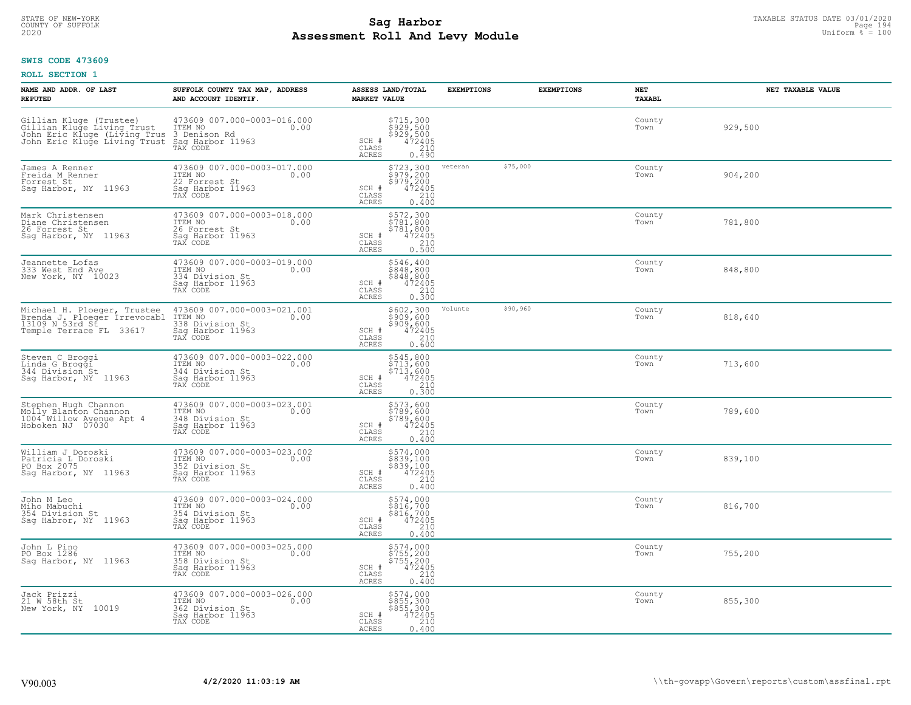STATE OF NEW-YORK
COUNTY OF SUFFOLK
2020

# Sag Harbor
# Assessment Roll And Levy Module

TAXABLE STATUS DATE 03/01/2020
Uniform % = 100

**SWIS CODE 473609**

**ROLL SECTION 1**

| NAME AND ADDR. OF LAST REPUTED | SUFFOLK COUNTY TAX MAP, ADDRESS AND ACCOUNT IDENTIF. | ASSESS LAND/TOTAL MARKET VALUE | EXEMPTIONS | EXEMPTIONS | NET TAXABL | NET TAXABLE VALUE |
|---|---|---|---|---|---|---|
| Gillian Kluge (Trustee)<br>Gillian Kluge Living Trust<br>John Eric Kluge (Living Trus<br>John Eric Kluge Living Trust | 473609 007.000-0003-016.000<br>ITEM NO 0.00<br>3 Denison Rd<br>Sag Harbor 11963<br>TAX CODE | $715,300<br>$929,500<br>$929,500<br>SCH # 472405<br>CLASS 210<br>ACRES 0.490 | | | County<br>Town | 929,500 |
| James A Renner<br>Freida M Renner<br>Forrest St<br>Sag Harbor, NY 11963 | 473609 007.000-0003-017.000<br>ITEM NO 0.00<br>22 Forrest St<br>Sag Harbor 11963<br>TAX CODE | $723,300<br>$979,200<br>$979,200<br>SCH # 472405<br>CLASS 210<br>ACRES 0.400 | veteran $75,000 | | County<br>Town | 904,200 |
| Mark Christensen<br>Diane Christensen<br>26 Forrest St<br>Sag Harbor, NY 11963 | 473609 007.000-0003-018.000<br>ITEM NO 0.00<br>26 Forrest St<br>Sag Harbor 11963<br>TAX CODE | $572,300<br>$781,800<br>$781,800<br>SCH # 472405<br>CLASS 210<br>ACRES 0.500 | | | County<br>Town | 781,800 |
| Jeannette Lofas<br>333 West End Ave<br>New York, NY 10023 | 473609 007.000-0003-019.000<br>ITEM NO 0.00<br>334 Division St<br>Sag Harbor 11963<br>TAX CODE | $546,400<br>$848,800<br>$848,800<br>SCH # 472405<br>CLASS 210<br>ACRES 0.300 | | | County<br>Town | 848,800 |
| Michael H. Ploeger, Trustee<br>Brenda J. Ploeger Irrevocabl<br>13109 N 53rd St<br>Temple Terrace FL 33617 | 473609 007.000-0003-021.001<br>ITEM NO 0.00<br>338 Division St<br>Sag Harbor 11963<br>TAX CODE | $602,300<br>$909,600<br>$909,600<br>SCH # 472405<br>CLASS 210<br>ACRES 0.600 | Volunte $90,960 | | County<br>Town | 818,640 |
| Steven C Broggi<br>Linda G Broggi<br>344 Division St<br>Sag Harbor, NY 11963 | 473609 007.000-0003-022.000<br>ITEM NO 0.00<br>344 Division St<br>Sag Harbor 11963<br>TAX CODE | $545,800<br>$713,600<br>$713,600<br>SCH # 472405<br>CLASS 210<br>ACRES 0.300 | | | County<br>Town | 713,600 |
| Stephen Hugh Channon<br>Molly Blanton Channon<br>1004 Willow Avenue Apt 4<br>Hoboken NJ 07030 | 473609 007.000-0003-023.001<br>ITEM NO 0.00<br>348 Division St<br>Sag Harbor 11963<br>TAX CODE | $573,600<br>$789,600<br>$789,600<br>SCH # 472405<br>CLASS 210<br>ACRES 0.400 | | | County<br>Town | 789,600 |
| William J Doroski<br>Patricia L Doroski<br>PO Box 2075<br>Sag Harbor, NY 11963 | 473609 007.000-0003-023.002<br>ITEM NO 0.00<br>352 Division St<br>Sag Harbor 11963<br>TAX CODE | $574,000<br>$839,100<br>$839,100<br>SCH # 472405<br>CLASS 210<br>ACRES 0.400 | | | County<br>Town | 839,100 |
| John M Leo<br>Miho Mabuchi<br>354 Division St<br>Sag Habror, NY 11963 | 473609 007.000-0003-024.000<br>ITEM NO 0.00<br>354 Division St<br>Sag Harbor 11963<br>TAX CODE | $574,000<br>$816,700<br>$816,700<br>SCH # 472405<br>CLASS 210<br>ACRES 0.400 | | | County<br>Town | 816,700 |
| John L Pino<br>PO Box 1286<br>Sag Harbor, NY 11963 | 473609 007.000-0003-025.000<br>ITEM NO 0.00<br>358 Division St<br>Sag Harbor 11963<br>TAX CODE | $574,000<br>$755,200<br>$755,200<br>SCH # 472405<br>CLASS 210<br>ACRES 0.400 | | | County<br>Town | 755,200 |
| Jack Prizzi<br>21 W 58th St<br>New York, NY 10019 | 473609 007.000-0003-026.000<br>ITEM NO 0.00<br>362 Division St<br>Sag Harbor 11963<br>TAX CODE | $574,000<br>$855,300<br>$855,300<br>SCH # 472405<br>CLASS 210<br>ACRES 0.400 | | | County<br>Town | 855,300 |

V90.003 **4/2/2020 11:03:19 AM** \\th-govapp\Govern\reports\custom\assfinal.rpt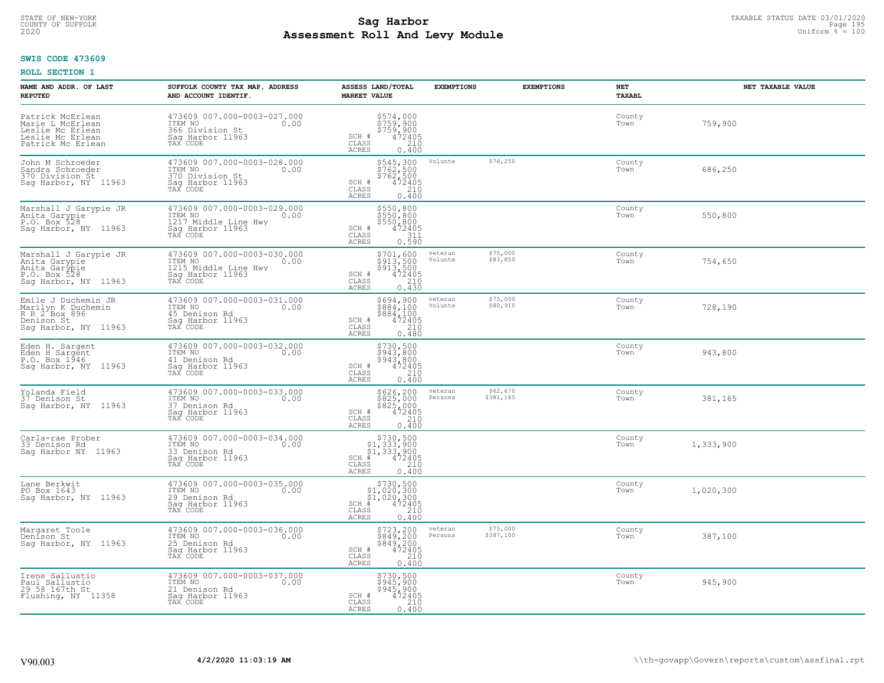**SWIS CODE 473609**

**ROLL SECTION 1**

| NAME AND ADDR. OF LAST REPUTED | SUFFOLK COUNTY TAX MAP, ADDRESS AND ACCOUNT IDENTIF. | ASSESS LAND/TOTAL MARKET VALUE | EXEMPTIONS | EXEMPTIONS | NET TAXABL | NET TAXABLE VALUE |
|---|---|---|---|---|---|---|
| Patrick McErlean<br>Marie L McErlean<br>Leslie Mc Erlean<br>Leslie Mc Erlean<br>Patrick Mc Erlean | 473609 007.000-0003-027.000<br>ITEM NO 0.00<br>366 Division St<br>Sag Harbor 11963<br>TAX CODE | $574,000<br>$759,900<br>$759,900<br>SCH # 472405<br>CLASS 210<br>ACRES 0.400 | | | County<br>Town | 759,900 |
| John M Schroeder<br>Sandra Schroeder<br>370 Division St<br>Sag Harbor, NY 11963 | 473609 007.000-0003-028.000<br>ITEM NO 0.00<br>370 Division St<br>Sag Harbor 11963<br>TAX CODE | $545,300<br>$762,500<br>$762,500<br>SCH # 472405<br>CLASS 210<br>ACRES 0.400 | Volunte | $76,250 | County<br>Town | 686,250 |
| Marshall J Garypie JR<br>Anita Garypie<br>P.O. Box 528<br>Sag Harbor, NY 11963 | 473609 007.000-0003-029.000<br>ITEM NO 0.00<br>1217 Middle Line Hwy<br>Sag Harbor 11963<br>TAX CODE | $550,800<br>$550,800<br>$550,800<br>SCH # 472405<br>CLASS 311<br>ACRES 0.590 | | | County<br>Town | 550,800 |
| Marshall J Garypie JR<br>Anita Garypie<br>Anita Garypie<br>P.O. Box 528<br>Sag Harbor, NY 11963 | 473609 007.000-0003-030.000<br>ITEM NO 0.00<br>1215 Middle Line Hwy<br>Sag Harbor 11963<br>TAX CODE | $701,600<br>$913,500<br>$913,500<br>SCH # 472405<br>CLASS 210<br>ACRES 0.430 | veteran<br>Volunte | $75,000<br>$83,850 | County<br>Town | 754,650 |
| Emile J Duchemin JR<br>Marilyn K Duchemin<br>R R 2 Box 896<br>Denison St<br>Sag Harbor, NY 11963 | 473609 007.000-0003-031.000<br>ITEM NO 0.00<br>45 Denison Rd<br>Sag Harbor 11963<br>TAX CODE | $694,900<br>$884,100<br>$884,100<br>SCH # 472405<br>CLASS 210<br>ACRES 0.480 | veteran<br>Volunte | $75,000<br>$80,910 | County<br>Town | 728,190 |
| Eden H. Sargent<br>Eden H Sargent<br>P.O. Box 1946<br>Sag Harbor, NY 11963 | 473609 007.000-0003-032.000<br>ITEM NO 0.00<br>41 Denison Rd<br>Sag Harbor 11963<br>TAX CODE | $730,500<br>$943,800<br>$943,800<br>SCH # 472405<br>CLASS 210<br>ACRES 0.400 | | | County<br>Town | 943,800 |
| Yolanda Field<br>37 Denison St<br>Sag Harbor, NY 11963 | 473609 007.000-0003-033.000<br>ITEM NO 0.00<br>37 Denison Rd<br>Sag Harbor 11963<br>TAX CODE | $626,200<br>$825,000<br>$825,000<br>SCH # 472405<br>CLASS 210<br>ACRES 0.400 | veteran<br>Persons | $62,670<br>$381,165 | County<br>Town | 381,165 |
| Carla-rae Prober<br>33 Denison Rd<br>Sag Harbor NY 11963 | 473609 007.000-0003-034.000<br>ITEM NO 0.00<br>33 Denison Rd<br>Sag Harbor 11963<br>TAX CODE | $730,500<br>$1,333,900<br>$1,333,900<br>SCH # 472405<br>CLASS 210<br>ACRES 0.400 | | | County<br>Town | 1,333,900 |
| Lane Berkwit<br>PO Box 1643<br>Sag Harbor, NY 11963 | 473609 007.000-0003-035.000<br>ITEM NO 0.00<br>29 Denison Rd<br>Sag Harbor 11963<br>TAX CODE | $730,500<br>$1,020,300<br>$1,020,300<br>SCH # 472405<br>CLASS 210<br>ACRES 0.400 | | | County<br>Town | 1,020,300 |
| Margaret Toole<br>Denison St<br>Sag Harbor, NY 11963 | 473609 007.000-0003-036.000<br>ITEM NO 0.00<br>25 Denison Rd<br>Sag Harbor 11963<br>TAX CODE | $723,200<br>$849,200<br>$849,200<br>SCH # 472405<br>CLASS 210<br>ACRES 0.400 | veteran<br>Persons | $75,000<br>$387,100 | County<br>Town | 387,100 |
| Irene Sallustio<br>Paul Sallustio<br>29 58 167th St<br>Flushing, NY 11358 | 473609 007.000-0003-037.000<br>ITEM NO 0.00<br>21 Denison Rd<br>Sag Harbor 11963<br>TAX CODE | $730,500<br>$945,900<br>$945,900<br>SCH # 472405<br>CLASS 210<br>ACRES 0.400 | | | County<br>Town | 945,900 |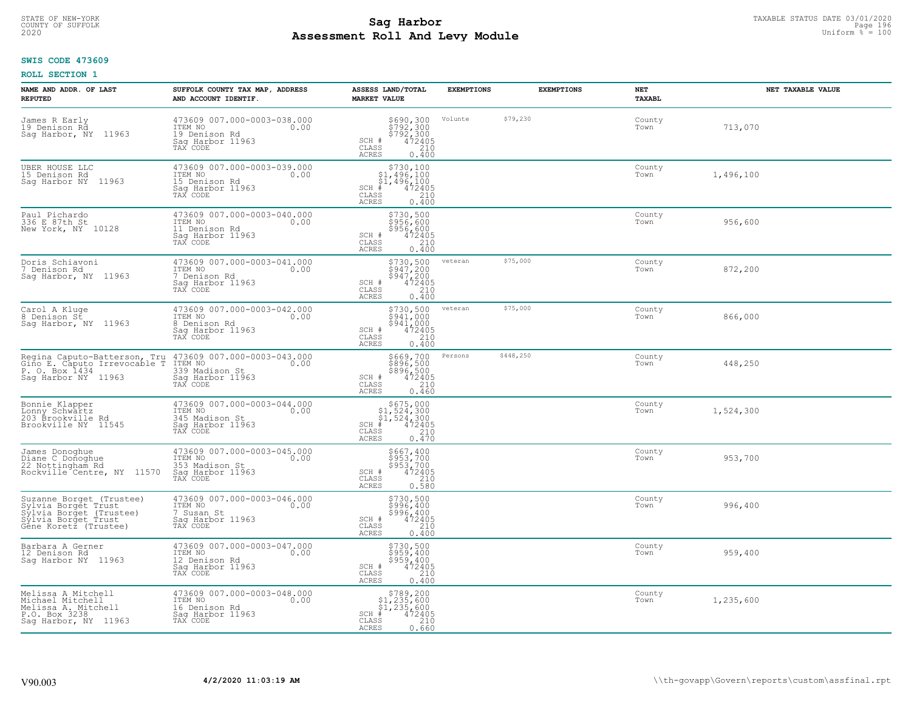**SWIS CODE 473609**

**ROLL SECTION 1**

| NAME AND ADDR. OF LAST REPUTED | SUFFOLK COUNTY TAX MAP, ADDRESS AND ACCOUNT IDENTIF. | ASSESS LAND/TOTAL MARKET VALUE | EXEMPTIONS | | EXEMPTIONS | NET TAXABL | NET TAXABLE VALUE |
|---|---|---|---|---|---|---|---|
| James R Early<br>19 Denison Rd<br>Sag Harbor, NY 11963 | 473609 007.000-0003-038.000<br>ITEM NO 0.00<br>19 Denison Rd<br>Sag Harbor 11963<br>TAX CODE | $690,300<br>$792,300<br>$792,300<br>SCH # 472405<br>CLASS 210<br>ACRES 0.400 | Volunte | $79,230 | | County<br>Town | 713,070 |
| UBER HOUSE LLC<br>15 Denison Rd<br>Sag Harbor NY 11963 | 473609 007.000-0003-039.000<br>ITEM NO 0.00<br>15 Denison Rd<br>Sag Harbor 11963<br>TAX CODE | $730,100<br>$1,496,100<br>$1,496,100<br>SCH # 472405<br>CLASS 210<br>ACRES 0.400 | | | | County<br>Town | 1,496,100 |
| Paul Pichardo<br>336 E 87th St<br>New York, NY 10128 | 473609 007.000-0003-040.000<br>ITEM NO 0.00<br>11 Denison Rd<br>Sag Harbor 11963<br>TAX CODE | $730,500<br>$956,600<br>$956,600<br>SCH # 472405<br>CLASS 210<br>ACRES 0.400 | | | | County<br>Town | 956,600 |
| Doris Schiavoni<br>7 Denison Rd<br>Sag Harbor, NY 11963 | 473609 007.000-0003-041.000<br>ITEM NO 0.00<br>7 Denison Rd<br>Sag Harbor 11963<br>TAX CODE | $730,500<br>$947,200<br>$947,200<br>SCH # 472405<br>CLASS 210<br>ACRES 0.400 | veteran | $75,000 | | County<br>Town | 872,200 |
| Carol A Kluge<br>8 Denison St<br>Sag Harbor, NY 11963 | 473609 007.000-0003-042.000<br>ITEM NO 0.00<br>8 Denison Rd<br>Sag Harbor 11963<br>TAX CODE | $730,500<br>$941,000<br>$941,000<br>SCH # 472405<br>CLASS 210<br>ACRES 0.400 | veteran | $75,000 | | County<br>Town | 866,000 |
| Regina Caputo-Batterson, Tru<br>Gino E. Caputo Irrevocable T<br>P. O. Box 1434<br>Sag Harbor NY 11963 | 473609 007.000-0003-043.000<br>ITEM NO 0.00<br>339 Madison St<br>Sag Harbor 11963<br>TAX CODE | $669,700<br>$896,500<br>$896,500<br>SCH # 472405<br>CLASS 210<br>ACRES 0.460 | Persons | $448,250 | | County<br>Town | 448,250 |
| Bonnie Klapper<br>Lonny Schwartz<br>203 Brookville Rd<br>Brookville NY 11545 | 473609 007.000-0003-044.000<br>ITEM NO 0.00<br>345 Madison St<br>Sag Harbor 11963<br>TAX CODE | $675,000<br>$1,524,300<br>$1,524,300<br>SCH # 472405<br>CLASS 210<br>ACRES 0.470 | | | | County<br>Town | 1,524,300 |
| James Donoghue<br>Diane C Donoghue<br>22 Nottingham Rd<br>Rockville Centre, NY 11570 | 473609 007.000-0003-045.000<br>ITEM NO 0.00<br>353 Madison St<br>Sag Harbor 11963<br>TAX CODE | $667,400<br>$953,700<br>$953,700<br>SCH # 472405<br>CLASS 210<br>ACRES 0.580 | | | | County<br>Town | 953,700 |
| Suzanne Borget (Trustee)<br>Sylvia Borget Trust<br>Sylvia Borget (Trustee)<br>Sylvia Borget Trust<br>Gene Koretz (Trustee) | 473609 007.000-0003-046.000<br>ITEM NO 0.00<br>7 Susan St<br>Sag Harbor 11963<br>TAX CODE | $730,500<br>$996,400<br>$996,400<br>SCH # 472405<br>CLASS 210<br>ACRES 0.400 | | | | County<br>Town | 996,400 |
| Barbara A Gerner<br>12 Denison Rd<br>Sag Harbor NY 11963 | 473609 007.000-0003-047.000<br>ITEM NO 0.00<br>12 Denison Rd<br>Sag Harbor 11963<br>TAX CODE | $730,500<br>$959,400<br>$959,400<br>SCH # 472405<br>CLASS 210<br>ACRES 0.400 | | | | County<br>Town | 959,400 |
| Melissa A Mitchell<br>Michael Mitchell<br>Melissa A. Mitchell<br>P.O. Box 3238<br>Sag Harbor, NY 11963 | 473609 007.000-0003-048.000<br>ITEM NO 0.00<br>16 Denison Rd<br>Sag Harbor 11963<br>TAX CODE | $789,200<br>$1,235,600<br>$1,235,600<br>SCH # 472405<br>CLASS 210<br>ACRES 0.660 | | | | County<br>Town | 1,235,600 |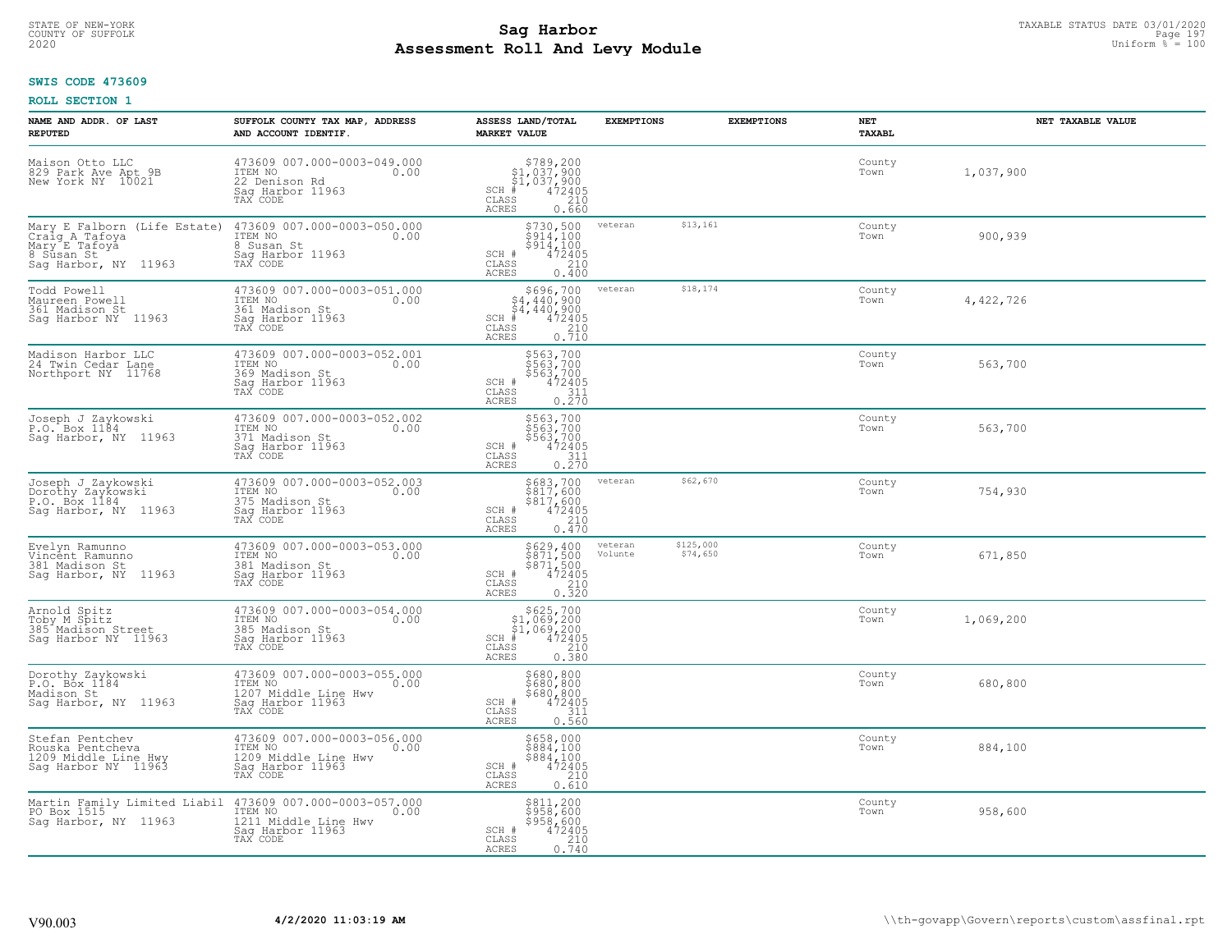STATE OF NEW-YORK
COUNTY OF SUFFOLK
2020

# Sag Harbor
# Assessment Roll And Levy Module

TAXABLE STATUS DATE 03/01/2020
Uniform % = 100

**SWIS CODE 473609**

**ROLL SECTION 1**

| NAME AND ADDR. OF LAST REPUTED | SUFFOLK COUNTY TAX MAP, ADDRESS AND ACCOUNT IDENTIF. | ASSESS LAND/TOTAL MARKET VALUE | EXEMPTIONS | EXEMPTIONS | NET TAXABL | NET TAXABLE VALUE |
|---|---|---|---|---|---|---|
| Maison Otto LLC<br>829 Park Ave Apt 9B<br>New York NY 10021 | 473609 007.000-0003-049.000<br>ITEM NO 0.00<br>22 Denison Rd<br>Sag Harbor 11963<br>TAX CODE | $789,200<br>$1,037,900<br>$1,037,900<br>SCH # 472405<br>CLASS 210<br>ACRES 0.660 | | | County<br>Town | 1,037,900 |
| Mary E Falborn (Life Estate)<br>Craig A Tafoya<br>Mary E Tafoya<br>8 Susan St<br>Sag Harbor, NY 11963 | 473609 007.000-0003-050.000<br>ITEM NO 0.00<br>8 Susan St<br>Sag Harbor 11963<br>TAX CODE | $730,500<br>$914,100<br>$914,100<br>SCH # 472405<br>CLASS 210<br>ACRES 0.400 | veteran | $13,161 | County<br>Town | 900,939 |
| Todd Powell<br>Maureen Powell<br>361 Madison St<br>Sag Harbor NY 11963 | 473609 007.000-0003-051.000<br>ITEM NO 0.00<br>361 Madison St<br>Sag Harbor 11963<br>TAX CODE | $696,700<br>$4,440,900<br>$4,440,900<br>SCH # 472405<br>CLASS 210<br>ACRES 0.710 | veteran | $18,174 | County<br>Town | 4,422,726 |
| Madison Harbor LLC<br>24 Twin Cedar Lane<br>Northport NY 11768 | 473609 007.000-0003-052.001<br>ITEM NO 0.00<br>369 Madison St<br>Sag Harbor 11963<br>TAX CODE | $563,700<br>$563,700<br>$563,700<br>SCH # 472405<br>CLASS 311<br>ACRES 0.270 | | | County<br>Town | 563,700 |
| Joseph J Zaykowski<br>P.O. Box 1184<br>Sag Harbor, NY 11963 | 473609 007.000-0003-052.002<br>ITEM NO 0.00<br>371 Madison St<br>Sag Harbor 11963<br>TAX CODE | $563,700<br>$563,700<br>$563,700<br>SCH # 472405<br>CLASS 311<br>ACRES 0.270 | | | County<br>Town | 563,700 |
| Joseph J Zaykowski<br>Dorothy Zaykowski<br>P.O. Box 1184<br>Sag Harbor, NY 11963 | 473609 007.000-0003-052.003<br>ITEM NO 0.00<br>375 Madison St<br>Sag Harbor 11963<br>TAX CODE | $683,700<br>$817,600<br>$817,600<br>SCH # 472405<br>CLASS 210<br>ACRES 0.470 | veteran | $62,670 | County<br>Town | 754,930 |
| Evelyn Ramunno<br>Vincent Ramunno<br>381 Madison St<br>Sag Harbor, NY 11963 | 473609 007.000-0003-053.000<br>ITEM NO 0.00<br>381 Madison St<br>Sag Harbor 11963<br>TAX CODE | $629,400<br>$871,500<br>$871,500<br>SCH # 472405<br>CLASS 210<br>ACRES 0.320 | veteran<br>Volunte | $125,000<br>$74,650 | County<br>Town | 671,850 |
| Arnold Spitz<br>Toby M Spitz<br>385 Madison Street<br>Sag Harbor NY 11963 | 473609 007.000-0003-054.000<br>ITEM NO 0.00<br>385 Madison St<br>Sag Harbor 11963<br>TAX CODE | $625,700<br>$1,069,200<br>$1,069,200<br>SCH # 472405<br>CLASS 210<br>ACRES 0.380 | | | County<br>Town | 1,069,200 |
| Dorothy Zaykowski<br>P.O. Box 1184<br>Madison St<br>Sag Harbor, NY 11963 | 473609 007.000-0003-055.000<br>ITEM NO 0.00<br>1207 Middle Line Hwy<br>Sag Harbor 11963<br>TAX CODE | $680,800<br>$680,800<br>$680,800<br>SCH # 472405<br>CLASS 311<br>ACRES 0.560 | | | County<br>Town | 680,800 |
| Stefan Pentchev<br>Rouska Pentcheva<br>1209 Middle Line Hwy<br>Sag Harbor NY 11963 | 473609 007.000-0003-056.000<br>ITEM NO 0.00<br>1209 Middle Line Hwy<br>Sag Harbor 11963<br>TAX CODE | $658,000<br>$884,100<br>$884,100<br>SCH # 472405<br>CLASS 210<br>ACRES 0.610 | | | County<br>Town | 884,100 |
| Martin Family Limited Liabil<br>PO Box 1515<br>Sag Harbor, NY 11963 | 473609 007.000-0003-057.000<br>ITEM NO 0.00<br>1211 Middle Line Hwy<br>Sag Harbor 11963<br>TAX CODE | $811,200<br>$958,600<br>$958,600<br>SCH # 472405<br>CLASS 210<br>ACRES 0.740 | | | County<br>Town | 958,600 |

V90.003 4/2/2020 11:03:19 AM \\th-govapp\Govern\reports\custom\assfinal.rpt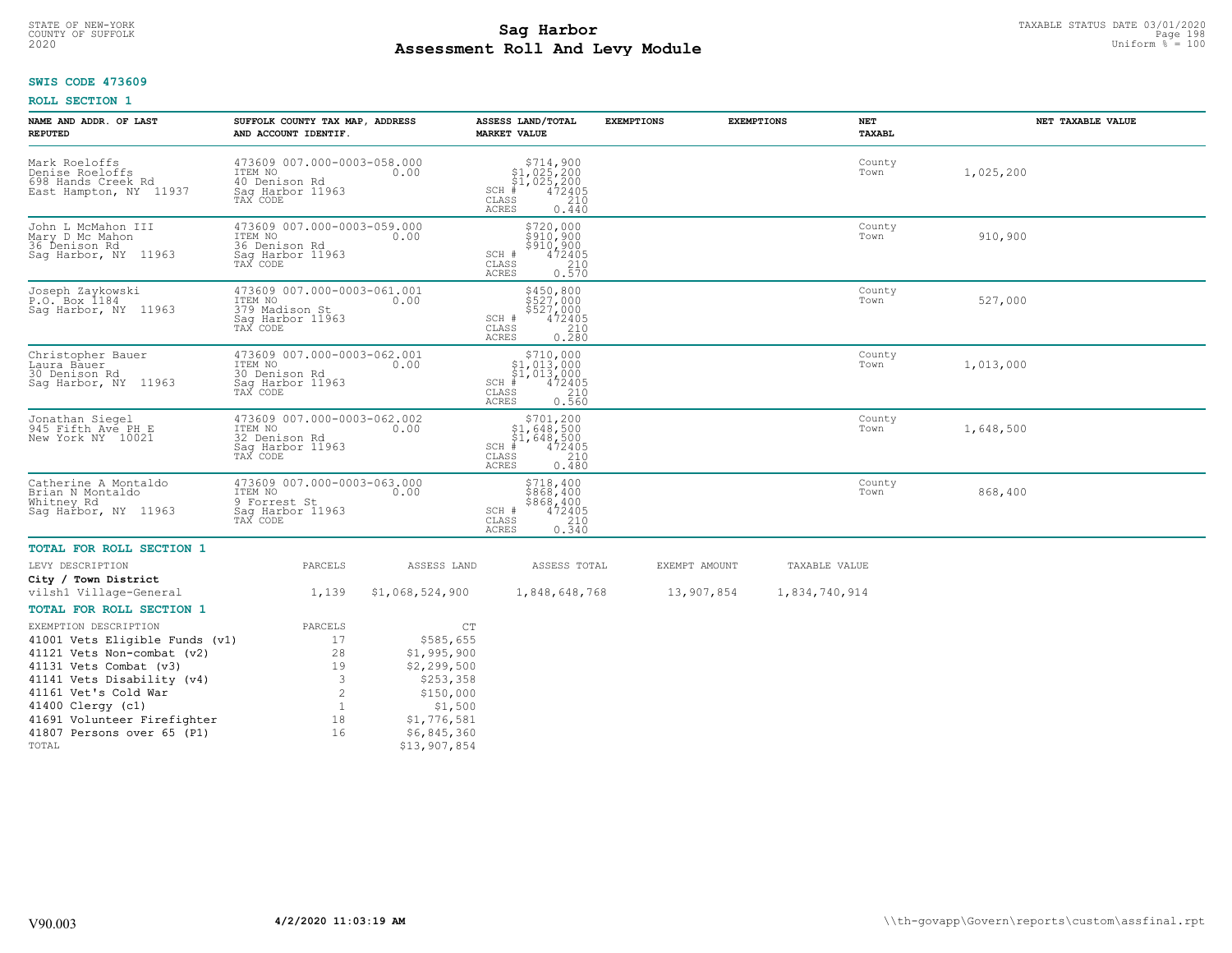STATE OF NEW-YORK
COUNTY OF SUFFOLK
2020

# Sag Harbor
# Assessment Roll And Levy Module

TAXABLE STATUS DATE 03/01/2020
Uniform % = 100

**SWIS CODE 473609**

**ROLL SECTION 1**

| NAME AND ADDR. OF LAST REPUTED | SUFFOLK COUNTY TAX MAP, ADDRESS AND ACCOUNT IDENTIF. | ASSESS LAND/TOTAL MARKET VALUE | EXEMPTIONS | EXEMPTIONS | NET TAXABL | NET TAXABLE VALUE |
|---|---|---|---|---|---|---|
| Mark Roeloffs<br>Denise Roeloffs<br>698 Hands Creek Rd<br>East Hampton, NY 11937 | 473609 007.000-0003-058.000<br>ITEM NO 0.00<br>40 Denison Rd<br>Sag Harbor 11963<br>TAX CODE | $714,900<br>$1,025,200<br>$1,025,200<br>SCH # 472405<br>CLASS 210<br>ACRES 0.440 | | | County<br>Town | 1,025,200 |
| John L McMahon III<br>Mary D Mc Mahon<br>36 Denison Rd<br>Sag Harbor, NY 11963 | 473609 007.000-0003-059.000<br>ITEM NO 0.00<br>36 Denison Rd<br>Sag Harbor 11963<br>TAX CODE | $720,000<br>$910,900<br>$910,900<br>SCH # 472405<br>CLASS 210<br>ACRES 0.570 | | | County<br>Town | 910,900 |
| Joseph Zaykowski<br>P.O. Box 1184<br>Sag Harbor, NY 11963 | 473609 007.000-0003-061.001<br>ITEM NO 0.00<br>379 Madison St<br>Sag Harbor 11963<br>TAX CODE | $450,800<br>$527,000<br>$527,000<br>SCH # 472405<br>CLASS 210<br>ACRES 0.280 | | | County<br>Town | 527,000 |
| Christopher Bauer<br>Laura Bauer<br>30 Denison Rd<br>Sag Harbor, NY 11963 | 473609 007.000-0003-062.001<br>ITEM NO 0.00<br>30 Denison Rd<br>Sag Harbor 11963<br>TAX CODE | $710,000<br>$1,013,000<br>$1,013,000<br>SCH # 472405<br>CLASS 210<br>ACRES 0.560 | | | County<br>Town | 1,013,000 |
| Jonathan Siegel<br>945 Fifth Ave PH E<br>New York NY 10021 | 473609 007.000-0003-062.002<br>ITEM NO 0.00<br>32 Denison Rd<br>Sag Harbor 11963<br>TAX CODE | $701,200<br>$1,648,500<br>$1,648,500<br>SCH # 472405<br>CLASS 210<br>ACRES 0.480 | | | County<br>Town | 1,648,500 |
| Catherine A Montaldo<br>Brian N Montaldo<br>Whitney Rd<br>Sag Harbor, NY 11963 | 473609 007.000-0003-063.000<br>ITEM NO 0.00<br>9 Forrest St<br>Sag Harbor 11963<br>TAX CODE | $718,400<br>$868,400<br>$868,400<br>SCH # 472405<br>CLASS 210<br>ACRES 0.340 | | | County<br>Town | 868,400 |

**TOTAL FOR ROLL SECTION 1**

| LEVY DESCRIPTION | PARCELS | ASSESS LAND | ASSESS TOTAL | EXEMPT AMOUNT | TAXABLE VALUE |
|---|---|---|---|---|---|
| **City / Town District** | | | | | |
| vilsh1 Village-General | 1,139 | $1,068,524,900 | 1,848,648,768 | 13,907,854 | 1,834,740,914 |

**TOTAL FOR ROLL SECTION 1**

| EXEMPTION DESCRIPTION | PARCELS | CT |
|---|---|---|
| 41001 Vets Eligible Funds (v1) | 17 | $585,655 |
| 41121 Vets Non-combat (v2) | 28 | $1,995,900 |
| 41131 Vets Combat (v3) | 19 | $2,299,500 |
| 41141 Vets Disability (v4) | 3 | $253,358 |
| 41161 Vet's Cold War | 2 | $150,000 |
| 41400 Clergy (c1) | 1 | $1,500 |
| 41691 Volunteer Firefighter | 18 | $1,776,581 |
| 41807 Persons over 65 (P1) | 16 | $6,845,360 |
| TOTAL | | $13,907,854 |

V90.003 4/2/2020 11:03:19 AM \\th-govapp\Govern\reports\custom\assfinal.rpt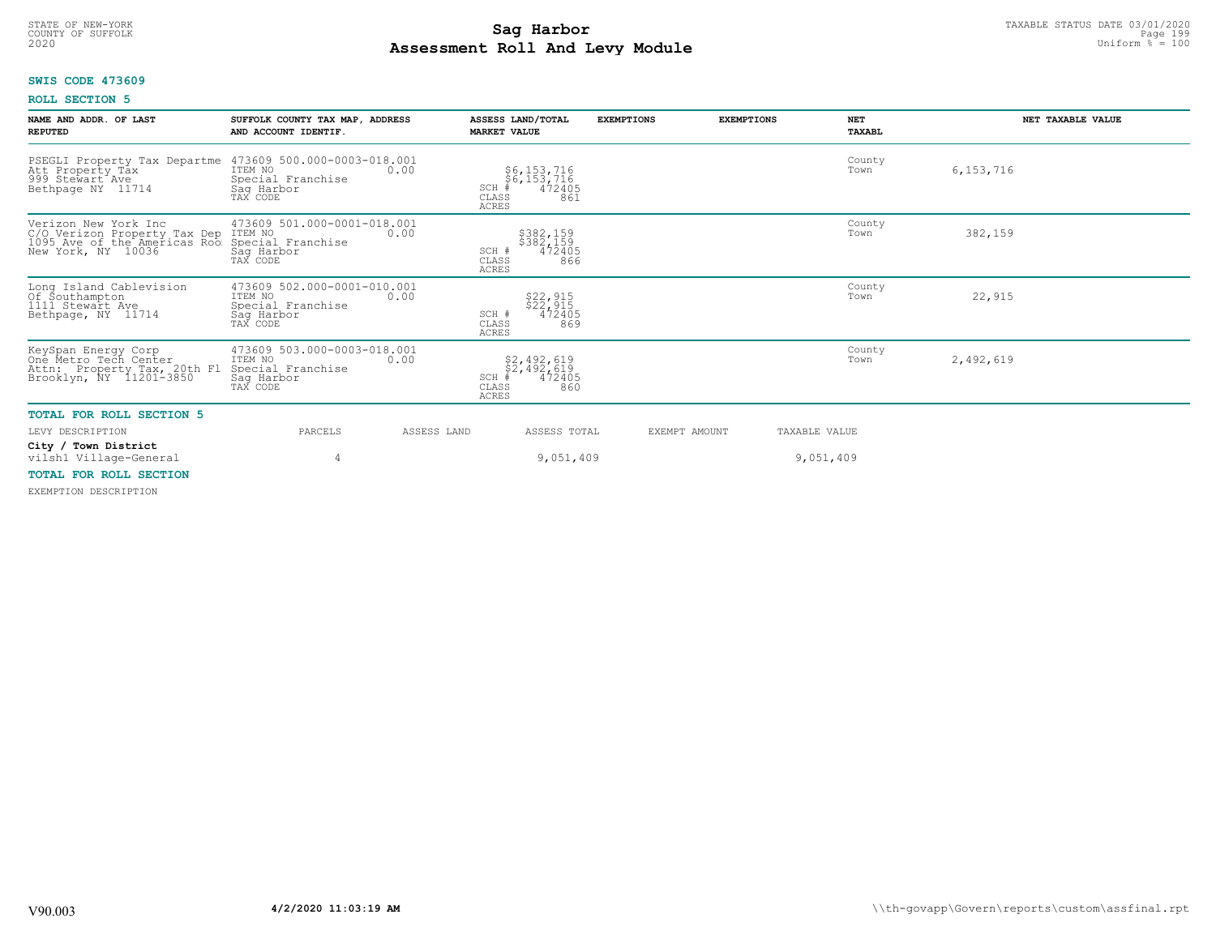STATE OF NEW-YORK
COUNTY OF SUFFOLK
2020

# Sag Harbor
# Assessment Roll And Levy Module

TAXABLE STATUS DATE 03/01/2020
Uniform % = 100

**SWIS CODE 473609**

**ROLL SECTION 5**

| NAME AND ADDR. OF LAST REPUTED | SUFFOLK COUNTY TAX MAP, ADDRESS AND ACCOUNT IDENTIF. | ASSESS LAND/TOTAL MARKET VALUE | EXEMPTIONS | EXEMPTIONS | NET TAXABL | NET TAXABLE VALUE |
|---|---|---|---|---|---|---|
| PSEGLI Property Tax Departme<br>Att Property Tax<br>999 Stewart Ave<br>Bethpage NY 11714 | 473609 500.000-0003-018.001<br>ITEM NO 0.00<br>Special Franchise<br>Sag Harbor<br>TAX CODE | $6,153,716<br>$6,153,716<br>SCH # 472405<br>CLASS 861<br>ACRES | | | County<br>Town | 6,153,716 |
| Verizon New York Inc<br>C/O Verizon Property Tax Dep<br>1095 Ave of the Americas Roo<br>New York, NY 10036 | 473609 501.000-0001-018.001<br>ITEM NO 0.00<br>Special Franchise<br>Sag Harbor<br>TAX CODE | $382,159<br>$382,159<br>SCH # 472405<br>CLASS 866<br>ACRES | | | County<br>Town | 382,159 |
| Long Island Cablevision<br>Of Southampton<br>1111 Stewart Ave<br>Bethpage, NY 11714 | 473609 502.000-0001-010.001<br>ITEM NO 0.00<br>Special Franchise<br>Sag Harbor<br>TAX CODE | $22,915<br>$22,915<br>SCH # 472405<br>CLASS 869<br>ACRES | | | County<br>Town | 22,915 |
| KeySpan Energy Corp<br>One Metro Tech Center<br>Attn: Property Tax, 20th Fl<br>Brooklyn, NY 11201-3850 | 473609 503.000-0003-018.001<br>ITEM NO 0.00<br>Special Franchise<br>Sag Harbor<br>TAX CODE | $2,492,619<br>$2,492,619<br>SCH # 472405<br>CLASS 860<br>ACRES | | | County<br>Town | 2,492,619 |

**TOTAL FOR ROLL SECTION 5**

| LEVY DESCRIPTION | PARCELS | ASSESS LAND | ASSESS TOTAL | EXEMPT AMOUNT | TAXABLE VALUE |
|---|---|---|---|---|---|
| **City / Town District** | | | | | |
| vilsh1 Village-General | 4 | | 9,051,409 | | 9,051,409 |

**TOTAL FOR ROLL SECTION**

EXEMPTION DESCRIPTION

V90.003 4/2/2020 11:03:19 AM \\th-govapp\Govern\reports\custom\assfinal.rpt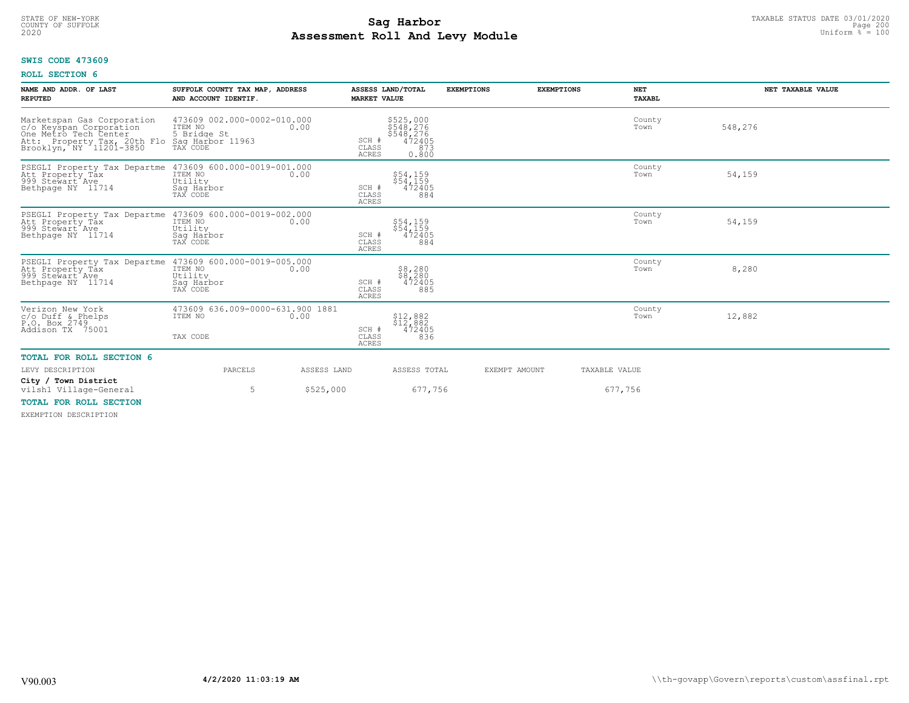**SWIS CODE 473609**

**ROLL SECTION 6**

| NAME AND ADDR. OF LAST REPUTED | SUFFOLK COUNTY TAX MAP, ADDRESS AND ACCOUNT IDENTIF. | ASSESS LAND/TOTAL MARKET VALUE | EXEMPTIONS | EXEMPTIONS | NET TAXABL | NET TAXABLE VALUE |
|---|---|---|---|---|---|---|
| Marketspan Gas Corporation<br>c/o Keyspan Corporation<br>One Metro Tech Center<br>Att: Property Tax, 20th Flo<br>Brooklyn, NY 11201-3850 | 473609 002.000-0002-010.000<br>ITEM NO 0.00<br>5 Bridge St<br>Sag Harbor 11963<br>TAX CODE | $525,000<br>$548,276<br>$548,276<br>SCH # 472405<br>CLASS 873<br>ACRES 0.800 | | | County<br>Town | 548,276 |
| PSEGLI Property Tax Departme<br>Att Property Tax<br>999 Stewart Ave<br>Bethpage NY 11714 | 473609 600.000-0019-001.000<br>ITEM NO 0.00<br>Utility<br>Sag Harbor<br>TAX CODE | $54,159<br>$54,159<br>SCH # 472405<br>CLASS 884<br>ACRES | | | County<br>Town | 54,159 |
| PSEGLI Property Tax Departme<br>Att Property Tax<br>999 Stewart Ave<br>Bethpage NY 11714 | 473609 600.000-0019-002.000<br>ITEM NO 0.00<br>Utility<br>Sag Harbor<br>TAX CODE | $54,159<br>$54,159<br>SCH # 472405<br>CLASS 884<br>ACRES | | | County<br>Town | 54,159 |
| PSEGLI Property Tax Departme<br>Att Property Tax<br>999 Stewart Ave<br>Bethpage NY 11714 | 473609 600.000-0019-005.000<br>ITEM NO 0.00<br>Utility<br>Sag Harbor<br>TAX CODE | $8,280<br>$8,280<br>SCH # 472405<br>CLASS 885<br>ACRES | | | County<br>Town | 8,280 |
| Verizon New York<br>c/o Duff & Phelps<br>P.O. Box 2749<br>Addison TX 75001 | 473609 636.009-0000-631.900 1881<br>ITEM NO 0.00<br>TAX CODE | $12,882<br>$12,882<br>SCH # 472405<br>CLASS 836<br>ACRES | | | County<br>Town | 12,882 |

**TOTAL FOR ROLL SECTION 6**

| LEVY DESCRIPTION | PARCELS | ASSESS LAND | ASSESS TOTAL | EXEMPT AMOUNT | TAXABLE VALUE |
|---|---|---|---|---|---|
| **City / Town District** | | | | | |
| vilsh1 Village-General | 5 | $525,000 | 677,756 | | 677,756 |

**TOTAL FOR ROLL SECTION**

EXEMPTION DESCRIPTION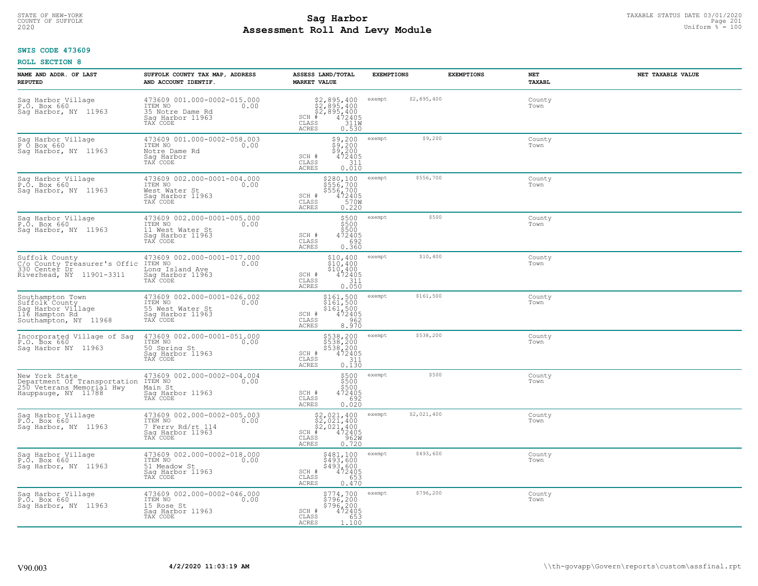STATE OF NEW-YORK
COUNTY OF SUFFOLK
2020

# Sag Harbor
# Assessment Roll And Levy Module

TAXABLE STATUS DATE 03/01/2020
Uniform % = 100

**SWIS CODE 473609**

**ROLL SECTION 8**

| NAME AND ADDR. OF LAST REPUTED | SUFFOLK COUNTY TAX MAP, ADDRESS AND ACCOUNT IDENTIF. | ASSESS LAND/TOTAL MARKET VALUE | EXEMPTIONS | EXEMPTIONS | NET TAXABL | NET TAXABLE VALUE |
|---|---|---|---|---|---|---|
| Sag Harbor Village<br>P.O. Box 660<br>Sag Harbor, NY 11963 | 473609 001.000-0002-015.000<br>ITEM NO 0.00<br>35 Notre Dame Rd<br>Sag Harbor 11963<br>TAX CODE | $2,895,400<br>$2,895,400<br>$2,895,400<br>SCH # 472405<br>CLASS 311W<br>ACRES 0.530 | exempt $2,895,400 | | County<br>Town | |
| Sag Harbor Village<br>P O Box 660<br>Sag Harbor, NY 11963 | 473609 001.000-0002-058.003<br>ITEM NO 0.00<br>Notre Dame Rd<br>Sag Harbor<br>TAX CODE | $9,200<br>$9,200<br>$9,200<br>SCH # 472405<br>CLASS 311<br>ACRES 0.010 | exempt $9,200 | | County<br>Town | |
| Sag Harbor Village<br>P.O. Box 660<br>Sag Harbor, NY 11963 | 473609 002.000-0001-004.000<br>ITEM NO 0.00<br>West Water St<br>Sag Harbor 11963<br>TAX CODE | $280,100<br>$556,700<br>$556,700<br>SCH # 472405<br>CLASS 570W<br>ACRES 0.220 | exempt $556,700 | | County<br>Town | |
| Sag Harbor Village<br>P.O. Box 660<br>Sag Harbor, NY 11963 | 473609 002.000-0001-005.000<br>ITEM NO 0.00<br>11 West Water St<br>Sag Harbor 11963<br>TAX CODE | $500<br>$500<br>$500<br>SCH # 472405<br>CLASS 692<br>ACRES 0.360 | exempt $500 | | County<br>Town | |
| Suffolk County<br>C/o County Treasurer's Offic<br>330 Center Dr<br>Riverhead, NY 11901-3311 | 473609 002.000-0001-017.000<br>ITEM NO 0.00<br>Long Island Ave<br>Sag Harbor 11963<br>TAX CODE | $10,400<br>$10,400<br>$10,400<br>SCH # 472405<br>CLASS 311<br>ACRES 0.050 | exempt $10,400 | | County<br>Town | |
| Southampton Town<br>Suffolk County<br>Sag Harbor Village<br>116 Hampton Rd<br>Southampton, NY 11968 | 473609 002.000-0001-026.002<br>ITEM NO 0.00<br>55 West Water St<br>Sag Harbor 11963<br>TAX CODE | $161,500<br>$161,500<br>$161,500<br>SCH # 472405<br>CLASS 962<br>ACRES 8.970 | exempt $161,500 | | County<br>Town | |
| Incorporated Village of Sag<br>P.O. Box 660<br>Sag Harbor NY 11963 | 473609 002.000-0001-051.000<br>ITEM NO 0.00<br>50 Spring St<br>Sag Harbor 11963<br>TAX CODE | $538,200<br>$538,200<br>$538,200<br>SCH # 472405<br>CLASS 311<br>ACRES 0.130 | exempt $538,200 | | County<br>Town | |
| New York State<br>Department Of Transportation<br>250 Veterans Memorial Hwy<br>Hauppauge, NY 11788 | 473609 002.000-0002-004.004<br>ITEM NO 0.00<br>Main St<br>Sag Harbor 11963<br>TAX CODE | $500<br>$500<br>$500<br>SCH # 472405<br>CLASS 692<br>ACRES 0.020 | exempt $500 | | County<br>Town | |
| Sag Harbor Village<br>P.O. Box 660<br>Sag Harbor, NY 11963 | 473609 002.000-0002-005.003<br>ITEM NO 0.00<br>7 Ferry Rd/rt 114<br>Sag Harbor 11963<br>TAX CODE | $2,021,400<br>$2,021,400<br>$2,021,400<br>SCH # 472405<br>CLASS 962W<br>ACRES 0.720 | exempt $2,021,400 | | County<br>Town | |
| Sag Harbor Village<br>P.O. Box 660<br>Sag Harbor, NY 11963 | 473609 002.000-0002-018.000<br>ITEM NO 0.00<br>51 Meadow St<br>Sag Harbor 11963<br>TAX CODE | $481,100<br>$493,600<br>$493,600<br>SCH # 472405<br>CLASS 653<br>ACRES 0.470 | exempt $493,600 | | County<br>Town | |
| Sag Harbor Village<br>P.O. Box 660<br>Sag Harbor, NY 11963 | 473609 002.000-0002-046.000<br>ITEM NO 0.00<br>15 Rose St<br>Sag Harbor 11963<br>TAX CODE | $774,700<br>$796,200<br>$796,200<br>SCH # 472405<br>CLASS 653<br>ACRES 1.100 | exempt $796,200 | | County<br>Town | |

V90.003 **4/2/2020 11:03:19 AM** \\th-govapp\Govern\reports\custom\assfinal.rpt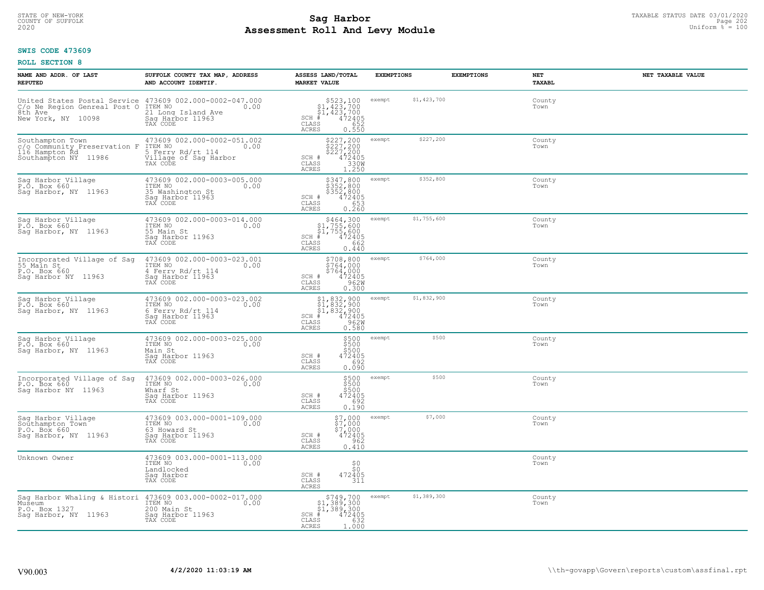STATE OF NEW-YORK
COUNTY OF SUFFOLK
2020

# Sag Harbor
## Assessment Roll And Levy Module

TAXABLE STATUS DATE 03/01/2020
Uniform % = 100

**SWIS CODE 473609**

**ROLL SECTION 8**

| NAME AND ADDR. OF LAST REPUTED | SUFFOLK COUNTY TAX MAP, ADDRESS AND ACCOUNT IDENTIF. | ASSESS LAND/TOTAL MARKET VALUE | EXEMPTIONS | EXEMPTIONS | NET TAXABL | NET TAXABLE VALUE |
|---|---|---|---|---|---|---|
| United States Postal Service<br>C/o Ne Region Genreal Post O<br>8th Ave<br>New York, NY 10098 | 473609 002.000-0002-047.000<br>ITEM NO 0.00<br>21 Long Island Ave<br>Sag Harbor 11963<br>TAX CODE | $523,100<br>$1,423,700<br>$1,423,700<br>SCH # 472405<br>CLASS 652<br>ACRES 0.550 | exempt $1,423,700 | | County<br>Town | |
| Southampton Town<br>c/o Community Preservation F<br>116 Hampton Rd<br>Southampton NY 11986 | 473609 002.000-0002-051.002<br>ITEM NO 0.00<br>5 Ferry Rd/rt 114<br>Village of Sag Harbor<br>TAX CODE | $227,200<br>$227,200<br>$227,200<br>SCH # 472405<br>CLASS 330W<br>ACRES 1.250 | exempt $227,200 | | County<br>Town | |
| Sag Harbor Village<br>P.O. Box 660<br>Sag Harbor, NY 11963 | 473609 002.000-0003-005.000<br>ITEM NO 0.00<br>35 Washington St<br>Sag Harbor 11963<br>TAX CODE | $347,800<br>$352,800<br>$352,800<br>SCH # 472405<br>CLASS 653<br>ACRES 0.260 | exempt $352,800 | | County<br>Town | |
| Sag Harbor Village<br>P.O. Box 660<br>Sag Harbor, NY 11963 | 473609 002.000-0003-014.000<br>ITEM NO 0.00<br>55 Main St<br>Sag Harbor 11963<br>TAX CODE | $464,300<br>$1,755,600<br>$1,755,600<br>SCH # 472405<br>CLASS 662<br>ACRES 0.440 | exempt $1,755,600 | | County<br>Town | |
| Incorporated Village of Sag<br>55 Main St<br>P.O. Box 660<br>Sag Harbor NY 11963 | 473609 002.000-0003-023.001<br>ITEM NO 0.00<br>4 Ferry Rd/rt 114<br>Sag Harbor 11963<br>TAX CODE | $708,800<br>$764,000<br>$764,000<br>SCH # 472405<br>CLASS 962W<br>ACRES 0.300 | exempt $764,000 | | County<br>Town | |
| Sag Harbor Village<br>P.O. Box 660<br>Sag Harbor, NY 11963 | 473609 002.000-0003-023.002<br>ITEM NO 0.00<br>6 Ferry Rd/rt 114<br>Sag Harbor 11963<br>TAX CODE | $1,832,900<br>$1,832,900<br>$1,832,900<br>SCH # 472405<br>CLASS 962W<br>ACRES 0.580 | exempt $1,832,900 | | County<br>Town | |
| Sag Harbor Village<br>P.O. Box 660<br>Sag Harbor, NY 11963 | 473609 002.000-0003-025.000<br>ITEM NO 0.00<br>Main St<br>Sag Harbor 11963<br>TAX CODE | $500<br>$500<br>$500<br>SCH # 472405<br>CLASS 692<br>ACRES 0.090 | exempt $500 | | County<br>Town | |
| Incorporated Village of Sag<br>P.O. Box 660<br>Sag Harbor NY 11963 | 473609 002.000-0003-026.000<br>ITEM NO 0.00<br>Wharf St<br>Sag Harbor 11963<br>TAX CODE | $500<br>$500<br>$500<br>SCH # 472405<br>CLASS 692<br>ACRES 0.190 | exempt $500 | | County<br>Town | |
| Sag Harbor Village<br>Southampton Town<br>P.O. Box 660<br>Sag Harbor, NY 11963 | 473609 003.000-0001-109.000<br>ITEM NO 0.00<br>63 Howard St<br>Sag Harbor 11963<br>TAX CODE | $7,000<br>$7,000<br>$7,000<br>SCH # 472405<br>CLASS 962<br>ACRES 0.410 | exempt $7,000 | | County<br>Town | |
| Unknown Owner | 473609 003.000-0001-113.000<br>ITEM NO 0.00<br>Landlocked<br>Sag Harbor<br>TAX CODE | $0<br>$0<br>SCH # 472405<br>CLASS 311<br>ACRES | | | County<br>Town | |
| Sag Harbor Whaling & Histori<br>Museum<br>P.O. Box 1327<br>Sag Harbor, NY 11963 | 473609 003.000-0002-017.000<br>ITEM NO 0.00<br>200 Main St<br>Sag Harbor 11963<br>TAX CODE | $749,700<br>$1,389,300<br>$1,389,300<br>SCH # 472405<br>CLASS 632<br>ACRES 1.000 | exempt $1,389,300 | | County<br>Town | |

V90.003 4/2/2020 11:03:19 AM \\th-govapp\Govern\reports\custom\assfinal.rpt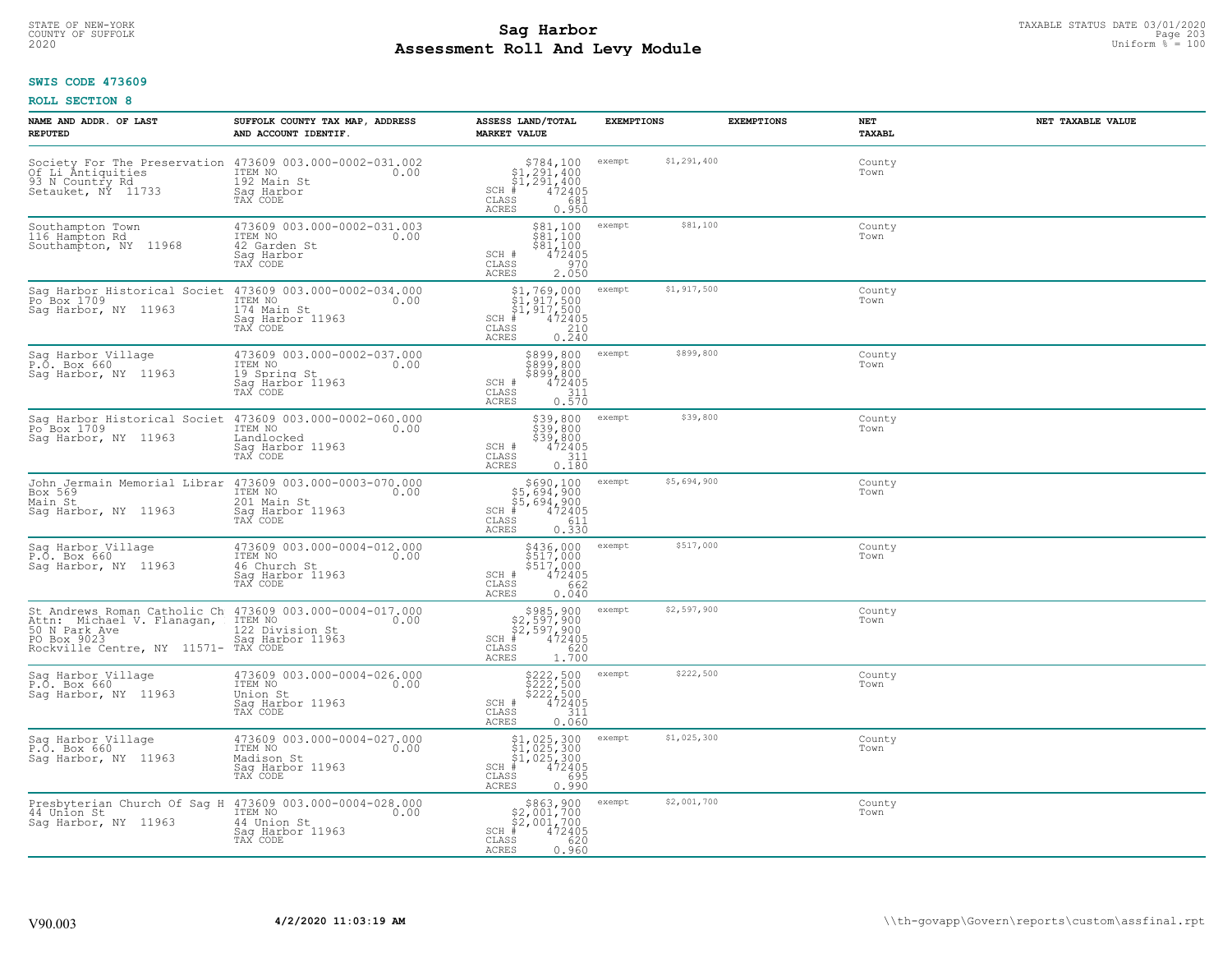STATE OF NEW-YORK
COUNTY OF SUFFOLK
2020

# Sag Harbor
## Assessment Roll And Levy Module

TAXABLE STATUS DATE 03/01/2020
Uniform % = 100

**SWIS CODE 473609**

**ROLL SECTION 8**

| NAME AND ADDR. OF LAST REPUTED | SUFFOLK COUNTY TAX MAP, ADDRESS AND ACCOUNT IDENTIF. | ASSESS LAND/TOTAL MARKET VALUE | EXEMPTIONS | EXEMPTIONS | NET TAXABL | NET TAXABLE VALUE |
|---|---|---|---|---|---|---|
| Society For The Preservation Of Li Antiquities 93 N Country Rd Setauket, NY 11733 | 473609 003.000-0002-031.002 ITEM NO 0.00 192 Main St Sag Harbor TAX CODE | $784,100 $1,291,400 $1,291,400 SCH # 472405 CLASS 681 ACRES 0.950 | exempt $1,291,400 | | County Town | |
| Southampton Town 116 Hampton Rd Southampton, NY 11968 | 473609 003.000-0002-031.003 ITEM NO 0.00 42 Garden St Sag Harbor TAX CODE | $81,100 $81,100 $81,100 SCH # 472405 CLASS 970 ACRES 2.050 | exempt $81,100 | | County Town | |
| Sag Harbor Historical Societ Po Box 1709 Sag Harbor, NY 11963 | 473609 003.000-0002-034.000 ITEM NO 0.00 174 Main St Sag Harbor 11963 TAX CODE | $1,769,000 $1,917,500 $1,917,500 SCH # 472405 CLASS 210 ACRES 0.240 | exempt $1,917,500 | | County Town | |
| Sag Harbor Village P.O. Box 660 Sag Harbor, NY 11963 | 473609 003.000-0002-037.000 ITEM NO 0.00 19 Spring St Sag Harbor 11963 TAX CODE | $899,800 $899,800 $899,800 SCH # 472405 CLASS 311 ACRES 0.570 | exempt $899,800 | | County Town | |
| Sag Harbor Historical Societ Po Box 1709 Sag Harbor, NY 11963 | 473609 003.000-0002-060.000 ITEM NO 0.00 Landlocked Sag Harbor 11963 TAX CODE | $39,800 $39,800 $39,800 SCH # 472405 CLASS 311 ACRES 0.180 | exempt $39,800 | | County Town | |
| John Jermain Memorial Librar Box 569 Main St Sag Harbor, NY 11963 | 473609 003.000-0003-070.000 ITEM NO 0.00 201 Main St Sag Harbor 11963 TAX CODE | $690,100 $5,694,900 $5,694,900 SCH # 472405 CLASS 611 ACRES 0.330 | exempt $5,694,900 | | County Town | |
| Sag Harbor Village P.O. Box 660 Sag Harbor, NY 11963 | 473609 003.000-0004-012.000 ITEM NO 0.00 46 Church St Sag Harbor 11963 TAX CODE | $436,000 $517,000 $517,000 SCH # 472405 CLASS 662 ACRES 0.040 | exempt $517,000 | | County Town | |
| St Andrews Roman Catholic Ch Attn: Michael V. Flanagan, 50 N Park Ave PO Box 9023 Rockville Centre, NY 11571- | 473609 003.000-0004-017.000 ITEM NO 0.00 122 Division St Sag Harbor 11963 TAX CODE | $985,900 $2,597,900 $2,597,900 SCH # 472405 CLASS 620 ACRES 1.700 | exempt $2,597,900 | | County Town | |
| Sag Harbor Village P.O. Box 660 Sag Harbor, NY 11963 | 473609 003.000-0004-026.000 ITEM NO 0.00 Union St Sag Harbor 11963 TAX CODE | $222,500 $222,500 $222,500 SCH # 472405 CLASS 311 ACRES 0.060 | exempt $222,500 | | County Town | |
| Sag Harbor Village P.O. Box 660 Sag Harbor, NY 11963 | 473609 003.000-0004-027.000 ITEM NO 0.00 Madison St Sag Harbor 11963 TAX CODE | $1,025,300 $1,025,300 $1,025,300 SCH # 472405 CLASS 695 ACRES 0.990 | exempt $1,025,300 | | County Town | |
| Presbyterian Church Of Sag H 44 Union St Sag Harbor, NY 11963 | 473609 003.000-0004-028.000 ITEM NO 0.00 44 Union St Sag Harbor 11963 TAX CODE | $863,900 $2,001,700 $2,001,700 SCH # 472405 CLASS 620 ACRES 0.960 | exempt $2,001,700 | | County Town | |

V90.003 **4/2/2020 11:03:19 AM** \\th-govapp\Govern\reports\custom\assfinal.rpt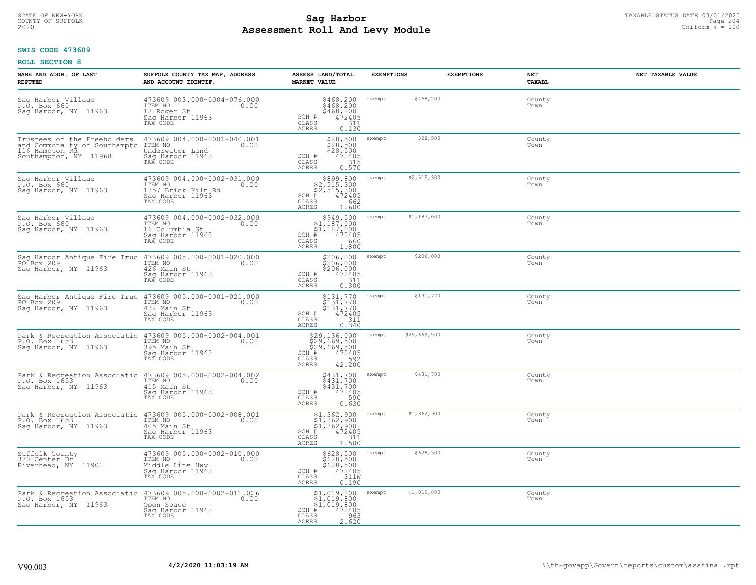**SWIS CODE 473609**

**ROLL SECTION 8**

| NAME AND ADDR. OF LAST REPUTED | SUFFOLK COUNTY TAX MAP, ADDRESS AND ACCOUNT IDENTIF. | ASSESS LAND/TOTAL MARKET VALUE | EXEMPTIONS | | EXEMPTIONS | NET TAXABL | NET TAXABLE VALUE |
|---|---|---|---|---|---|---|---|
| Sag Harbor Village<br>P.O. Box 660<br>Sag Harbor, NY 11963 | 473609 003.000-0004-076.000<br>ITEM NO 0.00<br>18 Roger St<br>Sag Harbor 11963<br>TAX CODE | $468,200<br>$468,200<br>$468,200<br>SCH # 472405<br>CLASS 311<br>ACRES 0.130 | exempt | $468,200 | | County<br>Town | |
| Trustees of the Freeholders<br>and Commonalty of Southampto<br>116 Hampton Rd<br>Southampton, NY 11968 | 473609 004.000-0001-040.001<br>ITEM NO 0.00<br>Underwater Land<br>Sag Harbor 11963<br>TAX CODE | $28,500<br>$28,500<br>$28,500<br>SCH # 472405<br>CLASS 315<br>ACRES 0.570 | exempt | $28,500 | | County<br>Town | |
| Sag Harbor Village<br>P.O. Box 660<br>Sag Harbor, NY 11963 | 473609 004.000-0002-031.000<br>ITEM NO 0.00<br>1357 Brick Kiln Rd<br>Sag Harbor 11963<br>TAX CODE | $899,800<br>$2,515,300<br>$2,515,300<br>SCH # 472405<br>CLASS 662<br>ACRES 1.600 | exempt | $2,515,300 | | County<br>Town | |
| Sag Harbor Village<br>P.O. Box 660<br>Sag Harbor, NY 11963 | 473609 004.000-0002-032.000<br>ITEM NO 0.00<br>16 Columbia St<br>Sag Harbor 11963<br>TAX CODE | $949,500<br>$1,187,000<br>$1,187,000<br>SCH # 472405<br>CLASS 660<br>ACRES 1.800 | exempt | $1,187,000 | | County<br>Town | |
| Sag Harbor Antique Fire Truc<br>PO Box 209<br>Sag Harbor, NY 11963 | 473609 005.000-0001-020.000<br>ITEM NO 0.00<br>426 Main St<br>Sag Harbor 11963<br>TAX CODE | $206,000<br>$206,000<br>$206,000<br>SCH # 472405<br>CLASS 311<br>ACRES 0.300 | exempt | $206,000 | | County<br>Town | |
| Sag Harbor Antique Fire Truc<br>PO Box 209<br>Sag Harbor, NY 11963 | 473609 005.000-0001-021.000<br>ITEM NO 0.00<br>432 Main St<br>Sag Harbor 11963<br>TAX CODE | $131,770<br>$131,770<br>$131,770<br>SCH # 472405<br>CLASS 311<br>ACRES 0.340 | exempt | $131,770 | | County<br>Town | |
| Park & Recreation Associatio<br>P.O. Box 1653<br>Sag Harbor, NY 11963 | 473609 005.000-0002-004.001<br>ITEM NO 0.00<br>395 Main St<br>Sag Harbor 11963<br>TAX CODE | $29,136,000<br>$29,669,500<br>$29,669,500<br>SCH # 472405<br>CLASS 592<br>ACRES 42.200 | exempt | $29,669,500 | | County<br>Town | |
| Park & Recreation Associatio<br>P.O. Box 1653<br>Sag Harbor, NY 11963 | 473609 005.000-0002-004.002<br>ITEM NO 0.00<br>415 Main St<br>Sag Harbor 11963<br>TAX CODE | $431,700<br>$431,700<br>$431,700<br>SCH # 472405<br>CLASS 590<br>ACRES 0.630 | exempt | $431,700 | | County<br>Town | |
| Park & Recreation Associatio<br>P.O. Box 1653<br>Sag Harbor, NY 11963 | 473609 005.000-0002-008.001<br>ITEM NO 0.00<br>405 Main St<br>Sag Harbor 11963<br>TAX CODE | $1,362,900<br>$1,362,900<br>$1,362,900<br>SCH # 472405<br>CLASS 311<br>ACRES 1.500 | exempt | $1,362,900 | | County<br>Town | |
| Suffolk County<br>330 Center Dr<br>Riverhead, NY 11901 | 473609 005.000-0002-010.000<br>ITEM NO 0.00<br>Middle Line Hwy<br>Sag Harbor 11963<br>TAX CODE | $628,500<br>$628,500<br>$628,500<br>SCH # 472405<br>CLASS 311W<br>ACRES 0.190 | exempt | $628,500 | | County<br>Town | |
| Park & Recreation Associatio<br>P.O. Box 1653<br>Sag Harbor, NY 11963 | 473609 005.000-0002-011.026<br>ITEM NO 0.00<br>Open Space<br>Sag Harbor 11963<br>TAX CODE | $1,019,800<br>$1,019,800<br>$1,019,800<br>SCH # 472405<br>CLASS 963<br>ACRES 2.620 | exempt | $1,019,800 | | County<br>Town | |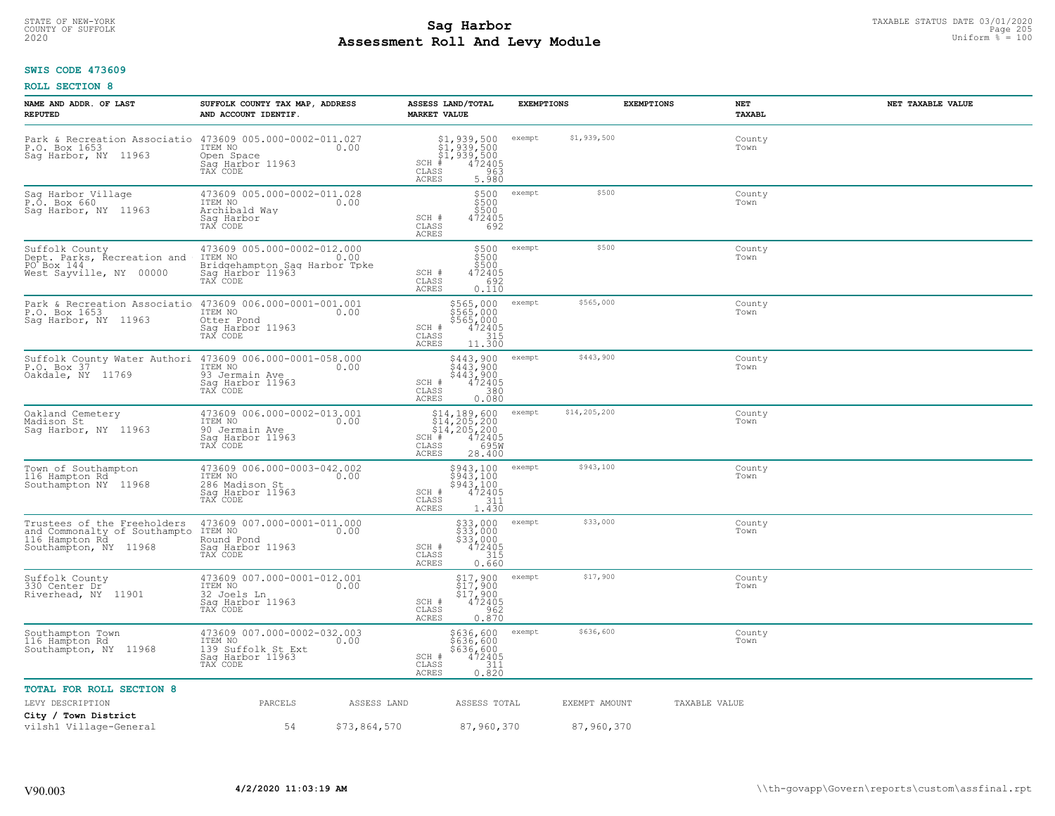STATE OF NEW-YORK
COUNTY OF SUFFOLK
2020

# Sag Harbor
# Assessment Roll And Levy Module

TAXABLE STATUS DATE 03/01/2020
Uniform % = 100

**SWIS CODE 473609**

**ROLL SECTION 8**

| NAME AND ADDR. OF LAST REPUTED | SUFFOLK COUNTY TAX MAP, ADDRESS AND ACCOUNT IDENTIF. | ASSESS LAND/TOTAL MARKET VALUE | EXEMPTIONS | | EXEMPTIONS | NET TAXABL | NET TAXABLE VALUE |
|---|---|---|---|---|---|---|---|
| Park & Recreation Associatio<br>P.O. Box 1653<br>Sag Harbor, NY 11963 | 473609 005.000-0002-011.027<br>ITEM NO 0.00<br>Open Space<br>Sag Harbor 11963<br>TAX CODE | $1,939,500<br>$1,939,500<br>$1,939,500<br>SCH # 472405<br>CLASS 963<br>ACRES 5.980 | exempt | $1,939,500 | | County<br>Town | |
| Sag Harbor Village<br>P.O. Box 660<br>Sag Harbor, NY 11963 | 473609 005.000-0002-011.028<br>ITEM NO 0.00<br>Archibald Way<br>Sag Harbor<br>TAX CODE | $500<br>$500<br>$500<br>SCH # 472405<br>CLASS 692<br>ACRES | exempt | $500 | | County<br>Town | |
| Suffolk County<br>Dept. Parks, Recreation and<br>PO Box 144<br>West Sayville, NY 00000 | 473609 005.000-0002-012.000<br>ITEM NO 0.00<br>Bridgehampton Sag Harbor Tpke<br>Sag Harbor 11963<br>TAX CODE | $500<br>$500<br>$500<br>SCH # 472405<br>CLASS 692<br>ACRES 0.110 | exempt | $500 | | County<br>Town | |
| Park & Recreation Associatio<br>P.O. Box 1653<br>Sag Harbor, NY 11963 | 473609 006.000-0001-001.001<br>ITEM NO 0.00<br>Otter Pond<br>Sag Harbor 11963<br>TAX CODE | $565,000<br>$565,000<br>$565,000<br>SCH # 472405<br>CLASS 315<br>ACRES 11.300 | exempt | $565,000 | | County<br>Town | |
| Suffolk County Water Authori<br>P.O. Box 37<br>Oakdale, NY 11769 | 473609 006.000-0001-058.000<br>ITEM NO 0.00<br>93 Jermain Ave<br>Sag Harbor 11963<br>TAX CODE | $443,900<br>$443,900<br>$443,900<br>SCH # 472405<br>CLASS 380<br>ACRES 0.080 | exempt | $443,900 | | County<br>Town | |
| Oakland Cemetery<br>Madison St<br>Sag Harbor, NY 11963 | 473609 006.000-0002-013.001<br>ITEM NO 0.00<br>90 Jermain Ave<br>Sag Harbor 11963<br>TAX CODE | $14,189,600<br>$14,205,200<br>$14,205,200<br>SCH # 472405<br>CLASS 695W<br>ACRES 28.400 | exempt | $14,205,200 | | County<br>Town | |
| Town of Southampton<br>116 Hampton Rd<br>Southampton NY 11968 | 473609 006.000-0003-042.002<br>ITEM NO 0.00<br>286 Madison St<br>Sag Harbor 11963<br>TAX CODE | $943,100<br>$943,100<br>$943,100<br>SCH # 472405<br>CLASS 311<br>ACRES 1.430 | exempt | $943,100 | | County<br>Town | |
| Trustees of the Freeholders<br>and Commonalty of Southampto<br>116 Hampton Rd<br>Southampton, NY 11968 | 473609 007.000-0001-011.000<br>ITEM NO 0.00<br>Round Pond<br>Sag Harbor 11963<br>TAX CODE | $33,000<br>$33,000<br>$33,000<br>SCH # 472405<br>CLASS 315<br>ACRES 0.660 | exempt | $33,000 | | County<br>Town | |
| Suffolk County<br>330 Center Dr<br>Riverhead, NY 11901 | 473609 007.000-0001-012.001<br>ITEM NO 0.00<br>32 Joels Ln<br>Sag Harbor 11963<br>TAX CODE | $17,900<br>$17,900<br>$17,900<br>SCH # 472405<br>CLASS 962<br>ACRES 0.870 | exempt | $17,900 | | County<br>Town | |
| Southampton Town<br>116 Hampton Rd<br>Southampton, NY 11968 | 473609 007.000-0002-032.003<br>ITEM NO 0.00<br>139 Suffolk St Ext<br>Sag Harbor 11963<br>TAX CODE | $636,600<br>$636,600<br>$636,600<br>SCH # 472405<br>CLASS 311<br>ACRES 0.820 | exempt | $636,600 | | County<br>Town | |

**TOTAL FOR ROLL SECTION 8**

| LEVY DESCRIPTION | PARCELS | ASSESS LAND | ASSESS TOTAL | EXEMPT AMOUNT | TAXABLE VALUE |
|---|---|---|---|---|---|
| **City / Town District** | | | | | |
| vilsh1 Village-General | 54 | $73,864,570 | 87,960,370 | 87,960,370 | |

V90.003 4/2/2020 11:03:19 AM \\th-govapp\Govern\reports\custom\assfinal.rpt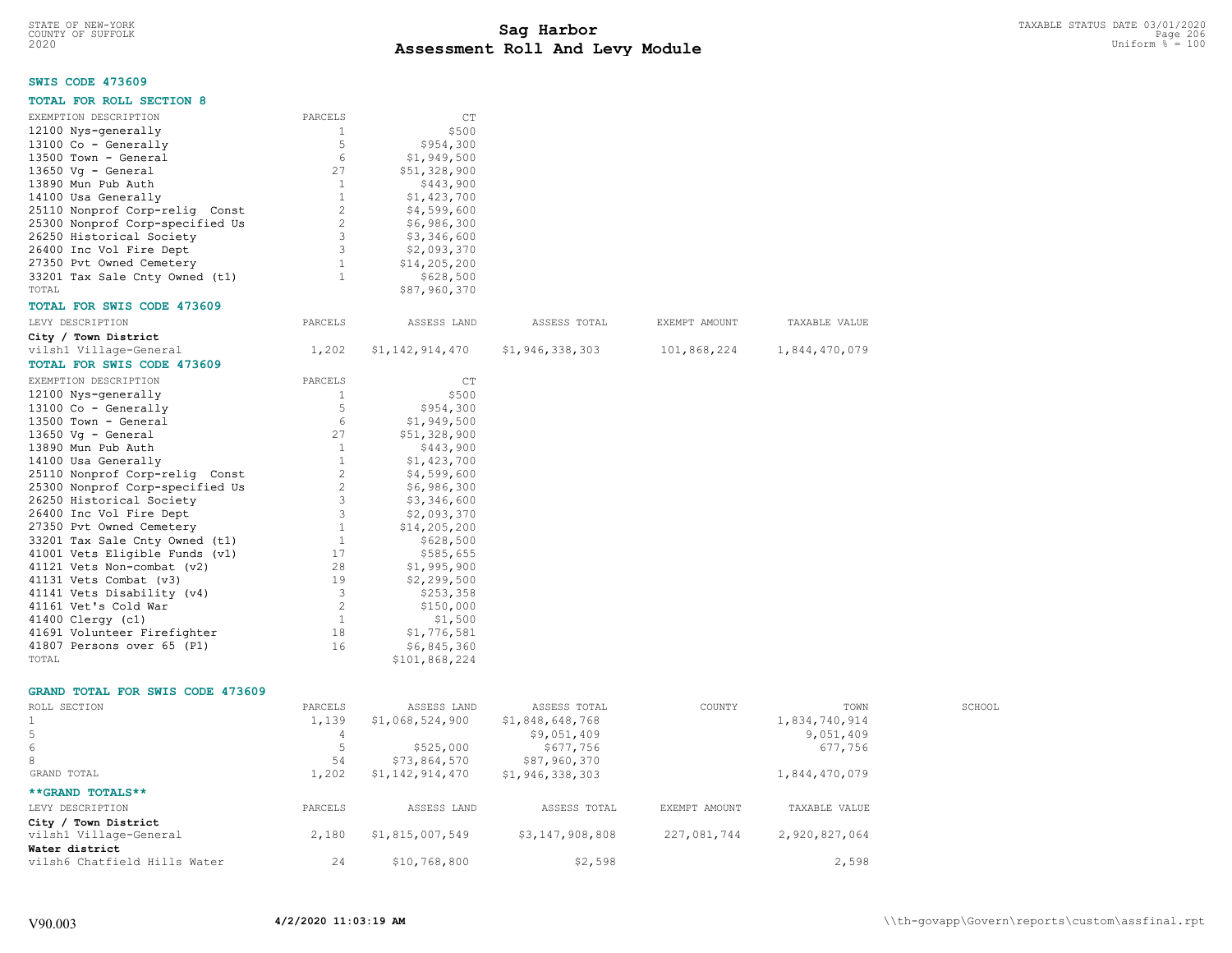**SWIS CODE 473609**

**TOTAL FOR ROLL SECTION 8**

| EXEMPTION DESCRIPTION | PARCELS | CT |
|---|---|---|
| 12100 Nys-generally | 1 | $500 |
| 13100 Co - Generally | 5 | $954,300 |
| 13500 Town - General | 6 | $1,949,500 |
| 13650 Vg - General | 27 | $51,328,900 |
| 13890 Mun Pub Auth | 1 | $443,900 |
| 14100 Usa Generally | 1 | $1,423,700 |
| 25110 Nonprof Corp-relig Const | 2 | $4,599,600 |
| 25300 Nonprof Corp-specified Us | 2 | $6,986,300 |
| 26250 Historical Society | 3 | $3,346,600 |
| 26400 Inc Vol Fire Dept | 3 | $2,093,370 |
| 27350 Pvt Owned Cemetery | 1 | $14,205,200 |
| 33201 Tax Sale Cnty Owned (t1) | 1 | $628,500 |
| TOTAL | | $87,960,370 |

**TOTAL FOR SWIS CODE 473609**

| LEVY DESCRIPTION | PARCELS | ASSESS LAND | ASSESS TOTAL | EXEMPT AMOUNT | TAXABLE VALUE |
|---|---|---|---|---|---|
| **City / Town District** | | | | | |
| vilsh1 Village-General | 1,202 | $1,142,914,470 | $1,946,338,303 | 101,868,224 | 1,844,470,079 |

**TOTAL FOR SWIS CODE 473609**

| EXEMPTION DESCRIPTION | PARCELS | CT |
|---|---|---|
| 12100 Nys-generally | 1 | $500 |
| 13100 Co - Generally | 5 | $954,300 |
| 13500 Town - General | 6 | $1,949,500 |
| 13650 Vg - General | 27 | $51,328,900 |
| 13890 Mun Pub Auth | 1 | $443,900 |
| 14100 Usa Generally | 1 | $1,423,700 |
| 25110 Nonprof Corp-relig Const | 2 | $4,599,600 |
| 25300 Nonprof Corp-specified Us | 2 | $6,986,300 |
| 26250 Historical Society | 3 | $3,346,600 |
| 26400 Inc Vol Fire Dept | 3 | $2,093,370 |
| 27350 Pvt Owned Cemetery | 1 | $14,205,200 |
| 33201 Tax Sale Cnty Owned (t1) | 1 | $628,500 |
| 41001 Vets Eligible Funds (v1) | 17 | $585,655 |
| 41121 Vets Non-combat (v2) | 28 | $1,995,900 |
| 41131 Vets Combat (v3) | 19 | $2,299,500 |
| 41141 Vets Disability (v4) | 3 | $253,358 |
| 41161 Vet's Cold War | 2 | $150,000 |
| 41400 Clergy (c1) | 1 | $1,500 |
| 41691 Volunteer Firefighter | 18 | $1,776,581 |
| 41807 Persons over 65 (P1) | 16 | $6,845,360 |
| TOTAL | | $101,868,224 |

**GRAND TOTAL FOR SWIS CODE 473609**

| ROLL SECTION | PARCELS | ASSESS LAND | ASSESS TOTAL | COUNTY | TOWN | SCHOOL |
|---|---|---|---|---|---|---|
| 1 | 1,139 | $1,068,524,900 | $1,848,648,768 | | 1,834,740,914 | |
| 5 | 4 | | $9,051,409 | | 9,051,409 | |
| 6 | 5 | $525,000 | $677,756 | | 677,756 | |
| 8 | 54 | $73,864,570 | $87,960,370 | | | |
| GRAND TOTAL | 1,202 | $1,142,914,470 | $1,946,338,303 | | 1,844,470,079 | |

**\*\*GRAND TOTALS\*\***

| LEVY DESCRIPTION | PARCELS | ASSESS LAND | ASSESS TOTAL | EXEMPT AMOUNT | TAXABLE VALUE |
|---|---|---|---|---|---|
| **City / Town District** | | | | | |
| vilsh1 Village-General | 2,180 | $1,815,007,549 | $3,147,908,808 | 227,081,744 | 2,920,827,064 |
| **Water district** | | | | | |
| vilsh6 Chatfield Hills Water | 24 | $10,768,800 | $2,598 | | 2,598 |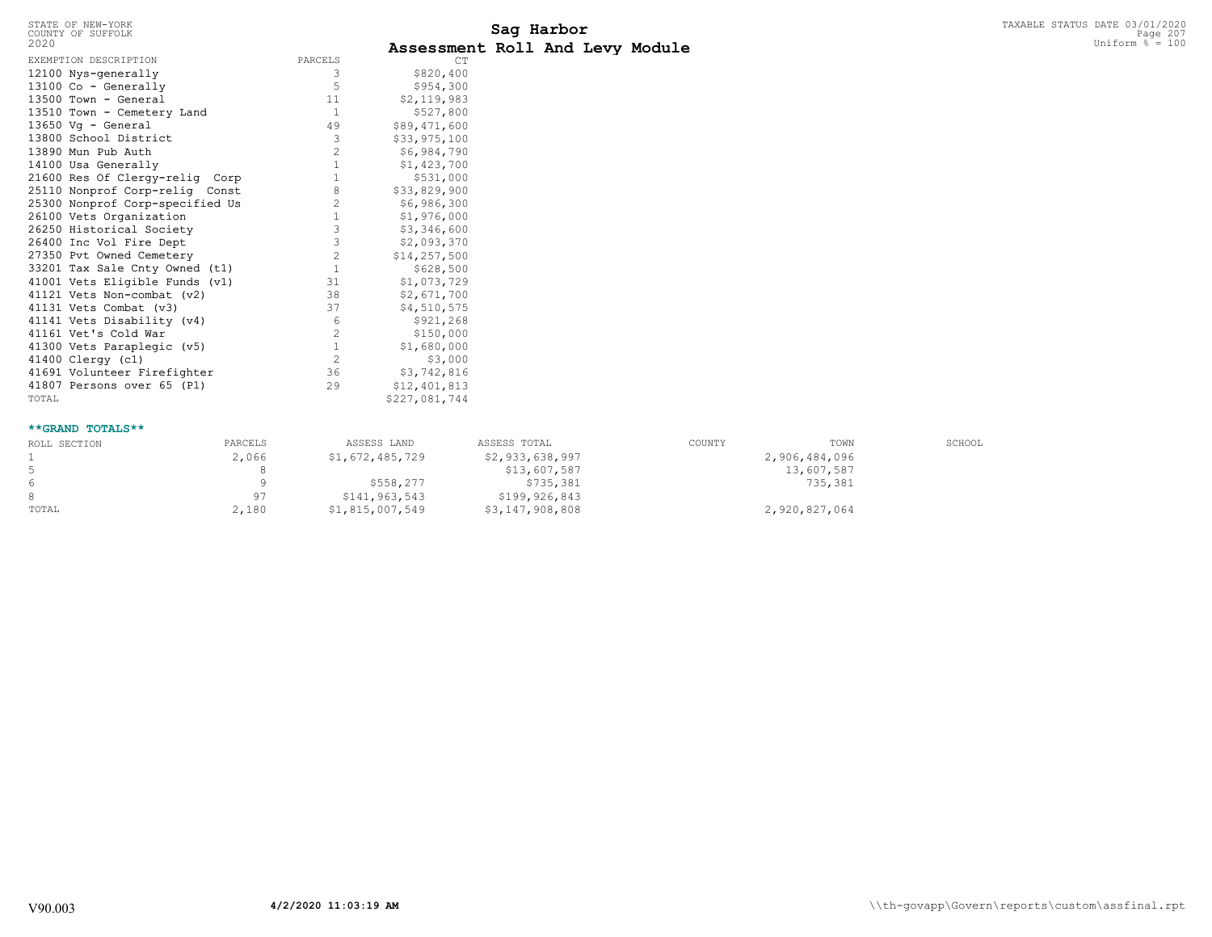STATE OF NEW-YORK
COUNTY OF SUFFOLK
2020

# Sag Harbor
## Assessment Roll And Levy Module

TAXABLE STATUS DATE 03/01/2020
Uniform % = 100

| EXEMPTION DESCRIPTION | PARCELS | CT |
|---|---|---|
| 12100 Nys-generally | 3 | $820,400 |
| 13100 Co - Generally | 5 | $954,300 |
| 13500 Town - General | 11 | $2,119,983 |
| 13510 Town - Cemetery Land | 1 | $527,800 |
| 13650 Vg - General | 49 | $89,471,600 |
| 13800 School District | 3 | $33,975,100 |
| 13890 Mun Pub Auth | 2 | $6,984,790 |
| 14100 Usa Generally | 1 | $1,423,700 |
| 21600 Res Of Clergy-relig Corp | 1 | $531,000 |
| 25110 Nonprof Corp-relig Const | 8 | $33,829,900 |
| 25300 Nonprof Corp-specified Us | 2 | $6,986,300 |
| 26100 Vets Organization | 1 | $1,976,000 |
| 26250 Historical Society | 3 | $3,346,600 |
| 26400 Inc Vol Fire Dept | 3 | $2,093,370 |
| 27350 Pvt Owned Cemetery | 2 | $14,257,500 |
| 33201 Tax Sale Cnty Owned (t1) | 1 | $628,500 |
| 41001 Vets Eligible Funds (v1) | 31 | $1,073,729 |
| 41121 Vets Non-combat (v2) | 38 | $2,671,700 |
| 41131 Vets Combat (v3) | 37 | $4,510,575 |
| 41141 Vets Disability (v4) | 6 | $921,268 |
| 41161 Vet's Cold War | 2 | $150,000 |
| 41300 Vets Paraplegic (v5) | 1 | $1,680,000 |
| 41400 Clergy (c1) | 2 | $3,000 |
| 41691 Volunteer Firefighter | 36 | $3,742,816 |
| 41807 Persons over 65 (P1) | 29 | $12,401,813 |
| TOTAL | | $227,081,744 |

**\*\*GRAND TOTALS\*\***

| ROLL SECTION | PARCELS | ASSESS LAND | ASSESS TOTAL | COUNTY | TOWN | SCHOOL |
|---|---|---|---|---|---|---|
| 1 | 2,066 | $1,672,485,729 | $2,933,638,997 | | 2,906,484,096 | |
| 5 | 8 | | $13,607,587 | | 13,607,587 | |
| 6 | 9 | $558,277 | $735,381 | | 735,381 | |
| 8 | 97 | $141,963,543 | $199,926,843 | | | |
| TOTAL | 2,180 | $1,815,007,549 | $3,147,908,808 | | 2,920,827,064 | |

V90.003 **4/2/2020 11:03:19 AM** \\th-govapp\Govern\reports\custom\assfinal.rpt